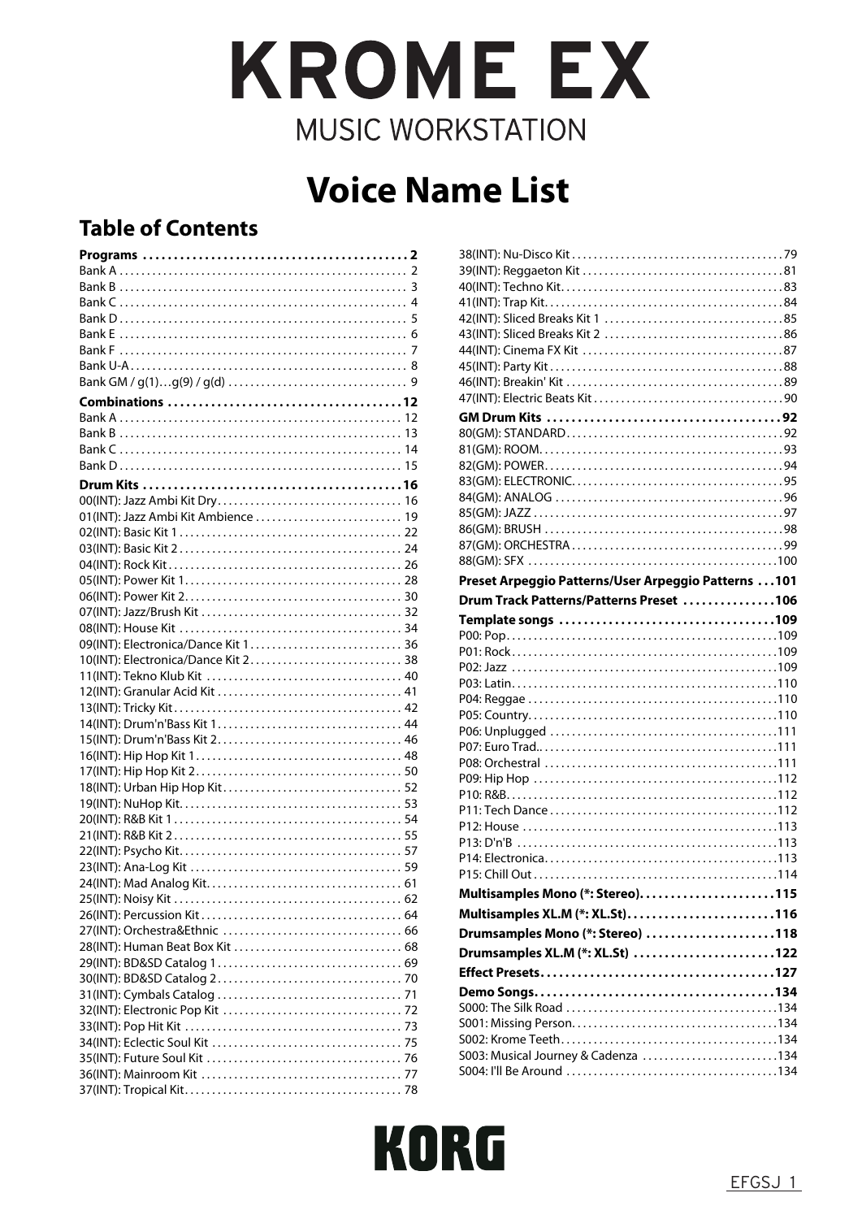# KROME EX

MUSIC WORKSTATION

# Voice Name List

## Table of Contents

**Programs** ........................................... 2
Bank A ........................................... 2
Bank B ........................................... 3
Bank C ........................................... 4
Bank D ........................................... 5
Bank E ........................................... 6
Bank F ........................................... 7
Bank U-A........................................... 8
Bank GM / g(1)...g(9) / g(d) ........................................... 9

**Combinations** ........................................... 12
Bank A ........................................... 12
Bank B ........................................... 13
Bank C ........................................... 14
Bank D ........................................... 15

**Drum Kits** ........................................... 16
00(INT): Jazz Ambi Kit Dry........................................... 16
01(INT): Jazz Ambi Kit Ambience ........................................... 19
02(INT): Basic Kit 1 ........................................... 22
03(INT): Basic Kit 2 ........................................... 24
04(INT): Rock Kit ........................................... 26
05(INT): Power Kit 1........................................... 28
06(INT): Power Kit 2........................................... 30
07(INT): Jazz/Brush Kit ........................................... 32
08(INT): House Kit ........................................... 34
09(INT): Electronica/Dance Kit 1........................................... 36
10(INT): Electronica/Dance Kit 2........................................... 38
11(INT): Tekno Klub Kit ........................................... 40
12(INT): Granular Acid Kit ........................................... 41
13(INT): Tricky Kit........................................... 42
14(INT): Drum'n'Bass Kit 1........................................... 44
15(INT): Drum'n'Bass Kit 2........................................... 46
16(INT): Hip Hop Kit 1........................................... 48
17(INT): Hip Hop Kit 2........................................... 50
18(INT): Urban Hip Hop Kit........................................... 52
19(INT): NuHop Kit........................................... 53
20(INT): R&B Kit 1 ........................................... 54
21(INT): R&B Kit 2........................................... 55
22(INT): Psycho Kit........................................... 57
23(INT): Ana-Log Kit ........................................... 59
24(INT): Mad Analog Kit........................................... 61
25(INT): Noisy Kit ........................................... 62
26(INT): Percussion Kit ........................................... 64
27(INT): Orchestra&Ethnic ........................................... 66
28(INT): Human Beat Box Kit ........................................... 68
29(INT): BD&SD Catalog 1........................................... 69
30(INT): BD&SD Catalog 2........................................... 70
31(INT): Cymbals Catalog ........................................... 71
32(INT): Electronic Pop Kit ........................................... 72
33(INT): Pop Hit Kit ........................................... 73
34(INT): Eclectic Soul Kit ........................................... 75
35(INT): Future Soul Kit ........................................... 76
36(INT): Mainroom Kit ........................................... 77
37(INT): Tropical Kit........................................... 78
38(INT): Nu-Disco Kit ........................................... 79
39(INT): Reggaeton Kit ........................................... 81
40(INT): Techno Kit........................................... 83
41(INT): Trap Kit........................................... 84
42(INT): Sliced Breaks Kit 1 ........................................... 85
43(INT): Sliced Breaks Kit 2 ........................................... 86
44(INT): Cinema FX Kit ........................................... 87
45(INT): Party Kit........................................... 88
46(INT): Breakin' Kit ........................................... 89
47(INT): Electric Beats Kit ........................................... 90

**GM Drum Kits** ........................................... 92
80(GM): STANDARD........................................... 92
81(GM): ROOM........................................... 93
82(GM): POWER........................................... 94
83(GM): ELECTRONIC........................................... 95
84(GM): ANALOG ........................................... 96
85(GM): JAZZ ........................................... 97
86(GM): BRUSH ........................................... 98
87(GM): ORCHESTRA........................................... 99
88(GM): SFX ........................................... 100

**Preset Arpeggio Patterns/User Arpeggio Patterns** ...101

**Drum Track Patterns/Patterns Preset** ...............106

**Template songs** ........................................... 109
P00: Pop........................................... 109
P01: Rock........................................... 109
P02: Jazz ........................................... 109
P03: Latin........................................... 110
P04: Reggae ........................................... 110
P05: Country........................................... 110
P06: Unplugged ........................................... 111
P07: Euro Trad........................................... 111
P08: Orchestral ........................................... 111
P09: Hip Hop ........................................... 112
P10: R&B........................................... 112
P11: Tech Dance ........................................... 112
P12: House ........................................... 113
P13: D'n'B ........................................... 113
P14: Electronica........................................... 113
P15: Chill Out ........................................... 114

**Multisamples Mono (*: Stereo)**........................... 115

**Multisamples XL.M (*: XL.St)**........................... 116

**Drumsamples Mono (*: Stereo)** ........................ 118

**Drumsamples XL.M (*: XL.St)** ........................... 122

**Effect Presets**........................................... 127

**Demo Songs**........................................... 134
S000: The Silk Road ........................................... 134
S001: Missing Person........................................... 134
S002: Krome Teeth........................................... 134
S003: Musical Journey & Cadenza ........................................... 134
S004: I'll Be Around ........................................... 134

KORG

EFGSJ 1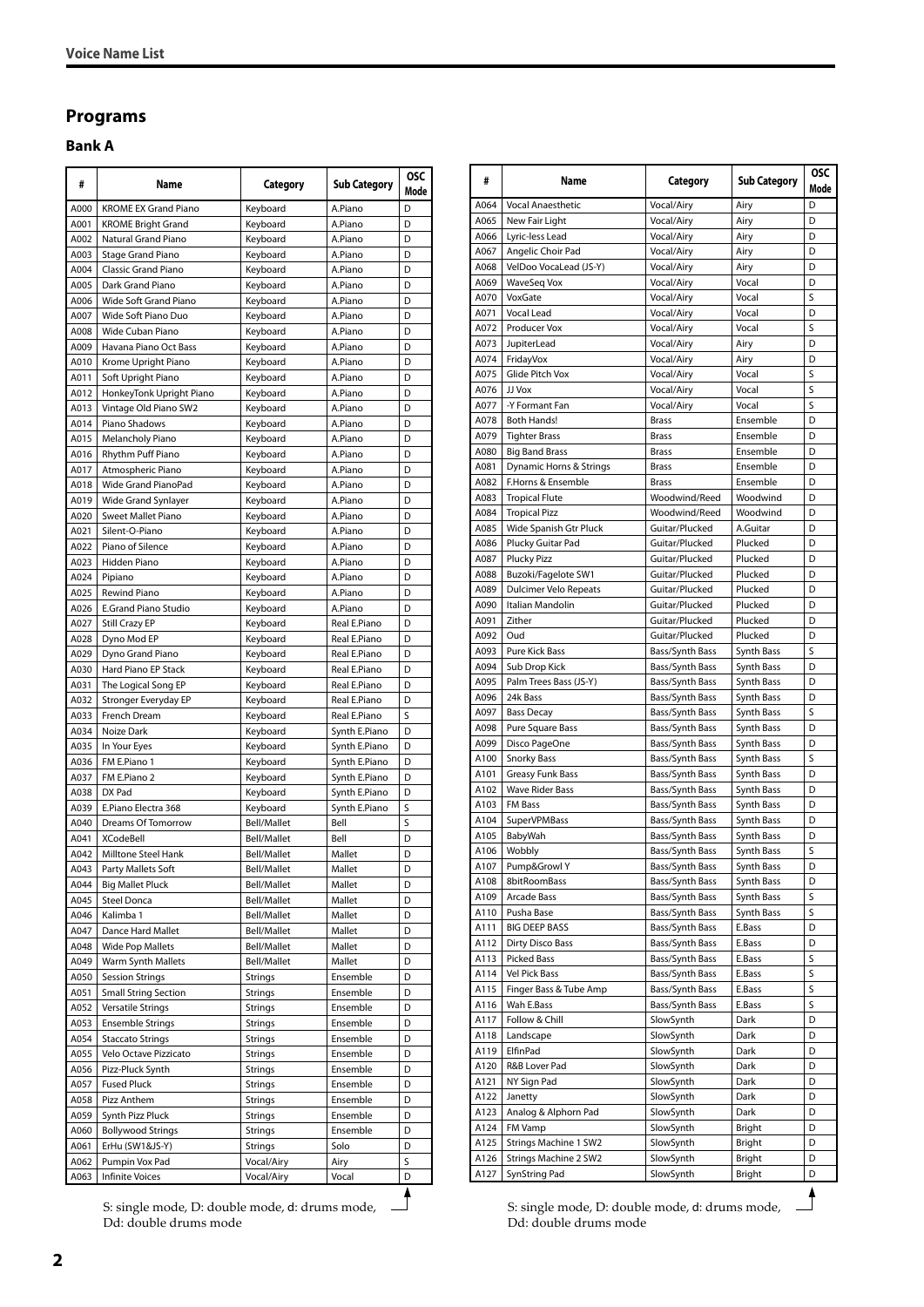## Programs

### Bank A

| # | Name | Category | Sub Category | OSC Mode |
|---|---|---|---|---|
| A000 | KROME EX Grand Piano | Keyboard | A.Piano | D |
| A001 | KROME Bright Grand | Keyboard | A.Piano | D |
| A002 | Natural Grand Piano | Keyboard | A.Piano | D |
| A003 | Stage Grand Piano | Keyboard | A.Piano | D |
| A004 | Classic Grand Piano | Keyboard | A.Piano | D |
| A005 | Dark Grand Piano | Keyboard | A.Piano | D |
| A006 | Wide Soft Grand Piano | Keyboard | A.Piano | D |
| A007 | Wide Soft Piano Duo | Keyboard | A.Piano | D |
| A008 | Wide Cuban Piano | Keyboard | A.Piano | D |
| A009 | Havana Piano Oct Bass | Keyboard | A.Piano | D |
| A010 | Krome Upright Piano | Keyboard | A.Piano | D |
| A011 | Soft Upright Piano | Keyboard | A.Piano | D |
| A012 | HonkeyTonk Upright Piano | Keyboard | A.Piano | D |
| A013 | Vintage Old Piano SW2 | Keyboard | A.Piano | D |
| A014 | Piano Shadows | Keyboard | A.Piano | D |
| A015 | Melancholy Piano | Keyboard | A.Piano | D |
| A016 | Rhythm Puff Piano | Keyboard | A.Piano | D |
| A017 | Atmospheric Piano | Keyboard | A.Piano | D |
| A018 | Wide Grand PianoPad | Keyboard | A.Piano | D |
| A019 | Wide Grand Synlayer | Keyboard | A.Piano | D |
| A020 | Sweet Mallet Piano | Keyboard | A.Piano | D |
| A021 | Silent-O-Piano | Keyboard | A.Piano | D |
| A022 | Piano of Silence | Keyboard | A.Piano | D |
| A023 | Hidden Piano | Keyboard | A.Piano | D |
| A024 | Pipiano | Keyboard | A.Piano | D |
| A025 | Rewind Piano | Keyboard | A.Piano | D |
| A026 | E.Grand Piano Studio | Keyboard | A.Piano | D |
| A027 | Still Crazy EP | Keyboard | Real E.Piano | D |
| A028 | Dyno Mod EP | Keyboard | Real E.Piano | D |
| A029 | Dyno Grand Piano | Keyboard | Real E.Piano | D |
| A030 | Hard Piano EP Stack | Keyboard | Real E.Piano | D |
| A031 | The Logical Song EP | Keyboard | Real E.Piano | D |
| A032 | Stronger Everyday EP | Keyboard | Real E.Piano | D |
| A033 | French Dream | Keyboard | Real E.Piano | S |
| A034 | Noize Dark | Keyboard | Synth E.Piano | D |
| A035 | In Your Eyes | Keyboard | Synth E.Piano | D |
| A036 | FM E.Piano 1 | Keyboard | Synth E.Piano | D |
| A037 | FM E.Piano 2 | Keyboard | Synth E.Piano | D |
| A038 | DX Pad | Keyboard | Synth E.Piano | D |
| A039 | E.Piano Electra 368 | Keyboard | Synth E.Piano | S |
| A040 | Dreams Of Tomorrow | Bell/Mallet | Bell | S |
| A041 | XCodeBell | Bell/Mallet | Bell | D |
| A042 | Milltone Steel Hank | Bell/Mallet | Mallet | D |
| A043 | Party Mallets Soft | Bell/Mallet | Mallet | D |
| A044 | Big Mallet Pluck | Bell/Mallet | Mallet | D |
| A045 | Steel Donca | Bell/Mallet | Mallet | D |
| A046 | Kalimba 1 | Bell/Mallet | Mallet | D |
| A047 | Dance Hard Mallet | Bell/Mallet | Mallet | D |
| A048 | Wide Pop Mallets | Bell/Mallet | Mallet | D |
| A049 | Warm Synth Mallets | Bell/Mallet | Mallet | D |
| A050 | Session Strings | Strings | Ensemble | D |
| A051 | Small String Section | Strings | Ensemble | D |
| A052 | Versatile Strings | Strings | Ensemble | D |
| A053 | Ensemble Strings | Strings | Ensemble | D |
| A054 | Staccato Strings | Strings | Ensemble | D |
| A055 | Velo Octave Pizzicato | Strings | Ensemble | D |
| A056 | Pizz-Pluck Synth | Strings | Ensemble | D |
| A057 | Fused Pluck | Strings | Ensemble | D |
| A058 | Pizz Anthem | Strings | Ensemble | D |
| A059 | Synth Pizz Pluck | Strings | Ensemble | D |
| A060 | Bollywood Strings | Strings | Ensemble | D |
| A061 | ErHu (SW1&JS-Y) | Strings | Solo | D |
| A062 | Pumpin Vox Pad | Vocal/Airy | Airy | S |
| A063 | Infinite Voices | Vocal/Airy | Vocal | D |
| A064 | Vocal Anaesthetic | Vocal/Airy | Airy | D |
| A065 | New Fair Light | Vocal/Airy | Airy | D |
| A066 | Lyric-less Lead | Vocal/Airy | Airy | D |
| A067 | Angelic Choir Pad | Vocal/Airy | Airy | D |
| A068 | VelDoo VocaLead (JS-Y) | Vocal/Airy | Airy | D |
| A069 | WaveSeq Vox | Vocal/Airy | Vocal | D |
| A070 | VoxGate | Vocal/Airy | Vocal | S |
| A071 | Vocal Lead | Vocal/Airy | Vocal | D |
| A072 | Producer Vox | Vocal/Airy | Vocal | S |
| A073 | JupiterLead | Vocal/Airy | Airy | D |
| A074 | FridayVox | Vocal/Airy | Airy | D |
| A075 | Glide Pitch Vox | Vocal/Airy | Vocal | S |
| A076 | JJ Vox | Vocal/Airy | Vocal | S |
| A077 | -Y Formant Fan | Vocal/Airy | Vocal | S |
| A078 | Both Hands! | Brass | Ensemble | D |
| A079 | Tighter Brass | Brass | Ensemble | D |
| A080 | Big Band Brass | Brass | Ensemble | D |
| A081 | Dynamic Horns & Strings | Brass | Ensemble | D |
| A082 | F.Horns & Ensemble | Brass | Ensemble | D |
| A083 | Tropical Flute | Woodwind/Reed | Woodwind | D |
| A084 | Tropical Pizz | Woodwind/Reed | Woodwind | D |
| A085 | Wide Spanish Gtr Pluck | Guitar/Plucked | A.Guitar | D |
| A086 | Plucky Guitar Pad | Guitar/Plucked | Plucked | D |
| A087 | Plucky Pizz | Guitar/Plucked | Plucked | D |
| A088 | Buzoki/Fagelote SW1 | Guitar/Plucked | Plucked | D |
| A089 | Dulcimer Velo Repeats | Guitar/Plucked | Plucked | D |
| A090 | Italian Mandolin | Guitar/Plucked | Plucked | D |
| A091 | Zither | Guitar/Plucked | Plucked | D |
| A092 | Oud | Guitar/Plucked | Plucked | D |
| A093 | Pure Kick Bass | Bass/Synth Bass | Synth Bass | S |
| A094 | Sub Drop Kick | Bass/Synth Bass | Synth Bass | D |
| A095 | Palm Trees Bass (JS-Y) | Bass/Synth Bass | Synth Bass | D |
| A096 | 24k Bass | Bass/Synth Bass | Synth Bass | D |
| A097 | Bass Decay | Bass/Synth Bass | Synth Bass | S |
| A098 | Pure Square Bass | Bass/Synth Bass | Synth Bass | D |
| A099 | Disco PageOne | Bass/Synth Bass | Synth Bass | D |
| A100 | Snorky Bass | Bass/Synth Bass | Synth Bass | S |
| A101 | Greasy Funk Bass | Bass/Synth Bass | Synth Bass | D |
| A102 | Wave Rider Bass | Bass/Synth Bass | Synth Bass | D |
| A103 | FM Bass | Bass/Synth Bass | Synth Bass | D |
| A104 | SuperVPMBass | Bass/Synth Bass | Synth Bass | D |
| A105 | BabyWah | Bass/Synth Bass | Synth Bass | D |
| A106 | Wobbly | Bass/Synth Bass | Synth Bass | S |
| A107 | Pump&Growl Y | Bass/Synth Bass | Synth Bass | D |
| A108 | 8bitRoomBass | Bass/Synth Bass | Synth Bass | D |
| A109 | Arcade Bass | Bass/Synth Bass | Synth Bass | S |
| A110 | Pusha Base | Bass/Synth Bass | Synth Bass | S |
| A111 | BIG DEEP BASS | Bass/Synth Bass | E.Bass | D |
| A112 | Dirty Disco Bass | Bass/Synth Bass | E.Bass | D |
| A113 | Picked Bass | Bass/Synth Bass | E.Bass | S |
| A114 | Vel Pick Bass | Bass/Synth Bass | E.Bass | S |
| A115 | Finger Bass & Tube Amp | Bass/Synth Bass | E.Bass | S |
| A116 | Wah E.Bass | Bass/Synth Bass | E.Bass | S |
| A117 | Follow & Chill | SlowSynth | Dark | D |
| A118 | Landscape | SlowSynth | Dark | D |
| A119 | ElfinPad | SlowSynth | Dark | D |
| A120 | R&B Lover Pad | SlowSynth | Dark | D |
| A121 | NY Sign Pad | SlowSynth | Dark | D |
| A122 | Janetty | SlowSynth | Dark | D |
| A123 | Analog & Alphorn Pad | SlowSynth | Dark | D |
| A124 | FM Vamp | SlowSynth | Bright | D |
| A125 | Strings Machine 1 SW2 | SlowSynth | Bright | D |
| A126 | Strings Machine 2 SW2 | SlowSynth | Bright | D |
| A127 | SynString Pad | SlowSynth | Bright | D |

S: single mode, D: double mode, d: drums mode, Dd: double drums mode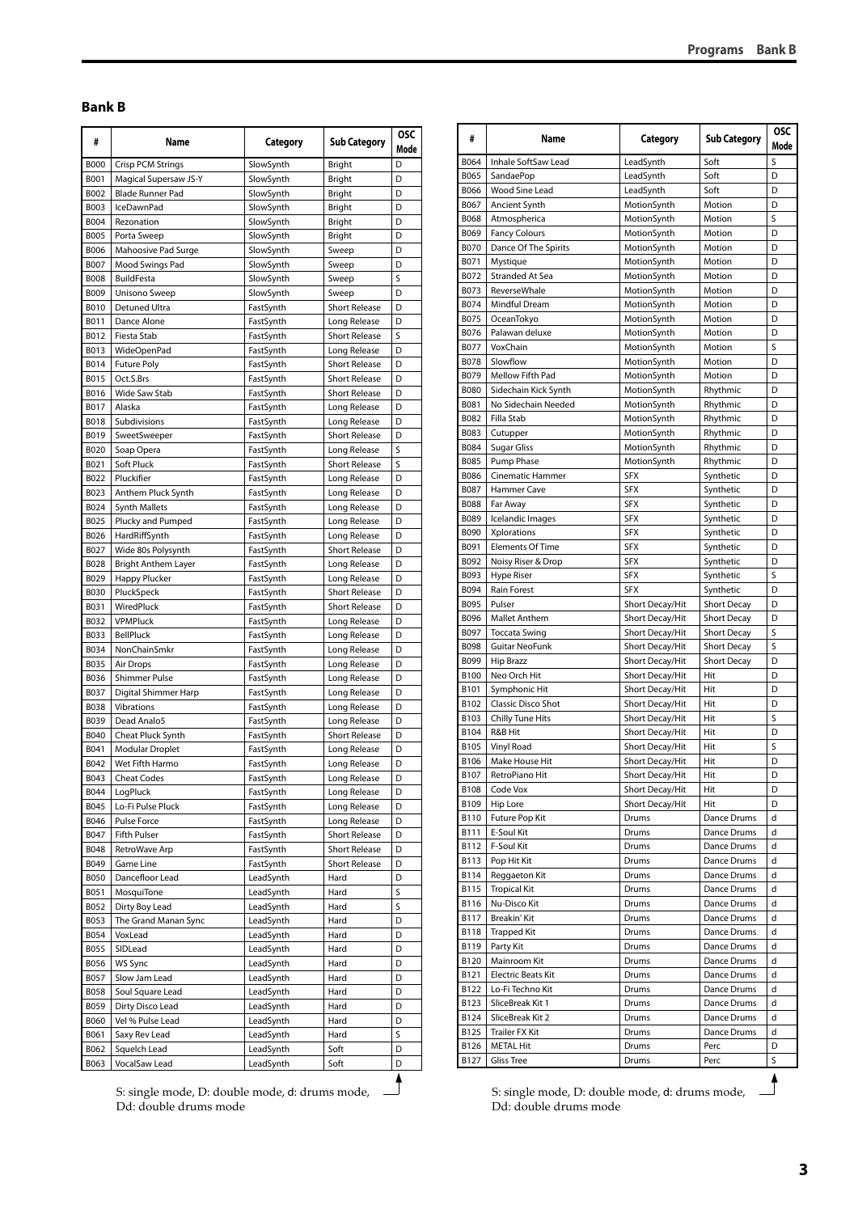## Bank B

| # | Name | Category | Sub Category | OSC Mode |
|---|---|---|---|---|
| B000 | Crisp PCM Strings | SlowSynth | Bright | D |
| B001 | Magical Supersaw JS-Y | SlowSynth | Bright | D |
| B002 | Blade Runner Pad | SlowSynth | Bright | D |
| B003 | IceDawnPad | SlowSynth | Bright | D |
| B004 | Rezonation | SlowSynth | Bright | D |
| B005 | Porta Sweep | SlowSynth | Bright | D |
| B006 | Mahoosive Pad Surge | SlowSynth | Sweep | D |
| B007 | Mood Swings Pad | SlowSynth | Sweep | D |
| B008 | BuildFesta | SlowSynth | Sweep | S |
| B009 | Unisono Sweep | SlowSynth | Sweep | D |
| B010 | Detuned Ultra | FastSynth | Short Release | D |
| B011 | Dance Alone | FastSynth | Long Release | D |
| B012 | Fiesta Stab | FastSynth | Short Release | S |
| B013 | WideOpenPad | FastSynth | Long Release | D |
| B014 | Future Poly | FastSynth | Short Release | D |
| B015 | Oct.S.Brs | FastSynth | Short Release | D |
| B016 | Wide Saw Stab | FastSynth | Short Release | D |
| B017 | Alaska | FastSynth | Long Release | D |
| B018 | Subdivisions | FastSynth | Long Release | D |
| B019 | SweetSweeper | FastSynth | Short Release | D |
| B020 | Soap Opera | FastSynth | Long Release | S |
| B021 | Soft Pluck | FastSynth | Short Release | S |
| B022 | Pluckifier | FastSynth | Long Release | D |
| B023 | Anthem Pluck Synth | FastSynth | Long Release | D |
| B024 | Synth Mallets | FastSynth | Long Release | D |
| B025 | Plucky and Pumped | FastSynth | Long Release | D |
| B026 | HardRiffSynth | FastSynth | Long Release | D |
| B027 | Wide 80s Polysynth | FastSynth | Short Release | D |
| B028 | Bright Anthem Layer | FastSynth | Long Release | D |
| B029 | Happy Plucker | FastSynth | Long Release | D |
| B030 | PluckSpeck | FastSynth | Short Release | D |
| B031 | WiredPluck | FastSynth | Short Release | D |
| B032 | VPMPluck | FastSynth | Long Release | D |
| B033 | BellPluck | FastSynth | Long Release | D |
| B034 | NonChainSmkr | FastSynth | Long Release | D |
| B035 | Air Drops | FastSynth | Long Release | D |
| B036 | Shimmer Pulse | FastSynth | Long Release | D |
| B037 | Digital Shimmer Harp | FastSynth | Long Release | D |
| B038 | Vibrations | FastSynth | Long Release | D |
| B039 | Dead Analo5 | FastSynth | Long Release | D |
| B040 | Cheat Pluck Synth | FastSynth | Short Release | D |
| B041 | Modular Droplet | FastSynth | Long Release | D |
| B042 | Wet Fifth Harmo | FastSynth | Long Release | D |
| B043 | Cheat Codes | FastSynth | Long Release | D |
| B044 | LogPluck | FastSynth | Long Release | D |
| B045 | Lo-Fi Pulse Pluck | FastSynth | Long Release | D |
| B046 | Pulse Force | FastSynth | Long Release | D |
| B047 | Fifth Pulser | FastSynth | Short Release | D |
| B048 | RetroWave Arp | FastSynth | Short Release | D |
| B049 | Game Line | FastSynth | Short Release | D |
| B050 | Dancefloor Lead | LeadSynth | Hard | D |
| B051 | MosquiTone | LeadSynth | Hard | S |
| B052 | Dirty Boy Lead | LeadSynth | Hard | S |
| B053 | The Grand Manan Sync | LeadSynth | Hard | D |
| B054 | VoxLead | LeadSynth | Hard | D |
| B055 | SIDLead | LeadSynth | Hard | D |
| B056 | WS Sync | LeadSynth | Hard | D |
| B057 | Slow Jam Lead | LeadSynth | Hard | D |
| B058 | Soul Square Lead | LeadSynth | Hard | D |
| B059 | Dirty Disco Lead | LeadSynth | Hard | D |
| B060 | Vel % Pulse Lead | LeadSynth | Hard | D |
| B061 | Saxy Rev Lead | LeadSynth | Hard | S |
| B062 | Squelch Lead | LeadSynth | Soft | D |
| B063 | VocalSaw Lead | LeadSynth | Soft | D |
| B064 | Inhale SoftSaw Lead | LeadSynth | Soft | S |
| B065 | SandaePop | LeadSynth | Soft | D |
| B066 | Wood Sine Lead | LeadSynth | Soft | D |
| B067 | Ancient Synth | MotionSynth | Motion | D |
| B068 | Atmospherica | MotionSynth | Motion | S |
| B069 | Fancy Colours | MotionSynth | Motion | D |
| B070 | Dance Of The Spirits | MotionSynth | Motion | D |
| B071 | Mystique | MotionSynth | Motion | D |
| B072 | Stranded At Sea | MotionSynth | Motion | D |
| B073 | ReverseWhale | MotionSynth | Motion | D |
| B074 | Mindful Dream | MotionSynth | Motion | D |
| B075 | OceanTokyo | MotionSynth | Motion | D |
| B076 | Palawan deluxe | MotionSynth | Motion | D |
| B077 | VoxChain | MotionSynth | Motion | S |
| B078 | Slowflow | MotionSynth | Motion | D |
| B079 | Mellow Fifth Pad | MotionSynth | Motion | D |
| B080 | Sidechain Kick Synth | MotionSynth | Rhythmic | D |
| B081 | No Sidechain Needed | MotionSynth | Rhythmic | D |
| B082 | Filla Stab | MotionSynth | Rhythmic | D |
| B083 | Cutupper | MotionSynth | Rhythmic | D |
| B084 | Sugar Gliss | MotionSynth | Rhythmic | D |
| B085 | Pump Phase | MotionSynth | Rhythmic | D |
| B086 | Cinematic Hammer | SFX | Synthetic | D |
| B087 | Hammer Cave | SFX | Synthetic | D |
| B088 | Far Away | SFX | Synthetic | D |
| B089 | Icelandic Images | SFX | Synthetic | D |
| B090 | Xplorations | SFX | Synthetic | D |
| B091 | Elements Of Time | SFX | Synthetic | D |
| B092 | Noisy Riser & Drop | SFX | Synthetic | D |
| B093 | Hype Riser | SFX | Synthetic | S |
| B094 | Rain Forest | SFX | Synthetic | D |
| B095 | Pulser | Short Decay/Hit | Short Decay | D |
| B096 | Mallet Anthem | Short Decay/Hit | Short Decay | D |
| B097 | Toccata Swing | Short Decay/Hit | Short Decay | S |
| B098 | Guitar NeoFunk | Short Decay/Hit | Short Decay | S |
| B099 | Hip Brazz | Short Decay/Hit | Short Decay | D |
| B100 | Neo Orch Hit | Short Decay/Hit | Hit | D |
| B101 | Symphonic Hit | Short Decay/Hit | Hit | D |
| B102 | Classic Disco Shot | Short Decay/Hit | Hit | D |
| B103 | Chilly Tune Hits | Short Decay/Hit | Hit | S |
| B104 | R&B Hit | Short Decay/Hit | Hit | D |
| B105 | Vinyl Road | Short Decay/Hit | Hit | S |
| B106 | Make House Hit | Short Decay/Hit | Hit | D |
| B107 | RetroPiano Hit | Short Decay/Hit | Hit | D |
| B108 | Code Vox | Short Decay/Hit | Hit | D |
| B109 | Hip Lore | Short Decay/Hit | Hit | D |
| B110 | Future Pop Kit | Drums | Dance Drums | d |
| B111 | E-Soul Kit | Drums | Dance Drums | d |
| B112 | F-Soul Kit | Drums | Dance Drums | d |
| B113 | Pop Hit Kit | Drums | Dance Drums | d |
| B114 | Reggaeton Kit | Drums | Dance Drums | d |
| B115 | Tropical Kit | Drums | Dance Drums | d |
| B116 | Nu-Disco Kit | Drums | Dance Drums | d |
| B117 | Breakin' Kit | Drums | Dance Drums | d |
| B118 | Trapped Kit | Drums | Dance Drums | d |
| B119 | Party Kit | Drums | Dance Drums | d |
| B120 | Mainroom Kit | Drums | Dance Drums | d |
| B121 | Electric Beats Kit | Drums | Dance Drums | d |
| B122 | Lo-Fi Techno Kit | Drums | Dance Drums | d |
| B123 | SliceBreak Kit 1 | Drums | Dance Drums | d |
| B124 | SliceBreak Kit 2 | Drums | Dance Drums | d |
| B125 | Trailer FX Kit | Drums | Dance Drums | d |
| B126 | METAL Hit | Drums | Perc | D |
| B127 | Gliss Tree | Drums | Perc | S |

S: single mode, D: double mode, d: drums mode, Dd: double drums mode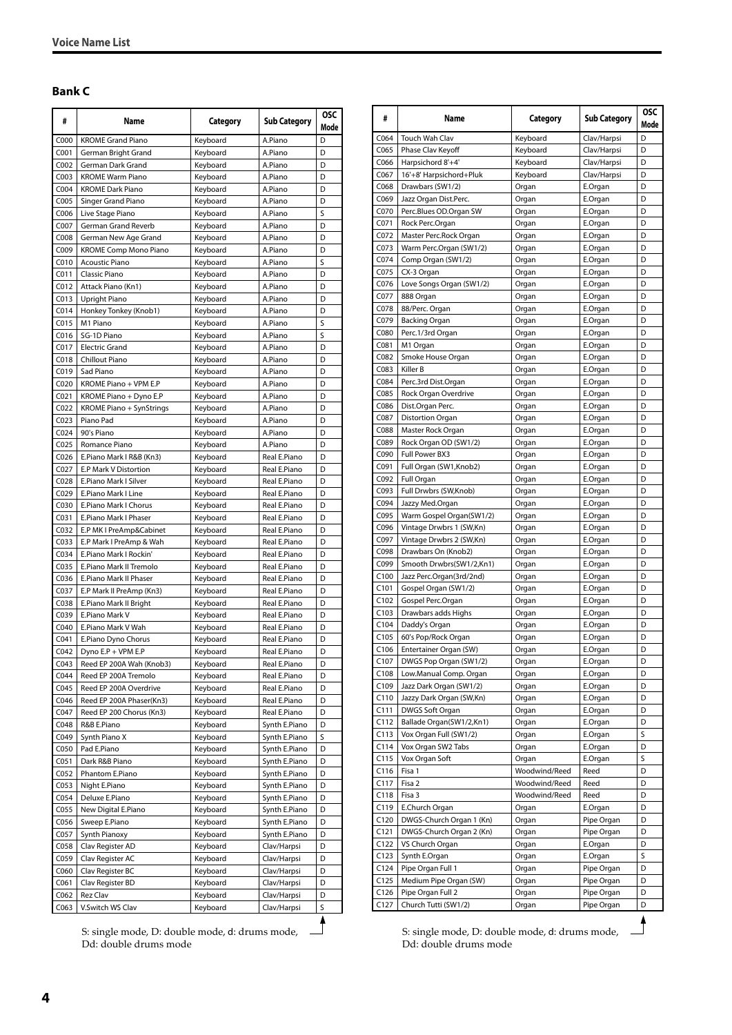## Voice Name List

### Bank C

| # | Name | Category | Sub Category | OSC Mode |
|---|---|---|---|---|
| C000 | KROME Grand Piano | Keyboard | A.Piano | D |
| C001 | German Bright Grand | Keyboard | A.Piano | D |
| C002 | German Dark Grand | Keyboard | A.Piano | D |
| C003 | KROME Warm Piano | Keyboard | A.Piano | D |
| C004 | KROME Dark Piano | Keyboard | A.Piano | D |
| C005 | Singer Grand Piano | Keyboard | A.Piano | D |
| C006 | Live Stage Piano | Keyboard | A.Piano | S |
| C007 | German Grand Reverb | Keyboard | A.Piano | D |
| C008 | German New Age Grand | Keyboard | A.Piano | D |
| C009 | KROME Comp Mono Piano | Keyboard | A.Piano | D |
| C010 | Acoustic Piano | Keyboard | A.Piano | S |
| C011 | Classic Piano | Keyboard | A.Piano | D |
| C012 | Attack Piano (Kn1) | Keyboard | A.Piano | D |
| C013 | Upright Piano | Keyboard | A.Piano | D |
| C014 | Honkey Tonkey (Knob1) | Keyboard | A.Piano | D |
| C015 | M1 Piano | Keyboard | A.Piano | S |
| C016 | SG-1D Piano | Keyboard | A.Piano | S |
| C017 | Electric Grand | Keyboard | A.Piano | D |
| C018 | Chillout Piano | Keyboard | A.Piano | D |
| C019 | Sad Piano | Keyboard | A.Piano | D |
| C020 | KROME Piano + VPM E.P | Keyboard | A.Piano | D |
| C021 | KROME Piano + Dyno E.P | Keyboard | A.Piano | D |
| C022 | KROME Piano + SynStrings | Keyboard | A.Piano | D |
| C023 | Piano Pad | Keyboard | A.Piano | D |
| C024 | 90's Piano | Keyboard | A.Piano | D |
| C025 | Romance Piano | Keyboard | A.Piano | D |
| C026 | E.Piano Mark I R&B (Kn3) | Keyboard | Real E.Piano | D |
| C027 | E.P Mark V Distortion | Keyboard | Real E.Piano | D |
| C028 | E.Piano Mark I Silver | Keyboard | Real E.Piano | D |
| C029 | E.Piano Mark I Line | Keyboard | Real E.Piano | D |
| C030 | E.Piano Mark I Chorus | Keyboard | Real E.Piano | D |
| C031 | E.Piano Mark I Phaser | Keyboard | Real E.Piano | D |
| C032 | E.P MK I PreAmp&Cabinet | Keyboard | Real E.Piano | D |
| C033 | E.P Mark I PreAmp & Wah | Keyboard | Real E.Piano | D |
| C034 | E.Piano Mark I Rockin' | Keyboard | Real E.Piano | D |
| C035 | E.Piano Mark II Tremolo | Keyboard | Real E.Piano | D |
| C036 | E.Piano Mark II Phaser | Keyboard | Real E.Piano | D |
| C037 | E.P Mark II PreAmp (Kn3) | Keyboard | Real E.Piano | D |
| C038 | E.Piano Mark II Bright | Keyboard | Real E.Piano | D |
| C039 | E.Piano Mark V | Keyboard | Real E.Piano | D |
| C040 | E.Piano Mark V Wah | Keyboard | Real E.Piano | D |
| C041 | E.Piano Dyno Chorus | Keyboard | Real E.Piano | D |
| C042 | Dyno E.P + VPM E.P | Keyboard | Real E.Piano | D |
| C043 | Reed EP 200A Wah (Knob3) | Keyboard | Real E.Piano | D |
| C044 | Reed EP 200A Tremolo | Keyboard | Real E.Piano | D |
| C045 | Reed EP 200A Overdrive | Keyboard | Real E.Piano | D |
| C046 | Reed EP 200A Phaser(Kn3) | Keyboard | Real E.Piano | D |
| C047 | Reed EP 200 Chorus (Kn3) | Keyboard | Real E.Piano | D |
| C048 | R&B E.Piano | Keyboard | Synth E.Piano | D |
| C049 | Synth Piano X | Keyboard | Synth E.Piano | S |
| C050 | Pad E.Piano | Keyboard | Synth E.Piano | D |
| C051 | Dark R&B Piano | Keyboard | Synth E.Piano | D |
| C052 | Phantom E.Piano | Keyboard | Synth E.Piano | D |
| C053 | Night E.Piano | Keyboard | Synth E.Piano | D |
| C054 | Deluxe E.Piano | Keyboard | Synth E.Piano | D |
| C055 | New Digital E.Piano | Keyboard | Synth E.Piano | D |
| C056 | Sweep E.Piano | Keyboard | Synth E.Piano | D |
| C057 | Synth Pianoxy | Keyboard | Synth E.Piano | D |
| C058 | Clav Register AD | Keyboard | Clav/Harpsi | D |
| C059 | Clav Register AC | Keyboard | Clav/Harpsi | D |
| C060 | Clav Register BC | Keyboard | Clav/Harpsi | D |
| C061 | Clav Register BD | Keyboard | Clav/Harpsi | D |
| C062 | Rez Clav | Keyboard | Clav/Harpsi | D |
| C063 | V.Switch WS Clav | Keyboard | Clav/Harpsi | S |

S: single mode, D: double mode, d: drums mode, Dd: double drums mode

| # | Name | Category | Sub Category | OSC Mode |
|---|---|---|---|---|
| C064 | Touch Wah Clav | Keyboard | Clav/Harpsi | D |
| C065 | Phase Clav Keyoff | Keyboard | Clav/Harpsi | D |
| C066 | Harpsichord 8'+4' | Keyboard | Clav/Harpsi | D |
| C067 | 16'+8' Harpsichord+Pluk | Keyboard | Clav/Harpsi | D |
| C068 | Drawbars (SW1/2) | Organ | E.Organ | D |
| C069 | Jazz Organ Dist.Perc. | Organ | E.Organ | D |
| C070 | Perc.Blues OD.Organ SW | Organ | E.Organ | D |
| C071 | Rock Perc.Organ | Organ | E.Organ | D |
| C072 | Master Perc.Rock Organ | Organ | E.Organ | D |
| C073 | Warm Perc.Organ (SW1/2) | Organ | E.Organ | D |
| C074 | Comp Organ (SW1/2) | Organ | E.Organ | D |
| C075 | CX-3 Organ | Organ | E.Organ | D |
| C076 | Love Songs Organ (SW1/2) | Organ | E.Organ | D |
| C077 | 888 Organ | Organ | E.Organ | D |
| C078 | 88/Perc. Organ | Organ | E.Organ | D |
| C079 | Backing Organ | Organ | E.Organ | D |
| C080 | Perc.1/3rd Organ | Organ | E.Organ | D |
| C081 | M1 Organ | Organ | E.Organ | D |
| C082 | Smoke House Organ | Organ | E.Organ | D |
| C083 | Killer B | Organ | E.Organ | D |
| C084 | Perc.3rd Dist.Organ | Organ | E.Organ | D |
| C085 | Rock Organ Overdrive | Organ | E.Organ | D |
| C086 | Dist.Organ Perc. | Organ | E.Organ | D |
| C087 | Distortion Organ | Organ | E.Organ | D |
| C088 | Master Rock Organ | Organ | E.Organ | D |
| C089 | Rock Organ OD (SW1/2) | Organ | E.Organ | D |
| C090 | Full Power BX3 | Organ | E.Organ | D |
| C091 | Full Organ (SW1,Knob2) | Organ | E.Organ | D |
| C092 | Full Organ | Organ | E.Organ | D |
| C093 | Full Drwbrs (SW,Knob) | Organ | E.Organ | D |
| C094 | Jazzy Med.Organ | Organ | E.Organ | D |
| C095 | Warm Gospel Organ(SW1/2) | Organ | E.Organ | D |
| C096 | Vintage Drwbrs 1 (SW,Kn) | Organ | E.Organ | D |
| C097 | Vintage Drwbrs 2 (SW,Kn) | Organ | E.Organ | D |
| C098 | Drawbars On (Knob2) | Organ | E.Organ | D |
| C099 | Smooth Drwbrs(SW1/2,Kn1) | Organ | E.Organ | D |
| C100 | Jazz Perc.Organ(3rd/2nd) | Organ | E.Organ | D |
| C101 | Gospel Organ (SW1/2) | Organ | E.Organ | D |
| C102 | Gospel Perc.Organ | Organ | E.Organ | D |
| C103 | Drawbars adds Highs | Organ | E.Organ | D |
| C104 | Daddy's Organ | Organ | E.Organ | D |
| C105 | 60's Pop/Rock Organ | Organ | E.Organ | D |
| C106 | Entertainer Organ (SW) | Organ | E.Organ | D |
| C107 | DWGS Pop Organ (SW1/2) | Organ | E.Organ | D |
| C108 | Low.Manual Comp. Organ | Organ | E.Organ | D |
| C109 | Jazz Dark Organ (SW1/2) | Organ | E.Organ | D |
| C110 | Jazzy Dark Organ (SW,Kn) | Organ | E.Organ | D |
| C111 | DWGS Soft Organ | Organ | E.Organ | D |
| C112 | Ballade Organ(SW1/2,Kn1) | Organ | E.Organ | D |
| C113 | Vox Organ Full (SW1/2) | Organ | E.Organ | S |
| C114 | Vox Organ SW2 Tabs | Organ | E.Organ | D |
| C115 | Vox Organ Soft | Organ | E.Organ | S |
| C116 | Fisa 1 | Woodwind/Reed | Reed | D |
| C117 | Fisa 2 | Woodwind/Reed | Reed | D |
| C118 | Fisa 3 | Woodwind/Reed | Reed | D |
| C119 | E.Church Organ | Organ | E.Organ | D |
| C120 | DWGS-Church Organ 1 (Kn) | Organ | Pipe Organ | D |
| C121 | DWGS-Church Organ 2 (Kn) | Organ | Pipe Organ | D |
| C122 | VS Church Organ | Organ | E.Organ | D |
| C123 | Synth E.Organ | Organ | E.Organ | S |
| C124 | Pipe Organ Full 1 | Organ | Pipe Organ | D |
| C125 | Medium Pipe Organ (SW) | Organ | Pipe Organ | D |
| C126 | Pipe Organ Full 2 | Organ | Pipe Organ | D |
| C127 | Church Tutti (SW1/2) | Organ | Pipe Organ | D |

S: single mode, D: double mode, d: drums mode, Dd: double drums mode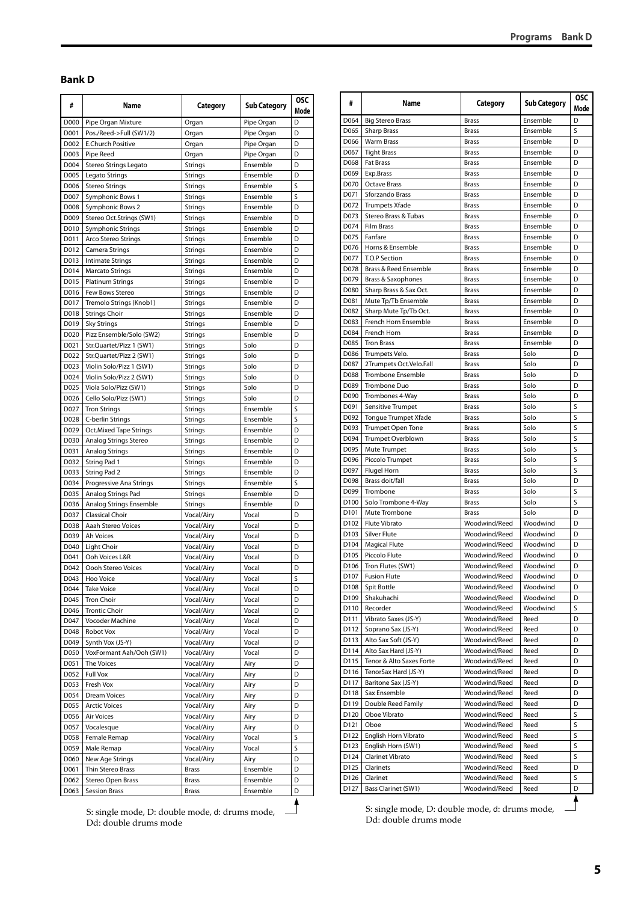## Bank D

| # | Name | Category | Sub Category | OSC Mode |
|---|---|---|---|---|
| D000 | Pipe Organ Mixture | Organ | Pipe Organ | D |
| D001 | Pos./Reed->Full (SW1/2) | Organ | Pipe Organ | D |
| D002 | E.Church Positive | Organ | Pipe Organ | D |
| D003 | Pipe Reed | Organ | Pipe Organ | D |
| D004 | Stereo Strings Legato | Strings | Ensemble | D |
| D005 | Legato Strings | Strings | Ensemble | D |
| D006 | Stereo Strings | Strings | Ensemble | S |
| D007 | Symphonic Bows 1 | Strings | Ensemble | S |
| D008 | Symphonic Bows 2 | Strings | Ensemble | D |
| D009 | Stereo Oct.Strings (SW1) | Strings | Ensemble | D |
| D010 | Symphonic Strings | Strings | Ensemble | D |
| D011 | Arco Stereo Strings | Strings | Ensemble | D |
| D012 | Camera Strings | Strings | Ensemble | D |
| D013 | Intimate Strings | Strings | Ensemble | D |
| D014 | Marcato Strings | Strings | Ensemble | D |
| D015 | Platinum Strings | Strings | Ensemble | D |
| D016 | Few Bows Stereo | Strings | Ensemble | D |
| D017 | Tremolo Strings (Knob1) | Strings | Ensemble | D |
| D018 | Strings Choir | Strings | Ensemble | D |
| D019 | Sky Strings | Strings | Ensemble | D |
| D020 | Pizz Ensemble/Solo (SW2) | Strings | Ensemble | D |
| D021 | Str.Quartet/Pizz 1 (SW1) | Strings | Solo | D |
| D022 | Str.Quartet/Pizz 2 (SW1) | Strings | Solo | D |
| D023 | Violin Solo/Pizz 1 (SW1) | Strings | Solo | D |
| D024 | Violin Solo/Pizz 2 (SW1) | Strings | Solo | D |
| D025 | Viola Solo/Pizz (SW1) | Strings | Solo | D |
| D026 | Cello Solo/Pizz (SW1) | Strings | Solo | D |
| D027 | Tron Strings | Strings | Ensemble | S |
| D028 | C-berlin Strings | Strings | Ensemble | S |
| D029 | Oct.Mixed Tape Strings | Strings | Ensemble | D |
| D030 | Analog Strings Stereo | Strings | Ensemble | D |
| D031 | Analog Strings | Strings | Ensemble | D |
| D032 | String Pad 1 | Strings | Ensemble | D |
| D033 | String Pad 2 | Strings | Ensemble | D |
| D034 | Progressive Ana Strings | Strings | Ensemble | S |
| D035 | Analog Strings Pad | Strings | Ensemble | D |
| D036 | Analog Strings Ensemble | Strings | Ensemble | D |
| D037 | Classical Choir | Vocal/Airy | Vocal | D |
| D038 | Aaah Stereo Voices | Vocal/Airy | Vocal | D |
| D039 | Ah Voices | Vocal/Airy | Vocal | D |
| D040 | Light Choir | Vocal/Airy | Vocal | D |
| D041 | Ooh Voices L&R | Vocal/Airy | Vocal | D |
| D042 | Oooh Stereo Voices | Vocal/Airy | Vocal | D |
| D043 | Hoo Voice | Vocal/Airy | Vocal | S |
| D044 | Take Voice | Vocal/Airy | Vocal | D |
| D045 | Tron Choir | Vocal/Airy | Vocal | D |
| D046 | Trontic Choir | Vocal/Airy | Vocal | D |
| D047 | Vocoder Machine | Vocal/Airy | Vocal | D |
| D048 | Robot Vox | Vocal/Airy | Vocal | D |
| D049 | Synth Vox (JS-Y) | Vocal/Airy | Vocal | D |
| D050 | VoxFormant Aah/Ooh (SW1) | Vocal/Airy | Vocal | D |
| D051 | The Voices | Vocal/Airy | Airy | D |
| D052 | Full Vox | Vocal/Airy | Airy | D |
| D053 | Fresh Vox | Vocal/Airy | Airy | D |
| D054 | Dream Voices | Vocal/Airy | Airy | D |
| D055 | Arctic Voices | Vocal/Airy | Airy | D |
| D056 | Air Voices | Vocal/Airy | Airy | D |
| D057 | Vocalesque | Vocal/Airy | Airy | D |
| D058 | Female Remap | Vocal/Airy | Vocal | S |
| D059 | Male Remap | Vocal/Airy | Vocal | S |
| D060 | New Age Strings | Vocal/Airy | Airy | D |
| D061 | Thin Stereo Brass | Brass | Ensemble | D |
| D062 | Stereo Open Brass | Brass | Ensemble | D |
| D063 | Session Brass | Brass | Ensemble | D |
| D064 | Big Stereo Brass | Brass | Ensemble | D |
| D065 | Sharp Brass | Brass | Ensemble | S |
| D066 | Warm Brass | Brass | Ensemble | D |
| D067 | Tight Brass | Brass | Ensemble | D |
| D068 | Fat Brass | Brass | Ensemble | D |
| D069 | Exp.Brass | Brass | Ensemble | D |
| D070 | Octave Brass | Brass | Ensemble | D |
| D071 | Sforzando Brass | Brass | Ensemble | D |
| D072 | Trumpets Xfade | Brass | Ensemble | D |
| D073 | Stereo Brass & Tubas | Brass | Ensemble | D |
| D074 | Film Brass | Brass | Ensemble | D |
| D075 | Fanfare | Brass | Ensemble | D |
| D076 | Horns & Ensemble | Brass | Ensemble | D |
| D077 | T.O.P Section | Brass | Ensemble | D |
| D078 | Brass & Reed Ensemble | Brass | Ensemble | D |
| D079 | Brass & Saxophones | Brass | Ensemble | D |
| D080 | Sharp Brass & Sax Oct. | Brass | Ensemble | D |
| D081 | Mute Tp/Tb Ensemble | Brass | Ensemble | D |
| D082 | Sharp Mute Tp/Tb Oct. | Brass | Ensemble | D |
| D083 | French Horn Ensemble | Brass | Ensemble | D |
| D084 | French Horn | Brass | Ensemble | D |
| D085 | Tron Brass | Brass | Ensemble | D |
| D086 | Trumpets Velo. | Brass | Solo | D |
| D087 | 2Trumpets Oct.Velo.Fall | Brass | Solo | D |
| D088 | Trombone Ensemble | Brass | Solo | D |
| D089 | Trombone Duo | Brass | Solo | D |
| D090 | Trombones 4-Way | Brass | Solo | D |
| D091 | Sensitive Trumpet | Brass | Solo | S |
| D092 | Tongue Trumpet Xfade | Brass | Solo | S |
| D093 | Trumpet Open Tone | Brass | Solo | S |
| D094 | Trumpet Overblown | Brass | Solo | S |
| D095 | Mute Trumpet | Brass | Solo | S |
| D096 | Piccolo Trumpet | Brass | Solo | S |
| D097 | Flugel Horn | Brass | Solo | S |
| D098 | Brass doit/fall | Brass | Solo | D |
| D099 | Trombone | Brass | Solo | S |
| D100 | Solo Trombone 4-Way | Brass | Solo | S |
| D101 | Mute Trombone | Brass | Solo | D |
| D102 | Flute Vibrato | Woodwind/Reed | Woodwind | D |
| D103 | Silver Flute | Woodwind/Reed | Woodwind | D |
| D104 | Magical Flute | Woodwind/Reed | Woodwind | D |
| D105 | Piccolo Flute | Woodwind/Reed | Woodwind | D |
| D106 | Tron Flutes (SW1) | Woodwind/Reed | Woodwind | D |
| D107 | Fusion Flute | Woodwind/Reed | Woodwind | D |
| D108 | Spit Bottle | Woodwind/Reed | Woodwind | D |
| D109 | Shakuhachi | Woodwind/Reed | Woodwind | D |
| D110 | Recorder | Woodwind/Reed | Woodwind | S |
| D111 | Vibrato Saxes (JS-Y) | Woodwind/Reed | Reed | D |
| D112 | Soprano Sax (JS-Y) | Woodwind/Reed | Reed | D |
| D113 | Alto Sax Soft (JS-Y) | Woodwind/Reed | Reed | D |
| D114 | Alto Sax Hard (JS-Y) | Woodwind/Reed | Reed | D |
| D115 | Tenor & Alto Saxes Forte | Woodwind/Reed | Reed | D |
| D116 | TenorSax Hard (JS-Y) | Woodwind/Reed | Reed | D |
| D117 | Baritone Sax (JS-Y) | Woodwind/Reed | Reed | D |
| D118 | Sax Ensemble | Woodwind/Reed | Reed | D |
| D119 | Double Reed Family | Woodwind/Reed | Reed | D |
| D120 | Oboe Vibrato | Woodwind/Reed | Reed | S |
| D121 | Oboe | Woodwind/Reed | Reed | S |
| D122 | English Horn Vibrato | Woodwind/Reed | Reed | S |
| D123 | English Horn (SW1) | Woodwind/Reed | Reed | S |
| D124 | Clarinet Vibrato | Woodwind/Reed | Reed | S |
| D125 | Clarinets | Woodwind/Reed | Reed | D |
| D126 | Clarinet | Woodwind/Reed | Reed | S |
| D127 | Bass Clarinet (SW1) | Woodwind/Reed | Reed | D |

S: single mode, D: double mode, d: drums mode, Dd: double drums mode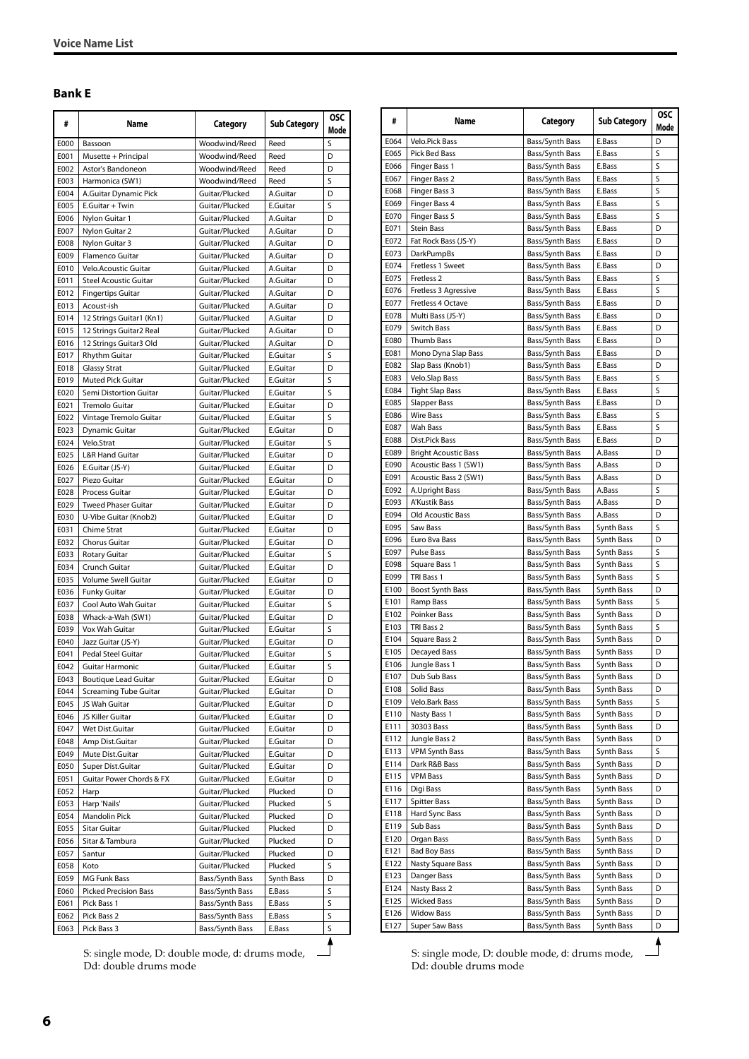## Voice Name List

### Bank E

| # | Name | Category | Sub Category | OSC Mode |
|---|---|---|---|---|
| E000 | Bassoon | Woodwind/Reed | Reed | S |
| E001 | Musette + Principal | Woodwind/Reed | Reed | D |
| E002 | Astor's Bandoneon | Woodwind/Reed | Reed | D |
| E003 | Harmonica (SW1) | Woodwind/Reed | Reed | S |
| E004 | A.Guitar Dynamic Pick | Guitar/Plucked | A.Guitar | D |
| E005 | E.Guitar + Twin | Guitar/Plucked | E.Guitar | S |
| E006 | Nylon Guitar 1 | Guitar/Plucked | A.Guitar | D |
| E007 | Nylon Guitar 2 | Guitar/Plucked | A.Guitar | D |
| E008 | Nylon Guitar 3 | Guitar/Plucked | A.Guitar | D |
| E009 | Flamenco Guitar | Guitar/Plucked | A.Guitar | D |
| E010 | Velo.Acoustic Guitar | Guitar/Plucked | A.Guitar | D |
| E011 | Steel Acoustic Guitar | Guitar/Plucked | A.Guitar | D |
| E012 | Fingertips Guitar | Guitar/Plucked | A.Guitar | D |
| E013 | Acoust-ish | Guitar/Plucked | A.Guitar | D |
| E014 | 12 Strings Guitar1 (Kn1) | Guitar/Plucked | A.Guitar | D |
| E015 | 12 Strings Guitar2 Real | Guitar/Plucked | A.Guitar | D |
| E016 | 12 Strings Guitar3 Old | Guitar/Plucked | A.Guitar | D |
| E017 | Rhythm Guitar | Guitar/Plucked | E.Guitar | S |
| E018 | Glassy Strat | Guitar/Plucked | E.Guitar | D |
| E019 | Muted Pick Guitar | Guitar/Plucked | E.Guitar | S |
| E020 | Semi Distortion Guitar | Guitar/Plucked | E.Guitar | S |
| E021 | Tremolo Guitar | Guitar/Plucked | E.Guitar | D |
| E022 | Vintage Tremolo Guitar | Guitar/Plucked | E.Guitar | S |
| E023 | Dynamic Guitar | Guitar/Plucked | E.Guitar | D |
| E024 | Velo.Strat | Guitar/Plucked | E.Guitar | S |
| E025 | L&R Hand Guitar | Guitar/Plucked | E.Guitar | D |
| E026 | E.Guitar (JS-Y) | Guitar/Plucked | E.Guitar | D |
| E027 | Piezo Guitar | Guitar/Plucked | E.Guitar | D |
| E028 | Process Guitar | Guitar/Plucked | E.Guitar | D |
| E029 | Tweed Phaser Guitar | Guitar/Plucked | E.Guitar | D |
| E030 | U-Vibe Guitar (Knob2) | Guitar/Plucked | E.Guitar | D |
| E031 | Chime Strat | Guitar/Plucked | E.Guitar | D |
| E032 | Chorus Guitar | Guitar/Plucked | E.Guitar | D |
| E033 | Rotary Guitar | Guitar/Plucked | E.Guitar | S |
| E034 | Crunch Guitar | Guitar/Plucked | E.Guitar | D |
| E035 | Volume Swell Guitar | Guitar/Plucked | E.Guitar | D |
| E036 | Funky Guitar | Guitar/Plucked | E.Guitar | D |
| E037 | Cool Auto Wah Guitar | Guitar/Plucked | E.Guitar | S |
| E038 | Whack-a-Wah (SW1) | Guitar/Plucked | E.Guitar | D |
| E039 | Vox Wah Guitar | Guitar/Plucked | E.Guitar | S |
| E040 | Jazz Guitar (JS-Y) | Guitar/Plucked | E.Guitar | D |
| E041 | Pedal Steel Guitar | Guitar/Plucked | E.Guitar | S |
| E042 | Guitar Harmonic | Guitar/Plucked | E.Guitar | S |
| E043 | Boutique Lead Guitar | Guitar/Plucked | E.Guitar | D |
| E044 | Screaming Tube Guitar | Guitar/Plucked | E.Guitar | D |
| E045 | JS Wah Guitar | Guitar/Plucked | E.Guitar | D |
| E046 | JS Killer Guitar | Guitar/Plucked | E.Guitar | D |
| E047 | Wet Dist.Guitar | Guitar/Plucked | E.Guitar | D |
| E048 | Amp Dist.Guitar | Guitar/Plucked | E.Guitar | D |
| E049 | Mute Dist.Guitar | Guitar/Plucked | E.Guitar | D |
| E050 | Super Dist.Guitar | Guitar/Plucked | E.Guitar | D |
| E051 | Guitar Power Chords & FX | Guitar/Plucked | E.Guitar | D |
| E052 | Harp | Guitar/Plucked | Plucked | D |
| E053 | Harp 'Nails' | Guitar/Plucked | Plucked | S |
| E054 | Mandolin Pick | Guitar/Plucked | Plucked | D |
| E055 | Sitar Guitar | Guitar/Plucked | Plucked | D |
| E056 | Sitar & Tambura | Guitar/Plucked | Plucked | D |
| E057 | Santur | Guitar/Plucked | Plucked | D |
| E058 | Koto | Guitar/Plucked | Plucked | S |
| E059 | MG Funk Bass | Bass/Synth Bass | Synth Bass | D |
| E060 | Picked Precision Bass | Bass/Synth Bass | E.Bass | S |
| E061 | Pick Bass 1 | Bass/Synth Bass | E.Bass | S |
| E062 | Pick Bass 2 | Bass/Synth Bass | E.Bass | S |
| E063 | Pick Bass 3 | Bass/Synth Bass | E.Bass | S |
| E064 | Velo.Pick Bass | Bass/Synth Bass | E.Bass | D |
| E065 | Pick Bed Bass | Bass/Synth Bass | E.Bass | S |
| E066 | Finger Bass 1 | Bass/Synth Bass | E.Bass | S |
| E067 | Finger Bass 2 | Bass/Synth Bass | E.Bass | S |
| E068 | Finger Bass 3 | Bass/Synth Bass | E.Bass | S |
| E069 | Finger Bass 4 | Bass/Synth Bass | E.Bass | S |
| E070 | Finger Bass 5 | Bass/Synth Bass | E.Bass | S |
| E071 | Stein Bass | Bass/Synth Bass | E.Bass | D |
| E072 | Fat Rock Bass (JS-Y) | Bass/Synth Bass | E.Bass | D |
| E073 | DarkPumpBs | Bass/Synth Bass | E.Bass | D |
| E074 | Fretless 1 Sweet | Bass/Synth Bass | E.Bass | D |
| E075 | Fretless 2 | Bass/Synth Bass | E.Bass | S |
| E076 | Fretless 3 Agressive | Bass/Synth Bass | E.Bass | S |
| E077 | Fretless 4 Octave | Bass/Synth Bass | E.Bass | D |
| E078 | Multi Bass (JS-Y) | Bass/Synth Bass | E.Bass | D |
| E079 | Switch Bass | Bass/Synth Bass | E.Bass | D |
| E080 | Thumb Bass | Bass/Synth Bass | E.Bass | D |
| E081 | Mono Dyna Slap Bass | Bass/Synth Bass | E.Bass | D |
| E082 | Slap Bass (Knob1) | Bass/Synth Bass | E.Bass | D |
| E083 | Velo.Slap Bass | Bass/Synth Bass | E.Bass | S |
| E084 | Tight Slap Bass | Bass/Synth Bass | E.Bass | S |
| E085 | Slapper Bass | Bass/Synth Bass | E.Bass | D |
| E086 | Wire Bass | Bass/Synth Bass | E.Bass | S |
| E087 | Wah Bass | Bass/Synth Bass | E.Bass | S |
| E088 | Dist.Pick Bass | Bass/Synth Bass | E.Bass | D |
| E089 | Bright Acoustic Bass | Bass/Synth Bass | A.Bass | D |
| E090 | Acoustic Bass 1 (SW1) | Bass/Synth Bass | A.Bass | D |
| E091 | Acoustic Bass 2 (SW1) | Bass/Synth Bass | A.Bass | D |
| E092 | A.Upright Bass | Bass/Synth Bass | A.Bass | S |
| E093 | A'Kustik Bass | Bass/Synth Bass | A.Bass | D |
| E094 | Old Acoustic Bass | Bass/Synth Bass | A.Bass | D |
| E095 | Saw Bass | Bass/Synth Bass | Synth Bass | S |
| E096 | Euro 8va Bass | Bass/Synth Bass | Synth Bass | D |
| E097 | Pulse Bass | Bass/Synth Bass | Synth Bass | S |
| E098 | Square Bass 1 | Bass/Synth Bass | Synth Bass | S |
| E099 | TRI Bass 1 | Bass/Synth Bass | Synth Bass | S |
| E100 | Boost Synth Bass | Bass/Synth Bass | Synth Bass | D |
| E101 | Ramp Bass | Bass/Synth Bass | Synth Bass | S |
| E102 | Poinker Bass | Bass/Synth Bass | Synth Bass | D |
| E103 | TRI Bass 2 | Bass/Synth Bass | Synth Bass | S |
| E104 | Square Bass 2 | Bass/Synth Bass | Synth Bass | D |
| E105 | Decayed Bass | Bass/Synth Bass | Synth Bass | D |
| E106 | Jungle Bass 1 | Bass/Synth Bass | Synth Bass | D |
| E107 | Dub Sub Bass | Bass/Synth Bass | Synth Bass | D |
| E108 | Solid Bass | Bass/Synth Bass | Synth Bass | D |
| E109 | Velo.Bark Bass | Bass/Synth Bass | Synth Bass | S |
| E110 | Nasty Bass 1 | Bass/Synth Bass | Synth Bass | D |
| E111 | 30303 Bass | Bass/Synth Bass | Synth Bass | D |
| E112 | Jungle Bass 2 | Bass/Synth Bass | Synth Bass | D |
| E113 | VPM Synth Bass | Bass/Synth Bass | Synth Bass | S |
| E114 | Dark R&B Bass | Bass/Synth Bass | Synth Bass | D |
| E115 | VPM Bass | Bass/Synth Bass | Synth Bass | D |
| E116 | Digi Bass | Bass/Synth Bass | Synth Bass | D |
| E117 | Spitter Bass | Bass/Synth Bass | Synth Bass | D |
| E118 | Hard Sync Bass | Bass/Synth Bass | Synth Bass | D |
| E119 | Sub Bass | Bass/Synth Bass | Synth Bass | D |
| E120 | Organ Bass | Bass/Synth Bass | Synth Bass | D |
| E121 | Bad Boy Bass | Bass/Synth Bass | Synth Bass | D |
| E122 | Nasty Square Bass | Bass/Synth Bass | Synth Bass | D |
| E123 | Danger Bass | Bass/Synth Bass | Synth Bass | D |
| E124 | Nasty Bass 2 | Bass/Synth Bass | Synth Bass | D |
| E125 | Wicked Bass | Bass/Synth Bass | Synth Bass | D |
| E126 | Widow Bass | Bass/Synth Bass | Synth Bass | D |
| E127 | Super Saw Bass | Bass/Synth Bass | Synth Bass | D |

S: single mode, D: double mode, d: drums mode, Dd: double drums mode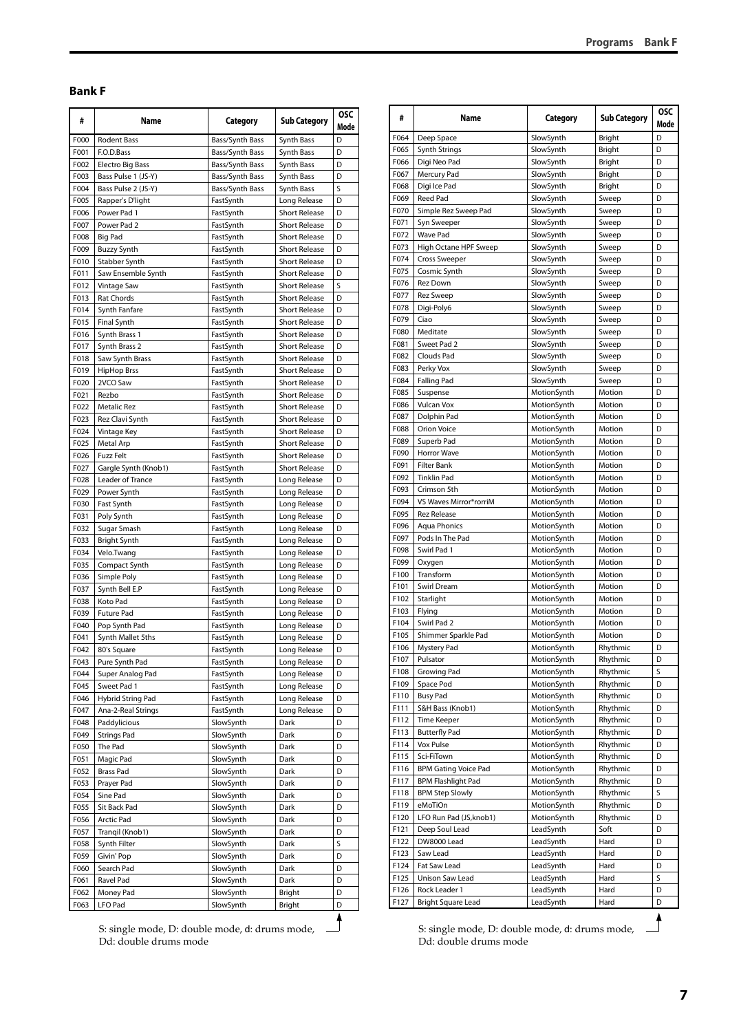## Bank F

| # | Name | Category | Sub Category | OSC Mode |
|---|---|---|---|---|
| F000 | Rodent Bass | Bass/Synth Bass | Synth Bass | D |
| F001 | F.O.D.Bass | Bass/Synth Bass | Synth Bass | D |
| F002 | Electro Big Bass | Bass/Synth Bass | Synth Bass | D |
| F003 | Bass Pulse 1 (JS-Y) | Bass/Synth Bass | Synth Bass | D |
| F004 | Bass Pulse 2 (JS-Y) | Bass/Synth Bass | Synth Bass | S |
| F005 | Rapper's D'light | FastSynth | Long Release | D |
| F006 | Power Pad 1 | FastSynth | Short Release | D |
| F007 | Power Pad 2 | FastSynth | Short Release | D |
| F008 | Big Pad | FastSynth | Short Release | D |
| F009 | Buzzy Synth | FastSynth | Short Release | D |
| F010 | Stabber Synth | FastSynth | Short Release | D |
| F011 | Saw Ensemble Synth | FastSynth | Short Release | D |
| F012 | Vintage Saw | FastSynth | Short Release | S |
| F013 | Rat Chords | FastSynth | Short Release | D |
| F014 | Synth Fanfare | FastSynth | Short Release | D |
| F015 | Final Synth | FastSynth | Short Release | D |
| F016 | Synth Brass 1 | FastSynth | Short Release | D |
| F017 | Synth Brass 2 | FastSynth | Short Release | D |
| F018 | Saw Synth Brass | FastSynth | Short Release | D |
| F019 | HipHop Brss | FastSynth | Short Release | D |
| F020 | 2VCO Saw | FastSynth | Short Release | D |
| F021 | Rezbo | FastSynth | Short Release | D |
| F022 | Metalic Rez | FastSynth | Short Release | D |
| F023 | Rez Clavi Synth | FastSynth | Short Release | D |
| F024 | Vintage Key | FastSynth | Short Release | D |
| F025 | Metal Arp | FastSynth | Short Release | D |
| F026 | Fuzz Felt | FastSynth | Short Release | D |
| F027 | Gargle Synth (Knob1) | FastSynth | Short Release | D |
| F028 | Leader of Trance | FastSynth | Long Release | D |
| F029 | Power Synth | FastSynth | Long Release | D |
| F030 | Fast Synth | FastSynth | Long Release | D |
| F031 | Poly Synth | FastSynth | Long Release | D |
| F032 | Sugar Smash | FastSynth | Long Release | D |
| F033 | Bright Synth | FastSynth | Long Release | D |
| F034 | Velo.Twang | FastSynth | Long Release | D |
| F035 | Compact Synth | FastSynth | Long Release | D |
| F036 | Simple Poly | FastSynth | Long Release | D |
| F037 | Synth Bell E.P | FastSynth | Long Release | D |
| F038 | Koto Pad | FastSynth | Long Release | D |
| F039 | Future Pad | FastSynth | Long Release | D |
| F040 | Pop Synth Pad | FastSynth | Long Release | D |
| F041 | Synth Mallet 5ths | FastSynth | Long Release | D |
| F042 | 80's Square | FastSynth | Long Release | D |
| F043 | Pure Synth Pad | FastSynth | Long Release | D |
| F044 | Super Analog Pad | FastSynth | Long Release | D |
| F045 | Sweet Pad 1 | FastSynth | Long Release | D |
| F046 | Hybrid String Pad | FastSynth | Long Release | D |
| F047 | Ana-2-Real Strings | FastSynth | Long Release | D |
| F048 | Paddylicious | SlowSynth | Dark | D |
| F049 | Strings Pad | SlowSynth | Dark | D |
| F050 | The Pad | SlowSynth | Dark | D |
| F051 | Magic Pad | SlowSynth | Dark | D |
| F052 | Brass Pad | SlowSynth | Dark | D |
| F053 | Prayer Pad | SlowSynth | Dark | D |
| F054 | Sine Pad | SlowSynth | Dark | D |
| F055 | Sit Back Pad | SlowSynth | Dark | D |
| F056 | Arctic Pad | SlowSynth | Dark | D |
| F057 | Tranqil (Knob1) | SlowSynth | Dark | D |
| F058 | Synth Filter | SlowSynth | Dark | S |
| F059 | Givin' Pop | SlowSynth | Dark | D |
| F060 | Search Pad | SlowSynth | Dark | D |
| F061 | Ravel Pad | SlowSynth | Dark | D |
| F062 | Money Pad | SlowSynth | Bright | D |
| F063 | LFO Pad | SlowSynth | Bright | D |
| F064 | Deep Space | SlowSynth | Bright | D |
| F065 | Synth Strings | SlowSynth | Bright | D |
| F066 | Digi Neo Pad | SlowSynth | Bright | D |
| F067 | Mercury Pad | SlowSynth | Bright | D |
| F068 | Digi Ice Pad | SlowSynth | Bright | D |
| F069 | Reed Pad | SlowSynth | Sweep | D |
| F070 | Simple Rez Sweep Pad | SlowSynth | Sweep | D |
| F071 | Syn Sweeper | SlowSynth | Sweep | D |
| F072 | Wave Pad | SlowSynth | Sweep | D |
| F073 | High Octane HPF Sweep | SlowSynth | Sweep | D |
| F074 | Cross Sweeper | SlowSynth | Sweep | D |
| F075 | Cosmic Synth | SlowSynth | Sweep | D |
| F076 | Rez Down | SlowSynth | Sweep | D |
| F077 | Rez Sweep | SlowSynth | Sweep | D |
| F078 | Digi-Poly6 | SlowSynth | Sweep | D |
| F079 | Ciao | SlowSynth | Sweep | D |
| F080 | Meditate | SlowSynth | Sweep | D |
| F081 | Sweet Pad 2 | SlowSynth | Sweep | D |
| F082 | Clouds Pad | SlowSynth | Sweep | D |
| F083 | Perky Vox | SlowSynth | Sweep | D |
| F084 | Falling Pad | SlowSynth | Sweep | D |
| F085 | Suspense | MotionSynth | Motion | D |
| F086 | Vulcan Vox | MotionSynth | Motion | D |
| F087 | Dolphin Pad | MotionSynth | Motion | D |
| F088 | Orion Voice | MotionSynth | Motion | D |
| F089 | Superb Pad | MotionSynth | Motion | D |
| F090 | Horror Wave | MotionSynth | Motion | D |
| F091 | Filter Bank | MotionSynth | Motion | D |
| F092 | Tinklin Pad | MotionSynth | Motion | D |
| F093 | Crimson 5th | MotionSynth | Motion | D |
| F094 | VS Waves Mirror*rorriM | MotionSynth | Motion | D |
| F095 | Rez Release | MotionSynth | Motion | D |
| F096 | Aqua Phonics | MotionSynth | Motion | D |
| F097 | Pods In The Pad | MotionSynth | Motion | D |
| F098 | Swirl Pad 1 | MotionSynth | Motion | D |
| F099 | Oxygen | MotionSynth | Motion | D |
| F100 | Transform | MotionSynth | Motion | D |
| F101 | Swirl Dream | MotionSynth | Motion | D |
| F102 | Starlight | MotionSynth | Motion | D |
| F103 | Flying | MotionSynth | Motion | D |
| F104 | Swirl Pad 2 | MotionSynth | Motion | D |
| F105 | Shimmer Sparkle Pad | MotionSynth | Motion | D |
| F106 | Mystery Pad | MotionSynth | Rhythmic | D |
| F107 | Pulsator | MotionSynth | Rhythmic | D |
| F108 | Growing Pad | MotionSynth | Rhythmic | S |
| F109 | Space Pod | MotionSynth | Rhythmic | D |
| F110 | Busy Pad | MotionSynth | Rhythmic | D |
| F111 | S&H Bass (Knob1) | MotionSynth | Rhythmic | D |
| F112 | Time Keeper | MotionSynth | Rhythmic | D |
| F113 | Butterfly Pad | MotionSynth | Rhythmic | D |
| F114 | Vox Pulse | MotionSynth | Rhythmic | D |
| F115 | Sci-FiTown | MotionSynth | Rhythmic | D |
| F116 | BPM Gating Voice Pad | MotionSynth | Rhythmic | D |
| F117 | BPM Flashlight Pad | MotionSynth | Rhythmic | D |
| F118 | BPM Step Slowly | MotionSynth | Rhythmic | S |
| F119 | eMoTiOn | MotionSynth | Rhythmic | D |
| F120 | LFO Run Pad (JS,knob1) | MotionSynth | Rhythmic | D |
| F121 | Deep Soul Lead | LeadSynth | Soft | D |
| F122 | DW8000 Lead | LeadSynth | Hard | D |
| F123 | Saw Lead | LeadSynth | Hard | D |
| F124 | Fat Saw Lead | LeadSynth | Hard | D |
| F125 | Unison Saw Lead | LeadSynth | Hard | S |
| F126 | Rock Leader 1 | LeadSynth | Hard | D |
| F127 | Bright Square Lead | LeadSynth | Hard | D |

S: single mode, D: double mode, d: drums mode, Dd: double drums mode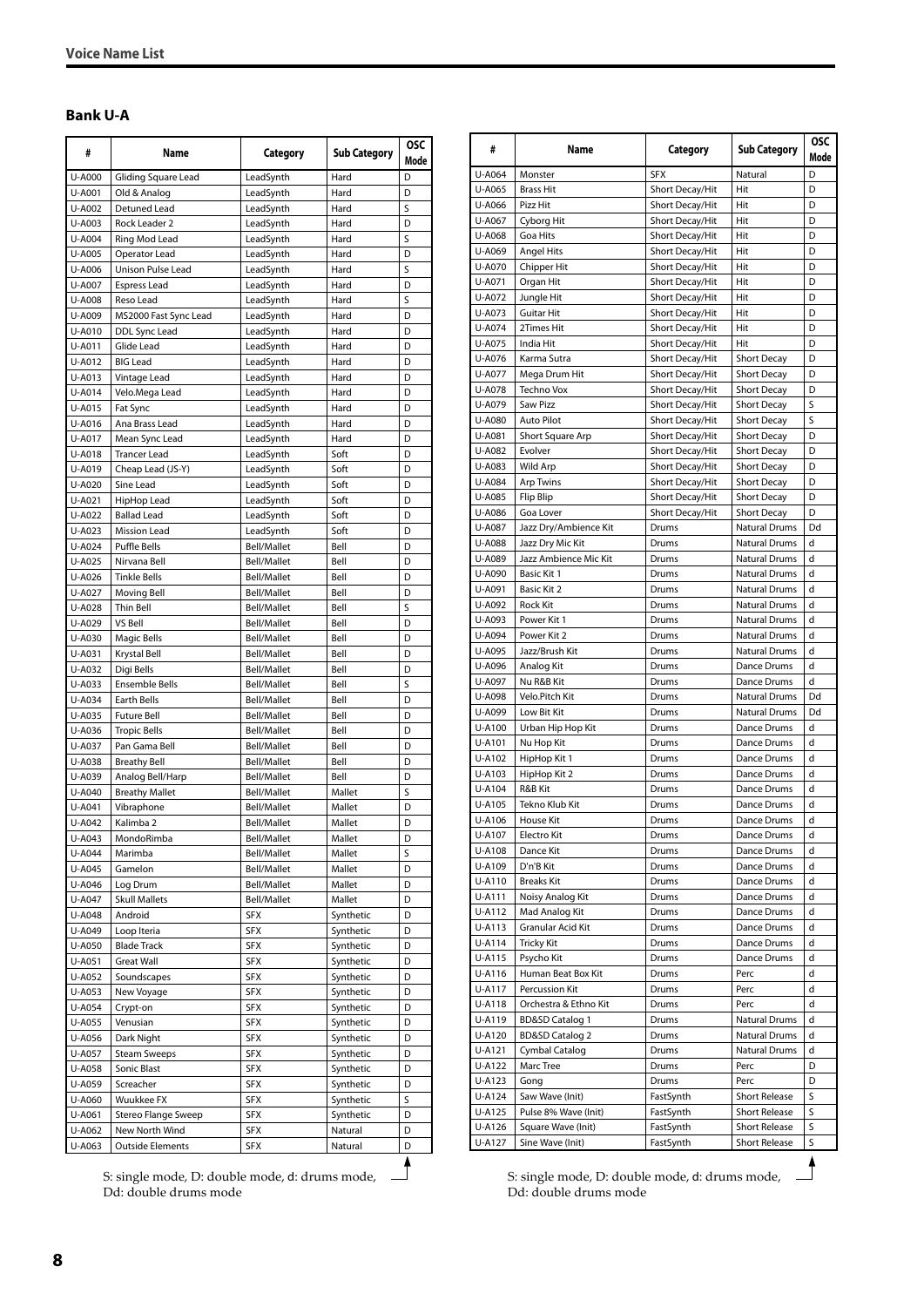## Voice Name List

### Bank U-A

| # | Name | Category | Sub Category | OSC Mode |
|---|---|---|---|---|
| U-A000 | Gliding Square Lead | LeadSynth | Hard | D |
| U-A001 | Old & Analog | LeadSynth | Hard | D |
| U-A002 | Detuned Lead | LeadSynth | Hard | S |
| U-A003 | Rock Leader 2 | LeadSynth | Hard | D |
| U-A004 | Ring Mod Lead | LeadSynth | Hard | S |
| U-A005 | Operator Lead | LeadSynth | Hard | D |
| U-A006 | Unison Pulse Lead | LeadSynth | Hard | S |
| U-A007 | Espress Lead | LeadSynth | Hard | D |
| U-A008 | Reso Lead | LeadSynth | Hard | S |
| U-A009 | MS2000 Fast Sync Lead | LeadSynth | Hard | D |
| U-A010 | DDL Sync Lead | LeadSynth | Hard | D |
| U-A011 | Glide Lead | LeadSynth | Hard | D |
| U-A012 | BIG Lead | LeadSynth | Hard | D |
| U-A013 | Vintage Lead | LeadSynth | Hard | D |
| U-A014 | Velo.Mega Lead | LeadSynth | Hard | D |
| U-A015 | Fat Sync | LeadSynth | Hard | D |
| U-A016 | Ana Brass Lead | LeadSynth | Hard | D |
| U-A017 | Mean Sync Lead | LeadSynth | Hard | D |
| U-A018 | Trancer Lead | LeadSynth | Soft | D |
| U-A019 | Cheap Lead (JS-Y) | LeadSynth | Soft | D |
| U-A020 | Sine Lead | LeadSynth | Soft | D |
| U-A021 | HipHop Lead | LeadSynth | Soft | D |
| U-A022 | Ballad Lead | LeadSynth | Soft | D |
| U-A023 | Mission Lead | LeadSynth | Soft | D |
| U-A024 | Puffle Bells | Bell/Mallet | Bell | D |
| U-A025 | Nirvana Bell | Bell/Mallet | Bell | D |
| U-A026 | Tinkle Bells | Bell/Mallet | Bell | D |
| U-A027 | Moving Bell | Bell/Mallet | Bell | D |
| U-A028 | Thin Bell | Bell/Mallet | Bell | S |
| U-A029 | VS Bell | Bell/Mallet | Bell | D |
| U-A030 | Magic Bells | Bell/Mallet | Bell | D |
| U-A031 | Krystal Bell | Bell/Mallet | Bell | D |
| U-A032 | Digi Bells | Bell/Mallet | Bell | D |
| U-A033 | Ensemble Bells | Bell/Mallet | Bell | S |
| U-A034 | Earth Bells | Bell/Mallet | Bell | D |
| U-A035 | Future Bell | Bell/Mallet | Bell | D |
| U-A036 | Tropic Bells | Bell/Mallet | Bell | D |
| U-A037 | Pan Gama Bell | Bell/Mallet | Bell | D |
| U-A038 | Breathy Bell | Bell/Mallet | Bell | D |
| U-A039 | Analog Bell/Harp | Bell/Mallet | Bell | D |
| U-A040 | Breathy Mallet | Bell/Mallet | Mallet | S |
| U-A041 | Vibraphone | Bell/Mallet | Mallet | D |
| U-A042 | Kalimba 2 | Bell/Mallet | Mallet | D |
| U-A043 | MondoRimba | Bell/Mallet | Mallet | D |
| U-A044 | Marimba | Bell/Mallet | Mallet | S |
| U-A045 | Gamelon | Bell/Mallet | Mallet | D |
| U-A046 | Log Drum | Bell/Mallet | Mallet | D |
| U-A047 | Skull Mallets | Bell/Mallet | Mallet | D |
| U-A048 | Android | SFX | Synthetic | D |
| U-A049 | Loop Iteria | SFX | Synthetic | D |
| U-A050 | Blade Track | SFX | Synthetic | D |
| U-A051 | Great Wall | SFX | Synthetic | D |
| U-A052 | Soundscapes | SFX | Synthetic | D |
| U-A053 | New Voyage | SFX | Synthetic | D |
| U-A054 | Crypt-on | SFX | Synthetic | D |
| U-A055 | Venusian | SFX | Synthetic | D |
| U-A056 | Dark Night | SFX | Synthetic | D |
| U-A057 | Steam Sweeps | SFX | Synthetic | D |
| U-A058 | Sonic Blast | SFX | Synthetic | D |
| U-A059 | Screacher | SFX | Synthetic | D |
| U-A060 | Wuukkee FX | SFX | Synthetic | S |
| U-A061 | Stereo Flange Sweep | SFX | Synthetic | D |
| U-A062 | New North Wind | SFX | Natural | D |
| U-A063 | Outside Elements | SFX | Natural | D |
| U-A064 | Monster | SFX | Natural | D |
| U-A065 | Brass Hit | Short Decay/Hit | Hit | D |
| U-A066 | Pizz Hit | Short Decay/Hit | Hit | D |
| U-A067 | Cyborg Hit | Short Decay/Hit | Hit | D |
| U-A068 | Goa Hits | Short Decay/Hit | Hit | D |
| U-A069 | Angel Hits | Short Decay/Hit | Hit | D |
| U-A070 | Chipper Hit | Short Decay/Hit | Hit | D |
| U-A071 | Organ Hit | Short Decay/Hit | Hit | D |
| U-A072 | Jungle Hit | Short Decay/Hit | Hit | D |
| U-A073 | Guitar Hit | Short Decay/Hit | Hit | D |
| U-A074 | 2Times Hit | Short Decay/Hit | Hit | D |
| U-A075 | India Hit | Short Decay/Hit | Hit | D |
| U-A076 | Karma Sutra | Short Decay/Hit | Short Decay | D |
| U-A077 | Mega Drum Hit | Short Decay/Hit | Short Decay | D |
| U-A078 | Techno Vox | Short Decay/Hit | Short Decay | D |
| U-A079 | Saw Pizz | Short Decay/Hit | Short Decay | S |
| U-A080 | Auto Pilot | Short Decay/Hit | Short Decay | S |
| U-A081 | Short Square Arp | Short Decay/Hit | Short Decay | D |
| U-A082 | Evolver | Short Decay/Hit | Short Decay | D |
| U-A083 | Wild Arp | Short Decay/Hit | Short Decay | D |
| U-A084 | Arp Twins | Short Decay/Hit | Short Decay | D |
| U-A085 | Flip Blip | Short Decay/Hit | Short Decay | D |
| U-A086 | Goa Lover | Short Decay/Hit | Short Decay | D |
| U-A087 | Jazz Dry/Ambience Kit | Drums | Natural Drums | Dd |
| U-A088 | Jazz Dry Mic Kit | Drums | Natural Drums | d |
| U-A089 | Jazz Ambience Mic Kit | Drums | Natural Drums | d |
| U-A090 | Basic Kit 1 | Drums | Natural Drums | d |
| U-A091 | Basic Kit 2 | Drums | Natural Drums | d |
| U-A092 | Rock Kit | Drums | Natural Drums | d |
| U-A093 | Power Kit 1 | Drums | Natural Drums | d |
| U-A094 | Power Kit 2 | Drums | Natural Drums | d |
| U-A095 | Jazz/Brush Kit | Drums | Natural Drums | d |
| U-A096 | Analog Kit | Drums | Dance Drums | d |
| U-A097 | Nu R&B Kit | Drums | Dance Drums | d |
| U-A098 | Velo.Pitch Kit | Drums | Natural Drums | Dd |
| U-A099 | Low Bit Kit | Drums | Natural Drums | Dd |
| U-A100 | Urban Hip Hop Kit | Drums | Dance Drums | d |
| U-A101 | Nu Hop Kit | Drums | Dance Drums | d |
| U-A102 | HipHop Kit 1 | Drums | Dance Drums | d |
| U-A103 | HipHop Kit 2 | Drums | Dance Drums | d |
| U-A104 | R&B Kit | Drums | Dance Drums | d |
| U-A105 | Tekno Klub Kit | Drums | Dance Drums | d |
| U-A106 | House Kit | Drums | Dance Drums | d |
| U-A107 | Electro Kit | Drums | Dance Drums | d |
| U-A108 | Dance Kit | Drums | Dance Drums | d |
| U-A109 | D'n'B Kit | Drums | Dance Drums | d |
| U-A110 | Breaks Kit | Drums | Dance Drums | d |
| U-A111 | Noisy Analog Kit | Drums | Dance Drums | d |
| U-A112 | Mad Analog Kit | Drums | Dance Drums | d |
| U-A113 | Granular Acid Kit | Drums | Dance Drums | d |
| U-A114 | Tricky Kit | Drums | Dance Drums | d |
| U-A115 | Psycho Kit | Drums | Dance Drums | d |
| U-A116 | Human Beat Box Kit | Drums | Perc | d |
| U-A117 | Percussion Kit | Drums | Perc | d |
| U-A118 | Orchestra & Ethno Kit | Drums | Perc | d |
| U-A119 | BD&SD Catalog 1 | Drums | Natural Drums | d |
| U-A120 | BD&SD Catalog 2 | Drums | Natural Drums | d |
| U-A121 | Cymbal Catalog | Drums | Natural Drums | d |
| U-A122 | Marc Tree | Drums | Perc | D |
| U-A123 | Gong | Drums | Perc | D |
| U-A124 | Saw Wave (Init) | FastSynth | Short Release | S |
| U-A125 | Pulse 8% Wave (Init) | FastSynth | Short Release | S |
| U-A126 | Square Wave (Init) | FastSynth | Short Release | S |
| U-A127 | Sine Wave (Init) | FastSynth | Short Release | S |

S: single mode, D: double mode, d: drums mode, Dd: double drums mode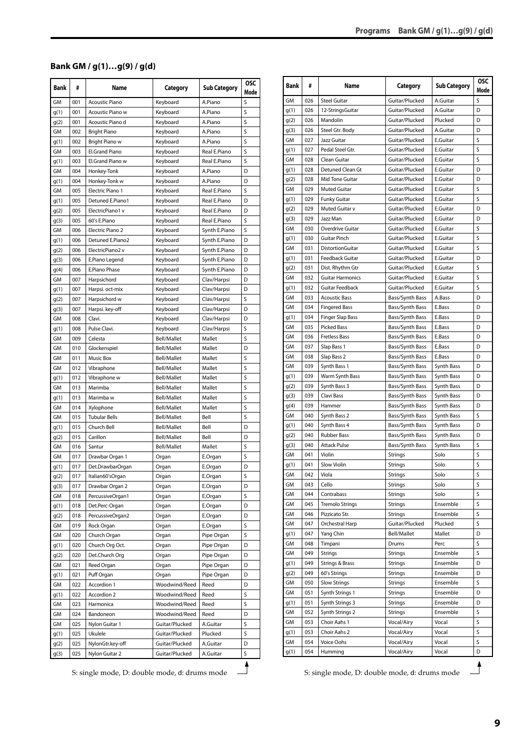## Bank GM / g(1)…g(9) / g(d)

| Bank | # | Name | Category | Sub Category | OSC Mode |
|---|---|---|---|---|---|
| GM | 001 | Acoustic Piano | Keyboard | A.Piano | S |
| g(1) | 001 | Acoustic Piano w | Keyboard | A.Piano | S |
| g(2) | 001 | Acoustic Piano d | Keyboard | A.Piano | S |
| GM | 002 | Bright Piano | Keyboard | A.Piano | S |
| g(1) | 002 | Bright Piano w | Keyboard | A.Piano | S |
| GM | 003 | El.Grand Piano | Keyboard | Real E.Piano | S |
| g(1) | 003 | El.Grand Piano w | Keyboard | Real E.Piano | S |
| GM | 004 | Honkey-Tonk | Keyboard | A.Piano | D |
| g(1) | 004 | Honkey-Tonk w | Keyboard | A.Piano | D |
| GM | 005 | Electric Piano 1 | Keyboard | Real E.Piano | S |
| g(1) | 005 | Detuned E.Piano1 | Keyboard | Real E.Piano | D |
| g(2) | 005 | ElectricPiano1 v | Keyboard | Real E.Piano | D |
| g(3) | 005 | 60's E.Piano | Keyboard | Real E.Piano | S |
| GM | 006 | Electric Piano 2 | Keyboard | Synth E.Piano | S |
| g(1) | 006 | Detuned E.Piano2 | Keyboard | Synth E.Piano | D |
| g(2) | 006 | ElectricPiano2 v | Keyboard | Synth E.Piano | D |
| g(3) | 006 | E.Piano Legend | Keyboard | Synth E.Piano | D |
| g(4) | 006 | E.Piano Phase | Keyboard | Synth E.Piano | D |
| GM | 007 | Harpsichord | Keyboard | Clav/Harpsi | D |
| g(1) | 007 | Harpsi. oct-mix | Keyboard | Clav/Harpsi | D |
| g(2) | 007 | Harpsichord w | Keyboard | Clav/Harpsi | S |
| g(3) | 007 | Harpsi. key-off | Keyboard | Clav/Harpsi | D |
| GM | 008 | Clavi. | Keyboard | Clav/Harpsi | D |
| g(1) | 008 | Pulse Clavi. | Keyboard | Clav/Harpsi | S |
| GM | 009 | Celesta | Bell/Mallet | Mallet | S |
| GM | 010 | Glockenspiel | Bell/Mallet | Mallet | D |
| GM | 011 | Music Box | Bell/Mallet | Mallet | S |
| GM | 012 | Vibraphone | Bell/Mallet | Mallet | S |
| g(1) | 012 | Vibraphone w | Bell/Mallet | Mallet | S |
| GM | 013 | Marimba | Bell/Mallet | Mallet | S |
| g(1) | 013 | Marimba w | Bell/Mallet | Mallet | S |
| GM | 014 | Xylophone | Bell/Mallet | Mallet | S |
| GM | 015 | Tubular Bells | Bell/Mallet | Bell | S |
| g(1) | 015 | Church Bell | Bell/Mallet | Bell | D |
| g(2) | 015 | Carillon | Bell/Mallet | Bell | D |
| GM | 016 | Santur | Bell/Mallet | Mallet | S |
| GM | 017 | Drawbar Organ 1 | Organ | E.Organ | S |
| g(1) | 017 | Det.DrawbarOrgan | Organ | E.Organ | D |
| g(2) | 017 | Italian60'sOrgan | Organ | E.Organ | S |
| g(3) | 017 | Drawbar Organ 2 | Organ | E.Organ | D |
| GM | 018 | PercussiveOrgan1 | Organ | E.Organ | S |
| g(1) | 018 | Det.Perc-Organ | Organ | E.Organ | D |
| g(2) | 018 | PercussiveOrgan2 | Organ | E.Organ | D |
| GM | 019 | Rock Organ | Organ | E.Organ | S |
| GM | 020 | Church Organ | Organ | Pipe Organ | S |
| g(1) | 020 | Church Org Oct. | Organ | Pipe Organ | D |
| g(2) | 020 | Det.Church Org | Organ | Pipe Organ | D |
| GM | 021 | Reed Organ | Organ | Pipe Organ | D |
| g(1) | 021 | Puff Organ | Organ | Pipe Organ | D |
| GM | 022 | Accordion 1 | Woodwind/Reed | Reed | D |
| g(1) | 022 | Accordion 2 | Woodwind/Reed | Reed | S |
| GM | 023 | Harmonica | Woodwind/Reed | Reed | S |
| GM | 024 | Bandoneon | Woodwind/Reed | Reed | D |
| GM | 025 | Nylon Guitar 1 | Guitar/Plucked | A.Guitar | S |
| g(1) | 025 | Ukulele | Guitar/Plucked | Plucked | S |
| g(2) | 025 | NylonGtr.key-off | Guitar/Plucked | A.Guitar | D |
| g(3) | 025 | Nylon Guitar 2 | Guitar/Plucked | A.Guitar | S |

S: single mode, D: double mode, d: drums mode

| Bank | # | Name | Category | Sub Category | OSC Mode |
|---|---|---|---|---|---|
| GM | 026 | Steel Guitar | Guitar/Plucked | A.Guitar | S |
| g(1) | 026 | 12-StringsGuitar | Guitar/Plucked | A.Guitar | D |
| g(2) | 026 | Mandolin | Guitar/Plucked | Plucked | D |
| g(3) | 026 | Steel Gtr. Body | Guitar/Plucked | A.Guitar | D |
| GM | 027 | Jazz Guitar | Guitar/Plucked | E.Guitar | S |
| g(1) | 027 | Pedal Steel Gtr. | Guitar/Plucked | E.Guitar | S |
| GM | 028 | Clean Guitar | Guitar/Plucked | E.Guitar | S |
| g(1) | 028 | Detuned Clean Gt | Guitar/Plucked | E.Guitar | D |
| g(2) | 028 | Mid Tone Guitar | Guitar/Plucked | E.Guitar | D |
| GM | 029 | Muted Guitar | Guitar/Plucked | E.Guitar | S |
| g(1) | 029 | Funky Guitar | Guitar/Plucked | E.Guitar | S |
| g(2) | 029 | Muted Guitar v | Guitar/Plucked | E.Guitar | D |
| g(3) | 029 | Jazz Man | Guitar/Plucked | E.Guitar | D |
| GM | 030 | Overdrive Guitar | Guitar/Plucked | E.Guitar | S |
| g(1) | 030 | Guitar Pinch | Guitar/Plucked | E.Guitar | S |
| GM | 031 | DistortionGuitar | Guitar/Plucked | E.Guitar | S |
| g(1) | 031 | Feedback Guitar | Guitar/Plucked | E.Guitar | D |
| g(2) | 031 | Dist. Rhythm Gtr | Guitar/Plucked | E.Guitar | S |
| GM | 032 | Guitar Harmonics | Guitar/Plucked | E.Guitar | S |
| g(1) | 032 | Guitar Feedback | Guitar/Plucked | E.Guitar | S |
| GM | 033 | Acoustic Bass | Bass/Synth Bass | A.Bass | D |
| GM | 034 | Fingered Bass | Bass/Synth Bass | E.Bass | D |
| g(1) | 034 | Finger Slap Bass | Bass/Synth Bass | E.Bass | D |
| GM | 035 | Picked Bass | Bass/Synth Bass | E.Bass | D |
| GM | 036 | Fretless Bass | Bass/Synth Bass | E.Bass | D |
| GM | 037 | Slap Bass 1 | Bass/Synth Bass | E.Bass | D |
| GM | 038 | Slap Bass 2 | Bass/Synth Bass | E.Bass | D |
| GM | 039 | Synth Bass 1 | Bass/Synth Bass | Synth Bass | D |
| g(1) | 039 | Warm Synth Bass | Bass/Synth Bass | Synth Bass | D |
| g(2) | 039 | Synth Bass 3 | Bass/Synth Bass | Synth Bass | D |
| g(3) | 039 | Clavi Bass | Bass/Synth Bass | Synth Bass | D |
| g(4) | 039 | Hammer | Bass/Synth Bass | Synth Bass | D |
| GM | 040 | Synth Bass 2 | Bass/Synth Bass | Synth Bass | S |
| g(1) | 040 | Synth Bass 4 | Bass/Synth Bass | Synth Bass | D |
| g(2) | 040 | Rubber Bass | Bass/Synth Bass | Synth Bass | D |
| g(3) | 040 | Attack Pulse | Bass/Synth Bass | Synth Bass | S |
| GM | 041 | Violin | Strings | Solo | S |
| g(1) | 041 | Slow Violin | Strings | Solo | S |
| GM | 042 | Viola | Strings | Solo | S |
| GM | 043 | Cello | Strings | Solo | S |
| GM | 044 | Contrabass | Strings | Solo | S |
| GM | 045 | Tremolo Strings | Strings | Ensemble | S |
| GM | 046 | Pizzicato Str. | Strings | Ensemble | S |
| GM | 047 | Orchestral Harp | Guitar/Plucked | Plucked | S |
| g(1) | 047 | Yang Chin | Bell/Mallet | Mallet | D |
| GM | 048 | Timpani | Drums | Perc | S |
| GM | 049 | Strings | Strings | Ensemble | S |
| g(1) | 049 | Strings & Brass | Strings | Ensemble | D |
| g(2) | 049 | 60's Strings | Strings | Ensemble | D |
| GM | 050 | Slow Strings | Strings | Ensemble | S |
| GM | 051 | Synth Strings 1 | Strings | Ensemble | D |
| g(1) | 051 | Synth Strings 3 | Strings | Ensemble | D |
| GM | 052 | Synth Strings 2 | Strings | Ensemble | S |
| GM | 053 | Choir Aahs 1 | Vocal/Airy | Vocal | S |
| g(1) | 053 | Choir Aahs 2 | Vocal/Airy | Vocal | S |
| GM | 054 | Voice Oohs | Vocal/Airy | Vocal | S |
| g(1) | 054 | Humming | Vocal/Airy | Vocal | D |

S: single mode, D: double mode, d: drums mode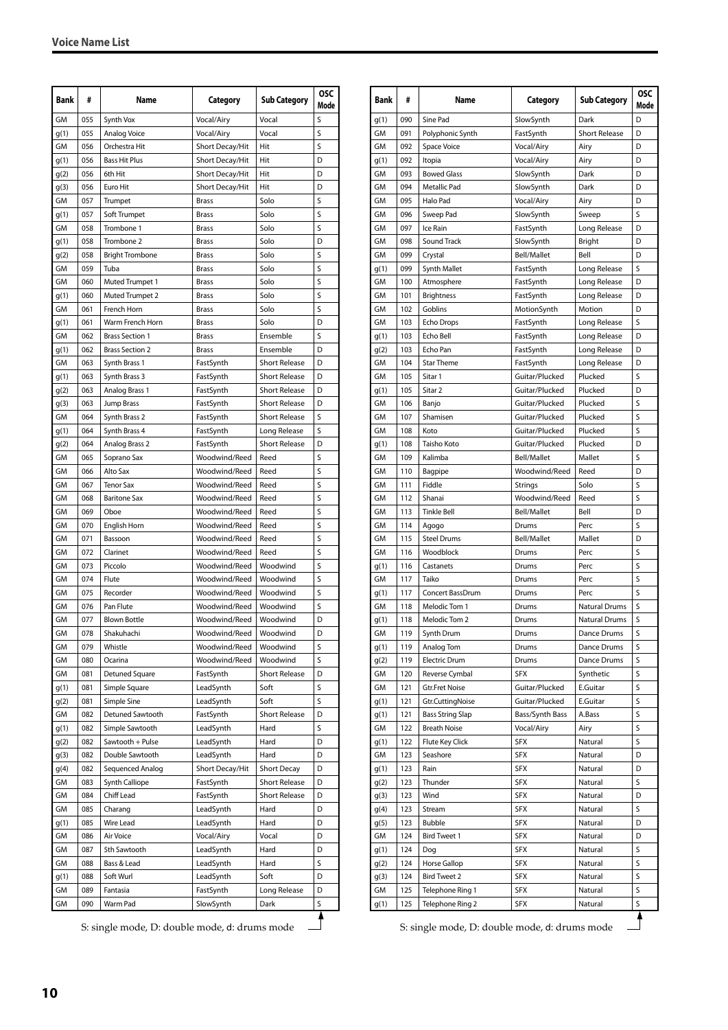## Voice Name List

| Bank | # | Name | Category | Sub Category | OSC Mode |
|---|---|---|---|---|---|
| GM | 055 | Synth Vox | Vocal/Airy | Vocal | S |
| g(1) | 055 | Analog Voice | Vocal/Airy | Vocal | S |
| GM | 056 | Orchestra Hit | Short Decay/Hit | Hit | S |
| g(1) | 056 | Bass Hit Plus | Short Decay/Hit | Hit | D |
| g(2) | 056 | 6th Hit | Short Decay/Hit | Hit | D |
| g(3) | 056 | Euro Hit | Short Decay/Hit | Hit | D |
| GM | 057 | Trumpet | Brass | Solo | S |
| g(1) | 057 | Soft Trumpet | Brass | Solo | S |
| GM | 058 | Trombone 1 | Brass | Solo | S |
| g(1) | 058 | Trombone 2 | Brass | Solo | D |
| g(2) | 058 | Bright Trombone | Brass | Solo | S |
| GM | 059 | Tuba | Brass | Solo | S |
| GM | 060 | Muted Trumpet 1 | Brass | Solo | S |
| g(1) | 060 | Muted Trumpet 2 | Brass | Solo | S |
| GM | 061 | French Horn | Brass | Solo | S |
| g(1) | 061 | Warm French Horn | Brass | Solo | D |
| GM | 062 | Brass Section 1 | Brass | Ensemble | S |
| g(1) | 062 | Brass Section 2 | Brass | Ensemble | D |
| GM | 063 | Synth Brass 1 | FastSynth | Short Release | D |
| g(1) | 063 | Synth Brass 3 | FastSynth | Short Release | D |
| g(2) | 063 | Analog Brass 1 | FastSynth | Short Release | D |
| g(3) | 063 | Jump Brass | FastSynth | Short Release | D |
| GM | 064 | Synth Brass 2 | FastSynth | Short Release | S |
| g(1) | 064 | Synth Brass 4 | FastSynth | Long Release | S |
| g(2) | 064 | Analog Brass 2 | FastSynth | Short Release | D |
| GM | 065 | Soprano Sax | Woodwind/Reed | Reed | S |
| GM | 066 | Alto Sax | Woodwind/Reed | Reed | S |
| GM | 067 | Tenor Sax | Woodwind/Reed | Reed | S |
| GM | 068 | Baritone Sax | Woodwind/Reed | Reed | S |
| GM | 069 | Oboe | Woodwind/Reed | Reed | S |
| GM | 070 | English Horn | Woodwind/Reed | Reed | S |
| GM | 071 | Bassoon | Woodwind/Reed | Reed | S |
| GM | 072 | Clarinet | Woodwind/Reed | Reed | S |
| GM | 073 | Piccolo | Woodwind/Reed | Woodwind | S |
| GM | 074 | Flute | Woodwind/Reed | Woodwind | S |
| GM | 075 | Recorder | Woodwind/Reed | Woodwind | S |
| GM | 076 | Pan Flute | Woodwind/Reed | Woodwind | S |
| GM | 077 | Blown Bottle | Woodwind/Reed | Woodwind | D |
| GM | 078 | Shakuhachi | Woodwind/Reed | Woodwind | D |
| GM | 079 | Whistle | Woodwind/Reed | Woodwind | S |
| GM | 080 | Ocarina | Woodwind/Reed | Woodwind | S |
| GM | 081 | Detuned Square | FastSynth | Short Release | D |
| g(1) | 081 | Simple Square | LeadSynth | Soft | S |
| g(2) | 081 | Simple Sine | LeadSynth | Soft | S |
| GM | 082 | Detuned Sawtooth | FastSynth | Short Release | D |
| g(1) | 082 | Simple Sawtooth | LeadSynth | Hard | S |
| g(2) | 082 | Sawtooth + Pulse | LeadSynth | Hard | D |
| g(3) | 082 | Double Sawtooth | LeadSynth | Hard | D |
| g(4) | 082 | Sequenced Analog | Short Decay/Hit | Short Decay | D |
| GM | 083 | Synth Calliope | FastSynth | Short Release | D |
| GM | 084 | Chiff Lead | FastSynth | Short Release | D |
| GM | 085 | Charang | LeadSynth | Hard | D |
| g(1) | 085 | Wire Lead | LeadSynth | Hard | D |
| GM | 086 | Air Voice | Vocal/Airy | Vocal | D |
| GM | 087 | 5th Sawtooth | LeadSynth | Hard | D |
| GM | 088 | Bass & Lead | LeadSynth | Hard | S |
| g(1) | 088 | Soft Wurl | LeadSynth | Soft | D |
| GM | 089 | Fantasia | FastSynth | Long Release | D |
| GM | 090 | Warm Pad | SlowSynth | Dark | S |

S: single mode, D: double mode, d: drums mode

| Bank | # | Name | Category | Sub Category | OSC Mode |
|---|---|---|---|---|---|
| g(1) | 090 | Sine Pad | SlowSynth | Dark | D |
| GM | 091 | Polyphonic Synth | FastSynth | Short Release | D |
| GM | 092 | Space Voice | Vocal/Airy | Airy | D |
| g(1) | 092 | Itopia | Vocal/Airy | Airy | D |
| GM | 093 | Bowed Glass | SlowSynth | Dark | D |
| GM | 094 | Metallic Pad | SlowSynth | Dark | D |
| GM | 095 | Halo Pad | Vocal/Airy | Airy | D |
| GM | 096 | Sweep Pad | SlowSynth | Sweep | S |
| GM | 097 | Ice Rain | FastSynth | Long Release | D |
| GM | 098 | Sound Track | SlowSynth | Bright | D |
| GM | 099 | Crystal | Bell/Mallet | Bell | D |
| g(1) | 099 | Synth Mallet | FastSynth | Long Release | S |
| GM | 100 | Atmosphere | FastSynth | Long Release | D |
| GM | 101 | Brightness | FastSynth | Long Release | D |
| GM | 102 | Goblins | MotionSynth | Motion | D |
| GM | 103 | Echo Drops | FastSynth | Long Release | S |
| g(1) | 103 | Echo Bell | FastSynth | Long Release | D |
| g(2) | 103 | Echo Pan | FastSynth | Long Release | D |
| GM | 104 | Star Theme | FastSynth | Long Release | D |
| GM | 105 | Sitar 1 | Guitar/Plucked | Plucked | S |
| g(1) | 105 | Sitar 2 | Guitar/Plucked | Plucked | D |
| GM | 106 | Banjo | Guitar/Plucked | Plucked | S |
| GM | 107 | Shamisen | Guitar/Plucked | Plucked | S |
| GM | 108 | Koto | Guitar/Plucked | Plucked | S |
| g(1) | 108 | Taisho Koto | Guitar/Plucked | Plucked | D |
| GM | 109 | Kalimba | Bell/Mallet | Mallet | S |
| GM | 110 | Bagpipe | Woodwind/Reed | Reed | D |
| GM | 111 | Fiddle | Strings | Solo | S |
| GM | 112 | Shanai | Woodwind/Reed | Reed | S |
| GM | 113 | Tinkle Bell | Bell/Mallet | Bell | D |
| GM | 114 | Agogo | Drums | Perc | S |
| GM | 115 | Steel Drums | Bell/Mallet | Mallet | D |
| GM | 116 | Woodblock | Drums | Perc | S |
| g(1) | 116 | Castanets | Drums | Perc | S |
| GM | 117 | Taiko | Drums | Perc | S |
| g(1) | 117 | Concert BassDrum | Drums | Perc | S |
| GM | 118 | Melodic Tom 1 | Drums | Natural Drums | S |
| g(1) | 118 | Melodic Tom 2 | Drums | Natural Drums | S |
| GM | 119 | Synth Drum | Drums | Dance Drums | S |
| g(1) | 119 | Analog Tom | Drums | Dance Drums | S |
| g(2) | 119 | Electric Drum | Drums | Dance Drums | S |
| GM | 120 | Reverse Cymbal | SFX | Synthetic | S |
| GM | 121 | Gtr.Fret Noise | Guitar/Plucked | E.Guitar | S |
| g(1) | 121 | Gtr.CuttingNoise | Guitar/Plucked | E.Guitar | S |
| g(1) | 121 | Bass String Slap | Bass/Synth Bass | A.Bass | S |
| GM | 122 | Breath Noise | Vocal/Airy | Airy | S |
| g(1) | 122 | Flute Key Click | SFX | Natural | S |
| GM | 123 | Seashore | SFX | Natural | D |
| g(1) | 123 | Rain | SFX | Natural | D |
| g(2) | 123 | Thunder | SFX | Natural | S |
| g(3) | 123 | Wind | SFX | Natural | D |
| g(4) | 123 | Stream | SFX | Natural | S |
| g(5) | 123 | Bubble | SFX | Natural | D |
| GM | 124 | Bird Tweet 1 | SFX | Natural | D |
| g(1) | 124 | Dog | SFX | Natural | S |
| g(2) | 124 | Horse Gallop | SFX | Natural | S |
| g(3) | 124 | Bird Tweet 2 | SFX | Natural | S |
| GM | 125 | Telephone Ring 1 | SFX | Natural | S |
| g(1) | 125 | Telephone Ring 2 | SFX | Natural | S |

S: single mode, D: double mode, d: drums mode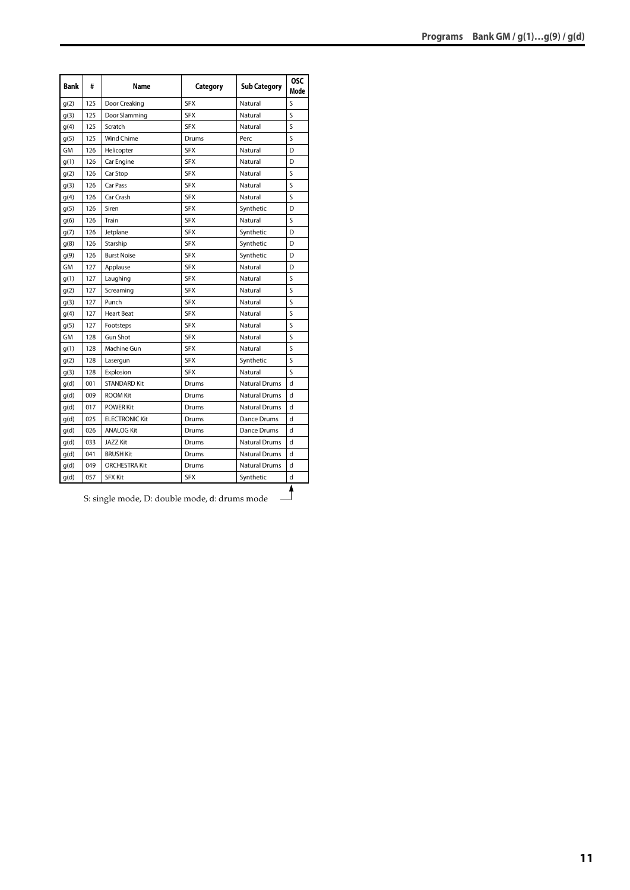| Bank | # | Name | Category | Sub Category | OSC Mode |
|---|---|---|---|---|---|
| g(2) | 125 | Door Creaking | SFX | Natural | S |
| g(3) | 125 | Door Slamming | SFX | Natural | S |
| g(4) | 125 | Scratch | SFX | Natural | S |
| g(5) | 125 | Wind Chime | Drums | Perc | S |
| GM | 126 | Helicopter | SFX | Natural | D |
| g(1) | 126 | Car Engine | SFX | Natural | D |
| g(2) | 126 | Car Stop | SFX | Natural | S |
| g(3) | 126 | Car Pass | SFX | Natural | S |
| g(4) | 126 | Car Crash | SFX | Natural | S |
| g(5) | 126 | Siren | SFX | Synthetic | D |
| g(6) | 126 | Train | SFX | Natural | S |
| g(7) | 126 | Jetplane | SFX | Synthetic | D |
| g(8) | 126 | Starship | SFX | Synthetic | D |
| g(9) | 126 | Burst Noise | SFX | Synthetic | D |
| GM | 127 | Applause | SFX | Natural | D |
| g(1) | 127 | Laughing | SFX | Natural | S |
| g(2) | 127 | Screaming | SFX | Natural | S |
| g(3) | 127 | Punch | SFX | Natural | S |
| g(4) | 127 | Heart Beat | SFX | Natural | S |
| g(5) | 127 | Footsteps | SFX | Natural | S |
| GM | 128 | Gun Shot | SFX | Natural | S |
| g(1) | 128 | Machine Gun | SFX | Natural | S |
| g(2) | 128 | Lasergun | SFX | Synthetic | S |
| g(3) | 128 | Explosion | SFX | Natural | S |
| g(d) | 001 | STANDARD Kit | Drums | Natural Drums | d |
| g(d) | 009 | ROOM Kit | Drums | Natural Drums | d |
| g(d) | 017 | POWER Kit | Drums | Natural Drums | d |
| g(d) | 025 | ELECTRONIC Kit | Drums | Dance Drums | d |
| g(d) | 026 | ANALOG Kit | Drums | Dance Drums | d |
| g(d) | 033 | JAZZ Kit | Drums | Natural Drums | d |
| g(d) | 041 | BRUSH Kit | Drums | Natural Drums | d |
| g(d) | 049 | ORCHESTRA Kit | Drums | Natural Drums | d |
| g(d) | 057 | SFX Kit | SFX | Synthetic | d |

S: single mode, D: double mode, d: drums mode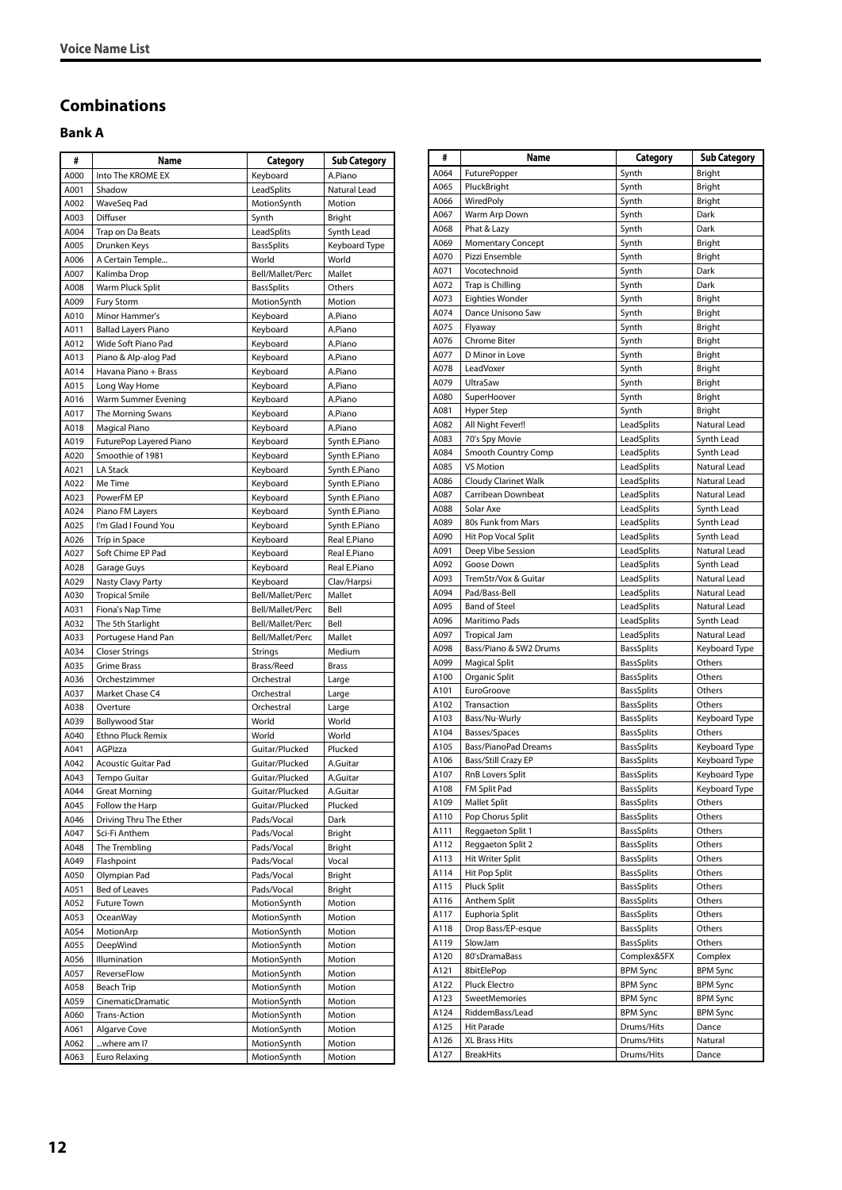## Combinations

### Bank A

| # | Name | Category | Sub Category |
|---|---|---|---|
| A000 | Into The KROME EX | Keyboard | A.Piano |
| A001 | Shadow | LeadSplits | Natural Lead |
| A002 | WaveSeq Pad | MotionSynth | Motion |
| A003 | Diffuser | Synth | Bright |
| A004 | Trap on Da Beats | LeadSplits | Synth Lead |
| A005 | Drunken Keys | BassSplits | Keyboard Type |
| A006 | A Certain Temple... | World | World |
| A007 | Kalimba Drop | Bell/Mallet/Perc | Mallet |
| A008 | Warm Pluck Split | BassSplits | Others |
| A009 | Fury Storm | MotionSynth | Motion |
| A010 | Minor Hammer's | Keyboard | A.Piano |
| A011 | Ballad Layers Piano | Keyboard | A.Piano |
| A012 | Wide Soft Piano Pad | Keyboard | A.Piano |
| A013 | Piano & Alp-along Pad | Keyboard | A.Piano |
| A014 | Havana Piano + Brass | Keyboard | A.Piano |
| A015 | Long Way Home | Keyboard | A.Piano |
| A016 | Warm Summer Evening | Keyboard | A.Piano |
| A017 | The Morning Swans | Keyboard | A.Piano |
| A018 | Magical Piano | Keyboard | A.Piano |
| A019 | FuturePop Layered Piano | Keyboard | Synth E.Piano |
| A020 | Smoothie of 1981 | Keyboard | Synth E.Piano |
| A021 | LA Stack | Keyboard | Synth E.Piano |
| A022 | Me Time | Keyboard | Synth E.Piano |
| A023 | PowerFM EP | Keyboard | Synth E.Piano |
| A024 | Piano FM Layers | Keyboard | Synth E.Piano |
| A025 | I'm Glad I Found You | Keyboard | Synth E.Piano |
| A026 | Trip in Space | Keyboard | Real E.Piano |
| A027 | Soft Chime EP Pad | Keyboard | Real E.Piano |
| A028 | Garage Guys | Keyboard | Real E.Piano |
| A029 | Nasty Clavy Party | Keyboard | Clav/Harpsi |
| A030 | Tropical Smile | Bell/Mallet/Perc | Mallet |
| A031 | Fiona's Nap Time | Bell/Mallet/Perc | Bell |
| A032 | The 5th Starlight | Bell/Mallet/Perc | Bell |
| A033 | Portugese Hand Pan | Bell/Mallet/Perc | Mallet |
| A034 | Closer Strings | Strings | Medium |
| A035 | Grime Brass | Brass/Reed | Brass |
| A036 | Orchestzimmer | Orchestral | Large |
| A037 | Market Chase C4 | Orchestral | Large |
| A038 | Overture | Orchestral | Large |
| A039 | Bollywood Star | World | World |
| A040 | Ethno Pluck Remix | World | World |
| A041 | AGPizza | Guitar/Plucked | Plucked |
| A042 | Acoustic Guitar Pad | Guitar/Plucked | A.Guitar |
| A043 | Tempo Guitar | Guitar/Plucked | A.Guitar |
| A044 | Great Morning | Guitar/Plucked | A.Guitar |
| A045 | Follow the Harp | Guitar/Plucked | Plucked |
| A046 | Driving Thru The Ether | Pads/Vocal | Dark |
| A047 | Sci-Fi Anthem | Pads/Vocal | Bright |
| A048 | The Trembling | Pads/Vocal | Bright |
| A049 | Flashpoint | Pads/Vocal | Vocal |
| A050 | Olympian Pad | Pads/Vocal | Bright |
| A051 | Bed of Leaves | Pads/Vocal | Bright |
| A052 | Future Town | MotionSynth | Motion |
| A053 | OceanWay | MotionSynth | Motion |
| A054 | MotionArp | MotionSynth | Motion |
| A055 | DeepWind | MotionSynth | Motion |
| A056 | Illumination | MotionSynth | Motion |
| A057 | ReverseFlow | MotionSynth | Motion |
| A058 | Beach Trip | MotionSynth | Motion |
| A059 | CinematicDramatic | MotionSynth | Motion |
| A060 | Trans-Action | MotionSynth | Motion |
| A061 | Algarve Cove | MotionSynth | Motion |
| A062 | ...where am I? | MotionSynth | Motion |
| A063 | Euro Relaxing | MotionSynth | Motion |
| A064 | FuturePopper | Synth | Bright |
| A065 | PluckBright | Synth | Bright |
| A066 | WiredPoly | Synth | Bright |
| A067 | Warm Arp Down | Synth | Dark |
| A068 | Phat & Lazy | Synth | Dark |
| A069 | Momentary Concept | Synth | Bright |
| A070 | Pizzi Ensemble | Synth | Bright |
| A071 | Vocotechnoid | Synth | Dark |
| A072 | Trap is Chilling | Synth | Dark |
| A073 | Eighties Wonder | Synth | Bright |
| A074 | Dance Unisono Saw | Synth | Bright |
| A075 | Flyaway | Synth | Bright |
| A076 | Chrome Biter | Synth | Bright |
| A077 | D Minor in Love | Synth | Bright |
| A078 | LeadVoxer | Synth | Bright |
| A079 | UltraSaw | Synth | Bright |
| A080 | SuperHoover | Synth | Bright |
| A081 | Hyper Step | Synth | Bright |
| A082 | All Night Fever!! | LeadSplits | Natural Lead |
| A083 | 70's Spy Movie | LeadSplits | Synth Lead |
| A084 | Smooth Country Comp | LeadSplits | Synth Lead |
| A085 | VS Motion | LeadSplits | Natural Lead |
| A086 | Cloudy Clarinet Walk | LeadSplits | Natural Lead |
| A087 | Carribean Downbeat | LeadSplits | Natural Lead |
| A088 | Solar Axe | LeadSplits | Synth Lead |
| A089 | 80s Funk from Mars | LeadSplits | Synth Lead |
| A090 | Hit Pop Vocal Split | LeadSplits | Synth Lead |
| A091 | Deep Vibe Session | LeadSplits | Natural Lead |
| A092 | Goose Down | LeadSplits | Synth Lead |
| A093 | TremStr/Vox & Guitar | LeadSplits | Natural Lead |
| A094 | Pad/Bass-Bell | LeadSplits | Natural Lead |
| A095 | Band of Steel | LeadSplits | Natural Lead |
| A096 | Maritimo Pads | LeadSplits | Synth Lead |
| A097 | Tropical Jam | LeadSplits | Natural Lead |
| A098 | Bass/Piano & SW2 Drums | BassSplits | Keyboard Type |
| A099 | Magical Split | BassSplits | Others |
| A100 | Organic Split | BassSplits | Others |
| A101 | EuroGroove | BassSplits | Others |
| A102 | Transaction | BassSplits | Others |
| A103 | Bass/Nu-Wurly | BassSplits | Keyboard Type |
| A104 | Basses/Spaces | BassSplits | Others |
| A105 | Bass/PianoPad Dreams | BassSplits | Keyboard Type |
| A106 | Bass/Still Crazy EP | BassSplits | Keyboard Type |
| A107 | RnB Lovers Split | BassSplits | Keyboard Type |
| A108 | FM Split Pad | BassSplits | Keyboard Type |
| A109 | Mallet Split | BassSplits | Others |
| A110 | Pop Chorus Split | BassSplits | Others |
| A111 | Reggaeton Split 1 | BassSplits | Others |
| A112 | Reggaeton Split 2 | BassSplits | Others |
| A113 | Hit Writer Split | BassSplits | Others |
| A114 | Hit Pop Split | BassSplits | Others |
| A115 | Pluck Split | BassSplits | Others |
| A116 | Anthem Split | BassSplits | Others |
| A117 | Euphoria Split | BassSplits | Others |
| A118 | Drop Bass/EP-esque | BassSplits | Others |
| A119 | SlowJam | BassSplits | Others |
| A120 | 80'sDramaBass | Complex&SFX | Complex |
| A121 | 8bitElePop | BPM Sync | BPM Sync |
| A122 | Pluck Electro | BPM Sync | BPM Sync |
| A123 | SweetMemories | BPM Sync | BPM Sync |
| A124 | RiddemBass/Lead | BPM Sync | BPM Sync |
| A125 | Hit Parade | Drums/Hits | Dance |
| A126 | XL Brass Hits | Drums/Hits | Natural |
| A127 | BreakHits | Drums/Hits | Dance |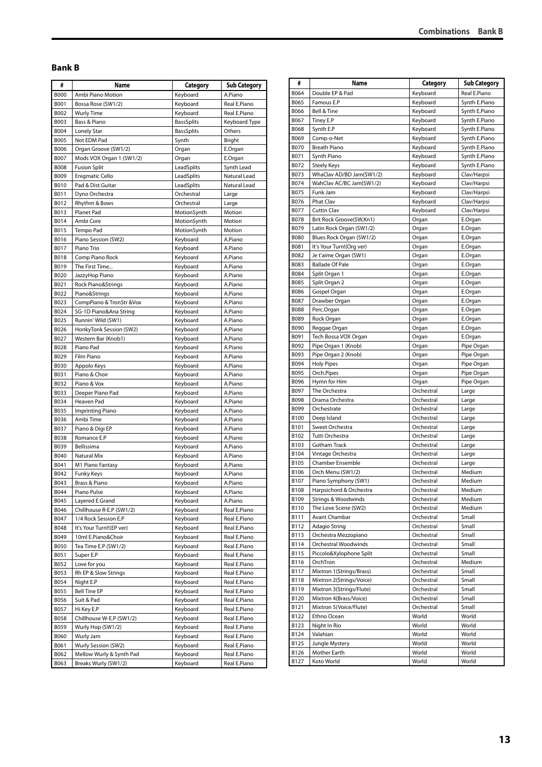## Bank B

| # | Name | Category | Sub Category |
|---|---|---|---|
| B000 | Ambi Piano Motion | Keyboard | A.Piano |
| B001 | Bossa Rose (SW1/2) | Keyboard | Real E.Piano |
| B002 | Wurly Time | Keyboard | Real E.Piano |
| B003 | Bass & Piano | BassSplits | Keyboard Type |
| B004 | Lonely Star | BassSplits | Others |
| B005 | Not EDM Pad | Synth | Bright |
| B006 | Organ Groove (SW1/2) | Organ | E.Organ |
| B007 | Mods VOX Organ 1 (SW1/2) | Organ | E.Organ |
| B008 | Fusion Split | LeadSplits | Synth Lead |
| B009 | Enigmatic Cello | LeadSplits | Natural Lead |
| B010 | Pad & Dist.Guitar | LeadSplits | Natural Lead |
| B011 | Dyno Orchestra | Orchestral | Large |
| B012 | Rhythm & Bows | Orchestral | Large |
| B013 | Planet Pad | MotionSynth | Motion |
| B014 | Ambi Core | MotionSynth | Motion |
| B015 | Tempo Pad | MotionSynth | Motion |
| B016 | Piano Session (SW2) | Keyboard | A.Piano |
| B017 | Piano Trio | Keyboard | A.Piano |
| B018 | Comp Piano Rock | Keyboard | A.Piano |
| B019 | The First Time... | Keyboard | A.Piano |
| B020 | JazzyHop Piano | Keyboard | A.Piano |
| B021 | Rock Piano&Strings | Keyboard | A.Piano |
| B022 | Piano&Strings | Keyboard | A.Piano |
| B023 | CompPiano & TronStr &Vox | Keyboard | A.Piano |
| B024 | SG-1D Piano&Ana String | Keyboard | A.Piano |
| B025 | Runnin' Wild (SW1) | Keyboard | A.Piano |
| B026 | HonkyTonk Session (SW2) | Keyboard | A.Piano |
| B027 | Western Bar (Knob1) | Keyboard | A.Piano |
| B028 | Piano Pad | Keyboard | A.Piano |
| B029 | Film Piano | Keyboard | A.Piano |
| B030 | Appolo Keys | Keyboard | A.Piano |
| B031 | Piano & Choir | Keyboard | A.Piano |
| B032 | Piano & Vox | Keyboard | A.Piano |
| B033 | Deeper Piano Pad | Keyboard | A.Piano |
| B034 | Heaven Pad | Keyboard | A.Piano |
| B035 | Imprinting Piano | Keyboard | A.Piano |
| B036 | Ambi Time | Keyboard | A.Piano |
| B037 | Piano & Digi EP | Keyboard | A.Piano |
| B038 | Romance E.P | Keyboard | A.Piano |
| B039 | Bellissima | Keyboard | A.Piano |
| B040 | Natural Mix | Keyboard | A.Piano |
| B041 | M1 Piano Fantasy | Keyboard | A.Piano |
| B042 | Funky Keys | Keyboard | A.Piano |
| B043 | Brass & Piano | Keyboard | A.Piano |
| B044 | Piano Pulse | Keyboard | A.Piano |
| B045 | Layered E.Grand | Keyboard | A.Piano |
| B046 | Chillhouse R-E.P (SW1/2) | Keyboard | Real E.Piano |
| B047 | 1/4 Rock Session E.P | Keyboard | Real E.Piano |
| B048 | It's Your Turn!!(EP ver) | Keyboard | Real E.Piano |
| B049 | 10ml E.Piano&Choir | Keyboard | Real E.Piano |
| B050 | Tea Time E.P (SW1/2) | Keyboard | Real E.Piano |
| B051 | Super E.P | Keyboard | Real E.Piano |
| B052 | Love for you | Keyboard | Real E.Piano |
| B053 | Rh EP & Slow Strings | Keyboard | Real E.Piano |
| B054 | Night E.P | Keyboard | Real E.Piano |
| B055 | Bell Tine EP | Keyboard | Real E.Piano |
| B056 | Suit & Pad | Keyboard | Real E.Piano |
| B057 | Hi Key E.P | Keyboard | Real E.Piano |
| B058 | Chillhouse W-E.P (SW1/2) | Keyboard | Real E.Piano |
| B059 | Wurly Hop (SW1/2) | Keyboard | Real E.Piano |
| B060 | Wurly Jam | Keyboard | Real E.Piano |
| B061 | Wurly Session (SW2) | Keyboard | Real E.Piano |
| B062 | Mellow Wurly & Synth Pad | Keyboard | Real E.Piano |
| B063 | Breaks Wurly (SW1/2) | Keyboard | Real E.Piano |
| B064 | Double EP & Pad | Keyboard | Real E.Piano |
| B065 | Famous E.P | Keyboard | Synth E.Piano |
| B066 | Bell & Tine | Keyboard | Synth E.Piano |
| B067 | Tiney E.P | Keyboard | Synth E.Piano |
| B068 | Synth E.P | Keyboard | Synth E.Piano |
| B069 | Comp-o-Net | Keyboard | Synth E.Piano |
| B070 | Breath Piano | Keyboard | Synth E.Piano |
| B071 | Synth Piano | Keyboard | Synth E.Piano |
| B072 | Steely Keys | Keyboard | Synth E.Piano |
| B073 | WhaClav AD/BD Jam(SW1/2) | Keyboard | Clav/Harpsi |
| B074 | WahClav AC/BC Jam(SW1/2) | Keyboard | Clav/Harpsi |
| B075 | Funk Jam | Keyboard | Clav/Harpsi |
| B076 | Phat Clav | Keyboard | Clav/Harpsi |
| B077 | Cuttin Clav | Keyboard | Clav/Harpsi |
| B078 | Brit Rock Groove(SW,Kn1) | Organ | E.Organ |
| B079 | Latin Rock Organ (SW1/2) | Organ | E.Organ |
| B080 | Blues Rock Organ (SW1/2) | Organ | E.Organ |
| B081 | It's Your Turn!(Org ver) | Organ | E.Organ |
| B082 | Je t'aime Organ (SW1) | Organ | E.Organ |
| B083 | Ballade Of Pale | Organ | E.Organ |
| B084 | Split Organ 1 | Organ | E.Organ |
| B085 | Split Organ 2 | Organ | E.Organ |
| B086 | Gospel Organ | Organ | E.Organ |
| B087 | Drawber Organ | Organ | E.Organ |
| B088 | Perc.Organ | Organ | E.Organ |
| B089 | Rock Organ | Organ | E.Organ |
| B090 | Reggae Organ | Organ | E.Organ |
| B091 | Tech Bossa VOX Organ | Organ | E.Organ |
| B092 | Pipe Organ 1 (Knob) | Organ | Pipe Organ |
| B093 | Pipe Organ 2 (Knob) | Organ | Pipe Organ |
| B094 | Holy Pipes | Organ | Pipe Organ |
| B095 | Orch.Pipes | Organ | Pipe Organ |
| B096 | Hymn for Him | Organ | Pipe Organ |
| B097 | The Orchestra | Orchestral | Large |
| B098 | Drama Orchestra | Orchestral | Large |
| B099 | Orchestrate | Orchestral | Large |
| B100 | Deep Island | Orchestral | Large |
| B101 | Sweet Orchestra | Orchestral | Large |
| B102 | Tutti Orchestra | Orchestral | Large |
| B103 | Gotham Track | Orchestral | Large |
| B104 | Vintage Orchestra | Orchestral | Large |
| B105 | Chamber Ensemble | Orchestral | Large |
| B106 | Orch Menu (SW1/2) | Orchestral | Medium |
| B107 | Piano Symphony (SW1) | Orchestral | Medium |
| B108 | Harpsichord & Orchestra | Orchestral | Medium |
| B109 | Strings & Woodwinds | Orchestral | Medium |
| B110 | The Love Scene (SW2) | Orchestral | Medium |
| B111 | Avant Chambar | Orchestral | Small |
| B112 | Adagio String | Orchestral | Small |
| B113 | Orchestra Mezzopiano | Orchestral | Small |
| B114 | Orchestral Woodwinds | Orchestral | Small |
| B115 | Piccolo&Xylophone Split | Orchestral | Small |
| B116 | OrchTron | Orchestral | Medium |
| B117 | Mixtron 1(Strings/Brass) | Orchestral | Small |
| B118 | Mixtron 2(Strings/Voice) | Orchestral | Small |
| B119 | Mixtron 3(Strings/Flute) | Orchestral | Small |
| B120 | Mixtron 4(Brass/Voice) | Orchestral | Small |
| B121 | Mixtron 5(Voice/Flute) | Orchestral | Small |
| B122 | Ethno Ocean | World | World |
| B123 | Night In Rio | World | World |
| B124 | Valahian | World | World |
| B125 | Jungle Mystery | World | World |
| B126 | Mother Earth | World | World |
| B127 | Koto World | World | World |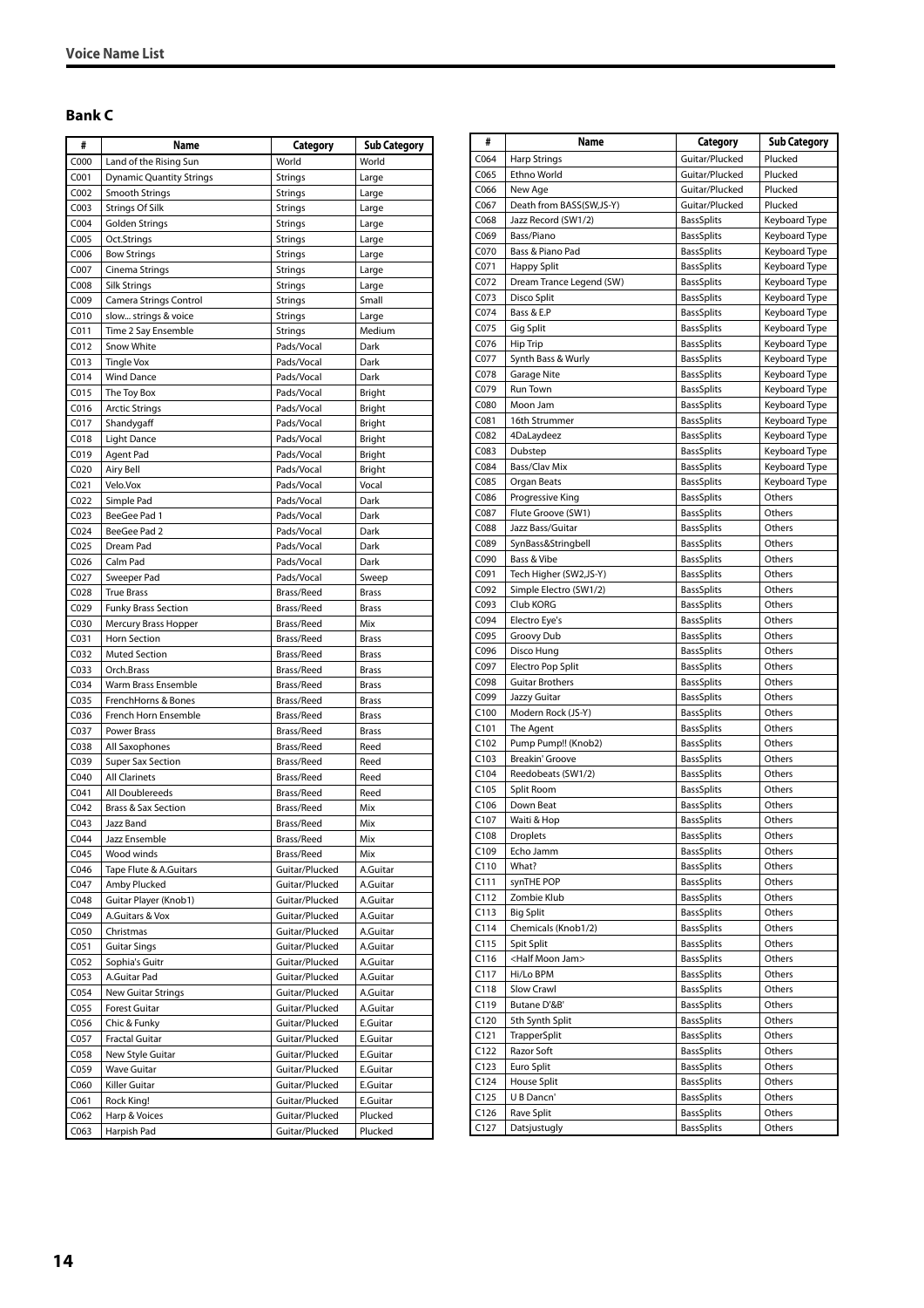# Voice Name List

## Bank C

| # | Name | Category | Sub Category |
|---|---|---|---|
| C000 | Land of the Rising Sun | World | World |
| C001 | Dynamic Quantity Strings | Strings | Large |
| C002 | Smooth Strings | Strings | Large |
| C003 | Strings Of Silk | Strings | Large |
| C004 | Golden Strings | Strings | Large |
| C005 | Oct.Strings | Strings | Large |
| C006 | Bow Strings | Strings | Large |
| C007 | Cinema Strings | Strings | Large |
| C008 | Silk Strings | Strings | Large |
| C009 | Camera Strings Control | Strings | Small |
| C010 | slow... strings & voice | Strings | Large |
| C011 | Time 2 Say Ensemble | Strings | Medium |
| C012 | Snow White | Pads/Vocal | Dark |
| C013 | Tingle Vox | Pads/Vocal | Dark |
| C014 | Wind Dance | Pads/Vocal | Dark |
| C015 | The Toy Box | Pads/Vocal | Bright |
| C016 | Arctic Strings | Pads/Vocal | Bright |
| C017 | Shandygaff | Pads/Vocal | Bright |
| C018 | Light Dance | Pads/Vocal | Bright |
| C019 | Agent Pad | Pads/Vocal | Bright |
| C020 | Airy Bell | Pads/Vocal | Bright |
| C021 | Velo.Vox | Pads/Vocal | Vocal |
| C022 | Simple Pad | Pads/Vocal | Dark |
| C023 | BeeGee Pad 1 | Pads/Vocal | Dark |
| C024 | BeeGee Pad 2 | Pads/Vocal | Dark |
| C025 | Dream Pad | Pads/Vocal | Dark |
| C026 | Calm Pad | Pads/Vocal | Dark |
| C027 | Sweeper Pad | Pads/Vocal | Sweep |
| C028 | True Brass | Brass/Reed | Brass |
| C029 | Funky Brass Section | Brass/Reed | Brass |
| C030 | Mercury Brass Hopper | Brass/Reed | Mix |
| C031 | Horn Section | Brass/Reed | Brass |
| C032 | Muted Section | Brass/Reed | Brass |
| C033 | Orch.Brass | Brass/Reed | Brass |
| C034 | Warm Brass Ensemble | Brass/Reed | Brass |
| C035 | FrenchHorns & Bones | Brass/Reed | Brass |
| C036 | French Horn Ensemble | Brass/Reed | Brass |
| C037 | Power Brass | Brass/Reed | Brass |
| C038 | All Saxophones | Brass/Reed | Reed |
| C039 | Super Sax Section | Brass/Reed | Reed |
| C040 | All Clarinets | Brass/Reed | Reed |
| C041 | All Doublereeds | Brass/Reed | Reed |
| C042 | Brass & Sax Section | Brass/Reed | Mix |
| C043 | Jazz Band | Brass/Reed | Mix |
| C044 | Jazz Ensemble | Brass/Reed | Mix |
| C045 | Wood winds | Brass/Reed | Mix |
| C046 | Tape Flute & A.Guitars | Guitar/Plucked | A.Guitar |
| C047 | Amby Plucked | Guitar/Plucked | A.Guitar |
| C048 | Guitar Player (Knob1) | Guitar/Plucked | A.Guitar |
| C049 | A.Guitars & Vox | Guitar/Plucked | A.Guitar |
| C050 | Christmas | Guitar/Plucked | A.Guitar |
| C051 | Guitar Sings | Guitar/Plucked | A.Guitar |
| C052 | Sophia's Guitr | Guitar/Plucked | A.Guitar |
| C053 | A.Guitar Pad | Guitar/Plucked | A.Guitar |
| C054 | New Guitar Strings | Guitar/Plucked | A.Guitar |
| C055 | Forest Guitar | Guitar/Plucked | A.Guitar |
| C056 | Chic & Funky | Guitar/Plucked | E.Guitar |
| C057 | Fractal Guitar | Guitar/Plucked | E.Guitar |
| C058 | New Style Guitar | Guitar/Plucked | E.Guitar |
| C059 | Wave Guitar | Guitar/Plucked | E.Guitar |
| C060 | Killer Guitar | Guitar/Plucked | E.Guitar |
| C061 | Rock King! | Guitar/Plucked | E.Guitar |
| C062 | Harp & Voices | Guitar/Plucked | Plucked |
| C063 | Harpish Pad | Guitar/Plucked | Plucked |
| C064 | Harp Strings | Guitar/Plucked | Plucked |
| C065 | Ethno World | Guitar/Plucked | Plucked |
| C066 | New Age | Guitar/Plucked | Plucked |
| C067 | Death from BASS(SW,JS-Y) | Guitar/Plucked | Plucked |
| C068 | Jazz Record (SW1/2) | BassSplits | Keyboard Type |
| C069 | Bass/Piano | BassSplits | Keyboard Type |
| C070 | Bass & Piano Pad | BassSplits | Keyboard Type |
| C071 | Happy Split | BassSplits | Keyboard Type |
| C072 | Dream Trance Legend (SW) | BassSplits | Keyboard Type |
| C073 | Disco Split | BassSplits | Keyboard Type |
| C074 | Bass & E.P | BassSplits | Keyboard Type |
| C075 | Gig Split | BassSplits | Keyboard Type |
| C076 | Hip Trip | BassSplits | Keyboard Type |
| C077 | Synth Bass & Wurly | BassSplits | Keyboard Type |
| C078 | Garage Nite | BassSplits | Keyboard Type |
| C079 | Run Town | BassSplits | Keyboard Type |
| C080 | Moon Jam | BassSplits | Keyboard Type |
| C081 | 16th Strummer | BassSplits | Keyboard Type |
| C082 | 4DaLaydeez | BassSplits | Keyboard Type |
| C083 | Dubstep | BassSplits | Keyboard Type |
| C084 | Bass/Clav Mix | BassSplits | Keyboard Type |
| C085 | Organ Beats | BassSplits | Keyboard Type |
| C086 | Progressive King | BassSplits | Others |
| C087 | Flute Groove (SW1) | BassSplits | Others |
| C088 | Jazz Bass/Guitar | BassSplits | Others |
| C089 | SynBass&Stringbell | BassSplits | Others |
| C090 | Bass & Vibe | BassSplits | Others |
| C091 | Tech Higher (SW2,JS-Y) | BassSplits | Others |
| C092 | Simple Electro (SW1/2) | BassSplits | Others |
| C093 | Club KORG | BassSplits | Others |
| C094 | Electro Eye's | BassSplits | Others |
| C095 | Groovy Dub | BassSplits | Others |
| C096 | Disco Hung | BassSplits | Others |
| C097 | Electro Pop Split | BassSplits | Others |
| C098 | Guitar Brothers | BassSplits | Others |
| C099 | Jazzy Guitar | BassSplits | Others |
| C100 | Modern Rock (JS-Y) | BassSplits | Others |
| C101 | The Agent | BassSplits | Others |
| C102 | Pump Pump!! (Knob2) | BassSplits | Others |
| C103 | Breakin' Groove | BassSplits | Others |
| C104 | Reedobeats (SW1/2) | BassSplits | Others |
| C105 | Split Room | BassSplits | Others |
| C106 | Down Beat | BassSplits | Others |
| C107 | Waiti & Hop | BassSplits | Others |
| C108 | Droplets | BassSplits | Others |
| C109 | Echo Jamm | BassSplits | Others |
| C110 | What? | BassSplits | Others |
| C111 | synTHE POP | BassSplits | Others |
| C112 | Zombie Klub | BassSplits | Others |
| C113 | Big Split | BassSplits | Others |
| C114 | Chemicals (Knob1/2) | BassSplits | Others |
| C115 | Spit Split | BassSplits | Others |
| C116 | <Half Moon Jam> | BassSplits | Others |
| C117 | Hi/Lo BPM | BassSplits | Others |
| C118 | Slow Crawl | BassSplits | Others |
| C119 | Butane D'&B' | BassSplits | Others |
| C120 | 5th Synth Split | BassSplits | Others |
| C121 | TrapperSplit | BassSplits | Others |
| C122 | Razor Soft | BassSplits | Others |
| C123 | Euro Split | BassSplits | Others |
| C124 | House Split | BassSplits | Others |
| C125 | U B Dancn' | BassSplits | Others |
| C126 | Rave Split | BassSplits | Others |
| C127 | Datsjustugly | BassSplits | Others |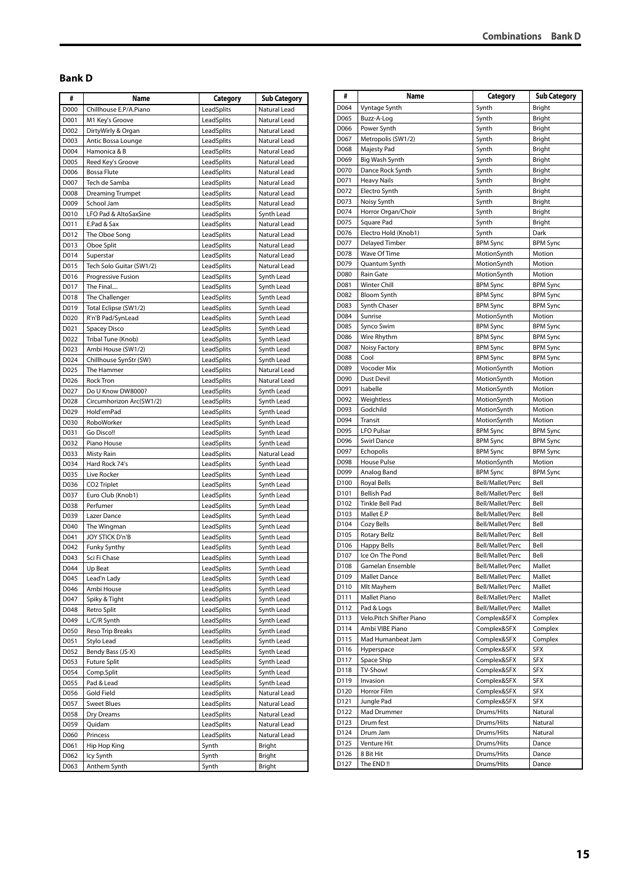## Bank D

| # | Name | Category | Sub Category |
|---|---|---|---|
| D000 | Chillhouse E.P/A.Piano | LeadSplits | Natural Lead |
| D001 | M1 Key's Groove | LeadSplits | Natural Lead |
| D002 | DirtyWirly & Organ | LeadSplits | Natural Lead |
| D003 | Antic Bossa Lounge | LeadSplits | Natural Lead |
| D004 | Hamonica & B | LeadSplits | Natural Lead |
| D005 | Reed Key's Groove | LeadSplits | Natural Lead |
| D006 | Bossa Flute | LeadSplits | Natural Lead |
| D007 | Tech de Samba | LeadSplits | Natural Lead |
| D008 | Dreaming Trumpet | LeadSplits | Natural Lead |
| D009 | School Jam | LeadSplits | Natural Lead |
| D010 | LFO Pad & AltoSaxSine | LeadSplits | Synth Lead |
| D011 | E.Pad & Sax | LeadSplits | Natural Lead |
| D012 | The Oboe Song | LeadSplits | Natural Lead |
| D013 | Oboe Split | LeadSplits | Natural Lead |
| D014 | Superstar | LeadSplits | Natural Lead |
| D015 | Tech Solo Guitar (SW1/2) | LeadSplits | Natural Lead |
| D016 | Progressive Fusion | LeadSplits | Synth Lead |
| D017 | The Final.... | LeadSplits | Synth Lead |
| D018 | The Challenger | LeadSplits | Synth Lead |
| D019 | Total Eclipse (SW1/2) | LeadSplits | Synth Lead |
| D020 | R'n'B Pad/SynLead | LeadSplits | Synth Lead |
| D021 | Spacey Disco | LeadSplits | Synth Lead |
| D022 | Tribal Tune (Knob) | LeadSplits | Synth Lead |
| D023 | Ambi House (SW1/2) | LeadSplits | Synth Lead |
| D024 | Chillhouse SynStr (SW) | LeadSplits | Synth Lead |
| D025 | The Hammer | LeadSplits | Natural Lead |
| D026 | Rock Tron | LeadSplits | Natural Lead |
| D027 | Do U Know DW8000? | LeadSplits | Synth Lead |
| D028 | Circumhorizon Arc(SW1/2) | LeadSplits | Synth Lead |
| D029 | Hold'emPad | LeadSplits | Synth Lead |
| D030 | RoboWorker | LeadSplits | Synth Lead |
| D031 | Go Disco!! | LeadSplits | Synth Lead |
| D032 | Piano House | LeadSplits | Synth Lead |
| D033 | Misty Rain | LeadSplits | Natural Lead |
| D034 | Hard Rock 74's | LeadSplits | Synth Lead |
| D035 | Live Rocker | LeadSplits | Synth Lead |
| D036 | CO2 Triplet | LeadSplits | Synth Lead |
| D037 | Euro Club (Knob1) | LeadSplits | Synth Lead |
| D038 | Perfumer | LeadSplits | Synth Lead |
| D039 | Lazer Dance | LeadSplits | Synth Lead |
| D040 | The Wingman | LeadSplits | Synth Lead |
| D041 | JOY STICK D'n'B | LeadSplits | Synth Lead |
| D042 | Funky Synthy | LeadSplits | Synth Lead |
| D043 | Sci Fi Chase | LeadSplits | Synth Lead |
| D044 | Up Beat | LeadSplits | Synth Lead |
| D045 | Lead'n Lady | LeadSplits | Synth Lead |
| D046 | Ambi House | LeadSplits | Synth Lead |
| D047 | Spiky & Tight | LeadSplits | Synth Lead |
| D048 | Retro Split | LeadSplits | Synth Lead |
| D049 | L/C/R Synth | LeadSplits | Synth Lead |
| D050 | Reso Trip Breaks | LeadSplits | Synth Lead |
| D051 | Stylo Lead | LeadSplits | Synth Lead |
| D052 | Bendy Bass (JS-X) | LeadSplits | Synth Lead |
| D053 | Future Split | LeadSplits | Synth Lead |
| D054 | Comp.Split | LeadSplits | Synth Lead |
| D055 | Pad & Lead | LeadSplits | Synth Lead |
| D056 | Gold Field | LeadSplits | Natural Lead |
| D057 | Sweet Blues | LeadSplits | Natural Lead |
| D058 | Dry Dreams | LeadSplits | Natural Lead |
| D059 | Quidam | LeadSplits | Natural Lead |
| D060 | Princess | LeadSplits | Natural Lead |
| D061 | Hip Hop King | Synth | Bright |
| D062 | Icy Synth | Synth | Bright |
| D063 | Anthem Synth | Synth | Bright |
| D064 | Vyntage Synth | Synth | Bright |
| D065 | Buzz-A-Log | Synth | Bright |
| D066 | Power Synth | Synth | Bright |
| D067 | Metropolis (SW1/2) | Synth | Bright |
| D068 | Majesty Pad | Synth | Bright |
| D069 | Big Wash Synth | Synth | Bright |
| D070 | Dance Rock Synth | Synth | Bright |
| D071 | Heavy Nails | Synth | Bright |
| D072 | Electro Synth | Synth | Bright |
| D073 | Noisy Synth | Synth | Bright |
| D074 | Horror Organ/Choir | Synth | Bright |
| D075 | Square Pad | Synth | Bright |
| D076 | Electro Hold (Knob1) | Synth | Dark |
| D077 | Delayed Timber | BPM Sync | BPM Sync |
| D078 | Wave Of Time | MotionSynth | Motion |
| D079 | Quantum Synth | MotionSynth | Motion |
| D080 | Rain Gate | MotionSynth | Motion |
| D081 | Winter Chill | BPM Sync | BPM Sync |
| D082 | Bloom Synth | BPM Sync | BPM Sync |
| D083 | Synth Chaser | BPM Sync | BPM Sync |
| D084 | Sunrise | MotionSynth | Motion |
| D085 | Synco Swim | BPM Sync | BPM Sync |
| D086 | Wire Rhythm | BPM Sync | BPM Sync |
| D087 | Noisy Factory | BPM Sync | BPM Sync |
| D088 | Cool | BPM Sync | BPM Sync |
| D089 | Vocoder Mix | MotionSynth | Motion |
| D090 | Dust Devil | MotionSynth | Motion |
| D091 | Isabelle | MotionSynth | Motion |
| D092 | Weightless | MotionSynth | Motion |
| D093 | Godchild | MotionSynth | Motion |
| D094 | Transit | MotionSynth | Motion |
| D095 | LFO Pulsar | BPM Sync | BPM Sync |
| D096 | Swirl Dance | BPM Sync | BPM Sync |
| D097 | Echopolis | BPM Sync | BPM Sync |
| D098 | House Pulse | MotionSynth | Motion |
| D099 | Analog Band | BPM Sync | BPM Sync |
| D100 | Royal Bells | Bell/Mallet/Perc | Bell |
| D101 | Bellish Pad | Bell/Mallet/Perc | Bell |
| D102 | Tinkle Bell Pad | Bell/Mallet/Perc | Bell |
| D103 | Mallet E.P | Bell/Mallet/Perc | Bell |
| D104 | Cozy Bells | Bell/Mallet/Perc | Bell |
| D105 | Rotary Bellz | Bell/Mallet/Perc | Bell |
| D106 | Happy Bells | Bell/Mallet/Perc | Bell |
| D107 | Ice On The Pond | Bell/Mallet/Perc | Bell |
| D108 | Gamelan Ensemble | Bell/Mallet/Perc | Mallet |
| D109 | Mallet Dance | Bell/Mallet/Perc | Mallet |
| D110 | Mlt Mayhem | Bell/Mallet/Perc | Mallet |
| D111 | Mallet Piano | Bell/Mallet/Perc | Mallet |
| D112 | Pad & Logs | Bell/Mallet/Perc | Mallet |
| D113 | Velo.Pitch Shifter Piano | Complex&SFX | Complex |
| D114 | Ambi VIBE Piano | Complex&SFX | Complex |
| D115 | Mad Humanbeat Jam | Complex&SFX | Complex |
| D116 | Hyperspace | Complex&SFX | SFX |
| D117 | Space Ship | Complex&SFX | SFX |
| D118 | TV-Show! | Complex&SFX | SFX |
| D119 | Invasion | Complex&SFX | SFX |
| D120 | Horror Film | Complex&SFX | SFX |
| D121 | Jungle Pad | Complex&SFX | SFX |
| D122 | Mad Drummer | Drums/Hits | Natural |
| D123 | Drum fest | Drums/Hits | Natural |
| D124 | Drum Jam | Drums/Hits | Natural |
| D125 | Venture Hit | Drums/Hits | Dance |
| D126 | 8 Bit Hit | Drums/Hits | Dance |
| D127 | The END !! | Drums/Hits | Dance |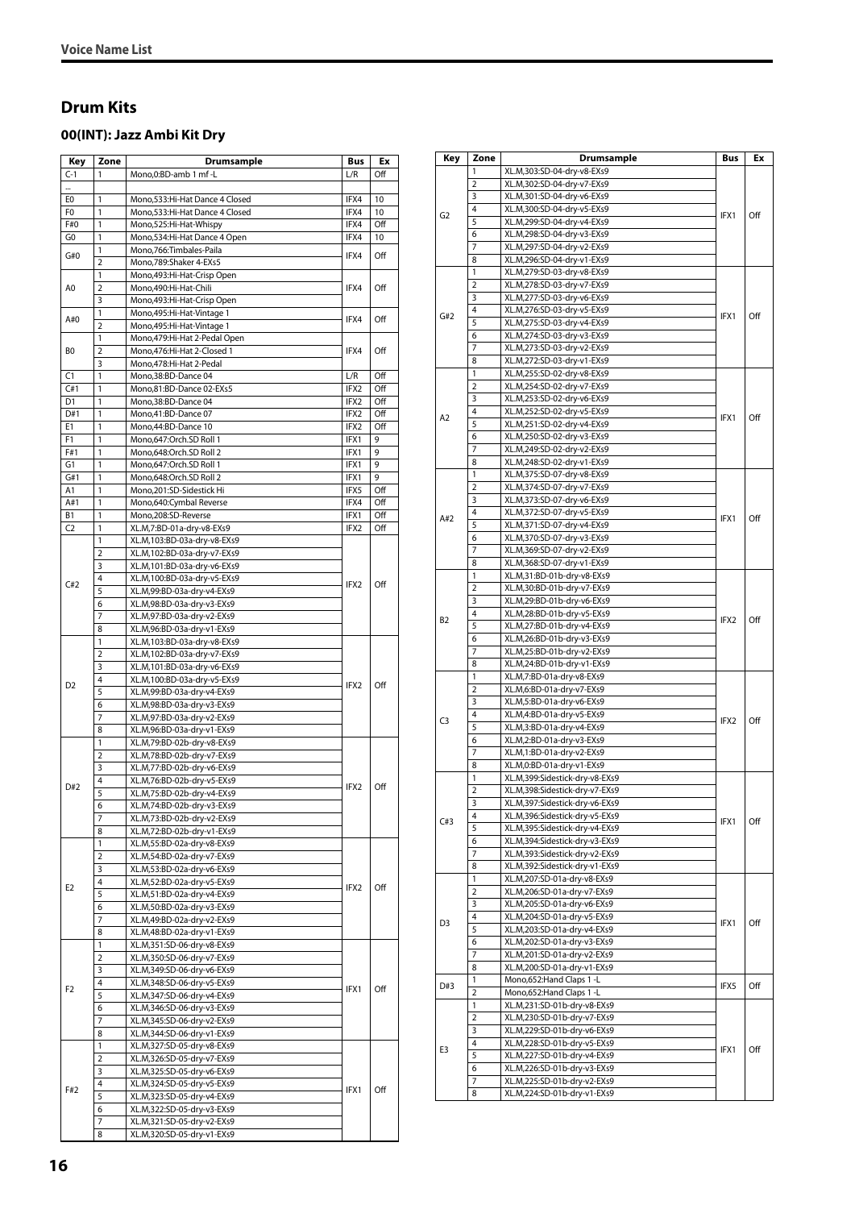## Drum Kits

### 00(INT): Jazz Ambi Kit Dry

| Key | Zone | Drumsample | Bus | Ex |
|---|---|---|---|---|
| C-1 | 1 | Mono,0:BD-amb 1 mf -L | L/R | Off |
| ... | | | | |
| E0 | 1 | Mono,533:Hi-Hat Dance 4 Closed | IFX4 | 10 |
| F0 | 1 | Mono,533:Hi-Hat Dance 4 Closed | IFX4 | 10 |
| F#0 | 1 | Mono,525:Hi-Hat-Whispy | IFX4 | Off |
| G0 | 1 | Mono,534:Hi-Hat Dance 4 Open | IFX4 | 10 |
| G#0 | 1 | Mono,766:Timbales-Paila | IFX4 | Off |
| | 2 | Mono,789:Shaker 4-EXs5 | | |
| A0 | 1 | Mono,493:Hi-Hat-Crisp Open | IFX4 | Off |
| | 2 | Mono,490:Hi-Hat-Chili | | |
| | 3 | Mono,493:Hi-Hat-Crisp Open | | |
| A#0 | 1 | Mono,495:Hi-Hat-Vintage 1 | IFX4 | Off |
| | 2 | Mono,495:Hi-Hat-Vintage 1 | | |
| B0 | 1 | Mono,479:Hi-Hat 2-Pedal Open | IFX4 | Off |
| | 2 | Mono,476:Hi-Hat 2-Closed 1 | | |
| | 3 | Mono,478:Hi-Hat 2-Pedal | | |
| C1 | 1 | Mono,38:BD-Dance 04 | L/R | Off |
| C#1 | 1 | Mono,81:BD-Dance 02-EXs5 | IFX2 | Off |
| D1 | 1 | Mono,38:BD-Dance 04 | IFX2 | Off |
| D#1 | 1 | Mono,41:BD-Dance 07 | IFX2 | Off |
| E1 | 1 | Mono,44:BD-Dance 10 | IFX2 | Off |
| F1 | 1 | Mono,647:Orch.SD Roll 1 | IFX1 | 9 |
| F#1 | 1 | Mono,648:Orch.SD Roll 2 | IFX1 | 9 |
| G1 | 1 | Mono,647:Orch.SD Roll 1 | IFX1 | 9 |
| G#1 | 1 | Mono,648:Orch.SD Roll 2 | IFX1 | 9 |
| A1 | 1 | Mono,201:SD-Sidestick Hi | IFX5 | Off |
| A#1 | 1 | Mono,640:Cymbal Reverse | IFX4 | Off |
| B1 | 1 | Mono,208:SD-Reverse | IFX1 | Off |
| C2 | 1 | XL.M,7:BD-01a-dry-v8-EXs9 | IFX2 | Off |
| C#2 | 1 | XL.M,103:BD-03a-dry-v8-EXs9 | IFX2 | Off |
| | 2 | XL.M,102:BD-03a-dry-v7-EXs9 | | |
| | 3 | XL.M,101:BD-03a-dry-v6-EXs9 | | |
| | 4 | XL.M,100:BD-03a-dry-v5-EXs9 | | |
| | 5 | XL.M,99:BD-03a-dry-v4-EXs9 | | |
| | 6 | XL.M,98:BD-03a-dry-v3-EXs9 | | |
| | 7 | XL.M,97:BD-03a-dry-v2-EXs9 | | |
| | 8 | XL.M,96:BD-03a-dry-v1-EXs9 | | |
| D2 | 1 | XL.M,103:BD-03a-dry-v8-EXs9 | IFX2 | Off |
| | 2 | XL.M,102:BD-03a-dry-v7-EXs9 | | |
| | 3 | XL.M,101:BD-03a-dry-v6-EXs9 | | |
| | 4 | XL.M,100:BD-03a-dry-v5-EXs9 | | |
| | 5 | XL.M,99:BD-03a-dry-v4-EXs9 | | |
| | 6 | XL.M,98:BD-03a-dry-v3-EXs9 | | |
| | 7 | XL.M,97:BD-03a-dry-v2-EXs9 | | |
| | 8 | XL.M,96:BD-03a-dry-v1-EXs9 | | |
| D#2 | 1 | XL.M,79:BD-02b-dry-v8-EXs9 | IFX2 | Off |
| | 2 | XL.M,78:BD-02b-dry-v7-EXs9 | | |
| | 3 | XL.M,77:BD-02b-dry-v6-EXs9 | | |
| | 4 | XL.M,76:BD-02b-dry-v5-EXs9 | | |
| | 5 | XL.M,75:BD-02b-dry-v4-EXs9 | | |
| | 6 | XL.M,74:BD-02b-dry-v3-EXs9 | | |
| | 7 | XL.M,73:BD-02b-dry-v2-EXs9 | | |
| | 8 | XL.M,72:BD-02b-dry-v1-EXs9 | | |
| E2 | 1 | XL.M,55:BD-02a-dry-v8-EXs9 | IFX2 | Off |
| | 2 | XL.M,54:BD-02a-dry-v7-EXs9 | | |
| | 3 | XL.M,53:BD-02a-dry-v6-EXs9 | | |
| | 4 | XL.M,52:BD-02a-dry-v5-EXs9 | | |
| | 5 | XL.M,51:BD-02a-dry-v4-EXs9 | | |
| | 6 | XL.M,50:BD-02a-dry-v3-EXs9 | | |
| | 7 | XL.M,49:BD-02a-dry-v2-EXs9 | | |
| | 8 | XL.M,48:BD-02a-dry-v1-EXs9 | | |
| F2 | 1 | XL.M,351:SD-06-dry-v8-EXs9 | IFX1 | Off |
| | 2 | XL.M,350:SD-06-dry-v7-EXs9 | | |
| | 3 | XL.M,349:SD-06-dry-v6-EXs9 | | |
| | 4 | XL.M,348:SD-06-dry-v5-EXs9 | | |
| | 5 | XL.M,347:SD-06-dry-v4-EXs9 | | |
| | 6 | XL.M,346:SD-06-dry-v3-EXs9 | | |
| | 7 | XL.M,345:SD-06-dry-v2-EXs9 | | |
| | 8 | XL.M,344:SD-06-dry-v1-EXs9 | | |
| F#2 | 1 | XL.M,327:SD-05-dry-v8-EXs9 | IFX1 | Off |
| | 2 | XL.M,326:SD-05-dry-v7-EXs9 | | |
| | 3 | XL.M,325:SD-05-dry-v6-EXs9 | | |
| | 4 | XL.M,324:SD-05-dry-v5-EXs9 | | |
| | 5 | XL.M,323:SD-05-dry-v4-EXs9 | | |
| | 6 | XL.M,322:SD-05-dry-v3-EXs9 | | |
| | 7 | XL.M,321:SD-05-dry-v2-EXs9 | | |
| | 8 | XL.M,320:SD-05-dry-v1-EXs9 | | |
| G2 | 1 | XL.M,303:SD-04-dry-v8-EXs9 | IFX1 | Off |
| | 2 | XL.M,302:SD-04-dry-v7-EXs9 | | |
| | 3 | XL.M,301:SD-04-dry-v6-EXs9 | | |
| | 4 | XL.M,300:SD-04-dry-v5-EXs9 | | |
| | 5 | XL.M,299:SD-04-dry-v4-EXs9 | | |
| | 6 | XL.M,298:SD-04-dry-v3-EXs9 | | |
| | 7 | XL.M,297:SD-04-dry-v2-EXs9 | | |
| | 8 | XL.M,296:SD-04-dry-v1-EXs9 | | |
| G#2 | 1 | XL.M,279:SD-03-dry-v8-EXs9 | IFX1 | Off |
| | 2 | XL.M,278:SD-03-dry-v7-EXs9 | | |
| | 3 | XL.M,277:SD-03-dry-v6-EXs9 | | |
| | 4 | XL.M,276:SD-03-dry-v5-EXs9 | | |
| | 5 | XL.M,275:SD-03-dry-v4-EXs9 | | |
| | 6 | XL.M,274:SD-03-dry-v3-EXs9 | | |
| | 7 | XL.M,273:SD-03-dry-v2-EXs9 | | |
| | 8 | XL.M,272:SD-03-dry-v1-EXs9 | | |
| A2 | 1 | XL.M,255:SD-02-dry-v8-EXs9 | IFX1 | Off |
| | 2 | XL.M,254:SD-02-dry-v7-EXs9 | | |
| | 3 | XL.M,253:SD-02-dry-v6-EXs9 | | |
| | 4 | XL.M,252:SD-02-dry-v5-EXs9 | | |
| | 5 | XL.M,251:SD-02-dry-v4-EXs9 | | |
| | 6 | XL.M,250:SD-02-dry-v3-EXs9 | | |
| | 7 | XL.M,249:SD-02-dry-v2-EXs9 | | |
| | 8 | XL.M,248:SD-02-dry-v1-EXs9 | | |
| A#2 | 1 | XL.M,375:SD-07-dry-v8-EXs9 | IFX1 | Off |
| | 2 | XL.M,374:SD-07-dry-v7-EXs9 | | |
| | 3 | XL.M,373:SD-07-dry-v6-EXs9 | | |
| | 4 | XL.M,372:SD-07-dry-v5-EXs9 | | |
| | 5 | XL.M,371:SD-07-dry-v4-EXs9 | | |
| | 6 | XL.M,370:SD-07-dry-v3-EXs9 | | |
| | 7 | XL.M,369:SD-07-dry-v2-EXs9 | | |
| | 8 | XL.M,368:SD-07-dry-v1-EXs9 | | |
| B2 | 1 | XL.M,31:BD-01b-dry-v8-EXs9 | IFX2 | Off |
| | 2 | XL.M,30:BD-01b-dry-v7-EXs9 | | |
| | 3 | XL.M,29:BD-01b-dry-v6-EXs9 | | |
| | 4 | XL.M,28:BD-01b-dry-v5-EXs9 | | |
| | 5 | XL.M,27:BD-01b-dry-v4-EXs9 | | |
| | 6 | XL.M,26:BD-01b-dry-v3-EXs9 | | |
| | 7 | XL.M,25:BD-01b-dry-v2-EXs9 | | |
| | 8 | XL.M,24:BD-01b-dry-v1-EXs9 | | |
| C3 | 1 | XL.M,7:BD-01a-dry-v8-EXs9 | IFX2 | Off |
| | 2 | XL.M,6:BD-01a-dry-v7-EXs9 | | |
| | 3 | XL.M,5:BD-01a-dry-v6-EXs9 | | |
| | 4 | XL.M,4:BD-01a-dry-v5-EXs9 | | |
| | 5 | XL.M,3:BD-01a-dry-v4-EXs9 | | |
| | 6 | XL.M,2:BD-01a-dry-v3-EXs9 | | |
| | 7 | XL.M,1:BD-01a-dry-v2-EXs9 | | |
| | 8 | XL.M,0:BD-01a-dry-v1-EXs9 | | |
| C#3 | 1 | XL.M,399:Sidestick-dry-v8-EXs9 | IFX1 | Off |
| | 2 | XL.M,398:Sidestick-dry-v7-EXs9 | | |
| | 3 | XL.M,397:Sidestick-dry-v6-EXs9 | | |
| | 4 | XL.M,396:Sidestick-dry-v5-EXs9 | | |
| | 5 | XL.M,395:Sidestick-dry-v4-EXs9 | | |
| | 6 | XL.M,394:Sidestick-dry-v3-EXs9 | | |
| | 7 | XL.M,393:Sidestick-dry-v2-EXs9 | | |
| | 8 | XL.M,392:Sidestick-dry-v1-EXs9 | | |
| D3 | 1 | XL.M,207:SD-01a-dry-v8-EXs9 | IFX1 | Off |
| | 2 | XL.M,206:SD-01a-dry-v7-EXs9 | | |
| | 3 | XL.M,205:SD-01a-dry-v6-EXs9 | | |
| | 4 | XL.M,204:SD-01a-dry-v5-EXs9 | | |
| | 5 | XL.M,203:SD-01a-dry-v4-EXs9 | | |
| | 6 | XL.M,202:SD-01a-dry-v3-EXs9 | | |
| | 7 | XL.M,201:SD-01a-dry-v2-EXs9 | | |
| | 8 | XL.M,200:SD-01a-dry-v1-EXs9 | | |
| D#3 | 1 | Mono,652:Hand Claps 1 -L | IFX5 | Off |
| | 2 | Mono,652:Hand Claps 1 -L | | |
| E3 | 1 | XL.M,231:SD-01b-dry-v8-EXs9 | IFX1 | Off |
| | 2 | XL.M,230:SD-01b-dry-v7-EXs9 | | |
| | 3 | XL.M,229:SD-01b-dry-v6-EXs9 | | |
| | 4 | XL.M,228:SD-01b-dry-v5-EXs9 | | |
| | 5 | XL.M,227:SD-01b-dry-v4-EXs9 | | |
| | 6 | XL.M,226:SD-01b-dry-v3-EXs9 | | |
| | 7 | XL.M,225:SD-01b-dry-v2-EXs9 | | |
| | 8 | XL.M,224:SD-01b-dry-v1-EXs9 | | |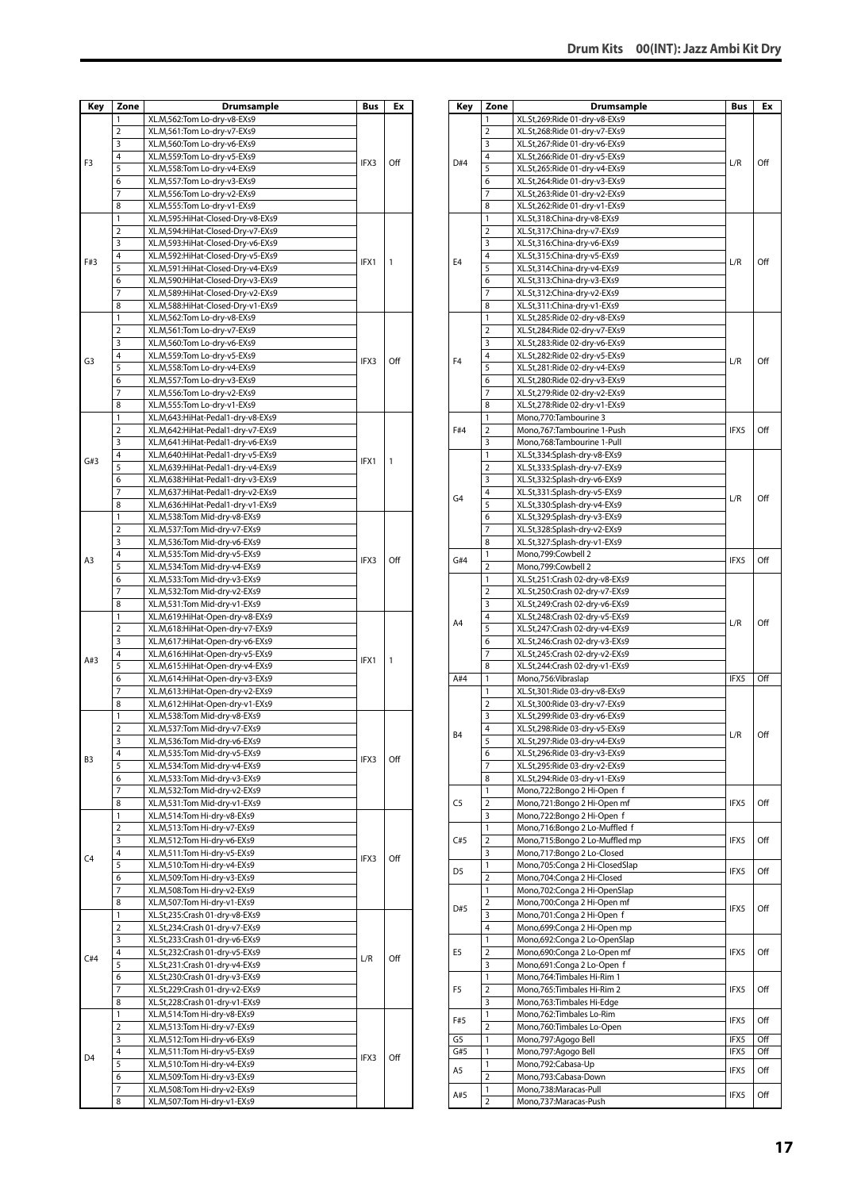| Key | Zone | Drumsample | Bus | Ex |
|---|---|---|---|---|
| F3 | 1 | XL.M,562:Tom Lo-dry-v8-EXs9 | IFX3 | Off |
| | 2 | XL.M,561:Tom Lo-dry-v7-EXs9 | | |
| | 3 | XL.M,560:Tom Lo-dry-v6-EXs9 | | |
| | 4 | XL.M,559:Tom Lo-dry-v5-EXs9 | | |
| | 5 | XL.M,558:Tom Lo-dry-v4-EXs9 | | |
| | 6 | XL.M,557:Tom Lo-dry-v3-EXs9 | | |
| | 7 | XL.M,556:Tom Lo-dry-v2-EXs9 | | |
| | 8 | XL.M,555:Tom Lo-dry-v1-EXs9 | | |
| F#3 | 1 | XL.M,595:HiHat-Closed-Dry-v8-EXs9 | IFX1 | 1 |
| | 2 | XL.M,594:HiHat-Closed-Dry-v7-EXs9 | | |
| | 3 | XL.M,593:HiHat-Closed-Dry-v6-EXs9 | | |
| | 4 | XL.M,592:HiHat-Closed-Dry-v5-EXs9 | | |
| | 5 | XL.M,591:HiHat-Closed-Dry-v4-EXs9 | | |
| | 6 | XL.M,590:HiHat-Closed-Dry-v3-EXs9 | | |
| | 7 | XL.M,589:HiHat-Closed-Dry-v2-EXs9 | | |
| | 8 | XL.M,588:HiHat-Closed-Dry-v1-EXs9 | | |
| G3 | 1 | XL.M,562:Tom Lo-dry-v8-EXs9 | IFX3 | Off |
| | 2 | XL.M,561:Tom Lo-dry-v7-EXs9 | | |
| | 3 | XL.M,560:Tom Lo-dry-v6-EXs9 | | |
| | 4 | XL.M,559:Tom Lo-dry-v5-EXs9 | | |
| | 5 | XL.M,558:Tom Lo-dry-v4-EXs9 | | |
| | 6 | XL.M,557:Tom Lo-dry-v3-EXs9 | | |
| | 7 | XL.M,556:Tom Lo-dry-v2-EXs9 | | |
| | 8 | XL.M,555:Tom Lo-dry-v1-EXs9 | | |
| G#3 | 1 | XL.M,643:HiHat-Pedal1-dry-v8-EXs9 | IFX1 | 1 |
| | 2 | XL.M,642:HiHat-Pedal1-dry-v7-EXs9 | | |
| | 3 | XL.M,641:HiHat-Pedal1-dry-v6-EXs9 | | |
| | 4 | XL.M,640:HiHat-Pedal1-dry-v5-EXs9 | | |
| | 5 | XL.M,639:HiHat-Pedal1-dry-v4-EXs9 | | |
| | 6 | XL.M,638:HiHat-Pedal1-dry-v3-EXs9 | | |
| | 7 | XL.M,637:HiHat-Pedal1-dry-v2-EXs9 | | |
| | 8 | XL.M,636:HiHat-Pedal1-dry-v1-EXs9 | | |
| A3 | 1 | XL.M,538:Tom Mid-dry-v8-EXs9 | IFX3 | Off |
| | 2 | XL.M,537:Tom Mid-dry-v7-EXs9 | | |
| | 3 | XL.M,536:Tom Mid-dry-v6-EXs9 | | |
| | 4 | XL.M,535:Tom Mid-dry-v5-EXs9 | | |
| | 5 | XL.M,534:Tom Mid-dry-v4-EXs9 | | |
| | 6 | XL.M,533:Tom Mid-dry-v3-EXs9 | | |
| | 7 | XL.M,532:Tom Mid-dry-v2-EXs9 | | |
| | 8 | XL.M,531:Tom Mid-dry-v1-EXs9 | | |
| A#3 | 1 | XL.M,619:HiHat-Open-dry-v8-EXs9 | IFX1 | 1 |
| | 2 | XL.M,618:HiHat-Open-dry-v7-EXs9 | | |
| | 3 | XL.M,617:HiHat-Open-dry-v6-EXs9 | | |
| | 4 | XL.M,616:HiHat-Open-dry-v5-EXs9 | | |
| | 5 | XL.M,615:HiHat-Open-dry-v4-EXs9 | | |
| | 6 | XL.M,614:HiHat-Open-dry-v3-EXs9 | | |
| | 7 | XL.M,613:HiHat-Open-dry-v2-EXs9 | | |
| | 8 | XL.M,612:HiHat-Open-dry-v1-EXs9 | | |
| B3 | 1 | XL.M,538:Tom Mid-dry-v8-EXs9 | IFX3 | Off |
| | 2 | XL.M,537:Tom Mid-dry-v7-EXs9 | | |
| | 3 | XL.M,536:Tom Mid-dry-v6-EXs9 | | |
| | 4 | XL.M,535:Tom Mid-dry-v5-EXs9 | | |
| | 5 | XL.M,534:Tom Mid-dry-v4-EXs9 | | |
| | 6 | XL.M,533:Tom Mid-dry-v3-EXs9 | | |
| | 7 | XL.M,532:Tom Mid-dry-v2-EXs9 | | |
| | 8 | XL.M,531:Tom Mid-dry-v1-EXs9 | | |
| C4 | 1 | XL.M,514:Tom Hi-dry-v8-EXs9 | IFX3 | Off |
| | 2 | XL.M,513:Tom Hi-dry-v7-EXs9 | | |
| | 3 | XL.M,512:Tom Hi-dry-v6-EXs9 | | |
| | 4 | XL.M,511:Tom Hi-dry-v5-EXs9 | | |
| | 5 | XL.M,510:Tom Hi-dry-v4-EXs9 | | |
| | 6 | XL.M,509:Tom Hi-dry-v3-EXs9 | | |
| | 7 | XL.M,508:Tom Hi-dry-v2-EXs9 | | |
| | 8 | XL.M,507:Tom Hi-dry-v1-EXs9 | | |
| C#4 | 1 | XL.St,235:Crash 01-dry-v8-EXs9 | L/R | Off |
| | 2 | XL.St,234:Crash 01-dry-v7-EXs9 | | |
| | 3 | XL.St,233:Crash 01-dry-v6-EXs9 | | |
| | 4 | XL.St,232:Crash 01-dry-v5-EXs9 | | |
| | 5 | XL.St,231:Crash 01-dry-v4-EXs9 | | |
| | 6 | XL.St,230:Crash 01-dry-v3-EXs9 | | |
| | 7 | XL.St,229:Crash 01-dry-v2-EXs9 | | |
| | 8 | XL.St,228:Crash 01-dry-v1-EXs9 | | |
| D4 | 1 | XL.M,514:Tom Hi-dry-v8-EXs9 | IFX3 | Off |
| | 2 | XL.M,513:Tom Hi-dry-v7-EXs9 | | |
| | 3 | XL.M,512:Tom Hi-dry-v6-EXs9 | | |
| | 4 | XL.M,511:Tom Hi-dry-v5-EXs9 | | |
| | 5 | XL.M,510:Tom Hi-dry-v4-EXs9 | | |
| | 6 | XL.M,509:Tom Hi-dry-v3-EXs9 | | |
| | 7 | XL.M,508:Tom Hi-dry-v2-EXs9 | | |
| | 8 | XL.M,507:Tom Hi-dry-v1-EXs9 | | |

| Key | Zone | Drumsample | Bus | Ex |
|---|---|---|---|---|
| D#4 | 1 | XL.St,269:Ride 01-dry-v8-EXs9 | L/R | Off |
| | 2 | XL.St,268:Ride 01-dry-v7-EXs9 | | |
| | 3 | XL.St,267:Ride 01-dry-v6-EXs9 | | |
| | 4 | XL.St,266:Ride 01-dry-v5-EXs9 | | |
| | 5 | XL.St,265:Ride 01-dry-v4-EXs9 | | |
| | 6 | XL.St,264:Ride 01-dry-v3-EXs9 | | |
| | 7 | XL.St,263:Ride 01-dry-v2-EXs9 | | |
| | 8 | XL.St,262:Ride 01-dry-v1-EXs9 | | |
| E4 | 1 | XL.St,318:China-dry-v8-EXs9 | L/R | Off |
| | 2 | XL.St,317:China-dry-v7-EXs9 | | |
| | 3 | XL.St,316:China-dry-v6-EXs9 | | |
| | 4 | XL.St,315:China-dry-v5-EXs9 | | |
| | 5 | XL.St,314:China-dry-v4-EXs9 | | |
| | 6 | XL.St,313:China-dry-v3-EXs9 | | |
| | 7 | XL.St,312:China-dry-v2-EXs9 | | |
| | 8 | XL.St,311:China-dry-v1-EXs9 | | |
| F4 | 1 | XL.St,285:Ride 02-dry-v8-EXs9 | L/R | Off |
| | 2 | XL.St,284:Ride 02-dry-v7-EXs9 | | |
| | 3 | XL.St,283:Ride 02-dry-v6-EXs9 | | |
| | 4 | XL.St,282:Ride 02-dry-v5-EXs9 | | |
| | 5 | XL.St,281:Ride 02-dry-v4-EXs9 | | |
| | 6 | XL.St,280:Ride 02-dry-v3-EXs9 | | |
| | 7 | XL.St,279:Ride 02-dry-v2-EXs9 | | |
| | 8 | XL.St,278:Ride 02-dry-v1-EXs9 | | |
| F#4 | 1 | Mono,770:Tambourine 3 | IFX5 | Off |
| | 2 | Mono,767:Tambourine 1-Push | | |
| | 3 | Mono,768:Tambourine 1-Pull | | |
| G4 | 1 | XL.St,334:Splash-dry-v8-EXs9 | L/R | Off |
| | 2 | XL.St,333:Splash-dry-v7-EXs9 | | |
| | 3 | XL.St,332:Splash-dry-v6-EXs9 | | |
| | 4 | XL.St,331:Splash-dry-v5-EXs9 | | |
| | 5 | XL.St,330:Splash-dry-v4-EXs9 | | |
| | 6 | XL.St,329:Splash-dry-v3-EXs9 | | |
| | 7 | XL.St,328:Splash-dry-v2-EXs9 | | |
| | 8 | XL.St,327:Splash-dry-v1-EXs9 | | |
| G#4 | 1 | Mono,799:Cowbell 2 | IFX5 | Off |
| | 2 | Mono,799:Cowbell 2 | | |
| A4 | 1 | XL.St,251:Crash 02-dry-v8-EXs9 | L/R | Off |
| | 2 | XL.St,250:Crash 02-dry-v7-EXs9 | | |
| | 3 | XL.St,249:Crash 02-dry-v6-EXs9 | | |
| | 4 | XL.St,248:Crash 02-dry-v5-EXs9 | | |
| | 5 | XL.St,247:Crash 02-dry-v4-EXs9 | | |
| | 6 | XL.St,246:Crash 02-dry-v3-EXs9 | | |
| | 7 | XL.St,245:Crash 02-dry-v2-EXs9 | | |
| | 8 | XL.St,244:Crash 02-dry-v1-EXs9 | | |
| A#4 | 1 | Mono,756:Vibraslap | IFX5 | Off |
| B4 | 1 | XL.St,301:Ride 03-dry-v8-EXs9 | L/R | Off |
| | 2 | XL.St,300:Ride 03-dry-v7-EXs9 | | |
| | 3 | XL.St,299:Ride 03-dry-v6-EXs9 | | |
| | 4 | XL.St,298:Ride 03-dry-v5-EXs9 | | |
| | 5 | XL.St,297:Ride 03-dry-v4-EXs9 | | |
| | 6 | XL.St,296:Ride 03-dry-v3-EXs9 | | |
| | 7 | XL.St,295:Ride 03-dry-v2-EXs9 | | |
| | 8 | XL.St,294:Ride 03-dry-v1-EXs9 | | |
| C5 | 1 | Mono,722:Bongo 2 Hi-Open f | IFX5 | Off |
| | 2 | Mono,721:Bongo 2 Hi-Open mf | | |
| | 3 | Mono,722:Bongo 2 Hi-Open f | | |
| C#5 | 1 | Mono,716:Bongo 2 Lo-Muffled f | IFX5 | Off |
| | 2 | Mono,715:Bongo 2 Lo-Muffled mp | | |
| | 3 | Mono,717:Bongo 2 Lo-Closed | | |
| D5 | 1 | Mono,705:Conga 2 Hi-ClosedSlap | IFX5 | Off |
| | 2 | Mono,704:Conga 2 Hi-Closed | | |
| D#5 | 1 | Mono,702:Conga 2 Hi-OpenSlap | IFX5 | Off |
| | 2 | Mono,700:Conga 2 Hi-Open mf | | |
| | 3 | Mono,701:Conga 2 Hi-Open f | | |
| | 4 | Mono,699:Conga 2 Hi-Open mp | | |
| E5 | 1 | Mono,692:Conga 2 Lo-OpenSlap | IFX5 | Off |
| | 2 | Mono,690:Conga 2 Lo-Open mf | | |
| | 3 | Mono,691:Conga 2 Lo-Open f | | |
| F5 | 1 | Mono,764:Timbales Hi-Rim 1 | IFX5 | Off |
| | 2 | Mono,765:Timbales Hi-Rim 2 | | |
| | 3 | Mono,763:Timbales Hi-Edge | | |
| F#5 | 1 | Mono,762:Timbales Lo-Rim | IFX5 | Off |
| | 2 | Mono,760:Timbales Lo-Open | | |
| G5 | 1 | Mono,797:Agogo Bell | IFX5 | Off |
| G#5 | 1 | Mono,797:Agogo Bell | IFX5 | Off |
| A5 | 1 | Mono,792:Cabasa-Up | IFX5 | Off |
| | 2 | Mono,793:Cabasa-Down | | |
| A#5 | 1 | Mono,738:Maracas-Pull | IFX5 | Off |
| | 2 | Mono,737:Maracas-Push | | |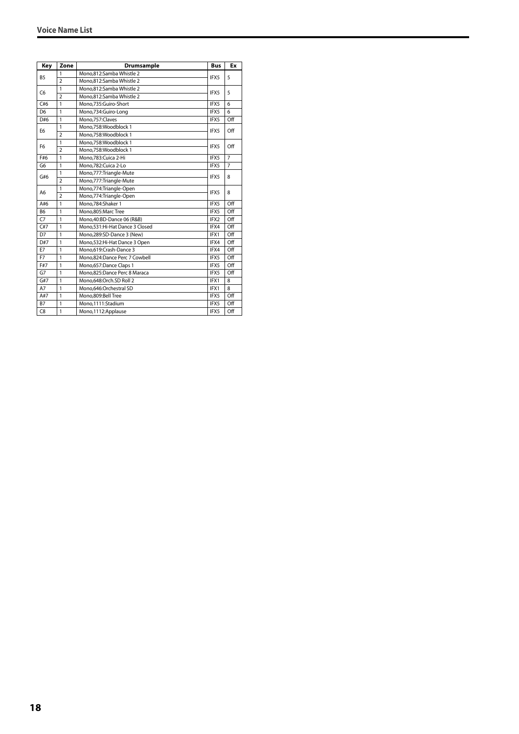| Key | Zone | Drumsample | Bus | Ex |
|---|---|---|---|---|
| B5 | 1 | Mono,812:Samba Whistle 2 | IFX5 | 5 |
| | 2 | Mono,812:Samba Whistle 2 | | |
| C6 | 1 | Mono,812:Samba Whistle 2 | IFX5 | 5 |
| | 2 | Mono,812:Samba Whistle 2 | | |
| C#6 | 1 | Mono,735:Guiro-Short | IFX5 | 6 |
| D6 | 1 | Mono,734:Guiro-Long | IFX5 | 6 |
| D#6 | 1 | Mono,757:Claves | IFX5 | Off |
| E6 | 1 | Mono,758:Woodblock 1 | IFX5 | Off |
| | 2 | Mono,758:Woodblock 1 | | |
| F6 | 1 | Mono,758:Woodblock 1 | IFX5 | Off |
| | 2 | Mono,758:Woodblock 1 | | |
| F#6 | 1 | Mono,783:Cuica 2-Hi | IFX5 | 7 |
| G6 | 1 | Mono,782:Cuica 2-Lo | IFX5 | 7 |
| G#6 | 1 | Mono,777:Triangle-Mute | IFX5 | 8 |
| | 2 | Mono,777:Triangle-Mute | | |
| A6 | 1 | Mono,774:Triangle-Open | IFX5 | 8 |
| | 2 | Mono,774:Triangle-Open | | |
| A#6 | 1 | Mono,784:Shaker 1 | IFX5 | Off |
| B6 | 1 | Mono,805:Marc Tree | IFX5 | Off |
| C7 | 1 | Mono,40:BD-Dance 06 (R&B) | IFX2 | Off |
| C#7 | 1 | Mono,531:Hi-Hat Dance 3 Closed | IFX4 | Off |
| D7 | 1 | Mono,289:SD-Dance 3 (New) | IFX1 | Off |
| D#7 | 1 | Mono,532:Hi-Hat Dance 3 Open | IFX4 | Off |
| E7 | 1 | Mono,619:Crash-Dance 3 | IFX4 | Off |
| F7 | 1 | Mono,824:Dance Perc 7 Cowbell | IFX5 | Off |
| F#7 | 1 | Mono,657:Dance Claps 1 | IFX5 | Off |
| G7 | 1 | Mono,825:Dance Perc 8 Maraca | IFX5 | Off |
| G#7 | 1 | Mono,648:Orch.SD Roll 2 | IFX1 | 8 |
| A7 | 1 | Mono,646:Orchestral SD | IFX1 | 8 |
| A#7 | 1 | Mono,809:Bell Tree | IFX5 | Off |
| B7 | 1 | Mono,1111:Stadium | IFX5 | Off |
| C8 | 1 | Mono,1112:Applause | IFX5 | Off |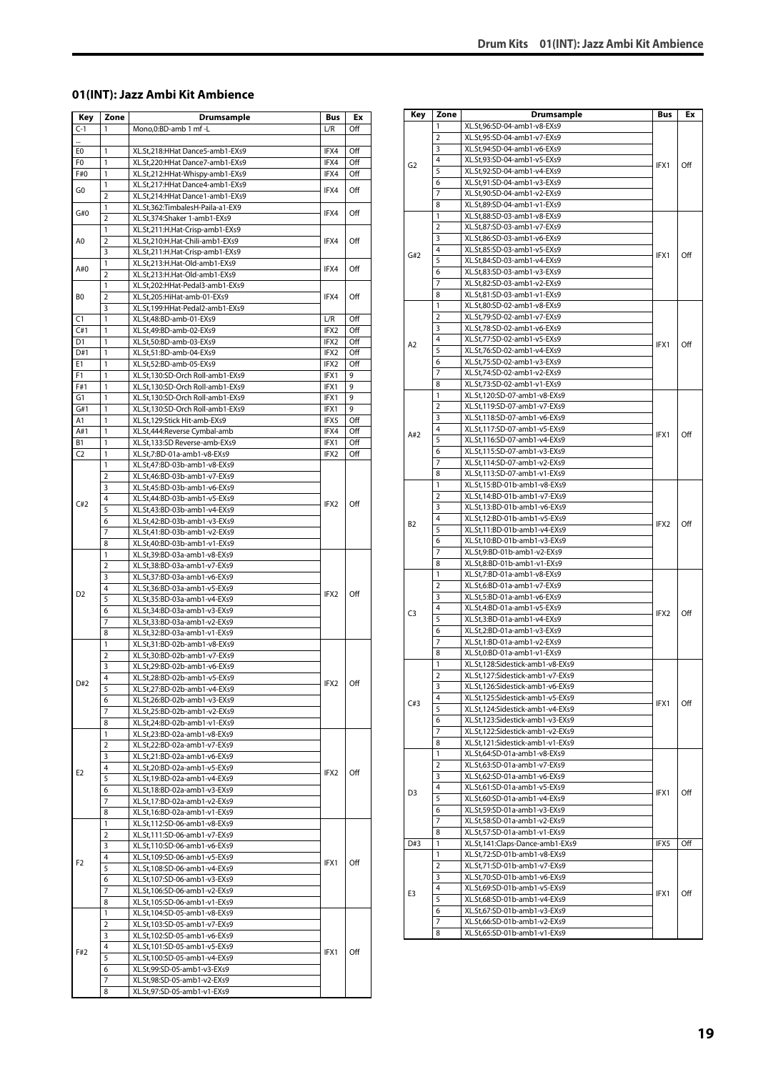## 01(INT): Jazz Ambi Kit Ambience

| Key | Zone | Drumsample | Bus | Ex |
|---|---|---|---|---|
| C-1 | 1 | Mono,0:BD-amb 1 mf -L | L/R | Off |
| ... | | | | |
| E0 | 1 | XL.St,218:HHat Dance5-amb1-EXs9 | IFX4 | Off |
| F0 | 1 | XL.St,220:HHat Dance7-amb1-EXs9 | IFX4 | Off |
| F#0 | 1 | XL.St,212:HHat-Whispy-amb1-EXs9 | IFX4 | Off |
| G0 | 1 | XL.St,217:HHat Dance4-amb1-EXs9 | IFX4 | Off |
| | 2 | XL.St,214:HHat Dance1-amb1-EXs9 | | |
| G#0 | 1 | XL.St,362:TimbalesH-Paila-a1-EX9 | IFX4 | Off |
| | 2 | XL.St,374:Shaker 1-amb1-EXs9 | | |
| A0 | 1 | XL.St,211:H.Hat-Crisp-amb1-EXs9 | IFX4 | Off |
| | 2 | XL.St,210:H.Hat-Chili-amb1-EXs9 | | |
| | 3 | XL.St,211:H.Hat-Crisp-amb1-EXs9 | | |
| A#0 | 1 | XL.St,213:H.Hat-Old-amb1-EXs9 | IFX4 | Off |
| | 2 | XL.St,213:H.Hat-Old-amb1-EXs9 | | |
| B0 | 1 | XL.St,202:HHat-Pedal3-amb1-EXs9 | IFX4 | Off |
| | 2 | XL.St,205:HiHat-amb-01-EXs9 | | |
| | 3 | XL.St,199:HHat-Pedal2-amb1-EXs9 | | |
| C1 | 1 | XL.St,48:BD-amb-01-EXs9 | L/R | Off |
| C#1 | 1 | XL.St,49:BD-amb-02-EXs9 | IFX2 | Off |
| D1 | 1 | XL.St,50:BD-amb-03-EXs9 | IFX2 | Off |
| D#1 | 1 | XL.St,51:BD-amb-04-EXs9 | IFX2 | Off |
| E1 | 1 | XL.St,52:BD-amb-05-EXs9 | IFX2 | Off |
| F1 | 1 | XL.St,130:SD-Orch Roll-amb1-EXs9 | IFX1 | 9 |
| F#1 | 1 | XL.St,130:SD-Orch Roll-amb1-EXs9 | IFX1 | 9 |
| G1 | 1 | XL.St,130:SD-Orch Roll-amb1-EXs9 | IFX1 | 9 |
| G#1 | 1 | XL.St,130:SD-Orch Roll-amb1-EXs9 | IFX1 | 9 |
| A1 | 1 | XL.St,129:Stick Hit-amb-EXs9 | IFX5 | Off |
| A#1 | 1 | XL.St,444:Reverse Cymbal-amb | IFX4 | Off |
| B1 | 1 | XL.St,133:SD Reverse-amb-EXs9 | IFX1 | Off |
| C2 | 1 | XL.St,7:BD-01a-amb1-v8-EXs9 | IFX2 | Off |
| C#2 | 1 | XL.St,47:BD-03b-amb1-v8-EXs9 | IFX2 | Off |
| | 2 | XL.St,46:BD-03b-amb1-v7-EXs9 | | |
| | 3 | XL.St,45:BD-03b-amb1-v6-EXs9 | | |
| | 4 | XL.St,44:BD-03b-amb1-v5-EXs9 | | |
| | 5 | XL.St,43:BD-03b-amb1-v4-EXs9 | | |
| | 6 | XL.St,42:BD-03b-amb1-v3-EXs9 | | |
| | 7 | XL.St,41:BD-03b-amb1-v2-EXs9 | | |
| | 8 | XL.St,40:BD-03b-amb1-v1-EXs9 | | |
| D2 | 1 | XL.St,39:BD-03a-amb1-v8-EXs9 | IFX2 | Off |
| | 2 | XL.St,38:BD-03a-amb1-v7-EXs9 | | |
| | 3 | XL.St,37:BD-03a-amb1-v6-EXs9 | | |
| | 4 | XL.St,36:BD-03a-amb1-v5-EXs9 | | |
| | 5 | XL.St,35:BD-03a-amb1-v4-EXs9 | | |
| | 6 | XL.St,34:BD-03a-amb1-v3-EXs9 | | |
| | 7 | XL.St,33:BD-03a-amb1-v2-EXs9 | | |
| | 8 | XL.St,32:BD-03a-amb1-v1-EXs9 | | |
| D#2 | 1 | XL.St,31:BD-02b-amb1-v8-EXs9 | IFX2 | Off |
| | 2 | XL.St,30:BD-02b-amb1-v7-EXs9 | | |
| | 3 | XL.St,29:BD-02b-amb1-v6-EXs9 | | |
| | 4 | XL.St,28:BD-02b-amb1-v5-EXs9 | | |
| | 5 | XL.St,27:BD-02b-amb1-v4-EXs9 | | |
| | 6 | XL.St,26:BD-02b-amb1-v3-EXs9 | | |
| | 7 | XL.St,25:BD-02b-amb1-v2-EXs9 | | |
| | 8 | XL.St,24:BD-02b-amb1-v1-EXs9 | | |
| E2 | 1 | XL.St,23:BD-02a-amb1-v8-EXs9 | IFX2 | Off |
| | 2 | XL.St,22:BD-02a-amb1-v7-EXs9 | | |
| | 3 | XL.St,21:BD-02a-amb1-v6-EXs9 | | |
| | 4 | XL.St,20:BD-02a-amb1-v5-EXs9 | | |
| | 5 | XL.St,19:BD-02a-amb1-v4-EXs9 | | |
| | 6 | XL.St,18:BD-02a-amb1-v3-EXs9 | | |
| | 7 | XL.St,17:BD-02a-amb1-v2-EXs9 | | |
| | 8 | XL.St,16:BD-02a-amb1-v1-EXs9 | | |
| F2 | 1 | XL.St,112:SD-06-amb1-v8-EXs9 | IFX1 | Off |
| | 2 | XL.St,111:SD-06-amb1-v7-EXs9 | | |
| | 3 | XL.St,110:SD-06-amb1-v6-EXs9 | | |
| | 4 | XL.St,109:SD-06-amb1-v5-EXs9 | | |
| | 5 | XL.St,108:SD-06-amb1-v4-EXs9 | | |
| | 6 | XL.St,107:SD-06-amb1-v3-EXs9 | | |
| | 7 | XL.St,106:SD-06-amb1-v2-EXs9 | | |
| | 8 | XL.St,105:SD-06-amb1-v1-EXs9 | | |
| F#2 | 1 | XL.St,104:SD-05-amb1-v8-EXs9 | IFX1 | Off |
| | 2 | XL.St,103:SD-05-amb1-v7-EXs9 | | |
| | 3 | XL.St,102:SD-05-amb1-v6-EXs9 | | |
| | 4 | XL.St,101:SD-05-amb1-v5-EXs9 | | |
| | 5 | XL.St,100:SD-05-amb1-v4-EXs9 | | |
| | 6 | XL.St,99:SD-05-amb1-v3-EXs9 | | |
| | 7 | XL.St,98:SD-05-amb1-v2-EXs9 | | |
| | 8 | XL.St,97:SD-05-amb1-v1-EXs9 | | |

| Key | Zone | Drumsample | Bus | Ex |
|---|---|---|---|---|
| G2 | 1 | XL.St,96:SD-04-amb1-v8-EXs9 | IFX1 | Off |
| | 2 | XL.St,95:SD-04-amb1-v7-EXs9 | | |
| | 3 | XL.St,94:SD-04-amb1-v6-EXs9 | | |
| | 4 | XL.St,93:SD-04-amb1-v5-EXs9 | | |
| | 5 | XL.St,92:SD-04-amb1-v4-EXs9 | | |
| | 6 | XL.St,91:SD-04-amb1-v3-EXs9 | | |
| | 7 | XL.St,90:SD-04-amb1-v2-EXs9 | | |
| | 8 | XL.St,89:SD-04-amb1-v1-EXs9 | | |
| G#2 | 1 | XL.St,88:SD-03-amb1-v8-EXs9 | IFX1 | Off |
| | 2 | XL.St,87:SD-03-amb1-v7-EXs9 | | |
| | 3 | XL.St,86:SD-03-amb1-v6-EXs9 | | |
| | 4 | XL.St,85:SD-03-amb1-v5-EXs9 | | |
| | 5 | XL.St,84:SD-03-amb1-v4-EXs9 | | |
| | 6 | XL.St,83:SD-03-amb1-v3-EXs9 | | |
| | 7 | XL.St,82:SD-03-amb1-v2-EXs9 | | |
| | 8 | XL.St,81:SD-03-amb1-v1-EXs9 | | |
| A2 | 1 | XL.St,80:SD-02-amb1-v8-EXs9 | IFX1 | Off |
| | 2 | XL.St,79:SD-02-amb1-v7-EXs9 | | |
| | 3 | XL.St,78:SD-02-amb1-v6-EXs9 | | |
| | 4 | XL.St,77:SD-02-amb1-v5-EXs9 | | |
| | 5 | XL.St,76:SD-02-amb1-v4-EXs9 | | |
| | 6 | XL.St,75:SD-02-amb1-v3-EXs9 | | |
| | 7 | XL.St,74:SD-02-amb1-v2-EXs9 | | |
| | 8 | XL.St,73:SD-02-amb1-v1-EXs9 | | |
| A#2 | 1 | XL.St,120:SD-07-amb1-v8-EXs9 | IFX1 | Off |
| | 2 | XL.St,119:SD-07-amb1-v7-EXs9 | | |
| | 3 | XL.St,118:SD-07-amb1-v6-EXs9 | | |
| | 4 | XL.St,117:SD-07-amb1-v5-EXs9 | | |
| | 5 | XL.St,116:SD-07-amb1-v4-EXs9 | | |
| | 6 | XL.St,115:SD-07-amb1-v3-EXs9 | | |
| | 7 | XL.St,114:SD-07-amb1-v2-EXs9 | | |
| | 8 | XL.St,113:SD-07-amb1-v1-EXs9 | | |
| B2 | 1 | XL.St,15:BD-01b-amb1-v8-EXs9 | IFX2 | Off |
| | 2 | XL.St,14:BD-01b-amb1-v7-EXs9 | | |
| | 3 | XL.St,13:BD-01b-amb1-v6-EXs9 | | |
| | 4 | XL.St,12:BD-01b-amb1-v5-EXs9 | | |
| | 5 | XL.St,11:BD-01b-amb1-v4-EXs9 | | |
| | 6 | XL.St,10:BD-01b-amb1-v3-EXs9 | | |
| | 7 | XL.St,9:BD-01b-amb1-v2-EXs9 | | |
| | 8 | XL.St,8:BD-01b-amb1-v1-EXs9 | | |
| C3 | 1 | XL.St,7:BD-01a-amb1-v8-EXs9 | IFX2 | Off |
| | 2 | XL.St,6:BD-01a-amb1-v7-EXs9 | | |
| | 3 | XL.St,5:BD-01a-amb1-v6-EXs9 | | |
| | 4 | XL.St,4:BD-01a-amb1-v5-EXs9 | | |
| | 5 | XL.St,3:BD-01a-amb1-v4-EXs9 | | |
| | 6 | XL.St,2:BD-01a-amb1-v3-EXs9 | | |
| | 7 | XL.St,1:BD-01a-amb1-v2-EXs9 | | |
| | 8 | XL.St,0:BD-01a-amb1-v1-EXs9 | | |
| C#3 | 1 | XL.St,128:Sidestick-amb1-v8-EXs9 | IFX1 | Off |
| | 2 | XL.St,127:Sidestick-amb1-v7-EXs9 | | |
| | 3 | XL.St,126:Sidestick-amb1-v6-EXs9 | | |
| | 4 | XL.St,125:Sidestick-amb1-v5-EXs9 | | |
| | 5 | XL.St,124:Sidestick-amb1-v4-EXs9 | | |
| | 6 | XL.St,123:Sidestick-amb1-v3-EXs9 | | |
| | 7 | XL.St,122:Sidestick-amb1-v2-EXs9 | | |
| | 8 | XL.St,121:Sidestick-amb1-v1-EXs9 | | |
| D3 | 1 | XL.St,64:SD-01a-amb1-v8-EXs9 | IFX1 | Off |
| | 2 | XL.St,63:SD-01a-amb1-v7-EXs9 | | |
| | 3 | XL.St,62:SD-01a-amb1-v6-EXs9 | | |
| | 4 | XL.St,61:SD-01a-amb1-v5-EXs9 | | |
| | 5 | XL.St,60:SD-01a-amb1-v4-EXs9 | | |
| | 6 | XL.St,59:SD-01a-amb1-v3-EXs9 | | |
| | 7 | XL.St,58:SD-01a-amb1-v2-EXs9 | | |
| | 8 | XL.St,57:SD-01a-amb1-v1-EXs9 | | |
| D#3 | 1 | XL.St,141:Claps-Dance-amb1-EXs9 | IFX5 | Off |
| E3 | 1 | XL.St,72:SD-01b-amb1-v8-EXs9 | IFX1 | Off |
| | 2 | XL.St,71:SD-01b-amb1-v7-EXs9 | | |
| | 3 | XL.St,70:SD-01b-amb1-v6-EXs9 | | |
| | 4 | XL.St,69:SD-01b-amb1-v5-EXs9 | | |
| | 5 | XL.St,68:SD-01b-amb1-v4-EXs9 | | |
| | 6 | XL.St,67:SD-01b-amb1-v3-EXs9 | | |
| | 7 | XL.St,66:SD-01b-amb1-v2-EXs9 | | |
| | 8 | XL.St,65:SD-01b-amb1-v1-EXs9 | | |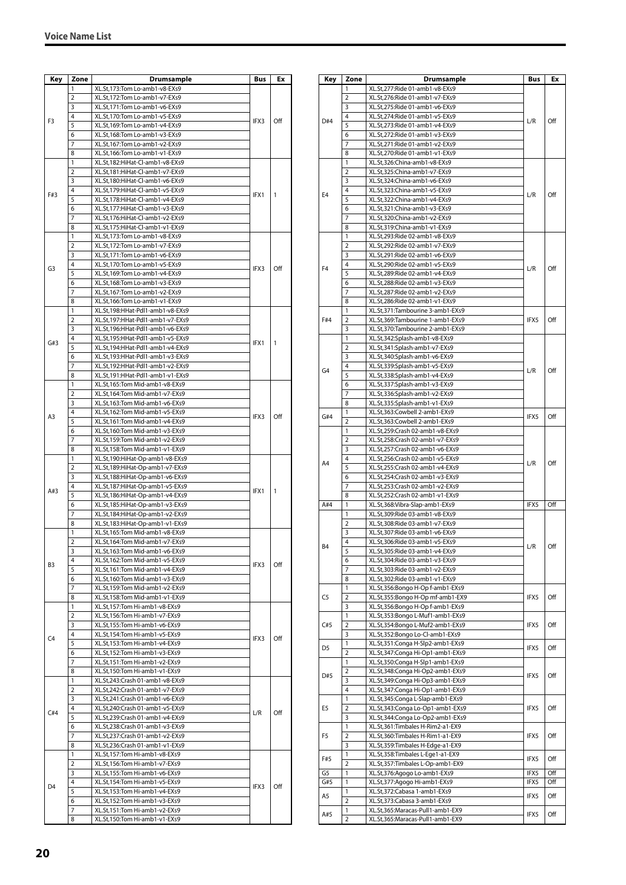## Voice Name List

| Key | Zone | Drumsample | Bus | Ex |
|---|---|---|---|---|
| F3 | 1 | XL.St,173:Tom Lo-amb1-v8-EXs9 | IFX3 | Off |
| | 2 | XL.St,172:Tom Lo-amb1-v7-EXs9 | | |
| | 3 | XL.St,171:Tom Lo-amb1-v6-EXs9 | | |
| | 4 | XL.St,170:Tom Lo-amb1-v5-EXs9 | | |
| | 5 | XL.St,169:Tom Lo-amb1-v4-EXs9 | | |
| | 6 | XL.St,168:Tom Lo-amb1-v3-EXs9 | | |
| | 7 | XL.St,167:Tom Lo-amb1-v2-EXs9 | | |
| | 8 | XL.St,166:Tom Lo-amb1-v1-EXs9 | | |
| F#3 | 1 | XL.St,182:HiHat-Cl-amb1-v8-EXs9 | IFX1 | 1 |
| | 2 | XL.St,181:HiHat-Cl-amb1-v7-EXs9 | | |
| | 3 | XL.St,180:HiHat-Cl-amb1-v6-EXs9 | | |
| | 4 | XL.St,179:HiHat-Cl-amb1-v5-EXs9 | | |
| | 5 | XL.St,178:HiHat-Cl-amb1-v4-EXs9 | | |
| | 6 | XL.St,177:HiHat-Cl-amb1-v3-EXs9 | | |
| | 7 | XL.St,176:HiHat-Cl-amb1-v2-EXs9 | | |
| | 8 | XL.St,175:HiHat-Cl-amb1-v1-EXs9 | | |
| G3 | 1 | XL.St,173:Tom Lo-amb1-v8-EXs9 | IFX3 | Off |
| | 2 | XL.St,172:Tom Lo-amb1-v7-EXs9 | | |
| | 3 | XL.St,171:Tom Lo-amb1-v6-EXs9 | | |
| | 4 | XL.St,170:Tom Lo-amb1-v5-EXs9 | | |
| | 5 | XL.St,169:Tom Lo-amb1-v4-EXs9 | | |
| | 6 | XL.St,168:Tom Lo-amb1-v3-EXs9 | | |
| | 7 | XL.St,167:Tom Lo-amb1-v2-EXs9 | | |
| | 8 | XL.St,166:Tom Lo-amb1-v1-EXs9 | | |
| G#3 | 1 | XL.St,198:HHat-Pdl1-amb1-v8-EXs9 | IFX1 | 1 |
| | 2 | XL.St,197:HHat-Pdl1-amb1-v7-EXs9 | | |
| | 3 | XL.St,196:HHat-Pdl1-amb1-v6-EXs9 | | |
| | 4 | XL.St,195:HHat-Pdl1-amb1-v5-EXs9 | | |
| | 5 | XL.St,194:HHat-Pdl1-amb1-v4-EXs9 | | |
| | 6 | XL.St,193:HHat-Pdl1-amb1-v3-EXs9 | | |
| | 7 | XL.St,192:HHat-Pdl1-amb1-v2-EXs9 | | |
| | 8 | XL.St,191:HHat-Pdl1-amb1-v1-EXs9 | | |
| A3 | 1 | XL.St,165:Tom Mid-amb1-v8-EXs9 | IFX3 | Off |
| | 2 | XL.St,164:Tom Mid-amb1-v7-EXs9 | | |
| | 3 | XL.St,163:Tom Mid-amb1-v6-EXs9 | | |
| | 4 | XL.St,162:Tom Mid-amb1-v5-EXs9 | | |
| | 5 | XL.St,161:Tom Mid-amb1-v4-EXs9 | | |
| | 6 | XL.St,160:Tom Mid-amb1-v3-EXs9 | | |
| | 7 | XL.St,159:Tom Mid-amb1-v2-EXs9 | | |
| | 8 | XL.St,158:Tom Mid-amb1-v1-EXs9 | | |
| A#3 | 1 | XL.St,190:HiHat-Op-amb1-v8-EXs9 | IFX1 | 1 |
| | 2 | XL.St,189:HiHat-Op-amb1-v7-EXs9 | | |
| | 3 | XL.St,188:HiHat-Op-amb1-v6-EXs9 | | |
| | 4 | XL.St,187:HiHat-Op-amb1-v5-EXs9 | | |
| | 5 | XL.St,186:HiHat-Op-amb1-v4-EXs9 | | |
| | 6 | XL.St,185:HiHat-Op-amb1-v3-EXs9 | | |
| | 7 | XL.St,184:HiHat-Op-amb1-v2-EXs9 | | |
| | 8 | XL.St,183:HiHat-Op-amb1-v1-EXs9 | | |
| B3 | 1 | XL.St,165:Tom Mid-amb1-v8-EXs9 | IFX3 | Off |
| | 2 | XL.St,164:Tom Mid-amb1-v7-EXs9 | | |
| | 3 | XL.St,163:Tom Mid-amb1-v6-EXs9 | | |
| | 4 | XL.St,162:Tom Mid-amb1-v5-EXs9 | | |
| | 5 | XL.St,161:Tom Mid-amb1-v4-EXs9 | | |
| | 6 | XL.St,160:Tom Mid-amb1-v3-EXs9 | | |
| | 7 | XL.St,159:Tom Mid-amb1-v2-EXs9 | | |
| | 8 | XL.St,158:Tom Mid-amb1-v1-EXs9 | | |
| C4 | 1 | XL.St,157:Tom Hi-amb1-v8-EXs9 | IFX3 | Off |
| | 2 | XL.St,156:Tom Hi-amb1-v7-EXs9 | | |
| | 3 | XL.St,155:Tom Hi-amb1-v6-EXs9 | | |
| | 4 | XL.St,154:Tom Hi-amb1-v5-EXs9 | | |
| | 5 | XL.St,153:Tom Hi-amb1-v4-EXs9 | | |
| | 6 | XL.St,152:Tom Hi-amb1-v3-EXs9 | | |
| | 7 | XL.St,151:Tom Hi-amb1-v2-EXs9 | | |
| | 8 | XL.St,150:Tom Hi-amb1-v1-EXs9 | | |
| C#4 | 1 | XL.St,243:Crash 01-amb1-v8-EXs9 | L/R | Off |
| | 2 | XL.St,242:Crash 01-amb1-v7-EXs9 | | |
| | 3 | XL.St,241:Crash 01-amb1-v6-EXs9 | | |
| | 4 | XL.St,240:Crash 01-amb1-v5-EXs9 | | |
| | 5 | XL.St,239:Crash 01-amb1-v4-EXs9 | | |
| | 6 | XL.St,238:Crash 01-amb1-v3-EXs9 | | |
| | 7 | XL.St,237:Crash 01-amb1-v2-EXs9 | | |
| | 8 | XL.St,236:Crash 01-amb1-v1-EXs9 | | |
| D4 | 1 | XL.St,157:Tom Hi-amb1-v8-EXs9 | IFX3 | Off |
| | 2 | XL.St,156:Tom Hi-amb1-v7-EXs9 | | |
| | 3 | XL.St,155:Tom Hi-amb1-v6-EXs9 | | |
| | 4 | XL.St,154:Tom Hi-amb1-v5-EXs9 | | |
| | 5 | XL.St,153:Tom Hi-amb1-v4-EXs9 | | |
| | 6 | XL.St,152:Tom Hi-amb1-v3-EXs9 | | |
| | 7 | XL.St,151:Tom Hi-amb1-v2-EXs9 | | |
| | 8 | XL.St,150:Tom Hi-amb1-v1-EXs9 | | |

| Key | Zone | Drumsample | Bus | Ex |
|---|---|---|---|---|
| D#4 | 1 | XL.St,277:Ride 01-amb1-v8-EXs9 | L/R | Off |
| | 2 | XL.St,276:Ride 01-amb1-v7-EXs9 | | |
| | 3 | XL.St,275:Ride 01-amb1-v6-EXs9 | | |
| | 4 | XL.St,274:Ride 01-amb1-v5-EXs9 | | |
| | 5 | XL.St,273:Ride 01-amb1-v4-EXs9 | | |
| | 6 | XL.St,272:Ride 01-amb1-v3-EXs9 | | |
| | 7 | XL.St,271:Ride 01-amb1-v2-EXs9 | | |
| | 8 | XL.St,270:Ride 01-amb1-v1-EXs9 | | |
| E4 | 1 | XL.St,326:China-amb1-v8-EXs9 | L/R | Off |
| | 2 | XL.St,325:China-amb1-v7-EXs9 | | |
| | 3 | XL.St,324:China-amb1-v6-EXs9 | | |
| | 4 | XL.St,323:China-amb1-v5-EXs9 | | |
| | 5 | XL.St,322:China-amb1-v4-EXs9 | | |
| | 6 | XL.St,321:China-amb1-v3-EXs9 | | |
| | 7 | XL.St,320:China-amb1-v2-EXs9 | | |
| | 8 | XL.St,319:China-amb1-v1-EXs9 | | |
| F4 | 1 | XL.St,293:Ride 02-amb1-v8-EXs9 | L/R | Off |
| | 2 | XL.St,292:Ride 02-amb1-v7-EXs9 | | |
| | 3 | XL.St,291:Ride 02-amb1-v6-EXs9 | | |
| | 4 | XL.St,290:Ride 02-amb1-v5-EXs9 | | |
| | 5 | XL.St,289:Ride 02-amb1-v4-EXs9 | | |
| | 6 | XL.St,288:Ride 02-amb1-v3-EXs9 | | |
| | 7 | XL.St,287:Ride 02-amb1-v2-EXs9 | | |
| | 8 | XL.St,286:Ride 02-amb1-v1-EXs9 | | |
| F#4 | 1 | XL.St,371:Tambourine 3-amb1-EXs9 | IFX5 | Off |
| | 2 | XL.St,369:Tambourine 1-amb1-EXs9 | | |
| | 3 | XL.St,370:Tambourine 2-amb1-EXs9 | | |
| G4 | 1 | XL.St,342:Splash-amb1-v8-EXs9 | L/R | Off |
| | 2 | XL.St,341:Splash-amb1-v7-EXs9 | | |
| | 3 | XL.St,340:Splash-amb1-v6-EXs9 | | |
| | 4 | XL.St,339:Splash-amb1-v5-EXs9 | | |
| | 5 | XL.St,338:Splash-amb1-v4-EXs9 | | |
| | 6 | XL.St,337:Splash-amb1-v3-EXs9 | | |
| | 7 | XL.St,336:Splash-amb1-v2-EXs9 | | |
| | 8 | XL.St,335:Splash-amb1-v1-EXs9 | | |
| G#4 | 1 | XL.St,363:Cowbell 2-amb1-EXs9 | IFX5 | Off |
| | 2 | XL.St,363:Cowbell 2-amb1-EXs9 | | |
| A4 | 1 | XL.St,259:Crash 02-amb1-v8-EXs9 | L/R | Off |
| | 2 | XL.St,258:Crash 02-amb1-v7-EXs9 | | |
| | 3 | XL.St,257:Crash 02-amb1-v6-EXs9 | | |
| | 4 | XL.St,256:Crash 02-amb1-v5-EXs9 | | |
| | 5 | XL.St,255:Crash 02-amb1-v4-EXs9 | | |
| | 6 | XL.St,254:Crash 02-amb1-v3-EXs9 | | |
| | 7 | XL.St,253:Crash 02-amb1-v2-EXs9 | | |
| | 8 | XL.St,252:Crash 02-amb1-v1-EXs9 | | |
| A#4 | 1 | XL.St,368:Vibra-Slap-amb1-EXs9 | IFX5 | Off |
| B4 | 1 | XL.St,309:Ride 03-amb1-v8-EXs9 | L/R | Off |
| | 2 | XL.St,308:Ride 03-amb1-v7-EXs9 | | |
| | 3 | XL.St,307:Ride 03-amb1-v6-EXs9 | | |
| | 4 | XL.St,306:Ride 03-amb1-v5-EXs9 | | |
| | 5 | XL.St,305:Ride 03-amb1-v4-EXs9 | | |
| | 6 | XL.St,304:Ride 03-amb1-v3-EXs9 | | |
| | 7 | XL.St,303:Ride 03-amb1-v2-EXs9 | | |
| | 8 | XL.St,302:Ride 03-amb1-v1-EXs9 | | |
| C5 | 1 | XL.St,356:Bongo H-Op f-amb1-EXs9 | IFX5 | Off |
| | 2 | XL.St,355:Bongo H-Op mf-amb1-EX9 | | |
| | 3 | XL.St,356:Bongo H-Op f-amb1-EXs9 | | |
| C#5 | 1 | XL.St,353:Bongo L-Muf1-amb1-EXs9 | IFX5 | Off |
| | 2 | XL.St,354:Bongo L-Muf2-amb1-EXs9 | | |
| | 3 | XL.St,352:Bongo Lo-Cl-amb1-EXs9 | | |
| D5 | 1 | XL.St,351:Conga H-Slp2-amb1-EXs9 | IFX5 | Off |
| | 2 | XL.St,347:Conga Hi-Op1-amb1-EXs9 | | |
| D#5 | 1 | XL.St,350:Conga H-Slp1-amb1-EXs9 | IFX5 | Off |
| | 2 | XL.St,348:Conga Hi-Op2-amb1-EXs9 | | |
| | 3 | XL.St,349:Conga Hi-Op3-amb1-EXs9 | | |
| | 4 | XL.St,347:Conga Hi-Op1-amb1-EXs9 | | |
| E5 | 1 | XL.St,345:Conga L-Slap-amb1-EXs9 | IFX5 | Off |
| | 2 | XL.St,343:Conga Lo-Op1-amb1-EXs9 | | |
| | 3 | XL.St,344:Conga Lo-Op2-amb1-EXs9 | | |
| F5 | 1 | XL.St,361:Timbales H-Rim2-a1-EX9 | IFX5 | Off |
| | 2 | XL.St,360:Timbales H-Rim1-a1-EX9 | | |
| | 3 | XL.St,359:Timbales H-Edge-a1-EX9 | | |
| F#5 | 1 | XL.St,358:Timbales L-Ege1-a1-EX9 | IFX5 | Off |
| | 2 | XL.St,357:Timbales L-Op-amb1-EX9 | | |
| G5 | 1 | XL.St,376:Agogo Lo-amb1-EXs9 | IFX5 | Off |
| G#5 | 1 | XL.St,377:Agogo Hi-amb1-EXs9 | IFX5 | Off |
| A5 | 1 | XL.St,372:Cabasa 1-amb1-EXs9 | IFX5 | Off |
| | 2 | XL.St,373:Cabasa 3-amb1-EXs9 | | |
| A#5 | 1 | XL.St,365:Maracas-Pull1-amb1-EX9 | IFX5 | Off |
| | 2 | XL.St,365:Maracas-Pull1-amb1-EX9 | | |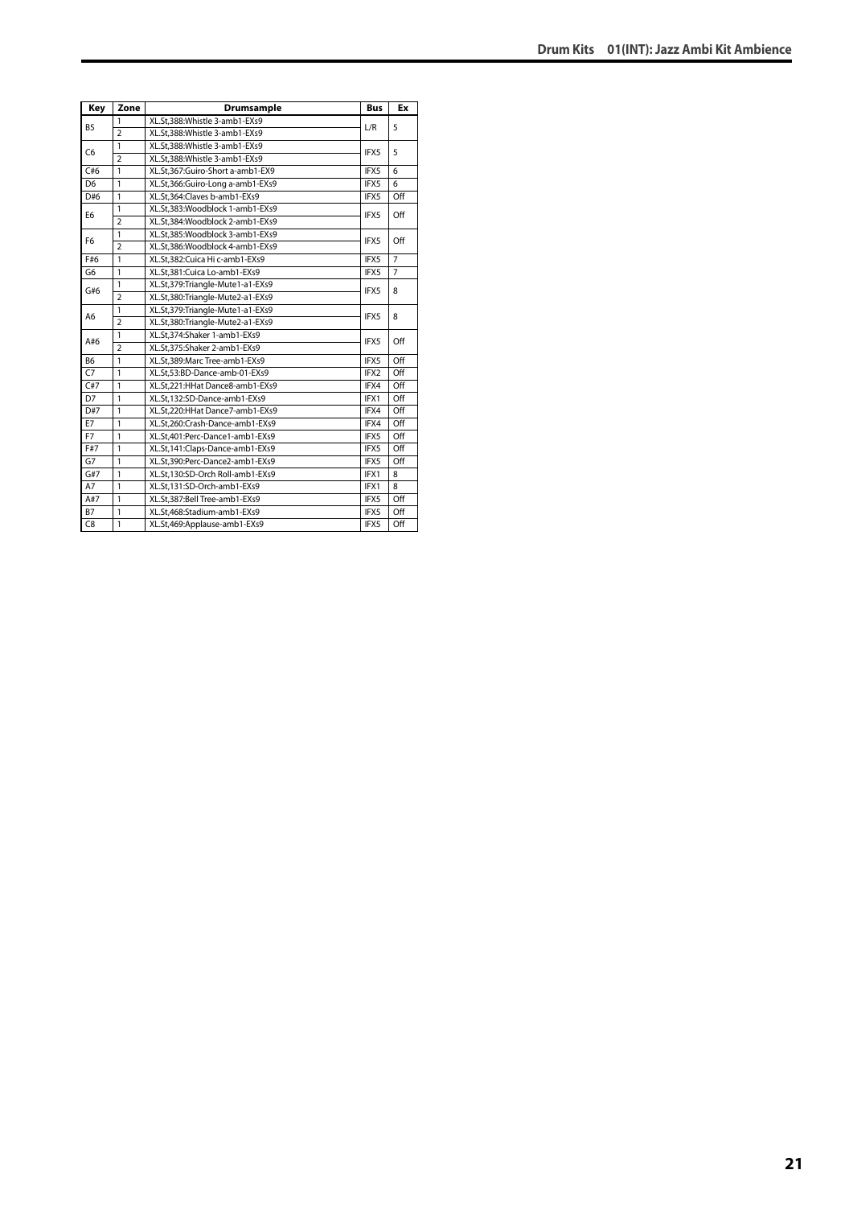| Key | Zone | Drumsample | Bus | Ex |
|---|---|---|---|---|
| B5 | 1 | XL.St,388:Whistle 3-amb1-EXs9 | L/R | 5 |
| | 2 | XL.St,388:Whistle 3-amb1-EXs9 | | |
| C6 | 1 | XL.St,388:Whistle 3-amb1-EXs9 | IFX5 | 5 |
| | 2 | XL.St,388:Whistle 3-amb1-EXs9 | | |
| C#6 | 1 | XL.St,367:Guiro-Short a-amb1-EX9 | IFX5 | 6 |
| D6 | 1 | XL.St,366:Guiro-Long a-amb1-EXs9 | IFX5 | 6 |
| D#6 | 1 | XL.St,364:Claves b-amb1-EXs9 | IFX5 | Off |
| E6 | 1 | XL.St,383:Woodblock 1-amb1-EXs9 | IFX5 | Off |
| | 2 | XL.St,384:Woodblock 2-amb1-EXs9 | | |
| F6 | 1 | XL.St,385:Woodblock 3-amb1-EXs9 | IFX5 | Off |
| | 2 | XL.St,386:Woodblock 4-amb1-EXs9 | | |
| F#6 | 1 | XL.St,382:Cuica Hi c-amb1-EXs9 | IFX5 | 7 |
| G6 | 1 | XL.St,381:Cuica Lo-amb1-EXs9 | IFX5 | 7 |
| G#6 | 1 | XL.St,379:Triangle-Mute1-a1-EXs9 | IFX5 | 8 |
| | 2 | XL.St,380:Triangle-Mute2-a1-EXs9 | | |
| A6 | 1 | XL.St,379:Triangle-Mute1-a1-EXs9 | IFX5 | 8 |
| | 2 | XL.St,380:Triangle-Mute2-a1-EXs9 | | |
| A#6 | 1 | XL.St,374:Shaker 1-amb1-EXs9 | IFX5 | Off |
| | 2 | XL.St,375:Shaker 2-amb1-EXs9 | | |
| B6 | 1 | XL.St,389:Marc Tree-amb1-EXs9 | IFX5 | Off |
| C7 | 1 | XL.St,53:BD-Dance-amb-01-EXs9 | IFX2 | Off |
| C#7 | 1 | XL.St,221:HHat Dance8-amb1-EXs9 | IFX4 | Off |
| D7 | 1 | XL.St,132:SD-Dance-amb1-EXs9 | IFX1 | Off |
| D#7 | 1 | XL.St,220:HHat Dance7-amb1-EXs9 | IFX4 | Off |
| E7 | 1 | XL.St,260:Crash-Dance-amb1-EXs9 | IFX4 | Off |
| F7 | 1 | XL.St,401:Perc-Dance1-amb1-EXs9 | IFX5 | Off |
| F#7 | 1 | XL.St,141:Claps-Dance-amb1-EXs9 | IFX5 | Off |
| G7 | 1 | XL.St,390:Perc-Dance2-amb1-EXs9 | IFX5 | Off |
| G#7 | 1 | XL.St,130:SD-Orch Roll-amb1-EXs9 | IFX1 | 8 |
| A7 | 1 | XL.St,131:SD-Orch-amb1-EXs9 | IFX1 | 8 |
| A#7 | 1 | XL.St,387:Bell Tree-amb1-EXs9 | IFX5 | Off |
| B7 | 1 | XL.St,468:Stadium-amb1-EXs9 | IFX5 | Off |
| C8 | 1 | XL.St,469:Applause-amb1-EXs9 | IFX5 | Off |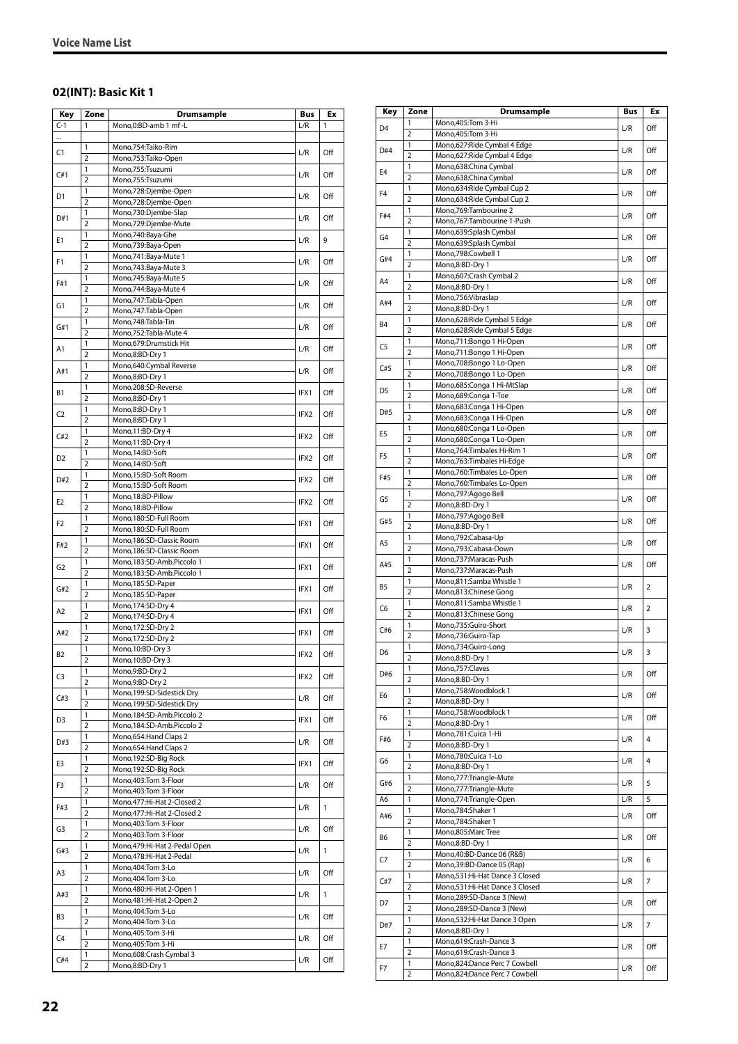## Voice Name List

### 02(INT): Basic Kit 1

| Key | Zone | Drumsample | Bus | Ex |
|---|---|---|---|---|
| C-1 | 1 | Mono,0:BD-amb 1 mf -L | L/R | 1 |
| ... | | | | |
| C1 | 1 | Mono,754:Taiko-Rim | L/R | Off |
| | 2 | Mono,753:Taiko-Open | | |
| C#1 | 1 | Mono,755:Tsuzumi | L/R | Off |
| | 2 | Mono,755:Tsuzumi | | |
| D1 | 1 | Mono,728:Djembe-Open | L/R | Off |
| | 2 | Mono,728:Djembe-Open | | |
| D#1 | 1 | Mono,730:Djembe-Slap | L/R | Off |
| | 2 | Mono,729:Djembe-Mute | | |
| E1 | 1 | Mono,740:Baya-Ghe | L/R | 9 |
| | 2 | Mono,739:Baya-Open | | |
| F1 | 1 | Mono,741:Baya-Mute 1 | L/R | Off |
| | 2 | Mono,743:Baya-Mute 3 | | |
| F#1 | 1 | Mono,745:Baya-Mute 5 | L/R | Off |
| | 2 | Mono,744:Baya-Mute 4 | | |
| G1 | 1 | Mono,747:Tabla-Open | L/R | Off |
| | 2 | Mono,747:Tabla-Open | | |
| G#1 | 1 | Mono,748:Tabla-Tin | L/R | Off |
| | 2 | Mono,752:Tabla-Mute 4 | | |
| A1 | 1 | Mono,679:Drumstick Hit | L/R | Off |
| | 2 | Mono,8:BD-Dry 1 | | |
| A#1 | 1 | Mono,640:Cymbal Reverse | L/R | Off |
| | 2 | Mono,8:BD-Dry 1 | | |
| B1 | 1 | Mono,208:SD-Reverse | IFX1 | Off |
| | 2 | Mono,8:BD-Dry 1 | | |
| C2 | 1 | Mono,8:BD-Dry 1 | IFX2 | Off |
| | 2 | Mono,8:BD-Dry 1 | | |
| C#2 | 1 | Mono,11:BD-Dry 4 | IFX2 | Off |
| | 2 | Mono,11:BD-Dry 4 | | |
| D2 | 1 | Mono,14:BD-Soft | IFX2 | Off |
| | 2 | Mono,14:BD-Soft | | |
| D#2 | 1 | Mono,15:BD-Soft Room | IFX2 | Off |
| | 2 | Mono,15:BD-Soft Room | | |
| E2 | 1 | Mono,18:BD-Pillow | IFX2 | Off |
| | 2 | Mono,18:BD-Pillow | | |
| F2 | 1 | Mono,180:SD-Full Room | IFX1 | Off |
| | 2 | Mono,180:SD-Full Room | | |
| F#2 | 1 | Mono,186:SD-Classic Room | IFX1 | Off |
| | 2 | Mono,186:SD-Classic Room | | |
| G2 | 1 | Mono,183:SD-Amb.Piccolo 1 | IFX1 | Off |
| | 2 | Mono,183:SD-Amb.Piccolo 1 | | |
| G#2 | 1 | Mono,185:SD-Paper | IFX1 | Off |
| | 2 | Mono,185:SD-Paper | | |
| A2 | 1 | Mono,174:SD-Dry 4 | IFX1 | Off |
| | 2 | Mono,174:SD-Dry 4 | | |
| A#2 | 1 | Mono,172:SD-Dry 2 | IFX1 | Off |
| | 2 | Mono,172:SD-Dry 2 | | |
| B2 | 1 | Mono,10:BD-Dry 3 | IFX2 | Off |
| | 2 | Mono,10:BD-Dry 3 | | |
| C3 | 1 | Mono,9:BD-Dry 2 | IFX2 | Off |
| | 2 | Mono,9:BD-Dry 2 | | |
| C#3 | 1 | Mono,199:SD-Sidestick Dry | L/R | Off |
| | 2 | Mono,199:SD-Sidestick Dry | | |
| D3 | 1 | Mono,184:SD-Amb.Piccolo 2 | IFX1 | Off |
| | 2 | Mono,184:SD-Amb.Piccolo 2 | | |
| D#3 | 1 | Mono,654:Hand Claps 2 | L/R | Off |
| | 2 | Mono,654:Hand Claps 2 | | |
| E3 | 1 | Mono,192:SD-Big Rock | IFX1 | Off |
| | 2 | Mono,192:SD-Big Rock | | |
| F3 | 1 | Mono,403:Tom 3-Floor | L/R | Off |
| | 2 | Mono,403:Tom 3-Floor | | |
| F#3 | 1 | Mono,477:Hi-Hat 2-Closed 2 | L/R | 1 |
| | 2 | Mono,477:Hi-Hat 2-Closed 2 | | |
| G3 | 1 | Mono,403:Tom 3-Floor | L/R | Off |
| | 2 | Mono,403:Tom 3-Floor | | |
| G#3 | 1 | Mono,479:Hi-Hat 2-Pedal Open | L/R | 1 |
| | 2 | Mono,478:Hi-Hat 2-Pedal | | |
| A3 | 1 | Mono,404:Tom 3-Lo | L/R | Off |
| | 2 | Mono,404:Tom 3-Lo | | |
| A#3 | 1 | Mono,480:Hi-Hat 2-Open 1 | L/R | 1 |
| | 2 | Mono,481:Hi-Hat 2-Open 2 | | |
| B3 | 1 | Mono,404:Tom 3-Lo | L/R | Off |
| | 2 | Mono,404:Tom 3-Lo | | |
| C4 | 1 | Mono,405:Tom 3-Hi | L/R | Off |
| | 2 | Mono,405:Tom 3-Hi | | |
| C#4 | 1 | Mono,608:Crash Cymbal 3 | L/R | Off |
| | 2 | Mono,8:BD-Dry 1 | | |
| D4 | 1 | Mono,405:Tom 3-Hi | L/R | Off |
| | 2 | Mono,405:Tom 3-Hi | | |
| D#4 | 1 | Mono,627:Ride Cymbal 4 Edge | L/R | Off |
| | 2 | Mono,627:Ride Cymbal 4 Edge | | |
| E4 | 1 | Mono,638:China Cymbal | L/R | Off |
| | 2 | Mono,638:China Cymbal | | |
| F4 | 1 | Mono,634:Ride Cymbal Cup 2 | L/R | Off |
| | 2 | Mono,634:Ride Cymbal Cup 2 | | |
| F#4 | 1 | Mono,769:Tambourine 2 | L/R | Off |
| | 2 | Mono,767:Tambourine 1-Push | | |
| G4 | 1 | Mono,639:Splash Cymbal | L/R | Off |
| | 2 | Mono,639:Splash Cymbal | | |
| G#4 | 1 | Mono,798:Cowbell 1 | L/R | Off |
| | 2 | Mono,8:BD-Dry 1 | | |
| A4 | 1 | Mono,607:Crash Cymbal 2 | L/R | Off |
| | 2 | Mono,8:BD-Dry 1 | | |
| A#4 | 1 | Mono,756:Vibraslap | L/R | Off |
| | 2 | Mono,8:BD-Dry 1 | | |
| B4 | 1 | Mono,628:Ride Cymbal 5 Edge | L/R | Off |
| | 2 | Mono,628:Ride Cymbal 5 Edge | | |
| C5 | 1 | Mono,711:Bongo 1 Hi-Open | L/R | Off |
| | 2 | Mono,711:Bongo 1 Hi-Open | | |
| C#5 | 1 | Mono,708:Bongo 1 Lo-Open | L/R | Off |
| | 2 | Mono,708:Bongo 1 Lo-Open | | |
| D5 | 1 | Mono,685:Conga 1 Hi-MtSlap | L/R | Off |
| | 2 | Mono,689:Conga 1-Toe | | |
| D#5 | 1 | Mono,683:Conga 1 Hi-Open | L/R | Off |
| | 2 | Mono,683:Conga 1 Hi-Open | | |
| E5 | 1 | Mono,680:Conga 1 Lo-Open | L/R | Off |
| | 2 | Mono,680:Conga 1 Lo-Open | | |
| F5 | 1 | Mono,764:Timbales Hi-Rim 1 | L/R | Off |
| | 2 | Mono,763:Timbales Hi-Edge | | |
| F#5 | 1 | Mono,760:Timbales Lo-Open | L/R | Off |
| | 2 | Mono,760:Timbales Lo-Open | | |
| G5 | 1 | Mono,797:Agogo Bell | L/R | Off |
| | 2 | Mono,8:BD-Dry 1 | | |
| G#5 | 1 | Mono,797:Agogo Bell | L/R | Off |
| | 2 | Mono,8:BD-Dry 1 | | |
| A5 | 1 | Mono,792:Cabasa-Up | L/R | Off |
| | 2 | Mono,793:Cabasa-Down | | |
| A#5 | 1 | Mono,737:Maracas-Push | L/R | Off |
| | 2 | Mono,737:Maracas-Push | | |
| B5 | 1 | Mono,811:Samba Whistle 1 | L/R | 2 |
| | 2 | Mono,813:Chinese Gong | | |
| C6 | 1 | Mono,811:Samba Whistle 1 | L/R | 2 |
| | 2 | Mono,813:Chinese Gong | | |
| C#6 | 1 | Mono,735:Guiro-Short | L/R | 3 |
| | 2 | Mono,736:Guiro-Tap | | |
| D6 | 1 | Mono,734:Guiro-Long | L/R | 3 |
| | 2 | Mono,8:BD-Dry 1 | | |
| D#6 | 1 | Mono,757:Claves | L/R | Off |
| | 2 | Mono,8:BD-Dry 1 | | |
| E6 | 1 | Mono,758:Woodblock 1 | L/R | Off |
| | 2 | Mono,8:BD-Dry 1 | | |
| F6 | 1 | Mono,758:Woodblock 1 | L/R | Off |
| | 2 | Mono,8:BD-Dry 1 | | |
| F#6 | 1 | Mono,781:Cuica 1-Hi | L/R | 4 |
| | 2 | Mono,8:BD-Dry 1 | | |
| G6 | 1 | Mono,780:Cuica 1-Lo | L/R | 4 |
| | 2 | Mono,8:BD-Dry 1 | | |
| G#6 | 1 | Mono,777:Triangle-Mute | L/R | 5 |
| | 2 | Mono,777:Triangle-Mute | | |
| A6 | 1 | Mono,774:Triangle-Open | L/R | 5 |
| A#6 | 1 | Mono,784:Shaker 1 | L/R | Off |
| | 2 | Mono,784:Shaker 1 | | |
| B6 | 1 | Mono,805:Marc Tree | L/R | Off |
| | 2 | Mono,8:BD-Dry 1 | | |
| C7 | 1 | Mono,40:BD-Dance 06 (R&B) | L/R | 6 |
| | 2 | Mono,39:BD-Dance 05 (Rap) | | |
| C#7 | 1 | Mono,531:Hi-Hat Dance 3 Closed | L/R | 7 |
| | 2 | Mono,531:Hi-Hat Dance 3 Closed | | |
| D7 | 1 | Mono,289:SD-Dance 3 (New) | L/R | Off |
| | 2 | Mono,289:SD-Dance 3 (New) | | |
| D#7 | 1 | Mono,532:Hi-Hat Dance 3 Open | L/R | 7 |
| | 2 | Mono,8:BD-Dry 1 | | |
| E7 | 1 | Mono,619:Crash-Dance 3 | L/R | Off |
| | 2 | Mono,619:Crash-Dance 3 | | |
| F7 | 1 | Mono,824:Dance Perc 7 Cowbell | L/R | Off |
| | 2 | Mono,824:Dance Perc 7 Cowbell | | |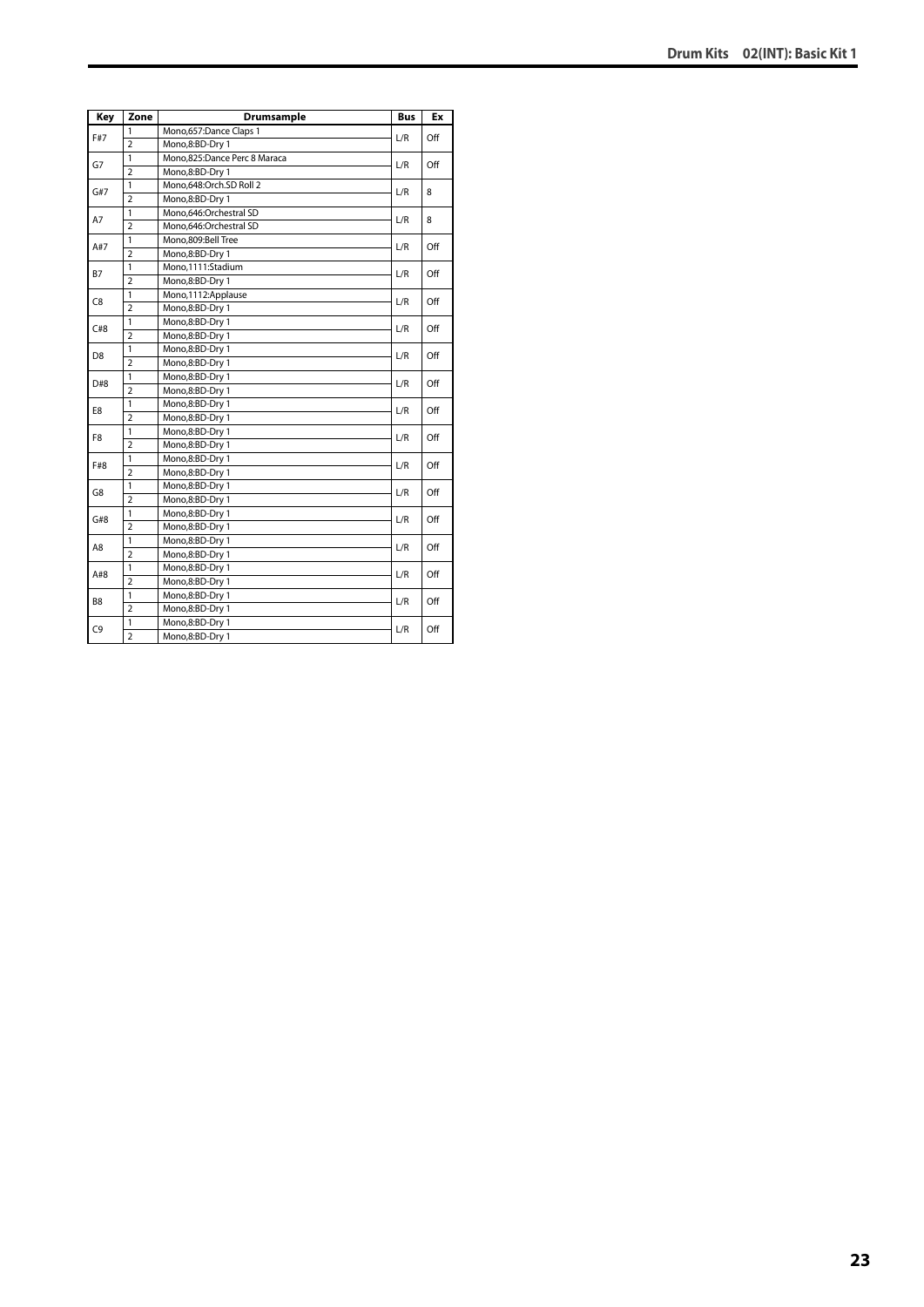| Key | Zone | Drumsample | Bus | Ex |
|---|---|---|---|---|
| F#7 | 1 | Mono,657:Dance Claps 1 | L/R | Off |
| | 2 | Mono,8:BD-Dry 1 | | |
| G7 | 1 | Mono,825:Dance Perc 8 Maraca | L/R | Off |
| | 2 | Mono,8:BD-Dry 1 | | |
| G#7 | 1 | Mono,648:Orch.SD Roll 2 | L/R | 8 |
| | 2 | Mono,8:BD-Dry 1 | | |
| A7 | 1 | Mono,646:Orchestral SD | L/R | 8 |
| | 2 | Mono,646:Orchestral SD | | |
| A#7 | 1 | Mono,809:Bell Tree | L/R | Off |
| | 2 | Mono,8:BD-Dry 1 | | |
| B7 | 1 | Mono,1111:Stadium | L/R | Off |
| | 2 | Mono,8:BD-Dry 1 | | |
| C8 | 1 | Mono,1112:Applause | L/R | Off |
| | 2 | Mono,8:BD-Dry 1 | | |
| C#8 | 1 | Mono,8:BD-Dry 1 | L/R | Off |
| | 2 | Mono,8:BD-Dry 1 | | |
| D8 | 1 | Mono,8:BD-Dry 1 | L/R | Off |
| | 2 | Mono,8:BD-Dry 1 | | |
| D#8 | 1 | Mono,8:BD-Dry 1 | L/R | Off |
| | 2 | Mono,8:BD-Dry 1 | | |
| E8 | 1 | Mono,8:BD-Dry 1 | L/R | Off |
| | 2 | Mono,8:BD-Dry 1 | | |
| F8 | 1 | Mono,8:BD-Dry 1 | L/R | Off |
| | 2 | Mono,8:BD-Dry 1 | | |
| F#8 | 1 | Mono,8:BD-Dry 1 | L/R | Off |
| | 2 | Mono,8:BD-Dry 1 | | |
| G8 | 1 | Mono,8:BD-Dry 1 | L/R | Off |
| | 2 | Mono,8:BD-Dry 1 | | |
| G#8 | 1 | Mono,8:BD-Dry 1 | L/R | Off |
| | 2 | Mono,8:BD-Dry 1 | | |
| A8 | 1 | Mono,8:BD-Dry 1 | L/R | Off |
| | 2 | Mono,8:BD-Dry 1 | | |
| A#8 | 1 | Mono,8:BD-Dry 1 | L/R | Off |
| | 2 | Mono,8:BD-Dry 1 | | |
| B8 | 1 | Mono,8:BD-Dry 1 | L/R | Off |
| | 2 | Mono,8:BD-Dry 1 | | |
| C9 | 1 | Mono,8:BD-Dry 1 | L/R | Off |
| | 2 | Mono,8:BD-Dry 1 | | |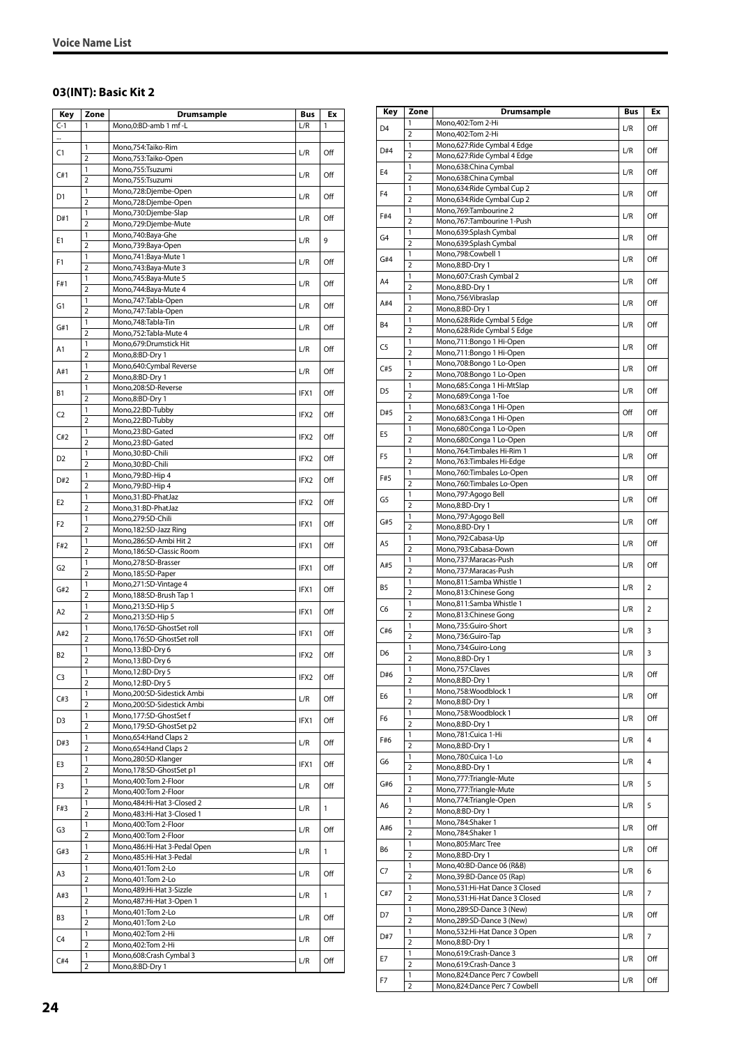## Voice Name List

### 03(INT): Basic Kit 2

| Key | Zone | Drumsample | Bus | Ex |
|---|---|---|---|---|
| C-1 | 1 | Mono,0:BD-amb 1 mf -L | L/R | 1 |
| ... | | | | |
| C1 | 1 | Mono,754:Taiko-Rim | L/R | Off |
| | 2 | Mono,753:Taiko-Open | | |
| C#1 | 1 | Mono,755:Tsuzumi | L/R | Off |
| | 2 | Mono,755:Tsuzumi | | |
| D1 | 1 | Mono,728:Djembe-Open | L/R | Off |
| | 2 | Mono,728:Djembe-Open | | |
| D#1 | 1 | Mono,730:Djembe-Slap | L/R | Off |
| | 2 | Mono,729:Djembe-Mute | | |
| E1 | 1 | Mono,740:Baya-Ghe | L/R | 9 |
| | 2 | Mono,739:Baya-Open | | |
| F1 | 1 | Mono,741:Baya-Mute 1 | L/R | Off |
| | 2 | Mono,743:Baya-Mute 3 | | |
| F#1 | 1 | Mono,745:Baya-Mute 5 | L/R | Off |
| | 2 | Mono,744:Baya-Mute 4 | | |
| G1 | 1 | Mono,747:Tabla-Open | L/R | Off |
| | 2 | Mono,747:Tabla-Open | | |
| G#1 | 1 | Mono,748:Tabla-Tin | L/R | Off |
| | 2 | Mono,752:Tabla-Mute 4 | | |
| A1 | 1 | Mono,679:Drumstick Hit | L/R | Off |
| | 2 | Mono,8:BD-Dry 1 | | |
| A#1 | 1 | Mono,640:Cymbal Reverse | L/R | Off |
| | 2 | Mono,8:BD-Dry 1 | | |
| B1 | 1 | Mono,208:SD-Reverse | IFX1 | Off |
| | 2 | Mono,8:BD-Dry 1 | | |
| C2 | 1 | Mono,22:BD-Tubby | IFX2 | Off |
| | 2 | Mono,22:BD-Tubby | | |
| C#2 | 1 | Mono,23:BD-Gated | IFX2 | Off |
| | 2 | Mono,23:BD-Gated | | |
| D2 | 1 | Mono,30:BD-Chili | IFX2 | Off |
| | 2 | Mono,30:BD-Chili | | |
| D#2 | 1 | Mono,79:BD-Hip 4 | IFX2 | Off |
| | 2 | Mono,79:BD-Hip 4 | | |
| E2 | 1 | Mono,31:BD-PhatJaz | IFX2 | Off |
| | 2 | Mono,31:BD-PhatJaz | | |
| F2 | 1 | Mono,279:SD-Chili | IFX1 | Off |
| | 2 | Mono,182:SD-Jazz Ring | | |
| F#2 | 1 | Mono,286:SD-Ambi Hit 2 | IFX1 | Off |
| | 2 | Mono,186:SD-Classic Room | | |
| G2 | 1 | Mono,278:SD-Brasser | IFX1 | Off |
| | 2 | Mono,185:SD-Paper | | |
| G#2 | 1 | Mono,271:SD-Vintage 4 | IFX1 | Off |
| | 2 | Mono,188:SD-Brush Tap 1 | | |
| A2 | 1 | Mono,213:SD-Hip 5 | IFX1 | Off |
| | 2 | Mono,213:SD-Hip 5 | | |
| A#2 | 1 | Mono,176:SD-GhostSet roll | IFX1 | Off |
| | 2 | Mono,176:SD-GhostSet roll | | |
| B2 | 1 | Mono,13:BD-Dry 6 | IFX2 | Off |
| | 2 | Mono,13:BD-Dry 6 | | |
| C3 | 1 | Mono,12:BD-Dry 5 | IFX2 | Off |
| | 2 | Mono,12:BD-Dry 5 | | |
| C#3 | 1 | Mono,200:SD-Sidestick Ambi | L/R | Off |
| | 2 | Mono,200:SD-Sidestick Ambi | | |
| D3 | 1 | Mono,177:SD-GhostSet f | IFX1 | Off |
| | 2 | Mono,179:SD-GhostSet p2 | | |
| D#3 | 1 | Mono,654:Hand Claps 2 | L/R | Off |
| | 2 | Mono,654:Hand Claps 2 | | |
| E3 | 1 | Mono,280:SD-Klanger | IFX1 | Off |
| | 2 | Mono,178:SD-GhostSet p1 | | |
| F3 | 1 | Mono,400:Tom 2-Floor | L/R | Off |
| | 2 | Mono,400:Tom 2-Floor | | |
| F#3 | 1 | Mono,484:Hi-Hat 3-Closed 2 | L/R | 1 |
| | 2 | Mono,483:Hi-Hat 3-Closed 1 | | |
| G3 | 1 | Mono,400:Tom 2-Floor | L/R | Off |
| | 2 | Mono,400:Tom 2-Floor | | |
| G#3 | 1 | Mono,486:Hi-Hat 3-Pedal Open | L/R | 1 |
| | 2 | Mono,485:Hi-Hat 3-Pedal | | |
| A3 | 1 | Mono,401:Tom 2-Lo | L/R | Off |
| | 2 | Mono,401:Tom 2-Lo | | |
| A#3 | 1 | Mono,489:Hi-Hat 3-Sizzle | L/R | 1 |
| | 2 | Mono,487:Hi-Hat 3-Open 1 | | |
| B3 | 1 | Mono,401:Tom 2-Lo | L/R | Off |
| | 2 | Mono,401:Tom 2-Lo | | |
| C4 | 1 | Mono,402:Tom 2-Hi | L/R | Off |
| | 2 | Mono,402:Tom 2-Hi | | |
| C#4 | 1 | Mono,608:Crash Cymbal 3 | L/R | Off |
| | 2 | Mono,8:BD-Dry 1 | | |
| D4 | 1 | Mono,402:Tom 2-Hi | L/R | Off |
| | 2 | Mono,402:Tom 2-Hi | | |
| D#4 | 1 | Mono,627:Ride Cymbal 4 Edge | L/R | Off |
| | 2 | Mono,627:Ride Cymbal 4 Edge | | |
| E4 | 1 | Mono,638:China Cymbal | L/R | Off |
| | 2 | Mono,638:China Cymbal | | |
| F4 | 1 | Mono,634:Ride Cymbal Cup 2 | L/R | Off |
| | 2 | Mono,634:Ride Cymbal Cup 2 | | |
| F#4 | 1 | Mono,769:Tambourine 2 | L/R | Off |
| | 2 | Mono,767:Tambourine 1-Push | | |
| G4 | 1 | Mono,639:Splash Cymbal | L/R | Off |
| | 2 | Mono,639:Splash Cymbal | | |
| G#4 | 1 | Mono,798:Cowbell 1 | L/R | Off |
| | 2 | Mono,8:BD-Dry 1 | | |
| A4 | 1 | Mono,607:Crash Cymbal 2 | L/R | Off |
| | 2 | Mono,8:BD-Dry 1 | | |
| A#4 | 1 | Mono,756:Vibraslap | L/R | Off |
| | 2 | Mono,8:BD-Dry 1 | | |
| B4 | 1 | Mono,628:Ride Cymbal 5 Edge | L/R | Off |
| | 2 | Mono,628:Ride Cymbal 5 Edge | | |
| C5 | 1 | Mono,711:Bongo 1 Hi-Open | L/R | Off |
| | 2 | Mono,711:Bongo 1 Hi-Open | | |
| C#5 | 1 | Mono,708:Bongo 1 Lo-Open | L/R | Off |
| | 2 | Mono,708:Bongo 1 Lo-Open | | |
| D5 | 1 | Mono,685:Conga 1 Hi-MtSlap | L/R | Off |
| | 2 | Mono,689:Conga 1-Toe | | |
| D#5 | 1 | Mono,683:Conga 1 Hi-Open | Off | Off |
| | 2 | Mono,683:Conga 1 Hi-Open | | |
| E5 | 1 | Mono,680:Conga 1 Lo-Open | L/R | Off |
| | 2 | Mono,680:Conga 1 Lo-Open | | |
| F5 | 1 | Mono,764:Timbales Hi-Rim 1 | L/R | Off |
| | 2 | Mono,763:Timbales Hi-Edge | | |
| F#5 | 1 | Mono,760:Timbales Lo-Open | L/R | Off |
| | 2 | Mono,760:Timbales Lo-Open | | |
| G5 | 1 | Mono,797:Agogo Bell | L/R | Off |
| | 2 | Mono,8:BD-Dry 1 | | |
| G#5 | 1 | Mono,797:Agogo Bell | L/R | Off |
| | 2 | Mono,8:BD-Dry 1 | | |
| A5 | 1 | Mono,792:Cabasa-Up | L/R | Off |
| | 2 | Mono,793:Cabasa-Down | | |
| A#5 | 1 | Mono,737:Maracas-Push | L/R | Off |
| | 2 | Mono,737:Maracas-Push | | |
| B5 | 1 | Mono,811:Samba Whistle 1 | L/R | 2 |
| | 2 | Mono,813:Chinese Gong | | |
| C6 | 1 | Mono,811:Samba Whistle 1 | L/R | 2 |
| | 2 | Mono,813:Chinese Gong | | |
| C#6 | 1 | Mono,735:Guiro-Short | L/R | 3 |
| | 2 | Mono,736:Guiro-Tap | | |
| D6 | 1 | Mono,734:Guiro-Long | L/R | 3 |
| | 2 | Mono,8:BD-Dry 1 | | |
| D#6 | 1 | Mono,757:Claves | L/R | Off |
| | 2 | Mono,8:BD-Dry 1 | | |
| E6 | 1 | Mono,758:Woodblock 1 | L/R | Off |
| | 2 | Mono,8:BD-Dry 1 | | |
| F6 | 1 | Mono,758:Woodblock 1 | L/R | Off |
| | 2 | Mono,8:BD-Dry 1 | | |
| F#6 | 1 | Mono,781:Cuica 1-Hi | L/R | 4 |
| | 2 | Mono,8:BD-Dry 1 | | |
| G6 | 1 | Mono,780:Cuica 1-Lo | L/R | 4 |
| | 2 | Mono,8:BD-Dry 1 | | |
| G#6 | 1 | Mono,777:Triangle-Mute | L/R | 5 |
| | 2 | Mono,777:Triangle-Mute | | |
| A6 | 1 | Mono,774:Triangle-Open | L/R | 5 |
| | 2 | Mono,8:BD-Dry 1 | | |
| A#6 | 1 | Mono,784:Shaker 1 | L/R | Off |
| | 2 | Mono,784:Shaker 1 | | |
| B6 | 1 | Mono,805:Marc Tree | L/R | Off |
| | 2 | Mono,8:BD-Dry 1 | | |
| C7 | 1 | Mono,40:BD-Dance 06 (R&B) | L/R | 6 |
| | 2 | Mono,39:BD-Dance 05 (Rap) | | |
| C#7 | 1 | Mono,531:Hi-Hat Dance 3 Closed | L/R | 7 |
| | 2 | Mono,531:Hi-Hat Dance 3 Closed | | |
| D7 | 1 | Mono,289:SD-Dance 3 (New) | L/R | Off |
| | 2 | Mono,289:SD-Dance 3 (New) | | |
| D#7 | 1 | Mono,532:Hi-Hat Dance 3 Open | L/R | 7 |
| | 2 | Mono,8:BD-Dry 1 | | |
| E7 | 1 | Mono,619:Crash-Dance 3 | L/R | Off |
| | 2 | Mono,619:Crash-Dance 3 | | |
| F7 | 1 | Mono,824:Dance Perc 7 Cowbell | L/R | Off |
| | 2 | Mono,824:Dance Perc 7 Cowbell | | |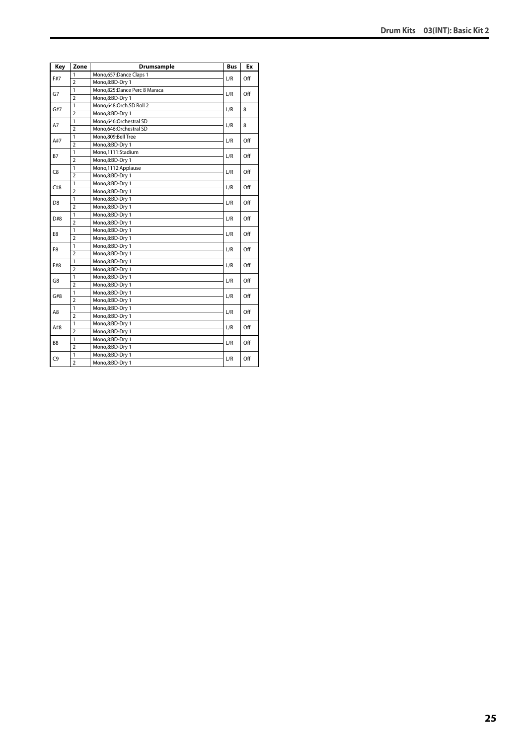| Key | Zone | Drumsample | Bus | Ex |
|---|---|---|---|---|
| F#7 | 1 | Mono,657:Dance Claps 1 | L/R | Off |
| | 2 | Mono,8:BD-Dry 1 | | |
| G7 | 1 | Mono,825:Dance Perc 8 Maraca | L/R | Off |
| | 2 | Mono,8:BD-Dry 1 | | |
| G#7 | 1 | Mono,648:Orch.SD Roll 2 | L/R | 8 |
| | 2 | Mono,8:BD-Dry 1 | | |
| A7 | 1 | Mono,646:Orchestral SD | L/R | 8 |
| | 2 | Mono,646:Orchestral SD | | |
| A#7 | 1 | Mono,809:Bell Tree | L/R | Off |
| | 2 | Mono,8:BD-Dry 1 | | |
| B7 | 1 | Mono,1111:Stadium | L/R | Off |
| | 2 | Mono,8:BD-Dry 1 | | |
| C8 | 1 | Mono,1112:Applause | L/R | Off |
| | 2 | Mono,8:BD-Dry 1 | | |
| C#8 | 1 | Mono,8:BD-Dry 1 | L/R | Off |
| | 2 | Mono,8:BD-Dry 1 | | |
| D8 | 1 | Mono,8:BD-Dry 1 | L/R | Off |
| | 2 | Mono,8:BD-Dry 1 | | |
| D#8 | 1 | Mono,8:BD-Dry 1 | L/R | Off |
| | 2 | Mono,8:BD-Dry 1 | | |
| E8 | 1 | Mono,8:BD-Dry 1 | L/R | Off |
| | 2 | Mono,8:BD-Dry 1 | | |
| F8 | 1 | Mono,8:BD-Dry 1 | L/R | Off |
| | 2 | Mono,8:BD-Dry 1 | | |
| F#8 | 1 | Mono,8:BD-Dry 1 | L/R | Off |
| | 2 | Mono,8:BD-Dry 1 | | |
| G8 | 1 | Mono,8:BD-Dry 1 | L/R | Off |
| | 2 | Mono,8:BD-Dry 1 | | |
| G#8 | 1 | Mono,8:BD-Dry 1 | L/R | Off |
| | 2 | Mono,8:BD-Dry 1 | | |
| A8 | 1 | Mono,8:BD-Dry 1 | L/R | Off |
| | 2 | Mono,8:BD-Dry 1 | | |
| A#8 | 1 | Mono,8:BD-Dry 1 | L/R | Off |
| | 2 | Mono,8:BD-Dry 1 | | |
| B8 | 1 | Mono,8:BD-Dry 1 | L/R | Off |
| | 2 | Mono,8:BD-Dry 1 | | |
| C9 | 1 | Mono,8:BD-Dry 1 | L/R | Off |
| | 2 | Mono,8:BD-Dry 1 | | |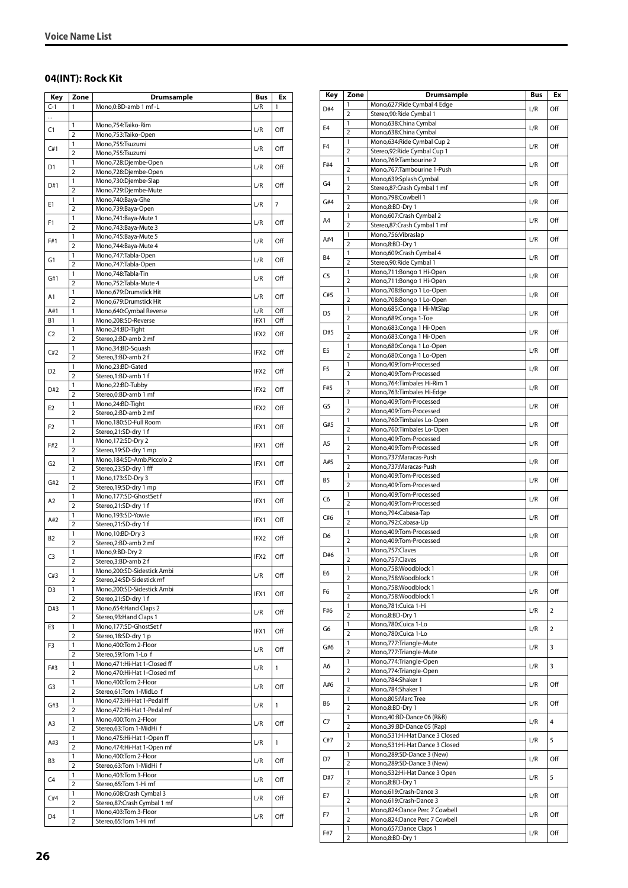## Voice Name List

### 04(INT): Rock Kit

| Key | Zone | Drumsample | Bus | Ex |
|---|---|---|---|---|
| C-1 | 1 | Mono,0:BD-amb 1 mf -L | L/R | 1 |
| ... | | | | |
| C1 | 1 | Mono,754:Taiko-Rim | L/R | Off |
| | 2 | Mono,753:Taiko-Open | | |
| C#1 | 1 | Mono,755:Tsuzumi | L/R | Off |
| | 2 | Mono,755:Tsuzumi | | |
| D1 | 1 | Mono,728:Djembe-Open | L/R | Off |
| | 2 | Mono,728:Djembe-Open | | |
| D#1 | 1 | Mono,730:Djembe-Slap | L/R | Off |
| | 2 | Mono,729:Djembe-Mute | | |
| E1 | 1 | Mono,740:Baya-Ghe | L/R | 7 |
| | 2 | Mono,739:Baya-Open | | |
| F1 | 1 | Mono,741:Baya-Mute 1 | L/R | Off |
| | 2 | Mono,743:Baya-Mute 3 | | |
| F#1 | 1 | Mono,745:Baya-Mute 5 | L/R | Off |
| | 2 | Mono,744:Baya-Mute 4 | | |
| G1 | 1 | Mono,747:Tabla-Open | L/R | Off |
| | 2 | Mono,747:Tabla-Open | | |
| G#1 | 1 | Mono,748:Tabla-Tin | L/R | Off |
| | 2 | Mono,752:Tabla-Mute 4 | | |
| A1 | 1 | Mono,679:Drumstick Hit | L/R | Off |
| | 2 | Mono,679:Drumstick Hit | | |
| A#1 | 1 | Mono,640:Cymbal Reverse | L/R | Off |
| B1 | 1 | Mono,208:SD-Reverse | IFX1 | Off |
| C2 | 1 | Mono,24:BD-Tight | IFX2 | Off |
| | 2 | Stereo,2:BD-amb 2 mf | | |
| C#2 | 1 | Mono,34:BD-Squash | IFX2 | Off |
| | 2 | Stereo,3:BD-amb 2 f | | |
| D2 | 1 | Mono,23:BD-Gated | IFX2 | Off |
| | 2 | Stereo,1:BD-amb 1 f | | |
| D#2 | 1 | Mono,22:BD-Tubby | IFX2 | Off |
| | 2 | Stereo,0:BD-amb 1 mf | | |
| E2 | 1 | Mono,24:BD-Tight | IFX2 | Off |
| | 2 | Stereo,2:BD-amb 2 mf | | |
| F2 | 1 | Mono,180:SD-Full Room | IFX1 | Off |
| | 2 | Stereo,21:SD-dry 1 f | | |
| F#2 | 1 | Mono,172:SD-Dry 2 | IFX1 | Off |
| | 2 | Stereo,19:SD-dry 1 mp | | |
| G2 | 1 | Mono,184:SD-Amb.Piccolo 2 | IFX1 | Off |
| | 2 | Stereo,23:SD-dry 1 fff | | |
| G#2 | 1 | Mono,173:SD-Dry 3 | IFX1 | Off |
| | 2 | Stereo,19:SD-dry 1 mp | | |
| A2 | 1 | Mono,177:SD-GhostSet f | IFX1 | Off |
| | 2 | Stereo,21:SD-dry 1 f | | |
| A#2 | 1 | Mono,193:SD-Yowie | IFX1 | Off |
| | 2 | Stereo,21:SD-dry 1 f | | |
| B2 | 1 | Mono,10:BD-Dry 3 | IFX2 | Off |
| | 2 | Stereo,2:BD-amb 2 mf | | |
| C3 | 1 | Mono,9:BD-Dry 2 | IFX2 | Off |
| | 2 | Stereo,3:BD-amb 2 f | | |
| C#3 | 1 | Mono,200:SD-Sidestick Ambi | L/R | Off |
| | 2 | Stereo,24:SD-Sidestick mf | | |
| D3 | 1 | Mono,200:SD-Sidestick Ambi | IFX1 | Off |
| | 2 | Stereo,21:SD-dry 1 f | | |
| D#3 | 1 | Mono,654:Hand Claps 2 | L/R | Off |
| | 2 | Stereo,93:Hand Claps 1 | | |
| E3 | 1 | Mono,177:SD-GhostSet f | IFX1 | Off |
| | 2 | Stereo,18:SD-dry 1 p | | |
| F3 | 1 | Mono,400:Tom 2-Floor | L/R | Off |
| | 2 | Stereo,59:Tom 1-Lo f | | |
| F#3 | 1 | Mono,471:Hi-Hat 1-Closed ff | L/R | 1 |
| | 2 | Mono,470:Hi-Hat 1-Closed mf | | |
| G3 | 1 | Mono,400:Tom 2-Floor | L/R | Off |
| | 2 | Stereo,61:Tom 1-MidLo f | | |
| G#3 | 1 | Mono,473:Hi-Hat 1-Pedal ff | L/R | 1 |
| | 2 | Mono,472:Hi-Hat 1-Pedal mf | | |
| A3 | 1 | Mono,400:Tom 2-Floor | L/R | Off |
| | 2 | Stereo,63:Tom 1-MidHi f | | |
| A#3 | 1 | Mono,475:Hi-Hat 1-Open ff | L/R | 1 |
| | 2 | Mono,474:Hi-Hat 1-Open mf | | |
| B3 | 1 | Mono,400:Tom 2-Floor | L/R | Off |
| | 2 | Stereo,63:Tom 1-MidHi f | | |
| C4 | 1 | Mono,403:Tom 3-Floor | L/R | Off |
| | 2 | Stereo,65:Tom 1-Hi mf | | |
| C#4 | 1 | Mono,608:Crash Cymbal 3 | L/R | Off |
| | 2 | Stereo,87:Crash Cymbal 1 mf | | |
| D4 | 1 | Mono,403:Tom 3-Floor | L/R | Off |
| | 2 | Stereo,65:Tom 1-Hi mf | | |
| D#4 | 1 | Mono,627:Ride Cymbal 4 Edge | L/R | Off |
| | 2 | Stereo,90:Ride Cymbal 1 | | |
| E4 | 1 | Mono,638:China Cymbal | L/R | Off |
| | 2 | Mono,638:China Cymbal | | |
| F4 | 1 | Mono,634:Ride Cymbal Cup 2 | L/R | Off |
| | 2 | Stereo,92:Ride Cymbal Cup 1 | | |
| F#4 | 1 | Mono,769:Tambourine 2 | L/R | Off |
| | 2 | Mono,767:Tambourine 1-Push | | |
| G4 | 1 | Mono,639:Splash Cymbal | L/R | Off |
| | 2 | Stereo,87:Crash Cymbal 1 mf | | |
| G#4 | 1 | Mono,798:Cowbell 1 | L/R | Off |
| | 2 | Mono,8:BD-Dry 1 | | |
| A4 | 1 | Mono,607:Crash Cymbal 2 | L/R | Off |
| | 2 | Stereo,87:Crash Cymbal 1 mf | | |
| A#4 | 1 | Mono,756:Vibraslap | L/R | Off |
| | 2 | Mono,8:BD-Dry 1 | | |
| B4 | 1 | Mono,609:Crash Cymbal 4 | L/R | Off |
| | 2 | Stereo,90:Ride Cymbal 1 | | |
| C5 | 1 | Mono,711:Bongo 1 Hi-Open | L/R | Off |
| | 2 | Mono,711:Bongo 1 Hi-Open | | |
| C#5 | 1 | Mono,708:Bongo 1 Lo-Open | L/R | Off |
| | 2 | Mono,708:Bongo 1 Lo-Open | | |
| D5 | 1 | Mono,685:Conga 1 Hi-MtSlap | L/R | Off |
| | 2 | Mono,689:Conga 1-Toe | | |
| D#5 | 1 | Mono,683:Conga 1 Hi-Open | L/R | Off |
| | 2 | Mono,683:Conga 1 Hi-Open | | |
| E5 | 1 | Mono,680:Conga 1 Lo-Open | L/R | Off |
| | 2 | Mono,680:Conga 1 Lo-Open | | |
| F5 | 1 | Mono,409:Tom-Processed | L/R | Off |
| | 2 | Mono,409:Tom-Processed | | |
| F#5 | 1 | Mono,764:Timbales Hi-Rim 1 | L/R | Off |
| | 2 | Mono,763:Timbales Hi-Edge | | |
| G5 | 1 | Mono,409:Tom-Processed | L/R | Off |
| | 2 | Mono,409:Tom-Processed | | |
| G#5 | 1 | Mono,760:Timbales Lo-Open | L/R | Off |
| | 2 | Mono,760:Timbales Lo-Open | | |
| A5 | 1 | Mono,409:Tom-Processed | L/R | Off |
| | 2 | Mono,409:Tom-Processed | | |
| A#5 | 1 | Mono,737:Maracas-Push | L/R | Off |
| | 2 | Mono,737:Maracas-Push | | |
| B5 | 1 | Mono,409:Tom-Processed | L/R | Off |
| | 2 | Mono,409:Tom-Processed | | |
| C6 | 1 | Mono,409:Tom-Processed | L/R | Off |
| | 2 | Mono,409:Tom-Processed | | |
| C#6 | 1 | Mono,794:Cabasa-Tap | L/R | Off |
| | 2 | Mono,792:Cabasa-Up | | |
| D6 | 1 | Mono,409:Tom-Processed | L/R | Off |
| | 2 | Mono,409:Tom-Processed | | |
| D#6 | 1 | Mono,757:Claves | L/R | Off |
| | 2 | Mono,757:Claves | | |
| E6 | 1 | Mono,758:Woodblock 1 | L/R | Off |
| | 2 | Mono,758:Woodblock 1 | | |
| F6 | 1 | Mono,758:Woodblock 1 | L/R | Off |
| | 2 | Mono,758:Woodblock 1 | | |
| F#6 | 1 | Mono,781:Cuica 1-Hi | L/R | 2 |
| | 2 | Mono,8:BD-Dry 1 | | |
| G6 | 1 | Mono,780:Cuica 1-Lo | L/R | 2 |
| | 2 | Mono,780:Cuica 1-Lo | | |
| G#6 | 1 | Mono,777:Triangle-Mute | L/R | 3 |
| | 2 | Mono,777:Triangle-Mute | | |
| A6 | 1 | Mono,774:Triangle-Open | L/R | 3 |
| | 2 | Mono,774:Triangle-Open | | |
| A#6 | 1 | Mono,784:Shaker 1 | L/R | Off |
| | 2 | Mono,784:Shaker 1 | | |
| B6 | 1 | Mono,805:Marc Tree | L/R | Off |
| | 2 | Mono,8:BD-Dry 1 | | |
| C7 | 1 | Mono,40:BD-Dance 06 (R&B) | L/R | 4 |
| | 2 | Mono,39:BD-Dance 05 (Rap) | | |
| C#7 | 1 | Mono,531:Hi-Hat Dance 3 Closed | L/R | 5 |
| | 2 | Mono,531:Hi-Hat Dance 3 Closed | | |
| D7 | 1 | Mono,289:SD-Dance 3 (New) | L/R | Off |
| | 2 | Mono,289:SD-Dance 3 (New) | | |
| D#7 | 1 | Mono,532:Hi-Hat Dance 3 Open | L/R | 5 |
| | 2 | Mono,8:BD-Dry 1 | | |
| E7 | 1 | Mono,619:Crash-Dance 3 | L/R | Off |
| | 2 | Mono,619:Crash-Dance 3 | | |
| F7 | 1 | Mono,824:Dance Perc 7 Cowbell | L/R | Off |
| | 2 | Mono,824:Dance Perc 7 Cowbell | | |
| F#7 | 1 | Mono,657:Dance Claps 1 | L/R | Off |
| | 2 | Mono,8:BD-Dry 1 | | |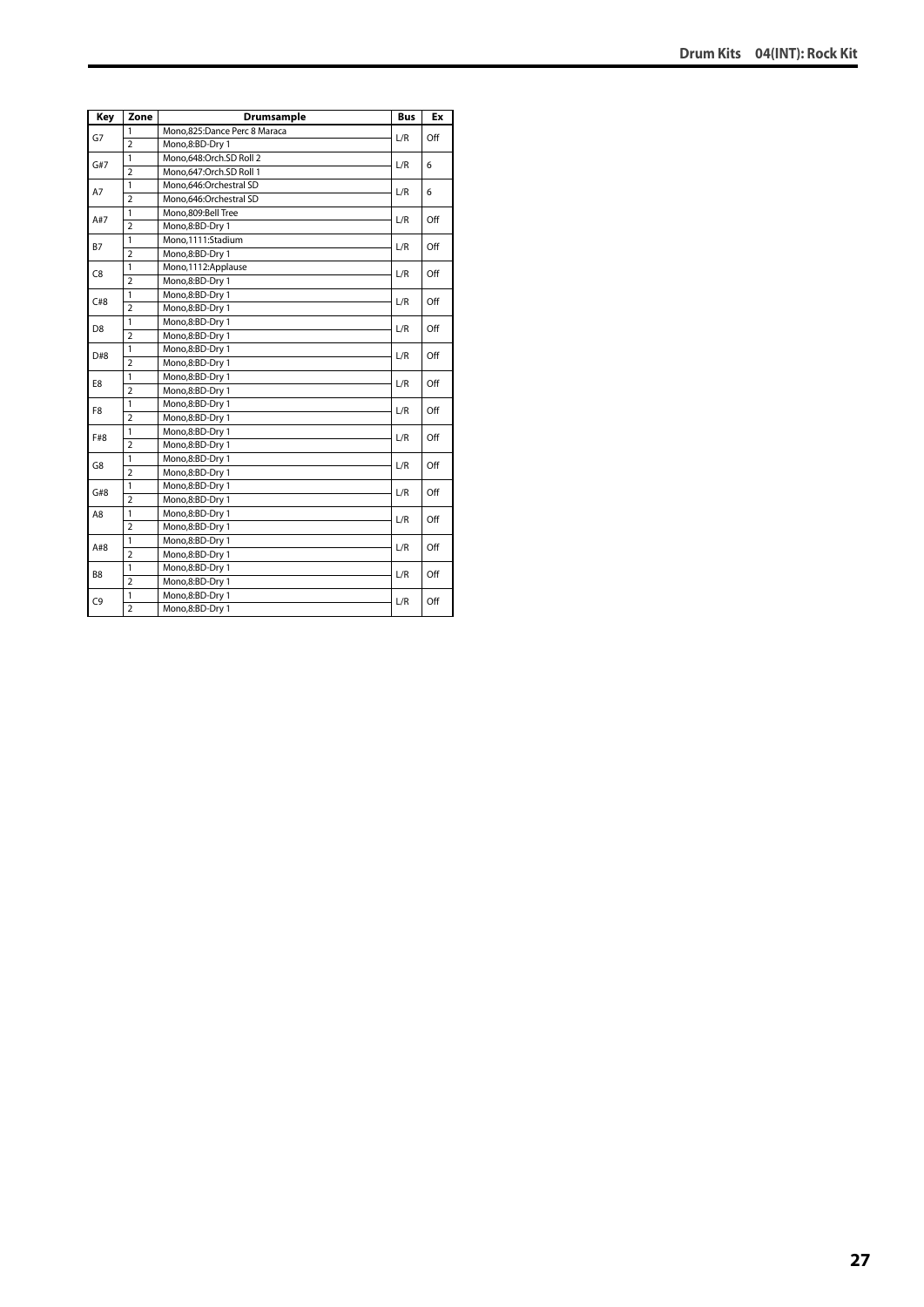| Key | Zone | Drumsample | Bus | Ex |
|---|---|---|---|---|
| G7 | 1 | Mono,825:Dance Perc 8 Maraca | L/R | Off |
| | 2 | Mono,8:BD-Dry 1 | | |
| G#7 | 1 | Mono,648:Orch.SD Roll 2 | L/R | 6 |
| | 2 | Mono,647:Orch.SD Roll 1 | | |
| A7 | 1 | Mono,646:Orchestral SD | L/R | 6 |
| | 2 | Mono,646:Orchestral SD | | |
| A#7 | 1 | Mono,809:Bell Tree | L/R | Off |
| | 2 | Mono,8:BD-Dry 1 | | |
| B7 | 1 | Mono,1111:Stadium | L/R | Off |
| | 2 | Mono,8:BD-Dry 1 | | |
| C8 | 1 | Mono,1112:Applause | L/R | Off |
| | 2 | Mono,8:BD-Dry 1 | | |
| C#8 | 1 | Mono,8:BD-Dry 1 | L/R | Off |
| | 2 | Mono,8:BD-Dry 1 | | |
| D8 | 1 | Mono,8:BD-Dry 1 | L/R | Off |
| | 2 | Mono,8:BD-Dry 1 | | |
| D#8 | 1 | Mono,8:BD-Dry 1 | L/R | Off |
| | 2 | Mono,8:BD-Dry 1 | | |
| E8 | 1 | Mono,8:BD-Dry 1 | L/R | Off |
| | 2 | Mono,8:BD-Dry 1 | | |
| F8 | 1 | Mono,8:BD-Dry 1 | L/R | Off |
| | 2 | Mono,8:BD-Dry 1 | | |
| F#8 | 1 | Mono,8:BD-Dry 1 | L/R | Off |
| | 2 | Mono,8:BD-Dry 1 | | |
| G8 | 1 | Mono,8:BD-Dry 1 | L/R | Off |
| | 2 | Mono,8:BD-Dry 1 | | |
| G#8 | 1 | Mono,8:BD-Dry 1 | L/R | Off |
| | 2 | Mono,8:BD-Dry 1 | | |
| A8 | 1 | Mono,8:BD-Dry 1 | L/R | Off |
| | 2 | Mono,8:BD-Dry 1 | | |
| A#8 | 1 | Mono,8:BD-Dry 1 | L/R | Off |
| | 2 | Mono,8:BD-Dry 1 | | |
| B8 | 1 | Mono,8:BD-Dry 1 | L/R | Off |
| | 2 | Mono,8:BD-Dry 1 | | |
| C9 | 1 | Mono,8:BD-Dry 1 | L/R | Off |
| | 2 | Mono,8:BD-Dry 1 | | |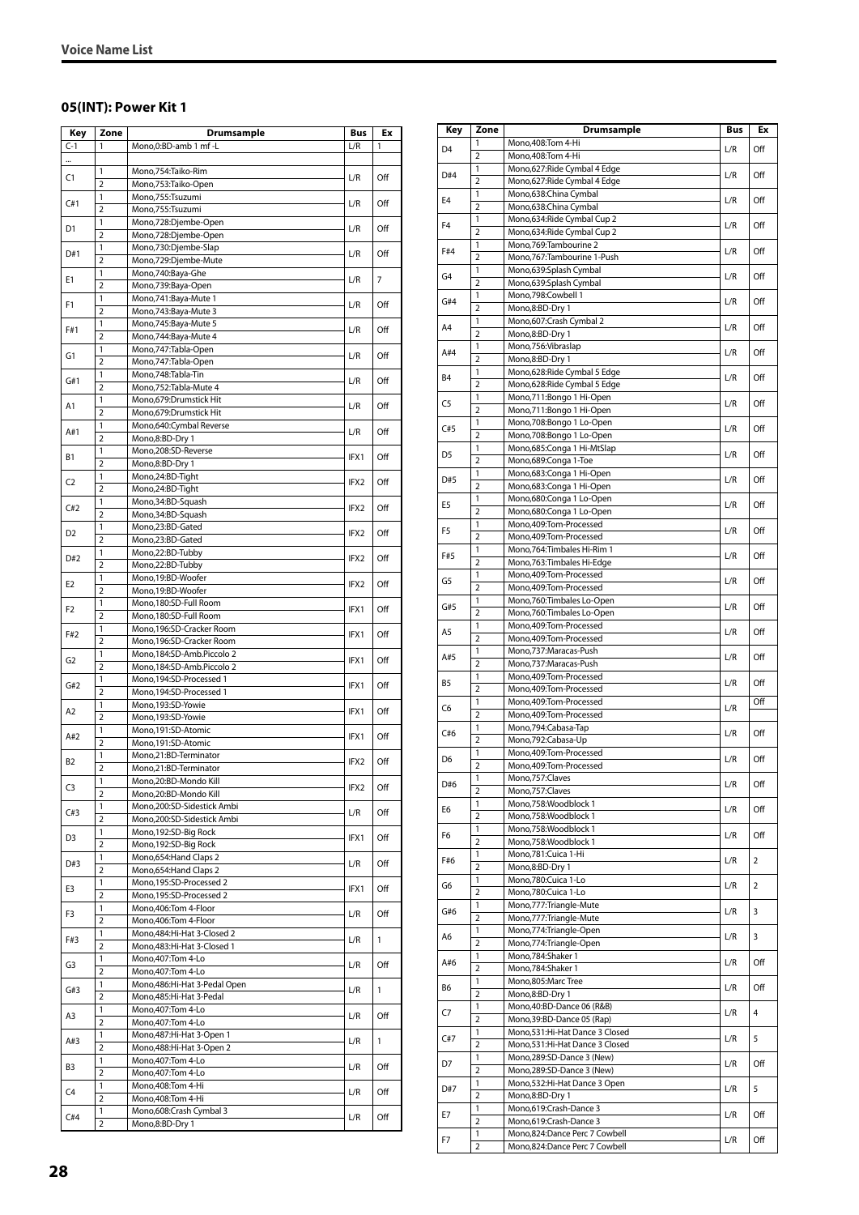## 05(INT): Power Kit 1

| Key | Zone | Drumsample | Bus | Ex |
|---|---|---|---|---|
| C-1 | 1 | Mono,0:BD-amb 1 mf -L | L/R | 1 |
| ... | | | | |
| C1 | 1 | Mono,754:Taiko-Rim | L/R | Off |
| | 2 | Mono,753:Taiko-Open | | |
| C#1 | 1 | Mono,755:Tsuzumi | L/R | Off |
| | 2 | Mono,755:Tsuzumi | | |
| D1 | 1 | Mono,728:Djembe-Open | L/R | Off |
| | 2 | Mono,728:Djembe-Open | | |
| D#1 | 1 | Mono,730:Djembe-Slap | L/R | Off |
| | 2 | Mono,729:Djembe-Mute | | |
| E1 | 1 | Mono,740:Baya-Ghe | L/R | 7 |
| | 2 | Mono,739:Baya-Open | | |
| F1 | 1 | Mono,741:Baya-Mute 1 | L/R | Off |
| | 2 | Mono,743:Baya-Mute 3 | | |
| F#1 | 1 | Mono,745:Baya-Mute 5 | L/R | Off |
| | 2 | Mono,744:Baya-Mute 4 | | |
| G1 | 1 | Mono,747:Tabla-Open | L/R | Off |
| | 2 | Mono,747:Tabla-Open | | |
| G#1 | 1 | Mono,748:Tabla-Tin | L/R | Off |
| | 2 | Mono,752:Tabla-Mute 4 | | |
| A1 | 1 | Mono,679:Drumstick Hit | L/R | Off |
| | 2 | Mono,679:Drumstick Hit | | |
| A#1 | 1 | Mono,640:Cymbal Reverse | L/R | Off |
| | 2 | Mono,8:BD-Dry 1 | | |
| B1 | 1 | Mono,208:SD-Reverse | IFX1 | Off |
| | 2 | Mono,8:BD-Dry 1 | | |
| C2 | 1 | Mono,24:BD-Tight | IFX2 | Off |
| | 2 | Mono,24:BD-Tight | | |
| C#2 | 1 | Mono,34:BD-Squash | IFX2 | Off |
| | 2 | Mono,34:BD-Squash | | |
| D2 | 1 | Mono,23:BD-Gated | IFX2 | Off |
| | 2 | Mono,23:BD-Gated | | |
| D#2 | 1 | Mono,22:BD-Tubby | IFX2 | Off |
| | 2 | Mono,22:BD-Tubby | | |
| E2 | 1 | Mono,19:BD-Woofer | IFX2 | Off |
| | 2 | Mono,19:BD-Woofer | | |
| F2 | 1 | Mono,180:SD-Full Room | IFX1 | Off |
| | 2 | Mono,180:SD-Full Room | | |
| F#2 | 1 | Mono,196:SD-Cracker Room | IFX1 | Off |
| | 2 | Mono,196:SD-Cracker Room | | |
| G2 | 1 | Mono,184:SD-Amb.Piccolo 2 | IFX1 | Off |
| | 2 | Mono,184:SD-Amb.Piccolo 2 | | |
| G#2 | 1 | Mono,194:SD-Processed 1 | IFX1 | Off |
| | 2 | Mono,194:SD-Processed 1 | | |
| A2 | 1 | Mono,193:SD-Yowie | IFX1 | Off |
| | 2 | Mono,193:SD-Yowie | | |
| A#2 | 1 | Mono,191:SD-Atomic | IFX1 | Off |
| | 2 | Mono,191:SD-Atomic | | |
| B2 | 1 | Mono,21:BD-Terminator | IFX2 | Off |
| | 2 | Mono,21:BD-Terminator | | |
| C3 | 1 | Mono,20:BD-Mondo Kill | IFX2 | Off |
| | 2 | Mono,20:BD-Mondo Kill | | |
| C#3 | 1 | Mono,200:SD-Sidestick Ambi | L/R | Off |
| | 2 | Mono,200:SD-Sidestick Ambi | | |
| D3 | 1 | Mono,192:SD-Big Rock | IFX1 | Off |
| | 2 | Mono,192:SD-Big Rock | | |
| D#3 | 1 | Mono,654:Hand Claps 2 | L/R | Off |
| | 2 | Mono,654:Hand Claps 2 | | |
| E3 | 1 | Mono,195:SD-Processed 2 | IFX1 | Off |
| | 2 | Mono,195:SD-Processed 2 | | |
| F3 | 1 | Mono,406:Tom 4-Floor | L/R | Off |
| | 2 | Mono,406:Tom 4-Floor | | |
| F#3 | 1 | Mono,484:Hi-Hat 3-Closed 2 | L/R | 1 |
| | 2 | Mono,483:Hi-Hat 3-Closed 1 | | |
| G3 | 1 | Mono,407:Tom 4-Lo | L/R | Off |
| | 2 | Mono,407:Tom 4-Lo | | |
| G#3 | 1 | Mono,486:Hi-Hat 3-Pedal Open | L/R | 1 |
| | 2 | Mono,485:Hi-Hat 3-Pedal | | |
| A3 | 1 | Mono,407:Tom 4-Lo | L/R | Off |
| | 2 | Mono,407:Tom 4-Lo | | |
| A#3 | 1 | Mono,487:Hi-Hat 3-Open 1 | L/R | 1 |
| | 2 | Mono,488:Hi-Hat 3-Open 2 | | |
| B3 | 1 | Mono,407:Tom 4-Lo | L/R | Off |
| | 2 | Mono,407:Tom 4-Lo | | |
| C4 | 1 | Mono,408:Tom 4-Hi | L/R | Off |
| | 2 | Mono,408:Tom 4-Hi | | |
| C#4 | 1 | Mono,608:Crash Cymbal 3 | L/R | Off |
| | 2 | Mono,8:BD-Dry 1 | | |
| D4 | 1 | Mono,408:Tom 4-Hi | L/R | Off |
| | 2 | Mono,408:Tom 4-Hi | | |
| D#4 | 1 | Mono,627:Ride Cymbal 4 Edge | L/R | Off |
| | 2 | Mono,627:Ride Cymbal 4 Edge | | |
| E4 | 1 | Mono,638:China Cymbal | L/R | Off |
| | 2 | Mono,638:China Cymbal | | |
| F4 | 1 | Mono,634:Ride Cymbal Cup 2 | L/R | Off |
| | 2 | Mono,634:Ride Cymbal Cup 2 | | |
| F#4 | 1 | Mono,769:Tambourine 2 | L/R | Off |
| | 2 | Mono,767:Tambourine 1-Push | | |
| G4 | 1 | Mono,639:Splash Cymbal | L/R | Off |
| | 2 | Mono,639:Splash Cymbal | | |
| G#4 | 1 | Mono,798:Cowbell 1 | L/R | Off |
| | 2 | Mono,8:BD-Dry 1 | | |
| A4 | 1 | Mono,607:Crash Cymbal 2 | L/R | Off |
| | 2 | Mono,8:BD-Dry 1 | | |
| A#4 | 1 | Mono,756:Vibraslap | L/R | Off |
| | 2 | Mono,8:BD-Dry 1 | | |
| B4 | 1 | Mono,628:Ride Cymbal 5 Edge | L/R | Off |
| | 2 | Mono,628:Ride Cymbal 5 Edge | | |
| C5 | 1 | Mono,711:Bongo 1 Hi-Open | L/R | Off |
| | 2 | Mono,711:Bongo 1 Hi-Open | | |
| C#5 | 1 | Mono,708:Bongo 1 Lo-Open | L/R | Off |
| | 2 | Mono,708:Bongo 1 Lo-Open | | |
| D5 | 1 | Mono,685:Conga 1 Hi-MtSlap | L/R | Off |
| | 2 | Mono,689:Conga 1-Toe | | |
| D#5 | 1 | Mono,683:Conga 1 Hi-Open | L/R | Off |
| | 2 | Mono,683:Conga 1 Hi-Open | | |
| E5 | 1 | Mono,680:Conga 1 Lo-Open | L/R | Off |
| | 2 | Mono,680:Conga 1 Lo-Open | | |
| F5 | 1 | Mono,409:Tom-Processed | L/R | Off |
| | 2 | Mono,409:Tom-Processed | | |
| F#5 | 1 | Mono,764:Timbales Hi-Rim 1 | L/R | Off |
| | 2 | Mono,763:Timbales Hi-Edge | | |
| G5 | 1 | Mono,409:Tom-Processed | L/R | Off |
| | 2 | Mono,409:Tom-Processed | | |
| G#5 | 1 | Mono,760:Timbales Lo-Open | L/R | Off |
| | 2 | Mono,760:Timbales Lo-Open | | |
| A5 | 1 | Mono,409:Tom-Processed | L/R | Off |
| | 2 | Mono,409:Tom-Processed | | |
| A#5 | 1 | Mono,737:Maracas-Push | L/R | Off |
| | 2 | Mono,737:Maracas-Push | | |
| B5 | 1 | Mono,409:Tom-Processed | L/R | Off |
| | 2 | Mono,409:Tom-Processed | | |
| C6 | 1 | Mono,409:Tom-Processed | L/R | Off |
| | 2 | Mono,409:Tom-Processed | | |
| C#6 | 1 | Mono,794:Cabasa-Tap | L/R | Off |
| | 2 | Mono,792:Cabasa-Up | | |
| D6 | 1 | Mono,409:Tom-Processed | L/R | Off |
| | 2 | Mono,409:Tom-Processed | | |
| D#6 | 1 | Mono,757:Claves | L/R | Off |
| | 2 | Mono,757:Claves | | |
| E6 | 1 | Mono,758:Woodblock 1 | L/R | Off |
| | 2 | Mono,758:Woodblock 1 | | |
| F6 | 1 | Mono,758:Woodblock 1 | L/R | Off |
| | 2 | Mono,758:Woodblock 1 | | |
| F#6 | 1 | Mono,781:Cuica 1-Hi | L/R | 2 |
| | 2 | Mono,8:BD-Dry 1 | | |
| G6 | 1 | Mono,780:Cuica 1-Lo | L/R | 2 |
| | 2 | Mono,780:Cuica 1-Lo | | |
| G#6 | 1 | Mono,777:Triangle-Mute | L/R | 3 |
| | 2 | Mono,777:Triangle-Mute | | |
| A6 | 1 | Mono,774:Triangle-Open | L/R | 3 |
| | 2 | Mono,774:Triangle-Open | | |
| A#6 | 1 | Mono,784:Shaker 1 | L/R | Off |
| | 2 | Mono,784:Shaker 1 | | |
| B6 | 1 | Mono,805:Marc Tree | L/R | Off |
| | 2 | Mono,8:BD-Dry 1 | | |
| C7 | 1 | Mono,40:BD-Dance 06 (R&B) | L/R | 4 |
| | 2 | Mono,39:BD-Dance 05 (Rap) | | |
| C#7 | 1 | Mono,531:Hi-Hat Dance 3 Closed | L/R | 5 |
| | 2 | Mono,531:Hi-Hat Dance 3 Closed | | |
| D7 | 1 | Mono,289:SD-Dance 3 (New) | L/R | Off |
| | 2 | Mono,289:SD-Dance 3 (New) | | |
| D#7 | 1 | Mono,532:Hi-Hat Dance 3 Open | L/R | 5 |
| | 2 | Mono,8:BD-Dry 1 | | |
| E7 | 1 | Mono,619:Crash-Dance 3 | L/R | Off |
| | 2 | Mono,619:Crash-Dance 3 | | |
| F7 | 1 | Mono,824:Dance Perc 7 Cowbell | L/R | Off |
| | 2 | Mono,824:Dance Perc 7 Cowbell | | |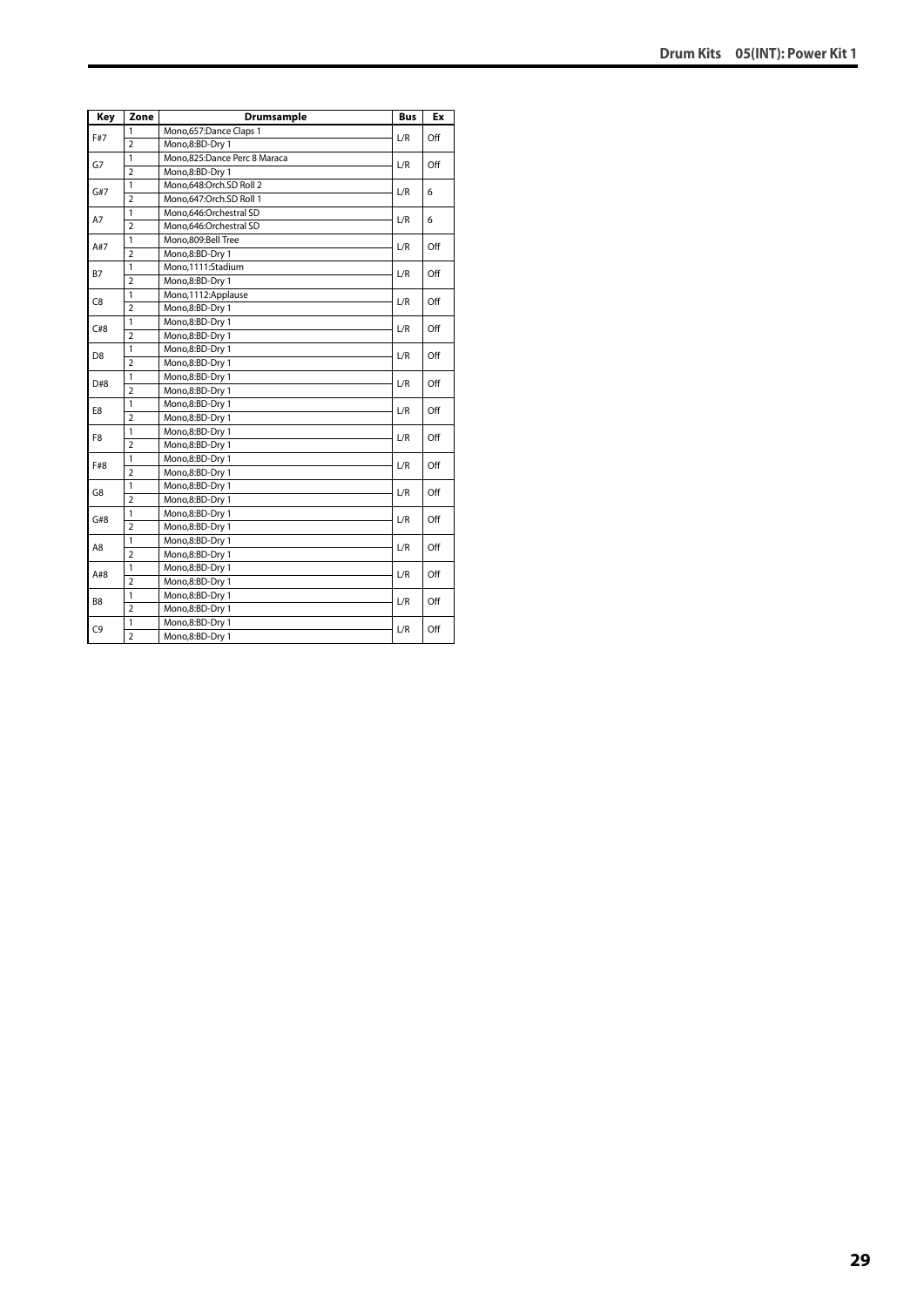| Key | Zone | Drumsample | Bus | Ex |
|---|---|---|---|---|
| F#7 | 1 | Mono,657:Dance Claps 1 | L/R | Off |
| | 2 | Mono,8:BD-Dry 1 | | |
| G7 | 1 | Mono,825:Dance Perc 8 Maraca | L/R | Off |
| | 2 | Mono,8:BD-Dry 1 | | |
| G#7 | 1 | Mono,648:Orch.SD Roll 2 | L/R | 6 |
| | 2 | Mono,647:Orch.SD Roll 1 | | |
| A7 | 1 | Mono,646:Orchestral SD | L/R | 6 |
| | 2 | Mono,646:Orchestral SD | | |
| A#7 | 1 | Mono,809:Bell Tree | L/R | Off |
| | 2 | Mono,8:BD-Dry 1 | | |
| B7 | 1 | Mono,1111:Stadium | L/R | Off |
| | 2 | Mono,8:BD-Dry 1 | | |
| C8 | 1 | Mono,1112:Applause | L/R | Off |
| | 2 | Mono,8:BD-Dry 1 | | |
| C#8 | 1 | Mono,8:BD-Dry 1 | L/R | Off |
| | 2 | Mono,8:BD-Dry 1 | | |
| D8 | 1 | Mono,8:BD-Dry 1 | L/R | Off |
| | 2 | Mono,8:BD-Dry 1 | | |
| D#8 | 1 | Mono,8:BD-Dry 1 | L/R | Off |
| | 2 | Mono,8:BD-Dry 1 | | |
| E8 | 1 | Mono,8:BD-Dry 1 | L/R | Off |
| | 2 | Mono,8:BD-Dry 1 | | |
| F8 | 1 | Mono,8:BD-Dry 1 | L/R | Off |
| | 2 | Mono,8:BD-Dry 1 | | |
| F#8 | 1 | Mono,8:BD-Dry 1 | L/R | Off |
| | 2 | Mono,8:BD-Dry 1 | | |
| G8 | 1 | Mono,8:BD-Dry 1 | L/R | Off |
| | 2 | Mono,8:BD-Dry 1 | | |
| G#8 | 1 | Mono,8:BD-Dry 1 | L/R | Off |
| | 2 | Mono,8:BD-Dry 1 | | |
| A8 | 1 | Mono,8:BD-Dry 1 | L/R | Off |
| | 2 | Mono,8:BD-Dry 1 | | |
| A#8 | 1 | Mono,8:BD-Dry 1 | L/R | Off |
| | 2 | Mono,8:BD-Dry 1 | | |
| B8 | 1 | Mono,8:BD-Dry 1 | L/R | Off |
| | 2 | Mono,8:BD-Dry 1 | | |
| C9 | 1 | Mono,8:BD-Dry 1 | L/R | Off |
| | 2 | Mono,8:BD-Dry 1 | | |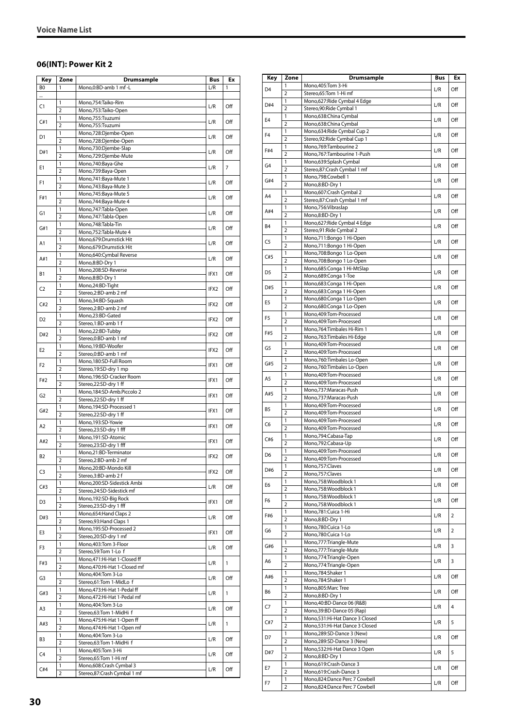## Voice Name List

### 06(INT): Power Kit 2

| Key | Zone | Drumsample | Bus | Ex |
|---|---|---|---|---|
| B0 | 1 | Mono,0:BD-amb 1 mf -L | L/R | 1 |
| ... | | | | |
| C1 | 1 | Mono,754:Taiko-Rim | L/R | Off |
| | 2 | Mono,753:Taiko-Open | | |
| C#1 | 1 | Mono,755:Tsuzumi | L/R | Off |
| | 2 | Mono,755:Tsuzumi | | |
| D1 | 1 | Mono,728:Djembe-Open | L/R | Off |
| | 2 | Mono,728:Djembe-Open | | |
| D#1 | 1 | Mono,730:Djembe-Slap | L/R | Off |
| | 2 | Mono,729:Djembe-Mute | | |
| E1 | 1 | Mono,740:Baya-Ghe | L/R | 7 |
| | 2 | Mono,739:Baya-Open | | |
| F1 | 1 | Mono,741:Baya-Mute 1 | L/R | Off |
| | 2 | Mono,743:Baya-Mute 3 | | |
| F#1 | 1 | Mono,745:Baya-Mute 5 | L/R | Off |
| | 2 | Mono,744:Baya-Mute 4 | | |
| G1 | 1 | Mono,747:Tabla-Open | L/R | Off |
| | 2 | Mono,747:Tabla-Open | | |
| G#1 | 1 | Mono,748:Tabla-Tin | L/R | Off |
| | 2 | Mono,752:Tabla-Mute 4 | | |
| A1 | 1 | Mono,679:Drumstick Hit | L/R | Off |
| | 2 | Mono,679:Drumstick Hit | | |
| A#1 | 1 | Mono,640:Cymbal Reverse | L/R | Off |
| | 2 | Mono,8:BD-Dry 1 | | |
| B1 | 1 | Mono,208:SD-Reverse | IFX1 | Off |
| | 2 | Mono,8:BD-Dry 1 | | |
| C2 | 1 | Mono,24:BD-Tight | IFX2 | Off |
| | 2 | Stereo,2:BD-amb 2 mf | | |
| C#2 | 1 | Mono,34:BD-Squash | IFX2 | Off |
| | 2 | Stereo,2:BD-amb 2 mf | | |
| D2 | 1 | Mono,23:BD-Gated | IFX2 | Off |
| | 2 | Stereo,1:BD-amb 1 f | | |
| D#2 | 1 | Mono,22:BD-Tubby | IFX2 | Off |
| | 2 | Stereo,0:BD-amb 1 mf | | |
| E2 | 1 | Mono,19:BD-Woofer | IFX2 | Off |
| | 2 | Stereo,0:BD-amb 1 mf | | |
| F2 | 1 | Mono,180:SD-Full Room | IFX1 | Off |
| | 2 | Stereo,19:SD-dry 1 mp | | |
| F#2 | 1 | Mono,196:SD-Cracker Room | IFX1 | Off |
| | 2 | Stereo,22:SD-dry 1 ff | | |
| G2 | 1 | Mono,184:SD-Amb.Piccolo 2 | IFX1 | Off |
| | 2 | Stereo,22:SD-dry 1 ff | | |
| G#2 | 1 | Mono,194:SD-Processed 1 | IFX1 | Off |
| | 2 | Stereo,22:SD-dry 1 ff | | |
| A2 | 1 | Mono,193:SD-Yowie | IFX1 | Off |
| | 2 | Stereo,23:SD-dry 1 fff | | |
| A#2 | 1 | Mono,191:SD-Atomic | IFX1 | Off |
| | 2 | Stereo,23:SD-dry 1 fff | | |
| B2 | 1 | Mono,21:BD-Terminator | IFX2 | Off |
| | 2 | Stereo,2:BD-amb 2 mf | | |
| C3 | 1 | Mono,20:BD-Mondo Kill | IFX2 | Off |
| | 2 | Stereo,3:BD-amb 2 f | | |
| C#3 | 1 | Mono,200:SD-Sidestick Ambi | L/R | Off |
| | 2 | Stereo,24:SD-Sidestick mf | | |
| D3 | 1 | Mono,192:SD-Big Rock | IFX1 | Off |
| | 2 | Stereo,23:SD-dry 1 fff | | |
| D#3 | 1 | Mono,654:Hand Claps 2 | L/R | Off |
| | 2 | Stereo,93:Hand Claps 1 | | |
| E3 | 1 | Mono,195:SD-Processed 2 | IFX1 | Off |
| | 2 | Stereo,20:SD-dry 1 mf | | |
| F3 | 1 | Mono,403:Tom 3-Floor | L/R | Off |
| | 2 | Stereo,59:Tom 1-Lo f | | |
| F#3 | 1 | Mono,471:Hi-Hat 1-Closed ff | L/R | 1 |
| | 2 | Mono,470:Hi-Hat 1-Closed mf | | |
| G3 | 1 | Mono,404:Tom 3-Lo | L/R | Off |
| | 2 | Stereo,61:Tom 1-MidLo f | | |
| G#3 | 1 | Mono,473:Hi-Hat 1-Pedal ff | L/R | 1 |
| | 2 | Mono,472:Hi-Hat 1-Pedal mf | | |
| A3 | 1 | Mono,404:Tom 3-Lo | L/R | Off |
| | 2 | Stereo,63:Tom 1-MidHi f | | |
| A#3 | 1 | Mono,475:Hi-Hat 1-Open ff | L/R | 1 |
| | 2 | Mono,474:Hi-Hat 1-Open mf | | |
| B3 | 1 | Mono,404:Tom 3-Lo | L/R | Off |
| | 2 | Stereo,63:Tom 1-MidHi f | | |
| C4 | 1 | Mono,405:Tom 3-Hi | L/R | Off |
| | 2 | Stereo,65:Tom 1-Hi mf | | |
| C#4 | 1 | Mono,608:Crash Cymbal 3 | L/R | Off |
| | 2 | Stereo,87:Crash Cymbal 1 mf | | |
| D4 | 1 | Mono,405:Tom 3-Hi | L/R | Off |
| | 2 | Stereo,65:Tom 1-Hi mf | | |
| D#4 | 1 | Mono,627:Ride Cymbal 4 Edge | L/R | Off |
| | 2 | Stereo,90:Ride Cymbal 1 | | |
| E4 | 1 | Mono,638:China Cymbal | L/R | Off |
| | 2 | Mono,638:China Cymbal | | |
| F4 | 1 | Mono,634:Ride Cymbal Cup 2 | L/R | Off |
| | 2 | Stereo,92:Ride Cymbal Cup 1 | | |
| F#4 | 1 | Mono,769:Tambourine 2 | L/R | Off |
| | 2 | Mono,767:Tambourine 1-Push | | |
| G4 | 1 | Mono,639:Splash Cymbal | L/R | Off |
| | 2 | Stereo,87:Crash Cymbal 1 mf | | |
| G#4 | 1 | Mono,798:Cowbell 1 | L/R | Off |
| | 2 | Mono,8:BD-Dry 1 | | |
| A4 | 1 | Mono,607:Crash Cymbal 2 | L/R | Off |
| | 2 | Stereo,87:Crash Cymbal 1 mf | | |
| A#4 | 1 | Mono,756:Vibraslap | L/R | Off |
| | 2 | Mono,8:BD-Dry 1 | | |
| B4 | 1 | Mono,627:Ride Cymbal 4 Edge | L/R | Off |
| | 2 | Stereo,91:Ride Cymbal 2 | | |
| C5 | 1 | Mono,711:Bongo 1 Hi-Open | L/R | Off |
| | 2 | Mono,711:Bongo 1 Hi-Open | | |
| C#5 | 1 | Mono,708:Bongo 1 Lo-Open | L/R | Off |
| | 2 | Mono,708:Bongo 1 Lo-Open | | |
| D5 | 1 | Mono,685:Conga 1 Hi-MtSlap | L/R | Off |
| | 2 | Mono,689:Conga 1-Toe | | |
| D#5 | 1 | Mono,683:Conga 1 Hi-Open | L/R | Off |
| | 2 | Mono,683:Conga 1 Hi-Open | | |
| E5 | 1 | Mono,680:Conga 1 Lo-Open | L/R | Off |
| | 2 | Mono,680:Conga 1 Lo-Open | | |
| F5 | 1 | Mono,409:Tom-Processed | L/R | Off |
| | 2 | Mono,409:Tom-Processed | | |
| F#5 | 1 | Mono,764:Timbales Hi-Rim 1 | L/R | Off |
| | 2 | Mono,763:Timbales Hi-Edge | | |
| G5 | 1 | Mono,409:Tom-Processed | L/R | Off |
| | 2 | Mono,409:Tom-Processed | | |
| G#5 | 1 | Mono,760:Timbales Lo-Open | L/R | Off |
| | 2 | Mono,760:Timbales Lo-Open | | |
| A5 | 1 | Mono,409:Tom-Processed | L/R | Off |
| | 2 | Mono,409:Tom-Processed | | |
| A#5 | 1 | Mono,737:Maracas-Push | L/R | Off |
| | 2 | Mono,737:Maracas-Push | | |
| B5 | 1 | Mono,409:Tom-Processed | L/R | Off |
| | 2 | Mono,409:Tom-Processed | | |
| C6 | 1 | Mono,409:Tom-Processed | L/R | Off |
| | 2 | Mono,409:Tom-Processed | | |
| C#6 | 1 | Mono,794:Cabasa-Tap | L/R | Off |
| | 2 | Mono,792:Cabasa-Up | | |
| D6 | 1 | Mono,409:Tom-Processed | L/R | Off |
| | 2 | Mono,409:Tom-Processed | | |
| D#6 | 1 | Mono,757:Claves | L/R | Off |
| | 2 | Mono,757:Claves | | |
| E6 | 1 | Mono,758:Woodblock 1 | L/R | Off |
| | 2 | Mono,758:Woodblock 1 | | |
| F6 | 1 | Mono,758:Woodblock 1 | L/R | Off |
| | 2 | Mono,758:Woodblock 1 | | |
| F#6 | 1 | Mono,781:Cuica 1-Hi | L/R | 2 |
| | 2 | Mono,8:BD-Dry 1 | | |
| G6 | 1 | Mono,780:Cuica 1-Lo | L/R | 2 |
| | 2 | Mono,780:Cuica 1-Lo | | |
| G#6 | 1 | Mono,777:Triangle-Mute | L/R | 3 |
| | 2 | Mono,777:Triangle-Mute | | |
| A6 | 1 | Mono,774:Triangle-Open | L/R | 3 |
| | 2 | Mono,774:Triangle-Open | | |
| A#6 | 1 | Mono,784:Shaker 1 | L/R | Off |
| | 2 | Mono,784:Shaker 1 | | |
| B6 | 1 | Mono,805:Marc Tree | L/R | Off |
| | 2 | Mono,8:BD-Dry 1 | | |
| C7 | 1 | Mono,40:BD-Dance 06 (R&B) | L/R | 4 |
| | 2 | Mono,39:BD-Dance 05 (Rap) | | |
| C#7 | 1 | Mono,531:Hi-Hat Dance 3 Closed | L/R | 5 |
| | 2 | Mono,531:Hi-Hat Dance 3 Closed | | |
| D7 | 1 | Mono,289:SD-Dance 3 (New) | L/R | Off |
| | 2 | Mono,289:SD-Dance 3 (New) | | |
| D#7 | 1 | Mono,532:Hi-Hat Dance 3 Open | L/R | 5 |
| | 2 | Mono,8:BD-Dry 1 | | |
| E7 | 1 | Mono,619:Crash-Dance 3 | L/R | Off |
| | 2 | Mono,619:Crash-Dance 3 | | |
| F7 | 1 | Mono,824:Dance Perc 7 Cowbell | L/R | Off |
| | 2 | Mono,824:Dance Perc 7 Cowbell | | |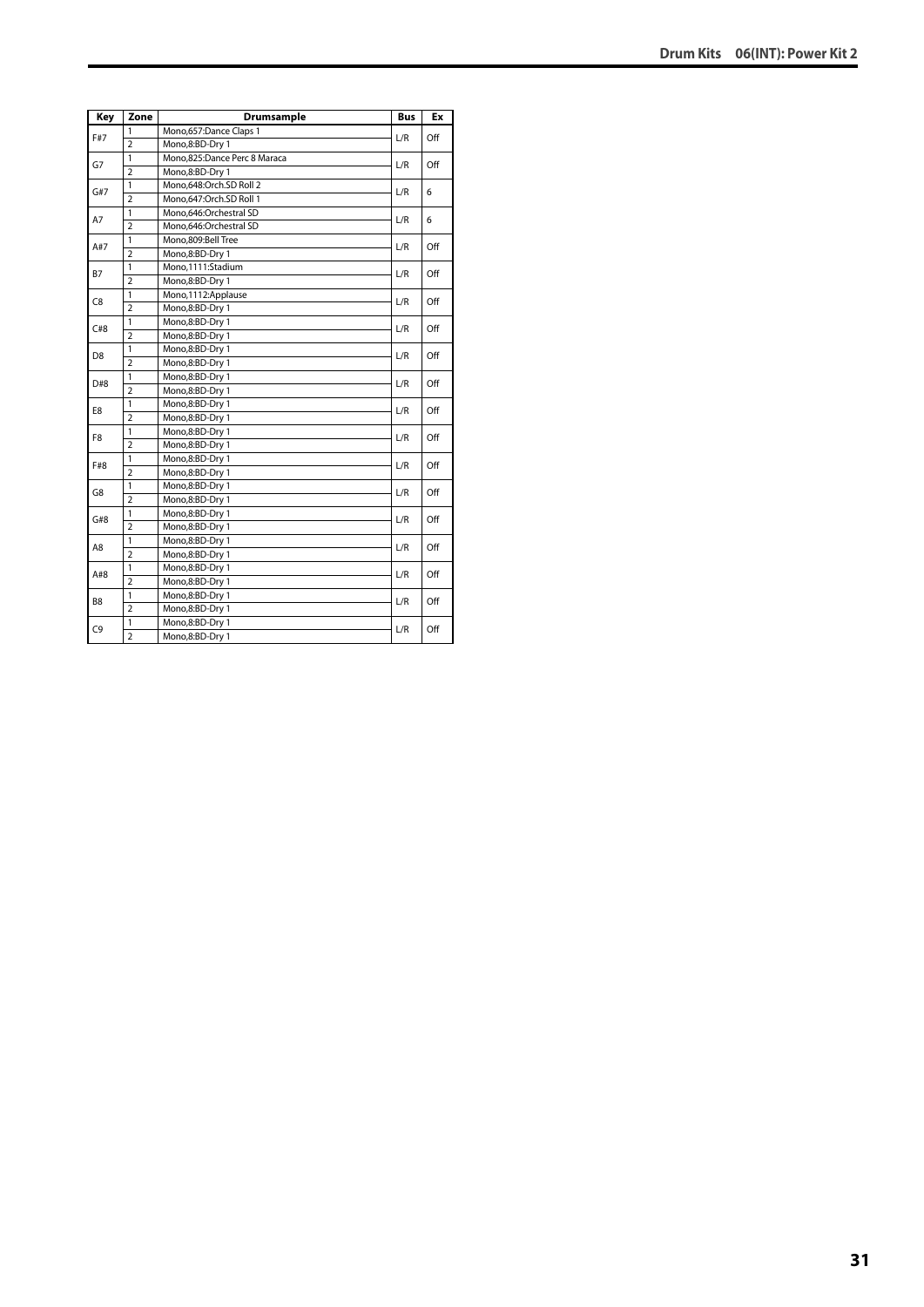| Key | Zone | Drumsample | Bus | Ex |
|---|---|---|---|---|
| F#7 | 1 | Mono,657:Dance Claps 1 | L/R | Off |
| | 2 | Mono,8:BD-Dry 1 | | |
| G7 | 1 | Mono,825:Dance Perc 8 Maraca | L/R | Off |
| | 2 | Mono,8:BD-Dry 1 | | |
| G#7 | 1 | Mono,648:Orch.SD Roll 2 | L/R | 6 |
| | 2 | Mono,647:Orch.SD Roll 1 | | |
| A7 | 1 | Mono,646:Orchestral SD | L/R | 6 |
| | 2 | Mono,646:Orchestral SD | | |
| A#7 | 1 | Mono,809:Bell Tree | L/R | Off |
| | 2 | Mono,8:BD-Dry 1 | | |
| B7 | 1 | Mono,1111:Stadium | L/R | Off |
| | 2 | Mono,8:BD-Dry 1 | | |
| C8 | 1 | Mono,1112:Applause | L/R | Off |
| | 2 | Mono,8:BD-Dry 1 | | |
| C#8 | 1 | Mono,8:BD-Dry 1 | L/R | Off |
| | 2 | Mono,8:BD-Dry 1 | | |
| D8 | 1 | Mono,8:BD-Dry 1 | L/R | Off |
| | 2 | Mono,8:BD-Dry 1 | | |
| D#8 | 1 | Mono,8:BD-Dry 1 | L/R | Off |
| | 2 | Mono,8:BD-Dry 1 | | |
| E8 | 1 | Mono,8:BD-Dry 1 | L/R | Off |
| | 2 | Mono,8:BD-Dry 1 | | |
| F8 | 1 | Mono,8:BD-Dry 1 | L/R | Off |
| | 2 | Mono,8:BD-Dry 1 | | |
| F#8 | 1 | Mono,8:BD-Dry 1 | L/R | Off |
| | 2 | Mono,8:BD-Dry 1 | | |
| G8 | 1 | Mono,8:BD-Dry 1 | L/R | Off |
| | 2 | Mono,8:BD-Dry 1 | | |
| G#8 | 1 | Mono,8:BD-Dry 1 | L/R | Off |
| | 2 | Mono,8:BD-Dry 1 | | |
| A8 | 1 | Mono,8:BD-Dry 1 | L/R | Off |
| | 2 | Mono,8:BD-Dry 1 | | |
| A#8 | 1 | Mono,8:BD-Dry 1 | L/R | Off |
| | 2 | Mono,8:BD-Dry 1 | | |
| B8 | 1 | Mono,8:BD-Dry 1 | L/R | Off |
| | 2 | Mono,8:BD-Dry 1 | | |
| C9 | 1 | Mono,8:BD-Dry 1 | L/R | Off |
| | 2 | Mono,8:BD-Dry 1 | | |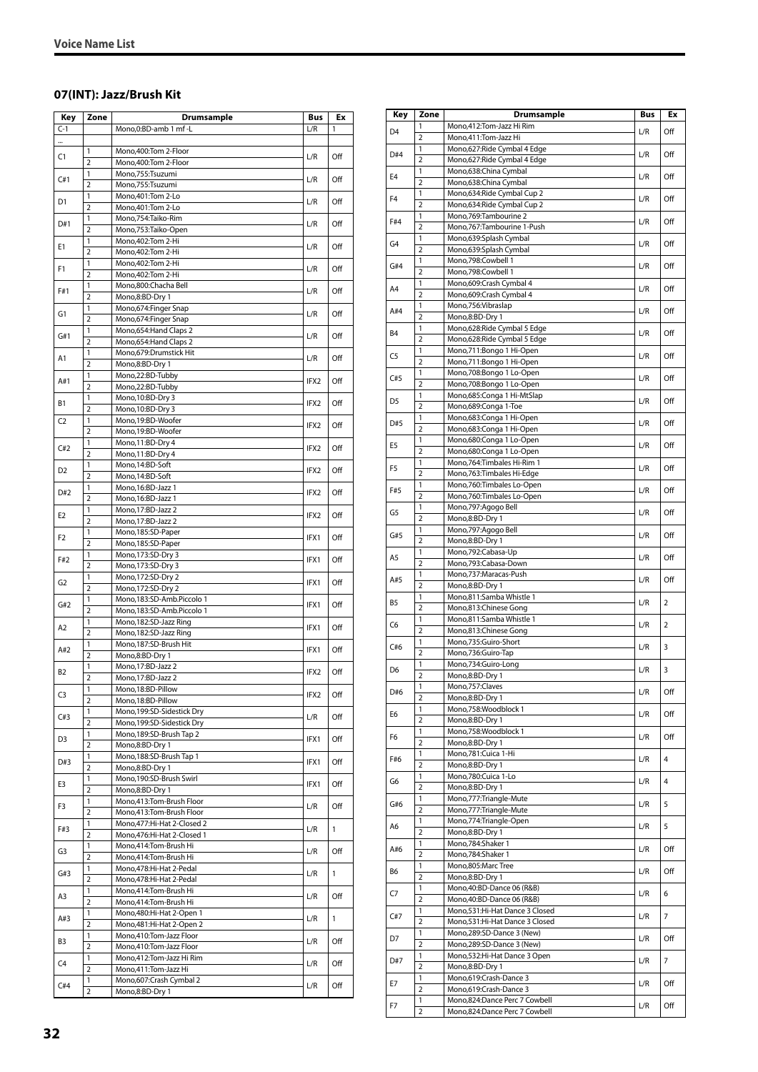## Voice Name List

### 07(INT): Jazz/Brush Kit

| Key | Zone | Drumsample | Bus | Ex |
|---|---|---|---|---|
| C-1 | | Mono,0:BD-amb 1 mf -L | L/R | 1 |
| ... | | | | |
| C1 | 1 | Mono,400:Tom 2-Floor | L/R | Off |
| | 2 | Mono,400:Tom 2-Floor | | |
| C#1 | 1 | Mono,755:Tsuzumi | L/R | Off |
| | 2 | Mono,755:Tsuzumi | | |
| D1 | 1 | Mono,401:Tom 2-Lo | L/R | Off |
| | 2 | Mono,401:Tom 2-Lo | | |
| D#1 | 1 | Mono,754:Taiko-Rim | L/R | Off |
| | 2 | Mono,753:Taiko-Open | | |
| E1 | 1 | Mono,402:Tom 2-Hi | L/R | Off |
| | 2 | Mono,402:Tom 2-Hi | | |
| F1 | 1 | Mono,402:Tom 2-Hi | L/R | Off |
| | 2 | Mono,402:Tom 2-Hi | | |
| F#1 | 1 | Mono,800:Chacha Bell | L/R | Off |
| | 2 | Mono,8:BD-Dry 1 | | |
| G1 | 1 | Mono,674:Finger Snap | L/R | Off |
| | 2 | Mono,674:Finger Snap | | |
| G#1 | 1 | Mono,654:Hand Claps 2 | L/R | Off |
| | 2 | Mono,654:Hand Claps 2 | | |
| A1 | 1 | Mono,679:Drumstick Hit | L/R | Off |
| | 2 | Mono,8:BD-Dry 1 | | |
| A#1 | 1 | Mono,22:BD-Tubby | IFX2 | Off |
| | 2 | Mono,22:BD-Tubby | | |
| B1 | 1 | Mono,10:BD-Dry 3 | IFX2 | Off |
| | 2 | Mono,10:BD-Dry 3 | | |
| C2 | 1 | Mono,19:BD-Woofer | IFX2 | Off |
| | 2 | Mono,19:BD-Woofer | | |
| C#2 | 1 | Mono,11:BD-Dry 4 | IFX2 | Off |
| | 2 | Mono,11:BD-Dry 4 | | |
| D2 | 1 | Mono,14:BD-Soft | IFX2 | Off |
| | 2 | Mono,14:BD-Soft | | |
| D#2 | 1 | Mono,16:BD-Jazz 1 | IFX2 | Off |
| | 2 | Mono,16:BD-Jazz 1 | | |
| E2 | 1 | Mono,17:BD-Jazz 2 | IFX2 | Off |
| | 2 | Mono,17:BD-Jazz 2 | | |
| F2 | 1 | Mono,185:SD-Paper | IFX1 | Off |
| | 2 | Mono,185:SD-Paper | | |
| F#2 | 1 | Mono,173:SD-Dry 3 | IFX1 | Off |
| | 2 | Mono,173:SD-Dry 3 | | |
| G2 | 1 | Mono,172:SD-Dry 2 | IFX1 | Off |
| | 2 | Mono,172:SD-Dry 2 | | |
| G#2 | 1 | Mono,183:SD-Amb.Piccolo 1 | IFX1 | Off |
| | 2 | Mono,183:SD-Amb.Piccolo 1 | | |
| A2 | 1 | Mono,182:SD-Jazz Ring | IFX1 | Off |
| | 2 | Mono,182:SD-Jazz Ring | | |
| A#2 | 1 | Mono,187:SD-Brush Hit | IFX1 | Off |
| | 2 | Mono,8:BD-Dry 1 | | |
| B2 | 1 | Mono,17:BD-Jazz 2 | IFX2 | Off |
| | 2 | Mono,17:BD-Jazz 2 | | |
| C3 | 1 | Mono,18:BD-Pillow | IFX2 | Off |
| | 2 | Mono,18:BD-Pillow | | |
| C#3 | 1 | Mono,199:SD-Sidestick Dry | L/R | Off |
| | 2 | Mono,199:SD-Sidestick Dry | | |
| D3 | 1 | Mono,189:SD-Brush Tap 2 | IFX1 | Off |
| | 2 | Mono,8:BD-Dry 1 | | |
| D#3 | 1 | Mono,188:SD-Brush Tap 1 | IFX1 | Off |
| | 2 | Mono,8:BD-Dry 1 | | |
| E3 | 1 | Mono,190:SD-Brush Swirl | IFX1 | Off |
| | 2 | Mono,8:BD-Dry 1 | | |
| F3 | 1 | Mono,413:Tom-Brush Floor | L/R | Off |
| | 2 | Mono,413:Tom-Brush Floor | | |
| F#3 | 1 | Mono,477:Hi-Hat 2-Closed 2 | L/R | 1 |
| | 2 | Mono,476:Hi-Hat 2-Closed 1 | | |
| G3 | 1 | Mono,414:Tom-Brush Hi | L/R | Off |
| | 2 | Mono,414:Tom-Brush Hi | | |
| G#3 | 1 | Mono,478:Hi-Hat 2-Pedal | L/R | 1 |
| | 2 | Mono,478:Hi-Hat 2-Pedal | | |
| A3 | 1 | Mono,414:Tom-Brush Hi | L/R | Off |
| | 2 | Mono,414:Tom-Brush Hi | | |
| A#3 | 1 | Mono,480:Hi-Hat 2-Open 1 | L/R | 1 |
| | 2 | Mono,481:Hi-Hat 2-Open 2 | | |
| B3 | 1 | Mono,410:Tom-Jazz Floor | L/R | Off |
| | 2 | Mono,410:Tom-Jazz Floor | | |
| C4 | 1 | Mono,412:Tom-Jazz Hi Rim | L/R | Off |
| | 2 | Mono,411:Tom-Jazz Hi | | |
| C#4 | 1 | Mono,607:Crash Cymbal 2 | L/R | Off |
| | 2 | Mono,8:BD-Dry 1 | | |
| D4 | 1 | Mono,412:Tom-Jazz Hi Rim | L/R | Off |
| | 2 | Mono,411:Tom-Jazz Hi | | |
| D#4 | 1 | Mono,627:Ride Cymbal 4 Edge | L/R | Off |
| | 2 | Mono,627:Ride Cymbal 4 Edge | | |
| E4 | 1 | Mono,638:China Cymbal | L/R | Off |
| | 2 | Mono,638:China Cymbal | | |
| F4 | 1 | Mono,634:Ride Cymbal Cup 2 | L/R | Off |
| | 2 | Mono,634:Ride Cymbal Cup 2 | | |
| F#4 | 1 | Mono,769:Tambourine 2 | L/R | Off |
| | 2 | Mono,767:Tambourine 1-Push | | |
| G4 | 1 | Mono,639:Splash Cymbal | L/R | Off |
| | 2 | Mono,639:Splash Cymbal | | |
| G#4 | 1 | Mono,798:Cowbell 1 | L/R | Off |
| | 2 | Mono,798:Cowbell 1 | | |
| A4 | 1 | Mono,609:Crash Cymbal 4 | L/R | Off |
| | 2 | Mono,609:Crash Cymbal 4 | | |
| A#4 | 1 | Mono,756:Vibraslap | L/R | Off |
| | 2 | Mono,8:BD-Dry 1 | | |
| B4 | 1 | Mono,628:Ride Cymbal 5 Edge | L/R | Off |
| | 2 | Mono,628:Ride Cymbal 5 Edge | | |
| C5 | 1 | Mono,711:Bongo 1 Hi-Open | L/R | Off |
| | 2 | Mono,711:Bongo 1 Hi-Open | | |
| C#5 | 1 | Mono,708:Bongo 1 Lo-Open | L/R | Off |
| | 2 | Mono,708:Bongo 1 Lo-Open | | |
| D5 | 1 | Mono,685:Conga 1 Hi-MtSlap | L/R | Off |
| | 2 | Mono,689:Conga 1-Toe | | |
| D#5 | 1 | Mono,683:Conga 1 Hi-Open | L/R | Off |
| | 2 | Mono,683:Conga 1 Hi-Open | | |
| E5 | 1 | Mono,680:Conga 1 Lo-Open | L/R | Off |
| | 2 | Mono,680:Conga 1 Lo-Open | | |
| F5 | 1 | Mono,764:Timbales Hi-Rim 1 | L/R | Off |
| | 2 | Mono,763:Timbales Hi-Edge | | |
| F#5 | 1 | Mono,760:Timbales Lo-Open | L/R | Off |
| | 2 | Mono,760:Timbales Lo-Open | | |
| G5 | 1 | Mono,797:Agogo Bell | L/R | Off |
| | 2 | Mono,8:BD-Dry 1 | | |
| G#5 | 1 | Mono,797:Agogo Bell | L/R | Off |
| | 2 | Mono,8:BD-Dry 1 | | |
| A5 | 1 | Mono,792:Cabasa-Up | L/R | Off |
| | 2 | Mono,793:Cabasa-Down | | |
| A#5 | 1 | Mono,737:Maracas-Push | L/R | Off |
| | 2 | Mono,8:BD-Dry 1 | | |
| B5 | 1 | Mono,811:Samba Whistle 1 | L/R | 2 |
| | 2 | Mono,813:Chinese Gong | | |
| C6 | 1 | Mono,811:Samba Whistle 1 | L/R | 2 |
| | 2 | Mono,813:Chinese Gong | | |
| C#6 | 1 | Mono,735:Guiro-Short | L/R | 3 |
| | 2 | Mono,736:Guiro-Tap | | |
| D6 | 1 | Mono,734:Guiro-Long | L/R | 3 |
| | 2 | Mono,8:BD-Dry 1 | | |
| D#6 | 1 | Mono,757:Claves | L/R | Off |
| | 2 | Mono,8:BD-Dry 1 | | |
| E6 | 1 | Mono,758:Woodblock 1 | L/R | Off |
| | 2 | Mono,8:BD-Dry 1 | | |
| F6 | 1 | Mono,758:Woodblock 1 | L/R | Off |
| | 2 | Mono,8:BD-Dry 1 | | |
| F#6 | 1 | Mono,781:Cuica 1-Hi | L/R | 4 |
| | 2 | Mono,8:BD-Dry 1 | | |
| G6 | 1 | Mono,780:Cuica 1-Lo | L/R | 4 |
| | 2 | Mono,8:BD-Dry 1 | | |
| G#6 | 1 | Mono,777:Triangle-Mute | L/R | 5 |
| | 2 | Mono,777:Triangle-Mute | | |
| A6 | 1 | Mono,774:Triangle-Open | L/R | 5 |
| | 2 | Mono,8:BD-Dry 1 | | |
| A#6 | 1 | Mono,784:Shaker 1 | L/R | Off |
| | 2 | Mono,784:Shaker 1 | | |
| B6 | 1 | Mono,805:Marc Tree | L/R | Off |
| | 2 | Mono,8:BD-Dry 1 | | |
| C7 | 1 | Mono,40:BD-Dance 06 (R&B) | L/R | 6 |
| | 2 | Mono,40:BD-Dance 06 (R&B) | | |
| C#7 | 1 | Mono,531:Hi-Hat Dance 3 Closed | L/R | 7 |
| | 2 | Mono,531:Hi-Hat Dance 3 Closed | | |
| D7 | 1 | Mono,289:SD-Dance 3 (New) | L/R | Off |
| | 2 | Mono,289:SD-Dance 3 (New) | | |
| D#7 | 1 | Mono,532:Hi-Hat Dance 3 Open | L/R | 7 |
| | 2 | Mono,8:BD-Dry 1 | | |
| E7 | 1 | Mono,619:Crash-Dance 3 | L/R | Off |
| | 2 | Mono,619:Crash-Dance 3 | | |
| F7 | 1 | Mono,824:Dance Perc 7 Cowbell | L/R | Off |
| | 2 | Mono,824:Dance Perc 7 Cowbell | | |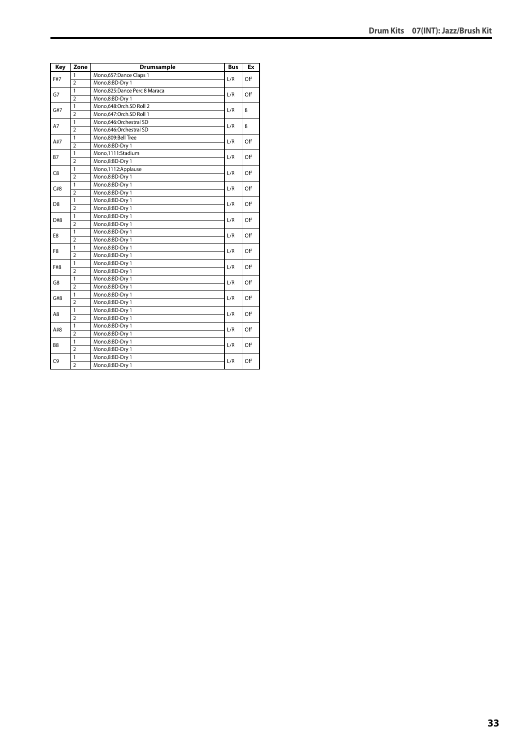| Key | Zone | Drumsample | Bus | Ex |
|---|---|---|---|---|
| F#7 | 1 | Mono,657:Dance Claps 1 | L/R | Off |
| | 2 | Mono,8:BD-Dry 1 | | |
| G7 | 1 | Mono,825:Dance Perc 8 Maraca | L/R | Off |
| | 2 | Mono,8:BD-Dry 1 | | |
| G#7 | 1 | Mono,648:Orch.SD Roll 2 | L/R | 8 |
| | 2 | Mono,647:Orch.SD Roll 1 | | |
| A7 | 1 | Mono,646:Orchestral SD | L/R | 8 |
| | 2 | Mono,646:Orchestral SD | | |
| A#7 | 1 | Mono,809:Bell Tree | L/R | Off |
| | 2 | Mono,8:BD-Dry 1 | | |
| B7 | 1 | Mono,1111:Stadium | L/R | Off |
| | 2 | Mono,8:BD-Dry 1 | | |
| C8 | 1 | Mono,1112:Applause | L/R | Off |
| | 2 | Mono,8:BD-Dry 1 | | |
| C#8 | 1 | Mono,8:BD-Dry 1 | L/R | Off |
| | 2 | Mono,8:BD-Dry 1 | | |
| D8 | 1 | Mono,8:BD-Dry 1 | L/R | Off |
| | 2 | Mono,8:BD-Dry 1 | | |
| D#8 | 1 | Mono,8:BD-Dry 1 | L/R | Off |
| | 2 | Mono,8:BD-Dry 1 | | |
| E8 | 1 | Mono,8:BD-Dry 1 | L/R | Off |
| | 2 | Mono,8:BD-Dry 1 | | |
| F8 | 1 | Mono,8:BD-Dry 1 | L/R | Off |
| | 2 | Mono,8:BD-Dry 1 | | |
| F#8 | 1 | Mono,8:BD-Dry 1 | L/R | Off |
| | 2 | Mono,8:BD-Dry 1 | | |
| G8 | 1 | Mono,8:BD-Dry 1 | L/R | Off |
| | 2 | Mono,8:BD-Dry 1 | | |
| G#8 | 1 | Mono,8:BD-Dry 1 | L/R | Off |
| | 2 | Mono,8:BD-Dry 1 | | |
| A8 | 1 | Mono,8:BD-Dry 1 | L/R | Off |
| | 2 | Mono,8:BD-Dry 1 | | |
| A#8 | 1 | Mono,8:BD-Dry 1 | L/R | Off |
| | 2 | Mono,8:BD-Dry 1 | | |
| B8 | 1 | Mono,8:BD-Dry 1 | L/R | Off |
| | 2 | Mono,8:BD-Dry 1 | | |
| C9 | 1 | Mono,8:BD-Dry 1 | L/R | Off |
| | 2 | Mono,8:BD-Dry 1 | | |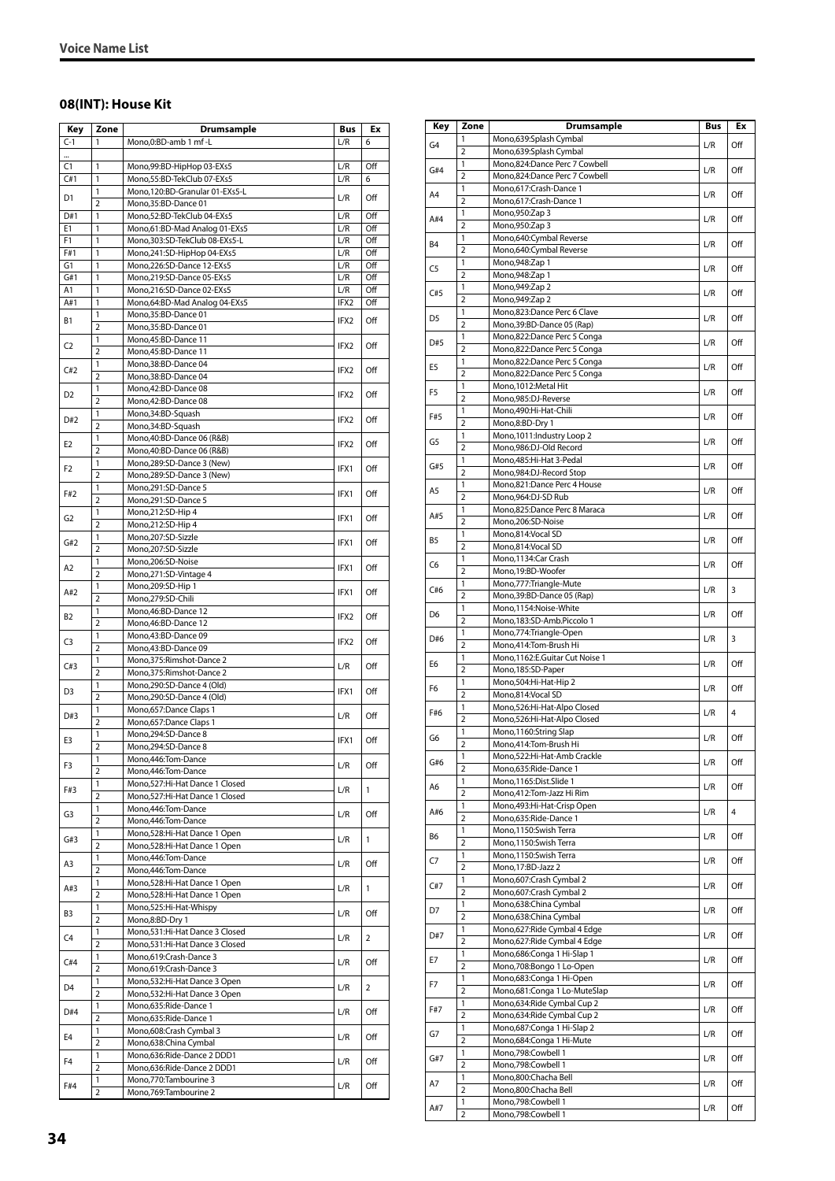## Voice Name List

### 08(INT): House Kit

| Key | Zone | Drumsample | Bus | Ex |
|---|---|---|---|---|
| C-1 | 1 | Mono,0:BD-amb 1 mf -L | L/R | 6 |
| ... | | | | |
| C1 | 1 | Mono,99:BD-HipHop 03-EXs5 | L/R | Off |
| C#1 | 1 | Mono,55:BD-TekClub 07-EXs5 | L/R | 6 |
| D1 | 1 | Mono,120:BD-Granular 01-EXs5-L | L/R | Off |
| | 2 | Mono,35:BD-Dance 01 | | |
| D#1 | 1 | Mono,52:BD-TekClub 04-EXs5 | L/R | Off |
| E1 | 1 | Mono,61:BD-Mad Analog 01-EXs5 | L/R | Off |
| F1 | 1 | Mono,303:SD-TekClub 08-EXs5-L | L/R | Off |
| F#1 | 1 | Mono,241:SD-HipHop 04-EXs5 | L/R | Off |
| G1 | 1 | Mono,226:SD-Dance 12-EXs5 | L/R | Off |
| G#1 | 1 | Mono,219:SD-Dance 05-EXs5 | L/R | Off |
| A1 | 1 | Mono,216:SD-Dance 02-EXs5 | L/R | Off |
| A#1 | 1 | Mono,64:BD-Mad Analog 04-EXs5 | IFX2 | Off |
| B1 | 1 | Mono,35:BD-Dance 01 | IFX2 | Off |
| | 2 | Mono,35:BD-Dance 01 | | |
| C2 | 1 | Mono,45:BD-Dance 11 | IFX2 | Off |
| | 2 | Mono,45:BD-Dance 11 | | |
| C#2 | 1 | Mono,38:BD-Dance 04 | IFX2 | Off |
| | 2 | Mono,38:BD-Dance 04 | | |
| D2 | 1 | Mono,42:BD-Dance 08 | IFX2 | Off |
| | 2 | Mono,42:BD-Dance 08 | | |
| D#2 | 1 | Mono,34:BD-Squash | IFX2 | Off |
| | 2 | Mono,34:BD-Squash | | |
| E2 | 1 | Mono,40:BD-Dance 06 (R&B) | IFX2 | Off |
| | 2 | Mono,40:BD-Dance 06 (R&B) | | |
| F2 | 1 | Mono,289:SD-Dance 3 (New) | IFX1 | Off |
| | 2 | Mono,289:SD-Dance 3 (New) | | |
| F#2 | 1 | Mono,291:SD-Dance 5 | IFX1 | Off |
| | 2 | Mono,291:SD-Dance 5 | | |
| G2 | 1 | Mono,212:SD-Hip 4 | IFX1 | Off |
| | 2 | Mono,212:SD-Hip 4 | | |
| G#2 | 1 | Mono,207:SD-Sizzle | IFX1 | Off |
| | 2 | Mono,207:SD-Sizzle | | |
| A2 | 1 | Mono,206:SD-Noise | IFX1 | Off |
| | 2 | Mono,271:SD-Vintage 4 | | |
| A#2 | 1 | Mono,209:SD-Hip 1 | IFX1 | Off |
| | 2 | Mono,279:SD-Chili | | |
| B2 | 1 | Mono,46:BD-Dance 12 | IFX2 | Off |
| | 2 | Mono,46:BD-Dance 12 | | |
| C3 | 1 | Mono,43:BD-Dance 09 | IFX2 | Off |
| | 2 | Mono,43:BD-Dance 09 | | |
| C#3 | 1 | Mono,375:Rimshot-Dance 2 | L/R | Off |
| | 2 | Mono,375:Rimshot-Dance 2 | | |
| D3 | 1 | Mono,290:SD-Dance 4 (Old) | IFX1 | Off |
| | 2 | Mono,290:SD-Dance 4 (Old) | | |
| D#3 | 1 | Mono,657:Dance Claps 1 | L/R | Off |
| | 2 | Mono,657:Dance Claps 1 | | |
| E3 | 1 | Mono,294:SD-Dance 8 | IFX1 | Off |
| | 2 | Mono,294:SD-Dance 8 | | |
| F3 | 1 | Mono,446:Tom-Dance | L/R | Off |
| | 2 | Mono,446:Tom-Dance | | |
| F#3 | 1 | Mono,527:Hi-Hat Dance 1 Closed | L/R | 1 |
| | 2 | Mono,527:Hi-Hat Dance 1 Closed | | |
| G3 | 1 | Mono,446:Tom-Dance | L/R | Off |
| | 2 | Mono,446:Tom-Dance | | |
| G#3 | 1 | Mono,528:Hi-Hat Dance 1 Open | L/R | 1 |
| | 2 | Mono,528:Hi-Hat Dance 1 Open | | |
| A3 | 1 | Mono,446:Tom-Dance | L/R | Off |
| | 2 | Mono,446:Tom-Dance | | |
| A#3 | 1 | Mono,528:Hi-Hat Dance 1 Open | L/R | 1 |
| | 2 | Mono,528:Hi-Hat Dance 1 Open | | |
| B3 | 1 | Mono,525:Hi-Hat-Whispy | L/R | Off |
| | 2 | Mono,8:BD-Dry 1 | | |
| C4 | 1 | Mono,531:Hi-Hat Dance 3 Closed | L/R | 2 |
| | 2 | Mono,531:Hi-Hat Dance 3 Closed | | |
| C#4 | 1 | Mono,619:Crash-Dance 3 | L/R | Off |
| | 2 | Mono,619:Crash-Dance 3 | | |
| D4 | 1 | Mono,532:Hi-Hat Dance 3 Open | L/R | 2 |
| | 2 | Mono,532:Hi-Hat Dance 3 Open | | |
| D#4 | 1 | Mono,635:Ride-Dance 1 | L/R | Off |
| | 2 | Mono,635:Ride-Dance 1 | | |
| E4 | 1 | Mono,608:Crash Cymbal 3 | L/R | Off |
| | 2 | Mono,638:China Cymbal | | |
| F4 | 1 | Mono,636:Ride-Dance 2 DDD1 | L/R | Off |
| | 2 | Mono,636:Ride-Dance 2 DDD1 | | |
| F#4 | 1 | Mono,770:Tambourine 3 | L/R | Off |
| | 2 | Mono,769:Tambourine 2 | | |
| G4 | 1 | Mono,639:Splash Cymbal | L/R | Off |
| | 2 | Mono,639:Splash Cymbal | | |
| G#4 | 1 | Mono,824:Dance Perc 7 Cowbell | L/R | Off |
| | 2 | Mono,824:Dance Perc 7 Cowbell | | |
| A4 | 1 | Mono,617:Crash-Dance 1 | L/R | Off |
| | 2 | Mono,617:Crash-Dance 1 | | |
| A#4 | 1 | Mono,950:Zap 3 | L/R | Off |
| | 2 | Mono,950:Zap 3 | | |
| B4 | 1 | Mono,640:Cymbal Reverse | L/R | Off |
| | 2 | Mono,640:Cymbal Reverse | | |
| C5 | 1 | Mono,948:Zap 1 | L/R | Off |
| | 2 | Mono,948:Zap 1 | | |
| C#5 | 1 | Mono,949:Zap 2 | L/R | Off |
| | 2 | Mono,949:Zap 2 | | |
| D5 | 1 | Mono,823:Dance Perc 6 Clave | L/R | Off |
| | 2 | Mono,39:BD-Dance 05 (Rap) | | |
| D#5 | 1 | Mono,822:Dance Perc 5 Conga | L/R | Off |
| | 2 | Mono,822:Dance Perc 5 Conga | | |
| E5 | 1 | Mono,822:Dance Perc 5 Conga | L/R | Off |
| | 2 | Mono,822:Dance Perc 5 Conga | | |
| F5 | 1 | Mono,1012:Metal Hit | L/R | Off |
| | 2 | Mono,985:DJ-Reverse | | |
| F#5 | 1 | Mono,490:Hi-Hat-Chili | L/R | Off |
| | 2 | Mono,8:BD-Dry 1 | | |
| G5 | 1 | Mono,1011:Industry Loop 2 | L/R | Off |
| | 2 | Mono,986:DJ-Old Record | | |
| G#5 | 1 | Mono,485:Hi-Hat 3-Pedal | L/R | Off |
| | 2 | Mono,984:DJ-Record Stop | | |
| A5 | 1 | Mono,821:Dance Perc 4 House | L/R | Off |
| | 2 | Mono,964:DJ-SD Rub | | |
| A#5 | 1 | Mono,825:Dance Perc 8 Maraca | L/R | Off |
| | 2 | Mono,206:SD-Noise | | |
| B5 | 1 | Mono,814:Vocal SD | L/R | Off |
| | 2 | Mono,814:Vocal SD | | |
| C6 | 1 | Mono,1134:Car Crash | L/R | Off |
| | 2 | Mono,19:BD-Woofer | | |
| C#6 | 1 | Mono,777:Triangle-Mute | L/R | 3 |
| | 2 | Mono,39:BD-Dance 05 (Rap) | | |
| D6 | 1 | Mono,1154:Noise-White | L/R | Off |
| | 2 | Mono,183:SD-Amb.Piccolo 1 | | |
| D#6 | 1 | Mono,774:Triangle-Open | L/R | 3 |
| | 2 | Mono,414:Tom-Brush Hi | | |
| E6 | 1 | Mono,1162:E.Guitar Cut Noise 1 | L/R | Off |
| | 2 | Mono,185:SD-Paper | | |
| F6 | 1 | Mono,504:Hi-Hat-Hip 2 | L/R | Off |
| | 2 | Mono,814:Vocal SD | | |
| F#6 | 1 | Mono,526:Hi-Hat-Alpo Closed | L/R | 4 |
| | 2 | Mono,526:Hi-Hat-Alpo Closed | | |
| G6 | 1 | Mono,1160:String Slap | L/R | Off |
| | 2 | Mono,414:Tom-Brush Hi | | |
| G#6 | 1 | Mono,522:Hi-Hat-Amb Crackle | L/R | Off |
| | 2 | Mono,635:Ride-Dance 1 | | |
| A6 | 1 | Mono,1165:Dist.Slide 1 | L/R | Off |
| | 2 | Mono,412:Tom-Jazz Hi Rim | | |
| A#6 | 1 | Mono,493:Hi-Hat-Crisp Open | L/R | 4 |
| | 2 | Mono,635:Ride-Dance 1 | | |
| B6 | 1 | Mono,1150:Swish Terra | L/R | Off |
| | 2 | Mono,1150:Swish Terra | | |
| C7 | 1 | Mono,1150:Swish Terra | L/R | Off |
| | 2 | Mono,17:BD-Jazz 2 | | |
| C#7 | 1 | Mono,607:Crash Cymbal 2 | L/R | Off |
| | 2 | Mono,607:Crash Cymbal 2 | | |
| D7 | 1 | Mono,638:China Cymbal | L/R | Off |
| | 2 | Mono,638:China Cymbal | | |
| D#7 | 1 | Mono,627:Ride Cymbal 4 Edge | L/R | Off |
| | 2 | Mono,627:Ride Cymbal 4 Edge | | |
| E7 | 1 | Mono,686:Conga 1 Hi-Slap 1 | L/R | Off |
| | 2 | Mono,708:Bongo 1 Lo-Open | | |
| F7 | 1 | Mono,683:Conga 1 Hi-Open | L/R | Off |
| | 2 | Mono,681:Conga 1 Lo-MuteSlap | | |
| F#7 | 1 | Mono,634:Ride Cymbal Cup 2 | L/R | Off |
| | 2 | Mono,634:Ride Cymbal Cup 2 | | |
| G7 | 1 | Mono,687:Conga 1 Hi-Slap 2 | L/R | Off |
| | 2 | Mono,684:Conga 1 Hi-Mute | | |
| G#7 | 1 | Mono,798:Cowbell 1 | L/R | Off |
| | 2 | Mono,798:Cowbell 1 | | |
| A7 | 1 | Mono,800:Chacha Bell | L/R | Off |
| | 2 | Mono,800:Chacha Bell | | |
| A#7 | 1 | Mono,798:Cowbell 1 | L/R | Off |
| | 2 | Mono,798:Cowbell 1 | | |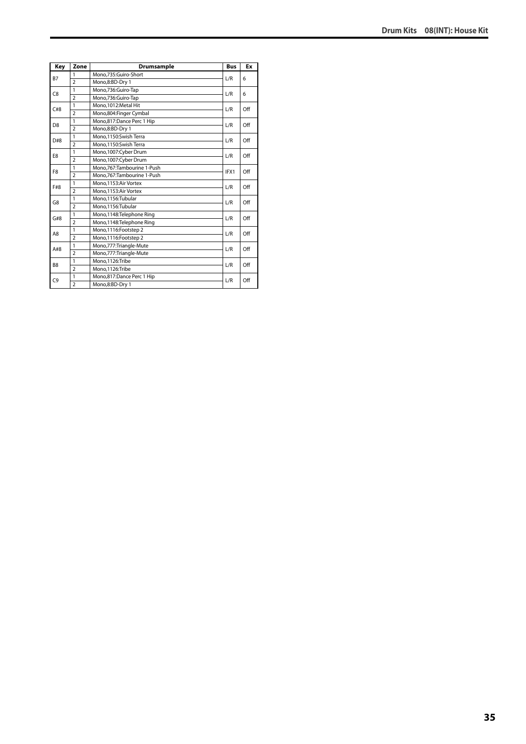| Key | Zone | Drumsample | Bus | Ex |
|---|---|---|---|---|
| B7 | 1 | Mono,735:Guiro-Short | L/R | 6 |
| | 2 | Mono,8:BD-Dry 1 | | |
| C8 | 1 | Mono,736:Guiro-Tap | L/R | 6 |
| | 2 | Mono,736:Guiro-Tap | | |
| C#8 | 1 | Mono,1012:Metal Hit | L/R | Off |
| | 2 | Mono,804:Finger Cymbal | | |
| D8 | 1 | Mono,817:Dance Perc 1 Hip | L/R | Off |
| | 2 | Mono,8:BD-Dry 1 | | |
| D#8 | 1 | Mono,1150:Swish Terra | L/R | Off |
| | 2 | Mono,1150:Swish Terra | | |
| E8 | 1 | Mono,1007:Cyber Drum | L/R | Off |
| | 2 | Mono,1007:Cyber Drum | | |
| F8 | 1 | Mono,767:Tambourine 1-Push | IFX1 | Off |
| | 2 | Mono,767:Tambourine 1-Push | | |
| F#8 | 1 | Mono,1153:Air Vortex | L/R | Off |
| | 2 | Mono,1153:Air Vortex | | |
| G8 | 1 | Mono,1156:Tubular | L/R | Off |
| | 2 | Mono,1156:Tubular | | |
| G#8 | 1 | Mono,1148:Telephone Ring | L/R | Off |
| | 2 | Mono,1148:Telephone Ring | | |
| A8 | 1 | Mono,1116:Footstep 2 | L/R | Off |
| | 2 | Mono,1116:Footstep 2 | | |
| A#8 | 1 | Mono,777:Triangle-Mute | L/R | Off |
| | 2 | Mono,777:Triangle-Mute | | |
| B8 | 1 | Mono,1126:Tribe | L/R | Off |
| | 2 | Mono,1126:Tribe | | |
| C9 | 1 | Mono,817:Dance Perc 1 Hip | L/R | Off |
| | 2 | Mono,8:BD-Dry 1 | | |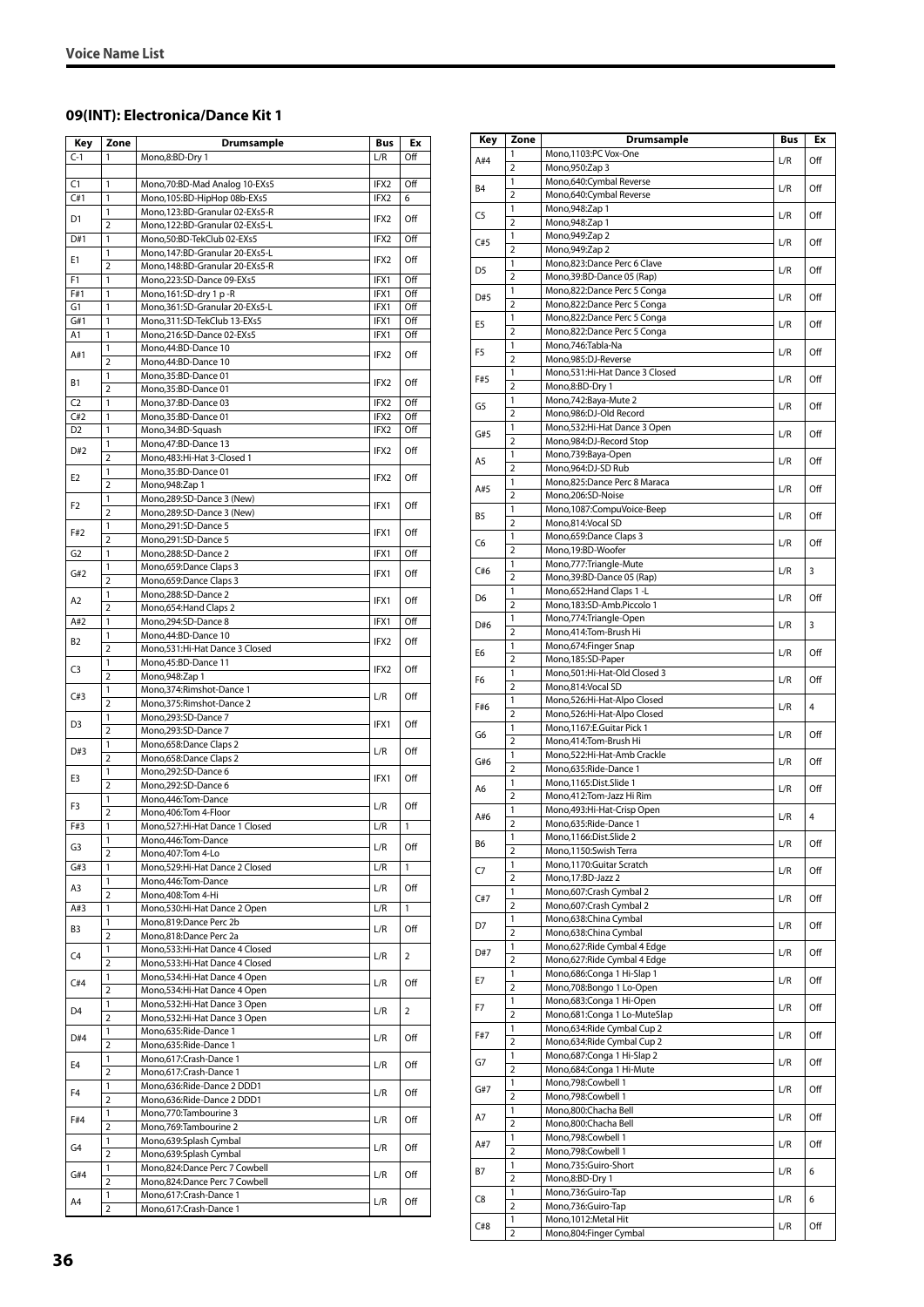## 09(INT): Electronica/Dance Kit 1

| Key | Zone | Drumsample | Bus | Ex |
|---|---|---|---|---|
| C-1 | 1 | Mono,8:BD-Dry 1 | L/R | Off |
| C1 | 1 | Mono,70:BD-Mad Analog 10-EXs5 | IFX2 | Off |
| C#1 | 1 | Mono,105:BD-HipHop 08b-EXs5 | IFX2 | 6 |
| D1 | 1 | Mono,123:BD-Granular 02-EXs5-R | IFX2 | Off |
| | 2 | Mono,122:BD-Granular 02-EXs5-L | | |
| D#1 | 1 | Mono,50:BD-TekClub 02-EXs5 | IFX2 | Off |
| E1 | 1 | Mono,147:BD-Granular 20-EXs5-L | IFX2 | Off |
| | 2 | Mono,148:BD-Granular 20-EXs5-R | | |
| F1 | 1 | Mono,223:SD-Dance 09-EXs5 | IFX1 | Off |
| F#1 | 1 | Mono,161:SD-dry 1 p -R | IFX1 | Off |
| G1 | 1 | Mono,361:SD-Granular 20-EXs5-L | IFX1 | Off |
| G#1 | 1 | Mono,311:SD-TekClub 13-EXs5 | IFX1 | Off |
| A1 | 1 | Mono,216:SD-Dance 02-EXs5 | IFX1 | Off |
| A#1 | 1 | Mono,44:BD-Dance 10 | IFX2 | Off |
| | 2 | Mono,44:BD-Dance 10 | | |
| B1 | 1 | Mono,35:BD-Dance 01 | IFX2 | Off |
| | 2 | Mono,35:BD-Dance 01 | | |
| C2 | 1 | Mono,37:BD-Dance 03 | IFX2 | Off |
| C#2 | 1 | Mono,35:BD-Dance 01 | IFX2 | Off |
| D2 | 1 | Mono,34:BD-Squash | IFX2 | Off |
| D#2 | 1 | Mono,47:BD-Dance 13 | IFX2 | Off |
| | 2 | Mono,483:Hi-Hat 3-Closed 1 | | |
| E2 | 1 | Mono,35:BD-Dance 01 | IFX2 | Off |
| | 2 | Mono,948:Zap 1 | | |
| F2 | 1 | Mono,289:SD-Dance 3 (New) | IFX1 | Off |
| | 2 | Mono,289:SD-Dance 3 (New) | | |
| F#2 | 1 | Mono,291:SD-Dance 5 | IFX1 | Off |
| | 2 | Mono,291:SD-Dance 5 | | |
| G2 | 1 | Mono,288:SD-Dance 2 | IFX1 | Off |
| G#2 | 1 | Mono,659:Dance Claps 3 | IFX1 | Off |
| | 2 | Mono,659:Dance Claps 3 | | |
| A2 | 1 | Mono,288:SD-Dance 2 | IFX1 | Off |
| | 2 | Mono,654:Hand Claps 2 | | |
| A#2 | 1 | Mono,294:SD-Dance 8 | IFX1 | Off |
| B2 | 1 | Mono,44:BD-Dance 10 | IFX2 | Off |
| | 2 | Mono,531:Hi-Hat Dance 3 Closed | | |
| C3 | 1 | Mono,45:BD-Dance 11 | IFX2 | Off |
| | 2 | Mono,948:Zap 1 | | |
| C#3 | 1 | Mono,374:Rimshot-Dance 1 | L/R | Off |
| | 2 | Mono,375:Rimshot-Dance 2 | | |
| D3 | 1 | Mono,293:SD-Dance 7 | IFX1 | Off |
| | 2 | Mono,293:SD-Dance 7 | | |
| D#3 | 1 | Mono,658:Dance Claps 2 | L/R | Off |
| | 2 | Mono,658:Dance Claps 2 | | |
| E3 | 1 | Mono,292:SD-Dance 6 | IFX1 | Off |
| | 2 | Mono,292:SD-Dance 6 | | |
| F3 | 1 | Mono,446:Tom-Dance | L/R | Off |
| | 2 | Mono,406:Tom 4-Floor | | |
| F#3 | 1 | Mono,527:Hi-Hat Dance 1 Closed | L/R | 1 |
| G3 | 1 | Mono,446:Tom-Dance | L/R | Off |
| | 2 | Mono,407:Tom 4-Lo | | |
| G#3 | 1 | Mono,529:Hi-Hat Dance 2 Closed | L/R | 1 |
| A3 | 1 | Mono,446:Tom-Dance | L/R | Off |
| | 2 | Mono,408:Tom 4-Hi | | |
| A#3 | 1 | Mono,530:Hi-Hat Dance 2 Open | L/R | 1 |
| B3 | 1 | Mono,819:Dance Perc 2b | L/R | Off |
| | 2 | Mono,818:Dance Perc 2a | | |
| C4 | 1 | Mono,533:Hi-Hat Dance 4 Closed | L/R | 2 |
| | 2 | Mono,533:Hi-Hat Dance 4 Closed | | |
| C#4 | 1 | Mono,534:Hi-Hat Dance 4 Open | L/R | Off |
| | 2 | Mono,534:Hi-Hat Dance 4 Open | | |
| D4 | 1 | Mono,532:Hi-Hat Dance 3 Open | L/R | 2 |
| | 2 | Mono,532:Hi-Hat Dance 3 Open | | |
| D#4 | 1 | Mono,635:Ride-Dance 1 | L/R | Off |
| | 2 | Mono,635:Ride-Dance 1 | | |
| E4 | 1 | Mono,617:Crash-Dance 1 | L/R | Off |
| | 2 | Mono,617:Crash-Dance 1 | | |
| F4 | 1 | Mono,636:Ride-Dance 2 DDD1 | L/R | Off |
| | 2 | Mono,636:Ride-Dance 2 DDD1 | | |
| F#4 | 1 | Mono,770:Tambourine 3 | L/R | Off |
| | 2 | Mono,769:Tambourine 2 | | |
| G4 | 1 | Mono,639:Splash Cymbal | L/R | Off |
| | 2 | Mono,639:Splash Cymbal | | |
| G#4 | 1 | Mono,824:Dance Perc 7 Cowbell | L/R | Off |
| | 2 | Mono,824:Dance Perc 7 Cowbell | | |
| A4 | 1 | Mono,617:Crash-Dance 1 | L/R | Off |
| | 2 | Mono,617:Crash-Dance 1 | | |
| A#4 | 1 | Mono,1103:PC Vox-One | L/R | Off |
| | 2 | Mono,950:Zap 3 | | |
| B4 | 1 | Mono,640:Cymbal Reverse | L/R | Off |
| | 2 | Mono,640:Cymbal Reverse | | |
| C5 | 1 | Mono,948:Zap 1 | L/R | Off |
| | 2 | Mono,948:Zap 1 | | |
| C#5 | 1 | Mono,949:Zap 2 | L/R | Off |
| | 2 | Mono,949:Zap 2 | | |
| D5 | 1 | Mono,823:Dance Perc 6 Clave | L/R | Off |
| | 2 | Mono,39:BD-Dance 05 (Rap) | | |
| D#5 | 1 | Mono,822:Dance Perc 5 Conga | L/R | Off |
| | 2 | Mono,822:Dance Perc 5 Conga | | |
| E5 | 1 | Mono,822:Dance Perc 5 Conga | L/R | Off |
| | 2 | Mono,822:Dance Perc 5 Conga | | |
| F5 | 1 | Mono,746:Tabla-Na | L/R | Off |
| | 2 | Mono,985:DJ-Reverse | | |
| F#5 | 1 | Mono,531:Hi-Hat Dance 3 Closed | L/R | Off |
| | 2 | Mono,8:BD-Dry 1 | | |
| G5 | 1 | Mono,742:Baya-Mute 2 | L/R | Off |
| | 2 | Mono,986:DJ-Old Record | | |
| G#5 | 1 | Mono,532:Hi-Hat Dance 3 Open | L/R | Off |
| | 2 | Mono,984:DJ-Record Stop | | |
| A5 | 1 | Mono,739:Baya-Open | L/R | Off |
| | 2 | Mono,964:DJ-SD Rub | | |
| A#5 | 1 | Mono,825:Dance Perc 8 Maraca | L/R | Off |
| | 2 | Mono,206:SD-Noise | | |
| B5 | 1 | Mono,1087:CompuVoice-Beep | L/R | Off |
| | 2 | Mono,814:Vocal SD | | |
| C6 | 1 | Mono,659:Dance Claps 3 | L/R | Off |
| | 2 | Mono,19:BD-Woofer | | |
| C#6 | 1 | Mono,777:Triangle-Mute | L/R | 3 |
| | 2 | Mono,39:BD-Dance 05 (Rap) | | |
| D6 | 1 | Mono,652:Hand Claps 1 -L | L/R | Off |
| | 2 | Mono,183:SD-Amb.Piccolo 1 | | |
| D#6 | 1 | Mono,774:Triangle-Open | L/R | 3 |
| | 2 | Mono,414:Tom-Brush Hi | | |
| E6 | 1 | Mono,674:Finger Snap | L/R | Off |
| | 2 | Mono,185:SD-Paper | | |
| F6 | 1 | Mono,501:Hi-Hat-Old Closed 3 | L/R | Off |
| | 2 | Mono,814:Vocal SD | | |
| F#6 | 1 | Mono,526:Hi-Hat-Alpo Closed | L/R | 4 |
| | 2 | Mono,526:Hi-Hat-Alpo Closed | | |
| G6 | 1 | Mono,1167:E.Guitar Pick 1 | L/R | Off |
| | 2 | Mono,414:Tom-Brush Hi | | |
| G#6 | 1 | Mono,522:Hi-Hat-Amb Crackle | L/R | Off |
| | 2 | Mono,635:Ride-Dance 1 | | |
| A6 | 1 | Mono,1165:Dist.Slide 1 | L/R | Off |
| | 2 | Mono,412:Tom-Jazz Hi Rim | | |
| A#6 | 1 | Mono,493:Hi-Hat-Crisp Open | L/R | 4 |
| | 2 | Mono,635:Ride-Dance 1 | | |
| B6 | 1 | Mono,1166:Dist.Slide 2 | L/R | Off |
| | 2 | Mono,1150:Swish Terra | | |
| C7 | 1 | Mono,1170:Guitar Scratch | L/R | Off |
| | 2 | Mono,17:BD-Jazz 2 | | |
| C#7 | 1 | Mono,607:Crash Cymbal 2 | L/R | Off |
| | 2 | Mono,607:Crash Cymbal 2 | | |
| D7 | 1 | Mono,638:China Cymbal | L/R | Off |
| | 2 | Mono,638:China Cymbal | | |
| D#7 | 1 | Mono,627:Ride Cymbal 4 Edge | L/R | Off |
| | 2 | Mono,627:Ride Cymbal 4 Edge | | |
| E7 | 1 | Mono,686:Conga 1 Hi-Slap 1 | L/R | Off |
| | 2 | Mono,708:Bongo 1 Lo-Open | | |
| F7 | 1 | Mono,683:Conga 1 Hi-Open | L/R | Off |
| | 2 | Mono,681:Conga 1 Lo-MuteSlap | | |
| F#7 | 1 | Mono,634:Ride Cymbal Cup 2 | L/R | Off |
| | 2 | Mono,634:Ride Cymbal Cup 2 | | |
| G7 | 1 | Mono,687:Conga 1 Hi-Slap 2 | L/R | Off |
| | 2 | Mono,684:Conga 1 Hi-Mute | | |
| G#7 | 1 | Mono,798:Cowbell 1 | L/R | Off |
| | 2 | Mono,798:Cowbell 1 | | |
| A7 | 1 | Mono,800:Chacha Bell | L/R | Off |
| | 2 | Mono,800:Chacha Bell | | |
| A#7 | 1 | Mono,798:Cowbell 1 | L/R | Off |
| | 2 | Mono,798:Cowbell 1 | | |
| B7 | 1 | Mono,735:Guiro-Short | L/R | 6 |
| | 2 | Mono,8:BD-Dry 1 | | |
| C8 | 1 | Mono,736:Guiro-Tap | L/R | 6 |
| | 2 | Mono,736:Guiro-Tap | | |
| C#8 | 1 | Mono,1012:Metal Hit | L/R | Off |
| | 2 | Mono,804:Finger Cymbal | | |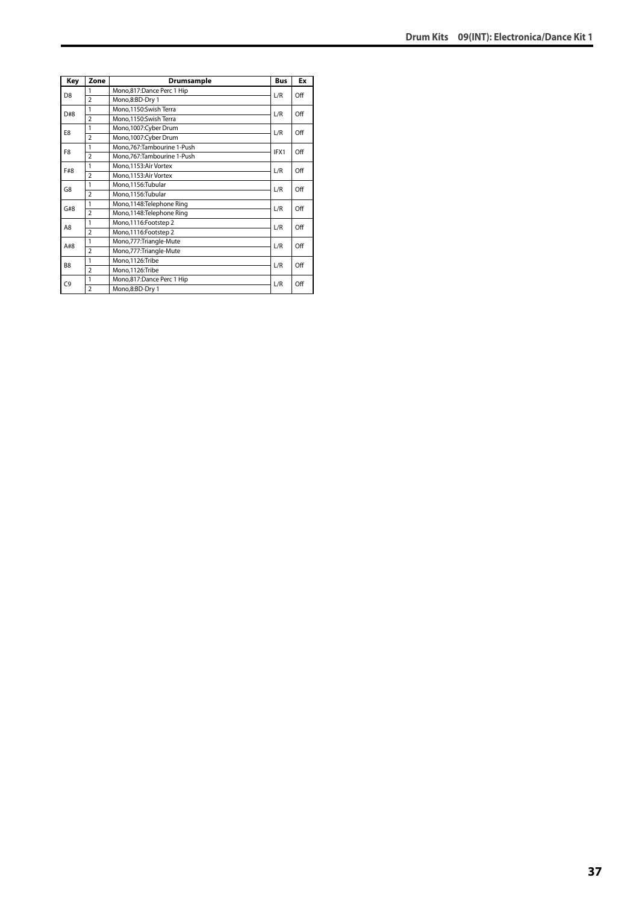| Key | Zone | Drumsample | Bus | Ex |
|---|---|---|---|---|
| D8 | 1 | Mono,817:Dance Perc 1 Hip | L/R | Off |
| | 2 | Mono,8:BD-Dry 1 | | |
| D#8 | 1 | Mono,1150:Swish Terra | L/R | Off |
| | 2 | Mono,1150:Swish Terra | | |
| E8 | 1 | Mono,1007:Cyber Drum | L/R | Off |
| | 2 | Mono,1007:Cyber Drum | | |
| F8 | 1 | Mono,767:Tambourine 1-Push | IFX1 | Off |
| | 2 | Mono,767:Tambourine 1-Push | | |
| F#8 | 1 | Mono,1153:Air Vortex | L/R | Off |
| | 2 | Mono,1153:Air Vortex | | |
| G8 | 1 | Mono,1156:Tubular | L/R | Off |
| | 2 | Mono,1156:Tubular | | |
| G#8 | 1 | Mono,1148:Telephone Ring | L/R | Off |
| | 2 | Mono,1148:Telephone Ring | | |
| A8 | 1 | Mono,1116:Footstep 2 | L/R | Off |
| | 2 | Mono,1116:Footstep 2 | | |
| A#8 | 1 | Mono,777:Triangle-Mute | L/R | Off |
| | 2 | Mono,777:Triangle-Mute | | |
| B8 | 1 | Mono,1126:Tribe | L/R | Off |
| | 2 | Mono,1126:Tribe | | |
| C9 | 1 | Mono,817:Dance Perc 1 Hip | L/R | Off |
| | 2 | Mono,8:BD-Dry 1 | | |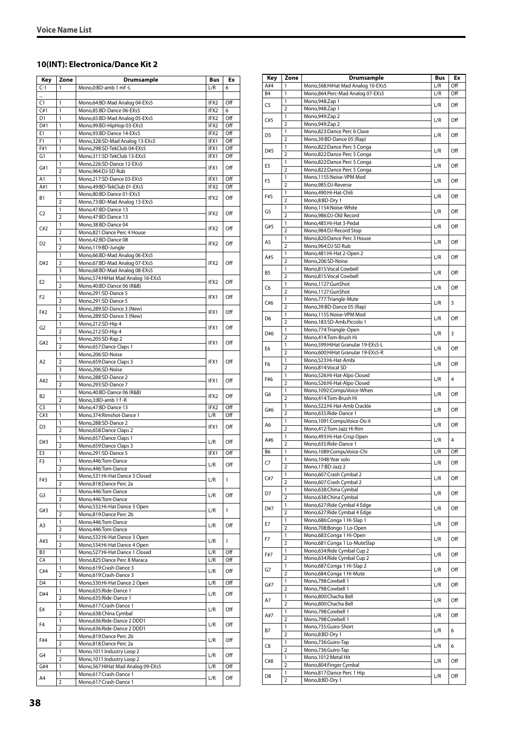## 10(INT): Electronica/Dance Kit 2

| Key | Zone | Drumsample | Bus | Ex |
|---|---|---|---|---|
| C-1 | 1 | Mono,0:BD-amb 1 mf -L | L/R | 6 |
| ... | | | | |
| C1 | 1 | Mono,64:BD-Mad Analog 04-EXs5 | IFX2 | Off |
| C#1 | 1 | Mono,85:BD-Dance 06-EXs5 | IFX2 | 6 |
| D1 | 1 | Mono,65:BD-Mad Analog 05-EXs5 | IFX2 | Off |
| D#1 | 1 | Mono,99:BD-HipHop 03-EXs5 | IFX2 | Off |
| E1 | 1 | Mono,93:BD-Dance 14-EXs5 | IFX2 | Off |
| F1 | 1 | Mono,328:SD-Mad Analog 13-EXs5 | IFX1 | Off |
| F#1 | 1 | Mono,298:SD-TekClub 04-EXs5 | IFX1 | Off |
| G1 | 1 | Mono,311:SD-TekClub 13-EXs5 | IFX1 | Off |
| G#1 | 1 | Mono,226:SD-Dance 12-EXs5 | IFX1 | Off |
| | 2 | Mono,964:DJ-SD Rub | | |
| A1 | 1 | Mono,217:SD-Dance 03-EXs5 | IFX1 | Off |
| A#1 | 1 | Mono,49:BD-TekClub 01-EXs5 | IFX2 | Off |
| B1 | 1 | Mono,80:BD-Dance 01-EXs5 | IFX2 | Off |
| | 2 | Mono,73:BD-Mad Analog 13-EXs5 | | |
| C2 | 1 | Mono,47:BD-Dance 13 | IFX2 | Off |
| | 2 | Mono,47:BD-Dance 13 | | |
| C#2 | 1 | Mono,38:BD-Dance 04 | IFX2 | Off |
| | 2 | Mono,821:Dance Perc 4 House | | |
| D2 | 1 | Mono,42:BD-Dance 08 | IFX2 | Off |
| | 2 | Mono,119:BD-Jungle | | |
| D#2 | 1 | Mono,66:BD-Mad Analog 06-EXs5 | IFX2 | Off |
| | 2 | Mono,67:BD-Mad Analog 07-EXs5 | | |
| | 3 | Mono,68:BD-Mad Analog 08-EXs5 | | |
| E2 | 1 | Mono,574:HiHat Mad Analog 16-EXs5 | IFX2 | Off |
| | 2 | Mono,40:BD-Dance 06 (R&B) | | |
| F2 | 1 | Mono,291:SD-Dance 5 | IFX1 | Off |
| | 2 | Mono,291:SD-Dance 5 | | |
| F#2 | 1 | Mono,289:SD-Dance 3 (New) | IFX1 | Off |
| | 2 | Mono,289:SD-Dance 3 (New) | | |
| G2 | 1 | Mono,212:SD-Hip 4 | IFX1 | Off |
| | 2 | Mono,212:SD-Hip 4 | | |
| G#2 | 1 | Mono,205:SD-Rap 2 | IFX1 | Off |
| | 2 | Mono,657:Dance Claps 1 | | |
| A2 | 1 | Mono,206:SD-Noise | IFX1 | Off |
| | 2 | Mono,659:Dance Claps 3 | | |
| | 3 | Mono,206:SD-Noise | | |
| A#2 | 1 | Mono,288:SD-Dance 2 | IFX1 | Off |
| | 2 | Mono,293:SD-Dance 7 | | |
| B2 | 1 | Mono,40:BD-Dance 06 (R&B) | IFX2 | Off |
| | 2 | Mono,3:BD-amb 1 f -R | | |
| C3 | 1 | Mono,47:BD-Dance 13 | IFX2 | Off |
| C#3 | 1 | Mono,374:Rimshot-Dance 1 | L/R | Off |
| D3 | 1 | Mono,288:SD-Dance 2 | IFX1 | Off |
| | 2 | Mono,658:Dance Claps 2 | | |
| D#3 | 1 | Mono,657:Dance Claps 1 | L/R | Off |
| | 2 | Mono,659:Dance Claps 3 | | |
| E3 | 1 | Mono,291:SD-Dance 5 | IFX1 | Off |
| F3 | 1 | Mono,446:Tom-Dance | L/R | Off |
| | 2 | Mono,446:Tom-Dance | | |
| F#3 | 1 | Mono,531:Hi-Hat Dance 3 Closed | L/R | 1 |
| | 2 | Mono,818:Dance Perc 2a | | |
| G3 | 1 | Mono,446:Tom-Dance | L/R | Off |
| | 2 | Mono,446:Tom-Dance | | |
| G#3 | 1 | Mono,532:Hi-Hat Dance 3 Open | L/R | 1 |
| | 2 | Mono,819:Dance Perc 2b | | |
| A3 | 1 | Mono,446:Tom-Dance | L/R | Off |
| | 2 | Mono,446:Tom-Dance | | |
| A#3 | 1 | Mono,532:Hi-Hat Dance 3 Open | L/R | 1 |
| | 2 | Mono,534:Hi-Hat Dance 4 Open | | |
| B3 | 1 | Mono,527:Hi-Hat Dance 1 Closed | L/R | Off |
| C4 | 1 | Mono,825:Dance Perc 8 Maraca | L/R | Off |
| C#4 | 1 | Mono,619:Crash-Dance 3 | L/R | Off |
| | 2 | Mono,619:Crash-Dance 3 | | |
| D4 | 1 | Mono,530:Hi-Hat Dance 2 Open | L/R | Off |
| D#4 | 1 | Mono,635:Ride-Dance 1 | L/R | Off |
| | 2 | Mono,635:Ride-Dance 1 | | |
| E4 | 1 | Mono,617:Crash-Dance 1 | L/R | Off |
| | 2 | Mono,638:China Cymbal | | |
| F4 | 1 | Mono,636:Ride-Dance 2 DDD1 | L/R | Off |
| | 2 | Mono,636:Ride-Dance 2 DDD1 | | |
| F#4 | 1 | Mono,819:Dance Perc 2b | L/R | Off |
| | 2 | Mono,818:Dance Perc 2a | | |
| G4 | 1 | Mono,1011:Industry Loop 2 | L/R | Off |
| | 2 | Mono,1011:Industry Loop 2 | | |
| G#4 | 1 | Mono,567:HiHat Mad Analog 09-EXs5 | L/R | Off |
| A4 | 1 | Mono,617:Crash-Dance 1 | L/R | Off |
| | 2 | Mono,617:Crash-Dance 1 | | |
| A#4 | 1 | Mono,568:HiHat Mad Analog 10-EXs5 | L/R | Off |
| B4 | 1 | Mono,864:Perc-Mad Analog 07-EXs5 | L/R | Off |
| C5 | 1 | Mono,948:Zap 1 | L/R | Off |
| | 2 | Mono,948:Zap 1 | | |
| C#5 | 1 | Mono,949:Zap 2 | L/R | Off |
| | 2 | Mono,949:Zap 2 | | |
| D5 | 1 | Mono,823:Dance Perc 6 Clave | L/R | Off |
| | 2 | Mono,39:BD-Dance 05 (Rap) | | |
| D#5 | 1 | Mono,822:Dance Perc 5 Conga | L/R | Off |
| | 2 | Mono,822:Dance Perc 5 Conga | | |
| E5 | 1 | Mono,822:Dance Perc 5 Conga | L/R | Off |
| | 2 | Mono,822:Dance Perc 5 Conga | | |
| F5 | 1 | Mono,1155:Noise-VPM Mod | L/R | Off |
| | 2 | Mono,985:DJ-Reverse | | |
| F#5 | 1 | Mono,490:Hi-Hat-Chili | L/R | Off |
| | 2 | Mono,8:BD-Dry 1 | | |
| G5 | 1 | Mono,1154:Noise-White | L/R | Off |
| | 2 | Mono,986:DJ-Old Record | | |
| G#5 | 1 | Mono,485:Hi-Hat 3-Pedal | L/R | Off |
| | 2 | Mono,984:DJ-Record Stop | | |
| A5 | 1 | Mono,820:Dance Perc 3 House | L/R | Off |
| | 2 | Mono,964:DJ-SD Rub | | |
| A#5 | 1 | Mono,481:Hi-Hat 2-Open 2 | L/R | Off |
| | 2 | Mono,206:SD-Noise | | |
| B5 | 1 | Mono,815:Vocal Cowbell | L/R | Off |
| | 2 | Mono,815:Vocal Cowbell | | |
| C6 | 1 | Mono,1127:GunShot | L/R | Off |
| | 2 | Mono,1127:GunShot | | |
| C#6 | 1 | Mono,777:Triangle-Mute | L/R | 3 |
| | 2 | Mono,39:BD-Dance 05 (Rap) | | |
| D6 | 1 | Mono,1155:Noise-VPM Mod | L/R | Off |
| | 2 | Mono,183:SD-Amb.Piccolo 1 | | |
| D#6 | 1 | Mono,774:Triangle-Open | L/R | 3 |
| | 2 | Mono,414:Tom-Brush Hi | | |
| E6 | 1 | Mono,599:HiHat Granular 19-EXs5-L | L/R | Off |
| | 2 | Mono,600:HiHat Granular 19-EXs5-R | | |
| F6 | 1 | Mono,523:Hi-Hat-Ambi | L/R | Off |
| | 2 | Mono,814:Vocal SD | | |
| F#6 | 1 | Mono,526:Hi-Hat-Alpo Closed | L/R | 4 |
| | 2 | Mono,526:Hi-Hat-Alpo Closed | | |
| G6 | 1 | Mono,1092:CompuVoice-When | L/R | Off |
| | 2 | Mono,414:Tom-Brush Hi | | |
| G#6 | 1 | Mono,522:Hi-Hat-Amb Crackle | L/R | Off |
| | 2 | Mono,635:Ride-Dance 1 | | |
| A6 | 1 | Mono,1091:CompuVoice-Do it | L/R | Off |
| | 2 | Mono,412:Tom-Jazz Hi Rim | | |
| A#6 | 1 | Mono,493:Hi-Hat-Crisp Open | L/R | 4 |
| | 2 | Mono,635:Ride-Dance 1 | | |
| B6 | 1 | Mono,1089:CompuVoice-Chi | L/R | Off |
| C7 | 1 | Mono,1048:Year solo | L/R | Off |
| | 2 | Mono,17:BD-Jazz 2 | | |
| C#7 | 1 | Mono,607:Crash Cymbal 2 | L/R | Off |
| | 2 | Mono,607:Crash Cymbal 2 | | |
| D7 | 1 | Mono,638:China Cymbal | L/R | Off |
| | 2 | Mono,638:China Cymbal | | |
| D#7 | 1 | Mono,627:Ride Cymbal 4 Edge | L/R | Off |
| | 2 | Mono,627:Ride Cymbal 4 Edge | | |
| E7 | 1 | Mono,686:Conga 1 Hi-Slap 1 | L/R | Off |
| | 2 | Mono,708:Bongo 1 Lo-Open | | |
| F7 | 1 | Mono,683:Conga 1 Hi-Open | L/R | Off |
| | 2 | Mono,681:Conga 1 Lo-MuteSlap | | |
| F#7 | 1 | Mono,634:Ride Cymbal Cup 2 | L/R | Off |
| | 2 | Mono,634:Ride Cymbal Cup 2 | | |
| G7 | 1 | Mono,687:Conga 1 Hi-Slap 2 | L/R | Off |
| | 2 | Mono,684:Conga 1 Hi-Mute | | |
| G#7 | 1 | Mono,798:Cowbell 1 | L/R | Off |
| | 2 | Mono,798:Cowbell 1 | | |
| A7 | 1 | Mono,800:Chacha Bell | L/R | Off |
| | 2 | Mono,800:Chacha Bell | | |
| A#7 | 1 | Mono,798:Cowbell 1 | L/R | Off |
| | 2 | Mono,798:Cowbell 1 | | |
| B7 | 1 | Mono,735:Guiro-Short | L/R | 6 |
| | 2 | Mono,8:BD-Dry 1 | | |
| C8 | 1 | Mono,736:Guiro-Tap | L/R | 6 |
| | 2 | Mono,736:Guiro-Tap | | |
| C#8 | 1 | Mono,1012:Metal Hit | L/R | Off |
| | 2 | Mono,804:Finger Cymbal | | |
| D8 | 1 | Mono,817:Dance Perc 1 Hip | L/R | Off |
| | 2 | Mono,8:BD-Dry 1 | | |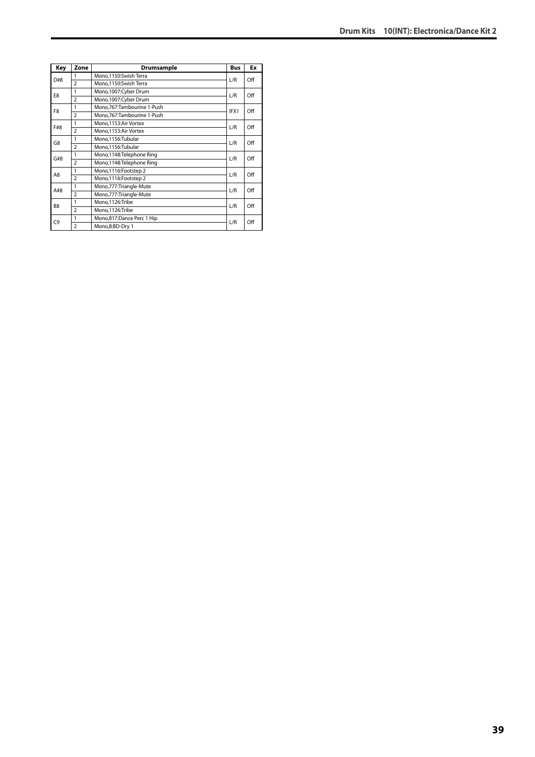| Key | Zone | Drumsample | Bus | Ex |
|---|---|---|---|---|
| D#8 | 1 | Mono,1150:Swish Terra | L/R | Off |
| | 2 | Mono,1150:Swish Terra | | |
| E8 | 1 | Mono,1007:Cyber Drum | L/R | Off |
| | 2 | Mono,1007:Cyber Drum | | |
| F8 | 1 | Mono,767:Tambourine 1-Push | IFX1 | Off |
| | 2 | Mono,767:Tambourine 1-Push | | |
| F#8 | 1 | Mono,1153:Air Vortex | L/R | Off |
| | 2 | Mono,1153:Air Vortex | | |
| G8 | 1 | Mono,1156:Tubular | L/R | Off |
| | 2 | Mono,1156:Tubular | | |
| G#8 | 1 | Mono,1148:Telephone Ring | L/R | Off |
| | 2 | Mono,1148:Telephone Ring | | |
| A8 | 1 | Mono,1116:Footstep 2 | L/R | Off |
| | 2 | Mono,1116:Footstep 2 | | |
| A#8 | 1 | Mono,777:Triangle-Mute | L/R | Off |
| | 2 | Mono,777:Triangle-Mute | | |
| B8 | 1 | Mono,1126:Tribe | L/R | Off |
| | 2 | Mono,1126:Tribe | | |
| C9 | 1 | Mono,817:Dance Perc 1 Hip | L/R | Off |
| | 2 | Mono,8:BD-Dry 1 | | |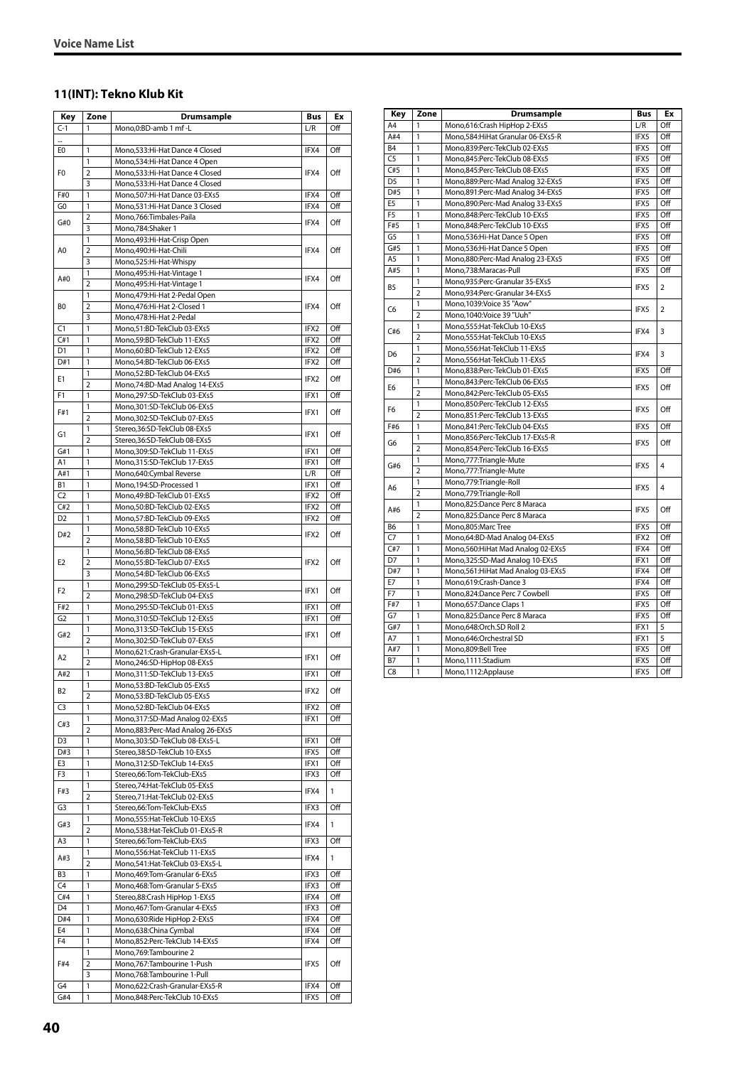## 11(INT): Tekno Klub Kit

| Key | Zone | Drumsample | Bus | Ex |
|---|---|---|---|---|
| C-1 | 1 | Mono,0:BD-amb 1 mf -L | L/R | Off |
| ... | | | | |
| E0 | 1 | Mono,533:Hi-Hat Dance 4 Closed | IFX4 | Off |
| F0 | 1 | Mono,534:Hi-Hat Dance 4 Open | IFX4 | Off |
| | 2 | Mono,533:Hi-Hat Dance 4 Closed | | |
| | 3 | Mono,533:Hi-Hat Dance 4 Closed | | |
| F#0 | 1 | Mono,507:Hi-Hat Dance 03-EXs5 | IFX4 | Off |
| G0 | 1 | Mono,531:Hi-Hat Dance 3 Closed | IFX4 | Off |
| G#0 | 2 | Mono,766:Timbales-Paila | IFX4 | Off |
| | 3 | Mono,784:Shaker 1 | | |
| A0 | 1 | Mono,493:Hi-Hat-Crisp Open | IFX4 | Off |
| | 2 | Mono,490:Hi-Hat-Chili | | |
| | 3 | Mono,525:Hi-Hat-Whispy | | |
| A#0 | 1 | Mono,495:Hi-Hat-Vintage 1 | IFX4 | Off |
| | 2 | Mono,495:Hi-Hat-Vintage 1 | | |
| B0 | 1 | Mono,479:Hi-Hat 2-Pedal Open | IFX4 | Off |
| | 2 | Mono,476:Hi-Hat 2-Closed 1 | | |
| | 3 | Mono,478:Hi-Hat 2-Pedal | | |
| C1 | 1 | Mono,51:BD-TekClub 03-EXs5 | IFX2 | Off |
| C#1 | 1 | Mono,59:BD-TekClub 11-EXs5 | IFX2 | Off |
| D1 | 1 | Mono,60:BD-TekClub 12-EXs5 | IFX2 | Off |
| D#1 | 1 | Mono,54:BD-TekClub 06-EXs5 | IFX2 | Off |
| E1 | 1 | Mono,52:BD-TekClub 04-EXs5 | IFX2 | Off |
| | 2 | Mono,74:BD-Mad Analog 14-EXs5 | | |
| F1 | 1 | Mono,297:SD-TekClub 03-EXs5 | IFX1 | Off |
| F#1 | 1 | Mono,301:SD-TekClub 06-EXs5 | IFX1 | Off |
| | 2 | Mono,302:SD-TekClub 07-EXs5 | | |
| G1 | 1 | Stereo,36:SD-TekClub 08-EXs5 | IFX1 | Off |
| | 2 | Stereo,36:SD-TekClub 08-EXs5 | | |
| G#1 | 1 | Mono,309:SD-TekClub 11-EXs5 | IFX1 | Off |
| A1 | 1 | Mono,315:SD-TekClub 17-EXs5 | IFX1 | Off |
| A#1 | 1 | Mono,640:Cymbal Reverse | L/R | Off |
| B1 | 1 | Mono,194:SD-Processed 1 | IFX1 | Off |
| C2 | 1 | Mono,49:BD-TekClub 01-EXs5 | IFX2 | Off |
| C#2 | 1 | Mono,50:BD-TekClub 02-EXs5 | IFX2 | Off |
| D2 | 1 | Mono,57:BD-TekClub 09-EXs5 | IFX2 | Off |
| D#2 | 1 | Mono,58:BD-TekClub 10-EXs5 | IFX2 | Off |
| | 2 | Mono,58:BD-TekClub 10-EXs5 | | |
| E2 | 1 | Mono,56:BD-TekClub 08-EXs5 | IFX2 | Off |
| | 2 | Mono,55:BD-TekClub 07-EXs5 | | |
| | 3 | Mono,54:BD-TekClub 06-EXs5 | | |
| F2 | 1 | Mono,299:SD-TekClub 05-EXs5-L | IFX1 | Off |
| | 2 | Mono,298:SD-TekClub 04-EXs5 | | |
| F#2 | 1 | Mono,295:SD-TekClub 01-EXs5 | IFX1 | Off |
| G2 | 1 | Mono,310:SD-TekClub 12-EXs5 | IFX1 | Off |
| G#2 | 1 | Mono,313:SD-TekClub 15-EXs5 | IFX1 | Off |
| | 2 | Mono,302:SD-TekClub 07-EXs5 | | |
| A2 | 1 | Mono,621:Crash-Granular-EXs5-L | IFX1 | Off |
| | 2 | Mono,246:SD-HipHop 08-EXs5 | | |
| A#2 | 1 | Mono,311:SD-TekClub 13-EXs5 | IFX1 | Off |
| B2 | 1 | Mono,53:BD-TekClub 05-EXs5 | IFX2 | Off |
| | 2 | Mono,53:BD-TekClub 05-EXs5 | | |
| C3 | 1 | Mono,52:BD-TekClub 04-EXs5 | IFX2 | Off |
| C#3 | 1 | Mono,317:SD-Mad Analog 02-EXs5 | IFX1 | Off |
| | 2 | Mono,883:Perc-Mad Analog 26-EXs5 | | |
| D3 | 1 | Mono,303:SD-TekClub 08-EXs5-L | IFX1 | Off |
| D#3 | 1 | Stereo,38:SD-TekClub 10-EXs5 | IFX5 | Off |
| E3 | 1 | Mono,312:SD-TekClub 14-EXs5 | IFX1 | Off |
| F3 | 1 | Stereo,66:Tom-TekClub-EXs5 | IFX3 | Off |
| F#3 | 1 | Stereo,74:Hat-TekClub 05-EXs5 | IFX4 | 1 |
| | 2 | Stereo,71:Hat-TekClub 02-EXs5 | | |
| G3 | 1 | Stereo,66:Tom-TekClub-EXs5 | IFX3 | Off |
| G#3 | 1 | Mono,555:Hat-TekClub 10-EXs5 | IFX4 | 1 |
| | 2 | Mono,538:Hat-TekClub 01-EXs5-R | | |
| A3 | 1 | Stereo,66:Tom-TekClub-EXs5 | IFX3 | Off |
| A#3 | 1 | Mono,556:Hat-TekClub 11-EXs5 | IFX4 | 1 |
| | 2 | Mono,541:Hat-TekClub 03-EXs5-L | | |
| B3 | 1 | Mono,469:Tom-Granular 6-EXs5 | IFX3 | Off |
| C4 | 1 | Mono,468:Tom-Granular 5-EXs5 | IFX3 | Off |
| C#4 | 1 | Stereo,88:Crash HipHop 1-EXs5 | IFX4 | Off |
| D4 | 1 | Mono,467:Tom-Granular 4-EXs5 | IFX3 | Off |
| D#4 | 1 | Mono,630:Ride HipHop 2-EXs5 | IFX4 | Off |
| E4 | 1 | Mono,638:China Cymbal | IFX4 | Off |
| F4 | 1 | Mono,852:Perc-TekClub 14-EXs5 | IFX4 | Off |
| F#4 | 1 | Mono,769:Tambourine 2 | IFX5 | Off |
| | 2 | Mono,767:Tambourine 1-Push | | |
| | 3 | Mono,768:Tambourine 1-Pull | | |
| G4 | 1 | Mono,622:Crash-Granular-EXs5-R | IFX4 | Off |
| G#4 | 1 | Mono,848:Perc-TekClub 10-EXs5 | IFX5 | Off |
| A4 | 1 | Mono,616:Crash HipHop 2-EXs5 | L/R | Off |
| A#4 | 1 | Mono,584:HiHat Granular 06-EXs5-R | IFX5 | Off |
| B4 | 1 | Mono,839:Perc-TekClub 02-EXs5 | IFX5 | Off |
| C5 | 1 | Mono,845:Perc-TekClub 08-EXs5 | IFX5 | Off |
| C#5 | 1 | Mono,845:Perc-TekClub 08-EXs5 | IFX5 | Off |
| D5 | 1 | Mono,889:Perc-Mad Analog 32-EXs5 | IFX5 | Off |
| D#5 | 1 | Mono,891:Perc-Mad Analog 34-EXs5 | IFX5 | Off |
| E5 | 1 | Mono,890:Perc-Mad Analog 33-EXs5 | IFX5 | Off |
| F5 | 1 | Mono,848:Perc-TekClub 10-EXs5 | IFX5 | Off |
| F#5 | 1 | Mono,848:Perc-TekClub 10-EXs5 | IFX5 | Off |
| G5 | 1 | Mono,536:Hi-Hat Dance 5 Open | IFX5 | Off |
| G#5 | 1 | Mono,536:Hi-Hat Dance 5 Open | IFX5 | Off |
| A5 | 1 | Mono,880:Perc-Mad Analog 23-EXs5 | IFX5 | Off |
| A#5 | 1 | Mono,738:Maracas-Pull | IFX5 | Off |
| B5 | 1 | Mono,935:Perc-Granular 35-EXs5 | IFX5 | 2 |
| | 2 | Mono,934:Perc-Granular 34-EXs5 | | |
| C6 | 1 | Mono,1039:Voice 35 "Aow" | IFX5 | 2 |
| | 2 | Mono,1040:Voice 39 "Uuh" | | |
| C#6 | 1 | Mono,555:Hat-TekClub 10-EXs5 | IFX4 | 3 |
| | 2 | Mono,555:Hat-TekClub 10-EXs5 | | |
| D6 | 1 | Mono,556:Hat-TekClub 11-EXs5 | IFX4 | 3 |
| | 2 | Mono,556:Hat-TekClub 11-EXs5 | | |
| D#6 | 1 | Mono,838:Perc-TekClub 01-EXs5 | IFX5 | Off |
| E6 | 1 | Mono,843:Perc-TekClub 06-EXs5 | IFX5 | Off |
| | 2 | Mono,842:Perc-TekClub 05-EXs5 | | |
| F6 | 1 | Mono,850:Perc-TekClub 12-EXs5 | IFX5 | Off |
| | 2 | Mono,851:Perc-TekClub 13-EXs5 | | |
| F#6 | 1 | Mono,841:Perc-TekClub 04-EXs5 | IFX5 | Off |
| G6 | 1 | Mono,856:Perc-TekClub 17-EXs5-R | IFX5 | Off |
| | 2 | Mono,854:Perc-TekClub 16-EXs5 | | |
| G#6 | 1 | Mono,777:Triangle-Mute | IFX5 | 4 |
| | 2 | Mono,777:Triangle-Mute | | |
| A6 | 1 | Mono,779:Triangle-Roll | IFX5 | 4 |
| | 2 | Mono,779:Triangle-Roll | | |
| A#6 | 1 | Mono,825:Dance Perc 8 Maraca | IFX5 | Off |
| | 2 | Mono,825:Dance Perc 8 Maraca | | |
| B6 | 1 | Mono,805:Marc Tree | IFX5 | Off |
| C7 | 1 | Mono,64:BD-Mad Analog 04-EXs5 | IFX2 | Off |
| C#7 | 1 | Mono,560:HiHat Mad Analog 02-EXs5 | IFX4 | Off |
| D7 | 1 | Mono,325:SD-Mad Analog 10-EXs5 | IFX1 | Off |
| D#7 | 1 | Mono,561:HiHat Mad Analog 03-EXs5 | IFX4 | Off |
| E7 | 1 | Mono,619:Crash-Dance 3 | IFX4 | Off |
| F7 | 1 | Mono,824:Dance Perc 7 Cowbell | IFX5 | Off |
| F#7 | 1 | Mono,657:Dance Claps 1 | IFX5 | Off |
| G7 | 1 | Mono,825:Dance Perc 8 Maraca | IFX5 | Off |
| G#7 | 1 | Mono,648:Orch.SD Roll 2 | IFX1 | 5 |
| A7 | 1 | Mono,646:Orchestral SD | IFX1 | 5 |
| A#7 | 1 | Mono,809:Bell Tree | IFX5 | Off |
| B7 | 1 | Mono,1111:Stadium | IFX5 | Off |
| C8 | 1 | Mono,1112:Applause | IFX5 | Off |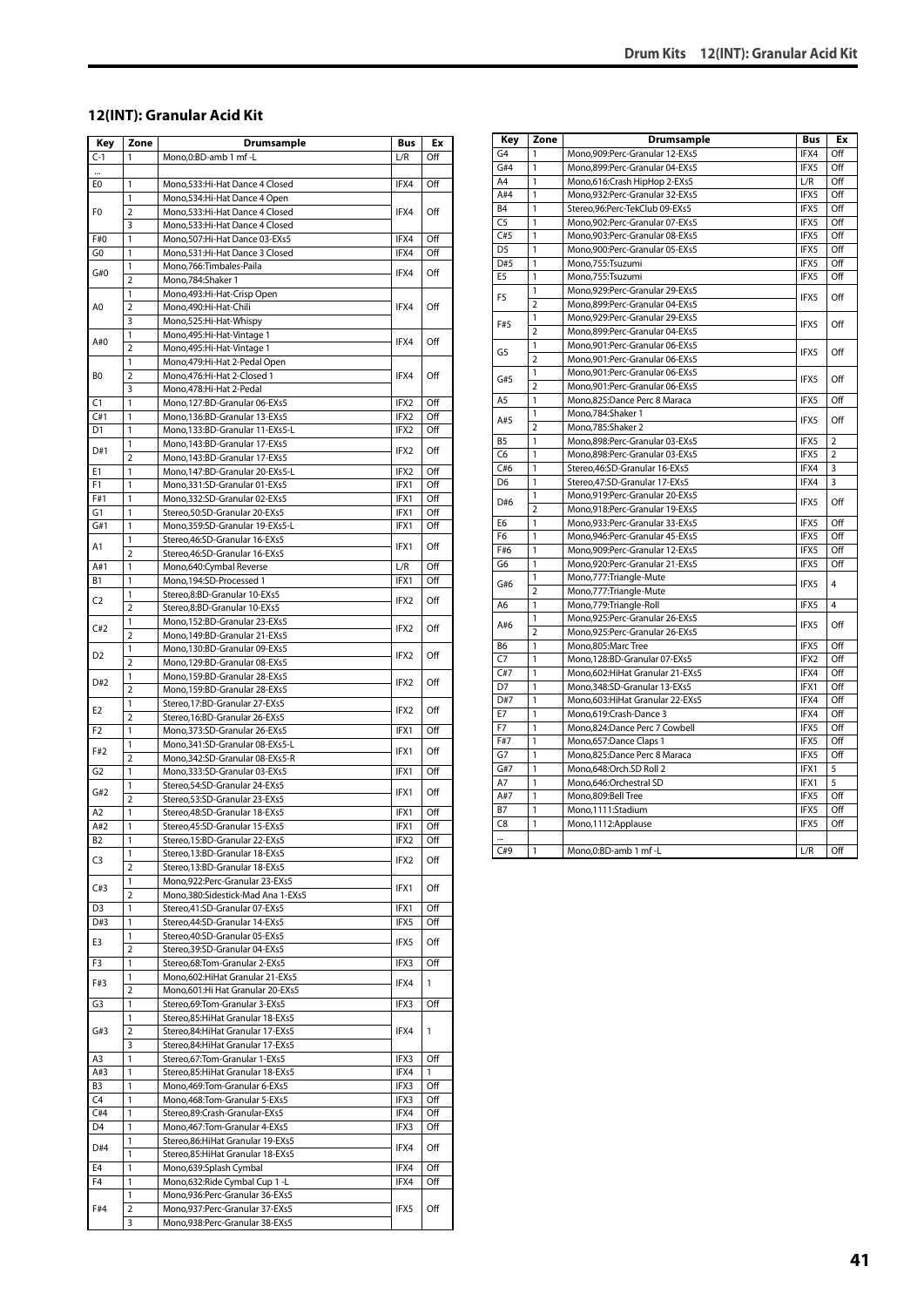## 12(INT): Granular Acid Kit

| Key | Zone | Drumsample | Bus | Ex |
|---|---|---|---|---|
| C-1 | 1 | Mono,0:BD-amb 1 mf -L | L/R | Off |
| ... | | | | |
| E0 | 1 | Mono,533:Hi-Hat Dance 4 Closed | IFX4 | Off |
| F0 | 1 | Mono,534:Hi-Hat Dance 4 Open | IFX4 | Off |
| | 2 | Mono,533:Hi-Hat Dance 4 Closed | | |
| | 3 | Mono,533:Hi-Hat Dance 4 Closed | | |
| F#0 | 1 | Mono,507:Hi-Hat Dance 03-EXs5 | IFX4 | Off |
| G0 | 1 | Mono,531:Hi-Hat Dance 3 Closed | IFX4 | Off |
| G#0 | 1 | Mono,766:Timbales-Paila | IFX4 | Off |
| | 2 | Mono,784:Shaker 1 | | |
| A0 | 1 | Mono,493:Hi-Hat-Crisp Open | IFX4 | Off |
| | 2 | Mono,490:Hi-Hat-Chili | | |
| | 3 | Mono,525:Hi-Hat-Whispy | | |
| A#0 | 1 | Mono,495:Hi-Hat-Vintage 1 | IFX4 | Off |
| | 2 | Mono,495:Hi-Hat-Vintage 1 | | |
| B0 | 1 | Mono,479:Hi-Hat 2-Pedal Open | IFX4 | Off |
| | 2 | Mono,476:Hi-Hat 2-Closed 1 | | |
| | 3 | Mono,478:Hi-Hat 2-Pedal | | |
| C1 | 1 | Mono,127:BD-Granular 06-EXs5 | IFX2 | Off |
| C#1 | 1 | Mono,136:BD-Granular 13-EXs5 | IFX2 | Off |
| D1 | 1 | Mono,133:BD-Granular 11-EXs5-L | IFX2 | Off |
| D#1 | 1 | Mono,143:BD-Granular 17-EXs5 | IFX2 | Off |
| | 2 | Mono,143:BD-Granular 17-EXs5 | | |
| E1 | 1 | Mono,147:BD-Granular 20-EXs5-L | IFX2 | Off |
| F1 | 1 | Mono,331:SD-Granular 01-EXs5 | IFX1 | Off |
| F#1 | 1 | Mono,332:SD-Granular 02-EXs5 | IFX1 | Off |
| G1 | 1 | Stereo,50:SD-Granular 20-EXs5 | IFX1 | Off |
| G#1 | 1 | Mono,359:SD-Granular 19-EXs5-L | IFX1 | Off |
| A1 | 1 | Stereo,46:SD-Granular 16-EXs5 | IFX1 | Off |
| | 2 | Stereo,46:SD-Granular 16-EXs5 | | |
| A#1 | 1 | Mono,640:Cymbal Reverse | L/R | Off |
| B1 | 1 | Mono,194:SD-Processed 1 | IFX1 | Off |
| C2 | 1 | Stereo,8:BD-Granular 10-EXs5 | IFX2 | Off |
| | 2 | Stereo,8:BD-Granular 10-EXs5 | | |
| C#2 | 1 | Mono,152:BD-Granular 23-EXs5 | IFX2 | Off |
| | 2 | Mono,149:BD-Granular 21-EXs5 | | |
| D2 | 1 | Mono,130:BD-Granular 09-EXs5 | IFX2 | Off |
| | 2 | Mono,129:BD-Granular 08-EXs5 | | |
| D#2 | 1 | Mono,159:BD-Granular 28-EXs5 | IFX2 | Off |
| | 2 | Mono,159:BD-Granular 28-EXs5 | | |
| E2 | 1 | Stereo,17:BD-Granular 27-EXs5 | IFX2 | Off |
| | 2 | Stereo,16:BD-Granular 26-EXs5 | | |
| F2 | 1 | Mono,373:SD-Granular 26-EXs5 | IFX1 | Off |
| F#2 | 1 | Mono,341:SD-Granular 08-EXs5-L | IFX1 | Off |
| | 2 | Mono,342:SD-Granular 08-EXs5-R | | |
| G2 | 1 | Mono,333:SD-Granular 03-EXs5 | IFX1 | Off |
| G#2 | 1 | Stereo,54:SD-Granular 24-EXs5 | IFX1 | Off |
| | 2 | Stereo,53:SD-Granular 23-EXs5 | | |
| A2 | 1 | Stereo,48:SD-Granular 18-EXs5 | IFX1 | Off |
| A#2 | 1 | Stereo,45:SD-Granular 15-EXs5 | IFX1 | Off |
| B2 | 1 | Stereo,15:BD-Granular 22-EXs5 | IFX2 | Off |
| C3 | 1 | Stereo,13:BD-Granular 18-EXs5 | IFX2 | Off |
| | 2 | Stereo,13:BD-Granular 18-EXs5 | | |
| C#3 | 1 | Mono,922:Perc-Granular 23-EXs5 | IFX1 | Off |
| | 2 | Mono,380:Sidestick-Mad Ana 1-EXs5 | | |
| D3 | 1 | Stereo,41:SD-Granular 07-EXs5 | IFX1 | Off |
| D#3 | 1 | Stereo,44:SD-Granular 14-EXs5 | IFX5 | Off |
| E3 | 1 | Stereo,40:SD-Granular 05-EXs5 | IFX5 | Off |
| | 2 | Stereo,39:SD-Granular 04-EXs5 | | |
| F3 | 1 | Stereo,68:Tom-Granular 2-EXs5 | IFX3 | Off |
| F#3 | 1 | Mono,602:HiHat Granular 21-EXs5 | IFX4 | 1 |
| | 2 | Mono,601:Hi Hat Granular 20-EXs5 | | |
| G3 | 1 | Stereo,69:Tom-Granular 3-EXs5 | IFX3 | Off |
| G#3 | 1 | Stereo,85:HiHat Granular 18-EXs5 | IFX4 | 1 |
| | 2 | Stereo,84:HiHat Granular 17-EXs5 | | |
| | 3 | Stereo,84:HiHat Granular 17-EXs5 | | |
| A3 | 1 | Stereo,67:Tom-Granular 1-EXs5 | IFX3 | Off |
| A#3 | 1 | Stereo,85:HiHat Granular 18-EXs5 | IFX4 | 1 |
| B3 | 1 | Mono,469:Tom-Granular 6-EXs5 | IFX3 | Off |
| C4 | 1 | Mono,468:Tom-Granular 5-EXs5 | IFX3 | Off |
| C#4 | 1 | Stereo,89:Crash-Granular-EXs5 | IFX4 | Off |
| D4 | 1 | Mono,467:Tom-Granular 4-EXs5 | IFX3 | Off |
| D#4 | 1 | Stereo,86:HiHat Granular 19-EXs5 | IFX4 | Off |
| | 1 | Stereo,85:HiHat Granular 18-EXs5 | | |
| E4 | 1 | Mono,639:Splash Cymbal | IFX4 | Off |
| F4 | 1 | Mono,632:Ride Cymbal Cup 1 -L | IFX4 | Off |
| F#4 | 1 | Mono,936:Perc-Granular 36-EXs5 | IFX5 | Off |
| | 2 | Mono,937:Perc-Granular 37-EXs5 | | |
| | 3 | Mono,938:Perc-Granular 38-EXs5 | | |
| G4 | 1 | Mono,909:Perc-Granular 12-EXs5 | IFX4 | Off |
| G#4 | 1 | Mono,899:Perc-Granular 04-EXs5 | IFX5 | Off |
| A4 | 1 | Mono,616:Crash HipHop 2-EXs5 | L/R | Off |
| A#4 | 1 | Mono,932:Perc-Granular 32-EXs5 | IFX5 | Off |
| B4 | 1 | Stereo,96:Perc-TekClub 09-EXs5 | IFX5 | Off |
| C5 | 1 | Mono,902:Perc-Granular 07-EXs5 | IFX5 | Off |
| C#5 | 1 | Mono,903:Perc-Granular 08-EXs5 | IFX5 | Off |
| D5 | 1 | Mono,900:Perc-Granular 05-EXs5 | IFX5 | Off |
| D#5 | 1 | Mono,755:Tsuzumi | IFX5 | Off |
| E5 | 1 | Mono,755:Tsuzumi | IFX5 | Off |
| F5 | 1 | Mono,929:Perc-Granular 29-EXs5 | IFX5 | Off |
| | 2 | Mono,899:Perc-Granular 04-EXs5 | | |
| F#5 | 1 | Mono,929:Perc-Granular 29-EXs5 | IFX5 | Off |
| | 2 | Mono,899:Perc-Granular 04-EXs5 | | |
| G5 | 1 | Mono,901:Perc-Granular 06-EXs5 | IFX5 | Off |
| | 2 | Mono,901:Perc-Granular 06-EXs5 | | |
| G#5 | 1 | Mono,901:Perc-Granular 06-EXs5 | IFX5 | Off |
| | 2 | Mono,901:Perc-Granular 06-EXs5 | | |
| A5 | 1 | Mono,825:Dance Perc 8 Maraca | IFX5 | Off |
| A#5 | 1 | Mono,784:Shaker 1 | IFX5 | Off |
| | 2 | Mono,785:Shaker 2 | | |
| B5 | 1 | Mono,898:Perc-Granular 03-EXs5 | IFX5 | 2 |
| C6 | 1 | Mono,898:Perc-Granular 03-EXs5 | IFX5 | 2 |
| C#6 | 1 | Stereo,46:SD-Granular 16-EXs5 | IFX4 | 3 |
| D6 | 1 | Stereo,47:SD-Granular 17-EXs5 | IFX4 | 3 |
| D#6 | 1 | Mono,919:Perc-Granular 20-EXs5 | IFX5 | Off |
| | 2 | Mono,918:Perc-Granular 19-EXs5 | | |
| E6 | 1 | Mono,933:Perc-Granular 33-EXs5 | IFX5 | Off |
| F6 | 1 | Mono,946:Perc-Granular 45-EXs5 | IFX5 | Off |
| F#6 | 1 | Mono,909:Perc-Granular 12-EXs5 | IFX5 | Off |
| G6 | 1 | Mono,920:Perc-Granular 21-EXs5 | IFX5 | Off |
| G#6 | 1 | Mono,777:Triangle-Mute | IFX5 | 4 |
| | 2 | Mono,777:Triangle-Mute | | |
| A6 | 1 | Mono,779:Triangle-Roll | IFX5 | 4 |
| A#6 | 1 | Mono,925:Perc-Granular 26-EXs5 | IFX5 | Off |
| | 2 | Mono,925:Perc-Granular 26-EXs5 | | |
| B6 | 1 | Mono,805:Marc Tree | IFX5 | Off |
| C7 | 1 | Mono,128:BD-Granular 07-EXs5 | IFX2 | Off |
| C#7 | 1 | Mono,602:HiHat Granular 21-EXs5 | IFX4 | Off |
| D7 | 1 | Mono,348:SD-Granular 13-EXs5 | IFX1 | Off |
| D#7 | 1 | Mono,603:HiHat Granular 22-EXs5 | IFX4 | Off |
| E7 | 1 | Mono,619:Crash-Dance 3 | IFX4 | Off |
| F7 | 1 | Mono,824:Dance Perc 7 Cowbell | IFX5 | Off |
| F#7 | 1 | Mono,657:Dance Claps 1 | IFX5 | Off |
| G7 | 1 | Mono,825:Dance Perc 8 Maraca | IFX5 | Off |
| G#7 | 1 | Mono,648:Orch.SD Roll 2 | IFX1 | 5 |
| A7 | 1 | Mono,646:Orchestral SD | IFX1 | 5 |
| A#7 | 1 | Mono,809:Bell Tree | IFX5 | Off |
| B7 | 1 | Mono,1111:Stadium | IFX5 | Off |
| C8 | 1 | Mono,1112:Applause | IFX5 | Off |
| ... | | | | |
| C#9 | 1 | Mono,0:BD-amb 1 mf -L | L/R | Off |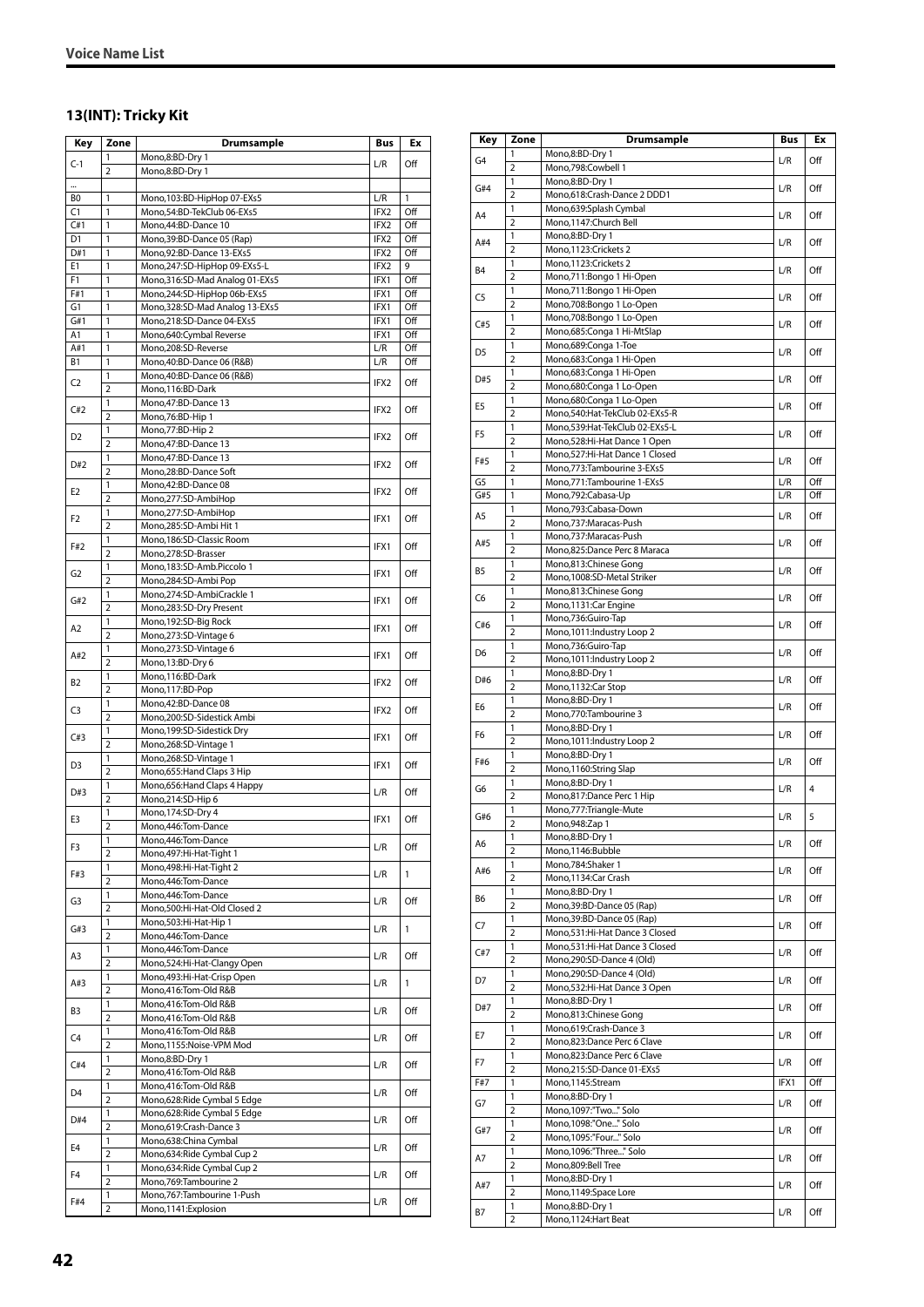## Voice Name List

### 13(INT): Tricky Kit

| Key | Zone | Drumsample | Bus | Ex |
|---|---|---|---|---|
| C-1 | 1 | Mono,8:BD-Dry 1 | L/R | Off |
| | 2 | Mono,8:BD-Dry 1 | | |
| ... | | | | |
| B0 | 1 | Mono,103:BD-HipHop 07-EXs5 | L/R | 1 |
| C1 | 1 | Mono,54:BD-TekClub 06-EXs5 | IFX2 | Off |
| C#1 | 1 | Mono,44:BD-Dance 10 | IFX2 | Off |
| D1 | 1 | Mono,39:BD-Dance 05 (Rap) | IFX2 | Off |
| D#1 | 1 | Mono,92:BD-Dance 13-EXs5 | IFX2 | Off |
| E1 | 1 | Mono,247:SD-HipHop 09-EXs5-L | IFX2 | 9 |
| F1 | 1 | Mono,316:SD-Mad Analog 01-EXs5 | IFX1 | Off |
| F#1 | 1 | Mono,244:SD-HipHop 06b-EXs5 | IFX1 | Off |
| G1 | 1 | Mono,328:SD-Mad Analog 13-EXs5 | IFX1 | Off |
| G#1 | 1 | Mono,218:SD-Dance 04-EXs5 | IFX1 | Off |
| A1 | 1 | Mono,640:Cymbal Reverse | IFX1 | Off |
| A#1 | 1 | Mono,208:SD-Reverse | L/R | Off |
| B1 | 1 | Mono,40:BD-Dance 06 (R&B) | L/R | Off |
| C2 | 1 | Mono,40:BD-Dance 06 (R&B) | IFX2 | Off |
| | 2 | Mono,116:BD-Dark | | |
| C#2 | 1 | Mono,47:BD-Dance 13 | IFX2 | Off |
| | 2 | Mono,76:BD-Hip 1 | | |
| D2 | 1 | Mono,77:BD-Hip 2 | IFX2 | Off |
| | 2 | Mono,47:BD-Dance 13 | | |
| D#2 | 1 | Mono,47:BD-Dance 13 | IFX2 | Off |
| | 2 | Mono,28:BD-Dance Soft | | |
| E2 | 1 | Mono,42:BD-Dance 08 | IFX2 | Off |
| | 2 | Mono,277:SD-AmbiHop | | |
| F2 | 1 | Mono,277:SD-AmbiHop | IFX1 | Off |
| | 2 | Mono,285:SD-Ambi Hit 1 | | |
| F#2 | 1 | Mono,186:SD-Classic Room | IFX1 | Off |
| | 2 | Mono,278:SD-Brasser | | |
| G2 | 1 | Mono,183:SD-Amb.Piccolo 1 | IFX1 | Off |
| | 2 | Mono,284:SD-Ambi Pop | | |
| G#2 | 1 | Mono,274:SD-AmbiCrackle 1 | IFX1 | Off |
| | 2 | Mono,283:SD-Dry Present | | |
| A2 | 1 | Mono,192:SD-Big Rock | IFX1 | Off |
| | 2 | Mono,273:SD-Vintage 6 | | |
| A#2 | 1 | Mono,273:SD-Vintage 6 | IFX1 | Off |
| | 2 | Mono,13:BD-Dry 6 | | |
| B2 | 1 | Mono,116:BD-Dark | IFX2 | Off |
| | 2 | Mono,117:BD-Pop | | |
| C3 | 1 | Mono,42:BD-Dance 08 | IFX2 | Off |
| | 2 | Mono,200:SD-Sidestick Ambi | | |
| C#3 | 1 | Mono,199:SD-Sidestick Dry | IFX1 | Off |
| | 2 | Mono,268:SD-Vintage 1 | | |
| D3 | 1 | Mono,268:SD-Vintage 1 | IFX1 | Off |
| | 2 | Mono,655:Hand Claps 3 Hip | | |
| D#3 | 1 | Mono,656:Hand Claps 4 Happy | L/R | Off |
| | 2 | Mono,214:SD-Hip 6 | | |
| E3 | 1 | Mono,174:SD-Dry 4 | IFX1 | Off |
| | 2 | Mono,446:Tom-Dance | | |
| F3 | 1 | Mono,446:Tom-Dance | L/R | Off |
| | 2 | Mono,497:Hi-Hat-Tight 1 | | |
| F#3 | 1 | Mono,498:Hi-Hat-Tight 2 | L/R | 1 |
| | 2 | Mono,446:Tom-Dance | | |
| G3 | 1 | Mono,446:Tom-Dance | L/R | Off |
| | 2 | Mono,500:Hi-Hat-Old Closed 2 | | |
| G#3 | 1 | Mono,503:Hi-Hat-Hip 1 | L/R | 1 |
| | 2 | Mono,446:Tom-Dance | | |
| A3 | 1 | Mono,446:Tom-Dance | L/R | Off |
| | 2 | Mono,524:Hi-Hat-Clangy Open | | |
| A#3 | 1 | Mono,493:Hi-Hat-Crisp Open | L/R | 1 |
| | 2 | Mono,416:Tom-Old R&B | | |
| B3 | 1 | Mono,416:Tom-Old R&B | L/R | Off |
| | 2 | Mono,416:Tom-Old R&B | | |
| C4 | 1 | Mono,416:Tom-Old R&B | L/R | Off |
| | 2 | Mono,1155:Noise-VPM Mod | | |
| C#4 | 1 | Mono,8:BD-Dry 1 | L/R | Off |
| | 2 | Mono,416:Tom-Old R&B | | |
| D4 | 1 | Mono,416:Tom-Old R&B | L/R | Off |
| | 2 | Mono,628:Ride Cymbal 5 Edge | | |
| D#4 | 1 | Mono,628:Ride Cymbal 5 Edge | L/R | Off |
| | 2 | Mono,619:Crash-Dance 3 | | |
| E4 | 1 | Mono,638:China Cymbal | L/R | Off |
| | 2 | Mono,634:Ride Cymbal Cup 2 | | |
| F4 | 1 | Mono,634:Ride Cymbal Cup 2 | L/R | Off |
| | 2 | Mono,769:Tambourine 2 | | |
| F#4 | 1 | Mono,767:Tambourine 1-Push | L/R | Off |
| | 2 | Mono,1141:Explosion | | |
| G4 | 1 | Mono,8:BD-Dry 1 | L/R | Off |
| | 2 | Mono,798:Cowbell 1 | | |
| G#4 | 1 | Mono,8:BD-Dry 1 | L/R | Off |
| | 2 | Mono,618:Crash-Dance 2 DDD1 | | |
| A4 | 1 | Mono,639:Splash Cymbal | L/R | Off |
| | 2 | Mono,1147:Church Bell | | |
| A#4 | 1 | Mono,8:BD-Dry 1 | L/R | Off |
| | 2 | Mono,1123:Crickets 2 | | |
| B4 | 1 | Mono,1123:Crickets 2 | L/R | Off |
| | 2 | Mono,711:Bongo 1 Hi-Open | | |
| C5 | 1 | Mono,711:Bongo 1 Hi-Open | L/R | Off |
| | 2 | Mono,708:Bongo 1 Lo-Open | | |
| C#5 | 1 | Mono,708:Bongo 1 Lo-Open | L/R | Off |
| | 2 | Mono,685:Conga 1 Hi-MtSlap | | |
| D5 | 1 | Mono,689:Conga 1-Toe | L/R | Off |
| | 2 | Mono,683:Conga 1 Hi-Open | | |
| D#5 | 1 | Mono,683:Conga 1 Hi-Open | L/R | Off |
| | 2 | Mono,680:Conga 1 Lo-Open | | |
| E5 | 1 | Mono,680:Conga 1 Lo-Open | L/R | Off |
| | 2 | Mono,540:Hat-TekClub 02-EXs5-R | | |
| F5 | 1 | Mono,539:Hat-TekClub 02-EXs5-L | L/R | Off |
| | 2 | Mono,528:Hi-Hat Dance 1 Open | | |
| F#5 | 1 | Mono,527:Hi-Hat Dance 1 Closed | L/R | Off |
| | 2 | Mono,773:Tambourine 3-EXs5 | | |
| G5 | 1 | Mono,771:Tambourine 1-EXs5 | L/R | Off |
| G#5 | 1 | Mono,792:Cabasa-Up | L/R | Off |
| A5 | 1 | Mono,793:Cabasa-Down | L/R | Off |
| | 2 | Mono,737:Maracas-Push | | |
| A#5 | 1 | Mono,737:Maracas-Push | L/R | Off |
| | 2 | Mono,825:Dance Perc 8 Maraca | | |
| B5 | 1 | Mono,813:Chinese Gong | L/R | Off |
| | 2 | Mono,1008:SD-Metal Striker | | |
| C6 | 1 | Mono,813:Chinese Gong | L/R | Off |
| | 2 | Mono,1131:Car Engine | | |
| C#6 | 1 | Mono,736:Guiro-Tap | L/R | Off |
| | 2 | Mono,1011:Industry Loop 2 | | |
| D6 | 1 | Mono,736:Guiro-Tap | L/R | Off |
| | 2 | Mono,1011:Industry Loop 2 | | |
| D#6 | 1 | Mono,8:BD-Dry 1 | L/R | Off |
| | 2 | Mono,1132:Car Stop | | |
| E6 | 1 | Mono,8:BD-Dry 1 | L/R | Off |
| | 2 | Mono,770:Tambourine 3 | | |
| F6 | 1 | Mono,8:BD-Dry 1 | L/R | Off |
| | 2 | Mono,1011:Industry Loop 2 | | |
| F#6 | 1 | Mono,8:BD-Dry 1 | L/R | Off |
| | 2 | Mono,1160:String Slap | | |
| G6 | 1 | Mono,8:BD-Dry 1 | L/R | 4 |
| | 2 | Mono,817:Dance Perc 1 Hip | | |
| G#6 | 1 | Mono,777:Triangle-Mute | L/R | 5 |
| | 2 | Mono,948:Zap 1 | | |
| A6 | 1 | Mono,8:BD-Dry 1 | L/R | Off |
| | 2 | Mono,1146:Bubble | | |
| A#6 | 1 | Mono,784:Shaker 1 | L/R | Off |
| | 2 | Mono,1134:Car Crash | | |
| B6 | 1 | Mono,8:BD-Dry 1 | L/R | Off |
| | 2 | Mono,39:BD-Dance 05 (Rap) | | |
| C7 | 1 | Mono,39:BD-Dance 05 (Rap) | L/R | Off |
| | 2 | Mono,531:Hi-Hat Dance 3 Closed | | |
| C#7 | 1 | Mono,531:Hi-Hat Dance 3 Closed | L/R | Off |
| | 2 | Mono,290:SD-Dance 4 (Old) | | |
| D7 | 1 | Mono,290:SD-Dance 4 (Old) | L/R | Off |
| | 2 | Mono,532:Hi-Hat Dance 3 Open | | |
| D#7 | 1 | Mono,8:BD-Dry 1 | L/R | Off |
| | 2 | Mono,813:Chinese Gong | | |
| E7 | 1 | Mono,619:Crash-Dance 3 | L/R | Off |
| | 2 | Mono,823:Dance Perc 6 Clave | | |
| F7 | 1 | Mono,823:Dance Perc 6 Clave | L/R | Off |
| | 2 | Mono,215:SD-Dance 01-EXs5 | | |
| F#7 | 1 | Mono,1145:Stream | IFX1 | Off |
| G7 | 1 | Mono,8:BD-Dry 1 | L/R | Off |
| | 2 | Mono,1097:"Two..." Solo | | |
| G#7 | 1 | Mono,1098:"One..." Solo | L/R | Off |
| | 2 | Mono,1095:"Four..." Solo | | |
| A7 | 1 | Mono,1096:"Three..." Solo | L/R | Off |
| | 2 | Mono,809:Bell Tree | | |
| A#7 | 1 | Mono,8:BD-Dry 1 | L/R | Off |
| | 2 | Mono,1149:Space Lore | | |
| B7 | 1 | Mono,8:BD-Dry 1 | L/R | Off |
| | 2 | Mono,1124:Hart Beat | | |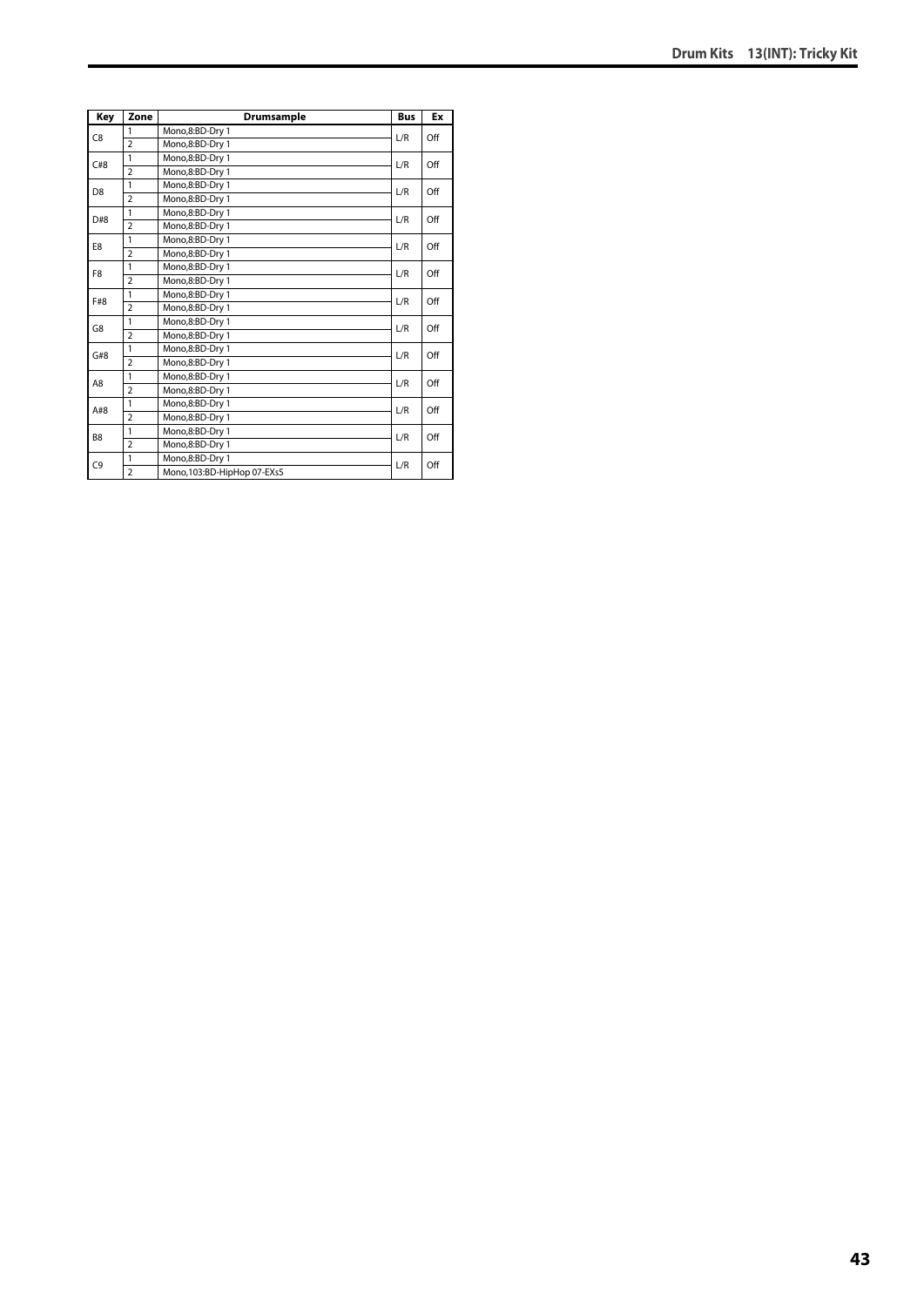| Key | Zone | Drumsample | Bus | Ex |
|---|---|---|---|---|
| C8 | 1 | Mono,8:BD-Dry 1 | L/R | Off |
| | 2 | Mono,8:BD-Dry 1 | | |
| C#8 | 1 | Mono,8:BD-Dry 1 | L/R | Off |
| | 2 | Mono,8:BD-Dry 1 | | |
| D8 | 1 | Mono,8:BD-Dry 1 | L/R | Off |
| | 2 | Mono,8:BD-Dry 1 | | |
| D#8 | 1 | Mono,8:BD-Dry 1 | L/R | Off |
| | 2 | Mono,8:BD-Dry 1 | | |
| E8 | 1 | Mono,8:BD-Dry 1 | L/R | Off |
| | 2 | Mono,8:BD-Dry 1 | | |
| F8 | 1 | Mono,8:BD-Dry 1 | L/R | Off |
| | 2 | Mono,8:BD-Dry 1 | | |
| F#8 | 1 | Mono,8:BD-Dry 1 | L/R | Off |
| | 2 | Mono,8:BD-Dry 1 | | |
| G8 | 1 | Mono,8:BD-Dry 1 | L/R | Off |
| | 2 | Mono,8:BD-Dry 1 | | |
| G#8 | 1 | Mono,8:BD-Dry 1 | L/R | Off |
| | 2 | Mono,8:BD-Dry 1 | | |
| A8 | 1 | Mono,8:BD-Dry 1 | L/R | Off |
| | 2 | Mono,8:BD-Dry 1 | | |
| A#8 | 1 | Mono,8:BD-Dry 1 | L/R | Off |
| | 2 | Mono,8:BD-Dry 1 | | |
| B8 | 1 | Mono,8:BD-Dry 1 | L/R | Off |
| | 2 | Mono,8:BD-Dry 1 | | |
| C9 | 1 | Mono,8:BD-Dry 1 | L/R | Off |
| | 2 | Mono,103:BD-HipHop 07-EXs5 | | |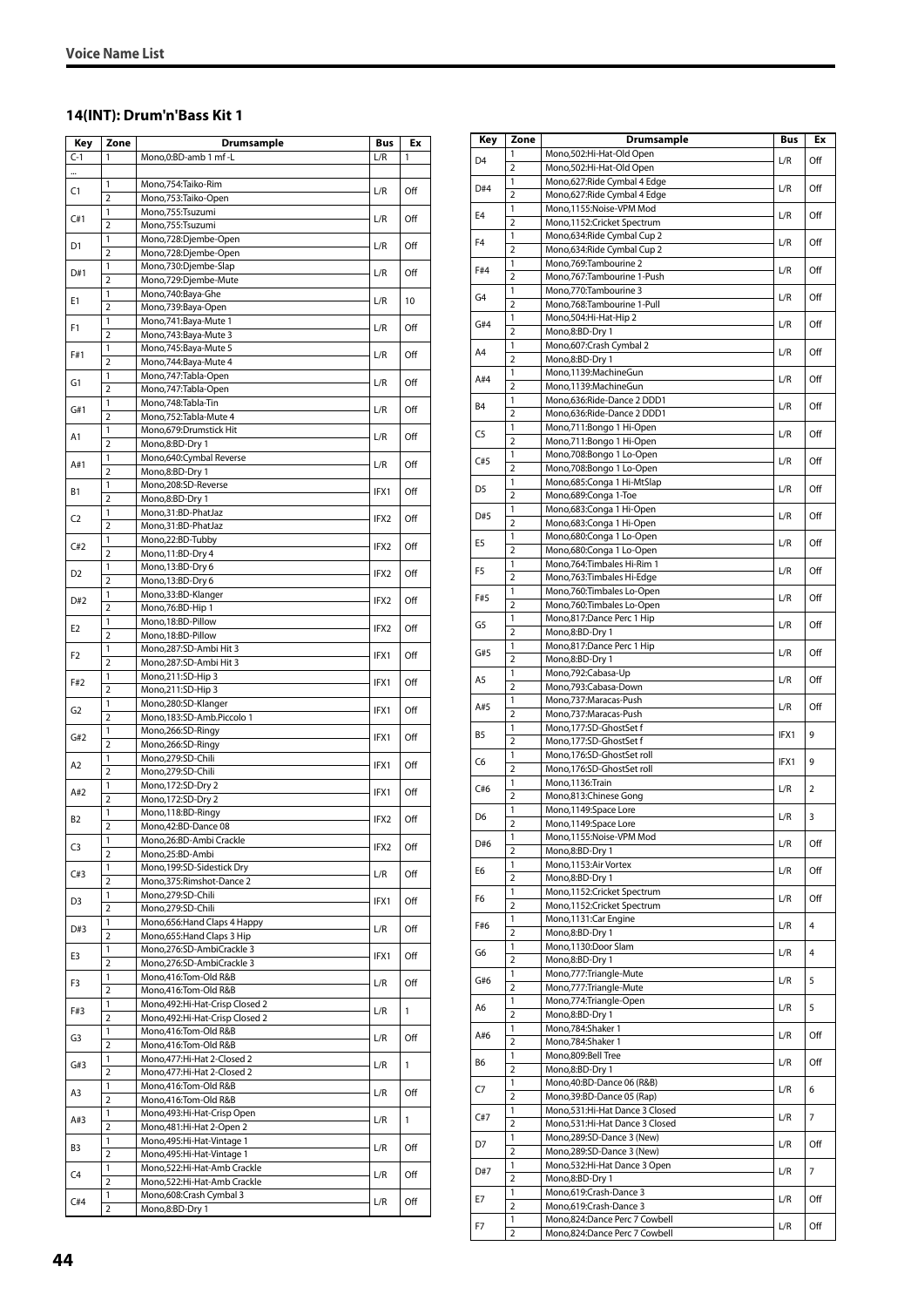## 14(INT): Drum'n'Bass Kit 1

| Key | Zone | Drumsample | Bus | Ex |
|---|---|---|---|---|
| C-1 | 1 | Mono,0:BD-amb 1 mf -L | L/R | 1 |
| ... | | | | |
| C1 | 1 | Mono,754:Taiko-Rim | L/R | Off |
| | 2 | Mono,753:Taiko-Open | | |
| C#1 | 1 | Mono,755:Tsuzumi | L/R | Off |
| | 2 | Mono,755:Tsuzumi | | |
| D1 | 1 | Mono,728:Djembe-Open | L/R | Off |
| | 2 | Mono,728:Djembe-Open | | |
| D#1 | 1 | Mono,730:Djembe-Slap | L/R | Off |
| | 2 | Mono,729:Djembe-Mute | | |
| E1 | 1 | Mono,740:Baya-Ghe | L/R | 10 |
| | 2 | Mono,739:Baya-Open | | |
| F1 | 1 | Mono,741:Baya-Mute 1 | L/R | Off |
| | 2 | Mono,743:Baya-Mute 3 | | |
| F#1 | 1 | Mono,745:Baya-Mute 5 | L/R | Off |
| | 2 | Mono,744:Baya-Mute 4 | | |
| G1 | 1 | Mono,747:Tabla-Open | L/R | Off |
| | 2 | Mono,747:Tabla-Open | | |
| G#1 | 1 | Mono,748:Tabla-Tin | L/R | Off |
| | 2 | Mono,752:Tabla-Mute 4 | | |
| A1 | 1 | Mono,679:Drumstick Hit | L/R | Off |
| | 2 | Mono,8:BD-Dry 1 | | |
| A#1 | 1 | Mono,640:Cymbal Reverse | L/R | Off |
| | 2 | Mono,8:BD-Dry 1 | | |
| B1 | 1 | Mono,208:SD-Reverse | IFX1 | Off |
| | 2 | Mono,8:BD-Dry 1 | | |
| C2 | 1 | Mono,31:BD-PhatJaz | IFX2 | Off |
| | 2 | Mono,31:BD-PhatJaz | | |
| C#2 | 1 | Mono,22:BD-Tubby | IFX2 | Off |
| | 2 | Mono,11:BD-Dry 4 | | |
| D2 | 1 | Mono,13:BD-Dry 6 | IFX2 | Off |
| | 2 | Mono,13:BD-Dry 6 | | |
| D#2 | 1 | Mono,33:BD-Klanger | IFX2 | Off |
| | 2 | Mono,76:BD-Hip 1 | | |
| E2 | 1 | Mono,18:BD-Pillow | IFX2 | Off |
| | 2 | Mono,18:BD-Pillow | | |
| F2 | 1 | Mono,287:SD-Ambi Hit 3 | IFX1 | Off |
| | 2 | Mono,287:SD-Ambi Hit 3 | | |
| F#2 | 1 | Mono,211:SD-Hip 3 | IFX1 | Off |
| | 2 | Mono,211:SD-Hip 3 | | |
| G2 | 1 | Mono,280:SD-Klanger | IFX1 | Off |
| | 2 | Mono,183:SD-Amb.Piccolo 1 | | |
| G#2 | 1 | Mono,266:SD-Ringy | IFX1 | Off |
| | 2 | Mono,266:SD-Ringy | | |
| A2 | 1 | Mono,279:SD-Chili | IFX1 | Off |
| | 2 | Mono,279:SD-Chili | | |
| A#2 | 1 | Mono,172:SD-Dry 2 | IFX1 | Off |
| | 2 | Mono,172:SD-Dry 2 | | |
| B2 | 1 | Mono,118:BD-Ringy | IFX2 | Off |
| | 2 | Mono,42:BD-Dance 08 | | |
| C3 | 1 | Mono,26:BD-Ambi Crackle | IFX2 | Off |
| | 2 | Mono,25:BD-Ambi | | |
| C#3 | 1 | Mono,199:SD-Sidestick Dry | L/R | Off |
| | 2 | Mono,375:Rimshot-Dance 2 | | |
| D3 | 1 | Mono,279:SD-Chili | IFX1 | Off |
| | 2 | Mono,279:SD-Chili | | |
| D#3 | 1 | Mono,656:Hand Claps 4 Happy | L/R | Off |
| | 2 | Mono,655:Hand Claps 3 Hip | | |
| E3 | 1 | Mono,276:SD-AmbiCrackle 3 | IFX1 | Off |
| | 2 | Mono,276:SD-AmbiCrackle 3 | | |
| F3 | 1 | Mono,416:Tom-Old R&B | L/R | Off |
| | 2 | Mono,416:Tom-Old R&B | | |
| F#3 | 1 | Mono,492:Hi-Hat-Crisp Closed 2 | L/R | 1 |
| | 2 | Mono,492:Hi-Hat-Crisp Closed 2 | | |
| G3 | 1 | Mono,416:Tom-Old R&B | L/R | Off |
| | 2 | Mono,416:Tom-Old R&B | | |
| G#3 | 1 | Mono,477:Hi-Hat 2-Closed 2 | L/R | 1 |
| | 2 | Mono,477:Hi-Hat 2-Closed 2 | | |
| A3 | 1 | Mono,416:Tom-Old R&B | L/R | Off |
| | 2 | Mono,416:Tom-Old R&B | | |
| A#3 | 1 | Mono,493:Hi-Hat-Crisp Open | L/R | 1 |
| | 2 | Mono,481:Hi-Hat 2-Open 2 | | |
| B3 | 1 | Mono,495:Hi-Hat-Vintage 1 | L/R | Off |
| | 2 | Mono,495:Hi-Hat-Vintage 1 | | |
| C4 | 1 | Mono,522:Hi-Hat-Amb Crackle | L/R | Off |
| | 2 | Mono,522:Hi-Hat-Amb Crackle | | |
| C#4 | 1 | Mono,608:Crash Cymbal 3 | L/R | Off |
| | 2 | Mono,8:BD-Dry 1 | | |
| D4 | 1 | Mono,502:Hi-Hat-Old Open | L/R | Off |
| | 2 | Mono,502:Hi-Hat-Old Open | | |
| D#4 | 1 | Mono,627:Ride Cymbal 4 Edge | L/R | Off |
| | 2 | Mono,627:Ride Cymbal 4 Edge | | |
| E4 | 1 | Mono,1155:Noise-VPM Mod | L/R | Off |
| | 2 | Mono,1152:Cricket Spectrum | | |
| F4 | 1 | Mono,634:Ride Cymbal Cup 2 | L/R | Off |
| | 2 | Mono,634:Ride Cymbal Cup 2 | | |
| F#4 | 1 | Mono,769:Tambourine 2 | L/R | Off |
| | 2 | Mono,767:Tambourine 1-Push | | |
| G4 | 1 | Mono,770:Tambourine 3 | L/R | Off |
| | 2 | Mono,768:Tambourine 1-Pull | | |
| G#4 | 1 | Mono,504:Hi-Hat-Hip 2 | L/R | Off |
| | 2 | Mono,8:BD-Dry 1 | | |
| A4 | 1 | Mono,607:Crash Cymbal 2 | L/R | Off |
| | 2 | Mono,8:BD-Dry 1 | | |
| A#4 | 1 | Mono,1139:MachineGun | L/R | Off |
| | 2 | Mono,1139:MachineGun | | |
| B4 | 1 | Mono,636:Ride-Dance 2 DDD1 | L/R | Off |
| | 2 | Mono,636:Ride-Dance 2 DDD1 | | |
| C5 | 1 | Mono,711:Bongo 1 Hi-Open | L/R | Off |
| | 2 | Mono,711:Bongo 1 Hi-Open | | |
| C#5 | 1 | Mono,708:Bongo 1 Lo-Open | L/R | Off |
| | 2 | Mono,708:Bongo 1 Lo-Open | | |
| D5 | 1 | Mono,685:Conga 1 Hi-MtSlap | L/R | Off |
| | 2 | Mono,689:Conga 1-Toe | | |
| D#5 | 1 | Mono,683:Conga 1 Hi-Open | L/R | Off |
| | 2 | Mono,683:Conga 1 Hi-Open | | |
| E5 | 1 | Mono,680:Conga 1 Lo-Open | L/R | Off |
| | 2 | Mono,680:Conga 1 Lo-Open | | |
| F5 | 1 | Mono,764:Timbales Hi-Rim 1 | L/R | Off |
| | 2 | Mono,763:Timbales Hi-Edge | | |
| F#5 | 1 | Mono,760:Timbales Lo-Open | L/R | Off |
| | 2 | Mono,760:Timbales Lo-Open | | |
| G5 | 1 | Mono,817:Dance Perc 1 Hip | L/R | Off |
| | 2 | Mono,8:BD-Dry 1 | | |
| G#5 | 1 | Mono,817:Dance Perc 1 Hip | L/R | Off |
| | 2 | Mono,8:BD-Dry 1 | | |
| A5 | 1 | Mono,792:Cabasa-Up | L/R | Off |
| | 2 | Mono,793:Cabasa-Down | | |
| A#5 | 1 | Mono,737:Maracas-Push | L/R | Off |
| | 2 | Mono,737:Maracas-Push | | |
| B5 | 1 | Mono,177:SD-GhostSet f | IFX1 | 9 |
| | 2 | Mono,177:SD-GhostSet f | | |
| C6 | 1 | Mono,176:SD-GhostSet roll | IFX1 | 9 |
| | 2 | Mono,176:SD-GhostSet roll | | |
| C#6 | 1 | Mono,1136:Train | L/R | 2 |
| | 2 | Mono,813:Chinese Gong | | |
| D6 | 1 | Mono,1149:Space Lore | L/R | 3 |
| | 2 | Mono,1149:Space Lore | | |
| D#6 | 1 | Mono,1155:Noise-VPM Mod | L/R | Off |
| | 2 | Mono,8:BD-Dry 1 | | |
| E6 | 1 | Mono,1153:Air Vortex | L/R | Off |
| | 2 | Mono,8:BD-Dry 1 | | |
| F6 | 1 | Mono,1152:Cricket Spectrum | L/R | Off |
| | 2 | Mono,1152:Cricket Spectrum | | |
| F#6 | 1 | Mono,1131:Car Engine | L/R | 4 |
| | 2 | Mono,8:BD-Dry 1 | | |
| G6 | 1 | Mono,1130:Door Slam | L/R | 4 |
| | 2 | Mono,8:BD-Dry 1 | | |
| G#6 | 1 | Mono,777:Triangle-Mute | L/R | 5 |
| | 2 | Mono,777:Triangle-Mute | | |
| A6 | 1 | Mono,774:Triangle-Open | L/R | 5 |
| | 2 | Mono,8:BD-Dry 1 | | |
| A#6 | 1 | Mono,784:Shaker 1 | L/R | Off |
| | 2 | Mono,784:Shaker 1 | | |
| B6 | 1 | Mono,809:Bell Tree | L/R | Off |
| | 2 | Mono,8:BD-Dry 1 | | |
| C7 | 1 | Mono,40:BD-Dance 06 (R&B) | L/R | 6 |
| | 2 | Mono,39:BD-Dance 05 (Rap) | | |
| C#7 | 1 | Mono,531:Hi-Hat Dance 3 Closed | L/R | 7 |
| | 2 | Mono,531:Hi-Hat Dance 3 Closed | | |
| D7 | 1 | Mono,289:SD-Dance 3 (New) | L/R | Off |
| | 2 | Mono,289:SD-Dance 3 (New) | | |
| D#7 | 1 | Mono,532:Hi-Hat Dance 3 Open | L/R | 7 |
| | 2 | Mono,8:BD-Dry 1 | | |
| E7 | 1 | Mono,619:Crash-Dance 3 | L/R | Off |
| | 2 | Mono,619:Crash-Dance 3 | | |
| F7 | 1 | Mono,824:Dance Perc 7 Cowbell | L/R | Off |
| | 2 | Mono,824:Dance Perc 7 Cowbell | | |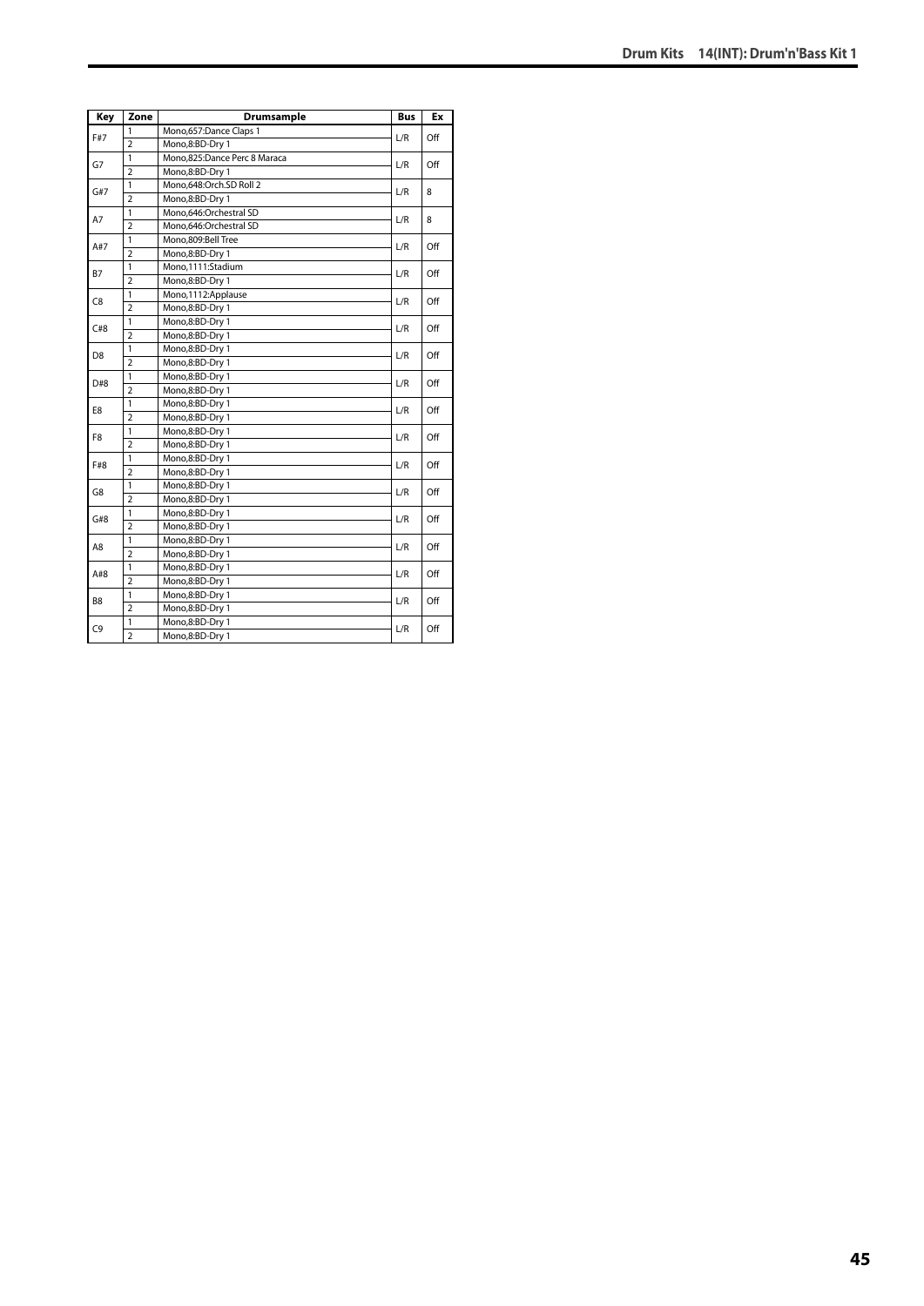| Key | Zone | Drumsample | Bus | Ex |
|---|---|---|---|---|
| F#7 | 1 | Mono,657:Dance Claps 1 | L/R | Off |
| | 2 | Mono,8:BD-Dry 1 | | |
| G7 | 1 | Mono,825:Dance Perc 8 Maraca | L/R | Off |
| | 2 | Mono,8:BD-Dry 1 | | |
| G#7 | 1 | Mono,648:Orch.SD Roll 2 | L/R | 8 |
| | 2 | Mono,8:BD-Dry 1 | | |
| A7 | 1 | Mono,646:Orchestral SD | L/R | 8 |
| | 2 | Mono,646:Orchestral SD | | |
| A#7 | 1 | Mono,809:Bell Tree | L/R | Off |
| | 2 | Mono,8:BD-Dry 1 | | |
| B7 | 1 | Mono,1111:Stadium | L/R | Off |
| | 2 | Mono,8:BD-Dry 1 | | |
| C8 | 1 | Mono,1112:Applause | L/R | Off |
| | 2 | Mono,8:BD-Dry 1 | | |
| C#8 | 1 | Mono,8:BD-Dry 1 | L/R | Off |
| | 2 | Mono,8:BD-Dry 1 | | |
| D8 | 1 | Mono,8:BD-Dry 1 | L/R | Off |
| | 2 | Mono,8:BD-Dry 1 | | |
| D#8 | 1 | Mono,8:BD-Dry 1 | L/R | Off |
| | 2 | Mono,8:BD-Dry 1 | | |
| E8 | 1 | Mono,8:BD-Dry 1 | L/R | Off |
| | 2 | Mono,8:BD-Dry 1 | | |
| F8 | 1 | Mono,8:BD-Dry 1 | L/R | Off |
| | 2 | Mono,8:BD-Dry 1 | | |
| F#8 | 1 | Mono,8:BD-Dry 1 | L/R | Off |
| | 2 | Mono,8:BD-Dry 1 | | |
| G8 | 1 | Mono,8:BD-Dry 1 | L/R | Off |
| | 2 | Mono,8:BD-Dry 1 | | |
| G#8 | 1 | Mono,8:BD-Dry 1 | L/R | Off |
| | 2 | Mono,8:BD-Dry 1 | | |
| A8 | 1 | Mono,8:BD-Dry 1 | L/R | Off |
| | 2 | Mono,8:BD-Dry 1 | | |
| A#8 | 1 | Mono,8:BD-Dry 1 | L/R | Off |
| | 2 | Mono,8:BD-Dry 1 | | |
| B8 | 1 | Mono,8:BD-Dry 1 | L/R | Off |
| | 2 | Mono,8:BD-Dry 1 | | |
| C9 | 1 | Mono,8:BD-Dry 1 | L/R | Off |
| | 2 | Mono,8:BD-Dry 1 | | |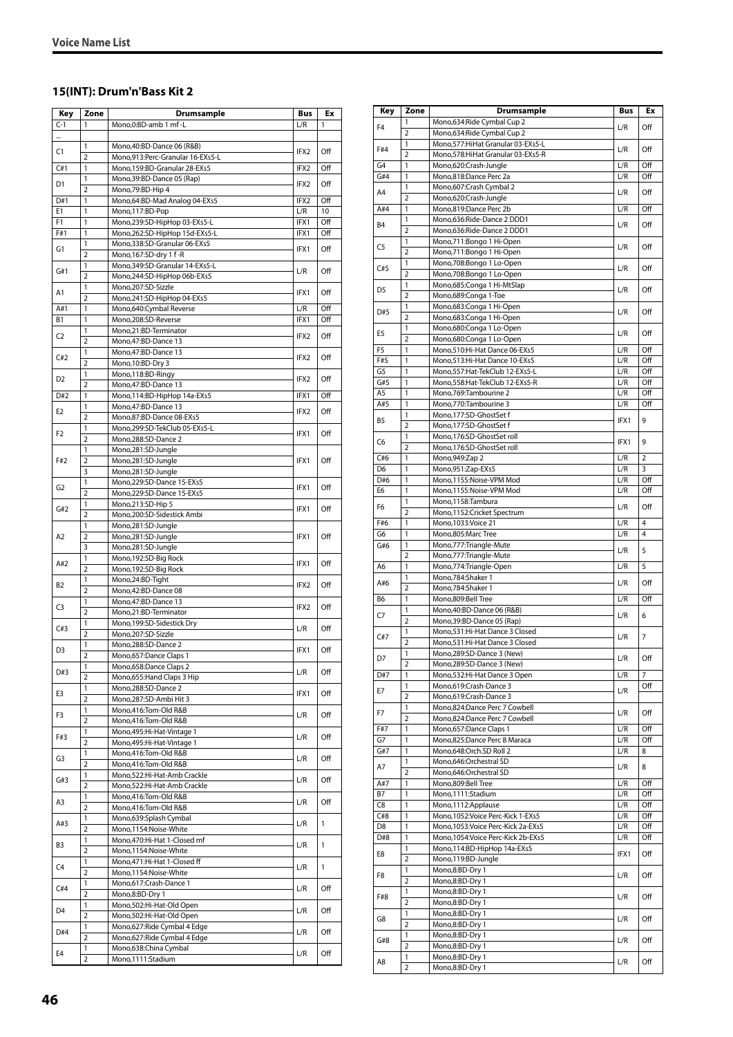## 15(INT): Drum'n'Bass Kit 2

| Key | Zone | Drumsample | Bus | Ex |
|---|---|---|---|---|
| C-1 | 1 | Mono,0:BD-amb 1 mf -L | L/R | 1 |
| ... | | | | |
| C1 | 1 | Mono,40:BD-Dance 06 (R&B) | IFX2 | Off |
| | 2 | Mono,913:Perc-Granular 16-EXs5-L | | |
| C#1 | 1 | Mono,159:BD-Granular 28-EXs5 | IFX2 | Off |
| D1 | 1 | Mono,39:BD-Dance 05 (Rap) | IFX2 | Off |
| | 2 | Mono,79:BD-Hip 4 | | |
| D#1 | 1 | Mono,64:BD-Mad Analog 04-EXs5 | IFX2 | Off |
| E1 | 1 | Mono,117:BD-Pop | L/R | 10 |
| F1 | 1 | Mono,239:SD-HipHop 03-EXs5-L | IFX1 | Off |
| F#1 | 1 | Mono,262:SD-HipHop 15d-EXs5-L | IFX1 | Off |
| G1 | 1 | Mono,338:SD-Granular 06-EXs5 | IFX1 | Off |
| | 2 | Mono,167:SD-dry 1 f -R | | |
| G#1 | 1 | Mono,349:SD-Granular 14-EXs5-L | L/R | Off |
| | 2 | Mono,244:SD-HipHop 06b-EXs5 | | |
| A1 | 1 | Mono,207:SD-Sizzle | IFX1 | Off |
| | 2 | Mono,241:SD-HipHop 04-EXs5 | | |
| A#1 | 1 | Mono,640:Cymbal Reverse | L/R | Off |
| B1 | 1 | Mono,208:SD-Reverse | IFX1 | Off |
| C2 | 1 | Mono,21:BD-Terminator | IFX2 | Off |
| | 2 | Mono,47:BD-Dance 13 | | |
| C#2 | 1 | Mono,47:BD-Dance 13 | IFX2 | Off |
| | 2 | Mono,10:BD-Dry 3 | | |
| D2 | 1 | Mono,118:BD-Ringy | IFX2 | Off |
| | 2 | Mono,47:BD-Dance 13 | | |
| D#2 | 1 | Mono,114:BD-HipHop 14a-EXs5 | IFX1 | Off |
| E2 | 1 | Mono,47:BD-Dance 13 | IFX2 | Off |
| | 2 | Mono,87:BD-Dance 08-EXs5 | | |
| F2 | 1 | Mono,299:SD-TekClub 05-EXs5-L | IFX1 | Off |
| | 2 | Mono,288:SD-Dance 2 | | |
| F#2 | 1 | Mono,281:SD-Jungle | IFX1 | Off |
| | 2 | Mono,281:SD-Jungle | | |
| | 3 | Mono,281:SD-Jungle | | |
| G2 | 1 | Mono,229:SD-Dance 15-EXs5 | IFX1 | Off |
| | 2 | Mono,229:SD-Dance 15-EXs5 | | |
| G#2 | 1 | Mono,213:SD-Hip 5 | IFX1 | Off |
| | 2 | Mono,200:SD-Sidestick Ambi | | |
| A2 | 1 | Mono,281:SD-Jungle | IFX1 | Off |
| | 2 | Mono,281:SD-Jungle | | |
| | 3 | Mono,281:SD-Jungle | | |
| A#2 | 1 | Mono,192:SD-Big Rock | IFX1 | Off |
| | 2 | Mono,192:SD-Big Rock | | |
| B2 | 1 | Mono,24:BD-Tight | IFX2 | Off |
| | 2 | Mono,42:BD-Dance 08 | | |
| C3 | 1 | Mono,47:BD-Dance 13 | IFX2 | Off |
| | 2 | Mono,21:BD-Terminator | | |
| C#3 | 1 | Mono,199:SD-Sidestick Dry | L/R | Off |
| | 2 | Mono,207:SD-Sizzle | | |
| D3 | 1 | Mono,288:SD-Dance 2 | IFX1 | Off |
| | 2 | Mono,657:Dance Claps 1 | | |
| D#3 | 1 | Mono,658:Dance Claps 2 | L/R | Off |
| | 2 | Mono,655:Hand Claps 3 Hip | | |
| E3 | 1 | Mono,288:SD-Dance 2 | IFX1 | Off |
| | 2 | Mono,287:SD-Ambi Hit 3 | | |
| F3 | 1 | Mono,416:Tom-Old R&B | L/R | Off |
| | 2 | Mono,416:Tom-Old R&B | | |
| F#3 | 1 | Mono,495:Hi-Hat-Vintage 1 | L/R | Off |
| | 2 | Mono,495:Hi-Hat-Vintage 1 | | |
| G3 | 1 | Mono,416:Tom-Old R&B | L/R | Off |
| | 2 | Mono,416:Tom-Old R&B | | |
| G#3 | 1 | Mono,522:Hi-Hat-Amb Crackle | L/R | Off |
| | 2 | Mono,522:Hi-Hat-Amb Crackle | | |
| A3 | 1 | Mono,416:Tom-Old R&B | L/R | Off |
| | 2 | Mono,416:Tom-Old R&B | | |
| A#3 | 1 | Mono,639:Splash Cymbal | L/R | 1 |
| | 2 | Mono,1154:Noise-White | | |
| B3 | 1 | Mono,470:Hi-Hat 1-Closed mf | L/R | 1 |
| | 2 | Mono,1154:Noise-White | | |
| C4 | 1 | Mono,471:Hi-Hat 1-Closed ff | L/R | 1 |
| | 2 | Mono,1154:Noise-White | | |
| C#4 | 1 | Mono,617:Crash-Dance 1 | L/R | Off |
| | 2 | Mono,8:BD-Dry 1 | | |
| D4 | 1 | Mono,502:Hi-Hat-Old Open | L/R | Off |
| | 2 | Mono,502:Hi-Hat-Old Open | | |
| D#4 | 1 | Mono,627:Ride Cymbal 4 Edge | L/R | Off |
| | 2 | Mono,627:Ride Cymbal 4 Edge | | |
| E4 | 1 | Mono,638:China Cymbal | L/R | Off |
| | 2 | Mono,1111:Stadium | | |
| F4 | 1 | Mono,634:Ride Cymbal Cup 2 | L/R | Off |
| | 2 | Mono,634:Ride Cymbal Cup 2 | | |
| F#4 | 1 | Mono,577:HiHat Granular 03-EXs5-L | L/R | Off |
| | 2 | Mono,578:HiHat Granular 03-EXs5-R | | |
| G4 | 1 | Mono,620:Crash-Jungle | L/R | Off |
| G#4 | 1 | Mono,818:Dance Perc 2a | L/R | Off |
| A4 | 1 | Mono,607:Crash Cymbal 2 | L/R | Off |
| | 2 | Mono,620:Crash-Jungle | | |
| A#4 | 1 | Mono,819:Dance Perc 2b | L/R | Off |
| B4 | 1 | Mono,636:Ride-Dance 2 DDD1 | L/R | Off |
| | 2 | Mono,636:Ride-Dance 2 DDD1 | | |
| C5 | 1 | Mono,711:Bongo 1 Hi-Open | L/R | Off |
| | 2 | Mono,711:Bongo 1 Hi-Open | | |
| C#5 | 1 | Mono,708:Bongo 1 Lo-Open | L/R | Off |
| | 2 | Mono,708:Bongo 1 Lo-Open | | |
| D5 | 1 | Mono,685:Conga 1 Hi-MtSlap | L/R | Off |
| | 2 | Mono,689:Conga 1-Toe | | |
| D#5 | 1 | Mono,683:Conga 1 Hi-Open | L/R | Off |
| | 2 | Mono,683:Conga 1 Hi-Open | | |
| E5 | 1 | Mono,680:Conga 1 Lo-Open | L/R | Off |
| | 2 | Mono,680:Conga 1 Lo-Open | | |
| F5 | 1 | Mono,510:Hi-Hat Dance 06-EXs5 | L/R | Off |
| F#5 | 1 | Mono,513:Hi-Hat Dance 10-EXs5 | L/R | Off |
| G5 | 1 | Mono,557:Hat-TekClub 12-EXs5-L | L/R | Off |
| G#5 | 1 | Mono,558:Hat-TekClub 12-EXs5-R | L/R | Off |
| A5 | 1 | Mono,769:Tambourine 2 | L/R | Off |
| A#5 | 1 | Mono,770:Tambourine 3 | L/R | Off |
| B5 | 1 | Mono,177:SD-GhostSet f | IFX1 | 9 |
| | 2 | Mono,177:SD-GhostSet f | | |
| C6 | 1 | Mono,176:SD-GhostSet roll | IFX1 | 9 |
| | 2 | Mono,176:SD-GhostSet roll | | |
| C#6 | 1 | Mono,949:Zap 2 | L/R | 2 |
| D6 | 1 | Mono,951:Zap-EXs5 | L/R | 3 |
| D#6 | 1 | Mono,1155:Noise-VPM Mod | L/R | Off |
| E6 | 1 | Mono,1155:Noise-VPM Mod | L/R | Off |
| F6 | 1 | Mono,1158:Tambura | L/R | Off |
| | 2 | Mono,1152:Cricket Spectrum | | |
| F#6 | 1 | Mono,1033:Voice 21 | L/R | 4 |
| G6 | 1 | Mono,805:Marc Tree | L/R | 4 |
| G#6 | 1 | Mono,777:Triangle-Mute | L/R | 5 |
| | 2 | Mono,777:Triangle-Mute | | |
| A6 | 1 | Mono,774:Triangle-Open | L/R | 5 |
| A#6 | 1 | Mono,784:Shaker 1 | L/R | Off |
| | 2 | Mono,784:Shaker 1 | | |
| B6 | 1 | Mono,809:Bell Tree | L/R | Off |
| C7 | 1 | Mono,40:BD-Dance 06 (R&B) | L/R | 6 |
| | 2 | Mono,39:BD-Dance 05 (Rap) | | |
| C#7 | 1 | Mono,531:Hi-Hat Dance 3 Closed | L/R | 7 |
| | 2 | Mono,531:Hi-Hat Dance 3 Closed | | |
| D7 | 1 | Mono,289:SD-Dance 3 (New) | L/R | Off |
| | 2 | Mono,289:SD-Dance 3 (New) | | |
| D#7 | 1 | Mono,532:Hi-Hat Dance 3 Open | L/R | 7 |
| E7 | 1 | Mono,619:Crash-Dance 3 | L/R | Off |
| | 2 | Mono,619:Crash-Dance 3 | | |
| F7 | 1 | Mono,824:Dance Perc 7 Cowbell | L/R | Off |
| | 2 | Mono,824:Dance Perc 7 Cowbell | | |
| F#7 | 1 | Mono,657:Dance Claps 1 | L/R | Off |
| G7 | 1 | Mono,825:Dance Perc 8 Maraca | L/R | Off |
| G#7 | 1 | Mono,648:Orch.SD Roll 2 | L/R | 8 |
| A7 | 1 | Mono,646:Orchestral SD | L/R | 8 |
| | 2 | Mono,646:Orchestral SD | | |
| A#7 | 1 | Mono,809:Bell Tree | L/R | Off |
| B7 | 1 | Mono,1111:Stadium | L/R | Off |
| C8 | 1 | Mono,1112:Applause | L/R | Off |
| C#8 | 1 | Mono,1052:Voice Perc-Kick 1-EXs5 | L/R | Off |
| D8 | 1 | Mono,1053:Voice Perc-Kick 2a-EXs5 | L/R | Off |
| D#8 | 1 | Mono,1054:Voice Perc-Kick 2b-EXs5 | L/R | Off |
| E8 | 1 | Mono,114:BD-HipHop 14a-EXs5 | IFX1 | Off |
| | 2 | Mono,119:BD-Jungle | | |
| F8 | 1 | Mono,8:BD-Dry 1 | L/R | Off |
| | 2 | Mono,8:BD-Dry 1 | | |
| F#8 | 1 | Mono,8:BD-Dry 1 | L/R | Off |
| | 2 | Mono,8:BD-Dry 1 | | |
| G8 | 1 | Mono,8:BD-Dry 1 | L/R | Off |
| | 2 | Mono,8:BD-Dry 1 | | |
| G#8 | 1 | Mono,8:BD-Dry 1 | L/R | Off |
| | 2 | Mono,8:BD-Dry 1 | | |
| A8 | 1 | Mono,8:BD-Dry 1 | L/R | Off |
| | 2 | Mono,8:BD-Dry 1 | | |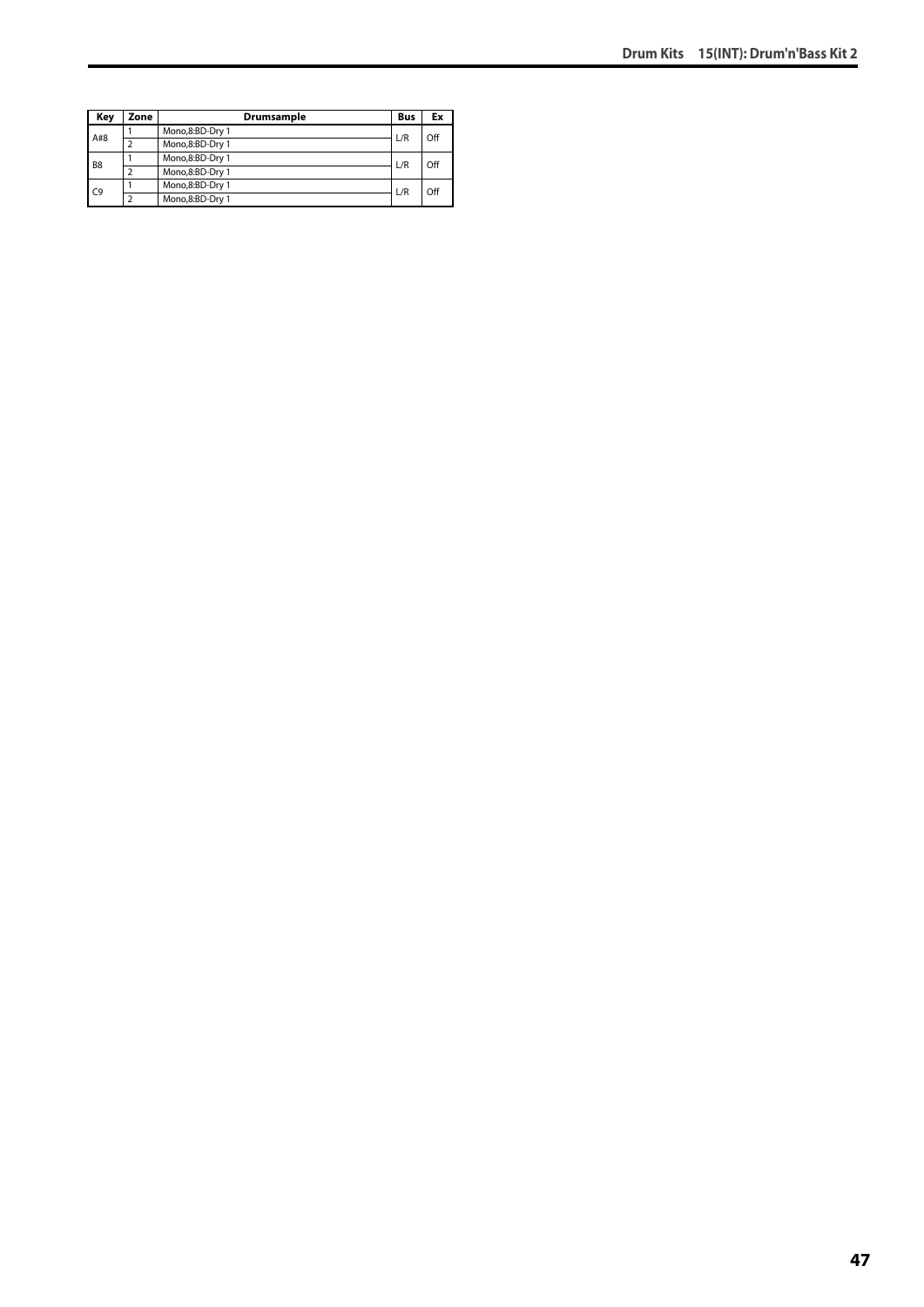| Key | Zone | Drumsample | Bus | Ex |
|---|---|---|---|---|
| A#8 | 1 | Mono,8:BD-Dry 1 | L/R | Off |
| | 2 | Mono,8:BD-Dry 1 | | |
| B8 | 1 | Mono,8:BD-Dry 1 | L/R | Off |
| | 2 | Mono,8:BD-Dry 1 | | |
| C9 | 1 | Mono,8:BD-Dry 1 | L/R | Off |
| | 2 | Mono,8:BD-Dry 1 | | |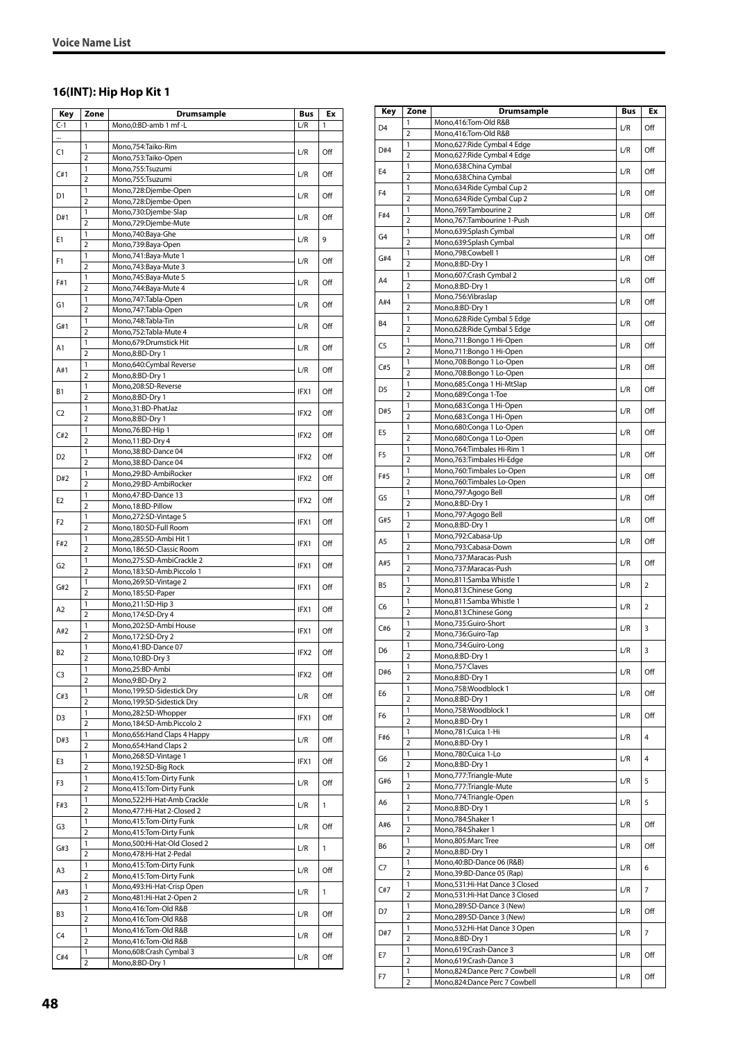## 16(INT): Hip Hop Kit 1

| Key | Zone | Drumsample | Bus | Ex |
|---|---|---|---|---|
| C-1 | 1 | Mono,0:BD-amb 1 mf -L | L/R | 1 |
| ... | | | | |
| C1 | 1 | Mono,754:Taiko-Rim | L/R | Off |
| | 2 | Mono,753:Taiko-Open | | |
| C#1 | 1 | Mono,755:Tsuzumi | L/R | Off |
| | 2 | Mono,755:Tsuzumi | | |
| D1 | 1 | Mono,728:Djembe-Open | L/R | Off |
| | 2 | Mono,728:Djembe-Open | | |
| D#1 | 1 | Mono,730:Djembe-Slap | L/R | Off |
| | 2 | Mono,729:Djembe-Mute | | |
| E1 | 1 | Mono,740:Baya-Ghe | L/R | 9 |
| | 2 | Mono,739:Baya-Open | | |
| F1 | 1 | Mono,741:Baya-Mute 1 | L/R | Off |
| | 2 | Mono,743:Baya-Mute 3 | | |
| F#1 | 1 | Mono,745:Baya-Mute 5 | L/R | Off |
| | 2 | Mono,744:Baya-Mute 4 | | |
| G1 | 1 | Mono,747:Tabla-Open | L/R | Off |
| | 2 | Mono,747:Tabla-Open | | |
| G#1 | 1 | Mono,748:Tabla-Tin | L/R | Off |
| | 2 | Mono,752:Tabla-Mute 4 | | |
| A1 | 1 | Mono,679:Drumstick Hit | L/R | Off |
| | 2 | Mono,8:BD-Dry 1 | | |
| A#1 | 1 | Mono,640:Cymbal Reverse | L/R | Off |
| | 2 | Mono,8:BD-Dry 1 | | |
| B1 | 1 | Mono,208:SD-Reverse | IFX1 | Off |
| | 2 | Mono,8:BD-Dry 1 | | |
| C2 | 1 | Mono,31:BD-PhatJaz | IFX2 | Off |
| | 2 | Mono,8:BD-Dry 1 | | |
| C#2 | 1 | Mono,76:BD-Hip 1 | IFX2 | Off |
| | 2 | Mono,11:BD-Dry 4 | | |
| D2 | 1 | Mono,38:BD-Dance 04 | IFX2 | Off |
| | 2 | Mono,38:BD-Dance 04 | | |
| D#2 | 1 | Mono,29:BD-AmbiRocker | IFX2 | Off |
| | 2 | Mono,29:BD-AmbiRocker | | |
| E2 | 1 | Mono,47:BD-Dance 13 | IFX2 | Off |
| | 2 | Mono,18:BD-Pillow | | |
| F2 | 1 | Mono,272:SD-Vintage 5 | IFX1 | Off |
| | 2 | Mono,180:SD-Full Room | | |
| F#2 | 1 | Mono,285:SD-Ambi Hit 1 | IFX1 | Off |
| | 2 | Mono,186:SD-Classic Room | | |
| G2 | 1 | Mono,275:SD-AmbiCrackle 2 | IFX1 | Off |
| | 2 | Mono,183:SD-Amb.Piccolo 1 | | |
| G#2 | 1 | Mono,269:SD-Vintage 2 | IFX1 | Off |
| | 2 | Mono,185:SD-Paper | | |
| A2 | 1 | Mono,211:SD-Hip 3 | IFX1 | Off |
| | 2 | Mono,174:SD-Dry 4 | | |
| A#2 | 1 | Mono,202:SD-Ambi House | IFX1 | Off |
| | 2 | Mono,172:SD-Dry 2 | | |
| B2 | 1 | Mono,41:BD-Dance 07 | IFX2 | Off |
| | 2 | Mono,10:BD-Dry 3 | | |
| C3 | 1 | Mono,25:BD-Ambi | IFX2 | Off |
| | 2 | Mono,9:BD-Dry 2 | | |
| C#3 | 1 | Mono,199:SD-Sidestick Dry | L/R | Off |
| | 2 | Mono,199:SD-Sidestick Dry | | |
| D3 | 1 | Mono,282:SD-Whopper | IFX1 | Off |
| | 2 | Mono,184:SD-Amb.Piccolo 2 | | |
| D#3 | 1 | Mono,656:Hand Claps 4 Happy | L/R | Off |
| | 2 | Mono,654:Hand Claps 2 | | |
| E3 | 1 | Mono,268:SD-Vintage 1 | IFX1 | Off |
| | 2 | Mono,192:SD-Big Rock | | |
| F3 | 1 | Mono,415:Tom-Dirty Funk | L/R | Off |
| | 2 | Mono,415:Tom-Dirty Funk | | |
| F#3 | 1 | Mono,522:Hi-Hat-Amb Crackle | L/R | 1 |
| | 2 | Mono,477:Hi-Hat 2-Closed 2 | | |
| G3 | 1 | Mono,415:Tom-Dirty Funk | L/R | Off |
| | 2 | Mono,415:Tom-Dirty Funk | | |
| G#3 | 1 | Mono,500:Hi-Hat-Old Closed 2 | L/R | 1 |
| | 2 | Mono,478:Hi-Hat 2-Pedal | | |
| A3 | 1 | Mono,415:Tom-Dirty Funk | L/R | Off |
| | 2 | Mono,415:Tom-Dirty Funk | | |
| A#3 | 1 | Mono,493:Hi-Hat-Crisp Open | L/R | 1 |
| | 2 | Mono,481:Hi-Hat 2-Open 2 | | |
| B3 | 1 | Mono,416:Tom-Old R&B | L/R | Off |
| | 2 | Mono,416:Tom-Old R&B | | |
| C4 | 1 | Mono,416:Tom-Old R&B | L/R | Off |
| | 2 | Mono,416:Tom-Old R&B | | |
| C#4 | 1 | Mono,608:Crash Cymbal 3 | L/R | Off |
| | 2 | Mono,8:BD-Dry 1 | | |
| D4 | 1 | Mono,416:Tom-Old R&B | L/R | Off |
| | 2 | Mono,416:Tom-Old R&B | | |
| D#4 | 1 | Mono,627:Ride Cymbal 4 Edge | L/R | Off |
| | 2 | Mono,627:Ride Cymbal 4 Edge | | |
| E4 | 1 | Mono,638:China Cymbal | L/R | Off |
| | 2 | Mono,638:China Cymbal | | |
| F4 | 1 | Mono,634:Ride Cymbal Cup 2 | L/R | Off |
| | 2 | Mono,634:Ride Cymbal Cup 2 | | |
| F#4 | 1 | Mono,769:Tambourine 2 | L/R | Off |
| | 2 | Mono,767:Tambourine 1-Push | | |
| G4 | 1 | Mono,639:Splash Cymbal | L/R | Off |
| | 2 | Mono,639:Splash Cymbal | | |
| G#4 | 1 | Mono,798:Cowbell 1 | L/R | Off |
| | 2 | Mono,8:BD-Dry 1 | | |
| A4 | 1 | Mono,607:Crash Cymbal 2 | L/R | Off |
| | 2 | Mono,8:BD-Dry 1 | | |
| A#4 | 1 | Mono,756:Vibraslap | L/R | Off |
| | 2 | Mono,8:BD-Dry 1 | | |
| B4 | 1 | Mono,628:Ride Cymbal 5 Edge | L/R | Off |
| | 2 | Mono,628:Ride Cymbal 5 Edge | | |
| C5 | 1 | Mono,711:Bongo 1 Hi-Open | L/R | Off |
| | 2 | Mono,711:Bongo 1 Hi-Open | | |
| C#5 | 1 | Mono,708:Bongo 1 Lo-Open | L/R | Off |
| | 2 | Mono,708:Bongo 1 Lo-Open | | |
| D5 | 1 | Mono,685:Conga 1 Hi-MtSlap | L/R | Off |
| | 2 | Mono,689:Conga 1-Toe | | |
| D#5 | 1 | Mono,683:Conga 1 Hi-Open | L/R | Off |
| | 2 | Mono,683:Conga 1 Hi-Open | | |
| E5 | 1 | Mono,680:Conga 1 Lo-Open | L/R | Off |
| | 2 | Mono,680:Conga 1 Lo-Open | | |
| F5 | 1 | Mono,764:Timbales Hi-Rim 1 | L/R | Off |
| | 2 | Mono,763:Timbales Hi-Edge | | |
| F#5 | 1 | Mono,760:Timbales Lo-Open | L/R | Off |
| | 2 | Mono,760:Timbales Lo-Open | | |
| G5 | 1 | Mono,797:Agogo Bell | L/R | Off |
| | 2 | Mono,8:BD-Dry 1 | | |
| G#5 | 1 | Mono,797:Agogo Bell | L/R | Off |
| | 2 | Mono,8:BD-Dry 1 | | |
| A5 | 1 | Mono,792:Cabasa-Up | L/R | Off |
| | 2 | Mono,793:Cabasa-Down | | |
| A#5 | 1 | Mono,737:Maracas-Push | L/R | Off |
| | 2 | Mono,737:Maracas-Push | | |
| B5 | 1 | Mono,811:Samba Whistle 1 | L/R | 2 |
| | 2 | Mono,813:Chinese Gong | | |
| C6 | 1 | Mono,811:Samba Whistle 1 | L/R | 2 |
| | 2 | Mono,813:Chinese Gong | | |
| C#6 | 1 | Mono,735:Guiro-Short | L/R | 3 |
| | 2 | Mono,736:Guiro-Tap | | |
| D6 | 1 | Mono,734:Guiro-Long | L/R | 3 |
| | 2 | Mono,8:BD-Dry 1 | | |
| D#6 | 1 | Mono,757:Claves | L/R | Off |
| | 2 | Mono,8:BD-Dry 1 | | |
| E6 | 1 | Mono,758:Woodblock 1 | L/R | Off |
| | 2 | Mono,8:BD-Dry 1 | | |
| F6 | 1 | Mono,758:Woodblock 1 | L/R | Off |
| | 2 | Mono,8:BD-Dry 1 | | |
| F#6 | 1 | Mono,781:Cuica 1-Hi | L/R | 4 |
| | 2 | Mono,8:BD-Dry 1 | | |
| G6 | 1 | Mono,780:Cuica 1-Lo | L/R | 4 |
| | 2 | Mono,8:BD-Dry 1 | | |
| G#6 | 1 | Mono,777:Triangle-Mute | L/R | 5 |
| | 2 | Mono,777:Triangle-Mute | | |
| A6 | 1 | Mono,774:Triangle-Open | L/R | 5 |
| | 2 | Mono,8:BD-Dry 1 | | |
| A#6 | 1 | Mono,784:Shaker 1 | L/R | Off |
| | 2 | Mono,784:Shaker 1 | | |
| B6 | 1 | Mono,805:Marc Tree | L/R | Off |
| | 2 | Mono,8:BD-Dry 1 | | |
| C7 | 1 | Mono,40:BD-Dance 06 (R&B) | L/R | 6 |
| | 2 | Mono,39:BD-Dance 05 (Rap) | | |
| C#7 | 1 | Mono,531:Hi-Hat Dance 3 Closed | L/R | 7 |
| | 2 | Mono,531:Hi-Hat Dance 3 Closed | | |
| D7 | 1 | Mono,289:SD-Dance 3 (New) | L/R | Off |
| | 2 | Mono,289:SD-Dance 3 (New) | | |
| D#7 | 1 | Mono,532:Hi-Hat Dance 3 Open | L/R | 7 |
| | 2 | Mono,8:BD-Dry 1 | | |
| E7 | 1 | Mono,619:Crash-Dance 3 | L/R | Off |
| | 2 | Mono,619:Crash-Dance 3 | | |
| F7 | 1 | Mono,824:Dance Perc 7 Cowbell | L/R | Off |
| | 2 | Mono,824:Dance Perc 7 Cowbell | | |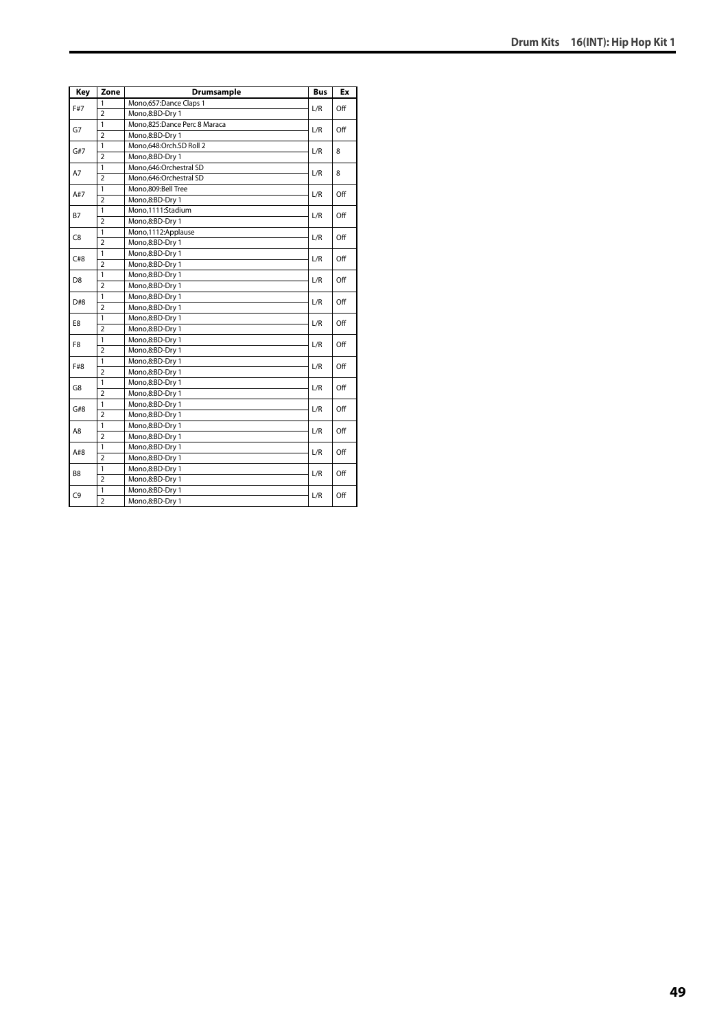| Key | Zone | Drumsample | Bus | Ex |
|---|---|---|---|---|
| F#7 | 1 | Mono,657:Dance Claps 1 | L/R | Off |
| | 2 | Mono,8:BD-Dry 1 | | |
| G7 | 1 | Mono,825:Dance Perc 8 Maraca | L/R | Off |
| | 2 | Mono,8:BD-Dry 1 | | |
| G#7 | 1 | Mono,648:Orch.SD Roll 2 | L/R | 8 |
| | 2 | Mono,8:BD-Dry 1 | | |
| A7 | 1 | Mono,646:Orchestral SD | L/R | 8 |
| | 2 | Mono,646:Orchestral SD | | |
| A#7 | 1 | Mono,809:Bell Tree | L/R | Off |
| | 2 | Mono,8:BD-Dry 1 | | |
| B7 | 1 | Mono,1111:Stadium | L/R | Off |
| | 2 | Mono,8:BD-Dry 1 | | |
| C8 | 1 | Mono,1112:Applause | L/R | Off |
| | 2 | Mono,8:BD-Dry 1 | | |
| C#8 | 1 | Mono,8:BD-Dry 1 | L/R | Off |
| | 2 | Mono,8:BD-Dry 1 | | |
| D8 | 1 | Mono,8:BD-Dry 1 | L/R | Off |
| | 2 | Mono,8:BD-Dry 1 | | |
| D#8 | 1 | Mono,8:BD-Dry 1 | L/R | Off |
| | 2 | Mono,8:BD-Dry 1 | | |
| E8 | 1 | Mono,8:BD-Dry 1 | L/R | Off |
| | 2 | Mono,8:BD-Dry 1 | | |
| F8 | 1 | Mono,8:BD-Dry 1 | L/R | Off |
| | 2 | Mono,8:BD-Dry 1 | | |
| F#8 | 1 | Mono,8:BD-Dry 1 | L/R | Off |
| | 2 | Mono,8:BD-Dry 1 | | |
| G8 | 1 | Mono,8:BD-Dry 1 | L/R | Off |
| | 2 | Mono,8:BD-Dry 1 | | |
| G#8 | 1 | Mono,8:BD-Dry 1 | L/R | Off |
| | 2 | Mono,8:BD-Dry 1 | | |
| A8 | 1 | Mono,8:BD-Dry 1 | L/R | Off |
| | 2 | Mono,8:BD-Dry 1 | | |
| A#8 | 1 | Mono,8:BD-Dry 1 | L/R | Off |
| | 2 | Mono,8:BD-Dry 1 | | |
| B8 | 1 | Mono,8:BD-Dry 1 | L/R | Off |
| | 2 | Mono,8:BD-Dry 1 | | |
| C9 | 1 | Mono,8:BD-Dry 1 | L/R | Off |
| | 2 | Mono,8:BD-Dry 1 | | |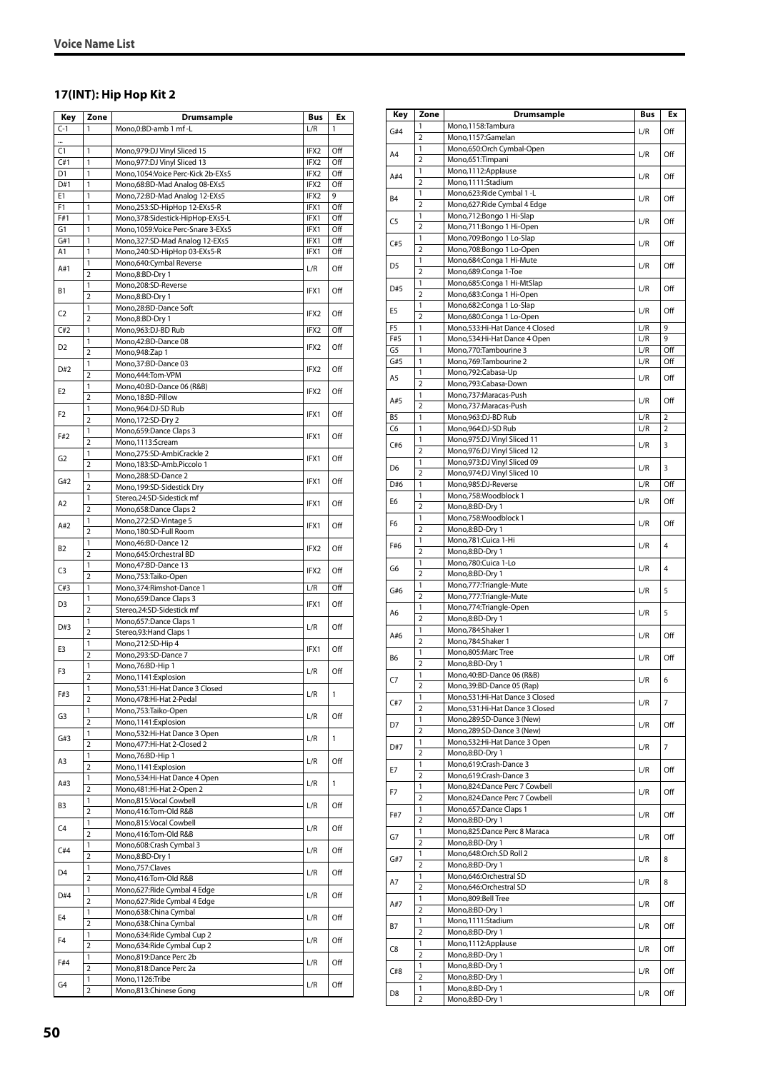## 17(INT): Hip Hop Kit 2

| Key | Zone | Drumsample | Bus | Ex |
|---|---|---|---|---|
| C-1 | 1 | Mono,0:BD-amb 1 mf -L | L/R | 1 |
| ... | | | | |
| C1 | 1 | Mono,979:DJ Vinyl Sliced 15 | IFX2 | Off |
| C#1 | 1 | Mono,977:DJ Vinyl Sliced 13 | IFX2 | Off |
| D1 | 1 | Mono,1054:Voice Perc-Kick 2b-EXs5 | IFX2 | Off |
| D#1 | 1 | Mono,68:BD-Mad Analog 08-EXs5 | IFX2 | Off |
| E1 | 1 | Mono,72:BD-Mad Analog 12-EXs5 | IFX2 | 9 |
| F1 | 1 | Mono,253:SD-HipHop 12-EXs5-R | IFX1 | Off |
| F#1 | 1 | Mono,378:Sidestick-HipHop-EXs5-L | IFX1 | Off |
| G1 | 1 | Mono,1059:Voice Perc-Snare 3-EXs5 | IFX1 | Off |
| G#1 | 1 | Mono,327:SD-Mad Analog 12-EXs5 | IFX1 | Off |
| A1 | 1 | Mono,240:SD-HipHop 03-EXs5-R | IFX1 | Off |
| A#1 | 1 | Mono,640:Cymbal Reverse | L/R | Off |
| | 2 | Mono,8:BD-Dry 1 | | |
| B1 | 1 | Mono,208:SD-Reverse | IFX1 | Off |
| | 2 | Mono,8:BD-Dry 1 | | |
| C2 | 1 | Mono,28:BD-Dance Soft | IFX2 | Off |
| | 2 | Mono,8:BD-Dry 1 | | |
| C#2 | 1 | Mono,963:DJ-BD Rub | IFX2 | Off |
| D2 | 1 | Mono,42:BD-Dance 08 | IFX2 | Off |
| | 2 | Mono,948:Zap 1 | | |
| D#2 | 1 | Mono,37:BD-Dance 03 | IFX2 | Off |
| | 2 | Mono,444:Tom-VPM | | |
| E2 | 1 | Mono,40:BD-Dance 06 (R&B) | IFX2 | Off |
| | 2 | Mono,18:BD-Pillow | | |
| F2 | 1 | Mono,964:DJ-SD Rub | IFX1 | Off |
| | 2 | Mono,172:SD-Dry 2 | | |
| F#2 | 1 | Mono,659:Dance Claps 3 | IFX1 | Off |
| | 2 | Mono,1113:Scream | | |
| G2 | 1 | Mono,275:SD-AmbiCrackle 2 | IFX1 | Off |
| | 2 | Mono,183:SD-Amb.Piccolo 1 | | |
| G#2 | 1 | Mono,288:SD-Dance 2 | IFX1 | Off |
| | 2 | Mono,199:SD-Sidestick Dry | | |
| A2 | 1 | Stereo,24:SD-Sidestick mf | IFX1 | Off |
| | 2 | Mono,658:Dance Claps 2 | | |
| A#2 | 1 | Mono,272:SD-Vintage 5 | IFX1 | Off |
| | 2 | Mono,180:SD-Full Room | | |
| B2 | 1 | Mono,46:BD-Dance 12 | IFX2 | Off |
| | 2 | Mono,645:Orchestral BD | | |
| C3 | 1 | Mono,47:BD-Dance 13 | IFX2 | Off |
| | 2 | Mono,753:Taiko-Open | | |
| C#3 | 1 | Mono,374:Rimshot-Dance 1 | L/R | Off |
| D3 | 1 | Mono,659:Dance Claps 3 | IFX1 | Off |
| | 2 | Stereo,24:SD-Sidestick mf | | |
| D#3 | 1 | Mono,657:Dance Claps 1 | L/R | Off |
| | 2 | Stereo,93:Hand Claps 1 | | |
| E3 | 1 | Mono,212:SD-Hip 4 | IFX1 | Off |
| | 2 | Mono,293:SD-Dance 7 | | |
| F3 | 1 | Mono,76:BD-Hip 1 | L/R | Off |
| | 2 | Mono,1141:Explosion | | |
| F#3 | 1 | Mono,531:Hi-Hat Dance 3 Closed | L/R | 1 |
| | 2 | Mono,478:Hi-Hat 2-Pedal | | |
| G3 | 1 | Mono,753:Taiko-Open | L/R | Off |
| | 2 | Mono,1141:Explosion | | |
| G#3 | 1 | Mono,532:Hi-Hat Dance 3 Open | L/R | 1 |
| | 2 | Mono,477:Hi-Hat 2-Closed 2 | | |
| A3 | 1 | Mono,76:BD-Hip 1 | L/R | Off |
| | 2 | Mono,1141:Explosion | | |
| A#3 | 1 | Mono,534:Hi-Hat Dance 4 Open | L/R | 1 |
| | 2 | Mono,481:Hi-Hat 2-Open 2 | | |
| B3 | 1 | Mono,815:Vocal Cowbell | L/R | Off |
| | 2 | Mono,416:Tom-Old R&B | | |
| C4 | 1 | Mono,815:Vocal Cowbell | L/R | Off |
| | 2 | Mono,416:Tom-Old R&B | | |
| C#4 | 1 | Mono,608:Crash Cymbal 3 | L/R | Off |
| | 2 | Mono,8:BD-Dry 1 | | |
| D4 | 1 | Mono,757:Claves | L/R | Off |
| | 2 | Mono,416:Tom-Old R&B | | |
| D#4 | 1 | Mono,627:Ride Cymbal 4 Edge | L/R | Off |
| | 2 | Mono,627:Ride Cymbal 4 Edge | | |
| E4 | 1 | Mono,638:China Cymbal | L/R | Off |
| | 2 | Mono,638:China Cymbal | | |
| F4 | 1 | Mono,634:Ride Cymbal Cup 2 | L/R | Off |
| | 2 | Mono,634:Ride Cymbal Cup 2 | | |
| F#4 | 1 | Mono,819:Dance Perc 2b | L/R | Off |
| | 2 | Mono,818:Dance Perc 2a | | |
| G4 | 1 | Mono,1126:Tribe | L/R | Off |
| | 2 | Mono,813:Chinese Gong | | |
| G#4 | 1 | Mono,1158:Tambura | L/R | Off |
| | 2 | Mono,1157:Gamelan | | |
| A4 | 1 | Mono,650:Orch Cymbal-Open | L/R | Off |
| | 2 | Mono,651:Timpani | | |
| A#4 | 1 | Mono,1112:Applause | L/R | Off |
| | 2 | Mono,1111:Stadium | | |
| B4 | 1 | Mono,623:Ride Cymbal 1 -L | L/R | Off |
| | 2 | Mono,627:Ride Cymbal 4 Edge | | |
| C5 | 1 | Mono,712:Bongo 1 Hi-Slap | L/R | Off |
| | 2 | Mono,711:Bongo 1 Hi-Open | | |
| C#5 | 1 | Mono,709:Bongo 1 Lo-Slap | L/R | Off |
| | 2 | Mono,708:Bongo 1 Lo-Open | | |
| D5 | 1 | Mono,684:Conga 1 Hi-Mute | L/R | Off |
| | 2 | Mono,689:Conga 1-Toe | | |
| D#5 | 1 | Mono,685:Conga 1 Hi-MtSlap | L/R | Off |
| | 2 | Mono,683:Conga 1 Hi-Open | | |
| E5 | 1 | Mono,682:Conga 1 Lo-Slap | L/R | Off |
| | 2 | Mono,680:Conga 1 Lo-Open | | |
| F5 | 1 | Mono,533:Hi-Hat Dance 4 Closed | L/R | 9 |
| F#5 | 1 | Mono,534:Hi-Hat Dance 4 Open | L/R | 9 |
| G5 | 1 | Mono,770:Tambourine 3 | L/R | Off |
| G#5 | 1 | Mono,769:Tambourine 2 | L/R | Off |
| A5 | 1 | Mono,792:Cabasa-Up | L/R | Off |
| | 2 | Mono,793:Cabasa-Down | | |
| A#5 | 1 | Mono,737:Maracas-Push | L/R | Off |
| | 2 | Mono,737:Maracas-Push | | |
| B5 | 1 | Mono,963:DJ-BD Rub | L/R | 2 |
| C6 | 1 | Mono,964:DJ-SD Rub | L/R | 2 |
| C#6 | 1 | Mono,975:DJ Vinyl Sliced 11 | L/R | 3 |
| | 2 | Mono,976:DJ Vinyl Sliced 12 | | |
| D6 | 1 | Mono,973:DJ Vinyl Sliced 09 | L/R | 3 |
| | 2 | Mono,974:DJ Vinyl Sliced 10 | | |
| D#6 | 1 | Mono,985:DJ-Reverse | L/R | Off |
| E6 | 1 | Mono,758:Woodblock 1 | L/R | Off |
| | 2 | Mono,8:BD-Dry 1 | | |
| F6 | 1 | Mono,758:Woodblock 1 | L/R | Off |
| | 2 | Mono,8:BD-Dry 1 | | |
| F#6 | 1 | Mono,781:Cuica 1-Hi | L/R | 4 |
| | 2 | Mono,8:BD-Dry 1 | | |
| G6 | 1 | Mono,780:Cuica 1-Lo | L/R | 4 |
| | 2 | Mono,8:BD-Dry 1 | | |
| G#6 | 1 | Mono,777:Triangle-Mute | L/R | 5 |
| | 2 | Mono,777:Triangle-Mute | | |
| A6 | 1 | Mono,774:Triangle-Open | L/R | 5 |
| | 2 | Mono,8:BD-Dry 1 | | |
| A#6 | 1 | Mono,784:Shaker 1 | L/R | Off |
| | 2 | Mono,784:Shaker 1 | | |
| B6 | 1 | Mono,805:Marc Tree | L/R | Off |
| | 2 | Mono,8:BD-Dry 1 | | |
| C7 | 1 | Mono,40:BD-Dance 06 (R&B) | L/R | 6 |
| | 2 | Mono,39:BD-Dance 05 (Rap) | | |
| C#7 | 1 | Mono,531:Hi-Hat Dance 3 Closed | L/R | 7 |
| | 2 | Mono,531:Hi-Hat Dance 3 Closed | | |
| D7 | 1 | Mono,289:SD-Dance 3 (New) | L/R | Off |
| | 2 | Mono,289:SD-Dance 3 (New) | | |
| D#7 | 1 | Mono,532:Hi-Hat Dance 3 Open | L/R | 7 |
| | 2 | Mono,8:BD-Dry 1 | | |
| E7 | 1 | Mono,619:Crash-Dance 3 | L/R | Off |
| | 2 | Mono,619:Crash-Dance 3 | | |
| F7 | 1 | Mono,824:Dance Perc 7 Cowbell | L/R | Off |
| | 2 | Mono,824:Dance Perc 7 Cowbell | | |
| F#7 | 1 | Mono,657:Dance Claps 1 | L/R | Off |
| | 2 | Mono,8:BD-Dry 1 | | |
| G7 | 1 | Mono,825:Dance Perc 8 Maraca | L/R | Off |
| | 2 | Mono,8:BD-Dry 1 | | |
| G#7 | 1 | Mono,648:Orch.SD Roll 2 | L/R | 8 |
| | 2 | Mono,8:BD-Dry 1 | | |
| A7 | 1 | Mono,646:Orchestral SD | L/R | 8 |
| | 2 | Mono,646:Orchestral SD | | |
| A#7 | 1 | Mono,809:Bell Tree | L/R | Off |
| | 2 | Mono,8:BD-Dry 1 | | |
| B7 | 1 | Mono,1111:Stadium | L/R | Off |
| | 2 | Mono,8:BD-Dry 1 | | |
| C8 | 1 | Mono,1112:Applause | L/R | Off |
| | 2 | Mono,8:BD-Dry 1 | | |
| C#8 | 1 | Mono,8:BD-Dry 1 | L/R | Off |
| | 2 | Mono,8:BD-Dry 1 | | |
| D8 | 1 | Mono,8:BD-Dry 1 | L/R | Off |
| | 2 | Mono,8:BD-Dry 1 | | |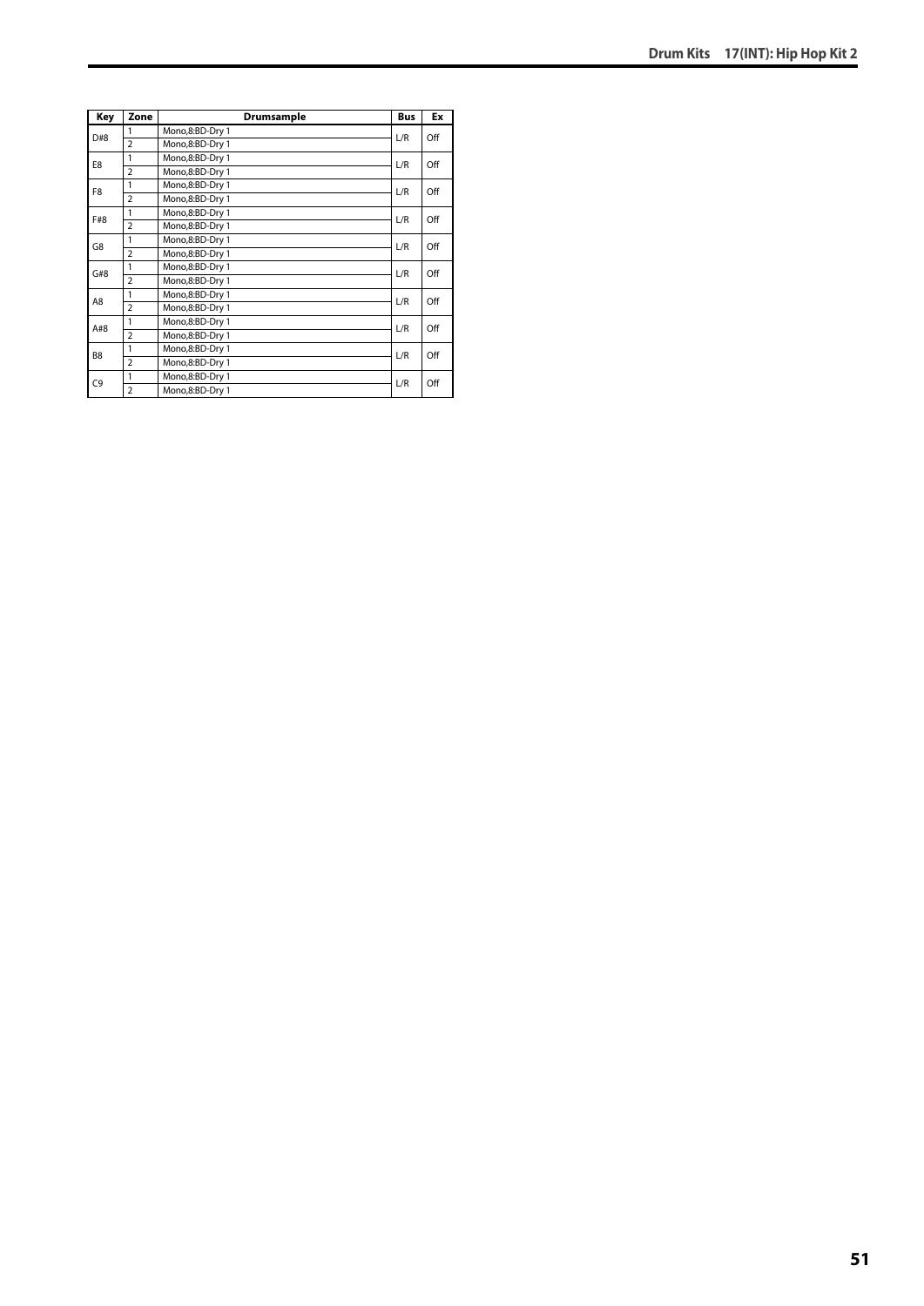| Key | Zone | Drumsample | Bus | Ex |
|---|---|---|---|---|
| D#8 | 1 | Mono,8:BD-Dry 1 | L/R | Off |
| | 2 | Mono,8:BD-Dry 1 | | |
| E8 | 1 | Mono,8:BD-Dry 1 | L/R | Off |
| | 2 | Mono,8:BD-Dry 1 | | |
| F8 | 1 | Mono,8:BD-Dry 1 | L/R | Off |
| | 2 | Mono,8:BD-Dry 1 | | |
| F#8 | 1 | Mono,8:BD-Dry 1 | L/R | Off |
| | 2 | Mono,8:BD-Dry 1 | | |
| G8 | 1 | Mono,8:BD-Dry 1 | L/R | Off |
| | 2 | Mono,8:BD-Dry 1 | | |
| G#8 | 1 | Mono,8:BD-Dry 1 | L/R | Off |
| | 2 | Mono,8:BD-Dry 1 | | |
| A8 | 1 | Mono,8:BD-Dry 1 | L/R | Off |
| | 2 | Mono,8:BD-Dry 1 | | |
| A#8 | 1 | Mono,8:BD-Dry 1 | L/R | Off |
| | 2 | Mono,8:BD-Dry 1 | | |
| B8 | 1 | Mono,8:BD-Dry 1 | L/R | Off |
| | 2 | Mono,8:BD-Dry 1 | | |
| C9 | 1 | Mono,8:BD-Dry 1 | L/R | Off |
| | 2 | Mono,8:BD-Dry 1 | | |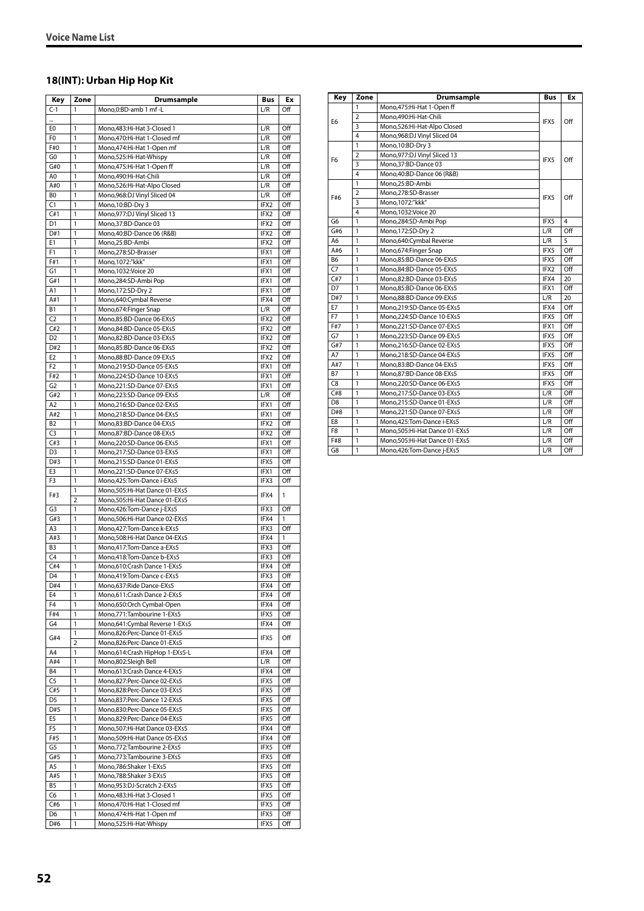## 18(INT): Urban Hip Hop Kit

| Key | Zone | Drumsample | Bus | Ex |
|---|---|---|---|---|
| C-1 | 1 | Mono,0:BD-amb 1 mf -L | L/R | Off |
| ... | | | | |
| E0 | 1 | Mono,483:Hi-Hat 3-Closed 1 | L/R | Off |
| F0 | 1 | Mono,470:Hi-Hat 1-Closed mf | L/R | Off |
| F#0 | 1 | Mono,474:Hi-Hat 1-Open mf | L/R | Off |
| G0 | 1 | Mono,525:Hi-Hat-Whispy | L/R | Off |
| G#0 | 1 | Mono,475:Hi-Hat 1-Open ff | L/R | Off |
| A0 | 1 | Mono,490:Hi-Hat-Chili | L/R | Off |
| A#0 | 1 | Mono,526:Hi-Hat-Alpo Closed | L/R | Off |
| B0 | 1 | Mono,968:DJ Vinyl Sliced 04 | L/R | Off |
| C1 | 1 | Mono,10:BD-Dry 3 | IFX2 | Off |
| C#1 | 1 | Mono,977:DJ Vinyl Sliced 13 | IFX2 | Off |
| D1 | 1 | Mono,37:BD-Dance 03 | IFX2 | Off |
| D#1 | 1 | Mono,40:BD-Dance 06 (R&B) | IFX2 | Off |
| E1 | 1 | Mono,25:BD-Ambi | IFX2 | Off |
| F1 | 1 | Mono,278:SD-Brasser | IFX1 | Off |
| F#1 | 1 | Mono,1072:"kkk" | IFX1 | Off |
| G1 | 1 | Mono,1032:Voice 20 | IFX1 | Off |
| G#1 | 1 | Mono,284:SD-Ambi Pop | IFX1 | Off |
| A1 | 1 | Mono,172:SD-Dry 2 | IFX1 | Off |
| A#1 | 1 | Mono,640:Cymbal Reverse | IFX4 | Off |
| B1 | 1 | Mono,674:Finger Snap | L/R | Off |
| C2 | 1 | Mono,85:BD-Dance 06-EXs5 | IFX2 | Off |
| C#2 | 1 | Mono,84:BD-Dance 05-EXs5 | IFX2 | Off |
| D2 | 1 | Mono,82:BD-Dance 03-EXs5 | IFX2 | Off |
| D#2 | 1 | Mono,85:BD-Dance 06-EXs5 | IFX2 | Off |
| E2 | 1 | Mono,88:BD-Dance 09-EXs5 | IFX2 | Off |
| F2 | 1 | Mono,219:SD-Dance 05-EXs5 | IFX1 | Off |
| F#2 | 1 | Mono,224:SD-Dance 10-EXs5 | IFX1 | Off |
| G2 | 1 | Mono,221:SD-Dance 07-EXs5 | IFX1 | Off |
| G#2 | 1 | Mono,223:SD-Dance 09-EXs5 | L/R | Off |
| A2 | 1 | Mono,216:SD-Dance 02-EXs5 | IFX1 | Off |
| A#2 | 1 | Mono,218:SD-Dance 04-EXs5 | IFX1 | Off |
| B2 | 1 | Mono,83:BD-Dance 04-EXs5 | IFX2 | Off |
| C3 | 1 | Mono,87:BD-Dance 08-EXs5 | IFX2 | Off |
| C#3 | 1 | Mono,220:SD-Dance 06-EXs5 | IFX1 | Off |
| D3 | 1 | Mono,217:SD-Dance 03-EXs5 | IFX1 | Off |
| D#3 | 1 | Mono,215:SD-Dance 01-EXs5 | IFX5 | Off |
| E3 | 1 | Mono,221:SD-Dance 07-EXs5 | IFX1 | Off |
| F3 | 1 | Mono,425:Tom-Dance i-EXs5 | IFX3 | Off |
| F#3 | 1 | Mono,505:Hi-Hat Dance 01-EXs5 | IFX4 | 1 |
| | 2 | Mono,505:Hi-Hat Dance 01-EXs5 | | |
| G3 | 1 | Mono,426:Tom-Dance j-EXs5 | IFX3 | Off |
| G#3 | 1 | Mono,506:Hi-Hat Dance 02-EXs5 | IFX4 | 1 |
| A3 | 1 | Mono,427:Tom-Dance k-EXs5 | IFX3 | Off |
| A#3 | 1 | Mono,508:Hi-Hat Dance 04-EXs5 | IFX4 | 1 |
| B3 | 1 | Mono,417:Tom-Dance a-EXs5 | IFX3 | Off |
| C4 | 1 | Mono,418:Tom-Dance b-EXs5 | IFX3 | Off |
| C#4 | 1 | Mono,610:Crash Dance 1-EXs5 | IFX4 | Off |
| D4 | 1 | Mono,419:Tom-Dance c-EXs5 | IFX3 | Off |
| D#4 | 1 | Mono,637:Ride Dance-EXs5 | IFX4 | Off |
| E4 | 1 | Mono,611:Crash Dance 2-EXs5 | IFX4 | Off |
| F4 | 1 | Mono,650:Orch Cymbal-Open | IFX4 | Off |
| F#4 | 1 | Mono,771:Tambourine 1-EXs5 | IFX5 | Off |
| G4 | 1 | Mono,641:Cymbal Reverse 1-EXs5 | IFX4 | Off |
| G#4 | 1 | Mono,826:Perc-Dance 01-EXs5 | IFX5 | Off |
| | 2 | Mono,826:Perc-Dance 01-EXs5 | | |
| A4 | 1 | Mono,614:Crash HipHop 1-EXs5-L | IFX4 | Off |
| A#4 | 1 | Mono,802:Sleigh Bell | L/R | Off |
| B4 | 1 | Mono,613:Crash Dance 4-EXs5 | IFX4 | Off |
| C5 | 1 | Mono,827:Perc-Dance 02-EXs5 | IFX5 | Off |
| C#5 | 1 | Mono,828:Perc-Dance 03-EXs5 | IFX5 | Off |
| D5 | 1 | Mono,837:Perc-Dance 12-EXs5 | IFX5 | Off |
| D#5 | 1 | Mono,830:Perc-Dance 05-EXs5 | IFX5 | Off |
| E5 | 1 | Mono,829:Perc-Dance 04-EXs5 | IFX5 | Off |
| F5 | 1 | Mono,507:Hi-Hat Dance 03-EXs5 | IFX4 | Off |
| F#5 | 1 | Mono,509:Hi-Hat Dance 05-EXs5 | IFX4 | Off |
| G5 | 1 | Mono,772:Tambourine 2-EXs5 | IFX5 | Off |
| G#5 | 1 | Mono,773:Tambourine 3-EXs5 | IFX5 | Off |
| A5 | 1 | Mono,786:Shaker 1-EXs5 | IFX5 | Off |
| A#5 | 1 | Mono,788:Shaker 3-EXs5 | IFX5 | Off |
| B5 | 1 | Mono,953:DJ-Scratch 2-EXs5 | IFX5 | Off |
| C6 | 1 | Mono,483:Hi-Hat 3-Closed 1 | IFX5 | Off |
| C#6 | 1 | Mono,470:Hi-Hat 1-Closed mf | IFX5 | Off |
| D6 | 1 | Mono,474:Hi-Hat 1-Open mf | IFX5 | Off |
| D#6 | 1 | Mono,525:Hi-Hat-Whispy | IFX5 | Off |
| E6 | 1 | Mono,475:Hi-Hat 1-Open ff | IFX5 | Off |
| | 2 | Mono,490:Hi-Hat-Chili | | |
| | 3 | Mono,526:Hi-Hat-Alpo Closed | | |
| | 4 | Mono,968:DJ Vinyl Sliced 04 | | |
| F6 | 1 | Mono,10:BD-Dry 3 | IFX5 | Off |
| | 2 | Mono,977:DJ Vinyl Sliced 13 | | |
| | 3 | Mono,37:BD-Dance 03 | | |
| | 4 | Mono,40:BD-Dance 06 (R&B) | | |
| F#6 | 1 | Mono,25:BD-Ambi | IFX5 | Off |
| | 2 | Mono,278:SD-Brasser | | |
| | 3 | Mono,1072:"kkk" | | |
| | 4 | Mono,1032:Voice 20 | | |
| G6 | 1 | Mono,284:SD-Ambi Pop | IFX5 | 4 |
| G#6 | 1 | Mono,172:SD-Dry 2 | L/R | Off |
| A6 | 1 | Mono,640:Cymbal Reverse | L/R | 5 |
| A#6 | 1 | Mono,674:Finger Snap | IFX5 | Off |
| B6 | 1 | Mono,85:BD-Dance 06-EXs5 | IFX5 | Off |
| C7 | 1 | Mono,84:BD-Dance 05-EXs5 | IFX2 | Off |
| C#7 | 1 | Mono,82:BD-Dance 03-EXs5 | IFX4 | 20 |
| D7 | 1 | Mono,85:BD-Dance 06-EXs5 | IFX1 | Off |
| D#7 | 1 | Mono,88:BD-Dance 09-EXs5 | L/R | 20 |
| E7 | 1 | Mono,219:SD-Dance 05-EXs5 | IFX4 | Off |
| F7 | 1 | Mono,224:SD-Dance 10-EXs5 | IFX5 | Off |
| F#7 | 1 | Mono,221:SD-Dance 07-EXs5 | IFX1 | Off |
| G7 | 1 | Mono,223:SD-Dance 09-EXs5 | IFX5 | Off |
| G#7 | 1 | Mono,216:SD-Dance 02-EXs5 | IFX5 | Off |
| A7 | 1 | Mono,218:SD-Dance 04-EXs5 | IFX5 | Off |
| A#7 | 1 | Mono,83:BD-Dance 04-EXs5 | IFX5 | Off |
| B7 | 1 | Mono,87:BD-Dance 08-EXs5 | IFX5 | Off |
| C8 | 1 | Mono,220:SD-Dance 06-EXs5 | IFX5 | Off |
| C#8 | 1 | Mono,217:SD-Dance 03-EXs5 | L/R | Off |
| D8 | 1 | Mono,215:SD-Dance 01-EXs5 | L/R | Off |
| D#8 | 1 | Mono,221:SD-Dance 07-EXs5 | L/R | Off |
| E8 | 1 | Mono,425:Tom-Dance i-EXs5 | L/R | Off |
| F8 | 1 | Mono,505:Hi-Hat Dance 01-EXs5 | L/R | Off |
| F#8 | 1 | Mono,505:Hi-Hat Dance 01-EXs5 | L/R | Off |
| G8 | 1 | Mono,426:Tom-Dance j-EXs5 | L/R | Off |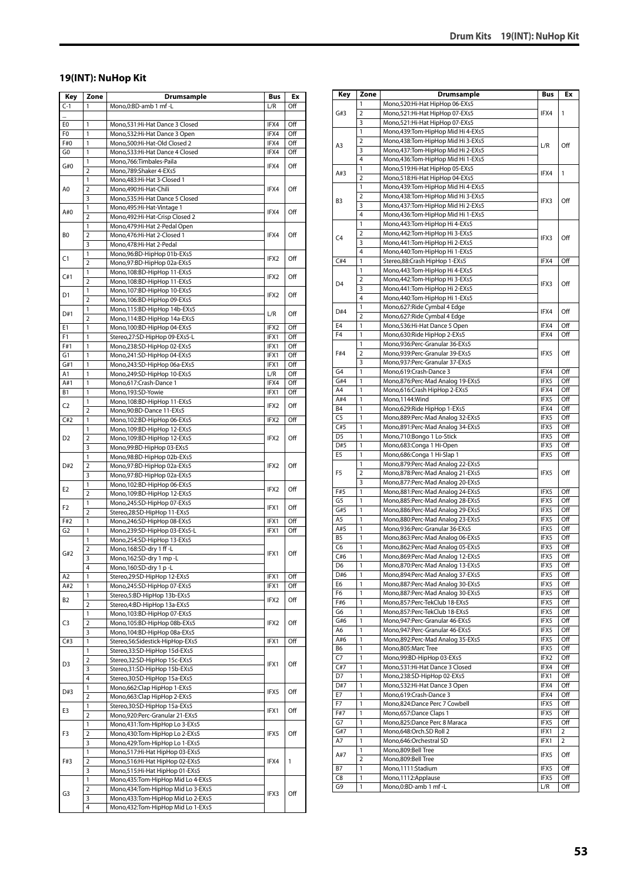## 19(INT): NuHop Kit

| Key | Zone | Drumsample | Bus | Ex |
|---|---|---|---|---|
| C-1 | 1 | Mono,0:BD-amb 1 mf -L | L/R | Off |
| ... | | | | |
| E0 | 1 | Mono,531:Hi-Hat Dance 3 Closed | IFX4 | Off |
| F0 | 1 | Mono,532:Hi-Hat Dance 3 Open | IFX4 | Off |
| F#0 | 1 | Mono,500:Hi-Hat-Old Closed 2 | IFX4 | Off |
| G0 | 1 | Mono,533:Hi-Hat Dance 4 Closed | IFX4 | Off |
| G#0 | 1 | Mono,766:Timbales-Paila | IFX4 | Off |
| | 2 | Mono,789:Shaker 4-EXs5 | | |
| A0 | 1 | Mono,483:Hi-Hat 3-Closed 1 | IFX4 | Off |
| | 2 | Mono,490:Hi-Hat-Chili | | |
| | 3 | Mono,535:Hi-Hat Dance 5 Closed | | |
| A#0 | 1 | Mono,495:Hi-Hat-Vintage 1 | IFX4 | Off |
| | 2 | Mono,492:Hi-Hat-Crisp Closed 2 | | |
| B0 | 1 | Mono,479:Hi-Hat 2-Pedal Open | IFX4 | Off |
| | 2 | Mono,476:Hi-Hat 2-Closed 1 | | |
| | 3 | Mono,478:Hi-Hat 2-Pedal | | |
| C1 | 1 | Mono,96:BD-HipHop 01b-EXs5 | IFX2 | Off |
| | 2 | Mono,97:BD-HipHop 02a-EXs5 | | |
| C#1 | 1 | Mono,108:BD-HipHop 11-EXs5 | IFX2 | Off |
| | 2 | Mono,108:BD-HipHop 11-EXs5 | | |
| D1 | 1 | Mono,107:BD-HipHop 10-EXs5 | IFX2 | Off |
| | 2 | Mono,106:BD-HipHop 09-EXs5 | | |
| D#1 | 1 | Mono,115:BD-HipHop 14b-EXs5 | L/R | Off |
| | 2 | Mono,114:BD-HipHop 14a-EXs5 | | |
| E1 | 1 | Mono,100:BD-HipHop 04-EXs5 | IFX2 | Off |
| F1 | 1 | Stereo,27:SD-HipHop 09-EXs5-L | IFX1 | Off |
| F#1 | 1 | Mono,238:SD-HipHop 02-EXs5 | IFX1 | Off |
| G1 | 1 | Mono,241:SD-HipHop 04-EXs5 | IFX1 | Off |
| G#1 | 1 | Mono,243:SD-HipHop 06a-EXs5 | IFX1 | Off |
| A1 | 1 | Mono,249:SD-HipHop 10-EXs5 | L/R | Off |
| A#1 | 1 | Mono,617:Crash-Dance 1 | IFX4 | Off |
| B1 | 1 | Mono,193:SD-Yowie | IFX1 | Off |
| C2 | 1 | Mono,108:BD-HipHop 11-EXs5 | IFX2 | Off |
| | 2 | Mono,90:BD-Dance 11-EXs5 | | |
| C#2 | 1 | Mono,102:BD-HipHop 06-EXs5 | IFX2 | Off |
| D2 | 1 | Mono,109:BD-HipHop 12-EXs5 | IFX2 | Off |
| | 2 | Mono,109:BD-HipHop 12-EXs5 | | |
| | 3 | Mono,99:BD-HipHop 03-EXs5 | | |
| D#2 | 1 | Mono,98:BD-HipHop 02b-EXs5 | IFX2 | Off |
| | 2 | Mono,97:BD-HipHop 02a-EXs5 | | |
| | 3 | Mono,97:BD-HipHop 02a-EXs5 | | |
| E2 | 1 | Mono,102:BD-HipHop 06-EXs5 | IFX2 | Off |
| | 2 | Mono,109:BD-HipHop 12-EXs5 | | |
| F2 | 1 | Mono,245:SD-HipHop 07-EXs5 | IFX1 | Off |
| | 2 | Stereo,28:SD-HipHop 11-EXs5 | | |
| F#2 | 1 | Mono,246:SD-HipHop 08-EXs5 | IFX1 | Off |
| G2 | 1 | Mono,239:SD-HipHop 03-EXs5-L | IFX1 | Off |
| G#2 | 1 | Mono,254:SD-HipHop 13-EXs5 | IFX1 | Off |
| | 2 | Mono,168:SD-dry 1 ff -L | | |
| | 3 | Mono,162:SD-dry 1 mp -L | | |
| | 4 | Mono,160:SD-dry 1 p -L | | |
| A2 | 1 | Stereo,29:SD-HipHop 12-EXs5 | IFX1 | Off |
| A#2 | 1 | Mono,245:SD-HipHop 07-EXs5 | IFX1 | Off |
| B2 | 1 | Stereo,5:BD-HipHop 13b-EXs5 | IFX2 | Off |
| | 2 | Stereo,4:BD-HipHop 13a-EXs5 | | |
| C3 | 1 | Mono,103:BD-HipHop 07-EXs5 | IFX2 | Off |
| | 2 | Mono,105:BD-HipHop 08b-EXs5 | | |
| | 3 | Mono,104:BD-HipHop 08a-EXs5 | | |
| C#3 | 1 | Stereo,56:Sidestick-HipHop-EXs5 | IFX1 | Off |
| D3 | 1 | Stereo,33:SD-HipHop 15d-EXs5 | IFX1 | Off |
| | 2 | Stereo,32:SD-HipHop 15c-EXs5 | | |
| | 3 | Stereo,31:SD-HipHop 15b-EXs5 | | |
| | 4 | Stereo,30:SD-HipHop 15a-EXs5 | | |
| D#3 | 1 | Mono,662:Clap HipHop 1-EXs5 | IFX5 | Off |
| | 2 | Mono,663:Clap HipHop 2-EXs5 | | |
| E3 | 1 | Stereo,30:SD-HipHop 15a-EXs5 | IFX1 | Off |
| | 2 | Mono,920:Perc-Granular 21-EXs5 | | |
| F3 | 1 | Mono,431:Tom-HipHop Lo 3-EXs5 | IFX5 | Off |
| | 2 | Mono,430:Tom-HipHop Lo 2-EXs5 | | |
| | 3 | Mono,429:Tom-HipHop Lo 1-EXs5 | | |
| F#3 | 1 | Mono,517:Hi-Hat HipHop 03-EXs5 | IFX4 | 1 |
| | 2 | Mono,516:Hi-Hat HipHop 02-EXs5 | | |
| | 3 | Mono,515:Hi-Hat HipHop 01-EXs5 | | |
| G3 | 1 | Mono,435:Tom-HipHop Mid Lo 4-EXs5 | IFX3 | Off |
| | 2 | Mono,434:Tom-HipHop Mid Lo 3-EXs5 | | |
| | 3 | Mono,433:Tom-HipHop Mid Lo 2-EXs5 | | |
| | 4 | Mono,432:Tom-HipHop Mid Lo 1-EXs5 | | |
| G#3 | 1 | Mono,520:Hi-Hat HipHop 06-EXs5 | IFX4 | 1 |
| | 2 | Mono,521:Hi-Hat HipHop 07-EXs5 | | |
| | 3 | Mono,521:Hi-Hat HipHop 07-EXs5 | | |
| A3 | 1 | Mono,439:Tom-HipHop Mid Hi 4-EXs5 | L/R | Off |
| | 2 | Mono,438:Tom-HipHop Mid Hi 3-EXs5 | | |
| | 3 | Mono,437:Tom-HipHop Mid Hi 2-EXs5 | | |
| | 4 | Mono,436:Tom-HipHop Mid Hi 1-EXs5 | | |
| A#3 | 1 | Mono,519:Hi-Hat HipHop 05-EXs5 | IFX4 | 1 |
| | 2 | Mono,518:Hi-Hat HipHop 04-EXs5 | | |
| B3 | 1 | Mono,439:Tom-HipHop Mid Hi 4-EXs5 | IFX3 | Off |
| | 2 | Mono,438:Tom-HipHop Mid Hi 3-EXs5 | | |
| | 3 | Mono,437:Tom-HipHop Mid Hi 2-EXs5 | | |
| | 4 | Mono,436:Tom-HipHop Mid Hi 1-EXs5 | | |
| C4 | 1 | Mono,443:Tom-HipHop Hi 4-EXs5 | IFX3 | Off |
| | 2 | Mono,442:Tom-HipHop Hi 3-EXs5 | | |
| | 3 | Mono,441:Tom-HipHop Hi 2-EXs5 | | |
| | 4 | Mono,440:Tom-HipHop Hi 1-EXs5 | | |
| C#4 | 1 | Stereo,88:Crash HipHop 1-EXs5 | IFX4 | Off |
| D4 | 1 | Mono,443:Tom-HipHop Hi 4-EXs5 | IFX3 | Off |
| | 2 | Mono,442:Tom-HipHop Hi 3-EXs5 | | |
| | 3 | Mono,441:Tom-HipHop Hi 2-EXs5 | | |
| | 4 | Mono,440:Tom-HipHop Hi 1-EXs5 | | |
| D#4 | 1 | Mono,627:Ride Cymbal 4 Edge | IFX4 | Off |
| | 2 | Mono,627:Ride Cymbal 4 Edge | | |
| E4 | 1 | Mono,536:Hi-Hat Dance 5 Open | IFX4 | Off |
| F4 | 1 | Mono,630:Ride HipHop 2-EXs5 | IFX4 | Off |
| F#4 | 1 | Mono,936:Perc-Granular 36-EXs5 | IFX5 | Off |
| | 2 | Mono,939:Perc-Granular 39-EXs5 | | |
| | 3 | Mono,937:Perc-Granular 37-EXs5 | | |
| G4 | 1 | Mono,619:Crash-Dance 3 | IFX4 | Off |
| G#4 | 1 | Mono,876:Perc-Mad Analog 19-EXs5 | IFX5 | Off |
| A4 | 1 | Mono,616:Crash HipHop 2-EXs5 | IFX4 | Off |
| A#4 | 1 | Mono,1144:Wind | IFX5 | Off |
| B4 | 1 | Mono,629:Ride HipHop 1-EXs5 | IFX4 | Off |
| C5 | 1 | Mono,889:Perc-Mad Analog 32-EXs5 | IFX5 | Off |
| C#5 | 1 | Mono,891:Perc-Mad Analog 34-EXs5 | IFX5 | Off |
| D5 | 1 | Mono,710:Bongo 1 Lo-Stick | IFX5 | Off |
| D#5 | 1 | Mono,683:Conga 1 Hi-Open | IFX5 | Off |
| E5 | 1 | Mono,686:Conga 1 Hi-Slap 1 | IFX5 | Off |
| F5 | 1 | Mono,879:Perc-Mad Analog 22-EXs5 | IFX5 | Off |
| | 2 | Mono,878:Perc-Mad Analog 21-EXs5 | | |
| | 3 | Mono,877:Perc-Mad Analog 20-EXs5 | | |
| F#5 | 1 | Mono,881:Perc-Mad Analog 24-EXs5 | IFX5 | Off |
| G5 | 1 | Mono,885:Perc-Mad Analog 28-EXs5 | IFX5 | Off |
| G#5 | 1 | Mono,886:Perc-Mad Analog 29-EXs5 | IFX5 | Off |
| A5 | 1 | Mono,880:Perc-Mad Analog 23-EXs5 | IFX5 | Off |
| A#5 | 1 | Mono,936:Perc-Granular 36-EXs5 | IFX5 | Off |
| B5 | 1 | Mono,863:Perc-Mad Analog 06-EXs5 | IFX5 | Off |
| C6 | 1 | Mono,862:Perc-Mad Analog 05-EXs5 | IFX5 | Off |
| C#6 | 1 | Mono,869:Perc-Mad Analog 12-EXs5 | IFX5 | Off |
| D6 | 1 | Mono,870:Perc-Mad Analog 13-EXs5 | IFX5 | Off |
| D#6 | 1 | Mono,894:Perc-Mad Analog 37-EXs5 | IFX5 | Off |
| E6 | 1 | Mono,887:Perc-Mad Analog 30-EXs5 | IFX5 | Off |
| F6 | 1 | Mono,887:Perc-Mad Analog 30-EXs5 | IFX5 | Off |
| F#6 | 1 | Mono,857:Perc-TekClub 18-EXs5 | IFX5 | Off |
| G6 | 1 | Mono,857:Perc-TekClub 18-EXs5 | IFX5 | Off |
| G#6 | 1 | Mono,947:Perc-Granular 46-EXs5 | IFX5 | Off |
| A6 | 1 | Mono,947:Perc-Granular 46-EXs5 | IFX5 | Off |
| A#6 | 1 | Mono,892:Perc-Mad Analog 35-EXs5 | IFX5 | Off |
| B6 | 1 | Mono,805:Marc Tree | IFX5 | Off |
| C7 | 1 | Mono,99:BD-HipHop 03-EXs5 | IFX2 | Off |
| C#7 | 1 | Mono,531:Hi-Hat Dance 3 Closed | IFX4 | Off |
| D7 | 1 | Mono,238:SD-HipHop 02-EXs5 | IFX1 | Off |
| D#7 | 1 | Mono,532:Hi-Hat Dance 3 Open | IFX4 | Off |
| E7 | 1 | Mono,619:Crash-Dance 3 | IFX4 | Off |
| F7 | 1 | Mono,824:Dance Perc 7 Cowbell | IFX5 | Off |
| F#7 | 1 | Mono,657:Dance Claps 1 | IFX5 | Off |
| G7 | 1 | Mono,825:Dance Perc 8 Maraca | IFX5 | Off |
| G#7 | 1 | Mono,648:Orch.SD Roll 2 | IFX1 | 2 |
| A7 | 1 | Mono,646:Orchestral SD | IFX1 | 2 |
| A#7 | 1 | Mono,809:Bell Tree | IFX5 | Off |
| | 2 | Mono,809:Bell Tree | | |
| B7 | 1 | Mono,1111:Stadium | IFX5 | Off |
| C8 | 1 | Mono,1112:Applause | IFX5 | Off |
| G9 | 1 | Mono,0:BD-amb 1 mf -L | L/R | Off |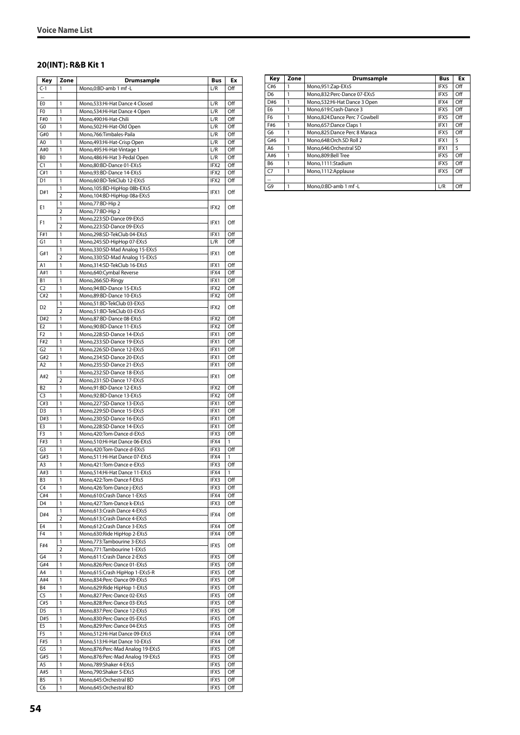## 20(INT): R&B Kit 1

| Key | Zone | Drumsample | Bus | Ex |
|---|---|---|---|---|
| C-1 | 1 | Mono,0:BD-amb 1 mf -L | L/R | Off |
| ... | | | | |
| E0 | 1 | Mono,533:Hi-Hat Dance 4 Closed | L/R | Off |
| F0 | 1 | Mono,534:Hi-Hat Dance 4 Open | L/R | Off |
| F#0 | 1 | Mono,490:Hi-Hat-Chili | L/R | Off |
| G0 | 1 | Mono,502:Hi-Hat-Old Open | L/R | Off |
| G#0 | 1 | Mono,766:Timbales-Paila | L/R | Off |
| A0 | 1 | Mono,493:Hi-Hat-Crisp Open | L/R | Off |
| A#0 | 1 | Mono,495:Hi-Hat-Vintage 1 | L/R | Off |
| B0 | 1 | Mono,486:Hi-Hat 3-Pedal Open | L/R | Off |
| C1 | 1 | Mono,80:BD-Dance 01-EXs5 | IFX2 | Off |
| C#1 | 1 | Mono,93:BD-Dance 14-EXs5 | IFX2 | Off |
| D1 | 1 | Mono,60:BD-TekClub 12-EXs5 | IFX2 | Off |
| D#1 | 1 | Mono,105:BD-HipHop 08b-EXs5 | IFX1 | Off |
| | 2 | Mono,104:BD-HipHop 08a-EXs5 | | |
| E1 | 1 | Mono,77:BD-Hip 2 | IFX2 | Off |
| | 2 | Mono,77:BD-Hip 2 | | |
| F1 | 1 | Mono,223:SD-Dance 09-EXs5 | IFX1 | Off |
| | 2 | Mono,223:SD-Dance 09-EXs5 | | |
| F#1 | 1 | Mono,298:SD-TekClub 04-EXs5 | IFX1 | Off |
| G1 | 1 | Mono,245:SD-HipHop 07-EXs5 | L/R | Off |
| G#1 | 1 | Mono,330:SD-Mad Analog 15-EXs5 | IFX1 | Off |
| | 2 | Mono,330:SD-Mad Analog 15-EXs5 | | |
| A1 | 1 | Mono,314:SD-TekClub 16-EXs5 | IFX1 | Off |
| A#1 | 1 | Mono,640:Cymbal Reverse | IFX4 | Off |
| B1 | 1 | Mono,266:SD-Ringy | IFX1 | Off |
| C2 | 1 | Mono,94:BD-Dance 15-EXs5 | IFX2 | Off |
| C#2 | 1 | Mono,89:BD-Dance 10-EXs5 | IFX2 | Off |
| D2 | 1 | Mono,51:BD-TekClub 03-EXs5 | IFX2 | Off |
| | 2 | Mono,51:BD-TekClub 03-EXs5 | | |
| D#2 | 1 | Mono,87:BD-Dance 08-EXs5 | IFX2 | Off |
| E2 | 1 | Mono,90:BD-Dance 11-EXs5 | IFX2 | Off |
| F2 | 1 | Mono,228:SD-Dance 14-EXs5 | IFX1 | Off |
| F#2 | 1 | Mono,233:SD-Dance 19-EXs5 | IFX1 | Off |
| G2 | 1 | Mono,226:SD-Dance 12-EXs5 | IFX1 | Off |
| G#2 | 1 | Mono,234:SD-Dance 20-EXs5 | IFX1 | Off |
| A2 | 1 | Mono,235:SD-Dance 21-EXs5 | IFX1 | Off |
| A#2 | 1 | Mono,232:SD-Dance 18-EXs5 | IFX1 | Off |
| | 2 | Mono,231:SD-Dance 17-EXs5 | | |
| B2 | 1 | Mono,91:BD-Dance 12-EXs5 | IFX2 | Off |
| C3 | 1 | Mono,92:BD-Dance 13-EXs5 | IFX2 | Off |
| C#3 | 1 | Mono,227:SD-Dance 13-EXs5 | IFX1 | Off |
| D3 | 1 | Mono,229:SD-Dance 15-EXs5 | IFX1 | Off |
| D#3 | 1 | Mono,230:SD-Dance 16-EXs5 | IFX1 | Off |
| E3 | 1 | Mono,228:SD-Dance 14-EXs5 | IFX1 | Off |
| F3 | 1 | Mono,420:Tom-Dance d-EXs5 | IFX3 | Off |
| F#3 | 1 | Mono,510:Hi-Hat Dance 06-EXs5 | IFX4 | 1 |
| G3 | 1 | Mono,420:Tom-Dance d-EXs5 | IFX3 | Off |
| G#3 | 1 | Mono,511:Hi-Hat Dance 07-EXs5 | IFX4 | 1 |
| A3 | 1 | Mono,421:Tom-Dance e-EXs5 | IFX3 | Off |
| A#3 | 1 | Mono,514:Hi-Hat Dance 11-EXs5 | IFX4 | 1 |
| B3 | 1 | Mono,422:Tom-Dance f-EXs5 | IFX3 | Off |
| C4 | 1 | Mono,426:Tom-Dance j-EXs5 | IFX3 | Off |
| C#4 | 1 | Mono,610:Crash Dance 1-EXs5 | IFX4 | Off |
| D4 | 1 | Mono,427:Tom-Dance k-EXs5 | IFX3 | Off |
| D#4 | 1 | Mono,613:Crash Dance 4-EXs5 | IFX4 | Off |
| | 2 | Mono,613:Crash Dance 4-EXs5 | | |
| E4 | 1 | Mono,612:Crash Dance 3-EXs5 | IFX4 | Off |
| F4 | 1 | Mono,630:Ride HipHop 2-EXs5 | IFX4 | Off |
| F#4 | 1 | Mono,773:Tambourine 3-EXs5 | IFX5 | Off |
| | 2 | Mono,771:Tambourine 1-EXs5 | | |
| G4 | 1 | Mono,611:Crash Dance 2-EXs5 | IFX5 | Off |
| G#4 | 1 | Mono,826:Perc-Dance 01-EXs5 | IFX5 | Off |
| A4 | 1 | Mono,615:Crash HipHop 1-EXs5-R | IFX5 | Off |
| A#4 | 1 | Mono,834:Perc-Dance 09-EXs5 | IFX5 | Off |
| B4 | 1 | Mono,629:Ride HipHop 1-EXs5 | IFX5 | Off |
| C5 | 1 | Mono,827:Perc-Dance 02-EXs5 | IFX5 | Off |
| C#5 | 1 | Mono,828:Perc-Dance 03-EXs5 | IFX5 | Off |
| D5 | 1 | Mono,837:Perc-Dance 12-EXs5 | IFX5 | Off |
| D#5 | 1 | Mono,830:Perc-Dance 05-EXs5 | IFX5 | Off |
| E5 | 1 | Mono,829:Perc-Dance 04-EXs5 | IFX5 | Off |
| F5 | 1 | Mono,512:Hi-Hat Dance 09-EXs5 | IFX4 | Off |
| F#5 | 1 | Mono,513:Hi-Hat Dance 10-EXs5 | IFX4 | Off |
| G5 | 1 | Mono,876:Perc-Mad Analog 19-EXs5 | IFX5 | Off |
| G#5 | 1 | Mono,876:Perc-Mad Analog 19-EXs5 | IFX5 | Off |
| A5 | 1 | Mono,789:Shaker 4-EXs5 | IFX5 | Off |
| A#5 | 1 | Mono,790:Shaker 5-EXs5 | IFX5 | Off |
| B5 | 1 | Mono,645:Orchestral BD | IFX5 | Off |
| C6 | 1 | Mono,645:Orchestral BD | IFX5 | Off |
| C#6 | 1 | Mono,951:Zap-EXs5 | IFX5 | Off |
| D6 | 1 | Mono,832:Perc-Dance 07-EXs5 | IFX5 | Off |
| D#6 | 1 | Mono,532:Hi-Hat Dance 3 Open | IFX4 | Off |
| E6 | 1 | Mono,619:Crash-Dance 3 | IFX5 | Off |
| F6 | 1 | Mono,824:Dance Perc 7 Cowbell | IFX5 | Off |
| F#6 | 1 | Mono,657:Dance Claps 1 | IFX1 | Off |
| G6 | 1 | Mono,825:Dance Perc 8 Maraca | IFX5 | Off |
| G#6 | 1 | Mono,648:Orch.SD Roll 2 | IFX1 | 5 |
| A6 | 1 | Mono,646:Orchestral SD | IFX1 | 5 |
| A#6 | 1 | Mono,809:Bell Tree | IFX5 | Off |
| B6 | 1 | Mono,1111:Stadium | IFX5 | Off |
| C7 | 1 | Mono,1112:Applause | IFX5 | Off |
| ... | | | | |
| G9 | 1 | Mono,0:BD-amb 1 mf -L | L/R | Off |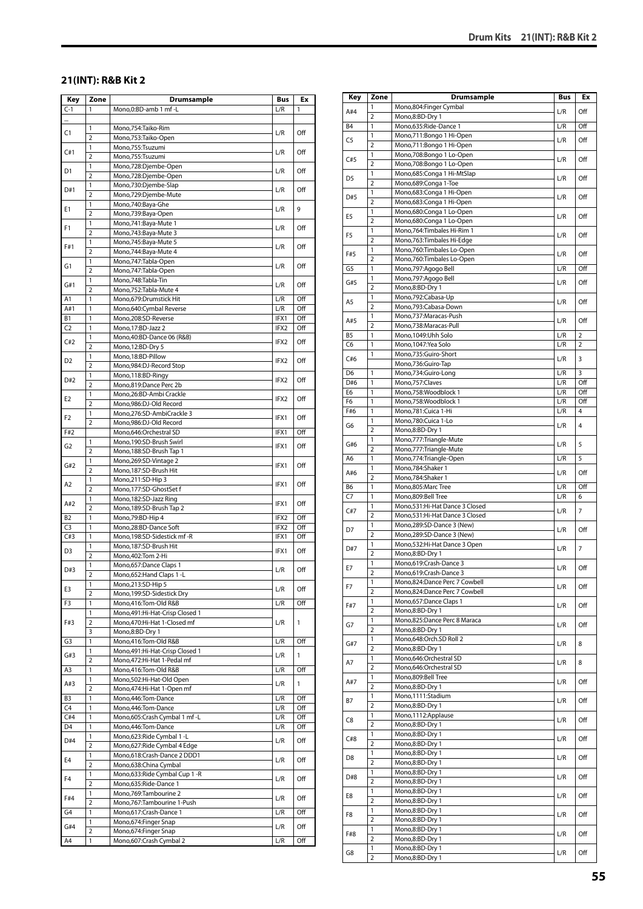## 21(INT): R&B Kit 2

| Key | Zone | Drumsample | Bus | Ex |
|---|---|---|---|---|
| C-1 | 1 | Mono,0:BD-amb 1 mf -L | L/R | 1 |
| ... | | | | |
| C1 | 1 | Mono,754:Taiko-Rim | L/R | Off |
| | 2 | Mono,753:Taiko-Open | | |
| C#1 | 1 | Mono,755:Tsuzumi | L/R | Off |
| | 2 | Mono,755:Tsuzumi | | |
| D1 | 1 | Mono,728:Djembe-Open | L/R | Off |
| | 2 | Mono,728:Djembe-Open | | |
| D#1 | 1 | Mono,730:Djembe-Slap | L/R | Off |
| | 2 | Mono,729:Djembe-Mute | | |
| E1 | 1 | Mono,740:Baya-Ghe | L/R | 9 |
| | 2 | Mono,739:Baya-Open | | |
| F1 | 1 | Mono,741:Baya-Mute 1 | L/R | Off |
| | 2 | Mono,743:Baya-Mute 3 | | |
| F#1 | 1 | Mono,745:Baya-Mute 5 | L/R | Off |
| | 2 | Mono,744:Baya-Mute 4 | | |
| G1 | 1 | Mono,747:Tabla-Open | L/R | Off |
| | 2 | Mono,747:Tabla-Open | | |
| G#1 | 1 | Mono,748:Tabla-Tin | L/R | Off |
| | 2 | Mono,752:Tabla-Mute 4 | | |
| A1 | 1 | Mono,679:Drumstick Hit | L/R | Off |
| A#1 | 1 | Mono,640:Cymbal Reverse | L/R | Off |
| B1 | 1 | Mono,208:SD-Reverse | IFX1 | Off |
| C2 | 1 | Mono,17:BD-Jazz 2 | IFX2 | Off |
| C#2 | 1 | Mono,40:BD-Dance 06 (R&B) | IFX2 | Off |
| | 2 | Mono,12:BD-Dry 5 | | |
| D2 | 1 | Mono,18:BD-Pillow | IFX2 | Off |
| | 2 | Mono,984:DJ-Record Stop | | |
| D#2 | 1 | Mono,118:BD-Ringy | IFX2 | Off |
| | 2 | Mono,819:Dance Perc 2b | | |
| E2 | 1 | Mono,26:BD-Ambi Crackle | IFX2 | Off |
| | 2 | Mono,986:DJ-Old Record | | |
| F2 | 1 | Mono,276:SD-AmbiCrackle 3 | IFX1 | Off |
| | 2 | Mono,986:DJ-Old Record | | |
| F#2 | 1 | Mono,646:Orchestral SD | IFX1 | Off |
| G2 | 1 | Mono,190:SD-Brush Swirl | IFX1 | Off |
| | 2 | Mono,188:SD-Brush Tap 1 | | |
| G#2 | 1 | Mono,269:SD-Vintage 2 | IFX1 | Off |
| | 2 | Mono,187:SD-Brush Hit | | |
| A2 | 1 | Mono,211:SD-Hip 3 | IFX1 | Off |
| | 2 | Mono,177:SD-GhostSet f | | |
| A#2 | 1 | Mono,182:SD-Jazz Ring | IFX1 | Off |
| | 2 | Mono,189:SD-Brush Tap 2 | | |
| B2 | 1 | Mono,79:BD-Hip 4 | IFX2 | Off |
| C3 | 1 | Mono,28:BD-Dance Soft | IFX2 | Off |
| C#3 | 1 | Mono,198:SD-Sidestick mf -R | IFX1 | Off |
| D3 | 1 | Mono,187:SD-Brush Hit | IFX1 | Off |
| | 2 | Mono,402:Tom 2-Hi | | |
| D#3 | 1 | Mono,657:Dance Claps 1 | L/R | Off |
| | 2 | Mono,652:Hand Claps 1 -L | | |
| E3 | 1 | Mono,213:SD-Hip 5 | L/R | Off |
| | 2 | Mono,199:SD-Sidestick Dry | | |
| F3 | 1 | Mono,416:Tom-Old R&B | L/R | Off |
| F#3 | 1 | Mono,491:Hi-Hat-Crisp Closed 1 | L/R | 1 |
| | 2 | Mono,470:Hi-Hat 1-Closed mf | | |
| | 3 | Mono,8:BD-Dry 1 | | |
| G3 | 1 | Mono,416:Tom-Old R&B | L/R | Off |
| G#3 | 1 | Mono,491:Hi-Hat-Crisp Closed 1 | L/R | 1 |
| | 2 | Mono,472:Hi-Hat 1-Pedal mf | | |
| A3 | 1 | Mono,416:Tom-Old R&B | L/R | Off |
| A#3 | 1 | Mono,502:Hi-Hat-Old Open | L/R | 1 |
| | 2 | Mono,474:Hi-Hat 1-Open mf | | |
| B3 | 1 | Mono,446:Tom-Dance | L/R | Off |
| C4 | 1 | Mono,446:Tom-Dance | L/R | Off |
| C#4 | 1 | Mono,605:Crash Cymbal 1 mf -L | L/R | Off |
| D4 | 1 | Mono,446:Tom-Dance | L/R | Off |
| D#4 | 1 | Mono,623:Ride Cymbal 1 -L | L/R | Off |
| | 2 | Mono,627:Ride Cymbal 4 Edge | | |
| E4 | 1 | Mono,618:Crash-Dance 2 DDD1 | L/R | Off |
| | 2 | Mono,638:China Cymbal | | |
| F4 | 1 | Mono,633:Ride Cymbal Cup 1 -R | L/R | Off |
| | 2 | Mono,635:Ride-Dance 1 | | |
| F#4 | 1 | Mono,769:Tambourine 2 | L/R | Off |
| | 2 | Mono,767:Tambourine 1-Push | | |
| G4 | 1 | Mono,617:Crash-Dance 1 | L/R | Off |
| G#4 | 1 | Mono,674:Finger Snap | L/R | Off |
| | 2 | Mono,674:Finger Snap | | |
| A4 | 1 | Mono,607:Crash Cymbal 2 | L/R | Off |
| A#4 | 1 | Mono,804:Finger Cymbal | L/R | Off |
| | 2 | Mono,8:BD-Dry 1 | | |
| B4 | 1 | Mono,635:Ride-Dance 1 | L/R | Off |
| C5 | 1 | Mono,711:Bongo 1 Hi-Open | L/R | Off |
| | 2 | Mono,711:Bongo 1 Hi-Open | | |
| C#5 | 1 | Mono,708:Bongo 1 Lo-Open | L/R | Off |
| | 2 | Mono,708:Bongo 1 Lo-Open | | |
| D5 | 1 | Mono,685:Conga 1 Hi-MtSlap | L/R | Off |
| | 2 | Mono,689:Conga 1-Toe | | |
| D#5 | 1 | Mono,683:Conga 1 Hi-Open | L/R | Off |
| | 2 | Mono,683:Conga 1 Hi-Open | | |
| E5 | 1 | Mono,680:Conga 1 Lo-Open | L/R | Off |
| | 2 | Mono,680:Conga 1 Lo-Open | | |
| F5 | 1 | Mono,764:Timbales Hi-Rim 1 | L/R | Off |
| | 2 | Mono,763:Timbales Hi-Edge | | |
| F#5 | 1 | Mono,760:Timbales Lo-Open | L/R | Off |
| | 2 | Mono,760:Timbales Lo-Open | | |
| G5 | 1 | Mono,797:Agogo Bell | L/R | Off |
| G#5 | 1 | Mono,797:Agogo Bell | L/R | Off |
| | 2 | Mono,8:BD-Dry 1 | | |
| A5 | 1 | Mono,792:Cabasa-Up | L/R | Off |
| | 2 | Mono,793:Cabasa-Down | | |
| A#5 | 1 | Mono,737:Maracas-Push | L/R | Off |
| | 2 | Mono,738:Maracas-Pull | | |
| B5 | 1 | Mono,1049:Uhh Solo | L/R | 2 |
| C6 | 1 | Mono,1047:Yea Solo | L/R | 2 |
| C#6 | 1 | Mono,735:Guiro-Short | L/R | 3 |
| | | Mono,736:Guiro-Tap | | |
| D6 | 1 | Mono,734:Guiro-Long | L/R | 3 |
| D#6 | 1 | Mono,757:Claves | L/R | Off |
| E6 | 1 | Mono,758:Woodblock 1 | L/R | Off |
| F6 | 1 | Mono,758:Woodblock 1 | L/R | Off |
| F#6 | 1 | Mono,781:Cuica 1-Hi | L/R | 4 |
| G6 | 1 | Mono,780:Cuica 1-Lo | L/R | 4 |
| | 2 | Mono,8:BD-Dry 1 | | |
| G#6 | 1 | Mono,777:Triangle-Mute | L/R | 5 |
| | 2 | Mono,777:Triangle-Mute | | |
| A6 | 1 | Mono,774:Triangle-Open | L/R | 5 |
| A#6 | 1 | Mono,784:Shaker 1 | L/R | Off |
| | 2 | Mono,784:Shaker 1 | | |
| B6 | 1 | Mono,805:Marc Tree | L/R | Off |
| C7 | 1 | Mono,809:Bell Tree | L/R | 6 |
| C#7 | 1 | Mono,531:Hi-Hat Dance 3 Closed | L/R | 7 |
| | 2 | Mono,531:Hi-Hat Dance 3 Closed | | |
| D7 | 1 | Mono,289:SD-Dance 3 (New) | L/R | Off |
| | 2 | Mono,289:SD-Dance 3 (New) | | |
| D#7 | 1 | Mono,532:Hi-Hat Dance 3 Open | L/R | 7 |
| | 2 | Mono,8:BD-Dry 1 | | |
| E7 | 1 | Mono,619:Crash-Dance 3 | L/R | Off |
| | 2 | Mono,619:Crash-Dance 3 | | |
| F7 | 1 | Mono,824:Dance Perc 7 Cowbell | L/R | Off |
| | 2 | Mono,824:Dance Perc 7 Cowbell | | |
| F#7 | 1 | Mono,657:Dance Claps 1 | L/R | Off |
| | 2 | Mono,8:BD-Dry 1 | | |
| G7 | 1 | Mono,825:Dance Perc 8 Maraca | L/R | Off |
| | 2 | Mono,8:BD-Dry 1 | | |
| G#7 | 1 | Mono,648:Orch.SD Roll 2 | L/R | 8 |
| | 2 | Mono,8:BD-Dry 1 | | |
| A7 | 1 | Mono,646:Orchestral SD | L/R | 8 |
| | 2 | Mono,646:Orchestral SD | | |
| A#7 | 1 | Mono,809:Bell Tree | L/R | Off |
| | 2 | Mono,8:BD-Dry 1 | | |
| B7 | 1 | Mono,1111:Stadium | L/R | Off |
| | 2 | Mono,8:BD-Dry 1 | | |
| C8 | 1 | Mono,1112:Applause | L/R | Off |
| | 2 | Mono,8:BD-Dry 1 | | |
| C#8 | 1 | Mono,8:BD-Dry 1 | L/R | Off |
| | 2 | Mono,8:BD-Dry 1 | | |
| D8 | 1 | Mono,8:BD-Dry 1 | L/R | Off |
| | 2 | Mono,8:BD-Dry 1 | | |
| D#8 | 1 | Mono,8:BD-Dry 1 | L/R | Off |
| | 2 | Mono,8:BD-Dry 1 | | |
| E8 | 1 | Mono,8:BD-Dry 1 | L/R | Off |
| | 2 | Mono,8:BD-Dry 1 | | |
| F8 | 1 | Mono,8:BD-Dry 1 | L/R | Off |
| | 2 | Mono,8:BD-Dry 1 | | |
| F#8 | 1 | Mono,8:BD-Dry 1 | L/R | Off |
| | 2 | Mono,8:BD-Dry 1 | | |
| G8 | 1 | Mono,8:BD-Dry 1 | L/R | Off |
| | 2 | Mono,8:BD-Dry 1 | | |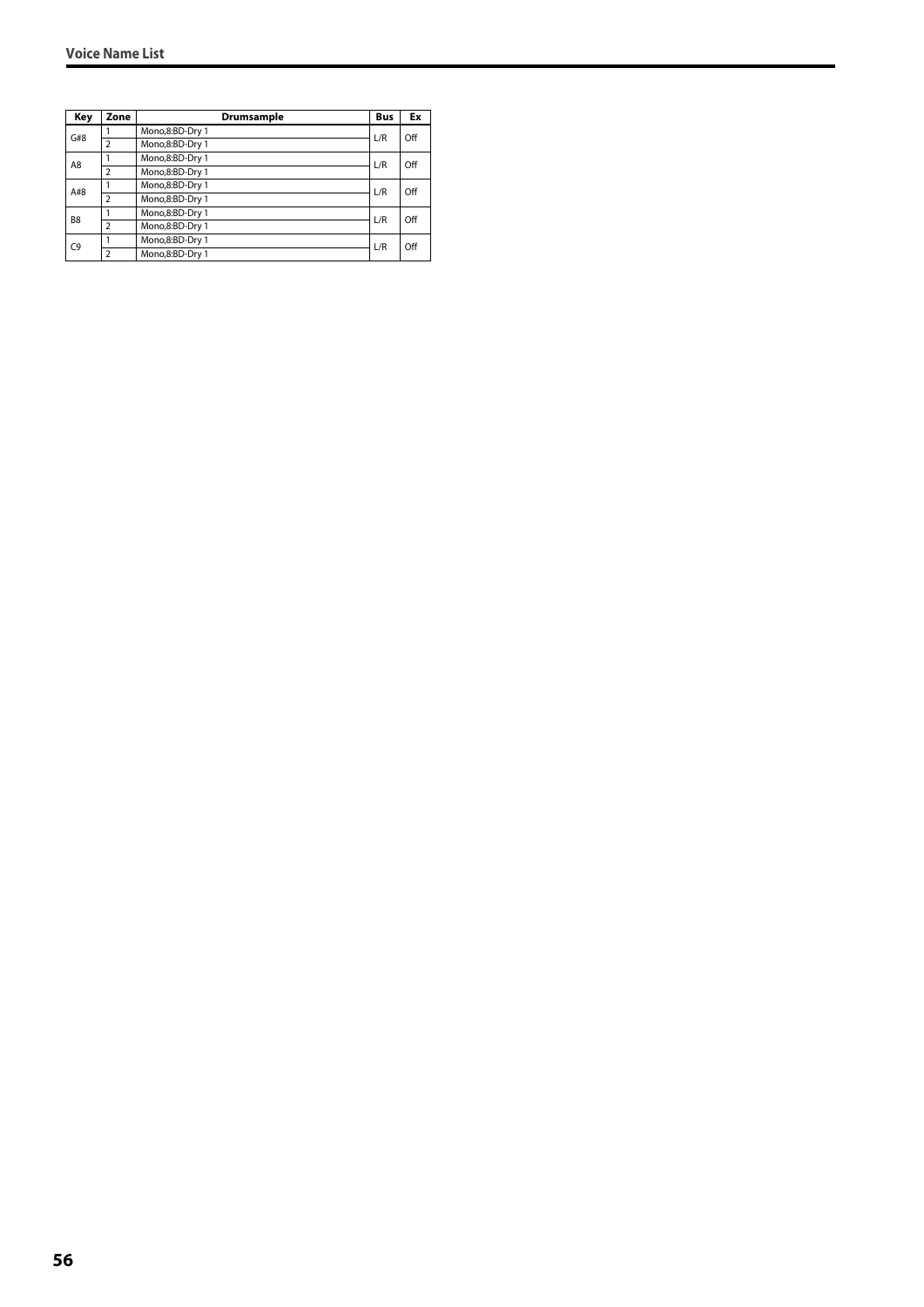| Key | Zone | Drumsample | Bus | Ex |
|---|---|---|---|---|
| G#8 | 1 | Mono,8:BD-Dry 1 | L/R | Off |
| | 2 | Mono,8:BD-Dry 1 | | |
| A8 | 1 | Mono,8:BD-Dry 1 | L/R | Off |
| | 2 | Mono,8:BD-Dry 1 | | |
| A#8 | 1 | Mono,8:BD-Dry 1 | L/R | Off |
| | 2 | Mono,8:BD-Dry 1 | | |
| B8 | 1 | Mono,8:BD-Dry 1 | L/R | Off |
| | 2 | Mono,8:BD-Dry 1 | | |
| C9 | 1 | Mono,8:BD-Dry 1 | L/R | Off |
| | 2 | Mono,8:BD-Dry 1 | | |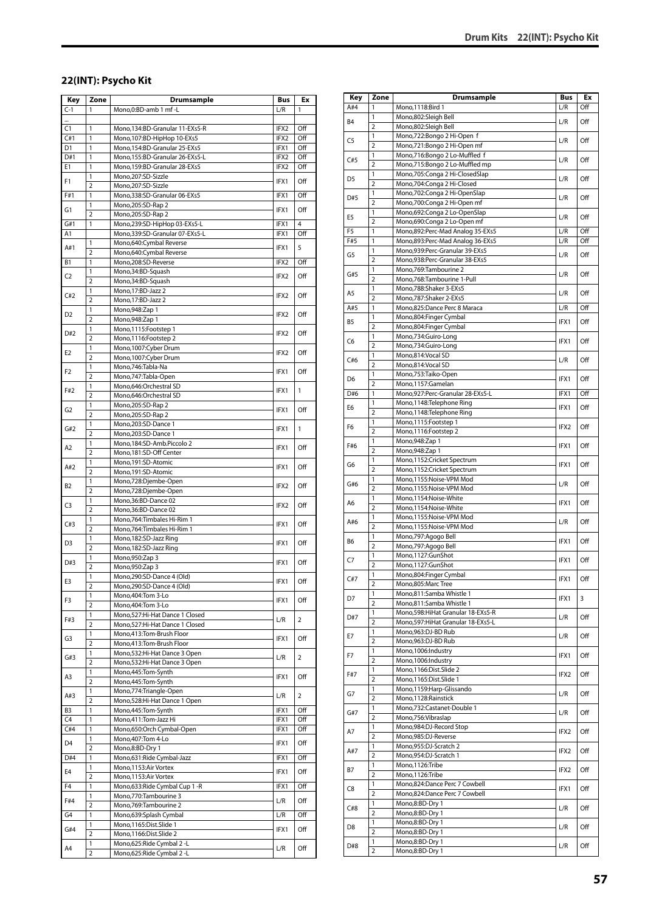## 22(INT): Psycho Kit

| Key | Zone | Drumsample | Bus | Ex |
|---|---|---|---|---|
| C-1 | 1 | Mono,0:BD-amb 1 mf -L | L/R | 1 |
| ... | | | | |
| C1 | 1 | Mono,134:BD-Granular 11-EXs5-R | IFX2 | Off |
| C#1 | 1 | Mono,107:BD-HipHop 10-EXs5 | IFX2 | Off |
| D1 | 1 | Mono,154:BD-Granular 25-EXs5 | IFX1 | Off |
| D#1 | 1 | Mono,155:BD-Granular 26-EXs5-L | IFX2 | Off |
| E1 | 1 | Mono,159:BD-Granular 28-EXs5 | IFX2 | Off |
| F1 | 1 | Mono,207:SD-Sizzle | IFX1 | Off |
| | 2 | Mono,207:SD-Sizzle | | |
| F#1 | 1 | Mono,338:SD-Granular 06-EXs5 | IFX1 | Off |
| G1 | 1 | Mono,205:SD-Rap 2 | IFX1 | Off |
| | 2 | Mono,205:SD-Rap 2 | | |
| G#1 | 1 | Mono,239:SD-HipHop 03-EXs5-L | IFX1 | 4 |
| A1 | | Mono,339:SD-Granular 07-EXs5-L | IFX1 | Off |
| A#1 | 1 | Mono,640:Cymbal Reverse | IFX1 | 5 |
| | 2 | Mono,640:Cymbal Reverse | | |
| B1 | 1 | Mono,208:SD-Reverse | IFX2 | Off |
| C2 | 1 | Mono,34:BD-Squash | IFX2 | Off |
| | 2 | Mono,34:BD-Squash | | |
| C#2 | 1 | Mono,17:BD-Jazz 2 | IFX2 | Off |
| | 2 | Mono,17:BD-Jazz 2 | | |
| D2 | 1 | Mono,948:Zap 1 | IFX2 | Off |
| | 2 | Mono,948:Zap 1 | | |
| D#2 | 1 | Mono,1115:Footstep 1 | IFX2 | Off |
| | 2 | Mono,1116:Footstep 2 | | |
| E2 | 1 | Mono,1007:Cyber Drum | IFX2 | Off |
| | 2 | Mono,1007:Cyber Drum | | |
| F2 | 1 | Mono,746:Tabla-Na | IFX1 | Off |
| | 2 | Mono,747:Tabla-Open | | |
| F#2 | 1 | Mono,646:Orchestral SD | IFX1 | 1 |
| | 2 | Mono,646:Orchestral SD | | |
| G2 | 1 | Mono,205:SD-Rap 2 | IFX1 | Off |
| | 2 | Mono,205:SD-Rap 2 | | |
| G#2 | 1 | Mono,203:SD-Dance 1 | IFX1 | 1 |
| | 2 | Mono,203:SD-Dance 1 | | |
| A2 | 1 | Mono,184:SD-Amb.Piccolo 2 | IFX1 | Off |
| | 2 | Mono,181:SD-Off Center | | |
| A#2 | 1 | Mono,191:SD-Atomic | IFX1 | Off |
| | 2 | Mono,191:SD-Atomic | | |
| B2 | 1 | Mono,728:Djembe-Open | IFX2 | Off |
| | 2 | Mono,728:Djembe-Open | | |
| C3 | 1 | Mono,36:BD-Dance 02 | IFX2 | Off |
| | 2 | Mono,36:BD-Dance 02 | | |
| C#3 | 1 | Mono,764:Timbales Hi-Rim 1 | IFX1 | Off |
| | 2 | Mono,764:Timbales Hi-Rim 1 | | |
| D3 | 1 | Mono,182:SD-Jazz Ring | IFX1 | Off |
| | 2 | Mono,182:SD-Jazz Ring | | |
| D#3 | 1 | Mono,950:Zap 3 | IFX1 | Off |
| | 2 | Mono,950:Zap 3 | | |
| E3 | 1 | Mono,290:SD-Dance 4 (Old) | IFX1 | Off |
| | 2 | Mono,290:SD-Dance 4 (Old) | | |
| F3 | 1 | Mono,404:Tom 3-Lo | IFX1 | Off |
| | 2 | Mono,404:Tom 3-Lo | | |
| F#3 | 1 | Mono,527:Hi-Hat Dance 1 Closed | L/R | 2 |
| | 2 | Mono,527:Hi-Hat Dance 1 Closed | | |
| G3 | 1 | Mono,413:Tom-Brush Floor | IFX1 | Off |
| | 2 | Mono,413:Tom-Brush Floor | | |
| G#3 | 1 | Mono,532:Hi-Hat Dance 3 Open | L/R | 2 |
| | 2 | Mono,532:Hi-Hat Dance 3 Open | | |
| A3 | 1 | Mono,445:Tom-Synth | IFX1 | Off |
| | 2 | Mono,445:Tom-Synth | | |
| A#3 | 1 | Mono,774:Triangle-Open | L/R | 2 |
| | 2 | Mono,528:Hi-Hat Dance 1 Open | | |
| B3 | 1 | Mono,445:Tom-Synth | IFX1 | Off |
| C4 | 1 | Mono,411:Tom-Jazz Hi | IFX1 | Off |
| C#4 | 1 | Mono,650:Orch Cymbal-Open | IFX1 | Off |
| D4 | 1 | Mono,407:Tom 4-Lo | IFX1 | Off |
| | 2 | Mono,8:BD-Dry 1 | | |
| D#4 | 1 | Mono,631:Ride Cymbal-Jazz | IFX1 | Off |
| E4 | 1 | Mono,1153:Air Vortex | IFX1 | Off |
| | 2 | Mono,1153:Air Vortex | | |
| F4 | 1 | Mono,633:Ride Cymbal Cup 1 -R | IFX1 | Off |
| F#4 | 1 | Mono,770:Tambourine 3 | L/R | Off |
| | 2 | Mono,769:Tambourine 2 | | |
| G4 | 1 | Mono,639:Splash Cymbal | L/R | Off |
| G#4 | 1 | Mono,1165:Dist.Slide 1 | IFX1 | Off |
| | 2 | Mono,1166:Dist.Slide 2 | | |
| A4 | 1 | Mono,625:Ride Cymbal 2 -L | L/R | Off |
| | 2 | Mono,625:Ride Cymbal 2 -L | | |
| A#4 | 1 | Mono,1118:Bird 1 | L/R | Off |
| B4 | 1 | Mono,802:Sleigh Bell | L/R | Off |
| | 2 | Mono,802:Sleigh Bell | | |
| C5 | 1 | Mono,722:Bongo 2 Hi-Open f | L/R | Off |
| | 2 | Mono,721:Bongo 2 Hi-Open mf | | |
| C#5 | 1 | Mono,716:Bongo 2 Lo-Muffled f | L/R | Off |
| | 2 | Mono,715:Bongo 2 Lo-Muffled mp | | |
| D5 | 1 | Mono,705:Conga 2 Hi-ClosedSlap | L/R | Off |
| | 2 | Mono,704:Conga 2 Hi-Closed | | |
| D#5 | 1 | Mono,702:Conga 2 Hi-OpenSlap | L/R | Off |
| | 2 | Mono,700:Conga 2 Hi-Open mf | | |
| E5 | 1 | Mono,692:Conga 2 Lo-OpenSlap | L/R | Off |
| | 2 | Mono,690:Conga 2 Lo-Open mf | | |
| F5 | 1 | Mono,892:Perc-Mad Analog 35-EXs5 | L/R | Off |
| F#5 | 1 | Mono,893:Perc-Mad Analog 36-EXs5 | L/R | Off |
| G5 | 1 | Mono,939:Perc-Granular 39-EXs5 | L/R | Off |
| | 2 | Mono,938:Perc-Granular 38-EXs5 | | |
| G#5 | 1 | Mono,769:Tambourine 2 | L/R | Off |
| | 2 | Mono,768:Tambourine 1-Pull | | |
| A5 | 1 | Mono,788:Shaker 3-EXs5 | L/R | Off |
| | 2 | Mono,787:Shaker 2-EXs5 | | |
| A#5 | 1 | Mono,825:Dance Perc 8 Maraca | L/R | Off |
| B5 | 1 | Mono,804:Finger Cymbal | IFX1 | Off |
| | 2 | Mono,804:Finger Cymbal | | |
| C6 | 1 | Mono,734:Guiro-Long | IFX1 | Off |
| | 2 | Mono,734:Guiro-Long | | |
| C#6 | 1 | Mono,814:Vocal SD | L/R | Off |
| | 2 | Mono,814:Vocal SD | | |
| D6 | 1 | Mono,753:Taiko-Open | IFX1 | Off |
| | 2 | Mono,1157:Gamelan | | |
| D#6 | 1 | Mono,927:Perc-Granular 28-EXs5-L | IFX1 | Off |
| E6 | 1 | Mono,1148:Telephone Ring | IFX1 | Off |
| | 2 | Mono,1148:Telephone Ring | | |
| F6 | 1 | Mono,1115:Footstep 1 | IFX2 | Off |
| | 2 | Mono,1116:Footstep 2 | | |
| F#6 | 1 | Mono,948:Zap 1 | IFX1 | Off |
| | 2 | Mono,948:Zap 1 | | |
| G6 | 1 | Mono,1152:Cricket Spectrum | IFX1 | Off |
| | 2 | Mono,1152:Cricket Spectrum | | |
| G#6 | 1 | Mono,1155:Noise-VPM Mod | L/R | Off |
| | 2 | Mono,1155:Noise-VPM Mod | | |
| A6 | 1 | Mono,1154:Noise-White | IFX1 | Off |
| | 2 | Mono,1154:Noise-White | | |
| A#6 | 1 | Mono,1155:Noise-VPM Mod | L/R | Off |
| | 2 | Mono,1155:Noise-VPM Mod | | |
| B6 | 1 | Mono,797:Agogo Bell | IFX1 | Off |
| | 2 | Mono,797:Agogo Bell | | |
| C7 | 1 | Mono,1127:GunShot | IFX1 | Off |
| | 2 | Mono,1127:GunShot | | |
| C#7 | 1 | Mono,804:Finger Cymbal | IFX1 | Off |
| | 2 | Mono,805:Marc Tree | | |
| D7 | 1 | Mono,811:Samba Whistle 1 | IFX1 | 3 |
| | 2 | Mono,811:Samba Whistle 1 | | |
| D#7 | 1 | Mono,598:HiHat Granular 18-EXs5-R | L/R | Off |
| | 2 | Mono,597:HiHat Granular 18-EXs5-L | | |
| E7 | 1 | Mono,963:DJ-BD Rub | L/R | Off |
| | 2 | Mono,963:DJ-BD Rub | | |
| F7 | 1 | Mono,1006:Industry | IFX1 | Off |
| | 2 | Mono,1006:Industry | | |
| F#7 | 1 | Mono,1166:Dist.Slide 2 | IFX2 | Off |
| | 2 | Mono,1165:Dist.Slide 1 | | |
| G7 | 1 | Mono,1159:Harp-Glissando | L/R | Off |
| | 2 | Mono,1128:Rainstick | | |
| G#7 | 1 | Mono,732:Castanet-Double 1 | L/R | Off |
| | 2 | Mono,756:Vibraslap | | |
| A7 | 1 | Mono,984:DJ-Record Stop | IFX2 | Off |
| | 2 | Mono,985:DJ-Reverse | | |
| A#7 | 1 | Mono,955:DJ-Scratch 2 | IFX2 | Off |
| | 2 | Mono,954:DJ-Scratch 1 | | |
| B7 | 1 | Mono,1126:Tribe | IFX2 | Off |
| | 2 | Mono,1126:Tribe | | |
| C8 | 1 | Mono,824:Dance Perc 7 Cowbell | IFX1 | Off |
| | 2 | Mono,824:Dance Perc 7 Cowbell | | |
| C#8 | 1 | Mono,8:BD-Dry 1 | L/R | Off |
| | 2 | Mono,8:BD-Dry 1 | | |
| D8 | 1 | Mono,8:BD-Dry 1 | L/R | Off |
| | 2 | Mono,8:BD-Dry 1 | | |
| D#8 | 1 | Mono,8:BD-Dry 1 | L/R | Off |
| | 2 | Mono,8:BD-Dry 1 | | |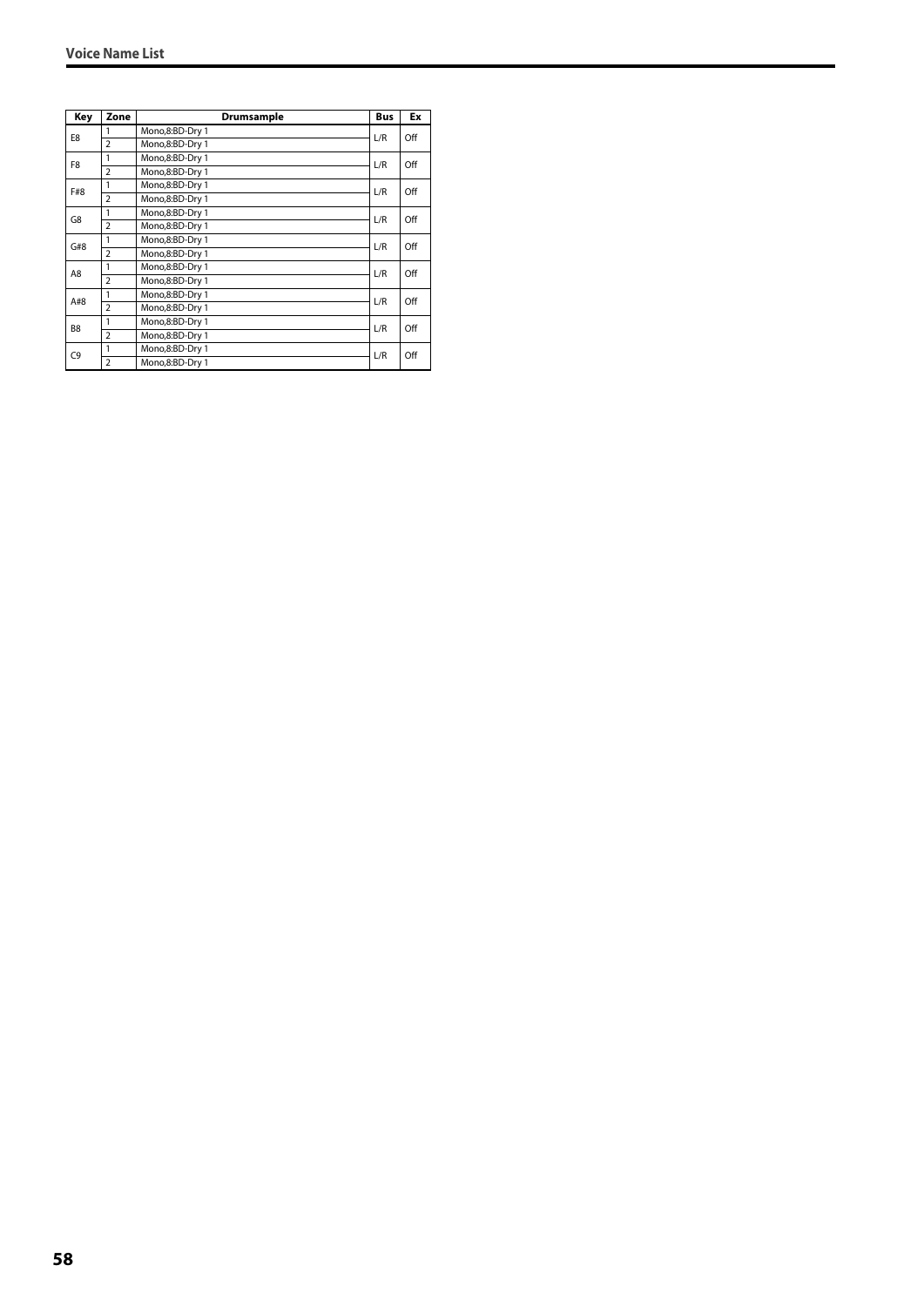| Key | Zone | Drumsample | Bus | Ex |
|---|---|---|---|---|
| E8 | 1 | Mono,8:BD-Dry 1 | L/R | Off |
| | 2 | Mono,8:BD-Dry 1 | | |
| F8 | 1 | Mono,8:BD-Dry 1 | L/R | Off |
| | 2 | Mono,8:BD-Dry 1 | | |
| F#8 | 1 | Mono,8:BD-Dry 1 | L/R | Off |
| | 2 | Mono,8:BD-Dry 1 | | |
| G8 | 1 | Mono,8:BD-Dry 1 | L/R | Off |
| | 2 | Mono,8:BD-Dry 1 | | |
| G#8 | 1 | Mono,8:BD-Dry 1 | L/R | Off |
| | 2 | Mono,8:BD-Dry 1 | | |
| A8 | 1 | Mono,8:BD-Dry 1 | L/R | Off |
| | 2 | Mono,8:BD-Dry 1 | | |
| A#8 | 1 | Mono,8:BD-Dry 1 | L/R | Off |
| | 2 | Mono,8:BD-Dry 1 | | |
| B8 | 1 | Mono,8:BD-Dry 1 | L/R | Off |
| | 2 | Mono,8:BD-Dry 1 | | |
| C9 | 1 | Mono,8:BD-Dry 1 | L/R | Off |
| | 2 | Mono,8:BD-Dry 1 | | |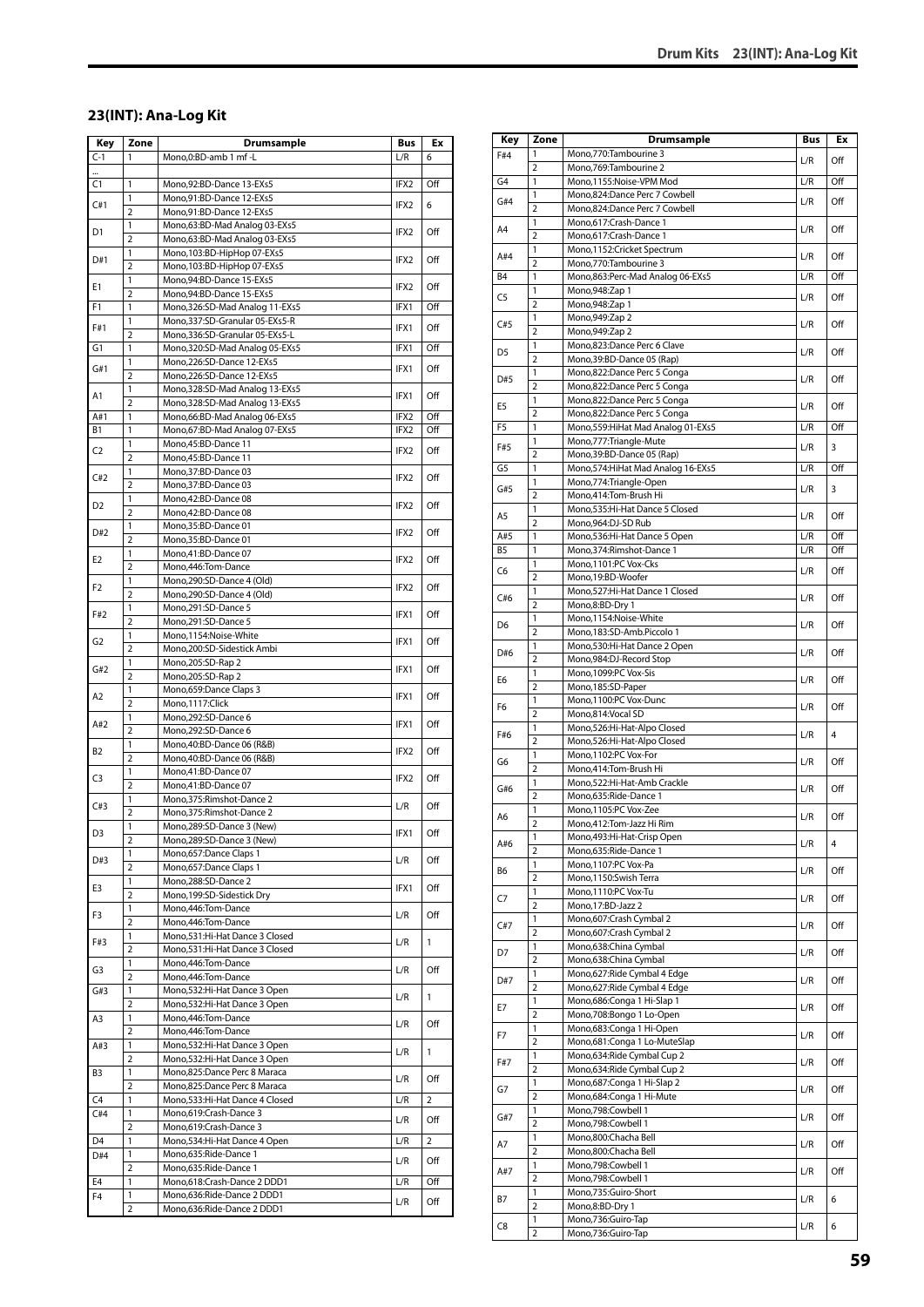## 23(INT): Ana-Log Kit

| Key | Zone | Drumsample | Bus | Ex |
|---|---|---|---|---|
| C-1 | 1 | Mono,0:BD-amb 1 mf -L | L/R | 6 |
| ... | | | | |
| C1 | 1 | Mono,92:BD-Dance 13-EXs5 | IFX2 | Off |
| C#1 | 1 | Mono,91:BD-Dance 12-EXs5 | IFX2 | 6 |
| | 2 | Mono,91:BD-Dance 12-EXs5 | | |
| D1 | 1 | Mono,63:BD-Mad Analog 03-EXs5 | IFX2 | Off |
| | 2 | Mono,63:BD-Mad Analog 03-EXs5 | | |
| D#1 | 1 | Mono,103:BD-HipHop 07-EXs5 | IFX2 | Off |
| | 2 | Mono,103:BD-HipHop 07-EXs5 | | |
| E1 | 1 | Mono,94:BD-Dance 15-EXs5 | IFX2 | Off |
| | 2 | Mono,94:BD-Dance 15-EXs5 | | |
| F1 | 1 | Mono,326:SD-Mad Analog 11-EXs5 | IFX1 | Off |
| F#1 | 1 | Mono,337:SD-Granular 05-EXs5-R | IFX1 | Off |
| | 2 | Mono,336:SD-Granular 05-EXs5-L | | |
| G1 | 1 | Mono,320:SD-Mad Analog 05-EXs5 | IFX1 | Off |
| G#1 | 1 | Mono,226:SD-Dance 12-EXs5 | IFX1 | Off |
| | 2 | Mono,226:SD-Dance 12-EXs5 | | |
| A1 | 1 | Mono,328:SD-Mad Analog 13-EXs5 | IFX1 | Off |
| | 2 | Mono,328:SD-Mad Analog 13-EXs5 | | |
| A#1 | 1 | Mono,66:BD-Mad Analog 06-EXs5 | IFX2 | Off |
| B1 | 1 | Mono,67:BD-Mad Analog 07-EXs5 | IFX2 | Off |
| C2 | 1 | Mono,45:BD-Dance 11 | IFX2 | Off |
| | 2 | Mono,45:BD-Dance 11 | | |
| C#2 | 1 | Mono,37:BD-Dance 03 | IFX2 | Off |
| | 2 | Mono,37:BD-Dance 03 | | |
| D2 | 1 | Mono,42:BD-Dance 08 | IFX2 | Off |
| | 2 | Mono,42:BD-Dance 08 | | |
| D#2 | 1 | Mono,35:BD-Dance 01 | IFX2 | Off |
| | 2 | Mono,35:BD-Dance 01 | | |
| E2 | 1 | Mono,41:BD-Dance 07 | IFX2 | Off |
| | 2 | Mono,446:Tom-Dance | | |
| F2 | 1 | Mono,290:SD-Dance 4 (Old) | IFX2 | Off |
| | 2 | Mono,290:SD-Dance 4 (Old) | | |
| F#2 | 1 | Mono,291:SD-Dance 5 | IFX1 | Off |
| | 2 | Mono,291:SD-Dance 5 | | |
| G2 | 1 | Mono,1154:Noise-White | IFX1 | Off |
| | 2 | Mono,200:SD-Sidestick Ambi | | |
| G#2 | 1 | Mono,205:SD-Rap 2 | IFX1 | Off |
| | 2 | Mono,205:SD-Rap 2 | | |
| A2 | 1 | Mono,659:Dance Claps 3 | IFX1 | Off |
| | 2 | Mono,1117:Click | | |
| A#2 | 1 | Mono,292:SD-Dance 6 | IFX1 | Off |
| | 2 | Mono,292:SD-Dance 6 | | |
| B2 | 1 | Mono,40:BD-Dance 06 (R&B) | IFX2 | Off |
| | 2 | Mono,40:BD-Dance 06 (R&B) | | |
| C3 | 1 | Mono,41:BD-Dance 07 | IFX2 | Off |
| | 2 | Mono,41:BD-Dance 07 | | |
| C#3 | 1 | Mono,375:Rimshot-Dance 2 | L/R | Off |
| | 2 | Mono,375:Rimshot-Dance 2 | | |
| D3 | 1 | Mono,289:SD-Dance 3 (New) | IFX1 | Off |
| | 2 | Mono,289:SD-Dance 3 (New) | | |
| D#3 | 1 | Mono,657:Dance Claps 1 | L/R | Off |
| | 2 | Mono,657:Dance Claps 1 | | |
| E3 | 1 | Mono,288:SD-Dance 2 | IFX1 | Off |
| | 2 | Mono,199:SD-Sidestick Dry | | |
| F3 | 1 | Mono,446:Tom-Dance | L/R | Off |
| | 2 | Mono,446:Tom-Dance | | |
| F#3 | 1 | Mono,531:Hi-Hat Dance 3 Closed | L/R | 1 |
| | 2 | Mono,531:Hi-Hat Dance 3 Closed | | |
| G3 | 1 | Mono,446:Tom-Dance | L/R | Off |
| | 2 | Mono,446:Tom-Dance | | |
| G#3 | 1 | Mono,532:Hi-Hat Dance 3 Open | L/R | 1 |
| | 2 | Mono,532:Hi-Hat Dance 3 Open | | |
| A3 | 1 | Mono,446:Tom-Dance | L/R | Off |
| | 2 | Mono,446:Tom-Dance | | |
| A#3 | 1 | Mono,532:Hi-Hat Dance 3 Open | L/R | 1 |
| | 2 | Mono,532:Hi-Hat Dance 3 Open | | |
| B3 | 1 | Mono,825:Dance Perc 8 Maraca | L/R | Off |
| | 2 | Mono,825:Dance Perc 8 Maraca | | |
| C4 | 1 | Mono,533:Hi-Hat Dance 4 Closed | L/R | 2 |
| C#4 | 1 | Mono,619:Crash-Dance 3 | L/R | Off |
| | 2 | Mono,619:Crash-Dance 3 | | |
| D4 | 1 | Mono,534:Hi-Hat Dance 4 Open | L/R | 2 |
| D#4 | 1 | Mono,635:Ride-Dance 1 | L/R | Off |
| | 2 | Mono,635:Ride-Dance 1 | | |
| E4 | 1 | Mono,618:Crash-Dance 2 DDD1 | L/R | Off |
| F4 | 1 | Mono,636:Ride-Dance 2 DDD1 | L/R | Off |
| | 2 | Mono,636:Ride-Dance 2 DDD1 | | |
| F#4 | 1 | Mono,770:Tambourine 3 | L/R | Off |
| | 2 | Mono,769:Tambourine 2 | | |
| G4 | 1 | Mono,1155:Noise-VPM Mod | L/R | Off |
| G#4 | 1 | Mono,824:Dance Perc 7 Cowbell | L/R | Off |
| | 2 | Mono,824:Dance Perc 7 Cowbell | | |
| A4 | 1 | Mono,617:Crash-Dance 1 | L/R | Off |
| | 2 | Mono,617:Crash-Dance 1 | | |
| A#4 | 1 | Mono,1152:Cricket Spectrum | L/R | Off |
| | 2 | Mono,770:Tambourine 3 | | |
| B4 | 1 | Mono,863:Perc-Mad Analog 06-EXs5 | L/R | Off |
| C5 | 1 | Mono,948:Zap 1 | L/R | Off |
| | 2 | Mono,948:Zap 1 | | |
| C#5 | 1 | Mono,949:Zap 2 | L/R | Off |
| | 2 | Mono,949:Zap 2 | | |
| D5 | 1 | Mono,823:Dance Perc 6 Clave | L/R | Off |
| | 2 | Mono,39:BD-Dance 05 (Rap) | | |
| D#5 | 1 | Mono,822:Dance Perc 5 Conga | L/R | Off |
| | 2 | Mono,822:Dance Perc 5 Conga | | |
| E5 | 1 | Mono,822:Dance Perc 5 Conga | L/R | Off |
| | 2 | Mono,822:Dance Perc 5 Conga | | |
| F5 | 1 | Mono,559:HiHat Mad Analog 01-EXs5 | L/R | Off |
| F#5 | 1 | Mono,777:Triangle-Mute | L/R | 3 |
| | 2 | Mono,39:BD-Dance 05 (Rap) | | |
| G5 | 1 | Mono,574:HiHat Mad Analog 16-EXs5 | L/R | Off |
| G#5 | 1 | Mono,774:Triangle-Open | L/R | 3 |
| | 2 | Mono,414:Tom-Brush Hi | | |
| A5 | 1 | Mono,535:Hi-Hat Dance 5 Closed | L/R | Off |
| | 2 | Mono,964:DJ-SD Rub | | |
| A#5 | 1 | Mono,536:Hi-Hat Dance 5 Open | L/R | Off |
| B5 | 1 | Mono,374:Rimshot-Dance 1 | L/R | Off |
| C6 | 1 | Mono,1101:PC Vox-Cks | L/R | Off |
| | 2 | Mono,19:BD-Woofer | | |
| C#6 | 1 | Mono,527:Hi-Hat Dance 1 Closed | L/R | Off |
| | 2 | Mono,8:BD-Dry 1 | | |
| D6 | 1 | Mono,1154:Noise-White | L/R | Off |
| | 2 | Mono,183:SD-Amb.Piccolo 1 | | |
| D#6 | 1 | Mono,530:Hi-Hat Dance 2 Open | L/R | Off |
| | 2 | Mono,984:DJ-Record Stop | | |
| E6 | 1 | Mono,1099:PC Vox-Sis | L/R | Off |
| | 2 | Mono,185:SD-Paper | | |
| F6 | 1 | Mono,1100:PC Vox-Dunc | L/R | Off |
| | 2 | Mono,814:Vocal SD | | |
| F#6 | 1 | Mono,526:Hi-Hat-Alpo Closed | L/R | 4 |
| | 2 | Mono,526:Hi-Hat-Alpo Closed | | |
| G6 | 1 | Mono,1102:PC Vox-For | L/R | Off |
| | 2 | Mono,414:Tom-Brush Hi | | |
| G#6 | 1 | Mono,522:Hi-Hat-Amb Crackle | L/R | Off |
| | 2 | Mono,635:Ride-Dance 1 | | |
| A6 | 1 | Mono,1105:PC Vox-Zee | L/R | Off |
| | 2 | Mono,412:Tom-Jazz Hi Rim | | |
| A#6 | 1 | Mono,493:Hi-Hat-Crisp Open | L/R | 4 |
| | 2 | Mono,635:Ride-Dance 1 | | |
| B6 | 1 | Mono,1107:PC Vox-Pa | L/R | Off |
| | 2 | Mono,1150:Swish Terra | | |
| C7 | 1 | Mono,1110:PC Vox-Tu | L/R | Off |
| | 2 | Mono,17:BD-Jazz 2 | | |
| C#7 | 1 | Mono,607:Crash Cymbal 2 | L/R | Off |
| | 2 | Mono,607:Crash Cymbal 2 | | |
| D7 | 1 | Mono,638:China Cymbal | L/R | Off |
| | 2 | Mono,638:China Cymbal | | |
| D#7 | 1 | Mono,627:Ride Cymbal 4 Edge | L/R | Off |
| | 2 | Mono,627:Ride Cymbal 4 Edge | | |
| E7 | 1 | Mono,686:Conga 1 Hi-Slap 1 | L/R | Off |
| | 2 | Mono,708:Bongo 1 Lo-Open | | |
| F7 | 1 | Mono,683:Conga 1 Hi-Open | L/R | Off |
| | 2 | Mono,681:Conga 1 Lo-MuteSlap | | |
| F#7 | 1 | Mono,634:Ride Cymbal Cup 2 | L/R | Off |
| | 2 | Mono,634:Ride Cymbal Cup 2 | | |
| G7 | 1 | Mono,687:Conga 1 Hi-Slap 2 | L/R | Off |
| | 2 | Mono,684:Conga 1 Hi-Mute | | |
| G#7 | 1 | Mono,798:Cowbell 1 | L/R | Off |
| | 2 | Mono,798:Cowbell 1 | | |
| A7 | 1 | Mono,800:Chacha Bell | L/R | Off |
| | 2 | Mono,800:Chacha Bell | | |
| A#7 | 1 | Mono,798:Cowbell 1 | L/R | Off |
| | 2 | Mono,798:Cowbell 1 | | |
| B7 | 1 | Mono,735:Guiro-Short | L/R | 6 |
| | 2 | Mono,8:BD-Dry 1 | | |
| C8 | 1 | Mono,736:Guiro-Tap | L/R | 6 |
| | 2 | Mono,736:Guiro-Tap | | |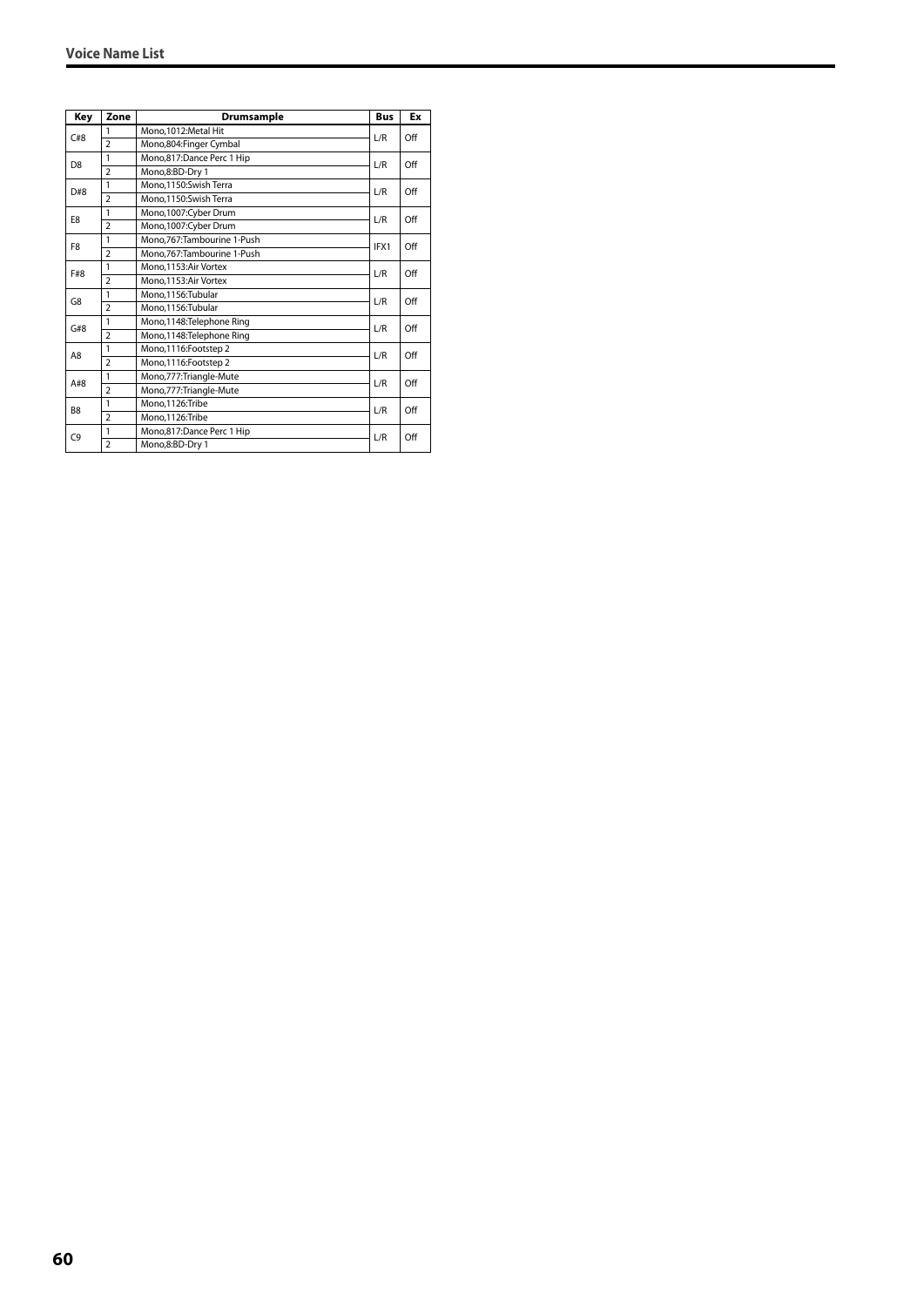| Key | Zone | Drumsample | Bus | Ex |
|---|---|---|---|---|
| C#8 | 1 | Mono,1012:Metal Hit | L/R | Off |
| | 2 | Mono,804:Finger Cymbal | | |
| D8 | 1 | Mono,817:Dance Perc 1 Hip | L/R | Off |
| | 2 | Mono,8:BD-Dry 1 | | |
| D#8 | 1 | Mono,1150:Swish Terra | L/R | Off |
| | 2 | Mono,1150:Swish Terra | | |
| E8 | 1 | Mono,1007:Cyber Drum | L/R | Off |
| | 2 | Mono,1007:Cyber Drum | | |
| F8 | 1 | Mono,767:Tambourine 1-Push | IFX1 | Off |
| | 2 | Mono,767:Tambourine 1-Push | | |
| F#8 | 1 | Mono,1153:Air Vortex | L/R | Off |
| | 2 | Mono,1153:Air Vortex | | |
| G8 | 1 | Mono,1156:Tubular | L/R | Off |
| | 2 | Mono,1156:Tubular | | |
| G#8 | 1 | Mono,1148:Telephone Ring | L/R | Off |
| | 2 | Mono,1148:Telephone Ring | | |
| A8 | 1 | Mono,1116:Footstep 2 | L/R | Off |
| | 2 | Mono,1116:Footstep 2 | | |
| A#8 | 1 | Mono,777:Triangle-Mute | L/R | Off |
| | 2 | Mono,777:Triangle-Mute | | |
| B8 | 1 | Mono,1126:Tribe | L/R | Off |
| | 2 | Mono,1126:Tribe | | |
| C9 | 1 | Mono,817:Dance Perc 1 Hip | L/R | Off |
| | 2 | Mono,8:BD-Dry 1 | | |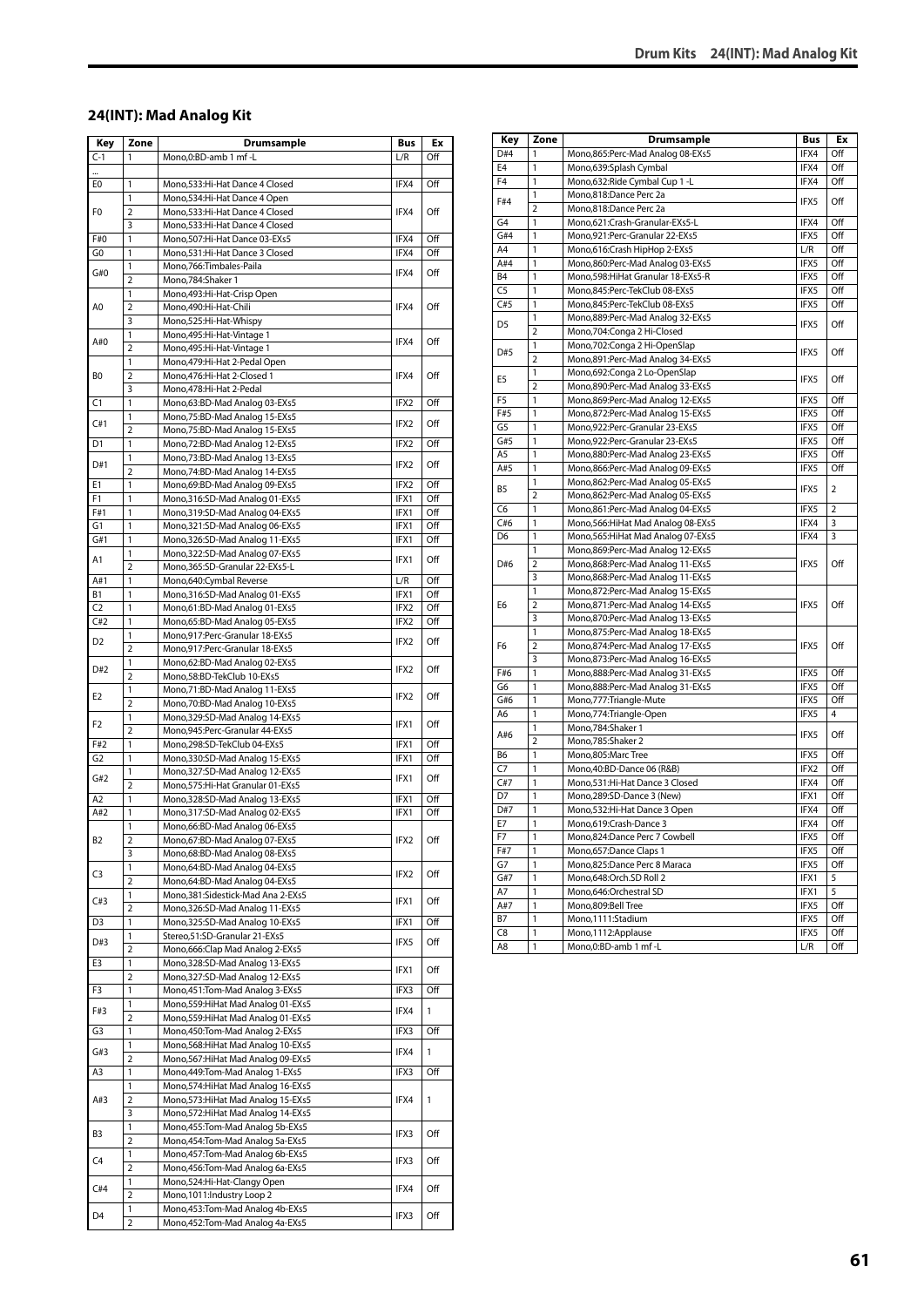## 24(INT): Mad Analog Kit

| Key | Zone | Drumsample | Bus | Ex |
|---|---|---|---|---|
| C-1 | 1 | Mono,0:BD-amb 1 mf -L | L/R | Off |
| ... | | | | |
| E0 | 1 | Mono,533:Hi-Hat Dance 4 Closed | IFX4 | Off |
| F0 | 1 | Mono,534:Hi-Hat Dance 4 Open | IFX4 | Off |
| | 2 | Mono,533:Hi-Hat Dance 4 Closed | | |
| | 3 | Mono,533:Hi-Hat Dance 4 Closed | | |
| F#0 | 1 | Mono,507:Hi-Hat Dance 03-EXs5 | IFX4 | Off |
| G0 | 1 | Mono,531:Hi-Hat Dance 3 Closed | IFX4 | Off |
| G#0 | 1 | Mono,766:Timbales-Paila | IFX4 | Off |
| | 2 | Mono,784:Shaker 1 | | |
| A0 | 1 | Mono,493:Hi-Hat-Crisp Open | IFX4 | Off |
| | 2 | Mono,490:Hi-Hat-Chili | | |
| | 3 | Mono,525:Hi-Hat-Whispy | | |
| A#0 | 1 | Mono,495:Hi-Hat-Vintage 1 | IFX4 | Off |
| | 2 | Mono,495:Hi-Hat-Vintage 1 | | |
| B0 | 1 | Mono,479:Hi-Hat 2-Pedal Open | IFX4 | Off |
| | 2 | Mono,476:Hi-Hat 2-Closed 1 | | |
| | 3 | Mono,478:Hi-Hat 2-Pedal | | |
| C1 | 1 | Mono,63:BD-Mad Analog 03-EXs5 | IFX2 | Off |
| C#1 | 1 | Mono,75:BD-Mad Analog 15-EXs5 | IFX2 | Off |
| | 2 | Mono,75:BD-Mad Analog 15-EXs5 | | |
| D1 | 1 | Mono,72:BD-Mad Analog 12-EXs5 | IFX2 | Off |
| D#1 | 1 | Mono,73:BD-Mad Analog 13-EXs5 | IFX2 | Off |
| | 2 | Mono,74:BD-Mad Analog 14-EXs5 | | |
| E1 | 1 | Mono,69:BD-Mad Analog 09-EXs5 | IFX2 | Off |
| F1 | 1 | Mono,316:SD-Mad Analog 01-EXs5 | IFX1 | Off |
| F#1 | 1 | Mono,319:SD-Mad Analog 04-EXs5 | IFX1 | Off |
| G1 | 1 | Mono,321:SD-Mad Analog 06-EXs5 | IFX1 | Off |
| G#1 | 1 | Mono,326:SD-Mad Analog 11-EXs5 | IFX1 | Off |
| A1 | 1 | Mono,322:SD-Mad Analog 07-EXs5 | IFX1 | Off |
| | 2 | Mono,365:SD-Granular 22-EXs5-L | | |
| A#1 | 1 | Mono,640:Cymbal Reverse | L/R | Off |
| B1 | 1 | Mono,316:SD-Mad Analog 01-EXs5 | IFX1 | Off |
| C2 | 1 | Mono,61:BD-Mad Analog 01-EXs5 | IFX2 | Off |
| C#2 | 1 | Mono,65:BD-Mad Analog 05-EXs5 | IFX2 | Off |
| D2 | 1 | Mono,917:Perc-Granular 18-EXs5 | IFX2 | Off |
| | 2 | Mono,917:Perc-Granular 18-EXs5 | | |
| D#2 | 1 | Mono,62:BD-Mad Analog 02-EXs5 | IFX2 | Off |
| | 2 | Mono,58:BD-TekClub 10-EXs5 | | |
| E2 | 1 | Mono,71:BD-Mad Analog 11-EXs5 | IFX2 | Off |
| | 2 | Mono,70:BD-Mad Analog 10-EXs5 | | |
| F2 | 1 | Mono,329:SD-Mad Analog 14-EXs5 | IFX1 | Off |
| | 2 | Mono,945:Perc-Granular 44-EXs5 | | |
| F#2 | 1 | Mono,298:SD-TekClub 04-EXs5 | IFX1 | Off |
| G2 | 1 | Mono,330:SD-Mad Analog 15-EXs5 | IFX1 | Off |
| G#2 | 1 | Mono,327:SD-Mad Analog 12-EXs5 | IFX1 | Off |
| | 2 | Mono,575:Hi-Hat Granular 01-EXs5 | | |
| A2 | 1 | Mono,328:SD-Mad Analog 13-EXs5 | IFX1 | Off |
| A#2 | 1 | Mono,317:SD-Mad Analog 02-EXs5 | IFX1 | Off |
| B2 | 1 | Mono,66:BD-Mad Analog 06-EXs5 | IFX2 | Off |
| | 2 | Mono,67:BD-Mad Analog 07-EXs5 | | |
| | 3 | Mono,68:BD-Mad Analog 08-EXs5 | | |
| C3 | 1 | Mono,64:BD-Mad Analog 04-EXs5 | IFX2 | Off |
| | 2 | Mono,64:BD-Mad Analog 04-EXs5 | | |
| C#3 | 1 | Mono,381:Sidestick-Mad Ana 2-EXs5 | IFX1 | Off |
| | 2 | Mono,326:SD-Mad Analog 11-EXs5 | | |
| D3 | 1 | Mono,325:SD-Mad Analog 10-EXs5 | IFX1 | Off |
| D#3 | 1 | Stereo,51:SD-Granular 21-EXs5 | IFX5 | Off |
| | 2 | Mono,666:Clap Mad Analog 2-EXs5 | | |
| E3 | 1 | Mono,328:SD-Mad Analog 13-EXs5 | IFX1 | Off |
| | 2 | Mono,327:SD-Mad Analog 12-EXs5 | | |
| F3 | 1 | Mono,451:Tom-Mad Analog 3-EXs5 | IFX3 | Off |
| F#3 | 1 | Mono,559:HiHat Mad Analog 01-EXs5 | IFX4 | 1 |
| | 2 | Mono,559:HiHat Mad Analog 01-EXs5 | | |
| G3 | 1 | Mono,450:Tom-Mad Analog 2-EXs5 | IFX3 | Off |
| G#3 | 1 | Mono,568:HiHat Mad Analog 10-EXs5 | IFX4 | 1 |
| | 2 | Mono,567:HiHat Mad Analog 09-EXs5 | | |
| A3 | 1 | Mono,449:Tom-Mad Analog 1-EXs5 | IFX3 | Off |
| A#3 | 1 | Mono,574:HiHat Mad Analog 16-EXs5 | IFX4 | 1 |
| | 2 | Mono,573:HiHat Mad Analog 15-EXs5 | | |
| | 3 | Mono,572:HiHat Mad Analog 14-EXs5 | | |
| B3 | 1 | Mono,455:Tom-Mad Analog 5b-EXs5 | IFX3 | Off |
| | 2 | Mono,454:Tom-Mad Analog 5a-EXs5 | | |
| C4 | 1 | Mono,457:Tom-Mad Analog 6b-EXs5 | IFX3 | Off |
| | 2 | Mono,456:Tom-Mad Analog 6a-EXs5 | | |
| C#4 | 1 | Mono,524:Hi-Hat-Clangy Open | IFX4 | Off |
| | 2 | Mono,1011:Industry Loop 2 | | |
| D4 | 1 | Mono,453:Tom-Mad Analog 4b-EXs5 | IFX3 | Off |
| | 2 | Mono,452:Tom-Mad Analog 4a-EXs5 | | |
| D#4 | 1 | Mono,865:Perc-Mad Analog 08-EXs5 | IFX4 | Off |
| E4 | 1 | Mono,639:Splash Cymbal | IFX4 | Off |
| F4 | 1 | Mono,632:Ride Cymbal Cup 1 -L | IFX4 | Off |
| F#4 | 1 | Mono,818:Dance Perc 2a | IFX5 | Off |
| | 2 | Mono,818:Dance Perc 2a | | |
| G4 | 1 | Mono,621:Crash-Granular-EXs5-L | IFX4 | Off |
| G#4 | 1 | Mono,921:Perc-Granular 22-EXs5 | IFX5 | Off |
| A4 | 1 | Mono,616:Crash HipHop 2-EXs5 | L/R | Off |
| A#4 | 1 | Mono,860:Perc-Mad Analog 03-EXs5 | IFX5 | Off |
| B4 | 1 | Mono,598:HiHat Granular 18-EXs5-R | IFX5 | Off |
| C5 | 1 | Mono,845:Perc-TekClub 08-EXs5 | IFX5 | Off |
| C#5 | 1 | Mono,845:Perc-TekClub 08-EXs5 | IFX5 | Off |
| D5 | 1 | Mono,889:Perc-Mad Analog 32-EXs5 | IFX5 | Off |
| | 2 | Mono,704:Conga 2 Hi-Closed | | |
| D#5 | 1 | Mono,702:Conga 2 Hi-OpenSlap | IFX5 | Off |
| | 2 | Mono,891:Perc-Mad Analog 34-EXs5 | | |
| E5 | 1 | Mono,692:Conga 2 Lo-OpenSlap | IFX5 | Off |
| | 2 | Mono,890:Perc-Mad Analog 33-EXs5 | | |
| F5 | 1 | Mono,869:Perc-Mad Analog 12-EXs5 | IFX5 | Off |
| F#5 | 1 | Mono,872:Perc-Mad Analog 15-EXs5 | IFX5 | Off |
| G5 | 1 | Mono,922:Perc-Granular 23-EXs5 | IFX5 | Off |
| G#5 | 1 | Mono,922:Perc-Granular 23-EXs5 | IFX5 | Off |
| A5 | 1 | Mono,880:Perc-Mad Analog 23-EXs5 | IFX5 | Off |
| A#5 | 1 | Mono,866:Perc-Mad Analog 09-EXs5 | IFX5 | Off |
| B5 | 1 | Mono,862:Perc-Mad Analog 05-EXs5 | IFX5 | 2 |
| | 2 | Mono,862:Perc-Mad Analog 05-EXs5 | | |
| C6 | 1 | Mono,861:Perc-Mad Analog 04-EXs5 | IFX5 | 2 |
| C#6 | 1 | Mono,566:HiHat Mad Analog 08-EXs5 | IFX4 | 3 |
| D6 | 1 | Mono,565:HiHat Mad Analog 07-EXs5 | IFX4 | 3 |
| D#6 | 1 | Mono,869:Perc-Mad Analog 12-EXs5 | IFX5 | Off |
| | 2 | Mono,868:Perc-Mad Analog 11-EXs5 | | |
| | 3 | Mono,868:Perc-Mad Analog 11-EXs5 | | |
| E6 | 1 | Mono,872:Perc-Mad Analog 15-EXs5 | IFX5 | Off |
| | 2 | Mono,871:Perc-Mad Analog 14-EXs5 | | |
| | 3 | Mono,870:Perc-Mad Analog 13-EXs5 | | |
| F6 | 1 | Mono,875:Perc-Mad Analog 18-EXs5 | IFX5 | Off |
| | 2 | Mono,874:Perc-Mad Analog 17-EXs5 | | |
| | 3 | Mono,873:Perc-Mad Analog 16-EXs5 | | |
| F#6 | 1 | Mono,888:Perc-Mad Analog 31-EXs5 | IFX5 | Off |
| G6 | 1 | Mono,888:Perc-Mad Analog 31-EXs5 | IFX5 | Off |
| G#6 | 1 | Mono,777:Triangle-Mute | IFX5 | Off |
| A6 | 1 | Mono,774:Triangle-Open | IFX5 | 4 |
| A#6 | 1 | Mono,784:Shaker 1 | IFX5 | Off |
| | 2 | Mono,785:Shaker 2 | | |
| B6 | 1 | Mono,805:Marc Tree | IFX5 | Off |
| C7 | 1 | Mono,40:BD-Dance 06 (R&B) | IFX2 | Off |
| C#7 | 1 | Mono,531:Hi-Hat Dance 3 Closed | IFX4 | Off |
| D7 | 1 | Mono,289:SD-Dance 3 (New) | IFX1 | Off |
| D#7 | 1 | Mono,532:Hi-Hat Dance 3 Open | IFX4 | Off |
| E7 | 1 | Mono,619:Crash-Dance 3 | IFX4 | Off |
| F7 | 1 | Mono,824:Dance Perc 7 Cowbell | IFX5 | Off |
| F#7 | 1 | Mono,657:Dance Claps 1 | IFX5 | Off |
| G7 | 1 | Mono,825:Dance Perc 8 Maraca | IFX5 | Off |
| G#7 | 1 | Mono,648:Orch.SD Roll 2 | IFX1 | 5 |
| A7 | 1 | Mono,646:Orchestral SD | IFX1 | 5 |
| A#7 | 1 | Mono,809:Bell Tree | IFX5 | Off |
| B7 | 1 | Mono,1111:Stadium | IFX5 | Off |
| C8 | 1 | Mono,1112:Applause | IFX5 | Off |
| A8 | 1 | Mono,0:BD-amb 1 mf -L | L/R | Off |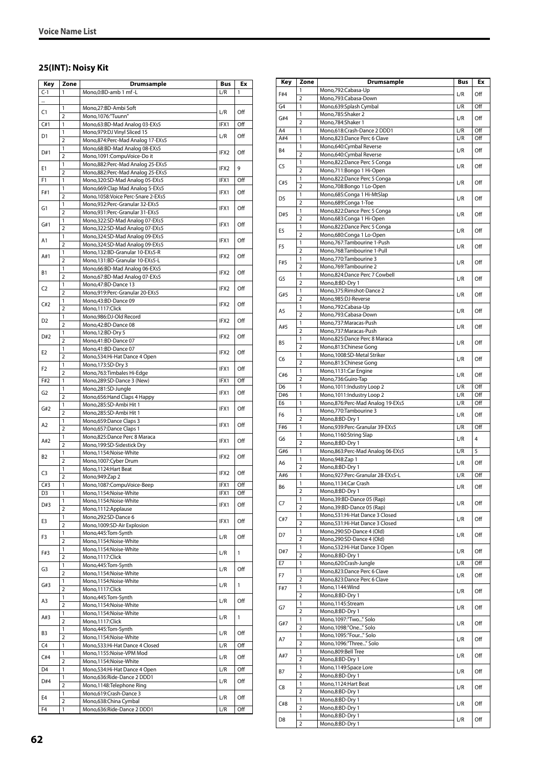## 25(INT): Noisy Kit

| Key | Zone | Drumsample | Bus | Ex |
|---|---|---|---|---|
| C-1 | 1 | Mono,0:BD-amb 1 mf -L | L/R | 1 |
| ... | | | | |
| C1 | 1 | Mono,27:BD-Ambi Soft | L/R | Off |
| | 2 | Mono,1076:"Tuunn" | | |
| C#1 | 1 | Mono,63:BD-Mad Analog 03-EXs5 | IFX1 | Off |
| D1 | 1 | Mono,979:DJ Vinyl Sliced 15 | L/R | Off |
| | 2 | Mono,874:Perc-Mad Analog 17-EXs5 | | |
| D#1 | 1 | Mono,68:BD-Mad Analog 08-EXs5 | IFX2 | Off |
| | 2 | Mono,1091:CompuVoice-Do it | | |
| E1 | 1 | Mono,882:Perc-Mad Analog 25-EXs5 | IFX2 | 9 |
| | 2 | Mono,882:Perc-Mad Analog 25-EXs5 | | |
| F1 | 1 | Mono,320:SD-Mad Analog 05-EXs5 | IFX1 | Off |
| F#1 | 1 | Mono,669:Clap Mad Analog 5-EXs5 | IFX1 | Off |
| | 2 | Mono,1058:Voice Perc-Snare 2-EXs5 | | |
| G1 | 1 | Mono,932:Perc-Granular 32-EXs5 | IFX1 | Off |
| | 2 | Mono,931:Perc-Granular 31-EXs5 | | |
| G#1 | 1 | Mono,322:SD-Mad Analog 07-EXs5 | IFX1 | Off |
| | 2 | Mono,322:SD-Mad Analog 07-EXs5 | | |
| A1 | 1 | Mono,324:SD-Mad Analog 09-EXs5 | IFX1 | Off |
| | 2 | Mono,324:SD-Mad Analog 09-EXs5 | | |
| A#1 | 1 | Mono,132:BD-Granular 10-EXs5-R | IFX2 | Off |
| | 2 | Mono,131:BD-Granular 10-EXs5-L | | |
| B1 | 1 | Mono,66:BD-Mad Analog 06-EXs5 | IFX2 | Off |
| | 2 | Mono,67:BD-Mad Analog 07-EXs5 | | |
| C2 | 1 | Mono,47:BD-Dance 13 | IFX2 | Off |
| | 2 | Mono,919:Perc-Granular 20-EXs5 | | |
| C#2 | 1 | Mono,43:BD-Dance 09 | IFX2 | Off |
| | 2 | Mono,1117:Click | | |
| D2 | 1 | Mono,986:DJ-Old Record | IFX2 | Off |
| | 2 | Mono,42:BD-Dance 08 | | |
| D#2 | 1 | Mono,12:BD-Dry 5 | IFX2 | Off |
| | 2 | Mono,41:BD-Dance 07 | | |
| E2 | 1 | Mono,41:BD-Dance 07 | IFX2 | Off |
| | 2 | Mono,534:Hi-Hat Dance 4 Open | | |
| F2 | 1 | Mono,173:SD-Dry 3 | IFX1 | Off |
| | 2 | Mono,763:Timbales Hi-Edge | | |
| F#2 | 1 | Mono,289:SD-Dance 3 (New) | IFX1 | Off |
| G2 | 1 | Mono,281:SD-Jungle | IFX1 | Off |
| | 2 | Mono,656:Hand Claps 4 Happy | | |
| G#2 | 1 | Mono,285:SD-Ambi Hit 1 | IFX1 | Off |
| | 2 | Mono,285:SD-Ambi Hit 1 | | |
| A2 | 1 | Mono,659:Dance Claps 3 | IFX1 | Off |
| | 2 | Mono,657:Dance Claps 1 | | |
| A#2 | 1 | Mono,825:Dance Perc 8 Maraca | IFX1 | Off |
| | 2 | Mono,199:SD-Sidestick Dry | | |
| B2 | 1 | Mono,1154:Noise-White | IFX2 | Off |
| | 2 | Mono,1007:Cyber Drum | | |
| C3 | 1 | Mono,1124:Hart Beat | IFX2 | Off |
| | 2 | Mono,949:Zap 2 | | |
| C#3 | 1 | Mono,1087:CompuVoice-Beep | IFX1 | Off |
| D3 | 1 | Mono,1154:Noise-White | IFX1 | Off |
| D#3 | 1 | Mono,1154:Noise-White | IFX1 | Off |
| | 2 | Mono,1112:Applause | | |
| E3 | 1 | Mono,292:SD-Dance 6 | IFX1 | Off |
| | 2 | Mono,1009:SD-Air Explosion | | |
| F3 | 1 | Mono,445:Tom-Synth | L/R | Off |
| | 2 | Mono,1154:Noise-White | | |
| F#3 | 1 | Mono,1154:Noise-White | L/R | 1 |
| | 2 | Mono,1117:Click | | |
| G3 | 1 | Mono,445:Tom-Synth | L/R | Off |
| | 2 | Mono,1154:Noise-White | | |
| G#3 | 1 | Mono,1154:Noise-White | L/R | 1 |
| | 2 | Mono,1117:Click | | |
| A3 | 1 | Mono,445:Tom-Synth | L/R | Off |
| | 2 | Mono,1154:Noise-White | | |
| A#3 | 1 | Mono,1154:Noise-White | L/R | 1 |
| | 2 | Mono,1117:Click | | |
| B3 | 1 | Mono,445:Tom-Synth | L/R | Off |
| | 2 | Mono,1154:Noise-White | | |
| C4 | 1 | Mono,533:Hi-Hat Dance 4 Closed | L/R | Off |
| C#4 | 1 | Mono,1155:Noise-VPM Mod | L/R | Off |
| | 2 | Mono,1154:Noise-White | | |
| D4 | 1 | Mono,534:Hi-Hat Dance 4 Open | L/R | Off |
| D#4 | 1 | Mono,636:Ride-Dance 2 DDD1 | L/R | Off |
| | 2 | Mono,1148:Telephone Ring | | |
| E4 | 1 | Mono,619:Crash-Dance 3 | L/R | Off |
| | 2 | Mono,638:China Cymbal | | |
| F4 | 1 | Mono,636:Ride-Dance 2 DDD1 | L/R | Off |
| F#4 | 1 | Mono,792:Cabasa-Up | L/R | Off |
| | 2 | Mono,793:Cabasa-Down | | |
| G4 | 1 | Mono,639:Splash Cymbal | L/R | Off |
| G#4 | 1 | Mono,785:Shaker 2 | L/R | Off |
| | 2 | Mono,784:Shaker 1 | | |
| A4 | 1 | Mono,618:Crash-Dance 2 DDD1 | L/R | Off |
| A#4 | 1 | Mono,823:Dance Perc 6 Clave | L/R | Off |
| B4 | 1 | Mono,640:Cymbal Reverse | L/R | Off |
| | 2 | Mono,640:Cymbal Reverse | | |
| C5 | 1 | Mono,822:Dance Perc 5 Conga | L/R | Off |
| | 2 | Mono,711:Bongo 1 Hi-Open | | |
| C#5 | 1 | Mono,822:Dance Perc 5 Conga | L/R | Off |
| | 2 | Mono,708:Bongo 1 Lo-Open | | |
| D5 | 1 | Mono,685:Conga 1 Hi-MtSlap | L/R | Off |
| | 2 | Mono,689:Conga 1-Toe | | |
| D#5 | 1 | Mono,822:Dance Perc 5 Conga | L/R | Off |
| | 2 | Mono,683:Conga 1 Hi-Open | | |
| E5 | 1 | Mono,822:Dance Perc 5 Conga | L/R | Off |
| | 2 | Mono,680:Conga 1 Lo-Open | | |
| F5 | 1 | Mono,767:Tambourine 1-Push | L/R | Off |
| | 2 | Mono,768:Tambourine 1-Pull | | |
| F#5 | 1 | Mono,770:Tambourine 3 | L/R | Off |
| | 2 | Mono,769:Tambourine 2 | | |
| G5 | 1 | Mono,824:Dance Perc 7 Cowbell | L/R | Off |
| | 2 | Mono,8:BD-Dry 1 | | |
| G#5 | 1 | Mono,375:Rimshot-Dance 2 | L/R | Off |
| | 2 | Mono,985:DJ-Reverse | | |
| A5 | 1 | Mono,792:Cabasa-Up | L/R | Off |
| | 2 | Mono,793:Cabasa-Down | | |
| A#5 | 1 | Mono,737:Maracas-Push | L/R | Off |
| | 2 | Mono,737:Maracas-Push | | |
| B5 | 1 | Mono,825:Dance Perc 8 Maraca | L/R | Off |
| | 2 | Mono,813:Chinese Gong | | |
| C6 | 1 | Mono,1008:SD-Metal Striker | L/R | Off |
| | 2 | Mono,813:Chinese Gong | | |
| C#6 | 1 | Mono,1131:Car Engine | L/R | Off |
| | 2 | Mono,736:Guiro-Tap | | |
| D6 | 1 | Mono,1011:Industry Loop 2 | L/R | Off |
| D#6 | 1 | Mono,1011:Industry Loop 2 | L/R | Off |
| E6 | 1 | Mono,876:Perc-Mad Analog 19-EXs5 | L/R | Off |
| F6 | 1 | Mono,770:Tambourine 3 | L/R | Off |
| | 2 | Mono,8:BD-Dry 1 | | |
| F#6 | 1 | Mono,939:Perc-Granular 39-EXs5 | L/R | Off |
| G6 | 1 | Mono,1160:String Slap | L/R | 4 |
| | 2 | Mono,8:BD-Dry 1 | | |
| G#6 | 1 | Mono,863:Perc-Mad Analog 06-EXs5 | L/R | 5 |
| A6 | 1 | Mono,948:Zap 1 | L/R | Off |
| | 2 | Mono,8:BD-Dry 1 | | |
| A#6 | 1 | Mono,927:Perc-Granular 28-EXs5-L | L/R | Off |
| B6 | 1 | Mono,1134:Car Crash | L/R | Off |
| | 2 | Mono,8:BD-Dry 1 | | |
| C7 | 1 | Mono,39:BD-Dance 05 (Rap) | L/R | Off |
| | 2 | Mono,39:BD-Dance 05 (Rap) | | |
| C#7 | 1 | Mono,531:Hi-Hat Dance 3 Closed | L/R | Off |
| | 2 | Mono,531:Hi-Hat Dance 3 Closed | | |
| D7 | 1 | Mono,290:SD-Dance 4 (Old) | L/R | Off |
| | 2 | Mono,290:SD-Dance 4 (Old) | | |
| D#7 | 1 | Mono,532:Hi-Hat Dance 3 Open | L/R | Off |
| | 2 | Mono,8:BD-Dry 1 | | |
| E7 | 1 | Mono,620:Crash-Jungle | L/R | Off |
| F7 | 1 | Mono,823:Dance Perc 6 Clave | L/R | Off |
| | 2 | Mono,823:Dance Perc 6 Clave | | |
| F#7 | 1 | Mono,1144:Wind | L/R | Off |
| | 2 | Mono,8:BD-Dry 1 | | |
| G7 | 1 | Mono,1145:Stream | L/R | Off |
| | 2 | Mono,8:BD-Dry 1 | | |
| G#7 | 1 | Mono,1097:"Two..." Solo | L/R | Off |
| | 2 | Mono,1098:"One..." Solo | | |
| A7 | 1 | Mono,1095:"Four..." Solo | L/R | Off |
| | 2 | Mono,1096:"Three..." Solo | | |
| A#7 | 1 | Mono,809:Bell Tree | L/R | Off |
| | 2 | Mono,8:BD-Dry 1 | | |
| B7 | 1 | Mono,1149:Space Lore | L/R | Off |
| | 2 | Mono,8:BD-Dry 1 | | |
| C8 | 1 | Mono,1124:Hart Beat | L/R | Off |
| | 2 | Mono,8:BD-Dry 1 | | |
| C#8 | 1 | Mono,8:BD-Dry 1 | L/R | Off |
| | 2 | Mono,8:BD-Dry 1 | | |
| D8 | 1 | Mono,8:BD-Dry 1 | L/R | Off |
| | 2 | Mono,8:BD-Dry 1 | | |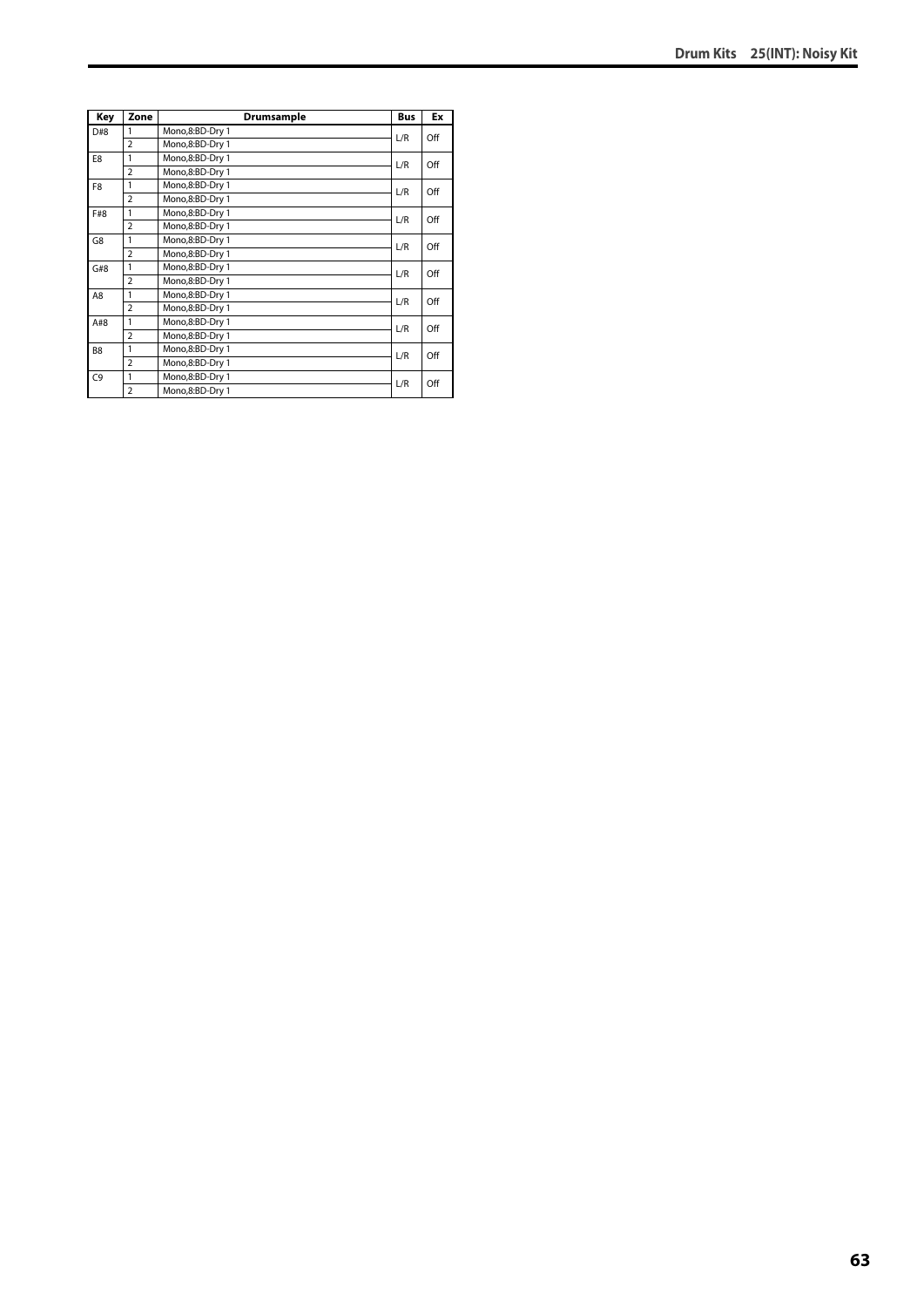| Key | Zone | Drumsample | Bus | Ex |
|---|---|---|---|---|
| D#8 | 1 | Mono,8:BD-Dry 1 | L/R | Off |
| | 2 | Mono,8:BD-Dry 1 | | |
| E8 | 1 | Mono,8:BD-Dry 1 | L/R | Off |
| | 2 | Mono,8:BD-Dry 1 | | |
| F8 | 1 | Mono,8:BD-Dry 1 | L/R | Off |
| | 2 | Mono,8:BD-Dry 1 | | |
| F#8 | 1 | Mono,8:BD-Dry 1 | L/R | Off |
| | 2 | Mono,8:BD-Dry 1 | | |
| G8 | 1 | Mono,8:BD-Dry 1 | L/R | Off |
| | 2 | Mono,8:BD-Dry 1 | | |
| G#8 | 1 | Mono,8:BD-Dry 1 | L/R | Off |
| | 2 | Mono,8:BD-Dry 1 | | |
| A8 | 1 | Mono,8:BD-Dry 1 | L/R | Off |
| | 2 | Mono,8:BD-Dry 1 | | |
| A#8 | 1 | Mono,8:BD-Dry 1 | L/R | Off |
| | 2 | Mono,8:BD-Dry 1 | | |
| B8 | 1 | Mono,8:BD-Dry 1 | L/R | Off |
| | 2 | Mono,8:BD-Dry 1 | | |
| C9 | 1 | Mono,8:BD-Dry 1 | L/R | Off |
| | 2 | Mono,8:BD-Dry 1 | | |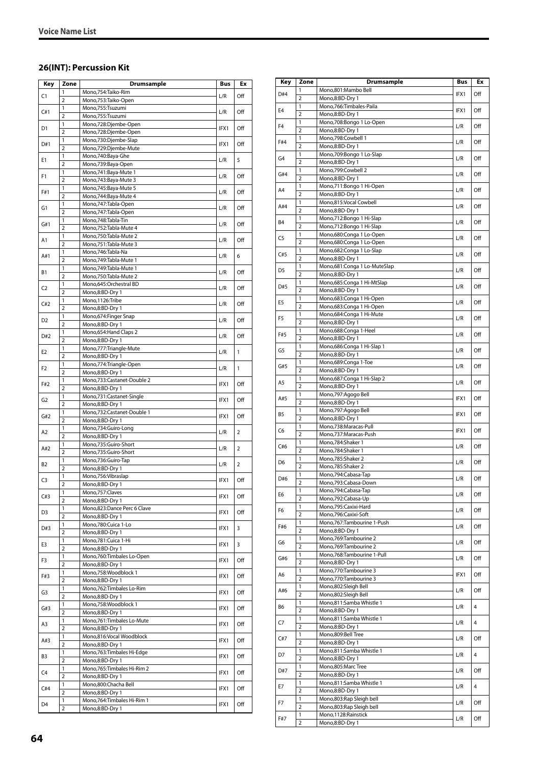## 26(INT): Percussion Kit

| Key | Zone | Drumsample | Bus | Ex |
|---|---|---|---|---|
| C1 | 1 | Mono,754:Taiko-Rim | L/R | Off |
| | 2 | Mono,753:Taiko-Open | | |
| C#1 | 1 | Mono,755:Tsuzumi | L/R | Off |
| | 2 | Mono,755:Tsuzumi | | |
| D1 | 1 | Mono,728:Djembe-Open | IFX1 | Off |
| | 2 | Mono,728:Djembe-Open | | |
| D#1 | 1 | Mono,730:Djembe-Slap | IFX1 | Off |
| | 2 | Mono,729:Djembe-Mute | | |
| E1 | 1 | Mono,740:Baya-Ghe | L/R | 5 |
| | 2 | Mono,739:Baya-Open | | |
| F1 | 1 | Mono,741:Baya-Mute 1 | L/R | Off |
| | 2 | Mono,743:Baya-Mute 3 | | |
| F#1 | 1 | Mono,745:Baya-Mute 5 | L/R | Off |
| | 2 | Mono,744:Baya-Mute 4 | | |
| G1 | 1 | Mono,747:Tabla-Open | L/R | Off |
| | 2 | Mono,747:Tabla-Open | | |
| G#1 | 1 | Mono,748:Tabla-Tin | L/R | Off |
| | 2 | Mono,752:Tabla-Mute 4 | | |
| A1 | 1 | Mono,750:Tabla-Mute 2 | L/R | Off |
| | 2 | Mono,751:Tabla-Mute 3 | | |
| A#1 | 1 | Mono,746:Tabla-Na | L/R | 6 |
| | 2 | Mono,749:Tabla-Mute 1 | | |
| B1 | 1 | Mono,749:Tabla-Mute 1 | L/R | Off |
| | 2 | Mono,750:Tabla-Mute 2 | | |
| C2 | 1 | Mono,645:Orchestral BD | L/R | Off |
| | 2 | Mono,8:BD-Dry 1 | | |
| C#2 | 1 | Mono,1126:Tribe | L/R | Off |
| | 2 | Mono,8:BD-Dry 1 | | |
| D2 | 1 | Mono,674:Finger Snap | L/R | Off |
| | 2 | Mono,8:BD-Dry 1 | | |
| D#2 | 1 | Mono,654:Hand Claps 2 | L/R | Off |
| | 2 | Mono,8:BD-Dry 1 | | |
| E2 | 1 | Mono,777:Triangle-Mute | L/R | 1 |
| | 2 | Mono,8:BD-Dry 1 | | |
| F2 | 1 | Mono,774:Triangle-Open | L/R | 1 |
| | 2 | Mono,8:BD-Dry 1 | | |
| F#2 | 1 | Mono,733:Castanet-Double 2 | IFX1 | Off |
| | 2 | Mono,8:BD-Dry 1 | | |
| G2 | 1 | Mono,731:Castanet-Single | IFX1 | Off |
| | 2 | Mono,8:BD-Dry 1 | | |
| G#2 | 1 | Mono,732:Castanet-Double 1 | IFX1 | Off |
| | 2 | Mono,8:BD-Dry 1 | | |
| A2 | 1 | Mono,734:Guiro-Long | L/R | 2 |
| | 2 | Mono,8:BD-Dry 1 | | |
| A#2 | 1 | Mono,735:Guiro-Short | L/R | 2 |
| | 2 | Mono,735:Guiro-Short | | |
| B2 | 1 | Mono,736:Guiro-Tap | L/R | 2 |
| | 2 | Mono,8:BD-Dry 1 | | |
| C3 | 1 | Mono,756:Vibraslap | IFX1 | Off |
| | 2 | Mono,8:BD-Dry 1 | | |
| C#3 | 1 | Mono,757:Claves | IFX1 | Off |
| | 2 | Mono,8:BD-Dry 1 | | |
| D3 | 1 | Mono,823:Dance Perc 6 Clave | IFX1 | Off |
| | 2 | Mono,8:BD-Dry 1 | | |
| D#3 | 1 | Mono,780:Cuica 1-Lo | IFX1 | 3 |
| | 2 | Mono,8:BD-Dry 1 | | |
| E3 | 1 | Mono,781:Cuica 1-Hi | IFX1 | 3 |
| | 2 | Mono,8:BD-Dry 1 | | |
| F3 | 1 | Mono,760:Timbales Lo-Open | IFX1 | Off |
| | 2 | Mono,8:BD-Dry 1 | | |
| F#3 | 1 | Mono,758:Woodblock 1 | IFX1 | Off |
| | 2 | Mono,8:BD-Dry 1 | | |
| G3 | 1 | Mono,762:Timbales Lo-Rim | IFX1 | Off |
| | 2 | Mono,8:BD-Dry 1 | | |
| G#3 | 1 | Mono,758:Woodblock 1 | IFX1 | Off |
| | 2 | Mono,8:BD-Dry 1 | | |
| A3 | 1 | Mono,761:Timbales Lo-Mute | IFX1 | Off |
| | 2 | Mono,8:BD-Dry 1 | | |
| A#3 | 1 | Mono,816:Vocal Woodblock | IFX1 | Off |
| | 2 | Mono,8:BD-Dry 1 | | |
| B3 | 1 | Mono,763:Timbales Hi-Edge | IFX1 | Off |
| | 2 | Mono,8:BD-Dry 1 | | |
| C4 | 1 | Mono,765:Timbales Hi-Rim 2 | IFX1 | Off |
| | 2 | Mono,8:BD-Dry 1 | | |
| C#4 | 1 | Mono,800:Chacha Bell | IFX1 | Off |
| | 2 | Mono,8:BD-Dry 1 | | |
| D4 | 1 | Mono,764:Timbales Hi-Rim 1 | IFX1 | Off |
| | 2 | Mono,8:BD-Dry 1 | | |
| D#4 | 1 | Mono,801:Mambo Bell | IFX1 | Off |
| | 2 | Mono,8:BD-Dry 1 | | |
| E4 | 1 | Mono,766:Timbales-Paila | IFX1 | Off |
| | 2 | Mono,8:BD-Dry 1 | | |
| F4 | 1 | Mono,708:Bongo 1 Lo-Open | L/R | Off |
| | 2 | Mono,8:BD-Dry 1 | | |
| F#4 | 1 | Mono,798:Cowbell 1 | L/R | Off |
| | 2 | Mono,8:BD-Dry 1 | | |
| G4 | 1 | Mono,709:Bongo 1 Lo-Slap | L/R | Off |
| | 2 | Mono,8:BD-Dry 1 | | |
| G#4 | 1 | Mono,799:Cowbell 2 | L/R | Off |
| | 2 | Mono,8:BD-Dry 1 | | |
| A4 | 1 | Mono,711:Bongo 1 Hi-Open | L/R | Off |
| | 2 | Mono,8:BD-Dry 1 | | |
| A#4 | 1 | Mono,815:Vocal Cowbell | L/R | Off |
| | 2 | Mono,8:BD-Dry 1 | | |
| B4 | 1 | Mono,712:Bongo 1 Hi-Slap | L/R | Off |
| | 2 | Mono,712:Bongo 1 Hi-Slap | | |
| C5 | 1 | Mono,680:Conga 1 Lo-Open | L/R | Off |
| | 2 | Mono,680:Conga 1 Lo-Open | | |
| C#5 | 1 | Mono,682:Conga 1 Lo-Slap | L/R | Off |
| | 2 | Mono,8:BD-Dry 1 | | |
| D5 | 1 | Mono,681:Conga 1 Lo-MuteSlap | L/R | Off |
| | 2 | Mono,8:BD-Dry 1 | | |
| D#5 | 1 | Mono,685:Conga 1 Hi-MtSlap | L/R | Off |
| | 2 | Mono,8:BD-Dry 1 | | |
| E5 | 1 | Mono,683:Conga 1 Hi-Open | L/R | Off |
| | 2 | Mono,683:Conga 1 Hi-Open | | |
| F5 | 1 | Mono,684:Conga 1 Hi-Mute | L/R | Off |
| | 2 | Mono,8:BD-Dry 1 | | |
| F#5 | 1 | Mono,688:Conga 1-Heel | L/R | Off |
| | 2 | Mono,8:BD-Dry 1 | | |
| G5 | 1 | Mono,686:Conga 1 Hi-Slap 1 | L/R | Off |
| | 2 | Mono,8:BD-Dry 1 | | |
| G#5 | 1 | Mono,689:Conga 1-Toe | L/R | Off |
| | 2 | Mono,8:BD-Dry 1 | | |
| A5 | 1 | Mono,687:Conga 1 Hi-Slap 2 | L/R | Off |
| | 2 | Mono,8:BD-Dry 1 | | |
| A#5 | 1 | Mono,797:Agogo Bell | IFX1 | Off |
| | 2 | Mono,8:BD-Dry 1 | | |
| B5 | 1 | Mono,797:Agogo Bell | IFX1 | Off |
| | 2 | Mono,8:BD-Dry 1 | | |
| C6 | 1 | Mono,738:Maracas-Pull | IFX1 | Off |
| | 2 | Mono,737:Maracas-Push | | |
| C#6 | 1 | Mono,784:Shaker 1 | L/R | Off |
| | 2 | Mono,784:Shaker 1 | | |
| D6 | 1 | Mono,785:Shaker 2 | L/R | Off |
| | 2 | Mono,785:Shaker 2 | | |
| D#6 | 1 | Mono,794:Cabasa-Tap | L/R | Off |
| | 2 | Mono,793:Cabasa-Down | | |
| E6 | 1 | Mono,794:Cabasa-Tap | L/R | Off |
| | 2 | Mono,792:Cabasa-Up | | |
| F6 | 1 | Mono,795:Caxixi-Hard | L/R | Off |
| | 2 | Mono,796:Caxixi-Soft | | |
| F#6 | 1 | Mono,767:Tambourine 1-Push | L/R | Off |
| | 2 | Mono,8:BD-Dry 1 | | |
| G6 | 1 | Mono,769:Tambourine 2 | L/R | Off |
| | 2 | Mono,769:Tambourine 2 | | |
| G#6 | 1 | Mono,768:Tambourine 1-Pull | L/R | Off |
| | 2 | Mono,8:BD-Dry 1 | | |
| A6 | 1 | Mono,770:Tambourine 3 | IFX1 | Off |
| | 2 | Mono,770:Tambourine 3 | | |
| A#6 | 1 | Mono,802:Sleigh Bell | L/R | Off |
| | 2 | Mono,802:Sleigh Bell | | |
| B6 | 1 | Mono,811:Samba Whistle 1 | L/R | 4 |
| | 2 | Mono,8:BD-Dry 1 | | |
| C7 | 1 | Mono,811:Samba Whistle 1 | L/R | 4 |
| | 2 | Mono,8:BD-Dry 1 | | |
| C#7 | 1 | Mono,809:Bell Tree | L/R | Off |
| | 2 | Mono,8:BD-Dry 1 | | |
| D7 | 1 | Mono,811:Samba Whistle 1 | L/R | 4 |
| | 2 | Mono,8:BD-Dry 1 | | |
| D#7 | 1 | Mono,805:Marc Tree | L/R | Off |
| | 2 | Mono,8:BD-Dry 1 | | |
| E7 | 1 | Mono,811:Samba Whistle 1 | L/R | 4 |
| | 2 | Mono,8:BD-Dry 1 | | |
| F7 | 1 | Mono,803:Rap Sleigh bell | L/R | Off |
| | 2 | Mono,803:Rap Sleigh bell | | |
| F#7 | 1 | Mono,1128:Rainstick | L/R | Off |
| | 2 | Mono,8:BD-Dry 1 | | |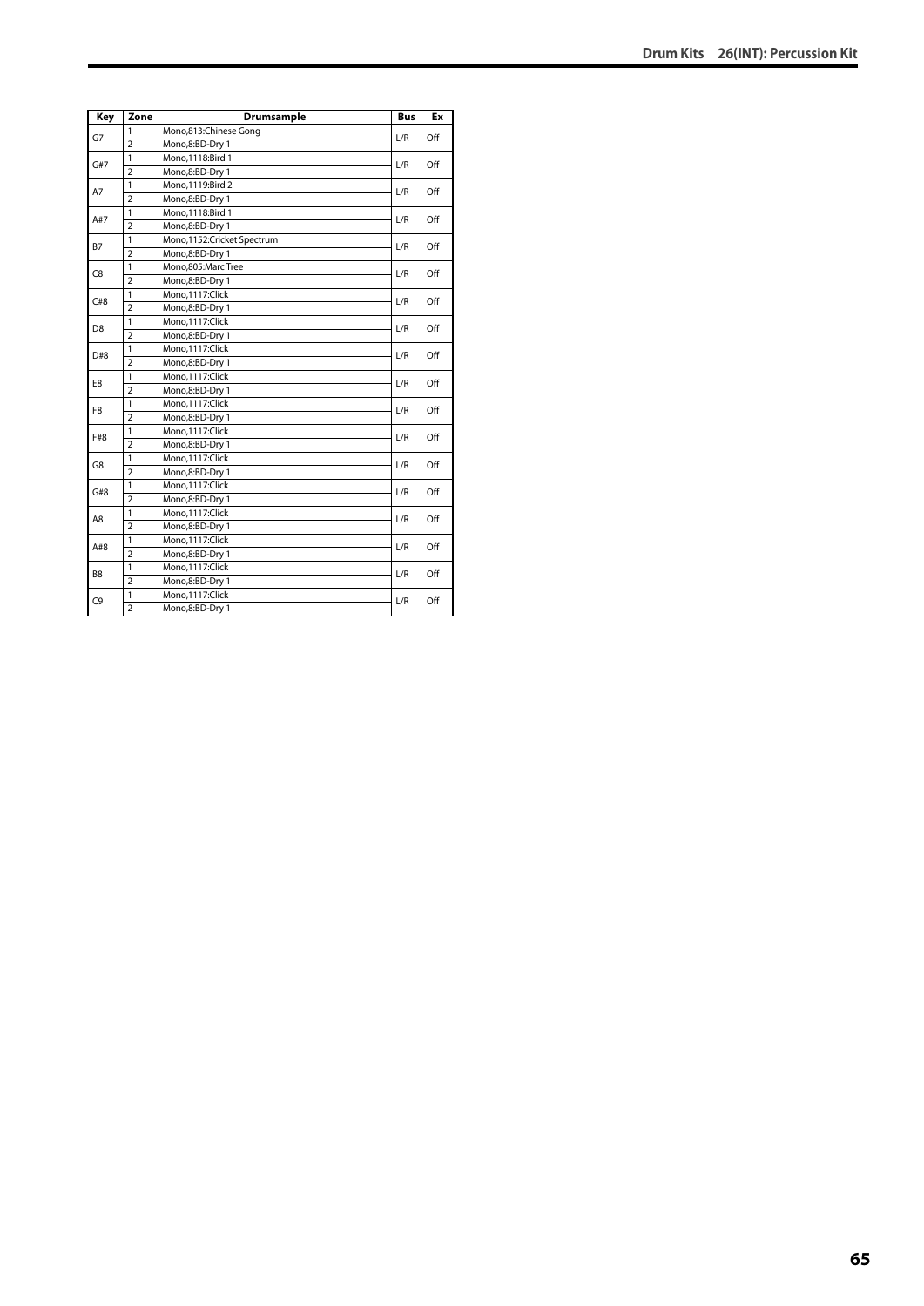| Key | Zone | Drumsample | Bus | Ex |
|---|---|---|---|---|
| G7 | 1 | Mono,813:Chinese Gong | L/R | Off |
| | 2 | Mono,8:BD-Dry 1 | | |
| G#7 | 1 | Mono,1118:Bird 1 | L/R | Off |
| | 2 | Mono,8:BD-Dry 1 | | |
| A7 | 1 | Mono,1119:Bird 2 | L/R | Off |
| | 2 | Mono,8:BD-Dry 1 | | |
| A#7 | 1 | Mono,1118:Bird 1 | L/R | Off |
| | 2 | Mono,8:BD-Dry 1 | | |
| B7 | 1 | Mono,1152:Cricket Spectrum | L/R | Off |
| | 2 | Mono,8:BD-Dry 1 | | |
| C8 | 1 | Mono,805:Marc Tree | L/R | Off |
| | 2 | Mono,8:BD-Dry 1 | | |
| C#8 | 1 | Mono,1117:Click | L/R | Off |
| | 2 | Mono,8:BD-Dry 1 | | |
| D8 | 1 | Mono,1117:Click | L/R | Off |
| | 2 | Mono,8:BD-Dry 1 | | |
| D#8 | 1 | Mono,1117:Click | L/R | Off |
| | 2 | Mono,8:BD-Dry 1 | | |
| E8 | 1 | Mono,1117:Click | L/R | Off |
| | 2 | Mono,8:BD-Dry 1 | | |
| F8 | 1 | Mono,1117:Click | L/R | Off |
| | 2 | Mono,8:BD-Dry 1 | | |
| F#8 | 1 | Mono,1117:Click | L/R | Off |
| | 2 | Mono,8:BD-Dry 1 | | |
| G8 | 1 | Mono,1117:Click | L/R | Off |
| | 2 | Mono,8:BD-Dry 1 | | |
| G#8 | 1 | Mono,1117:Click | L/R | Off |
| | 2 | Mono,8:BD-Dry 1 | | |
| A8 | 1 | Mono,1117:Click | L/R | Off |
| | 2 | Mono,8:BD-Dry 1 | | |
| A#8 | 1 | Mono,1117:Click | L/R | Off |
| | 2 | Mono,8:BD-Dry 1 | | |
| B8 | 1 | Mono,1117:Click | L/R | Off |
| | 2 | Mono,8:BD-Dry 1 | | |
| C9 | 1 | Mono,1117:Click | L/R | Off |
| | 2 | Mono,8:BD-Dry 1 | | |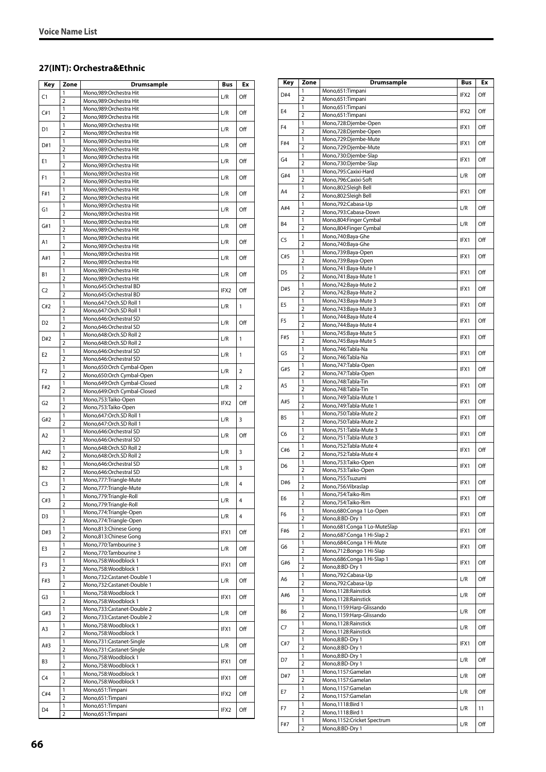## 27(INT): Orchestra&Ethnic

| Key | Zone | Drumsample | Bus | Ex |
|---|---|---|---|---|
| C1 | 1 | Mono,989:Orchestra Hit | L/R | Off |
| | 2 | Mono,989:Orchestra Hit | | |
| C#1 | 1 | Mono,989:Orchestra Hit | L/R | Off |
| | 2 | Mono,989:Orchestra Hit | | |
| D1 | 1 | Mono,989:Orchestra Hit | L/R | Off |
| | 2 | Mono,989:Orchestra Hit | | |
| D#1 | 1 | Mono,989:Orchestra Hit | L/R | Off |
| | 2 | Mono,989:Orchestra Hit | | |
| E1 | 1 | Mono,989:Orchestra Hit | L/R | Off |
| | 2 | Mono,989:Orchestra Hit | | |
| F1 | 1 | Mono,989:Orchestra Hit | L/R | Off |
| | 2 | Mono,989:Orchestra Hit | | |
| F#1 | 1 | Mono,989:Orchestra Hit | L/R | Off |
| | 2 | Mono,989:Orchestra Hit | | |
| G1 | 1 | Mono,989:Orchestra Hit | L/R | Off |
| | 2 | Mono,989:Orchestra Hit | | |
| G#1 | 1 | Mono,989:Orchestra Hit | L/R | Off |
| | 2 | Mono,989:Orchestra Hit | | |
| A1 | 1 | Mono,989:Orchestra Hit | L/R | Off |
| | 2 | Mono,989:Orchestra Hit | | |
| A#1 | 1 | Mono,989:Orchestra Hit | L/R | Off |
| | 2 | Mono,989:Orchestra Hit | | |
| B1 | 1 | Mono,989:Orchestra Hit | L/R | Off |
| | 2 | Mono,989:Orchestra Hit | | |
| C2 | 1 | Mono,645:Orchestral BD | IFX2 | Off |
| | 2 | Mono,645:Orchestral BD | | |
| C#2 | 1 | Mono,647:Orch.SD Roll 1 | L/R | 1 |
| | 2 | Mono,647:Orch.SD Roll 1 | | |
| D2 | 1 | Mono,646:Orchestral SD | L/R | Off |
| | 2 | Mono,646:Orchestral SD | | |
| D#2 | 1 | Mono,648:Orch.SD Roll 2 | L/R | 1 |
| | 2 | Mono,648:Orch.SD Roll 2 | | |
| E2 | 1 | Mono,646:Orchestral SD | L/R | 1 |
| | 2 | Mono,646:Orchestral SD | | |
| F2 | 1 | Mono,650:Orch Cymbal-Open | L/R | 2 |
| | 2 | Mono,650:Orch Cymbal-Open | | |
| F#2 | 1 | Mono,649:Orch Cymbal-Closed | L/R | 2 |
| | 2 | Mono,649:Orch Cymbal-Closed | | |
| G2 | 1 | Mono,753:Taiko-Open | IFX2 | Off |
| | 2 | Mono,753:Taiko-Open | | |
| G#2 | 1 | Mono,647:Orch.SD Roll 1 | L/R | 3 |
| | 2 | Mono,647:Orch.SD Roll 1 | | |
| A2 | 1 | Mono,646:Orchestral SD | L/R | Off |
| | 2 | Mono,646:Orchestral SD | | |
| A#2 | 1 | Mono,648:Orch.SD Roll 2 | L/R | 3 |
| | 2 | Mono,648:Orch.SD Roll 2 | | |
| B2 | 1 | Mono,646:Orchestral SD | L/R | 3 |
| | 2 | Mono,646:Orchestral SD | | |
| C3 | 1 | Mono,777:Triangle-Mute | L/R | 4 |
| | 2 | Mono,777:Triangle-Mute | | |
| C#3 | 1 | Mono,779:Triangle-Roll | L/R | 4 |
| | 2 | Mono,779:Triangle-Roll | | |
| D3 | 1 | Mono,774:Triangle-Open | L/R | 4 |
| | 2 | Mono,774:Triangle-Open | | |
| D#3 | 1 | Mono,813:Chinese Gong | IFX1 | Off |
| | 2 | Mono,813:Chinese Gong | | |
| E3 | 1 | Mono,770:Tambourine 3 | L/R | Off |
| | 2 | Mono,770:Tambourine 3 | | |
| F3 | 1 | Mono,758:Woodblock 1 | IFX1 | Off |
| | 2 | Mono,758:Woodblock 1 | | |
| F#3 | 1 | Mono,732:Castanet-Double 1 | L/R | Off |
| | 2 | Mono,732:Castanet-Double 1 | | |
| G3 | 1 | Mono,758:Woodblock 1 | IFX1 | Off |
| | 2 | Mono,758:Woodblock 1 | | |
| G#3 | 1 | Mono,733:Castanet-Double 2 | L/R | Off |
| | 2 | Mono,733:Castanet-Double 2 | | |
| A3 | 1 | Mono,758:Woodblock 1 | IFX1 | Off |
| | 2 | Mono,758:Woodblock 1 | | |
| A#3 | 1 | Mono,731:Castanet-Single | L/R | Off |
| | 2 | Mono,731:Castanet-Single | | |
| B3 | 1 | Mono,758:Woodblock 1 | IFX1 | Off |
| | 2 | Mono,758:Woodblock 1 | | |
| C4 | 1 | Mono,758:Woodblock 1 | IFX1 | Off |
| | 2 | Mono,758:Woodblock 1 | | |
| C#4 | 1 | Mono,651:Timpani | IFX2 | Off |
| | 2 | Mono,651:Timpani | | |
| D4 | 1 | Mono,651:Timpani | IFX2 | Off |
| | 2 | Mono,651:Timpani | | |
| D#4 | 1 | Mono,651:Timpani | IFX2 | Off |
| | 2 | Mono,651:Timpani | | |
| E4 | 1 | Mono,651:Timpani | IFX2 | Off |
| | 2 | Mono,651:Timpani | | |
| F4 | 1 | Mono,728:Djembe-Open | IFX1 | Off |
| | 2 | Mono,728:Djembe-Open | | |
| F#4 | 1 | Mono,729:Djembe-Mute | IFX1 | Off |
| | 2 | Mono,729:Djembe-Mute | | |
| G4 | 1 | Mono,730:Djembe-Slap | IFX1 | Off |
| | 2 | Mono,730:Djembe-Slap | | |
| G#4 | 1 | Mono,795:Caxixi-Hard | L/R | Off |
| | 2 | Mono,796:Caxixi-Soft | | |
| A4 | 1 | Mono,802:Sleigh Bell | IFX1 | Off |
| | 2 | Mono,802:Sleigh Bell | | |
| A#4 | 1 | Mono,792:Cabasa-Up | L/R | Off |
| | 2 | Mono,793:Cabasa-Down | | |
| B4 | 1 | Mono,804:Finger Cymbal | L/R | Off |
| | 2 | Mono,804:Finger Cymbal | | |
| C5 | 1 | Mono,740:Baya-Ghe | IFX1 | Off |
| | 2 | Mono,740:Baya-Ghe | | |
| C#5 | 1 | Mono,739:Baya-Open | IFX1 | Off |
| | 2 | Mono,739:Baya-Open | | |
| D5 | 1 | Mono,741:Baya-Mute 1 | IFX1 | Off |
| | 2 | Mono,741:Baya-Mute 1 | | |
| D#5 | 1 | Mono,742:Baya-Mute 2 | IFX1 | Off |
| | 2 | Mono,742:Baya-Mute 2 | | |
| E5 | 1 | Mono,743:Baya-Mute 3 | IFX1 | Off |
| | 2 | Mono,743:Baya-Mute 3 | | |
| F5 | 1 | Mono,744:Baya-Mute 4 | IFX1 | Off |
| | 2 | Mono,744:Baya-Mute 4 | | |
| F#5 | 1 | Mono,745:Baya-Mute 5 | IFX1 | Off |
| | 2 | Mono,745:Baya-Mute 5 | | |
| G5 | 1 | Mono,746:Tabla-Na | IFX1 | Off |
| | 2 | Mono,746:Tabla-Na | | |
| G#5 | 1 | Mono,747:Tabla-Open | IFX1 | Off |
| | 2 | Mono,747:Tabla-Open | | |
| A5 | 1 | Mono,748:Tabla-Tin | IFX1 | Off |
| | 2 | Mono,748:Tabla-Tin | | |
| A#5 | 1 | Mono,749:Tabla-Mute 1 | IFX1 | Off |
| | 2 | Mono,749:Tabla-Mute 1 | | |
| B5 | 1 | Mono,750:Tabla-Mute 2 | IFX1 | Off |
| | 2 | Mono,750:Tabla-Mute 2 | | |
| C6 | 1 | Mono,751:Tabla-Mute 3 | IFX1 | Off |
| | 2 | Mono,751:Tabla-Mute 3 | | |
| C#6 | 1 | Mono,752:Tabla-Mute 4 | IFX1 | Off |
| | 2 | Mono,752:Tabla-Mute 4 | | |
| D6 | 1 | Mono,753:Taiko-Open | IFX1 | Off |
| | 2 | Mono,753:Taiko-Open | | |
| D#6 | 1 | Mono,755:Tsuzumi | IFX1 | Off |
| | 2 | Mono,756:Vibraslap | | |
| E6 | 1 | Mono,754:Taiko-Rim | IFX1 | Off |
| | 2 | Mono,754:Taiko-Rim | | |
| F6 | 1 | Mono,680:Conga 1 Lo-Open | IFX1 | Off |
| | 2 | Mono,8:BD-Dry 1 | | |
| F#6 | 1 | Mono,681:Conga 1 Lo-MuteSlap | IFX1 | Off |
| | 2 | Mono,687:Conga 1 Hi-Slap 2 | | |
| G6 | 1 | Mono,684:Conga 1 Hi-Mute | IFX1 | Off |
| | 2 | Mono,712:Bongo 1 Hi-Slap | | |
| G#6 | 1 | Mono,686:Conga 1 Hi-Slap 1 | IFX1 | Off |
| | 2 | Mono,8:BD-Dry 1 | | |
| A6 | 1 | Mono,792:Cabasa-Up | L/R | Off |
| | 2 | Mono,792:Cabasa-Up | | |
| A#6 | 1 | Mono,1128:Rainstick | L/R | Off |
| | 2 | Mono,1128:Rainstick | | |
| B6 | 1 | Mono,1159:Harp-Glissando | L/R | Off |
| | 2 | Mono,1159:Harp-Glissando | | |
| C7 | 1 | Mono,1128:Rainstick | L/R | Off |
| | 2 | Mono,1128:Rainstick | | |
| C#7 | 1 | Mono,8:BD-Dry 1 | IFX1 | Off |
| | 2 | Mono,8:BD-Dry 1 | | |
| D7 | 1 | Mono,8:BD-Dry 1 | L/R | Off |
| | 2 | Mono,8:BD-Dry 1 | | |
| D#7 | 1 | Mono,1157:Gamelan | L/R | Off |
| | 2 | Mono,1157:Gamelan | | |
| E7 | 1 | Mono,1157:Gamelan | L/R | Off |
| | 2 | Mono,1157:Gamelan | | |
| F7 | 1 | Mono,1118:Bird 1 | L/R | 11 |
| | 2 | Mono,1118:Bird 1 | | |
| F#7 | 1 | Mono,1152:Cricket Spectrum | L/R | Off |
| | 2 | Mono,8:BD-Dry 1 | | |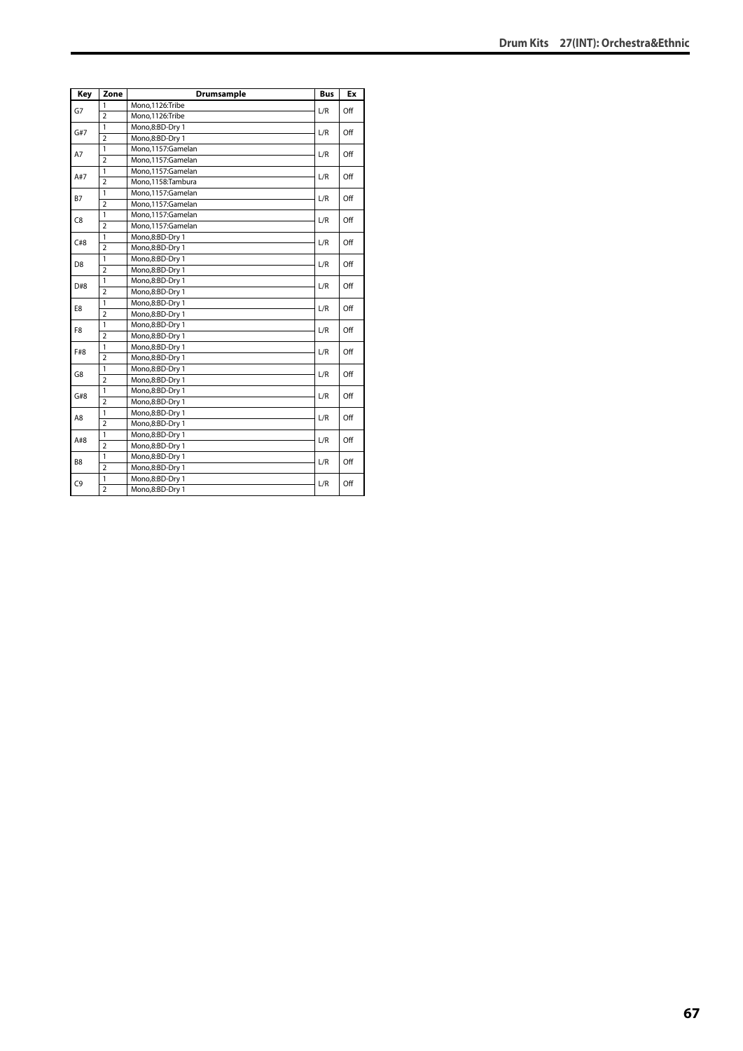| Key | Zone | Drumsample | Bus | Ex |
|---|---|---|---|---|
| G7 | 1 | Mono,1126:Tribe | L/R | Off |
| | 2 | Mono,1126:Tribe | | |
| G#7 | 1 | Mono,8:BD-Dry 1 | L/R | Off |
| | 2 | Mono,8:BD-Dry 1 | | |
| A7 | 1 | Mono,1157:Gamelan | L/R | Off |
| | 2 | Mono,1157:Gamelan | | |
| A#7 | 1 | Mono,1157:Gamelan | L/R | Off |
| | 2 | Mono,1158:Tambura | | |
| B7 | 1 | Mono,1157:Gamelan | L/R | Off |
| | 2 | Mono,1157:Gamelan | | |
| C8 | 1 | Mono,1157:Gamelan | L/R | Off |
| | 2 | Mono,1157:Gamelan | | |
| C#8 | 1 | Mono,8:BD-Dry 1 | L/R | Off |
| | 2 | Mono,8:BD-Dry 1 | | |
| D8 | 1 | Mono,8:BD-Dry 1 | L/R | Off |
| | 2 | Mono,8:BD-Dry 1 | | |
| D#8 | 1 | Mono,8:BD-Dry 1 | L/R | Off |
| | 2 | Mono,8:BD-Dry 1 | | |
| E8 | 1 | Mono,8:BD-Dry 1 | L/R | Off |
| | 2 | Mono,8:BD-Dry 1 | | |
| F8 | 1 | Mono,8:BD-Dry 1 | L/R | Off |
| | 2 | Mono,8:BD-Dry 1 | | |
| F#8 | 1 | Mono,8:BD-Dry 1 | L/R | Off |
| | 2 | Mono,8:BD-Dry 1 | | |
| G8 | 1 | Mono,8:BD-Dry 1 | L/R | Off |
| | 2 | Mono,8:BD-Dry 1 | | |
| G#8 | 1 | Mono,8:BD-Dry 1 | L/R | Off |
| | 2 | Mono,8:BD-Dry 1 | | |
| A8 | 1 | Mono,8:BD-Dry 1 | L/R | Off |
| | 2 | Mono,8:BD-Dry 1 | | |
| A#8 | 1 | Mono,8:BD-Dry 1 | L/R | Off |
| | 2 | Mono,8:BD-Dry 1 | | |
| B8 | 1 | Mono,8:BD-Dry 1 | L/R | Off |
| | 2 | Mono,8:BD-Dry 1 | | |
| C9 | 1 | Mono,8:BD-Dry 1 | L/R | Off |
| | 2 | Mono,8:BD-Dry 1 | | |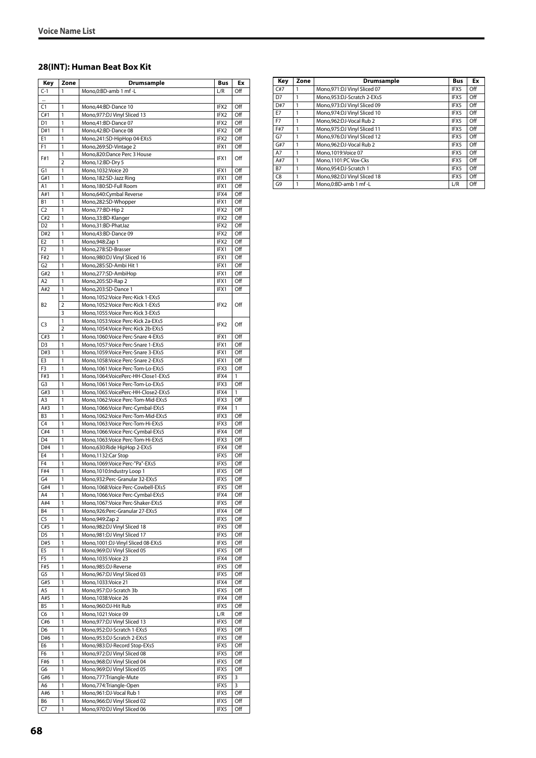## 28(INT): Human Beat Box Kit

| Key | Zone | Drumsample | Bus | Ex |
|---|---|---|---|---|
| C-1 | 1 | Mono,0:BD-amb 1 mf -L | L/R | Off |
| ... | | | | |
| C1 | 1 | Mono,44:BD-Dance 10 | IFX2 | Off |
| C#1 | 1 | Mono,977:DJ Vinyl Sliced 13 | IFX2 | Off |
| D1 | 1 | Mono,41:BD-Dance 07 | IFX2 | Off |
| D#1 | 1 | Mono,42:BD-Dance 08 | IFX2 | Off |
| E1 | 1 | Mono,241:SD-HipHop 04-EXs5 | IFX2 | Off |
| F1 | 1 | Mono,269:SD-Vintage 2 | IFX1 | Off |
| F#1 | 1 | Mono,820:Dance Perc 3 House | IFX1 | Off |
| | 2 | Mono,12:BD-Dry 5 | | |
| G1 | 1 | Mono,1032:Voice 20 | IFX1 | Off |
| G#1 | 1 | Mono,182:SD-Jazz Ring | IFX1 | Off |
| A1 | 1 | Mono,180:SD-Full Room | IFX1 | Off |
| A#1 | 1 | Mono,640:Cymbal Reverse | IFX4 | Off |
| B1 | 1 | Mono,282:SD-Whopper | IFX1 | Off |
| C2 | 1 | Mono,77:BD-Hip 2 | IFX2 | Off |
| C#2 | 1 | Mono,33:BD-Klanger | IFX2 | Off |
| D2 | 1 | Mono,31:BD-PhatJaz | IFX2 | Off |
| D#2 | 1 | Mono,43:BD-Dance 09 | IFX2 | Off |
| E2 | 1 | Mono,948:Zap 1 | IFX2 | Off |
| F2 | 1 | Mono,278:SD-Brasser | IFX1 | Off |
| F#2 | 1 | Mono,980:DJ Vinyl Sliced 16 | IFX1 | Off |
| G2 | 1 | Mono,285:SD-Ambi Hit 1 | IFX1 | Off |
| G#2 | 1 | Mono,277:SD-AmbiHop | IFX1 | Off |
| A2 | 1 | Mono,205:SD-Rap 2 | IFX1 | Off |
| A#2 | 1 | Mono,203:SD-Dance 1 | IFX1 | Off |
| B2 | 1 | Mono,1052:Voice Perc-Kick 1-EXs5 | IFX2 | Off |
| | 2 | Mono,1052:Voice Perc-Kick 1-EXs5 | | |
| | 3 | Mono,1055:Voice Perc-Kick 3-EXs5 | | |
| C3 | 1 | Mono,1053:Voice Perc-Kick 2a-EXs5 | IFX2 | Off |
| | 2 | Mono,1054:Voice Perc-Kick 2b-EXs5 | | |
| C#3 | 1 | Mono,1060:Voice Perc-Snare 4-EXs5 | IFX1 | Off |
| D3 | 1 | Mono,1057:Voice Perc-Snare 1-EXs5 | IFX1 | Off |
| D#3 | 1 | Mono,1059:Voice Perc-Snare 3-EXs5 | IFX1 | Off |
| E3 | 1 | Mono,1058:Voice Perc-Snare 2-EXs5 | IFX1 | Off |
| F3 | 1 | Mono,1061:Voice Perc-Tom-Lo-EXs5 | IFX3 | Off |
| F#3 | 1 | Mono,1064:VoicePerc-HH-Close1-EXs5 | IFX4 | 1 |
| G3 | 1 | Mono,1061:Voice Perc-Tom-Lo-EXs5 | IFX3 | Off |
| G#3 | 1 | Mono,1065:VoicePerc-HH-Close2-EXs5 | IFX4 | 1 |
| A3 | 1 | Mono,1062:Voice Perc-Tom-Mid-EXs5 | IFX3 | Off |
| A#3 | 1 | Mono,1066:Voice Perc-Cymbal-EXs5 | IFX4 | 1 |
| B3 | 1 | Mono,1062:Voice Perc-Tom-Mid-EXs5 | IFX3 | Off |
| C4 | 1 | Mono,1063:Voice Perc-Tom-Hi-EXs5 | IFX3 | Off |
| C#4 | 1 | Mono,1066:Voice Perc-Cymbal-EXs5 | IFX4 | Off |
| D4 | 1 | Mono,1063:Voice Perc-Tom-Hi-EXs5 | IFX3 | Off |
| D#4 | 1 | Mono,630:Ride HipHop 2-EXs5 | IFX4 | Off |
| E4 | 1 | Mono,1132:Car Stop | IFX5 | Off |
| F4 | 1 | Mono,1069:Voice Perc-"Pa"-EXs5 | IFX5 | Off |
| F#4 | 1 | Mono,1010:Industry Loop 1 | IFX5 | Off |
| G4 | 1 | Mono,932:Perc-Granular 32-EXs5 | IFX5 | Off |
| G#4 | 1 | Mono,1068:Voice Perc-Cowbell-EXs5 | IFX5 | Off |
| A4 | 1 | Mono,1066:Voice Perc-Cymbal-EXs5 | IFX4 | Off |
| A#4 | 1 | Mono,1067:Voice Perc-Shaker-EXs5 | IFX5 | Off |
| B4 | 1 | Mono,926:Perc-Granular 27-EXs5 | IFX4 | Off |
| C5 | 1 | Mono,949:Zap 2 | IFX5 | Off |
| C#5 | 1 | Mono,982:DJ Vinyl Sliced 18 | IFX5 | Off |
| D5 | 1 | Mono,981:DJ Vinyl Sliced 17 | IFX5 | Off |
| D#5 | 1 | Mono,1001:DJ-Vinyl Sliced 08-EXs5 | IFX5 | Off |
| E5 | 1 | Mono,969:DJ Vinyl Sliced 05 | IFX5 | Off |
| F5 | 1 | Mono,1035:Voice 23 | IFX4 | Off |
| F#5 | 1 | Mono,985:DJ-Reverse | IFX5 | Off |
| G5 | 1 | Mono,967:DJ Vinyl Sliced 03 | IFX5 | Off |
| G#5 | 1 | Mono,1033:Voice 21 | IFX4 | Off |
| A5 | 1 | Mono,957:DJ-Scratch 3b | IFX5 | Off |
| A#5 | 1 | Mono,1038:Voice 26 | IFX4 | Off |
| B5 | 1 | Mono,960:DJ-Hit Rub | IFX5 | Off |
| C6 | 1 | Mono,1021:Voice 09 | L/R | Off |
| C#6 | 1 | Mono,977:DJ Vinyl Sliced 13 | IFX5 | Off |
| D6 | 1 | Mono,952:DJ-Scratch 1-EXs5 | IFX5 | Off |
| D#6 | 1 | Mono,953:DJ-Scratch 2-EXs5 | IFX5 | Off |
| E6 | 1 | Mono,983:DJ-Record Stop-EXs5 | IFX5 | Off |
| F6 | 1 | Mono,972:DJ Vinyl Sliced 08 | IFX5 | Off |
| F#6 | 1 | Mono,968:DJ Vinyl Sliced 04 | IFX5 | Off |
| G6 | 1 | Mono,969:DJ Vinyl Sliced 05 | IFX5 | Off |
| G#6 | 1 | Mono,777:Triangle-Mute | IFX5 | 3 |
| A6 | 1 | Mono,774:Triangle-Open | IFX5 | 3 |
| A#6 | 1 | Mono,961:DJ-Vocal Rub 1 | IFX5 | Off |
| B6 | 1 | Mono,966:DJ Vinyl Sliced 02 | IFX5 | Off |
| C7 | 1 | Mono,970:DJ Vinyl Sliced 06 | IFX5 | Off |
| C#7 | 1 | Mono,971:DJ Vinyl Sliced 07 | IFX5 | Off |
| D7 | 1 | Mono,953:DJ-Scratch 2-EXs5 | IFX5 | Off |
| D#7 | 1 | Mono,973:DJ Vinyl Sliced 09 | IFX5 | Off |
| E7 | 1 | Mono,974:DJ Vinyl Sliced 10 | IFX5 | Off |
| F7 | 1 | Mono,962:DJ-Vocal Rub 2 | IFX5 | Off |
| F#7 | 1 | Mono,975:DJ Vinyl Sliced 11 | IFX5 | Off |
| G7 | 1 | Mono,976:DJ Vinyl Sliced 12 | IFX5 | Off |
| G#7 | 1 | Mono,962:DJ-Vocal Rub 2 | IFX5 | Off |
| A7 | 1 | Mono,1019:Voice 07 | IFX5 | Off |
| A#7 | 1 | Mono,1101:PC Vox-Cks | IFX5 | Off |
| B7 | 1 | Mono,954:DJ-Scratch 1 | IFX5 | Off |
| C8 | 1 | Mono,982:DJ Vinyl Sliced 18 | IFX5 | Off |
| G9 | 1 | Mono,0:BD-amb 1 mf -L | L/R | Off |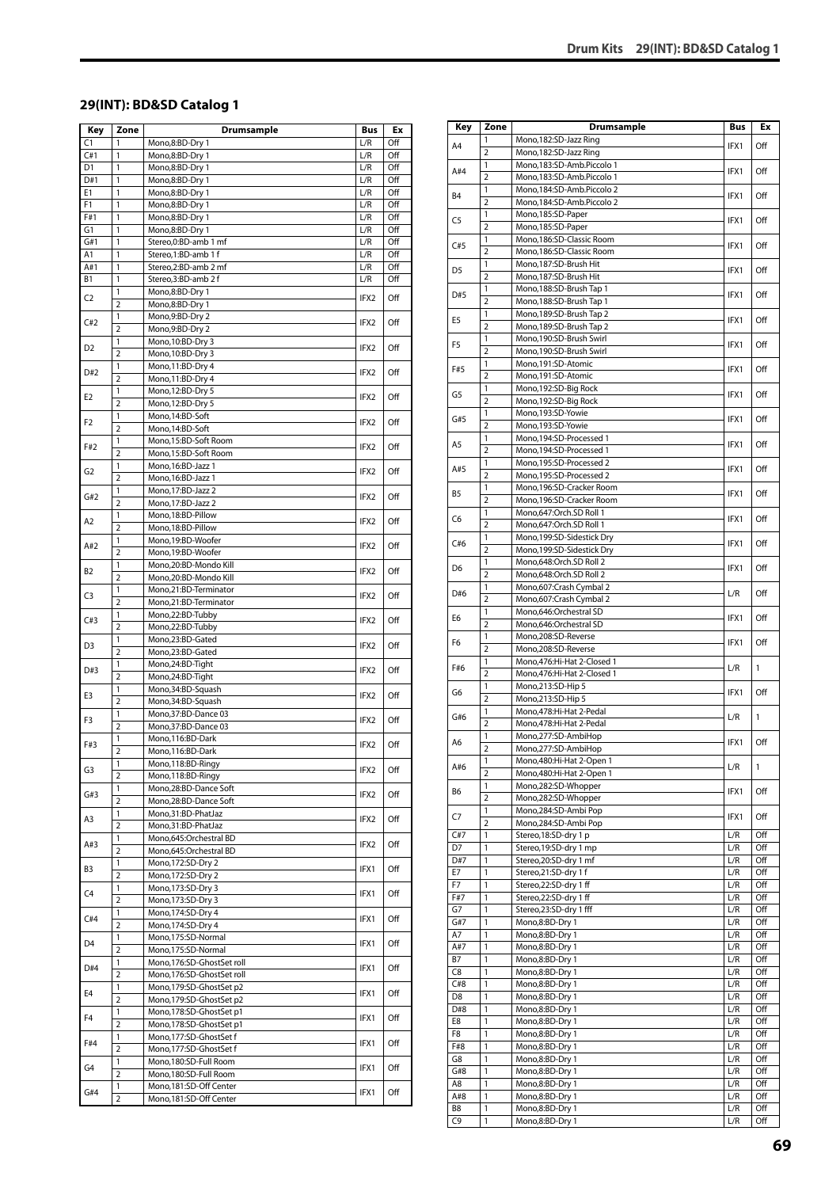## 29(INT): BD&SD Catalog 1

| Key | Zone | Drumsample | Bus | Ex |
|---|---|---|---|---|
| C1 | 1 | Mono,8:BD-Dry 1 | L/R | Off |
| C#1 | 1 | Mono,8:BD-Dry 1 | L/R | Off |
| D1 | 1 | Mono,8:BD-Dry 1 | L/R | Off |
| D#1 | 1 | Mono,8:BD-Dry 1 | L/R | Off |
| E1 | 1 | Mono,8:BD-Dry 1 | L/R | Off |
| F1 | 1 | Mono,8:BD-Dry 1 | L/R | Off |
| F#1 | 1 | Mono,8:BD-Dry 1 | L/R | Off |
| G1 | 1 | Mono,8:BD-Dry 1 | L/R | Off |
| G#1 | 1 | Stereo,0:BD-amb 1 mf | L/R | Off |
| A1 | 1 | Stereo,1:BD-amb 1 f | L/R | Off |
| A#1 | 1 | Stereo,2:BD-amb 2 mf | L/R | Off |
| B1 | 1 | Stereo,3:BD-amb 2 f | L/R | Off |
| C2 | 1 | Mono,8:BD-Dry 1 | IFX2 | Off |
| | 2 | Mono,8:BD-Dry 1 | | |
| C#2 | 1 | Mono,9:BD-Dry 2 | IFX2 | Off |
| | 2 | Mono,9:BD-Dry 2 | | |
| D2 | 1 | Mono,10:BD-Dry 3 | IFX2 | Off |
| | 2 | Mono,10:BD-Dry 3 | | |
| D#2 | 1 | Mono,11:BD-Dry 4 | IFX2 | Off |
| | 2 | Mono,11:BD-Dry 4 | | |
| E2 | 1 | Mono,12:BD-Dry 5 | IFX2 | Off |
| | 2 | Mono,12:BD-Dry 5 | | |
| F2 | 1 | Mono,14:BD-Soft | IFX2 | Off |
| | 2 | Mono,14:BD-Soft | | |
| F#2 | 1 | Mono,15:BD-Soft Room | IFX2 | Off |
| | 2 | Mono,15:BD-Soft Room | | |
| G2 | 1 | Mono,16:BD-Jazz 1 | IFX2 | Off |
| | 2 | Mono,16:BD-Jazz 1 | | |
| G#2 | 1 | Mono,17:BD-Jazz 2 | IFX2 | Off |
| | 2 | Mono,17:BD-Jazz 2 | | |
| A2 | 1 | Mono,18:BD-Pillow | IFX2 | Off |
| | 2 | Mono,18:BD-Pillow | | |
| A#2 | 1 | Mono,19:BD-Woofer | IFX2 | Off |
| | 2 | Mono,19:BD-Woofer | | |
| B2 | 1 | Mono,20:BD-Mondo Kill | IFX2 | Off |
| | 2 | Mono,20:BD-Mondo Kill | | |
| C3 | 1 | Mono,21:BD-Terminator | IFX2 | Off |
| | 2 | Mono,21:BD-Terminator | | |
| C#3 | 1 | Mono,22:BD-Tubby | IFX2 | Off |
| | 2 | Mono,22:BD-Tubby | | |
| D3 | 1 | Mono,23:BD-Gated | IFX2 | Off |
| | 2 | Mono,23:BD-Gated | | |
| D#3 | 1 | Mono,24:BD-Tight | IFX2 | Off |
| | 2 | Mono,24:BD-Tight | | |
| E3 | 1 | Mono,34:BD-Squash | IFX2 | Off |
| | 2 | Mono,34:BD-Squash | | |
| F3 | 1 | Mono,37:BD-Dance 03 | IFX2 | Off |
| | 2 | Mono,37:BD-Dance 03 | | |
| F#3 | 1 | Mono,116:BD-Dark | IFX2 | Off |
| | 2 | Mono,116:BD-Dark | | |
| G3 | 1 | Mono,118:BD-Ringy | IFX2 | Off |
| | 2 | Mono,118:BD-Ringy | | |
| G#3 | 1 | Mono,28:BD-Dance Soft | IFX2 | Off |
| | 2 | Mono,28:BD-Dance Soft | | |
| A3 | 1 | Mono,31:BD-PhatJaz | IFX2 | Off |
| | 2 | Mono,31:BD-PhatJaz | | |
| A#3 | 1 | Mono,645:Orchestral BD | IFX2 | Off |
| | 2 | Mono,645:Orchestral BD | | |
| B3 | 1 | Mono,172:SD-Dry 2 | IFX1 | Off |
| | 2 | Mono,172:SD-Dry 2 | | |
| C4 | 1 | Mono,173:SD-Dry 3 | IFX1 | Off |
| | 2 | Mono,173:SD-Dry 3 | | |
| C#4 | 1 | Mono,174:SD-Dry 4 | IFX1 | Off |
| | 2 | Mono,174:SD-Dry 4 | | |
| D4 | 1 | Mono,175:SD-Normal | IFX1 | Off |
| | 2 | Mono,175:SD-Normal | | |
| D#4 | 1 | Mono,176:SD-GhostSet roll | IFX1 | Off |
| | 2 | Mono,176:SD-GhostSet roll | | |
| E4 | 1 | Mono,179:SD-GhostSet p2 | IFX1 | Off |
| | 2 | Mono,179:SD-GhostSet p2 | | |
| F4 | 1 | Mono,178:SD-GhostSet p1 | IFX1 | Off |
| | 2 | Mono,178:SD-GhostSet p1 | | |
| F#4 | 1 | Mono,177:SD-GhostSet f | IFX1 | Off |
| | 2 | Mono,177:SD-GhostSet f | | |
| G4 | 1 | Mono,180:SD-Full Room | IFX1 | Off |
| | 2 | Mono,180:SD-Full Room | | |
| G#4 | 1 | Mono,181:SD-Off Center | IFX1 | Off |
| | 2 | Mono,181:SD-Off Center | | |
| A4 | 1 | Mono,182:SD-Jazz Ring | IFX1 | Off |
| | 2 | Mono,182:SD-Jazz Ring | | |
| A#4 | 1 | Mono,183:SD-Amb.Piccolo 1 | IFX1 | Off |
| | 2 | Mono,183:SD-Amb.Piccolo 1 | | |
| B4 | 1 | Mono,184:SD-Amb.Piccolo 2 | IFX1 | Off |
| | 2 | Mono,184:SD-Amb.Piccolo 2 | | |
| C5 | 1 | Mono,185:SD-Paper | IFX1 | Off |
| | 2 | Mono,185:SD-Paper | | |
| C#5 | 1 | Mono,186:SD-Classic Room | IFX1 | Off |
| | 2 | Mono,186:SD-Classic Room | | |
| D5 | 1 | Mono,187:SD-Brush Hit | IFX1 | Off |
| | 2 | Mono,187:SD-Brush Hit | | |
| D#5 | 1 | Mono,188:SD-Brush Tap 1 | IFX1 | Off |
| | 2 | Mono,188:SD-Brush Tap 1 | | |
| E5 | 1 | Mono,189:SD-Brush Tap 2 | IFX1 | Off |
| | 2 | Mono,189:SD-Brush Tap 2 | | |
| F5 | 1 | Mono,190:SD-Brush Swirl | IFX1 | Off |
| | 2 | Mono,190:SD-Brush Swirl | | |
| F#5 | 1 | Mono,191:SD-Atomic | IFX1 | Off |
| | 2 | Mono,191:SD-Atomic | | |
| G5 | 1 | Mono,192:SD-Big Rock | IFX1 | Off |
| | 2 | Mono,192:SD-Big Rock | | |
| G#5 | 1 | Mono,193:SD-Yowie | IFX1 | Off |
| | 2 | Mono,193:SD-Yowie | | |
| A5 | 1 | Mono,194:SD-Processed 1 | IFX1 | Off |
| | 2 | Mono,194:SD-Processed 1 | | |
| A#5 | 1 | Mono,195:SD-Processed 2 | IFX1 | Off |
| | 2 | Mono,195:SD-Processed 2 | | |
| B5 | 1 | Mono,196:SD-Cracker Room | IFX1 | Off |
| | 2 | Mono,196:SD-Cracker Room | | |
| C6 | 1 | Mono,647:Orch.SD Roll 1 | IFX1 | Off |
| | 2 | Mono,647:Orch.SD Roll 1 | | |
| C#6 | 1 | Mono,199:SD-Sidestick Dry | IFX1 | Off |
| | 2 | Mono,199:SD-Sidestick Dry | | |
| D6 | 1 | Mono,648:Orch.SD Roll 2 | IFX1 | Off |
| | 2 | Mono,648:Orch.SD Roll 2 | | |
| D#6 | 1 | Mono,607:Crash Cymbal 2 | L/R | Off |
| | 2 | Mono,607:Crash Cymbal 2 | | |
| E6 | 1 | Mono,646:Orchestral SD | IFX1 | Off |
| | 2 | Mono,646:Orchestral SD | | |
| F6 | 1 | Mono,208:SD-Reverse | IFX1 | Off |
| | 2 | Mono,208:SD-Reverse | | |
| F#6 | 1 | Mono,476:Hi-Hat 2-Closed 1 | L/R | 1 |
| | 2 | Mono,476:Hi-Hat 2-Closed 1 | | |
| G6 | 1 | Mono,213:SD-Hip 5 | IFX1 | Off |
| | 2 | Mono,213:SD-Hip 5 | | |
| G#6 | 1 | Mono,478:Hi-Hat 2-Pedal | L/R | 1 |
| | 2 | Mono,478:Hi-Hat 2-Pedal | | |
| A6 | 1 | Mono,277:SD-AmbiHop | IFX1 | Off |
| | 2 | Mono,277:SD-AmbiHop | | |
| A#6 | 1 | Mono,480:Hi-Hat 2-Open 1 | L/R | 1 |
| | 2 | Mono,480:Hi-Hat 2-Open 1 | | |
| B6 | 1 | Mono,282:SD-Whopper | IFX1 | Off |
| | 2 | Mono,282:SD-Whopper | | |
| C7 | 1 | Mono,284:SD-Ambi Pop | IFX1 | Off |
| | 2 | Mono,284:SD-Ambi Pop | | |
| C#7 | 1 | Stereo,18:SD-dry 1 p | L/R | Off |
| D7 | 1 | Stereo,19:SD-dry 1 mp | L/R | Off |
| D#7 | 1 | Stereo,20:SD-dry 1 mf | L/R | Off |
| E7 | 1 | Stereo,21:SD-dry 1 f | L/R | Off |
| F7 | 1 | Stereo,22:SD-dry 1 ff | L/R | Off |
| F#7 | 1 | Stereo,22:SD-dry 1 ff | L/R | Off |
| G7 | 1 | Stereo,23:SD-dry 1 fff | L/R | Off |
| G#7 | 1 | Mono,8:BD-Dry 1 | L/R | Off |
| A7 | 1 | Mono,8:BD-Dry 1 | L/R | Off |
| A#7 | 1 | Mono,8:BD-Dry 1 | L/R | Off |
| B7 | 1 | Mono,8:BD-Dry 1 | L/R | Off |
| C8 | 1 | Mono,8:BD-Dry 1 | L/R | Off |
| C#8 | 1 | Mono,8:BD-Dry 1 | L/R | Off |
| D8 | 1 | Mono,8:BD-Dry 1 | L/R | Off |
| D#8 | 1 | Mono,8:BD-Dry 1 | L/R | Off |
| E8 | 1 | Mono,8:BD-Dry 1 | L/R | Off |
| F8 | 1 | Mono,8:BD-Dry 1 | L/R | Off |
| F#8 | 1 | Mono,8:BD-Dry 1 | L/R | Off |
| G8 | 1 | Mono,8:BD-Dry 1 | L/R | Off |
| G#8 | 1 | Mono,8:BD-Dry 1 | L/R | Off |
| A8 | 1 | Mono,8:BD-Dry 1 | L/R | Off |
| A#8 | 1 | Mono,8:BD-Dry 1 | L/R | Off |
| B8 | 1 | Mono,8:BD-Dry 1 | L/R | Off |
| C9 | 1 | Mono,8:BD-Dry 1 | L/R | Off |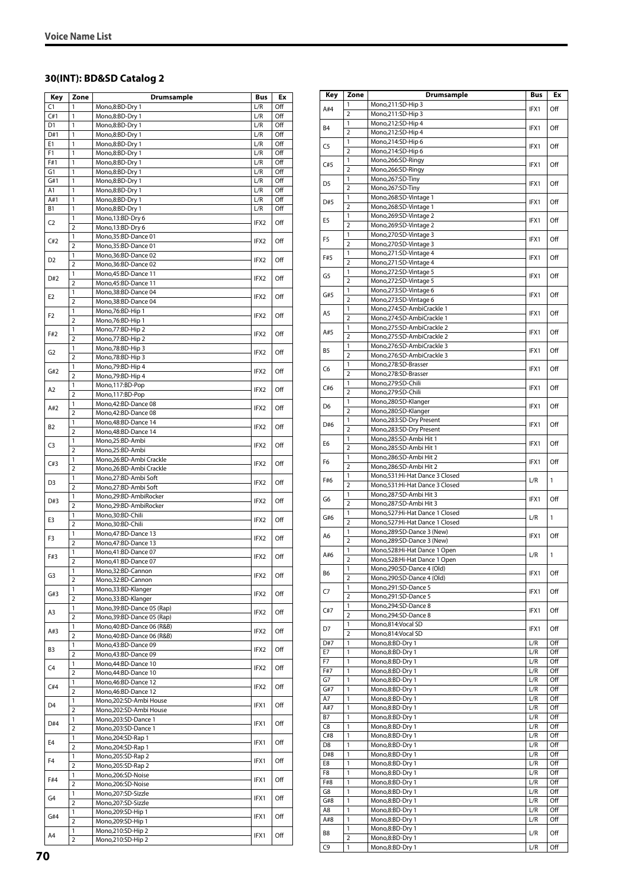## 30(INT): BD&SD Catalog 2

| Key | Zone | Drumsample | Bus | Ex |
|---|---|---|---|---|
| C1 | 1 | Mono,8:BD-Dry 1 | L/R | Off |
| C#1 | 1 | Mono,8:BD-Dry 1 | L/R | Off |
| D1 | 1 | Mono,8:BD-Dry 1 | L/R | Off |
| D#1 | 1 | Mono,8:BD-Dry 1 | L/R | Off |
| E1 | 1 | Mono,8:BD-Dry 1 | L/R | Off |
| F1 | 1 | Mono,8:BD-Dry 1 | L/R | Off |
| F#1 | 1 | Mono,8:BD-Dry 1 | L/R | Off |
| G1 | 1 | Mono,8:BD-Dry 1 | L/R | Off |
| G#1 | 1 | Mono,8:BD-Dry 1 | L/R | Off |
| A1 | 1 | Mono,8:BD-Dry 1 | L/R | Off |
| A#1 | 1 | Mono,8:BD-Dry 1 | L/R | Off |
| B1 | 1 | Mono,8:BD-Dry 1 | L/R | Off |
| C2 | 1 | Mono,13:BD-Dry 6 | IFX2 | Off |
| | 2 | Mono,13:BD-Dry 6 | | |
| C#2 | 1 | Mono,35:BD-Dance 01 | IFX2 | Off |
| | 2 | Mono,35:BD-Dance 01 | | |
| D2 | 1 | Mono,36:BD-Dance 02 | IFX2 | Off |
| | 2 | Mono,36:BD-Dance 02 | | |
| D#2 | 1 | Mono,45:BD-Dance 11 | IFX2 | Off |
| | 2 | Mono,45:BD-Dance 11 | | |
| E2 | 1 | Mono,38:BD-Dance 04 | IFX2 | Off |
| | 2 | Mono,38:BD-Dance 04 | | |
| F2 | 1 | Mono,76:BD-Hip 1 | IFX2 | Off |
| | 2 | Mono,76:BD-Hip 1 | | |
| F#2 | 1 | Mono,77:BD-Hip 2 | IFX2 | Off |
| | 2 | Mono,77:BD-Hip 2 | | |
| G2 | 1 | Mono,78:BD-Hip 3 | IFX2 | Off |
| | 2 | Mono,78:BD-Hip 3 | | |
| G#2 | 1 | Mono,79:BD-Hip 4 | IFX2 | Off |
| | 2 | Mono,79:BD-Hip 4 | | |
| A2 | 1 | Mono,117:BD-Pop | IFX2 | Off |
| | 2 | Mono,117:BD-Pop | | |
| A#2 | 1 | Mono,42:BD-Dance 08 | IFX2 | Off |
| | 2 | Mono,42:BD-Dance 08 | | |
| B2 | 1 | Mono,48:BD-Dance 14 | IFX2 | Off |
| | 2 | Mono,48:BD-Dance 14 | | |
| C3 | 1 | Mono,25:BD-Ambi | IFX2 | Off |
| | 2 | Mono,25:BD-Ambi | | |
| C#3 | 1 | Mono,26:BD-Ambi Crackle | IFX2 | Off |
| | 2 | Mono,26:BD-Ambi Crackle | | |
| D3 | 1 | Mono,27:BD-Ambi Soft | IFX2 | Off |
| | 2 | Mono,27:BD-Ambi Soft | | |
| D#3 | 1 | Mono,29:BD-AmbiRocker | IFX2 | Off |
| | 2 | Mono,29:BD-AmbiRocker | | |
| E3 | 1 | Mono,30:BD-Chili | IFX2 | Off |
| | 2 | Mono,30:BD-Chili | | |
| F3 | 1 | Mono,47:BD-Dance 13 | IFX2 | Off |
| | 2 | Mono,47:BD-Dance 13 | | |
| F#3 | 1 | Mono,41:BD-Dance 07 | IFX2 | Off |
| | 2 | Mono,41:BD-Dance 07 | | |
| G3 | 1 | Mono,32:BD-Cannon | IFX2 | Off |
| | 2 | Mono,32:BD-Cannon | | |
| G#3 | 1 | Mono,33:BD-Klanger | IFX2 | Off |
| | 2 | Mono,33:BD-Klanger | | |
| A3 | 1 | Mono,39:BD-Dance 05 (Rap) | IFX2 | Off |
| | 2 | Mono,39:BD-Dance 05 (Rap) | | |
| A#3 | 1 | Mono,40:BD-Dance 06 (R&B) | IFX2 | Off |
| | 2 | Mono,40:BD-Dance 06 (R&B) | | |
| B3 | 1 | Mono,43:BD-Dance 09 | IFX2 | Off |
| | 2 | Mono,43:BD-Dance 09 | | |
| C4 | 1 | Mono,44:BD-Dance 10 | IFX2 | Off |
| | 2 | Mono,44:BD-Dance 10 | | |
| C#4 | 1 | Mono,46:BD-Dance 12 | IFX2 | Off |
| | 2 | Mono,46:BD-Dance 12 | | |
| D4 | 1 | Mono,202:SD-Ambi House | IFX1 | Off |
| | 2 | Mono,202:SD-Ambi House | | |
| D#4 | 1 | Mono,203:SD-Dance 1 | IFX1 | Off |
| | 2 | Mono,203:SD-Dance 1 | | |
| E4 | 1 | Mono,204:SD-Rap 1 | IFX1 | Off |
| | 2 | Mono,204:SD-Rap 1 | | |
| F4 | 1 | Mono,205:SD-Rap 2 | IFX1 | Off |
| | 2 | Mono,205:SD-Rap 2 | | |
| F#4 | 1 | Mono,206:SD-Noise | IFX1 | Off |
| | 2 | Mono,206:SD-Noise | | |
| G4 | 1 | Mono,207:SD-Sizzle | IFX1 | Off |
| | 2 | Mono,207:SD-Sizzle | | |
| G#4 | 1 | Mono,209:SD-Hip 1 | IFX1 | Off |
| | 2 | Mono,209:SD-Hip 1 | | |
| A4 | 1 | Mono,210:SD-Hip 2 | IFX1 | Off |
| | 2 | Mono,210:SD-Hip 2 | | |
| A#4 | 1 | Mono,211:SD-Hip 3 | IFX1 | Off |
| | 2 | Mono,211:SD-Hip 3 | | |
| B4 | 1 | Mono,212:SD-Hip 4 | IFX1 | Off |
| | 2 | Mono,212:SD-Hip 4 | | |
| C5 | 1 | Mono,214:SD-Hip 6 | IFX1 | Off |
| | 2 | Mono,214:SD-Hip 6 | | |
| C#5 | 1 | Mono,266:SD-Ringy | IFX1 | Off |
| | 2 | Mono,266:SD-Ringy | | |
| D5 | 1 | Mono,267:SD-Tiny | IFX1 | Off |
| | 2 | Mono,267:SD-Tiny | | |
| D#5 | 1 | Mono,268:SD-Vintage 1 | IFX1 | Off |
| | 2 | Mono,268:SD-Vintage 1 | | |
| E5 | 1 | Mono,269:SD-Vintage 2 | IFX1 | Off |
| | 2 | Mono,269:SD-Vintage 2 | | |
| F5 | 1 | Mono,270:SD-Vintage 3 | IFX1 | Off |
| | 2 | Mono,270:SD-Vintage 3 | | |
| F#5 | 1 | Mono,271:SD-Vintage 4 | IFX1 | Off |
| | 2 | Mono,271:SD-Vintage 4 | | |
| G5 | 1 | Mono,272:SD-Vintage 5 | IFX1 | Off |
| | 2 | Mono,272:SD-Vintage 5 | | |
| G#5 | 1 | Mono,273:SD-Vintage 6 | IFX1 | Off |
| | 2 | Mono,273:SD-Vintage 6 | | |
| A5 | 1 | Mono,274:SD-AmbiCrackle 1 | IFX1 | Off |
| | 2 | Mono,274:SD-AmbiCrackle 1 | | |
| A#5 | 1 | Mono,275:SD-AmbiCrackle 2 | IFX1 | Off |
| | 2 | Mono,275:SD-AmbiCrackle 2 | | |
| B5 | 1 | Mono,276:SD-AmbiCrackle 3 | IFX1 | Off |
| | 2 | Mono,276:SD-AmbiCrackle 3 | | |
| C6 | 1 | Mono,278:SD-Brasser | IFX1 | Off |
| | 2 | Mono,278:SD-Brasser | | |
| C#6 | 1 | Mono,279:SD-Chili | IFX1 | Off |
| | 2 | Mono,279:SD-Chili | | |
| D6 | 1 | Mono,280:SD-Klanger | IFX1 | Off |
| | 2 | Mono,280:SD-Klanger | | |
| D#6 | 1 | Mono,283:SD-Dry Present | IFX1 | Off |
| | 2 | Mono,283:SD-Dry Present | | |
| E6 | 1 | Mono,285:SD-Ambi Hit 1 | IFX1 | Off |
| | 2 | Mono,285:SD-Ambi Hit 1 | | |
| F6 | 1 | Mono,286:SD-Ambi Hit 2 | IFX1 | Off |
| | 2 | Mono,286:SD-Ambi Hit 2 | | |
| F#6 | 1 | Mono,531:Hi-Hat Dance 3 Closed | L/R | 1 |
| | 2 | Mono,531:Hi-Hat Dance 3 Closed | | |
| G6 | 1 | Mono,287:SD-Ambi Hit 3 | IFX1 | Off |
| | 2 | Mono,287:SD-Ambi Hit 3 | | |
| G#6 | 1 | Mono,527:Hi-Hat Dance 1 Closed | L/R | 1 |
| | 2 | Mono,527:Hi-Hat Dance 1 Closed | | |
| A6 | 1 | Mono,289:SD-Dance 3 (New) | IFX1 | Off |
| | 2 | Mono,289:SD-Dance 3 (New) | | |
| A#6 | 1 | Mono,528:Hi-Hat Dance 1 Open | L/R | 1 |
| | 2 | Mono,528:Hi-Hat Dance 1 Open | | |
| B6 | 1 | Mono,290:SD-Dance 4 (Old) | IFX1 | Off |
| | 2 | Mono,290:SD-Dance 4 (Old) | | |
| C7 | 1 | Mono,291:SD-Dance 5 | IFX1 | Off |
| | 2 | Mono,291:SD-Dance 5 | | |
| C#7 | 1 | Mono,294:SD-Dance 8 | IFX1 | Off |
| | 2 | Mono,294:SD-Dance 8 | | |
| D7 | 1 | Mono,814:Vocal SD | IFX1 | Off |
| | 2 | Mono,814:Vocal SD | | |
| D#7 | 1 | Mono,8:BD-Dry 1 | L/R | Off |
| E7 | 1 | Mono,8:BD-Dry 1 | L/R | Off |
| F7 | 1 | Mono,8:BD-Dry 1 | L/R | Off |
| F#7 | 1 | Mono,8:BD-Dry 1 | L/R | Off |
| G7 | 1 | Mono,8:BD-Dry 1 | L/R | Off |
| G#7 | 1 | Mono,8:BD-Dry 1 | L/R | Off |
| A7 | 1 | Mono,8:BD-Dry 1 | L/R | Off |
| A#7 | 1 | Mono,8:BD-Dry 1 | L/R | Off |
| B7 | 1 | Mono,8:BD-Dry 1 | L/R | Off |
| C8 | 1 | Mono,8:BD-Dry 1 | L/R | Off |
| C#8 | 1 | Mono,8:BD-Dry 1 | L/R | Off |
| D8 | 1 | Mono,8:BD-Dry 1 | L/R | Off |
| D#8 | 1 | Mono,8:BD-Dry 1 | L/R | Off |
| E8 | 1 | Mono,8:BD-Dry 1 | L/R | Off |
| F8 | 1 | Mono,8:BD-Dry 1 | L/R | Off |
| F#8 | 1 | Mono,8:BD-Dry 1 | L/R | Off |
| G8 | 1 | Mono,8:BD-Dry 1 | L/R | Off |
| G#8 | 1 | Mono,8:BD-Dry 1 | L/R | Off |
| A8 | 1 | Mono,8:BD-Dry 1 | L/R | Off |
| A#8 | 1 | Mono,8:BD-Dry 1 | L/R | Off |
| B8 | 1 | Mono,8:BD-Dry 1 | L/R | Off |
| | 2 | Mono,8:BD-Dry 1 | | |
| C9 | 1 | Mono,8:BD-Dry 1 | L/R | Off |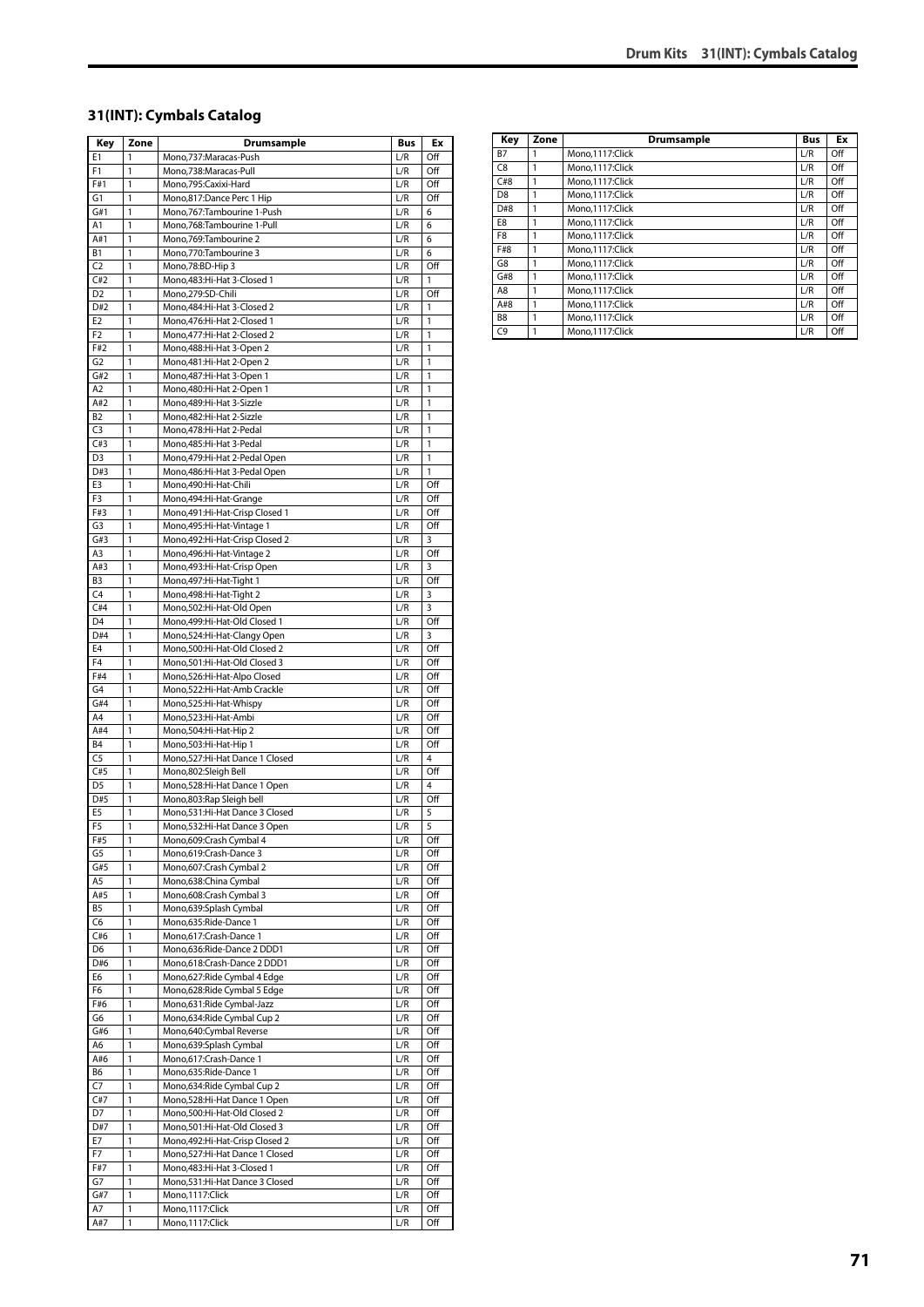## 31(INT): Cymbals Catalog

| Key | Zone | Drumsample | Bus | Ex |
|---|---|---|---|---|
| E1 | 1 | Mono,737:Maracas-Push | L/R | Off |
| F1 | 1 | Mono,738:Maracas-Pull | L/R | Off |
| F#1 | 1 | Mono,795:Caxixi-Hard | L/R | Off |
| G1 | 1 | Mono,817:Dance Perc 1 Hip | L/R | Off |
| G#1 | 1 | Mono,767:Tambourine 1-Push | L/R | 6 |
| A1 | 1 | Mono,768:Tambourine 1-Pull | L/R | 6 |
| A#1 | 1 | Mono,769:Tambourine 2 | L/R | 6 |
| B1 | 1 | Mono,770:Tambourine 3 | L/R | 6 |
| C2 | 1 | Mono,78:BD-Hip 3 | L/R | Off |
| C#2 | 1 | Mono,483:Hi-Hat 3-Closed 1 | L/R | 1 |
| D2 | 1 | Mono,279:SD-Chili | L/R | Off |
| D#2 | 1 | Mono,484:Hi-Hat 3-Closed 2 | L/R | 1 |
| E2 | 1 | Mono,476:Hi-Hat 2-Closed 1 | L/R | 1 |
| F2 | 1 | Mono,477:Hi-Hat 2-Closed 2 | L/R | 1 |
| F#2 | 1 | Mono,488:Hi-Hat 3-Open 2 | L/R | 1 |
| G2 | 1 | Mono,481:Hi-Hat 2-Open 2 | L/R | 1 |
| G#2 | 1 | Mono,487:Hi-Hat 3-Open 1 | L/R | 1 |
| A2 | 1 | Mono,480:Hi-Hat 2-Open 1 | L/R | 1 |
| A#2 | 1 | Mono,489:Hi-Hat 3-Sizzle | L/R | 1 |
| B2 | 1 | Mono,482:Hi-Hat 2-Sizzle | L/R | 1 |
| C3 | 1 | Mono,478:Hi-Hat 2-Pedal | L/R | 1 |
| C#3 | 1 | Mono,485:Hi-Hat 3-Pedal | L/R | 1 |
| D3 | 1 | Mono,479:Hi-Hat 2-Pedal Open | L/R | 1 |
| D#3 | 1 | Mono,486:Hi-Hat 3-Pedal Open | L/R | 1 |
| E3 | 1 | Mono,490:Hi-Hat-Chili | L/R | Off |
| F3 | 1 | Mono,494:Hi-Hat-Grange | L/R | Off |
| F#3 | 1 | Mono,491:Hi-Hat-Crisp Closed 1 | L/R | Off |
| G3 | 1 | Mono,495:Hi-Hat-Vintage 1 | L/R | Off |
| G#3 | 1 | Mono,492:Hi-Hat-Crisp Closed 2 | L/R | 3 |
| A3 | 1 | Mono,496:Hi-Hat-Vintage 2 | L/R | Off |
| A#3 | 1 | Mono,493:Hi-Hat-Crisp Open | L/R | 3 |
| B3 | 1 | Mono,497:Hi-Hat-Tight 1 | L/R | Off |
| C4 | 1 | Mono,498:Hi-Hat-Tight 2 | L/R | 3 |
| C#4 | 1 | Mono,502:Hi-Hat-Old Open | L/R | 3 |
| D4 | 1 | Mono,499:Hi-Hat-Old Closed 1 | L/R | Off |
| D#4 | 1 | Mono,524:Hi-Hat-Clangy Open | L/R | 3 |
| E4 | 1 | Mono,500:Hi-Hat-Old Closed 2 | L/R | Off |
| F4 | 1 | Mono,501:Hi-Hat-Old Closed 3 | L/R | Off |
| F#4 | 1 | Mono,526:Hi-Hat-Alpo Closed | L/R | Off |
| G4 | 1 | Mono,522:Hi-Hat-Amb Crackle | L/R | Off |
| G#4 | 1 | Mono,525:Hi-Hat-Whispy | L/R | Off |
| A4 | 1 | Mono,523:Hi-Hat-Ambi | L/R | Off |
| A#4 | 1 | Mono,504:Hi-Hat-Hip 2 | L/R | Off |
| B4 | 1 | Mono,503:Hi-Hat-Hip 1 | L/R | Off |
| C5 | 1 | Mono,527:Hi-Hat Dance 1 Closed | L/R | 4 |
| C#5 | 1 | Mono,802:Sleigh Bell | L/R | Off |
| D5 | 1 | Mono,528:Hi-Hat Dance 1 Open | L/R | 4 |
| D#5 | 1 | Mono,803:Rap Sleigh bell | L/R | Off |
| E5 | 1 | Mono,531:Hi-Hat Dance 3 Closed | L/R | 5 |
| F5 | 1 | Mono,532:Hi-Hat Dance 3 Open | L/R | 5 |
| F#5 | 1 | Mono,609:Crash Cymbal 4 | L/R | Off |
| G5 | 1 | Mono,619:Crash-Dance 3 | L/R | Off |
| G#5 | 1 | Mono,607:Crash Cymbal 2 | L/R | Off |
| A5 | 1 | Mono,638:China Cymbal | L/R | Off |
| A#5 | 1 | Mono,608:Crash Cymbal 3 | L/R | Off |
| B5 | 1 | Mono,639:Splash Cymbal | L/R | Off |
| C6 | 1 | Mono,635:Ride-Dance 1 | L/R | Off |
| C#6 | 1 | Mono,617:Crash-Dance 1 | L/R | Off |
| D6 | 1 | Mono,636:Ride-Dance 2 DDD1 | L/R | Off |
| D#6 | 1 | Mono,618:Crash-Dance 2 DDD1 | L/R | Off |
| E6 | 1 | Mono,627:Ride Cymbal 4 Edge | L/R | Off |
| F6 | 1 | Mono,628:Ride Cymbal 5 Edge | L/R | Off |
| F#6 | 1 | Mono,631:Ride Cymbal-Jazz | L/R | Off |
| G6 | 1 | Mono,634:Ride Cymbal Cup 2 | L/R | Off |
| G#6 | 1 | Mono,640:Cymbal Reverse | L/R | Off |
| A6 | 1 | Mono,639:Splash Cymbal | L/R | Off |
| A#6 | 1 | Mono,617:Crash-Dance 1 | L/R | Off |
| B6 | 1 | Mono,635:Ride-Dance 1 | L/R | Off |
| C7 | 1 | Mono,634:Ride Cymbal Cup 2 | L/R | Off |
| C#7 | 1 | Mono,528:Hi-Hat Dance 1 Open | L/R | Off |
| D7 | 1 | Mono,500:Hi-Hat-Old Closed 2 | L/R | Off |
| D#7 | 1 | Mono,501:Hi-Hat-Old Closed 3 | L/R | Off |
| E7 | 1 | Mono,492:Hi-Hat-Crisp Closed 2 | L/R | Off |
| F7 | 1 | Mono,527:Hi-Hat Dance 1 Closed | L/R | Off |
| F#7 | 1 | Mono,483:Hi-Hat 3-Closed 1 | L/R | Off |
| G7 | 1 | Mono,531:Hi-Hat Dance 3 Closed | L/R | Off |
| G#7 | 1 | Mono,1117:Click | L/R | Off |
| A7 | 1 | Mono,1117:Click | L/R | Off |
| A#7 | 1 | Mono,1117:Click | L/R | Off |
| B7 | 1 | Mono,1117:Click | L/R | Off |
| C8 | 1 | Mono,1117:Click | L/R | Off |
| C#8 | 1 | Mono,1117:Click | L/R | Off |
| D8 | 1 | Mono,1117:Click | L/R | Off |
| D#8 | 1 | Mono,1117:Click | L/R | Off |
| E8 | 1 | Mono,1117:Click | L/R | Off |
| F8 | 1 | Mono,1117:Click | L/R | Off |
| F#8 | 1 | Mono,1117:Click | L/R | Off |
| G8 | 1 | Mono,1117:Click | L/R | Off |
| G#8 | 1 | Mono,1117:Click | L/R | Off |
| A8 | 1 | Mono,1117:Click | L/R | Off |
| A#8 | 1 | Mono,1117:Click | L/R | Off |
| B8 | 1 | Mono,1117:Click | L/R | Off |
| C9 | 1 | Mono,1117:Click | L/R | Off |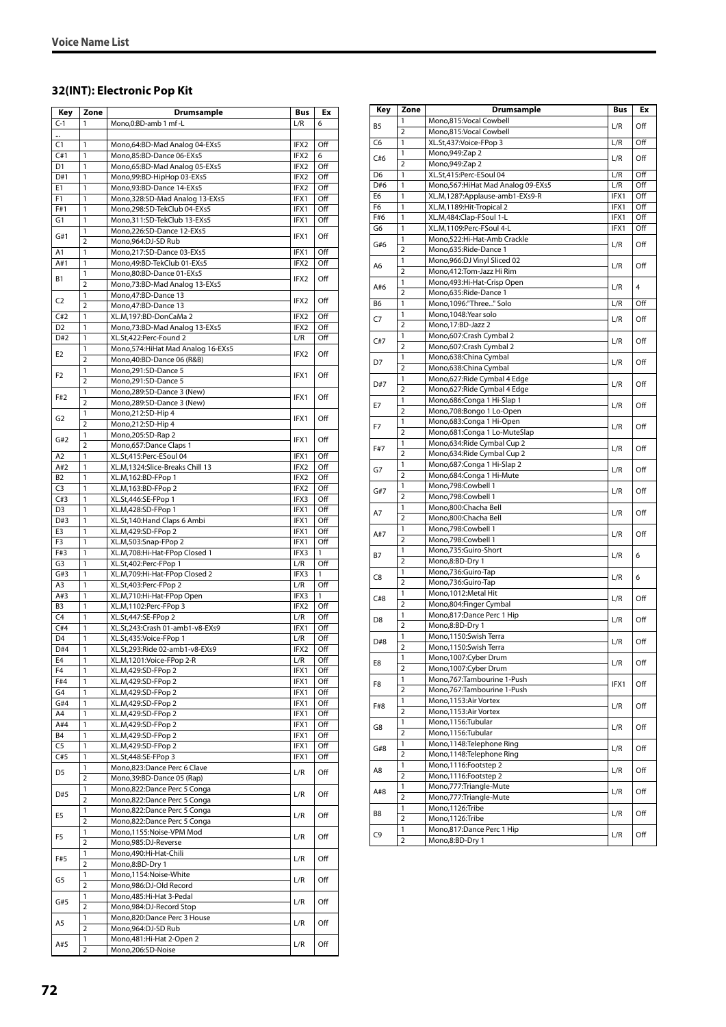## 32(INT): Electronic Pop Kit

| Key | Zone | Drumsample | Bus | Ex |
|---|---|---|---|---|
| C-1 | 1 | Mono,0:BD-amb 1 mf -L | L/R | 6 |
| ... | | | | |
| C1 | 1 | Mono,64:BD-Mad Analog 04-EXs5 | IFX2 | Off |
| C#1 | 1 | Mono,85:BD-Dance 06-EXs5 | IFX2 | 6 |
| D1 | 1 | Mono,65:BD-Mad Analog 05-EXs5 | IFX2 | Off |
| D#1 | 1 | Mono,99:BD-HipHop 03-EXs5 | IFX2 | Off |
| E1 | 1 | Mono,93:BD-Dance 14-EXs5 | IFX2 | Off |
| F1 | 1 | Mono,328:SD-Mad Analog 13-EXs5 | IFX1 | Off |
| F#1 | 1 | Mono,298:SD-TekClub 04-EXs5 | IFX1 | Off |
| G1 | 1 | Mono,311:SD-TekClub 13-EXs5 | IFX1 | Off |
| G#1 | 1 | Mono,226:SD-Dance 12-EXs5 | IFX1 | Off |
| | 2 | Mono,964:DJ-SD Rub | | |
| A1 | 1 | Mono,217:SD-Dance 03-EXs5 | IFX1 | Off |
| A#1 | 1 | Mono,49:BD-TekClub 01-EXs5 | IFX2 | Off |
| B1 | 1 | Mono,80:BD-Dance 01-EXs5 | IFX2 | Off |
| | 2 | Mono,73:BD-Mad Analog 13-EXs5 | | |
| C2 | 1 | Mono,47:BD-Dance 13 | IFX2 | Off |
| | 2 | Mono,47:BD-Dance 13 | | |
| C#2 | 1 | XL.M,197:BD-DonCaMa 2 | IFX2 | Off |
| D2 | 1 | Mono,73:BD-Mad Analog 13-EXs5 | IFX2 | Off |
| D#2 | 1 | XL.St,422:Perc-Found 2 | L/R | Off |
| E2 | 1 | Mono,574:HiHat Mad Analog 16-EXs5 | IFX2 | Off |
| | 2 | Mono,40:BD-Dance 06 (R&B) | | |
| F2 | 1 | Mono,291:SD-Dance 5 | IFX1 | Off |
| | 2 | Mono,291:SD-Dance 5 | | |
| F#2 | 1 | Mono,289:SD-Dance 3 (New) | IFX1 | Off |
| | 2 | Mono,289:SD-Dance 3 (New) | | |
| G2 | 1 | Mono,212:SD-Hip 4 | IFX1 | Off |
| | 2 | Mono,212:SD-Hip 4 | | |
| G#2 | 1 | Mono,205:SD-Rap 2 | IFX1 | Off |
| | 2 | Mono,657:Dance Claps 1 | | |
| A2 | 1 | XL.St,415:Perc-ESoul 04 | IFX1 | Off |
| A#2 | 1 | XL.M,1324:Slice-Breaks Chill 13 | IFX2 | Off |
| B2 | 1 | XL.M,162:BD-FPop 1 | IFX2 | Off |
| C3 | 1 | XL.M,163:BD-FPop 2 | IFX2 | Off |
| C#3 | 1 | XL.St,446:SE-FPop 1 | IFX3 | Off |
| D3 | 1 | XL.M,428:SD-FPop 1 | IFX1 | Off |
| D#3 | 1 | XL.St,140:Hand Claps 6 Ambi | IFX1 | Off |
| E3 | 1 | XL.M,429:SD-FPop 2 | IFX1 | Off |
| F3 | 1 | XL.M,503:Snap-FPop 2 | IFX1 | Off |
| F#3 | 1 | XL.M,708:Hi-Hat-FPop Closed 1 | IFX3 | 1 |
| G3 | 1 | XL.St,402:Perc-FPop 1 | L/R | Off |
| G#3 | 1 | XL.M,709:Hi-Hat-FPop Closed 2 | IFX3 | 1 |
| A3 | 1 | XL.St,403:Perc-FPop 2 | L/R | Off |
| A#3 | 1 | XL.M,710:Hi-Hat-FPop Open | IFX3 | 1 |
| B3 | 1 | XL.M,1102:Perc-FPop 3 | IFX2 | Off |
| C4 | 1 | XL.St,447:SE-FPop 2 | L/R | Off |
| C#4 | 1 | XL.St,243:Crash 01-amb1-v8-EXs9 | IFX1 | Off |
| D4 | 1 | XL.St,435:Voice-FPop 1 | L/R | Off |
| D#4 | 1 | XL.St,293:Ride 02-amb1-v8-EXs9 | IFX2 | Off |
| E4 | 1 | XL.M,1201:Voice-FPop 2-R | L/R | Off |
| F4 | 1 | XL.M,429:SD-FPop 2 | IFX1 | Off |
| F#4 | 1 | XL.M,429:SD-FPop 2 | IFX1 | Off |
| G4 | 1 | XL.M,429:SD-FPop 2 | IFX1 | Off |
| G#4 | 1 | XL.M,429:SD-FPop 2 | IFX1 | Off |
| A4 | 1 | XL.M,429:SD-FPop 2 | IFX1 | Off |
| A#4 | 1 | XL.M,429:SD-FPop 2 | IFX1 | Off |
| B4 | 1 | XL.M,429:SD-FPop 2 | IFX1 | Off |
| C5 | 1 | XL.M,429:SD-FPop 2 | IFX1 | Off |
| C#5 | 1 | XL.St,448:SE-FPop 3 | IFX1 | Off |
| D5 | 1 | Mono,823:Dance Perc 6 Clave | L/R | Off |
| | 2 | Mono,39:BD-Dance 05 (Rap) | | |
| D#5 | 1 | Mono,822:Dance Perc 5 Conga | L/R | Off |
| | 2 | Mono,822:Dance Perc 5 Conga | | |
| E5 | 1 | Mono,822:Dance Perc 5 Conga | L/R | Off |
| | 2 | Mono,822:Dance Perc 5 Conga | | |
| F5 | 1 | Mono,1155:Noise-VPM Mod | L/R | Off |
| | 2 | Mono,985:DJ-Reverse | | |
| F#5 | 1 | Mono,490:Hi-Hat-Chili | L/R | Off |
| | 2 | Mono,8:BD-Dry 1 | | |
| G5 | 1 | Mono,1154:Noise-White | L/R | Off |
| | 2 | Mono,986:DJ-Old Record | | |
| G#5 | 1 | Mono,485:Hi-Hat 3-Pedal | L/R | Off |
| | 2 | Mono,984:DJ-Record Stop | | |
| A5 | 1 | Mono,820:Dance Perc 3 House | L/R | Off |
| | 2 | Mono,964:DJ-SD Rub | | |
| A#5 | 1 | Mono,481:Hi-Hat 2-Open 2 | L/R | Off |
| | 2 | Mono,206:SD-Noise | | |
| B5 | 1 | Mono,815:Vocal Cowbell | L/R | Off |
| | 2 | Mono,815:Vocal Cowbell | | |
| C6 | 1 | XL.St,437:Voice-FPop 3 | L/R | Off |
| C#6 | 1 | Mono,949:Zap 2 | L/R | Off |
| | 2 | Mono,949:Zap 2 | | |
| D6 | 1 | XL.St,415:Perc-ESoul 04 | L/R | Off |
| D#6 | 1 | Mono,567:HiHat Mad Analog 09-EXs5 | L/R | Off |
| E6 | 1 | XL.M,1287:Applause-amb1-EXs9-R | IFX1 | Off |
| F6 | 1 | XL.M,1189:Hit-Tropical 2 | IFX1 | Off |
| F#6 | 1 | XL.M,484:Clap-FSoul 1-L | IFX1 | Off |
| G6 | 1 | XL.M,1109:Perc-FSoul 4-L | IFX1 | Off |
| G#6 | 1 | Mono,522:Hi-Hat-Amb Crackle | L/R | Off |
| | 2 | Mono,635:Ride-Dance 1 | | |
| A6 | 1 | Mono,966:DJ Vinyl Sliced 02 | L/R | Off |
| | 2 | Mono,412:Tom-Jazz Hi Rim | | |
| A#6 | 1 | Mono,493:Hi-Hat-Crisp Open | L/R | 4 |
| | 2 | Mono,635:Ride-Dance 1 | | |
| B6 | 1 | Mono,1096:"Three..." Solo | L/R | Off |
| C7 | 1 | Mono,1048:Year solo | L/R | Off |
| | 2 | Mono,17:BD-Jazz 2 | | |
| C#7 | 1 | Mono,607:Crash Cymbal 2 | L/R | Off |
| | 2 | Mono,607:Crash Cymbal 2 | | |
| D7 | 1 | Mono,638:China Cymbal | L/R | Off |
| | 2 | Mono,638:China Cymbal | | |
| D#7 | 1 | Mono,627:Ride Cymbal 4 Edge | L/R | Off |
| | 2 | Mono,627:Ride Cymbal 4 Edge | | |
| E7 | 1 | Mono,686:Conga 1 Hi-Slap 1 | L/R | Off |
| | 2 | Mono,708:Bongo 1 Lo-Open | | |
| F7 | 1 | Mono,683:Conga 1 Hi-Open | L/R | Off |
| | 2 | Mono,681:Conga 1 Lo-MuteSlap | | |
| F#7 | 1 | Mono,634:Ride Cymbal Cup 2 | L/R | Off |
| | 2 | Mono,634:Ride Cymbal Cup 2 | | |
| G7 | 1 | Mono,687:Conga 1 Hi-Slap 2 | L/R | Off |
| | 2 | Mono,684:Conga 1 Hi-Mute | | |
| G#7 | 1 | Mono,798:Cowbell 1 | L/R | Off |
| | 2 | Mono,798:Cowbell 1 | | |
| A7 | 1 | Mono,800:Chacha Bell | L/R | Off |
| | 2 | Mono,800:Chacha Bell | | |
| A#7 | 1 | Mono,798:Cowbell 1 | L/R | Off |
| | 2 | Mono,798:Cowbell 1 | | |
| B7 | 1 | Mono,735:Guiro-Short | L/R | 6 |
| | 2 | Mono,8:BD-Dry 1 | | |
| C8 | 1 | Mono,736:Guiro-Tap | L/R | 6 |
| | 2 | Mono,736:Guiro-Tap | | |
| C#8 | 1 | Mono,1012:Metal Hit | L/R | Off |
| | 2 | Mono,804:Finger Cymbal | | |
| D8 | 1 | Mono,817:Dance Perc 1 Hip | L/R | Off |
| | 2 | Mono,8:BD-Dry 1 | | |
| D#8 | 1 | Mono,1150:Swish Terra | L/R | Off |
| | 2 | Mono,1150:Swish Terra | | |
| E8 | 1 | Mono,1007:Cyber Drum | L/R | Off |
| | 2 | Mono,1007:Cyber Drum | | |
| F8 | 1 | Mono,767:Tambourine 1-Push | IFX1 | Off |
| | 2 | Mono,767:Tambourine 1-Push | | |
| F#8 | 1 | Mono,1153:Air Vortex | L/R | Off |
| | 2 | Mono,1153:Air Vortex | | |
| G8 | 1 | Mono,1156:Tubular | L/R | Off |
| | 2 | Mono,1156:Tubular | | |
| G#8 | 1 | Mono,1148:Telephone Ring | L/R | Off |
| | 2 | Mono,1148:Telephone Ring | | |
| A8 | 1 | Mono,1116:Footstep 2 | L/R | Off |
| | 2 | Mono,1116:Footstep 2 | | |
| A#8 | 1 | Mono,777:Triangle-Mute | L/R | Off |
| | 2 | Mono,777:Triangle-Mute | | |
| B8 | 1 | Mono,1126:Tribe | L/R | Off |
| | 2 | Mono,1126:Tribe | | |
| C9 | 1 | Mono,817:Dance Perc 1 Hip | L/R | Off |
| | 2 | Mono,8:BD-Dry 1 | | |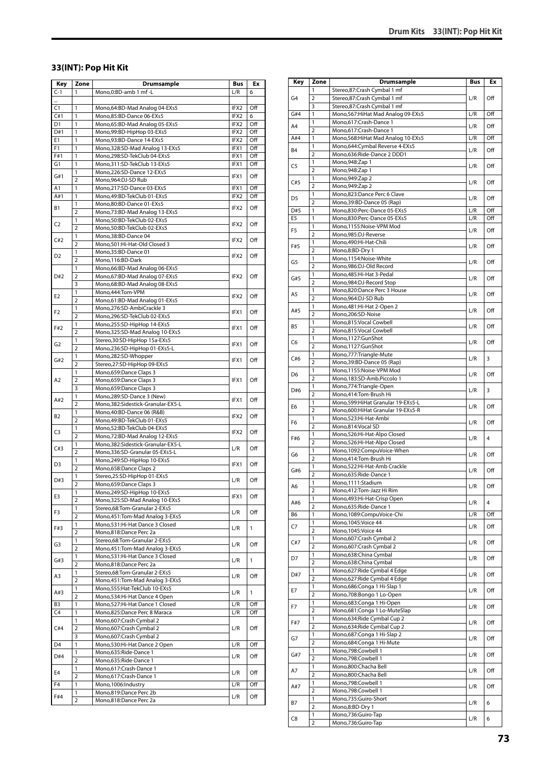## 33(INT): Pop Hit Kit

| Key | Zone | Drumsample | Bus | Ex |
|---|---|---|---|---|
| C-1 | 1 | Mono,0:BD-amb 1 mf -L | L/R | 6 |
| ... | | | | |
| C1 | 1 | Mono,64:BD-Mad Analog 04-EXs5 | IFX2 | Off |
| C#1 | 1 | Mono,85:BD-Dance 06-EXs5 | IFX2 | 6 |
| D1 | 1 | Mono,65:BD-Mad Analog 05-EXs5 | IFX2 | Off |
| D#1 | 1 | Mono,99:BD-HipHop 03-EXs5 | IFX2 | Off |
| E1 | 1 | Mono,93:BD-Dance 14-EXs5 | IFX2 | Off |
| F1 | 1 | Mono,328:SD-Mad Analog 13-EXs5 | IFX1 | Off |
| F#1 | 1 | Mono,298:SD-TekClub 04-EXs5 | IFX1 | Off |
| G1 | 1 | Mono,311:SD-TekClub 13-EXs5 | IFX1 | Off |
| G#1 | 1 | Mono,226:SD-Dance 12-EXs5 | IFX1 | Off |
| | 2 | Mono,964:DJ-SD Rub | | |
| A1 | 1 | Mono,217:SD-Dance 03-EXs5 | IFX1 | Off |
| A#1 | 1 | Mono,49:BD-TekClub 01-EXs5 | IFX2 | Off |
| B1 | 1 | Mono,80:BD-Dance 01-EXs5 | IFX2 | Off |
| | 2 | Mono,73:BD-Mad Analog 13-EXs5 | | |
| C2 | 1 | Mono,50:BD-TekClub 02-EXs5 | IFX2 | Off |
| | 2 | Mono,50:BD-TekClub 02-EXs5 | | |
| C#2 | 1 | Mono,38:BD-Dance 04 | IFX2 | Off |
| | 2 | Mono,501:Hi-Hat-Old Closed 3 | | |
| D2 | 1 | Mono,35:BD-Dance 01 | IFX2 | Off |
| | 2 | Mono,116:BD-Dark | | |
| D#2 | 1 | Mono,66:BD-Mad Analog 06-EXs5 | IFX2 | Off |
| | 2 | Mono,67:BD-Mad Analog 07-EXs5 | | |
| | 3 | Mono,68:BD-Mad Analog 08-EXs5 | | |
| E2 | 1 | Mono,444:Tom-VPM | IFX2 | Off |
| | 2 | Mono,61:BD-Mad Analog 01-EXs5 | | |
| F2 | 1 | Mono,276:SD-AmbiCrackle 3 | IFX1 | Off |
| | 2 | Mono,296:SD-TekClub 02-EXs5 | | |
| F#2 | 1 | Mono,255:SD-HipHop 14-EXs5 | IFX1 | Off |
| | 2 | Mono,325:SD-Mad Analog 10-EXs5 | | |
| G2 | 1 | Stereo,30:SD-HipHop 15a-EXs5 | IFX1 | Off |
| | 2 | Mono,236:SD-HipHop 01-EXs5-L | | |
| G#2 | 1 | Mono,282:SD-Whopper | IFX1 | Off |
| | 2 | Stereo,27:SD-HipHop 09-EXs5 | | |
| A2 | 1 | Mono,659:Dance Claps 3 | IFX1 | Off |
| | 2 | Mono,659:Dance Claps 3 | | |
| | 3 | Mono,659:Dance Claps 3 | | |
| A#2 | 1 | Mono,289:SD-Dance 3 (New) | IFX1 | Off |
| | 2 | Mono,382:Sidestick-Granular-EX5-L | | |
| B2 | 1 | Mono,40:BD-Dance 06 (R&B) | IFX2 | Off |
| | 2 | Mono,49:BD-TekClub 01-EXs5 | | |
| C3 | 1 | Mono,52:BD-TekClub 04-EXs5 | IFX2 | Off |
| | 2 | Mono,72:BD-Mad Analog 12-EXs5 | | |
| C#3 | 1 | Mono,382:Sidestick-Granular-EX5-L | L/R | Off |
| | 2 | Mono,336:SD-Granular 05-EXs5-L | | |
| D3 | 1 | Mono,249:SD-HipHop 10-EXs5 | IFX1 | Off |
| | 2 | Mono,658:Dance Claps 2 | | |
| D#3 | 1 | Stereo,25:SD-HipHop 01-EXs5 | L/R | Off |
| | 2 | Mono,659:Dance Claps 3 | | |
| E3 | 1 | Mono,249:SD-HipHop 10-EXs5 | IFX1 | Off |
| | 2 | Mono,325:SD-Mad Analog 10-EXs5 | | |
| F3 | 1 | Stereo,68:Tom-Granular 2-EXs5 | L/R | Off |
| | 2 | Mono,451:Tom-Mad Analog 3-EXs5 | | |
| F#3 | 1 | Mono,531:Hi-Hat Dance 3 Closed | L/R | 1 |
| | 2 | Mono,818:Dance Perc 2a | | |
| G3 | 1 | Stereo,68:Tom-Granular 2-EXs5 | L/R | Off |
| | 2 | Mono,451:Tom-Mad Analog 3-EXs5 | | |
| G#3 | 1 | Mono,531:Hi-Hat Dance 3 Closed | L/R | 1 |
| | 2 | Mono,818:Dance Perc 2a | | |
| A3 | 1 | Stereo,68:Tom-Granular 2-EXs5 | L/R | Off |
| | 2 | Mono,451:Tom-Mad Analog 3-EXs5 | | |
| A#3 | 1 | Mono,555:Hat-TekClub 10-EXs5 | L/R | 1 |
| | 2 | Mono,534:Hi-Hat Dance 4 Open | | |
| B3 | 1 | Mono,527:Hi-Hat Dance 1 Closed | L/R | Off |
| C4 | 1 | Mono,825:Dance Perc 8 Maraca | L/R | Off |
| C#4 | 1 | Mono,607:Crash Cymbal 2 | L/R | Off |
| | 2 | Mono,607:Crash Cymbal 2 | | |
| | 3 | Mono,607:Crash Cymbal 2 | | |
| D4 | 1 | Mono,530:Hi-Hat Dance 2 Open | L/R | Off |
| D#4 | 1 | Mono,635:Ride-Dance 1 | L/R | Off |
| | 2 | Mono,635:Ride-Dance 1 | | |
| E4 | 1 | Mono,617:Crash-Dance 1 | L/R | Off |
| | 2 | Mono,617:Crash-Dance 1 | | |
| F4 | 1 | Mono,1006:Industry | L/R | Off |
| F#4 | 1 | Mono,819:Dance Perc 2b | L/R | Off |
| | 2 | Mono,818:Dance Perc 2a | | |
| G4 | 1 | Stereo,87:Crash Cymbal 1 mf | L/R | Off |
| | 2 | Stereo,87:Crash Cymbal 1 mf | | |
| | 3 | Stereo,87:Crash Cymbal 1 mf | | |
| G#4 | 1 | Mono,567:HiHat Mad Analog 09-EXs5 | L/R | Off |
| A4 | 1 | Mono,617:Crash-Dance 1 | L/R | Off |
| | 2 | Mono,617:Crash-Dance 1 | | |
| A#4 | 1 | Mono,568:HiHat Mad Analog 10-EXs5 | L/R | Off |
| B4 | 1 | Mono,644:Cymbal Reverse 4-EXs5 | L/R | Off |
| | 2 | Mono,636:Ride-Dance 2 DDD1 | | |
| C5 | 1 | Mono,948:Zap 1 | L/R | Off |
| | 2 | Mono,948:Zap 1 | | |
| C#5 | 1 | Mono,949:Zap 2 | L/R | Off |
| | 2 | Mono,949:Zap 2 | | |
| D5 | 1 | Mono,823:Dance Perc 6 Clave | L/R | Off |
| | 2 | Mono,39:BD-Dance 05 (Rap) | | |
| D#5 | 1 | Mono,830:Perc-Dance 05-EXs5 | L/R | Off |
| E5 | 1 | Mono,830:Perc-Dance 05-EXs5 | L/R | Off |
| F5 | 1 | Mono,1155:Noise-VPM Mod | L/R | Off |
| | 2 | Mono,985:DJ-Reverse | | |
| F#5 | 1 | Mono,490:Hi-Hat-Chili | L/R | Off |
| | 2 | Mono,8:BD-Dry 1 | | |
| G5 | 1 | Mono,1154:Noise-White | L/R | Off |
| | 2 | Mono,986:DJ-Old Record | | |
| G#5 | 1 | Mono,485:Hi-Hat 3-Pedal | L/R | Off |
| | 2 | Mono,984:DJ-Record Stop | | |
| A5 | 1 | Mono,820:Dance Perc 3 House | L/R | Off |
| | 2 | Mono,964:DJ-SD Rub | | |
| A#5 | 1 | Mono,481:Hi-Hat 2-Open 2 | L/R | Off |
| | 2 | Mono,206:SD-Noise | | |
| B5 | 1 | Mono,815:Vocal Cowbell | L/R | Off |
| | 2 | Mono,815:Vocal Cowbell | | |
| C6 | 1 | Mono,1127:GunShot | L/R | Off |
| | 2 | Mono,1127:GunShot | | |
| C#6 | 1 | Mono,777:Triangle-Mute | L/R | 3 |
| | 2 | Mono,39:BD-Dance 05 (Rap) | | |
| D6 | 1 | Mono,1155:Noise-VPM Mod | L/R | Off |
| | 2 | Mono,183:SD-Amb.Piccolo 1 | | |
| D#6 | 1 | Mono,774:Triangle-Open | L/R | 3 |
| | 2 | Mono,414:Tom-Brush Hi | | |
| E6 | 1 | Mono,599:HiHat Granular 19-EXs5-L | L/R | Off |
| | 2 | Mono,600:HiHat Granular 19-EXs5-R | | |
| F6 | 1 | Mono,523:Hi-Hat-Ambi | L/R | Off |
| | 2 | Mono,814:Vocal SD | | |
| F#6 | 1 | Mono,526:Hi-Hat-Alpo Closed | L/R | 4 |
| | 2 | Mono,526:Hi-Hat-Alpo Closed | | |
| G6 | 1 | Mono,1092:CompuVoice-When | L/R | Off |
| | 2 | Mono,414:Tom-Brush Hi | | |
| G#6 | 1 | Mono,522:Hi-Hat-Amb Crackle | L/R | Off |
| | 2 | Mono,635:Ride-Dance 1 | | |
| A6 | 1 | Mono,1111:Stadium | L/R | Off |
| | 2 | Mono,412:Tom-Jazz Hi Rim | | |
| A#6 | 1 | Mono,493:Hi-Hat-Crisp Open | L/R | 4 |
| | 2 | Mono,635:Ride-Dance 1 | | |
| B6 | 1 | Mono,1089:CompuVoice-Chi | L/R | Off |
| C7 | 1 | Mono,1045:Voice 44 | L/R | Off |
| | 2 | Mono,1045:Voice 44 | | |
| C#7 | 1 | Mono,607:Crash Cymbal 2 | L/R | Off |
| | 2 | Mono,607:Crash Cymbal 2 | | |
| D7 | 1 | Mono,638:China Cymbal | L/R | Off |
| | 2 | Mono,638:China Cymbal | | |
| D#7 | 1 | Mono,627:Ride Cymbal 4 Edge | L/R | Off |
| | 2 | Mono,627:Ride Cymbal 4 Edge | | |
| E7 | 1 | Mono,686:Conga 1 Hi-Slap 1 | L/R | Off |
| | 2 | Mono,708:Bongo 1 Lo-Open | | |
| F7 | 1 | Mono,683:Conga 1 Hi-Open | L/R | Off |
| | 2 | Mono,681:Conga 1 Lo-MuteSlap | | |
| F#7 | 1 | Mono,634:Ride Cymbal Cup 2 | L/R | Off |
| | 2 | Mono,634:Ride Cymbal Cup 2 | | |
| G7 | 1 | Mono,687:Conga 1 Hi-Slap 2 | L/R | Off |
| | 2 | Mono,684:Conga 1 Hi-Mute | | |
| G#7 | 1 | Mono,798:Cowbell 1 | L/R | Off |
| | 2 | Mono,798:Cowbell 1 | | |
| A7 | 1 | Mono,800:Chacha Bell | L/R | Off |
| | 2 | Mono,800:Chacha Bell | | |
| A#7 | 1 | Mono,798:Cowbell 1 | L/R | Off |
| | 2 | Mono,798:Cowbell 1 | | |
| B7 | 1 | Mono,735:Guiro-Short | L/R | 6 |
| | 2 | Mono,8:BD-Dry 1 | | |
| C8 | 1 | Mono,736:Guiro-Tap | L/R | 6 |
| | 2 | Mono,736:Guiro-Tap | | |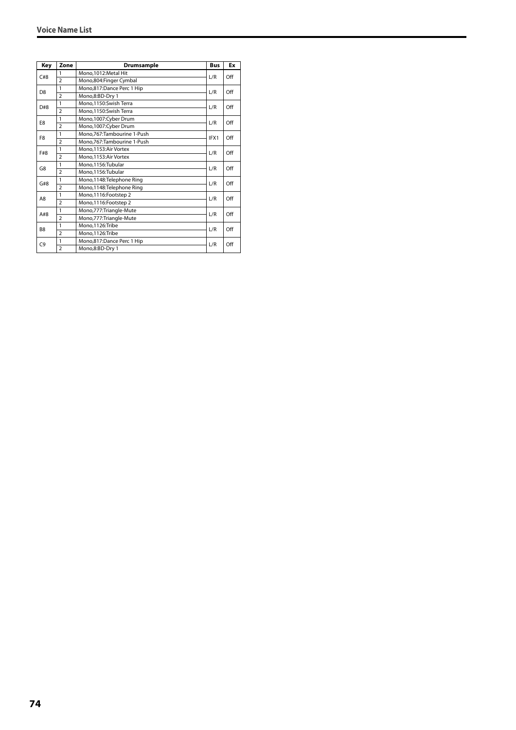| Key | Zone | Drumsample | Bus | Ex |
|---|---|---|---|---|
| C#8 | 1 | Mono,1012:Metal Hit | L/R | Off |
| | 2 | Mono,804:Finger Cymbal | | |
| D8 | 1 | Mono,817:Dance Perc 1 Hip | L/R | Off |
| | 2 | Mono,8:BD-Dry 1 | | |
| D#8 | 1 | Mono,1150:Swish Terra | L/R | Off |
| | 2 | Mono,1150:Swish Terra | | |
| E8 | 1 | Mono,1007:Cyber Drum | L/R | Off |
| | 2 | Mono,1007:Cyber Drum | | |
| F8 | 1 | Mono,767:Tambourine 1-Push | IFX1 | Off |
| | 2 | Mono,767:Tambourine 1-Push | | |
| F#8 | 1 | Mono,1153:Air Vortex | L/R | Off |
| | 2 | Mono,1153:Air Vortex | | |
| G8 | 1 | Mono,1156:Tubular | L/R | Off |
| | 2 | Mono,1156:Tubular | | |
| G#8 | 1 | Mono,1148:Telephone Ring | L/R | Off |
| | 2 | Mono,1148:Telephone Ring | | |
| A8 | 1 | Mono,1116:Footstep 2 | L/R | Off |
| | 2 | Mono,1116:Footstep 2 | | |
| A#8 | 1 | Mono,777:Triangle-Mute | L/R | Off |
| | 2 | Mono,777:Triangle-Mute | | |
| B8 | 1 | Mono,1126:Tribe | L/R | Off |
| | 2 | Mono,1126:Tribe | | |
| C9 | 1 | Mono,817:Dance Perc 1 Hip | L/R | Off |
| | 2 | Mono,8:BD-Dry 1 | | |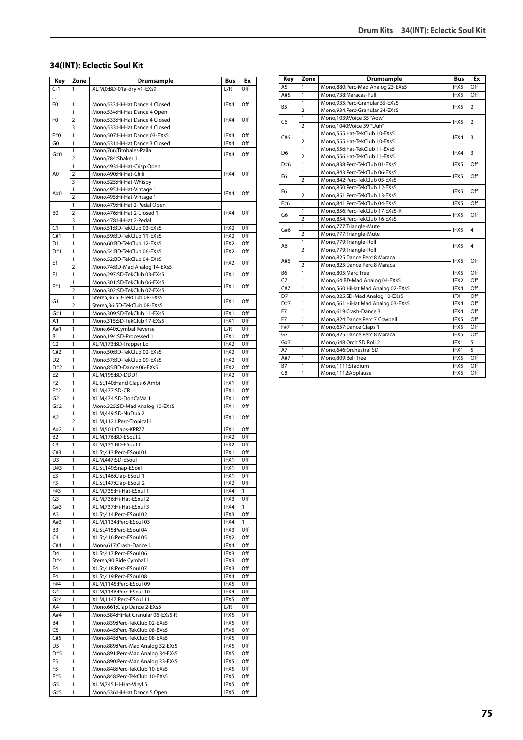## 34(INT): Eclectic Soul Kit

| Key | Zone | Drumsample | Bus | Ex |
|---|---|---|---|---|
| C-1 | 1 | XL.M,0:BD-01a-dry-v1-EXs9 | L/R | Off |
| ... | | | | |
| E0 | 1 | Mono,533:Hi-Hat Dance 4 Closed | IFX4 | Off |
| F0 | 1 | Mono,534:Hi-Hat Dance 4 Open | IFX4 | Off |
| | 2 | Mono,533:Hi-Hat Dance 4 Closed | | |
| | 3 | Mono,533:Hi-Hat Dance 4 Closed | | |
| F#0 | 1 | Mono,507:Hi-Hat Dance 03-EXs5 | IFX4 | Off |
| G0 | 1 | Mono,531:Hi-Hat Dance 3 Closed | IFX4 | Off |
| G#0 | 1 | Mono,766:Timbales-Paila | IFX4 | Off |
| | 2 | Mono,784:Shaker 1 | | |
| A0 | 1 | Mono,493:Hi-Hat-Crisp Open | IFX4 | Off |
| | 2 | Mono,490:Hi-Hat-Chili | | |
| | 3 | Mono,525:Hi-Hat-Whispy | | |
| A#0 | 1 | Mono,495:Hi-Hat-Vintage 1 | IFX4 | Off |
| | 2 | Mono,495:Hi-Hat-Vintage 1 | | |
| B0 | 1 | Mono,479:Hi-Hat 2-Pedal Open | IFX4 | Off |
| | 2 | Mono,476:Hi-Hat 2-Closed 1 | | |
| | 3 | Mono,478:Hi-Hat 2-Pedal | | |
| C1 | 1 | Mono,51:BD-TekClub 03-EXs5 | IFX2 | Off |
| C#1 | 1 | Mono,59:BD-TekClub 11-EXs5 | IFX2 | Off |
| D1 | 1 | Mono,60:BD-TekClub 12-EXs5 | IFX2 | Off |
| D#1 | 1 | Mono,54:BD-TekClub 06-EXs5 | IFX2 | Off |
| E1 | 1 | Mono,52:BD-TekClub 04-EXs5 | IFX2 | Off |
| | 2 | Mono,74:BD-Mad Analog 14-EXs5 | | |
| F1 | 1 | Mono,297:SD-TekClub 03-EXs5 | IFX1 | Off |
| F#1 | 1 | Mono,301:SD-TekClub 06-EXs5 | IFX1 | Off |
| | 2 | Mono,302:SD-TekClub 07-EXs5 | | |
| G1 | 1 | Stereo,36:SD-TekClub 08-EXs5 | IFX1 | Off |
| | 2 | Stereo,36:SD-TekClub 08-EXs5 | | |
| G#1 | 1 | Mono,309:SD-TekClub 11-EXs5 | IFX1 | Off |
| A1 | 1 | Mono,315:SD-TekClub 17-EXs5 | IFX1 | Off |
| A#1 | 1 | Mono,640:Cymbal Reverse | L/R | Off |
| B1 | 1 | Mono,194:SD-Processed 1 | IFX1 | Off |
| C2 | 1 | XL.M,173:BD-Trapper Lo | IFX2 | Off |
| C#2 | 1 | Mono,50:BD-TekClub 02-EXs5 | IFX2 | Off |
| D2 | 1 | Mono,57:BD-TekClub 09-EXs5 | IFX2 | Off |
| D#2 | 1 | Mono,85:BD-Dance 06-EXs5 | IFX2 | Off |
| E2 | 1 | XL.M,195:BD-DDD1 | IFX2 | Off |
| F2 | 1 | XL.St,140:Hand Claps 6 Ambi | IFX1 | Off |
| F#2 | 1 | XL.M,477:SD-CR | IFX1 | Off |
| G2 | 1 | XL.M,474:SD-DonCaMa 1 | IFX1 | Off |
| G#2 | 1 | Mono,325:SD-Mad Analog 10-EXs5 | IFX1 | Off |
| A2 | 1 | XL.M,449:SD-NuDub 2 | IFX1 | Off |
| | 2 | XL.M,1121:Perc-Tropical 1 | | |
| A#2 | 1 | XL.M,501:Claps-KPR77 | IFX1 | Off |
| B2 | 1 | XL.M,176:BD-ESoul 2 | IFX2 | Off |
| C3 | 1 | XL.M,175:BD-ESoul 1 | IFX2 | Off |
| C#3 | 1 | XL.St,413:Perc-ESoul 01 | IFX1 | Off |
| D3 | 1 | XL.M,447:SD-ESoul | IFX1 | Off |
| D#3 | 1 | XL.St,149:Snap-ESoul | IFX1 | Off |
| E3 | 1 | XL.St,146:Clap-ESoul 1 | IFX1 | Off |
| F3 | 1 | XL.St,147:Clap-ESoul 2 | IFX2 | Off |
| F#3 | 1 | XL.M,735:Hi-Hat-ESoul 1 | IFX4 | 1 |
| G3 | 1 | XL.M,736:Hi-Hat-ESoul 2 | IFX3 | Off |
| G#3 | 1 | XL.M,737:Hi-Hat-ESoul 3 | IFX4 | 1 |
| A3 | 1 | XL.St,414:Perc-ESoul 02 | IFX3 | Off |
| A#3 | 1 | XL.M,1134:Perc-ESoul 03 | IFX4 | 1 |
| B3 | 1 | XL.St,415:Perc-ESoul 04 | IFX3 | Off |
| C4 | 1 | XL.St,416:Perc-ESoul 05 | IFX2 | Off |
| C#4 | 1 | Mono,617:Crash-Dance 1 | IFX4 | Off |
| D4 | 1 | XL.St,417:Perc-ESoul 06 | IFX3 | Off |
| D#4 | 1 | Stereo,90:Ride Cymbal 1 | IFX3 | Off |
| E4 | 1 | XL.St,418:Perc-ESoul 07 | IFX3 | Off |
| F4 | 1 | XL.St,419:Perc-ESoul 08 | IFX4 | Off |
| F#4 | 1 | XL.M,1145:Perc-ESoul 09 | IFX5 | Off |
| G4 | 1 | XL.M,1146:Perc-ESoul 10 | IFX4 | Off |
| G#4 | 1 | XL.M,1147:Perc-ESoul 11 | IFX5 | Off |
| A4 | 1 | Mono,661:Clap Dance 2-EXs5 | L/R | Off |
| A#4 | 1 | Mono,584:HiHat Granular 06-EXs5-R | IFX5 | Off |
| B4 | 1 | Mono,839:Perc-TekClub 02-EXs5 | IFX5 | Off |
| C5 | 1 | Mono,845:Perc-TekClub 08-EXs5 | IFX5 | Off |
| C#5 | 1 | Mono,845:Perc-TekClub 08-EXs5 | IFX5 | Off |
| D5 | 1 | Mono,889:Perc-Mad Analog 32-EXs5 | IFX5 | Off |
| D#5 | 1 | Mono,891:Perc-Mad Analog 34-EXs5 | IFX5 | Off |
| E5 | 1 | Mono,890:Perc-Mad Analog 33-EXs5 | IFX5 | Off |
| F5 | 1 | Mono,848:Perc-TekClub 10-EXs5 | IFX5 | Off |
| F#5 | 1 | Mono,848:Perc-TekClub 10-EXs5 | IFX5 | Off |
| G5 | 1 | XL.M,745:Hi-Hat-Vinyl 5 | IFX5 | Off |
| G#5 | 1 | Mono,536:Hi-Hat Dance 5 Open | IFX5 | Off |
| A5 | 1 | Mono,880:Perc-Mad Analog 23-EXs5 | IFX5 | Off |
| A#5 | 1 | Mono,738:Maracas-Pull | IFX5 | Off |
| B5 | 1 | Mono,935:Perc-Granular 35-EXs5 | IFX5 | 2 |
| | 2 | Mono,934:Perc-Granular 34-EXs5 | | |
| C6 | 1 | Mono,1039:Voice 35 "Aow" | IFX5 | 2 |
| | 2 | Mono,1040:Voice 39 "Uuh" | | |
| C#6 | 1 | Mono,555:Hat-TekClub 10-EXs5 | IFX4 | 3 |
| | 2 | Mono,555:Hat-TekClub 10-EXs5 | | |
| D6 | 1 | Mono,556:Hat-TekClub 11-EXs5 | IFX4 | 3 |
| | 2 | Mono,556:Hat-TekClub 11-EXs5 | | |
| D#6 | 1 | Mono,838:Perc-TekClub 01-EXs5 | IFX5 | Off |
| E6 | 1 | Mono,843:Perc-TekClub 06-EXs5 | IFX5 | Off |
| | 2 | Mono,842:Perc-TekClub 05-EXs5 | | |
| F6 | 1 | Mono,850:Perc-TekClub 12-EXs5 | IFX5 | Off |
| | 2 | Mono,851:Perc-TekClub 13-EXs5 | | |
| F#6 | 1 | Mono,841:Perc-TekClub 04-EXs5 | IFX5 | Off |
| G6 | 1 | Mono,856:Perc-TekClub 17-EXs5-R | IFX5 | Off |
| | 2 | Mono,854:Perc-TekClub 16-EXs5 | | |
| G#6 | 1 | Mono,777:Triangle-Mute | IFX5 | 4 |
| | 2 | Mono,777:Triangle-Mute | | |
| A6 | 1 | Mono,779:Triangle-Roll | IFX5 | 4 |
| | 2 | Mono,779:Triangle-Roll | | |
| A#6 | 1 | Mono,825:Dance Perc 8 Maraca | IFX5 | Off |
| | 2 | Mono,825:Dance Perc 8 Maraca | | |
| B6 | 1 | Mono,805:Marc Tree | IFX5 | Off |
| C7 | 1 | Mono,64:BD-Mad Analog 04-EXs5 | IFX2 | Off |
| C#7 | 1 | Mono,560:HiHat Mad Analog 02-EXs5 | IFX4 | Off |
| D7 | 1 | Mono,325:SD-Mad Analog 10-EXs5 | IFX1 | Off |
| D#7 | 1 | Mono,561:HiHat Mad Analog 03-EXs5 | IFX4 | Off |
| E7 | 1 | Mono,619:Crash-Dance 3 | IFX4 | Off |
| F7 | 1 | Mono,824:Dance Perc 7 Cowbell | IFX5 | Off |
| F#7 | 1 | Mono,657:Dance Claps 1 | IFX5 | Off |
| G7 | 1 | Mono,825:Dance Perc 8 Maraca | IFX5 | Off |
| G#7 | 1 | Mono,648:Orch.SD Roll 2 | IFX1 | 5 |
| A7 | 1 | Mono,646:Orchestral SD | IFX1 | 5 |
| A#7 | 1 | Mono,809:Bell Tree | IFX5 | Off |
| B7 | 1 | Mono,1111:Stadium | IFX5 | Off |
| C8 | 1 | Mono,1112:Applause | IFX5 | Off |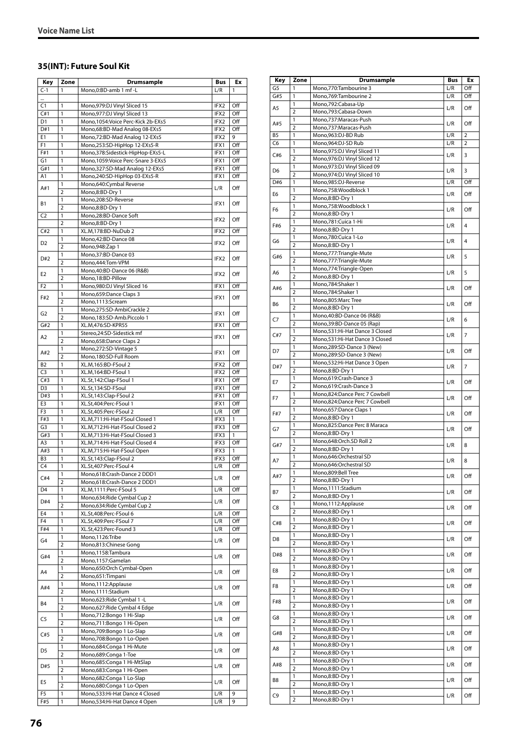## 35(INT): Future Soul Kit

| Key | Zone | Drumsample | Bus | Ex |
|---|---|---|---|---|
| C-1 | 1 | Mono,0:BD-amb 1 mf -L | L/R | 1 |
| ... | | | | |
| C1 | 1 | Mono,979:DJ Vinyl Sliced 15 | IFX2 | Off |
| C#1 | 1 | Mono,977:DJ Vinyl Sliced 13 | IFX2 | Off |
| D1 | 1 | Mono,1054:Voice Perc-Kick 2b-EXs5 | IFX2 | Off |
| D#1 | 1 | Mono,68:BD-Mad Analog 08-EXs5 | IFX2 | Off |
| E1 | 1 | Mono,72:BD-Mad Analog 12-EXs5 | IFX2 | 9 |
| F1 | 1 | Mono,253:SD-HipHop 12-EXs5-R | IFX1 | Off |
| F#1 | 1 | Mono,378:Sidestick-HipHop-EXs5-L | IFX1 | Off |
| G1 | 1 | Mono,1059:Voice Perc-Snare 3-EXs5 | IFX1 | Off |
| G#1 | 1 | Mono,327:SD-Mad Analog 12-EXs5 | IFX1 | Off |
| A1 | 1 | Mono,240:SD-HipHop 03-EXs5-R | IFX1 | Off |
| A#1 | 1 | Mono,640:Cymbal Reverse | L/R | Off |
| | 2 | Mono,8:BD-Dry 1 | | |
| B1 | 1 | Mono,208:SD-Reverse | IFX1 | Off |
| | 2 | Mono,8:BD-Dry 1 | | |
| C2 | 1 | Mono,28:BD-Dance Soft | IFX2 | Off |
| | 2 | Mono,8:BD-Dry 1 | | |
| C#2 | 1 | XL.M,178:BD-NuDub 2 | IFX2 | Off |
| D2 | 1 | Mono,42:BD-Dance 08 | IFX2 | Off |
| | 2 | Mono,948:Zap 1 | | |
| D#2 | 1 | Mono,37:BD-Dance 03 | IFX2 | Off |
| | 2 | Mono,444:Tom-VPM | | |
| E2 | 1 | Mono,40:BD-Dance 06 (R&B) | IFX2 | Off |
| | 2 | Mono,18:BD-Pillow | | |
| F2 | 1 | Mono,980:DJ Vinyl Sliced 16 | IFX1 | Off |
| F#2 | 1 | Mono,659:Dance Claps 3 | IFX1 | Off |
| | 2 | Mono,1113:Scream | | |
| G2 | 1 | Mono,275:SD-AmbiCrackle 2 | IFX1 | Off |
| | 2 | Mono,183:SD-Amb.Piccolo 1 | | |
| G#2 | 1 | XL.M,476:SD-KPR55 | IFX1 | Off |
| A2 | 1 | Stereo,24:SD-Sidestick mf | IFX1 | Off |
| | 2 | Mono,658:Dance Claps 2 | | |
| A#2 | 1 | Mono,272:SD-Vintage 5 | IFX1 | Off |
| | 2 | Mono,180:SD-Full Room | | |
| B2 | 1 | XL.M,165:BD-FSoul 2 | IFX2 | Off |
| C3 | 1 | XL.M,164:BD-FSoul 1 | IFX2 | Off |
| C#3 | 1 | XL.St,142:Clap-FSoul 1 | IFX1 | Off |
| D3 | 1 | XL.St,134:SD-FSoul | IFX1 | Off |
| D#3 | 1 | XL.St,143:Clap-FSoul 2 | IFX1 | Off |
| E3 | 1 | XL.St,404:Perc-FSoul 1 | IFX1 | Off |
| F3 | 1 | XL.St,405:Perc-FSoul 2 | L/R | Off |
| F#3 | 1 | XL.M,711:Hi-Hat-FSoul Closed 1 | IFX3 | 1 |
| G3 | 1 | XL.M,712:Hi-Hat-FSoul Closed 2 | IFX3 | Off |
| G#3 | 1 | XL.M,713:Hi-Hat-FSoul Closed 3 | IFX3 | 1 |
| A3 | 1 | XL.M,714:Hi-Hat-FSoul Closed 4 | IFX3 | Off |
| A#3 | 1 | XL.M,715:Hi-Hat-FSoul Open | IFX3 | 1 |
| B3 | 1 | XL.St,143:Clap-FSoul 2 | IFX3 | Off |
| C4 | 1 | XL.St,407:Perc-FSoul 4 | L/R | Off |
| C#4 | 1 | Mono,618:Crash-Dance 2 DDD1 | L/R | Off |
| | 2 | Mono,618:Crash-Dance 2 DDD1 | | |
| D4 | 1 | XL.M,1111:Perc-FSoul 5 | L/R | Off |
| D#4 | 1 | Mono,634:Ride Cymbal Cup 2 | L/R | Off |
| | 2 | Mono,634:Ride Cymbal Cup 2 | | |
| E4 | 1 | XL.St,408:Perc-FSoul 6 | L/R | Off |
| F4 | 1 | XL.St,409:Perc-FSoul 7 | L/R | Off |
| F#4 | 1 | XL.St,423:Perc-Found 3 | L/R | Off |
| G4 | 1 | Mono,1126:Tribe | L/R | Off |
| | 2 | Mono,813:Chinese Gong | | |
| G#4 | 1 | Mono,1158:Tambura | L/R | Off |
| | 2 | Mono,1157:Gamelan | | |
| A4 | 1 | Mono,650:Orch Cymbal-Open | L/R | Off |
| | 2 | Mono,651:Timpani | | |
| A#4 | 1 | Mono,1112:Applause | L/R | Off |
| | 2 | Mono,1111:Stadium | | |
| B4 | 1 | Mono,623:Ride Cymbal 1 -L | L/R | Off |
| | 2 | Mono,627:Ride Cymbal 4 Edge | | |
| C5 | 1 | Mono,712:Bongo 1 Hi-Slap | L/R | Off |
| | 2 | Mono,711:Bongo 1 Hi-Open | | |
| C#5 | 1 | Mono,709:Bongo 1 Lo-Slap | L/R | Off |
| | 2 | Mono,708:Bongo 1 Lo-Open | | |
| D5 | 1 | Mono,684:Conga 1 Hi-Mute | L/R | Off |
| | 2 | Mono,689:Conga 1-Toe | | |
| D#5 | 1 | Mono,685:Conga 1 Hi-MtSlap | L/R | Off |
| | 2 | Mono,683:Conga 1 Hi-Open | | |
| E5 | 1 | Mono,682:Conga 1 Lo-Slap | L/R | Off |
| | 2 | Mono,680:Conga 1 Lo-Open | | |
| F5 | 1 | Mono,533:Hi-Hat Dance 4 Closed | L/R | 9 |
| F#5 | 1 | Mono,534:Hi-Hat Dance 4 Open | L/R | 9 |
| G5 | 1 | Mono,770:Tambourine 3 | L/R | Off |
| G#5 | 1 | Mono,769:Tambourine 2 | L/R | Off |
| A5 | 1 | Mono,792:Cabasa-Up | L/R | Off |
| | 2 | Mono,793:Cabasa-Down | | |
| A#5 | 1 | Mono,737:Maracas-Push | L/R | Off |
| | 2 | Mono,737:Maracas-Push | | |
| B5 | 1 | Mono,963:DJ-BD Rub | L/R | 2 |
| C6 | 1 | Mono,964:DJ-SD Rub | L/R | 2 |
| C#6 | 1 | Mono,975:DJ Vinyl Sliced 11 | L/R | 3 |
| | 2 | Mono,976:DJ Vinyl Sliced 12 | | |
| D6 | 1 | Mono,973:DJ Vinyl Sliced 09 | L/R | 3 |
| | 2 | Mono,974:DJ Vinyl Sliced 10 | | |
| D#6 | 1 | Mono,985:DJ-Reverse | L/R | Off |
| E6 | 1 | Mono,758:Woodblock 1 | L/R | Off |
| | 2 | Mono,8:BD-Dry 1 | | |
| F6 | 1 | Mono,758:Woodblock 1 | L/R | Off |
| | 2 | Mono,8:BD-Dry 1 | | |
| F#6 | 1 | Mono,781:Cuica 1-Hi | L/R | 4 |
| | 2 | Mono,8:BD-Dry 1 | | |
| G6 | 1 | Mono,780:Cuica 1-Lo | L/R | 4 |
| | 2 | Mono,8:BD-Dry 1 | | |
| G#6 | 1 | Mono,777:Triangle-Mute | L/R | 5 |
| | 2 | Mono,777:Triangle-Mute | | |
| A6 | 1 | Mono,774:Triangle-Open | L/R | 5 |
| | 2 | Mono,8:BD-Dry 1 | | |
| A#6 | 1 | Mono,784:Shaker 1 | L/R | Off |
| | 2 | Mono,784:Shaker 1 | | |
| B6 | 1 | Mono,805:Marc Tree | L/R | Off |
| | 2 | Mono,8:BD-Dry 1 | | |
| C7 | 1 | Mono,40:BD-Dance 06 (R&B) | L/R | 6 |
| | 2 | Mono,39:BD-Dance 05 (Rap) | | |
| C#7 | 1 | Mono,531:Hi-Hat Dance 3 Closed | L/R | 7 |
| | 2 | Mono,531:Hi-Hat Dance 3 Closed | | |
| D7 | 1 | Mono,289:SD-Dance 3 (New) | L/R | Off |
| | 2 | Mono,289:SD-Dance 3 (New) | | |
| D#7 | 1 | Mono,532:Hi-Hat Dance 3 Open | L/R | 7 |
| | 2 | Mono,8:BD-Dry 1 | | |
| E7 | 1 | Mono,619:Crash-Dance 3 | L/R | Off |
| | 2 | Mono,619:Crash-Dance 3 | | |
| F7 | 1 | Mono,824:Dance Perc 7 Cowbell | L/R | Off |
| | 2 | Mono,824:Dance Perc 7 Cowbell | | |
| F#7 | 1 | Mono,657:Dance Claps 1 | L/R | Off |
| | 2 | Mono,8:BD-Dry 1 | | |
| G7 | 1 | Mono,825:Dance Perc 8 Maraca | L/R | Off |
| | 2 | Mono,8:BD-Dry 1 | | |
| G#7 | 1 | Mono,648:Orch.SD Roll 2 | L/R | 8 |
| | 2 | Mono,8:BD-Dry 1 | | |
| A7 | 1 | Mono,646:Orchestral SD | L/R | 8 |
| | 2 | Mono,646:Orchestral SD | | |
| A#7 | 1 | Mono,809:Bell Tree | L/R | Off |
| | 2 | Mono,8:BD-Dry 1 | | |
| B7 | 1 | Mono,1111:Stadium | L/R | Off |
| | 2 | Mono,8:BD-Dry 1 | | |
| C8 | 1 | Mono,1112:Applause | L/R | Off |
| | 2 | Mono,8:BD-Dry 1 | | |
| C#8 | 1 | Mono,8:BD-Dry 1 | L/R | Off |
| | 2 | Mono,8:BD-Dry 1 | | |
| D8 | 1 | Mono,8:BD-Dry 1 | L/R | Off |
| | 2 | Mono,8:BD-Dry 1 | | |
| D#8 | 1 | Mono,8:BD-Dry 1 | L/R | Off |
| | 2 | Mono,8:BD-Dry 1 | | |
| E8 | 1 | Mono,8:BD-Dry 1 | L/R | Off |
| | 2 | Mono,8:BD-Dry 1 | | |
| F8 | 1 | Mono,8:BD-Dry 1 | L/R | Off |
| | 2 | Mono,8:BD-Dry 1 | | |
| F#8 | 1 | Mono,8:BD-Dry 1 | L/R | Off |
| | 2 | Mono,8:BD-Dry 1 | | |
| G8 | 1 | Mono,8:BD-Dry 1 | L/R | Off |
| | 2 | Mono,8:BD-Dry 1 | | |
| G#8 | 1 | Mono,8:BD-Dry 1 | L/R | Off |
| | 2 | Mono,8:BD-Dry 1 | | |
| A8 | 1 | Mono,8:BD-Dry 1 | L/R | Off |
| | 2 | Mono,8:BD-Dry 1 | | |
| A#8 | 1 | Mono,8:BD-Dry 1 | L/R | Off |
| | 2 | Mono,8:BD-Dry 1 | | |
| B8 | 1 | Mono,8:BD-Dry 1 | L/R | Off |
| | 2 | Mono,8:BD-Dry 1 | | |
| C9 | 1 | Mono,8:BD-Dry 1 | L/R | Off |
| | 2 | Mono,8:BD-Dry 1 | | |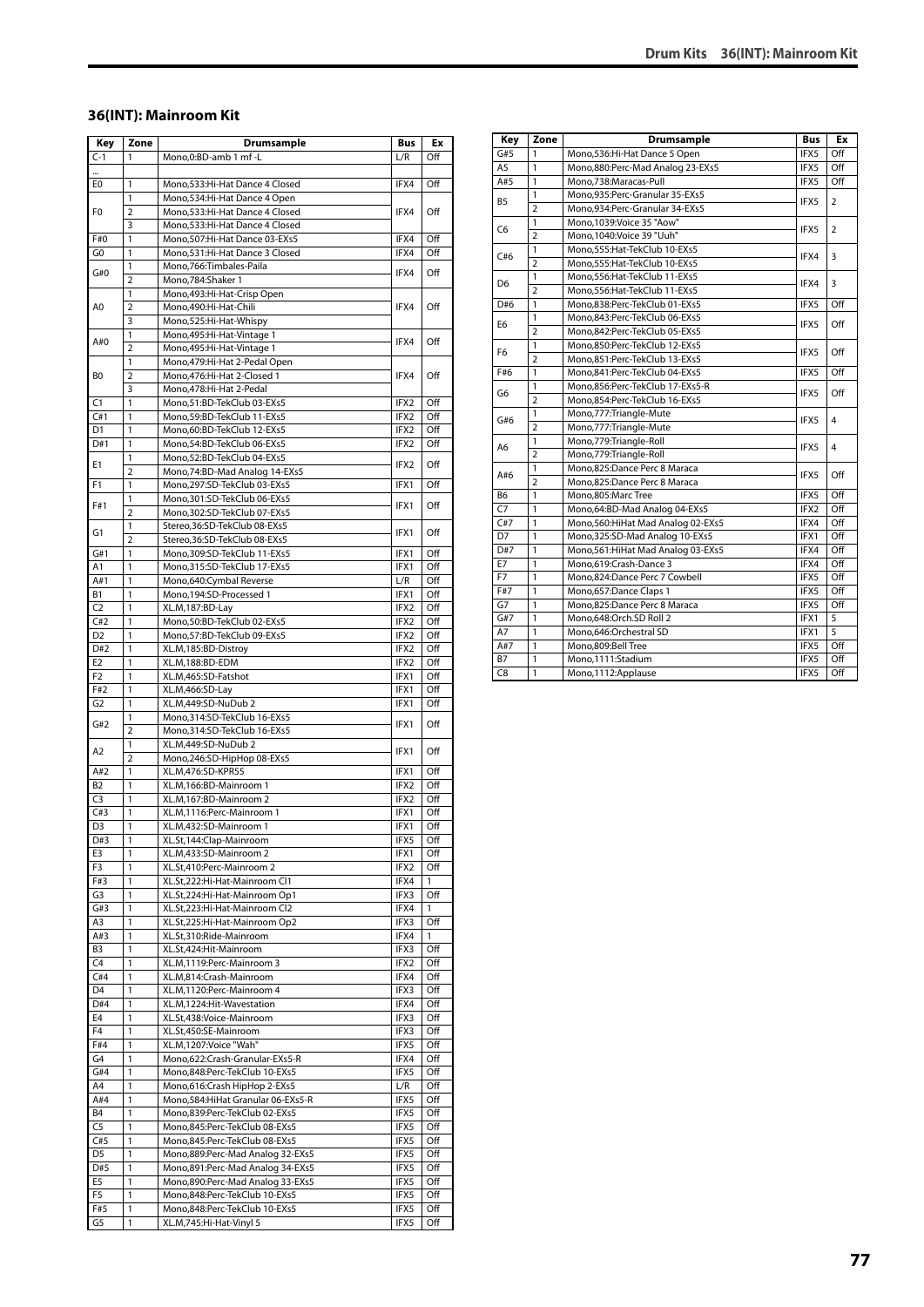## 36(INT): Mainroom Kit

| Key | Zone | Drumsample | Bus | Ex |
|---|---|---|---|---|
| C-1 | 1 | Mono,0:BD-amb 1 mf -L | L/R | Off |
| ... | | | | |
| E0 | 1 | Mono,533:Hi-Hat Dance 4 Closed | IFX4 | Off |
| F0 | 1 | Mono,534:Hi-Hat Dance 4 Open | IFX4 | Off |
| | 2 | Mono,533:Hi-Hat Dance 4 Closed | | |
| | 3 | Mono,533:Hi-Hat Dance 4 Closed | | |
| F#0 | 1 | Mono,507:Hi-Hat Dance 03-EXs5 | IFX4 | Off |
| G0 | 1 | Mono,531:Hi-Hat Dance 3 Closed | IFX4 | Off |
| G#0 | 1 | Mono,766:Timbales-Paila | IFX4 | Off |
| | 2 | Mono,784:Shaker 1 | | |
| A0 | 1 | Mono,493:Hi-Hat-Crisp Open | IFX4 | Off |
| | 2 | Mono,490:Hi-Hat-Chili | | |
| | 3 | Mono,525:Hi-Hat-Whispy | | |
| A#0 | 1 | Mono,495:Hi-Hat-Vintage 1 | IFX4 | Off |
| | 2 | Mono,495:Hi-Hat-Vintage 1 | | |
| B0 | 1 | Mono,479:Hi-Hat 2-Pedal Open | IFX4 | Off |
| | 2 | Mono,476:Hi-Hat 2-Closed 1 | | |
| | 3 | Mono,478:Hi-Hat 2-Pedal | | |
| C1 | 1 | Mono,51:BD-TekClub 03-EXs5 | IFX2 | Off |
| C#1 | 1 | Mono,59:BD-TekClub 11-EXs5 | IFX2 | Off |
| D1 | 1 | Mono,60:BD-TekClub 12-EXs5 | IFX2 | Off |
| D#1 | 1 | Mono,54:BD-TekClub 06-EXs5 | IFX2 | Off |
| E1 | 1 | Mono,52:BD-TekClub 04-EXs5 | IFX2 | Off |
| | 2 | Mono,74:BD-Mad Analog 14-EXs5 | | |
| F1 | 1 | Mono,297:SD-TekClub 03-EXs5 | IFX1 | Off |
| F#1 | 1 | Mono,301:SD-TekClub 06-EXs5 | IFX1 | Off |
| | 2 | Mono,302:SD-TekClub 07-EXs5 | | |
| G1 | 1 | Stereo,36:SD-TekClub 08-EXs5 | IFX1 | Off |
| | 2 | Stereo,36:SD-TekClub 08-EXs5 | | |
| G#1 | 1 | Mono,309:SD-TekClub 11-EXs5 | IFX1 | Off |
| A1 | 1 | Mono,315:SD-TekClub 17-EXs5 | IFX1 | Off |
| A#1 | 1 | Mono,640:Cymbal Reverse | L/R | Off |
| B1 | 1 | Mono,194:SD-Processed 1 | IFX1 | Off |
| C2 | 1 | XL.M,187:BD-Lay | IFX2 | Off |
| C#2 | 1 | Mono,50:BD-TekClub 02-EXs5 | IFX2 | Off |
| D2 | 1 | Mono,57:BD-TekClub 09-EXs5 | IFX2 | Off |
| D#2 | 1 | XL.M,185:BD-Distroy | IFX2 | Off |
| E2 | 1 | XL.M,188:BD-EDM | IFX2 | Off |
| F2 | 1 | XL.M,465:SD-Fatshot | IFX1 | Off |
| F#2 | 1 | XL.M,466:SD-Lay | IFX1 | Off |
| G2 | 1 | XL.M,449:SD-NuDub 2 | IFX1 | Off |
| G#2 | 1 | Mono,314:SD-TekClub 16-EXs5 | IFX1 | Off |
| | 2 | Mono,314:SD-TekClub 16-EXs5 | | |
| A2 | 1 | XL.M,449:SD-NuDub 2 | IFX1 | Off |
| | 2 | Mono,246:SD-HipHop 08-EXs5 | | |
| A#2 | 1 | XL.M,476:SD-KPR55 | IFX1 | Off |
| B2 | 1 | XL.M,166:BD-Mainroom 1 | IFX2 | Off |
| C3 | 1 | XL.M,167:BD-Mainroom 2 | IFX2 | Off |
| C#3 | 1 | XL.M,1116:Perc-Mainroom 1 | IFX1 | Off |
| D3 | 1 | XL.M,432:SD-Mainroom 1 | IFX1 | Off |
| D#3 | 1 | XL.St,144:Clap-Mainroom | IFX5 | Off |
| E3 | 1 | XL.M,433:SD-Mainroom 2 | IFX1 | Off |
| F3 | 1 | XL.St,410:Perc-Mainroom 2 | IFX2 | Off |
| F#3 | 1 | XL.St,222:Hi-Hat-Mainroom Cl1 | IFX4 | 1 |
| G3 | 1 | XL.St,224:Hi-Hat-Mainroom Op1 | IFX3 | Off |
| G#3 | 1 | XL.St,223:Hi-Hat-Mainroom Cl2 | IFX4 | 1 |
| A3 | 1 | XL.St,225:Hi-Hat-Mainroom Op2 | IFX3 | Off |
| A#3 | 1 | XL.St,310:Ride-Mainroom | IFX4 | 1 |
| B3 | 1 | XL.St,424:Hit-Mainroom | IFX3 | Off |
| C4 | 1 | XL.M,1119:Perc-Mainroom 3 | IFX2 | Off |
| C#4 | 1 | XL.M,814:Crash-Mainroom | IFX4 | Off |
| D4 | 1 | XL.M,1120:Perc-Mainroom 4 | IFX3 | Off |
| D#4 | 1 | XL.M,1224:Hit-Wavestation | IFX4 | Off |
| E4 | 1 | XL.St,438:Voice-Mainroom | IFX3 | Off |
| F4 | 1 | XL.St,450:SE-Mainroom | IFX3 | Off |
| F#4 | 1 | XL.M,1207:Voice "Wah" | IFX5 | Off |
| G4 | 1 | Mono,622:Crash-Granular-EXs5-R | IFX4 | Off |
| G#4 | 1 | Mono,848:Perc-TekClub 10-EXs5 | IFX5 | Off |
| A4 | 1 | Mono,616:Crash HipHop 2-EXs5 | L/R | Off |
| A#4 | 1 | Mono,584:HiHat Granular 06-EXs5-R | IFX5 | Off |
| B4 | 1 | Mono,839:Perc-TekClub 02-EXs5 | IFX5 | Off |
| C5 | 1 | Mono,845:Perc-TekClub 08-EXs5 | IFX5 | Off |
| C#5 | 1 | Mono,845:Perc-TekClub 08-EXs5 | IFX5 | Off |
| D5 | 1 | Mono,889:Perc-Mad Analog 32-EXs5 | IFX5 | Off |
| D#5 | 1 | Mono,891:Perc-Mad Analog 34-EXs5 | IFX5 | Off |
| E5 | 1 | Mono,890:Perc-Mad Analog 33-EXs5 | IFX5 | Off |
| F5 | 1 | Mono,848:Perc-TekClub 10-EXs5 | IFX5 | Off |
| F#5 | 1 | Mono,848:Perc-TekClub 10-EXs5 | IFX5 | Off |
| G5 | 1 | XL.M,745:Hi-Hat-Vinyl 5 | IFX5 | Off |
| G#5 | 1 | Mono,536:Hi-Hat Dance 5 Open | IFX5 | Off |
| A5 | 1 | Mono,880:Perc-Mad Analog 23-EXs5 | IFX5 | Off |
| A#5 | 1 | Mono,738:Maracas-Pull | IFX5 | Off |
| B5 | 1 | Mono,935:Perc-Granular 35-EXs5 | IFX5 | 2 |
| | 2 | Mono,934:Perc-Granular 34-EXs5 | | |
| C6 | 1 | Mono,1039:Voice 35 "Aow" | IFX5 | 2 |
| | 2 | Mono,1040:Voice 39 "Uuh" | | |
| C#6 | 1 | Mono,555:Hat-TekClub 10-EXs5 | IFX4 | 3 |
| | 2 | Mono,555:Hat-TekClub 10-EXs5 | | |
| D6 | 1 | Mono,556:Hat-TekClub 11-EXs5 | IFX4 | 3 |
| | 2 | Mono,556:Hat-TekClub 11-EXs5 | | |
| D#6 | 1 | Mono,838:Perc-TekClub 01-EXs5 | IFX5 | Off |
| E6 | 1 | Mono,843:Perc-TekClub 06-EXs5 | IFX5 | Off |
| | 2 | Mono,842:Perc-TekClub 05-EXs5 | | |
| F6 | 1 | Mono,850:Perc-TekClub 12-EXs5 | IFX5 | Off |
| | 2 | Mono,851:Perc-TekClub 13-EXs5 | | |
| F#6 | 1 | Mono,841:Perc-TekClub 04-EXs5 | IFX5 | Off |
| G6 | 1 | Mono,856:Perc-TekClub 17-EXs5-R | IFX5 | Off |
| | 2 | Mono,854:Perc-TekClub 16-EXs5 | | |
| G#6 | 1 | Mono,777:Triangle-Mute | IFX5 | 4 |
| | 2 | Mono,777:Triangle-Mute | | |
| A6 | 1 | Mono,779:Triangle-Roll | IFX5 | 4 |
| | 2 | Mono,779:Triangle-Roll | | |
| A#6 | 1 | Mono,825:Dance Perc 8 Maraca | IFX5 | Off |
| | 2 | Mono,825:Dance Perc 8 Maraca | | |
| B6 | 1 | Mono,805:Marc Tree | IFX5 | Off |
| C7 | 1 | Mono,64:BD-Mad Analog 04-EXs5 | IFX2 | Off |
| C#7 | 1 | Mono,560:HiHat Mad Analog 02-EXs5 | IFX4 | Off |
| D7 | 1 | Mono,325:SD-Mad Analog 10-EXs5 | IFX1 | Off |
| D#7 | 1 | Mono,561:HiHat Mad Analog 03-EXs5 | IFX4 | Off |
| E7 | 1 | Mono,619:Crash-Dance 3 | IFX4 | Off |
| F7 | 1 | Mono,824:Dance Perc 7 Cowbell | IFX5 | Off |
| F#7 | 1 | Mono,657:Dance Claps 1 | IFX5 | Off |
| G7 | 1 | Mono,825:Dance Perc 8 Maraca | IFX5 | Off |
| G#7 | 1 | Mono,648:Orch.SD Roll 2 | IFX1 | 5 |
| A7 | 1 | Mono,646:Orchestral SD | IFX1 | 5 |
| A#7 | 1 | Mono,809:Bell Tree | IFX5 | Off |
| B7 | 1 | Mono,1111:Stadium | IFX5 | Off |
| C8 | 1 | Mono,1112:Applause | IFX5 | Off |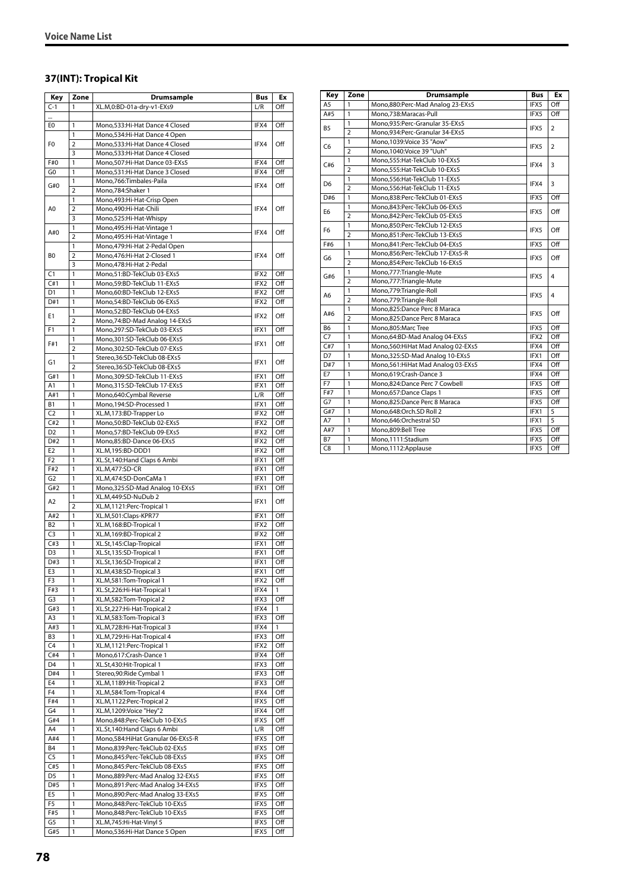## Voice Name List

### 37(INT): Tropical Kit

| Key | Zone | Drumsample | Bus | Ex |
|---|---|---|---|---|
| C-1 | 1 | XL.M,0:BD-01a-dry-v1-EXs9 | L/R | Off |
| ... | | | | |
| E0 | 1 | Mono,533:Hi-Hat Dance 4 Closed | IFX4 | Off |
| F0 | 1 | Mono,534:Hi-Hat Dance 4 Open | IFX4 | Off |
| | 2 | Mono,533:Hi-Hat Dance 4 Closed | | |
| | 3 | Mono,533:Hi-Hat Dance 4 Closed | | |
| F#0 | 1 | Mono,507:Hi-Hat Dance 03-EXs5 | IFX4 | Off |
| G0 | 1 | Mono,531:Hi-Hat Dance 3 Closed | IFX4 | Off |
| G#0 | 1 | Mono,766:Timbales-Paila | IFX4 | Off |
| | 2 | Mono,784:Shaker 1 | | |
| A0 | 1 | Mono,493:Hi-Hat-Crisp Open | IFX4 | Off |
| | 2 | Mono,490:Hi-Hat-Chili | | |
| | 3 | Mono,525:Hi-Hat-Whispy | | |
| A#0 | 1 | Mono,495:Hi-Hat-Vintage 1 | IFX4 | Off |
| | 2 | Mono,495:Hi-Hat-Vintage 1 | | |
| B0 | 1 | Mono,479:Hi-Hat 2-Pedal Open | IFX4 | Off |
| | 2 | Mono,476:Hi-Hat 2-Closed 1 | | |
| | 3 | Mono,478:Hi-Hat 2-Pedal | | |
| C1 | 1 | Mono,51:BD-TekClub 03-EXs5 | IFX2 | Off |
| C#1 | 1 | Mono,59:BD-TekClub 11-EXs5 | IFX2 | Off |
| D1 | 1 | Mono,60:BD-TekClub 12-EXs5 | IFX2 | Off |
| D#1 | 1 | Mono,54:BD-TekClub 06-EXs5 | IFX2 | Off |
| E1 | 1 | Mono,52:BD-TekClub 04-EXs5 | IFX2 | Off |
| | 2 | Mono,74:BD-Mad Analog 14-EXs5 | | |
| F1 | 1 | Mono,297:SD-TekClub 03-EXs5 | IFX1 | Off |
| F#1 | 1 | Mono,301:SD-TekClub 06-EXs5 | IFX1 | Off |
| | 2 | Mono,302:SD-TekClub 07-EXs5 | | |
| G1 | 1 | Stereo,36:SD-TekClub 08-EXs5 | IFX1 | Off |
| | 2 | Stereo,36:SD-TekClub 08-EXs5 | | |
| G#1 | 1 | Mono,309:SD-TekClub 11-EXs5 | IFX1 | Off |
| A1 | 1 | Mono,315:SD-TekClub 17-EXs5 | IFX1 | Off |
| A#1 | 1 | Mono,640:Cymbal Reverse | L/R | Off |
| B1 | 1 | Mono,194:SD-Processed 1 | IFX1 | Off |
| C2 | 1 | XL.M,173:BD-Trapper Lo | IFX2 | Off |
| C#2 | 1 | Mono,50:BD-TekClub 02-EXs5 | IFX2 | Off |
| D2 | 1 | Mono,57:BD-TekClub 09-EXs5 | IFX2 | Off |
| D#2 | 1 | Mono,85:BD-Dance 06-EXs5 | IFX2 | Off |
| E2 | 1 | XL.M,195:BD-DDD1 | IFX2 | Off |
| F2 | 1 | XL.St,140:Hand Claps 6 Ambi | IFX1 | Off |
| F#2 | 1 | XL.M,477:SD-CR | IFX1 | Off |
| G2 | 1 | XL.M,474:SD-DonCaMa 1 | IFX1 | Off |
| G#2 | 1 | Mono,325:SD-Mad Analog 10-EXs5 | IFX1 | Off |
| A2 | 1 | XL.M,449:SD-NuDub 2 | IFX1 | Off |
| | 2 | XL.M,1121:Perc-Tropical 1 | | |
| A#2 | 1 | XL.M,501:Claps-KPR77 | IFX1 | Off |
| B2 | 1 | XL.M,168:BD-Tropical 1 | IFX2 | Off |
| C3 | 1 | XL.M,169:BD-Tropical 2 | IFX2 | Off |
| C#3 | 1 | XL.St,145:Clap-Tropical | IFX1 | Off |
| D3 | 1 | XL.St,135:SD-Tropical 1 | IFX1 | Off |
| D#3 | 1 | XL.St,136:SD-Tropical 2 | IFX1 | Off |
| E3 | 1 | XL.M,438:SD-Tropical 3 | IFX1 | Off |
| F3 | 1 | XL.M,581:Tom-Tropical 1 | IFX2 | Off |
| F#3 | 1 | XL.St,226:Hi-Hat-Tropical 1 | IFX4 | 1 |
| G3 | 1 | XL.M,582:Tom-Tropical 2 | IFX3 | Off |
| G#3 | 1 | XL.St,227:Hi-Hat-Tropical 2 | IFX4 | 1 |
| A3 | 1 | XL.M,583:Tom-Tropical 3 | IFX3 | Off |
| A#3 | 1 | XL.M,728:Hi-Hat-Tropical 3 | IFX4 | 1 |
| B3 | 1 | XL.M,729:Hi-Hat-Tropical 4 | IFX3 | Off |
| C4 | 1 | XL.M,1121:Perc-Tropical 1 | IFX2 | Off |
| C#4 | 1 | Mono,617:Crash-Dance 1 | IFX4 | Off |
| D4 | 1 | XL.St,430:Hit-Tropical 1 | IFX3 | Off |
| D#4 | 1 | Stereo,90:Ride Cymbal 1 | IFX3 | Off |
| E4 | 1 | XL.M,1189:Hit-Tropical 2 | IFX3 | Off |
| F4 | 1 | XL.M,584:Tom-Tropical 4 | IFX4 | Off |
| F#4 | 1 | XL.M,1122:Perc-Tropical 2 | IFX5 | Off |
| G4 | 1 | XL.M,1209:Voice "Hey"2 | IFX4 | Off |
| G#4 | 1 | Mono,848:Perc-TekClub 10-EXs5 | IFX5 | Off |
| A4 | 1 | XL.St,140:Hand Claps 6 Ambi | L/R | Off |
| A#4 | 1 | Mono,584:HiHat Granular 06-EXs5-R | IFX5 | Off |
| B4 | 1 | Mono,839:Perc-TekClub 02-EXs5 | IFX5 | Off |
| C5 | 1 | Mono,845:Perc-TekClub 08-EXs5 | IFX5 | Off |
| C#5 | 1 | Mono,845:Perc-TekClub 08-EXs5 | IFX5 | Off |
| D5 | 1 | Mono,889:Perc-Mad Analog 32-EXs5 | IFX5 | Off |
| D#5 | 1 | Mono,891:Perc-Mad Analog 34-EXs5 | IFX5 | Off |
| E5 | 1 | Mono,890:Perc-Mad Analog 33-EXs5 | IFX5 | Off |
| F5 | 1 | Mono,848:Perc-TekClub 10-EXs5 | IFX5 | Off |
| F#5 | 1 | Mono,848:Perc-TekClub 10-EXs5 | IFX5 | Off |
| G5 | 1 | XL.M,745:Hi-Hat-Vinyl 5 | IFX5 | Off |
| G#5 | 1 | Mono,536:Hi-Hat Dance 5 Open | IFX5 | Off |
| A5 | 1 | Mono,880:Perc-Mad Analog 23-EXs5 | IFX5 | Off |
| A#5 | 1 | Mono,738:Maracas-Pull | IFX5 | Off |
| B5 | 1 | Mono,935:Perc-Granular 35-EXs5 | IFX5 | 2 |
| | 2 | Mono,934:Perc-Granular 34-EXs5 | | |
| C6 | 1 | Mono,1039:Voice 35 "Aow" | IFX5 | 2 |
| | 2 | Mono,1040:Voice 39 "Uuh" | | |
| C#6 | 1 | Mono,555:Hat-TekClub 10-EXs5 | IFX4 | 3 |
| | 2 | Mono,555:Hat-TekClub 10-EXs5 | | |
| D6 | 1 | Mono,556:Hat-TekClub 11-EXs5 | IFX4 | 3 |
| | 2 | Mono,556:Hat-TekClub 11-EXs5 | | |
| D#6 | 1 | Mono,838:Perc-TekClub 01-EXs5 | IFX5 | Off |
| E6 | 1 | Mono,843:Perc-TekClub 06-EXs5 | IFX5 | Off |
| | 2 | Mono,842:Perc-TekClub 05-EXs5 | | |
| F6 | 1 | Mono,850:Perc-TekClub 12-EXs5 | IFX5 | Off |
| | 2 | Mono,851:Perc-TekClub 13-EXs5 | | |
| F#6 | 1 | Mono,841:Perc-TekClub 04-EXs5 | IFX5 | Off |
| G6 | 1 | Mono,856:Perc-TekClub 17-EXs5-R | IFX5 | Off |
| | 2 | Mono,854:Perc-TekClub 16-EXs5 | | |
| G#6 | 1 | Mono,777:Triangle-Mute | IFX5 | 4 |
| | 2 | Mono,777:Triangle-Mute | | |
| A6 | 1 | Mono,779:Triangle-Roll | IFX5 | 4 |
| | 2 | Mono,779:Triangle-Roll | | |
| A#6 | 1 | Mono,825:Dance Perc 8 Maraca | IFX5 | Off |
| | 2 | Mono,825:Dance Perc 8 Maraca | | |
| B6 | 1 | Mono,805:Marc Tree | IFX5 | Off |
| C7 | 1 | Mono,64:BD-Mad Analog 04-EXs5 | IFX2 | Off |
| C#7 | 1 | Mono,560:HiHat Mad Analog 02-EXs5 | IFX4 | Off |
| D7 | 1 | Mono,325:SD-Mad Analog 10-EXs5 | IFX1 | Off |
| D#7 | 1 | Mono,561:HiHat Mad Analog 03-EXs5 | IFX4 | Off |
| E7 | 1 | Mono,619:Crash-Dance 3 | IFX4 | Off |
| F7 | 1 | Mono,824:Dance Perc 7 Cowbell | IFX5 | Off |
| F#7 | 1 | Mono,657:Dance Claps 1 | IFX5 | Off |
| G7 | 1 | Mono,825:Dance Perc 8 Maraca | IFX5 | Off |
| G#7 | 1 | Mono,648:Orch.SD Roll 2 | IFX1 | 5 |
| A7 | 1 | Mono,646:Orchestral SD | IFX1 | 5 |
| A#7 | 1 | Mono,809:Bell Tree | IFX5 | Off |
| B7 | 1 | Mono,1111:Stadium | IFX5 | Off |
| C8 | 1 | Mono,1112:Applause | IFX5 | Off |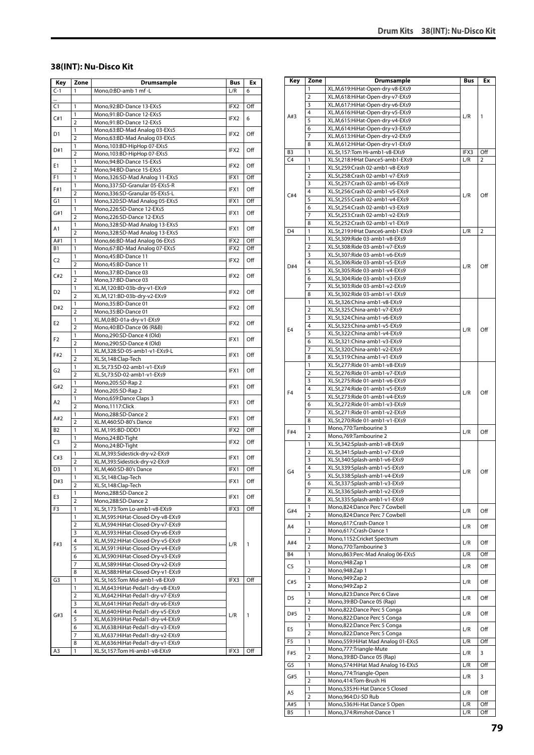## 38(INT): Nu-Disco Kit

| Key | Zone | Drumsample | Bus | Ex |
|---|---|---|---|---|
| C-1 | 1 | Mono,0:BD-amb 1 mf -L | L/R | 6 |
| ... | | | | |
| C1 | 1 | Mono,92:BD-Dance 13-EXs5 | IFX2 | Off |
| C#1 | 1 | Mono,91:BD-Dance 12-EXs5 | IFX2 | 6 |
| | 2 | Mono,91:BD-Dance 12-EXs5 | | |
| D1 | 1 | Mono,63:BD-Mad Analog 03-EXs5 | IFX2 | Off |
| | 2 | Mono,63:BD-Mad Analog 03-EXs5 | | |
| D#1 | 1 | Mono,103:BD-HipHop 07-EXs5 | IFX2 | Off |
| | 2 | Mono,103:BD-HipHop 07-EXs5 | | |
| E1 | 1 | Mono,94:BD-Dance 15-EXs5 | IFX2 | Off |
| | 2 | Mono,94:BD-Dance 15-EXs5 | | |
| F1 | 1 | Mono,326:SD-Mad Analog 11-EXs5 | IFX1 | Off |
| F#1 | 1 | Mono,337:SD-Granular 05-EXs5-R | IFX1 | Off |
| | 2 | Mono,336:SD-Granular 05-EXs5-L | | |
| G1 | 1 | Mono,320:SD-Mad Analog 05-EXs5 | IFX1 | Off |
| G#1 | 1 | Mono,226:SD-Dance 12-EXs5 | IFX1 | Off |
| | 2 | Mono,226:SD-Dance 12-EXs5 | | |
| A1 | 1 | Mono,328:SD-Mad Analog 13-EXs5 | IFX1 | Off |
| | 2 | Mono,328:SD-Mad Analog 13-EXs5 | | |
| A#1 | 1 | Mono,66:BD-Mad Analog 06-EXs5 | IFX2 | Off |
| B1 | 1 | Mono,67:BD-Mad Analog 07-EXs5 | IFX2 | Off |
| C2 | 1 | Mono,45:BD-Dance 11 | IFX2 | Off |
| | 2 | Mono,45:BD-Dance 11 | | |
| C#2 | 1 | Mono,37:BD-Dance 03 | IFX2 | Off |
| | 2 | Mono,37:BD-Dance 03 | | |
| D2 | 1 | XL.M,120:BD-03b-dry-v1-EXs9 | IFX2 | Off |
| | 2 | XL.M,121:BD-03b-dry-v2-EXs9 | | |
| D#2 | 1 | Mono,35:BD-Dance 01 | IFX2 | Off |
| | 2 | Mono,35:BD-Dance 01 | | |
| E2 | 1 | XL.M,0:BD-01a-dry-v1-EXs9 | IFX2 | Off |
| | 2 | Mono,40:BD-Dance 06 (R&B) | | |
| F2 | 1 | Mono,290:SD-Dance 4 (Old) | IFX1 | Off |
| | 2 | Mono,290:SD-Dance 4 (Old) | | |
| F#2 | 1 | XL.M,328:SD-05-amb1-v1-EXs9-L | IFX1 | Off |
| | 2 | XL.St,148:Clap-Tech | | |
| G2 | 1 | XL.St,73:SD-02-amb1-v1-EXs9 | IFX1 | Off |
| | 2 | XL.St,73:SD-02-amb1-v1-EXs9 | | |
| G#2 | 1 | Mono,205:SD-Rap 2 | IFX1 | Off |
| | 2 | Mono,205:SD-Rap 2 | | |
| A2 | 1 | Mono,659:Dance Claps 3 | IFX1 | Off |
| | 2 | Mono,1117:Click | | |
| A#2 | 1 | Mono,288:SD-Dance 2 | IFX1 | Off |
| | 2 | XL.M,460:SD-80's Dance | | |
| B2 | 1 | XL.M,195:BD-DDD1 | IFX2 | Off |
| C3 | 1 | Mono,24:BD-Tight | IFX2 | Off |
| | 2 | Mono,24:BD-Tight | | |
| C#3 | 1 | XL.M,393:Sidestick-dry-v2-EXs9 | IFX1 | Off |
| | 2 | XL.M,393:Sidestick-dry-v2-EXs9 | | |
| D3 | 1 | XL.M,460:SD-80's Dance | IFX1 | Off |
| D#3 | 1 | XL.St,148:Clap-Tech | IFX1 | Off |
| | 2 | XL.St,148:Clap-Tech | | |
| E3 | 1 | Mono,288:SD-Dance 2 | IFX1 | Off |
| | 2 | Mono,288:SD-Dance 2 | | |
| F3 | 1 | XL.St,173:Tom Lo-amb1-v8-EXs9 | IFX3 | Off |
| F#3 | 1 | XL.M,595:HiHat-Closed-Dry-v8-EXs9 | L/R | 1 |
| | 2 | XL.M,594:HiHat-Closed-Dry-v7-EXs9 | | |
| | 3 | XL.M,593:HiHat-Closed-Dry-v6-EXs9 | | |
| | 4 | XL.M,592:HiHat-Closed-Dry-v5-EXs9 | | |
| | 5 | XL.M,591:HiHat-Closed-Dry-v4-EXs9 | | |
| | 6 | XL.M,590:HiHat-Closed-Dry-v3-EXs9 | | |
| | 7 | XL.M,589:HiHat-Closed-Dry-v2-EXs9 | | |
| | 8 | XL.M,588:HiHat-Closed-Dry-v1-EXs9 | | |
| G3 | 1 | XL.St,165:Tom Mid-amb1-v8-EXs9 | IFX3 | Off |
| G#3 | 1 | XL.M,643:HiHat-Pedal1-dry-v8-EXs9 | L/R | 1 |
| | 2 | XL.M,642:HiHat-Pedal1-dry-v7-EXs9 | | |
| | 3 | XL.M,641:HiHat-Pedal1-dry-v6-EXs9 | | |
| | 4 | XL.M,640:HiHat-Pedal1-dry-v5-EXs9 | | |
| | 5 | XL.M,639:HiHat-Pedal1-dry-v4-EXs9 | | |
| | 6 | XL.M,638:HiHat-Pedal1-dry-v3-EXs9 | | |
| | 7 | XL.M,637:HiHat-Pedal1-dry-v2-EXs9 | | |
| | 8 | XL.M,636:HiHat-Pedal1-dry-v1-EXs9 | | |
| A3 | 1 | XL.St,157:Tom Hi-amb1-v8-EXs9 | IFX3 | Off |
| A#3 | 1 | XL.M,619:HiHat-Open-dry-v8-EXs9 | L/R | 1 |
| | 2 | XL.M,618:HiHat-Open-dry-v7-EXs9 | | |
| | 3 | XL.M,617:HiHat-Open-dry-v6-EXs9 | | |
| | 4 | XL.M,616:HiHat-Open-dry-v5-EXs9 | | |
| | 5 | XL.M,615:HiHat-Open-dry-v4-EXs9 | | |
| | 6 | XL.M,614:HiHat-Open-dry-v3-EXs9 | | |
| | 7 | XL.M,613:HiHat-Open-dry-v2-EXs9 | | |
| | 8 | XL.M,612:HiHat-Open-dry-v1-EXs9 | | |
| B3 | 1 | XL.St,157:Tom Hi-amb1-v8-EXs9 | IFX3 | Off |
| C4 | 1 | XL.St,218:HHat Dance5-amb1-EXs9 | L/R | 2 |
| C#4 | 1 | XL.St,259:Crash 02-amb1-v8-EXs9 | L/R | Off |
| | 2 | XL.St,258:Crash 02-amb1-v7-EXs9 | | |
| | 3 | XL.St,257:Crash 02-amb1-v6-EXs9 | | |
| | 4 | XL.St,256:Crash 02-amb1-v5-EXs9 | | |
| | 5 | XL.St,255:Crash 02-amb1-v4-EXs9 | | |
| | 6 | XL.St,254:Crash 02-amb1-v3-EXs9 | | |
| | 7 | XL.St,253:Crash 02-amb1-v2-EXs9 | | |
| | 8 | XL.St,252:Crash 02-amb1-v1-EXs9 | | |
| D4 | 1 | XL.St,219:HHat Dance6-amb1-EXs9 | L/R | 2 |
| D#4 | 1 | XL.St,309:Ride 03-amb1-v8-EXs9 | L/R | Off |
| | 2 | XL.St,308:Ride 03-amb1-v7-EXs9 | | |
| | 3 | XL.St,307:Ride 03-amb1-v6-EXs9 | | |
| | 4 | XL.St,306:Ride 03-amb1-v5-EXs9 | | |
| | 5 | XL.St,305:Ride 03-amb1-v4-EXs9 | | |
| | 6 | XL.St,304:Ride 03-amb1-v3-EXs9 | | |
| | 7 | XL.St,303:Ride 03-amb1-v2-EXs9 | | |
| | 8 | XL.St,302:Ride 03-amb1-v1-EXs9 | | |
| E4 | 1 | XL.St,326:China-amb1-v8-EXs9 | L/R | Off |
| | 2 | XL.St,325:China-amb1-v7-EXs9 | | |
| | 3 | XL.St,324:China-amb1-v6-EXs9 | | |
| | 4 | XL.St,323:China-amb1-v5-EXs9 | | |
| | 5 | XL.St,322:China-amb1-v4-EXs9 | | |
| | 6 | XL.St,321:China-amb1-v3-EXs9 | | |
| | 7 | XL.St,320:China-amb1-v2-EXs9 | | |
| | 8 | XL.St,319:China-amb1-v1-EXs9 | | |
| F4 | 1 | XL.St,277:Ride 01-amb1-v8-EXs9 | L/R | Off |
| | 2 | XL.St,276:Ride 01-amb1-v7-EXs9 | | |
| | 3 | XL.St,275:Ride 01-amb1-v6-EXs9 | | |
| | 4 | XL.St,274:Ride 01-amb1-v5-EXs9 | | |
| | 5 | XL.St,273:Ride 01-amb1-v4-EXs9 | | |
| | 6 | XL.St,272:Ride 01-amb1-v3-EXs9 | | |
| | 7 | XL.St,271:Ride 01-amb1-v2-EXs9 | | |
| | 8 | XL.St,270:Ride 01-amb1-v1-EXs9 | | |
| F#4 | 1 | Mono,770:Tambourine 3 | L/R | Off |
| | 2 | Mono,769:Tambourine 2 | | |
| G4 | 1 | XL.St,342:Splash-amb1-v8-EXs9 | L/R | Off |
| | 2 | XL.St,341:Splash-amb1-v7-EXs9 | | |
| | 3 | XL.St,340:Splash-amb1-v6-EXs9 | | |
| | 4 | XL.St,339:Splash-amb1-v5-EXs9 | | |
| | 5 | XL.St,338:Splash-amb1-v4-EXs9 | | |
| | 6 | XL.St,337:Splash-amb1-v3-EXs9 | | |
| | 7 | XL.St,336:Splash-amb1-v2-EXs9 | | |
| | 8 | XL.St,335:Splash-amb1-v1-EXs9 | | |
| G#4 | 1 | Mono,824:Dance Perc 7 Cowbell | L/R | Off |
| | 2 | Mono,824:Dance Perc 7 Cowbell | | |
| A4 | 1 | Mono,617:Crash-Dance 1 | L/R | Off |
| | 2 | Mono,617:Crash-Dance 1 | | |
| A#4 | 1 | Mono,1152:Cricket Spectrum | L/R | Off |
| | 2 | Mono,770:Tambourine 3 | | |
| B4 | 1 | Mono,863:Perc-Mad Analog 06-EXs5 | L/R | Off |
| C5 | 1 | Mono,948:Zap 1 | L/R | Off |
| | 2 | Mono,948:Zap 1 | | |
| C#5 | 1 | Mono,949:Zap 2 | L/R | Off |
| | 2 | Mono,949:Zap 2 | | |
| D5 | 1 | Mono,823:Dance Perc 6 Clave | L/R | Off |
| | 2 | Mono,39:BD-Dance 05 (Rap) | | |
| D#5 | 1 | Mono,822:Dance Perc 5 Conga | L/R | Off |
| | 2 | Mono,822:Dance Perc 5 Conga | | |
| E5 | 1 | Mono,822:Dance Perc 5 Conga | L/R | Off |
| | 2 | Mono,822:Dance Perc 5 Conga | | |
| F5 | 1 | Mono,559:HiHat Mad Analog 01-EXs5 | L/R | Off |
| F#5 | 1 | Mono,777:Triangle-Mute | L/R | 3 |
| | 2 | Mono,39:BD-Dance 05 (Rap) | | |
| G5 | 1 | Mono,574:HiHat Mad Analog 16-EXs5 | L/R | Off |
| G#5 | 1 | Mono,774:Triangle-Open | L/R | 3 |
| | 2 | Mono,414:Tom-Brush Hi | | |
| A5 | 1 | Mono,535:Hi-Hat Dance 5 Closed | L/R | Off |
| | 2 | Mono,964:DJ-SD Rub | | |
| A#5 | 1 | Mono,536:Hi-Hat Dance 5 Open | L/R | Off |
| B5 | 1 | Mono,374:Rimshot-Dance 1 | L/R | Off |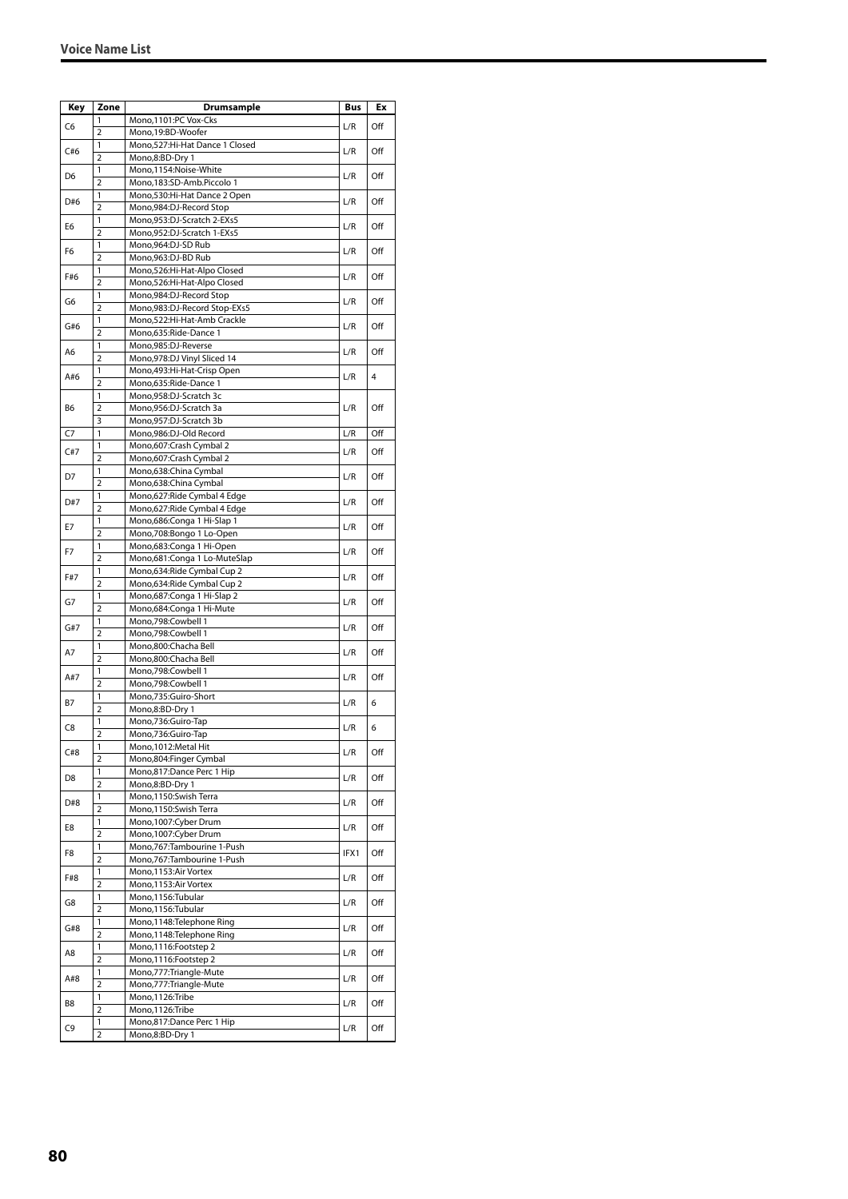## Voice Name List

| Key | Zone | Drumsample | Bus | Ex |
|---|---|---|---|---|
| C6 | 1 | Mono,1101:PC Vox-Cks | L/R | Off |
| | 2 | Mono,19:BD-Woofer | | |
| C#6 | 1 | Mono,527:Hi-Hat Dance 1 Closed | L/R | Off |
| | 2 | Mono,8:BD-Dry 1 | | |
| D6 | 1 | Mono,1154:Noise-White | L/R | Off |
| | 2 | Mono,183:SD-Amb.Piccolo 1 | | |
| D#6 | 1 | Mono,530:Hi-Hat Dance 2 Open | L/R | Off |
| | 2 | Mono,984:DJ-Record Stop | | |
| E6 | 1 | Mono,953:DJ-Scratch 2-EXs5 | L/R | Off |
| | 2 | Mono,952:DJ-Scratch 1-EXs5 | | |
| F6 | 1 | Mono,964:DJ-SD Rub | L/R | Off |
| | 2 | Mono,963:DJ-BD Rub | | |
| F#6 | 1 | Mono,526:Hi-Hat-Alpo Closed | L/R | Off |
| | 2 | Mono,526:Hi-Hat-Alpo Closed | | |
| G6 | 1 | Mono,984:DJ-Record Stop | L/R | Off |
| | 2 | Mono,983:DJ-Record Stop-EXs5 | | |
| G#6 | 1 | Mono,522:Hi-Hat-Amb Crackle | L/R | Off |
| | 2 | Mono,635:Ride-Dance 1 | | |
| A6 | 1 | Mono,985:DJ-Reverse | L/R | Off |
| | 2 | Mono,978:DJ Vinyl Sliced 14 | | |
| A#6 | 1 | Mono,493:Hi-Hat-Crisp Open | L/R | 4 |
| | 2 | Mono,635:Ride-Dance 1 | | |
| B6 | 1 | Mono,958:DJ-Scratch 3c | L/R | Off |
| | 2 | Mono,956:DJ-Scratch 3a | | |
| | 3 | Mono,957:DJ-Scratch 3b | | |
| C7 | 1 | Mono,986:DJ-Old Record | L/R | Off |
| C#7 | 1 | Mono,607:Crash Cymbal 2 | L/R | Off |
| | 2 | Mono,607:Crash Cymbal 2 | | |
| D7 | 1 | Mono,638:China Cymbal | L/R | Off |
| | 2 | Mono,638:China Cymbal | | |
| D#7 | 1 | Mono,627:Ride Cymbal 4 Edge | L/R | Off |
| | 2 | Mono,627:Ride Cymbal 4 Edge | | |
| E7 | 1 | Mono,686:Conga 1 Hi-Slap 1 | L/R | Off |
| | 2 | Mono,708:Bongo 1 Lo-Open | | |
| F7 | 1 | Mono,683:Conga 1 Hi-Open | L/R | Off |
| | 2 | Mono,681:Conga 1 Lo-MuteSlap | | |
| F#7 | 1 | Mono,634:Ride Cymbal Cup 2 | L/R | Off |
| | 2 | Mono,634:Ride Cymbal Cup 2 | | |
| G7 | 1 | Mono,687:Conga 1 Hi-Slap 2 | L/R | Off |
| | 2 | Mono,684:Conga 1 Hi-Mute | | |
| G#7 | 1 | Mono,798:Cowbell 1 | L/R | Off |
| | 2 | Mono,798:Cowbell 1 | | |
| A7 | 1 | Mono,800:Chacha Bell | L/R | Off |
| | 2 | Mono,800:Chacha Bell | | |
| A#7 | 1 | Mono,798:Cowbell 1 | L/R | Off |
| | 2 | Mono,798:Cowbell 1 | | |
| B7 | 1 | Mono,735:Guiro-Short | L/R | 6 |
| | 2 | Mono,8:BD-Dry 1 | | |
| C8 | 1 | Mono,736:Guiro-Tap | L/R | 6 |
| | 2 | Mono,736:Guiro-Tap | | |
| C#8 | 1 | Mono,1012:Metal Hit | L/R | Off |
| | 2 | Mono,804:Finger Cymbal | | |
| D8 | 1 | Mono,817:Dance Perc 1 Hip | L/R | Off |
| | 2 | Mono,8:BD-Dry 1 | | |
| D#8 | 1 | Mono,1150:Swish Terra | L/R | Off |
| | 2 | Mono,1150:Swish Terra | | |
| E8 | 1 | Mono,1007:Cyber Drum | L/R | Off |
| | 2 | Mono,1007:Cyber Drum | | |
| F8 | 1 | Mono,767:Tambourine 1-Push | IFX1 | Off |
| | 2 | Mono,767:Tambourine 1-Push | | |
| F#8 | 1 | Mono,1153:Air Vortex | L/R | Off |
| | 2 | Mono,1153:Air Vortex | | |
| G8 | 1 | Mono,1156:Tubular | L/R | Off |
| | 2 | Mono,1156:Tubular | | |
| G#8 | 1 | Mono,1148:Telephone Ring | L/R | Off |
| | 2 | Mono,1148:Telephone Ring | | |
| A8 | 1 | Mono,1116:Footstep 2 | L/R | Off |
| | 2 | Mono,1116:Footstep 2 | | |
| A#8 | 1 | Mono,777:Triangle-Mute | L/R | Off |
| | 2 | Mono,777:Triangle-Mute | | |
| B8 | 1 | Mono,1126:Tribe | L/R | Off |
| | 2 | Mono,1126:Tribe | | |
| C9 | 1 | Mono,817:Dance Perc 1 Hip | L/R | Off |
| | 2 | Mono,8:BD-Dry 1 | | |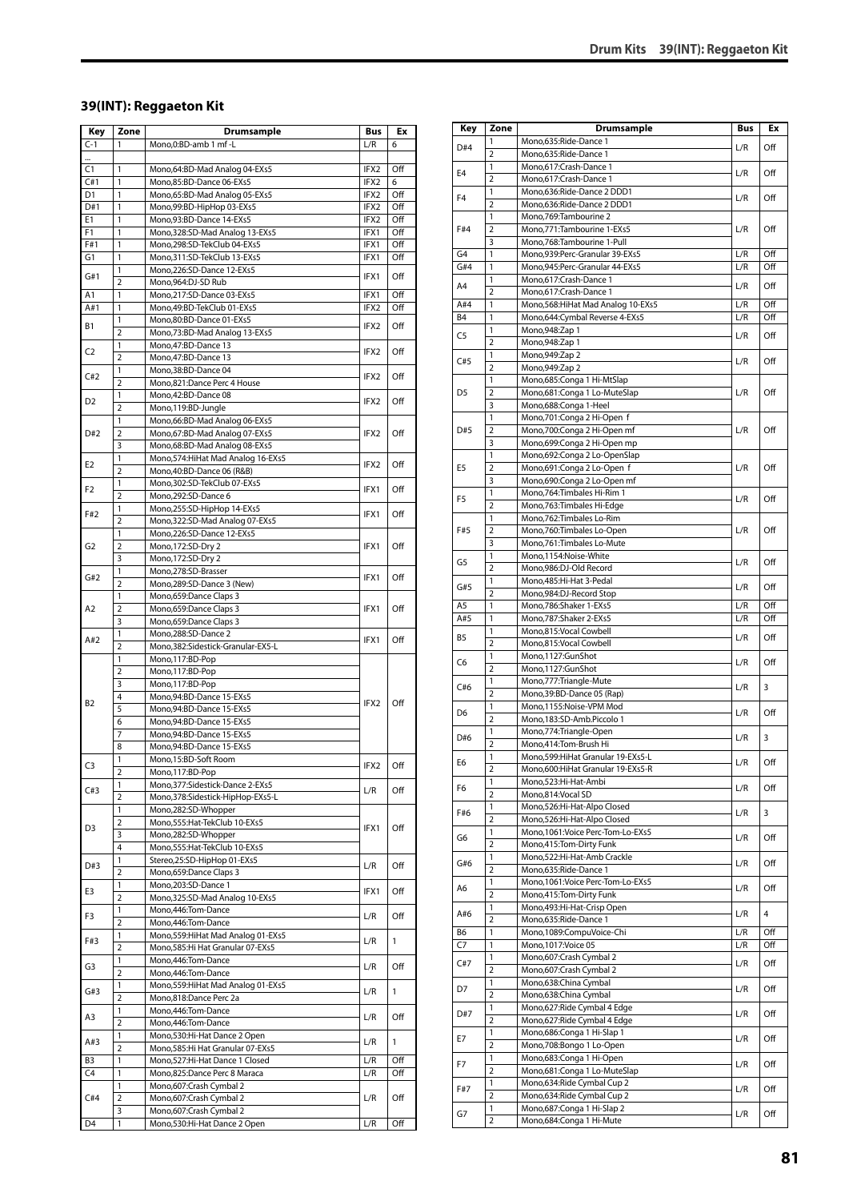## 39(INT): Reggaeton Kit

| Key | Zone | Drumsample | Bus | Ex |
|---|---|---|---|---|
| C-1 | 1 | Mono,0:BD-amb 1 mf -L | L/R | 6 |
| ... | | | | |
| C1 | 1 | Mono,64:BD-Mad Analog 04-EXs5 | IFX2 | Off |
| C#1 | 1 | Mono,85:BD-Dance 06-EXs5 | IFX2 | 6 |
| D1 | 1 | Mono,65:BD-Mad Analog 05-EXs5 | IFX2 | Off |
| D#1 | 1 | Mono,99:BD-HipHop 03-EXs5 | IFX2 | Off |
| E1 | 1 | Mono,93:BD-Dance 14-EXs5 | IFX2 | Off |
| F1 | 1 | Mono,328:SD-Mad Analog 13-EXs5 | IFX1 | Off |
| F#1 | 1 | Mono,298:SD-TekClub 04-EXs5 | IFX1 | Off |
| G1 | 1 | Mono,311:SD-TekClub 13-EXs5 | IFX1 | Off |
| G#1 | 1 | Mono,226:SD-Dance 12-EXs5 | IFX1 | Off |
| | 2 | Mono,964:DJ-SD Rub | | |
| A1 | 1 | Mono,217:SD-Dance 03-EXs5 | IFX1 | Off |
| A#1 | 1 | Mono,49:BD-TekClub 01-EXs5 | IFX2 | Off |
| B1 | 1 | Mono,80:BD-Dance 01-EXs5 | IFX2 | Off |
| | 2 | Mono,73:BD-Mad Analog 13-EXs5 | | |
| C2 | 1 | Mono,47:BD-Dance 13 | IFX2 | Off |
| | 2 | Mono,47:BD-Dance 13 | | |
| C#2 | 1 | Mono,38:BD-Dance 04 | IFX2 | Off |
| | 2 | Mono,821:Dance Perc 4 House | | |
| D2 | 1 | Mono,42:BD-Dance 08 | IFX2 | Off |
| | 2 | Mono,119:BD-Jungle | | |
| D#2 | 1 | Mono,66:BD-Mad Analog 06-EXs5 | IFX2 | Off |
| | 2 | Mono,67:BD-Mad Analog 07-EXs5 | | |
| | 3 | Mono,68:BD-Mad Analog 08-EXs5 | | |
| E2 | 1 | Mono,574:HiHat Mad Analog 16-EXs5 | IFX2 | Off |
| | 2 | Mono,40:BD-Dance 06 (R&B) | | |
| F2 | 1 | Mono,302:SD-TekClub 07-EXs5 | IFX1 | Off |
| | 2 | Mono,292:SD-Dance 6 | | |
| F#2 | 1 | Mono,255:SD-HipHop 14-EXs5 | IFX1 | Off |
| | 2 | Mono,322:SD-Mad Analog 07-EXs5 | | |
| G2 | 1 | Mono,226:SD-Dance 12-EXs5 | IFX1 | Off |
| | 2 | Mono,172:SD-Dry 2 | | |
| | 3 | Mono,172:SD-Dry 2 | | |
| G#2 | 1 | Mono,278:SD-Brasser | IFX1 | Off |
| | 2 | Mono,289:SD-Dance 3 (New) | | |
| A2 | 1 | Mono,659:Dance Claps 3 | IFX1 | Off |
| | 2 | Mono,659:Dance Claps 3 | | |
| | 3 | Mono,659:Dance Claps 3 | | |
| A#2 | 1 | Mono,288:SD-Dance 2 | IFX1 | Off |
| | 2 | Mono,382:Sidestick-Granular-EX5-L | | |
| B2 | 1 | Mono,117:BD-Pop | IFX2 | Off |
| | 2 | Mono,117:BD-Pop | | |
| | 3 | Mono,117:BD-Pop | | |
| | 4 | Mono,94:BD-Dance 15-EXs5 | | |
| | 5 | Mono,94:BD-Dance 15-EXs5 | | |
| | 6 | Mono,94:BD-Dance 15-EXs5 | | |
| | 7 | Mono,94:BD-Dance 15-EXs5 | | |
| | 8 | Mono,94:BD-Dance 15-EXs5 | | |
| C3 | 1 | Mono,15:BD-Soft Room | IFX2 | Off |
| | 2 | Mono,117:BD-Pop | | |
| C#3 | 1 | Mono,377:Sidestick-Dance 2-EXs5 | L/R | Off |
| | 2 | Mono,378:Sidestick-HipHop-EXs5-L | | |
| D3 | 1 | Mono,282:SD-Whopper | IFX1 | Off |
| | 2 | Mono,555:Hat-TekClub 10-EXs5 | | |
| | 3 | Mono,282:SD-Whopper | | |
| | 4 | Mono,555:Hat-TekClub 10-EXs5 | | |
| D#3 | 1 | Stereo,25:SD-HipHop 01-EXs5 | L/R | Off |
| | 2 | Mono,659:Dance Claps 3 | | |
| E3 | 1 | Mono,203:SD-Dance 1 | IFX1 | Off |
| | 2 | Mono,325:SD-Mad Analog 10-EXs5 | | |
| F3 | 1 | Mono,446:Tom-Dance | L/R | Off |
| | 2 | Mono,446:Tom-Dance | | |
| F#3 | 1 | Mono,559:HiHat Mad Analog 01-EXs5 | L/R | 1 |
| | 2 | Mono,585:Hi Hat Granular 07-EXs5 | | |
| G3 | 1 | Mono,446:Tom-Dance | L/R | Off |
| | 2 | Mono,446:Tom-Dance | | |
| G#3 | 1 | Mono,559:HiHat Mad Analog 01-EXs5 | L/R | 1 |
| | 2 | Mono,818:Dance Perc 2a | | |
| A3 | 1 | Mono,446:Tom-Dance | L/R | Off |
| | 2 | Mono,446:Tom-Dance | | |
| A#3 | 1 | Mono,530:Hi-Hat Dance 2 Open | L/R | 1 |
| | 2 | Mono,585:Hi Hat Granular 07-EXs5 | | |
| B3 | 1 | Mono,527:Hi-Hat Dance 1 Closed | L/R | Off |
| C4 | 1 | Mono,825:Dance Perc 8 Maraca | L/R | Off |
| C#4 | 1 | Mono,607:Crash Cymbal 2 | L/R | Off |
| | 2 | Mono,607:Crash Cymbal 2 | | |
| | 3 | Mono,607:Crash Cymbal 2 | | |
| D4 | 1 | Mono,530:Hi-Hat Dance 2 Open | L/R | Off |
| D#4 | 1 | Mono,635:Ride-Dance 1 | L/R | Off |
| | 2 | Mono,635:Ride-Dance 1 | | |
| E4 | 1 | Mono,617:Crash-Dance 1 | L/R | Off |
| | 2 | Mono,617:Crash-Dance 1 | | |
| F4 | 1 | Mono,636:Ride-Dance 2 DDD1 | L/R | Off |
| | 2 | Mono,636:Ride-Dance 2 DDD1 | | |
| F#4 | 1 | Mono,769:Tambourine 2 | L/R | Off |
| | 2 | Mono,771:Tambourine 1-EXs5 | | |
| | 3 | Mono,768:Tambourine 1-Pull | | |
| G4 | 1 | Mono,939:Perc-Granular 39-EXs5 | L/R | Off |
| G#4 | 1 | Mono,945:Perc-Granular 44-EXs5 | L/R | Off |
| A4 | 1 | Mono,617:Crash-Dance 1 | L/R | Off |
| | 2 | Mono,617:Crash-Dance 1 | | |
| A#4 | 1 | Mono,568:HiHat Mad Analog 10-EXs5 | L/R | Off |
| B4 | 1 | Mono,644:Cymbal Reverse 4-EXs5 | L/R | Off |
| C5 | 1 | Mono,948:Zap 1 | L/R | Off |
| | 2 | Mono,948:Zap 1 | | |
| C#5 | 1 | Mono,949:Zap 2 | L/R | Off |
| | 2 | Mono,949:Zap 2 | | |
| D5 | 1 | Mono,685:Conga 1 Hi-MtSlap | L/R | Off |
| | 2 | Mono,681:Conga 1 Lo-MuteSlap | | |
| | 3 | Mono,688:Conga 1-Heel | | |
| D#5 | 1 | Mono,701:Conga 2 Hi-Open f | L/R | Off |
| | 2 | Mono,700:Conga 2 Hi-Open mf | | |
| | 3 | Mono,699:Conga 2 Hi-Open mp | | |
| E5 | 1 | Mono,692:Conga 2 Lo-OpenSlap | L/R | Off |
| | 2 | Mono,691:Conga 2 Lo-Open f | | |
| | 3 | Mono,690:Conga 2 Lo-Open mf | | |
| F5 | 1 | Mono,764:Timbales Hi-Rim 1 | L/R | Off |
| | 2 | Mono,763:Timbales Hi-Edge | | |
| F#5 | 1 | Mono,762:Timbales Lo-Rim | L/R | Off |
| | 2 | Mono,760:Timbales Lo-Open | | |
| | 3 | Mono,761:Timbales Lo-Mute | | |
| G5 | 1 | Mono,1154:Noise-White | L/R | Off |
| | 2 | Mono,986:DJ-Old Record | | |
| G#5 | 1 | Mono,485:Hi-Hat 3-Pedal | L/R | Off |
| | 2 | Mono,984:DJ-Record Stop | | |
| A5 | 1 | Mono,786:Shaker 1-EXs5 | L/R | Off |
| A#5 | 1 | Mono,787:Shaker 2-EXs5 | L/R | Off |
| B5 | 1 | Mono,815:Vocal Cowbell | L/R | Off |
| | 2 | Mono,815:Vocal Cowbell | | |
| C6 | 1 | Mono,1127:GunShot | L/R | Off |
| | 2 | Mono,1127:GunShot | | |
| C#6 | 1 | Mono,777:Triangle-Mute | L/R | 3 |
| | 2 | Mono,39:BD-Dance 05 (Rap) | | |
| D6 | 1 | Mono,1155:Noise-VPM Mod | L/R | Off |
| | 2 | Mono,183:SD-Amb.Piccolo 1 | | |
| D#6 | 1 | Mono,774:Triangle-Open | L/R | 3 |
| | 2 | Mono,414:Tom-Brush Hi | | |
| E6 | 1 | Mono,599:HiHat Granular 19-EXs5-L | L/R | Off |
| | 2 | Mono,600:HiHat Granular 19-EXs5-R | | |
| F6 | 1 | Mono,523:Hi-Hat-Ambi | L/R | Off |
| | 2 | Mono,814:Vocal SD | | |
| F#6 | 1 | Mono,526:Hi-Hat-Alpo Closed | L/R | 3 |
| | 2 | Mono,526:Hi-Hat-Alpo Closed | | |
| G6 | 1 | Mono,1061:Voice Perc-Tom-Lo-EXs5 | L/R | Off |
| | 2 | Mono,415:Tom-Dirty Funk | | |
| G#6 | 1 | Mono,522:Hi-Hat-Amb Crackle | L/R | Off |
| | 2 | Mono,635:Ride-Dance 1 | | |
| A6 | 1 | Mono,1061:Voice Perc-Tom-Lo-EXs5 | L/R | Off |
| | 2 | Mono,415:Tom-Dirty Funk | | |
| A#6 | 1 | Mono,493:Hi-Hat-Crisp Open | L/R | 4 |
| | 2 | Mono,635:Ride-Dance 1 | | |
| B6 | 1 | Mono,1089:CompuVoice-Chi | L/R | Off |
| C7 | 1 | Mono,1017:Voice 05 | L/R | Off |
| C#7 | 1 | Mono,607:Crash Cymbal 2 | L/R | Off |
| | 2 | Mono,607:Crash Cymbal 2 | | |
| D7 | 1 | Mono,638:China Cymbal | L/R | Off |
| | 2 | Mono,638:China Cymbal | | |
| D#7 | 1 | Mono,627:Ride Cymbal 4 Edge | L/R | Off |
| | 2 | Mono,627:Ride Cymbal 4 Edge | | |
| E7 | 1 | Mono,686:Conga 1 Hi-Slap 1 | L/R | Off |
| | 2 | Mono,708:Bongo 1 Lo-Open | | |
| F7 | 1 | Mono,683:Conga 1 Hi-Open | L/R | Off |
| | 2 | Mono,681:Conga 1 Lo-MuteSlap | | |
| F#7 | 1 | Mono,634:Ride Cymbal Cup 2 | L/R | Off |
| | 2 | Mono,634:Ride Cymbal Cup 2 | | |
| G7 | 1 | Mono,687:Conga 1 Hi-Slap 2 | L/R | Off |
| | 2 | Mono,684:Conga 1 Hi-Mute | | |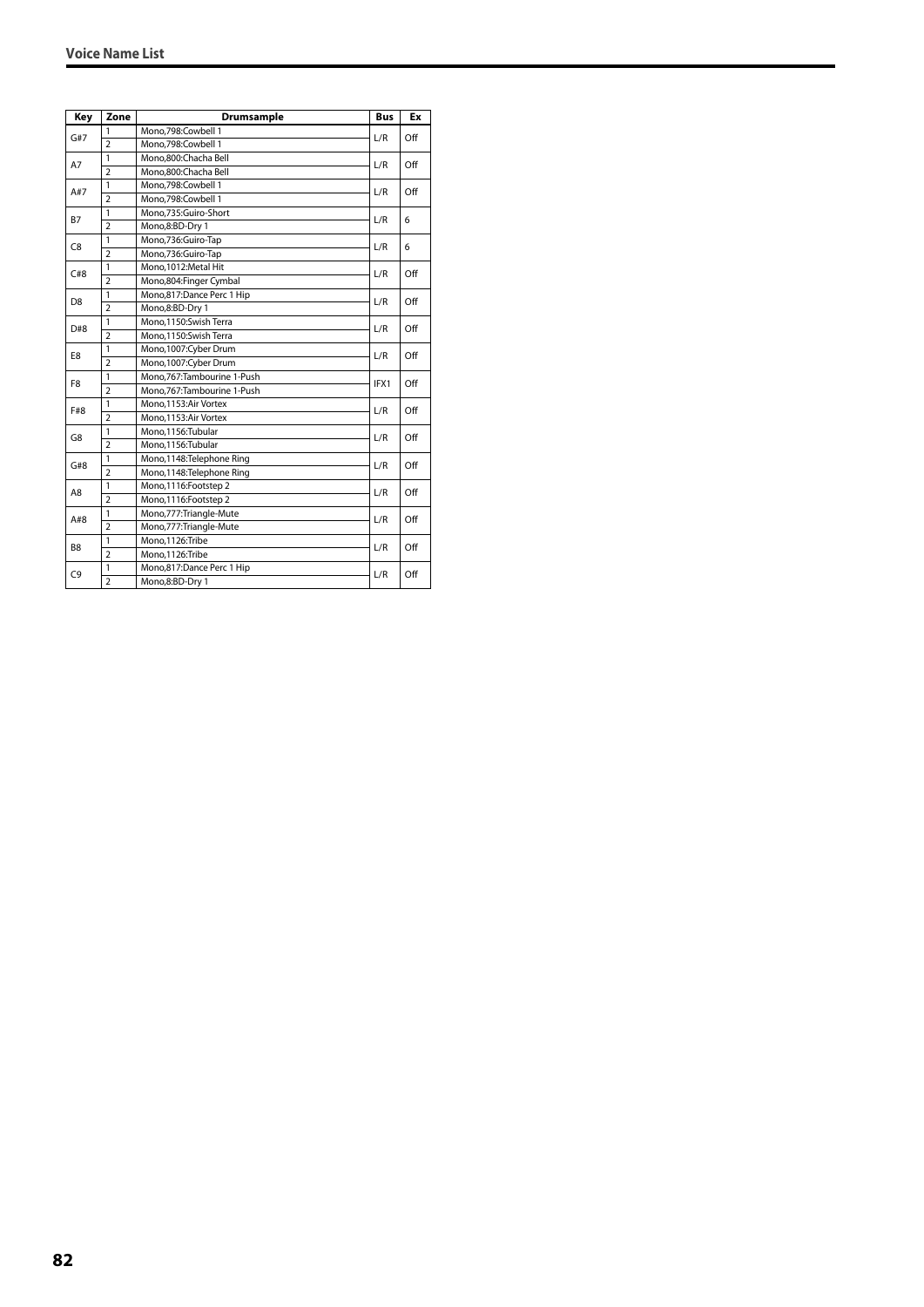| Key | Zone | Drumsample | Bus | Ex |
|---|---|---|---|---|
| G#7 | 1 | Mono,798:Cowbell 1 | L/R | Off |
| | 2 | Mono,798:Cowbell 1 | | |
| A7 | 1 | Mono,800:Chacha Bell | L/R | Off |
| | 2 | Mono,800:Chacha Bell | | |
| A#7 | 1 | Mono,798:Cowbell 1 | L/R | Off |
| | 2 | Mono,798:Cowbell 1 | | |
| B7 | 1 | Mono,735:Guiro-Short | L/R | 6 |
| | 2 | Mono,8:BD-Dry 1 | | |
| C8 | 1 | Mono,736:Guiro-Tap | L/R | 6 |
| | 2 | Mono,736:Guiro-Tap | | |
| C#8 | 1 | Mono,1012:Metal Hit | L/R | Off |
| | 2 | Mono,804:Finger Cymbal | | |
| D8 | 1 | Mono,817:Dance Perc 1 Hip | L/R | Off |
| | 2 | Mono,8:BD-Dry 1 | | |
| D#8 | 1 | Mono,1150:Swish Terra | L/R | Off |
| | 2 | Mono,1150:Swish Terra | | |
| E8 | 1 | Mono,1007:Cyber Drum | L/R | Off |
| | 2 | Mono,1007:Cyber Drum | | |
| F8 | 1 | Mono,767:Tambourine 1-Push | IFX1 | Off |
| | 2 | Mono,767:Tambourine 1-Push | | |
| F#8 | 1 | Mono,1153:Air Vortex | L/R | Off |
| | 2 | Mono,1153:Air Vortex | | |
| G8 | 1 | Mono,1156:Tubular | L/R | Off |
| | 2 | Mono,1156:Tubular | | |
| G#8 | 1 | Mono,1148:Telephone Ring | L/R | Off |
| | 2 | Mono,1148:Telephone Ring | | |
| A8 | 1 | Mono,1116:Footstep 2 | L/R | Off |
| | 2 | Mono,1116:Footstep 2 | | |
| A#8 | 1 | Mono,777:Triangle-Mute | L/R | Off |
| | 2 | Mono,777:Triangle-Mute | | |
| B8 | 1 | Mono,1126:Tribe | L/R | Off |
| | 2 | Mono,1126:Tribe | | |
| C9 | 1 | Mono,817:Dance Perc 1 Hip | L/R | Off |
| | 2 | Mono,8:BD-Dry 1 | | |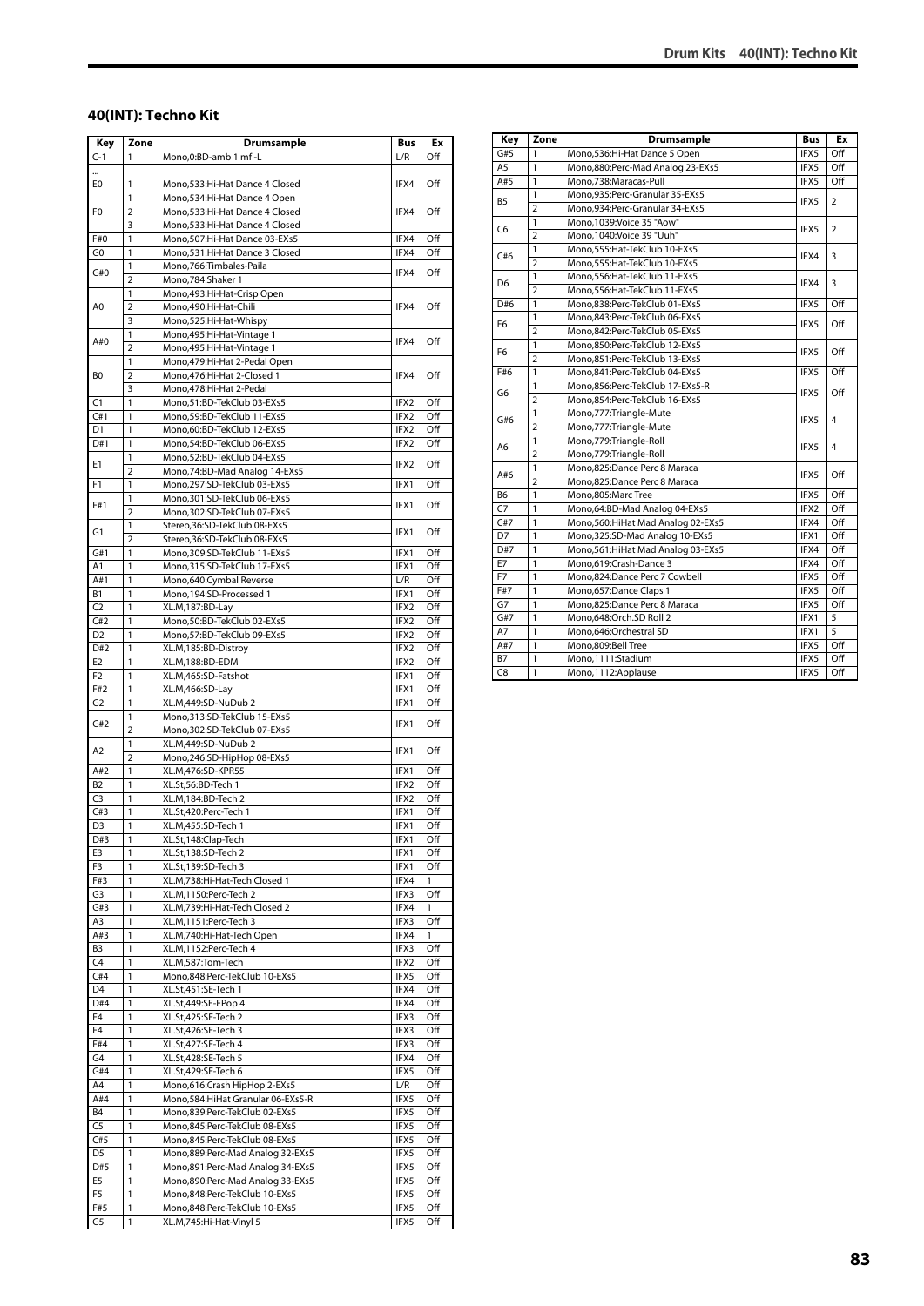## 40(INT): Techno Kit

| Key | Zone | Drumsample | Bus | Ex |
|---|---|---|---|---|
| C-1 | 1 | Mono,0:BD-amb 1 mf -L | L/R | Off |
| ... | | | | |
| E0 | 1 | Mono,533:Hi-Hat Dance 4 Closed | IFX4 | Off |
| F0 | 1 | Mono,534:Hi-Hat Dance 4 Open | IFX4 | Off |
| | 2 | Mono,533:Hi-Hat Dance 4 Closed | | |
| | 3 | Mono,533:Hi-Hat Dance 4 Closed | | |
| F#0 | 1 | Mono,507:Hi-Hat Dance 03-EXs5 | IFX4 | Off |
| G0 | 1 | Mono,531:Hi-Hat Dance 3 Closed | IFX4 | Off |
| G#0 | 1 | Mono,766:Timbales-Paila | IFX4 | Off |
| | 2 | Mono,784:Shaker 1 | | |
| A0 | 1 | Mono,493:Hi-Hat-Crisp Open | IFX4 | Off |
| | 2 | Mono,490:Hi-Hat-Chili | | |
| | 3 | Mono,525:Hi-Hat-Whispy | | |
| A#0 | 1 | Mono,495:Hi-Hat-Vintage 1 | IFX4 | Off |
| | 2 | Mono,495:Hi-Hat-Vintage 1 | | |
| B0 | 1 | Mono,479:Hi-Hat 2-Pedal Open | IFX4 | Off |
| | 2 | Mono,476:Hi-Hat 2-Closed 1 | | |
| | 3 | Mono,478:Hi-Hat 2-Pedal | | |
| C1 | 1 | Mono,51:BD-TekClub 03-EXs5 | IFX2 | Off |
| C#1 | 1 | Mono,59:BD-TekClub 11-EXs5 | IFX2 | Off |
| D1 | 1 | Mono,60:BD-TekClub 12-EXs5 | IFX2 | Off |
| D#1 | 1 | Mono,54:BD-TekClub 06-EXs5 | IFX2 | Off |
| E1 | 1 | Mono,52:BD-TekClub 04-EXs5 | IFX2 | Off |
| | 2 | Mono,74:BD-Mad Analog 14-EXs5 | | |
| F1 | 1 | Mono,297:SD-TekClub 03-EXs5 | IFX1 | Off |
| F#1 | 1 | Mono,301:SD-TekClub 06-EXs5 | IFX1 | Off |
| | 2 | Mono,302:SD-TekClub 07-EXs5 | | |
| G1 | 1 | Stereo,36:SD-TekClub 08-EXs5 | IFX1 | Off |
| | 2 | Stereo,36:SD-TekClub 08-EXs5 | | |
| G#1 | 1 | Mono,309:SD-TekClub 11-EXs5 | IFX1 | Off |
| A1 | 1 | Mono,315:SD-TekClub 17-EXs5 | IFX1 | Off |
| A#1 | 1 | Mono,640:Cymbal Reverse | L/R | Off |
| B1 | 1 | Mono,194:SD-Processed 1 | IFX1 | Off |
| C2 | 1 | XL.M,187:BD-Lay | IFX2 | Off |
| C#2 | 1 | Mono,50:BD-TekClub 02-EXs5 | IFX2 | Off |
| D2 | 1 | Mono,57:BD-TekClub 09-EXs5 | IFX2 | Off |
| D#2 | 1 | XL.M,185:BD-Distroy | IFX2 | Off |
| E2 | 1 | XL.M,188:BD-EDM | IFX2 | Off |
| F2 | 1 | XL.M,465:SD-Fatshot | IFX1 | Off |
| F#2 | 1 | XL.M,466:SD-Lay | IFX1 | Off |
| G2 | 1 | XL.M,449:SD-NuDub 2 | IFX1 | Off |
| G#2 | 1 | Mono,313:SD-TekClub 15-EXs5 | IFX1 | Off |
| | 2 | Mono,302:SD-TekClub 07-EXs5 | | |
| A2 | 1 | XL.M,449:SD-NuDub 2 | IFX1 | Off |
| | 2 | Mono,246:SD-HipHop 08-EXs5 | | |
| A#2 | 1 | XL.M,476:SD-KPR55 | IFX1 | Off |
| B2 | 1 | XL.St,56:BD-Tech 1 | IFX2 | Off |
| C3 | 1 | XL.M,184:BD-Tech 2 | IFX2 | Off |
| C#3 | 1 | XL.St,420:Perc-Tech 1 | IFX1 | Off |
| D3 | 1 | XL.M,455:SD-Tech 1 | IFX1 | Off |
| D#3 | 1 | XL.St,148:Clap-Tech | IFX1 | Off |
| E3 | 1 | XL.St,138:SD-Tech 2 | IFX1 | Off |
| F3 | 1 | XL.St,139:SD-Tech 3 | IFX1 | Off |
| F#3 | 1 | XL.M,738:Hi-Hat-Tech Closed 1 | IFX4 | 1 |
| G3 | 1 | XL.M,1150:Perc-Tech 2 | IFX3 | Off |
| G#3 | 1 | XL.M,739:Hi-Hat-Tech Closed 2 | IFX4 | 1 |
| A3 | 1 | XL.M,1151:Perc-Tech 3 | IFX3 | Off |
| A#3 | 1 | XL.M,740:Hi-Hat-Tech Open | IFX4 | 1 |
| B3 | 1 | XL.M,1152:Perc-Tech 4 | IFX3 | Off |
| C4 | 1 | XL.M,587:Tom-Tech | IFX2 | Off |
| C#4 | 1 | Mono,848:Perc-TekClub 10-EXs5 | IFX5 | Off |
| D4 | 1 | XL.St,451:SE-Tech 1 | IFX4 | Off |
| D#4 | 1 | XL.St,449:SE-FPop 4 | IFX4 | Off |
| E4 | 1 | XL.St,425:SE-Tech 2 | IFX3 | Off |
| F4 | 1 | XL.St,426:SE-Tech 3 | IFX3 | Off |
| F#4 | 1 | XL.St,427:SE-Tech 4 | IFX3 | Off |
| G4 | 1 | XL.St,428:SE-Tech 5 | IFX4 | Off |
| G#4 | 1 | XL.St,429:SE-Tech 6 | IFX5 | Off |
| A4 | 1 | Mono,616:Crash HipHop 2-EXs5 | L/R | Off |
| A#4 | 1 | Mono,584:HiHat Granular 06-EXs5-R | IFX5 | Off |
| B4 | 1 | Mono,839:Perc-TekClub 02-EXs5 | IFX5 | Off |
| C5 | 1 | Mono,845:Perc-TekClub 08-EXs5 | IFX5 | Off |
| C#5 | 1 | Mono,845:Perc-TekClub 08-EXs5 | IFX5 | Off |
| D5 | 1 | Mono,889:Perc-Mad Analog 32-EXs5 | IFX5 | Off |
| D#5 | 1 | Mono,891:Perc-Mad Analog 34-EXs5 | IFX5 | Off |
| E5 | 1 | Mono,890:Perc-Mad Analog 33-EXs5 | IFX5 | Off |
| F5 | 1 | Mono,848:Perc-TekClub 10-EXs5 | IFX5 | Off |
| F#5 | 1 | Mono,848:Perc-TekClub 10-EXs5 | IFX5 | Off |
| G5 | 1 | XL.M,745:Hi-Hat-Vinyl 5 | IFX5 | Off |
| G#5 | 1 | Mono,536:Hi-Hat Dance 5 Open | IFX5 | Off |
| A5 | 1 | Mono,880:Perc-Mad Analog 23-EXs5 | IFX5 | Off |
| A#5 | 1 | Mono,738:Maracas-Pull | IFX5 | Off |
| B5 | 1 | Mono,935:Perc-Granular 35-EXs5 | IFX5 | 2 |
| | 2 | Mono,934:Perc-Granular 34-EXs5 | | |
| C6 | 1 | Mono,1039:Voice 35 "Aow" | IFX5 | 2 |
| | 2 | Mono,1040:Voice 39 "Uuh" | | |
| C#6 | 1 | Mono,555:Hat-TekClub 10-EXs5 | IFX4 | 3 |
| | 2 | Mono,555:Hat-TekClub 10-EXs5 | | |
| D6 | 1 | Mono,556:Hat-TekClub 11-EXs5 | IFX4 | 3 |
| | 2 | Mono,556:Hat-TekClub 11-EXs5 | | |
| D#6 | 1 | Mono,838:Perc-TekClub 01-EXs5 | IFX5 | Off |
| E6 | 1 | Mono,843:Perc-TekClub 06-EXs5 | IFX5 | Off |
| | 2 | Mono,842:Perc-TekClub 05-EXs5 | | |
| F6 | 1 | Mono,850:Perc-TekClub 12-EXs5 | IFX5 | Off |
| | 2 | Mono,851:Perc-TekClub 13-EXs5 | | |
| F#6 | 1 | Mono,841:Perc-TekClub 04-EXs5 | IFX5 | Off |
| G6 | 1 | Mono,856:Perc-TekClub 17-EXs5-R | IFX5 | Off |
| | 2 | Mono,854:Perc-TekClub 16-EXs5 | | |
| G#6 | 1 | Mono,777:Triangle-Mute | IFX5 | 4 |
| | 2 | Mono,777:Triangle-Mute | | |
| A6 | 1 | Mono,779:Triangle-Roll | IFX5 | 4 |
| | 2 | Mono,779:Triangle-Roll | | |
| A#6 | 1 | Mono,825:Dance Perc 8 Maraca | IFX5 | Off |
| | 2 | Mono,825:Dance Perc 8 Maraca | | |
| B6 | 1 | Mono,805:Marc Tree | IFX5 | Off |
| C7 | 1 | Mono,64:BD-Mad Analog 04-EXs5 | IFX2 | Off |
| C#7 | 1 | Mono,560:HiHat Mad Analog 02-EXs5 | IFX4 | Off |
| D7 | 1 | Mono,325:SD-Mad Analog 10-EXs5 | IFX1 | Off |
| D#7 | 1 | Mono,561:HiHat Mad Analog 03-EXs5 | IFX4 | Off |
| E7 | 1 | Mono,619:Crash-Dance 3 | IFX4 | Off |
| F7 | 1 | Mono,824:Dance Perc 7 Cowbell | IFX5 | Off |
| F#7 | 1 | Mono,657:Dance Claps 1 | IFX5 | Off |
| G7 | 1 | Mono,825:Dance Perc 8 Maraca | IFX5 | Off |
| G#7 | 1 | Mono,648:Orch.SD Roll 2 | IFX1 | 5 |
| A7 | 1 | Mono,646:Orchestral SD | IFX1 | 5 |
| A#7 | 1 | Mono,809:Bell Tree | IFX5 | Off |
| B7 | 1 | Mono,1111:Stadium | IFX5 | Off |
| C8 | 1 | Mono,1112:Applause | IFX5 | Off |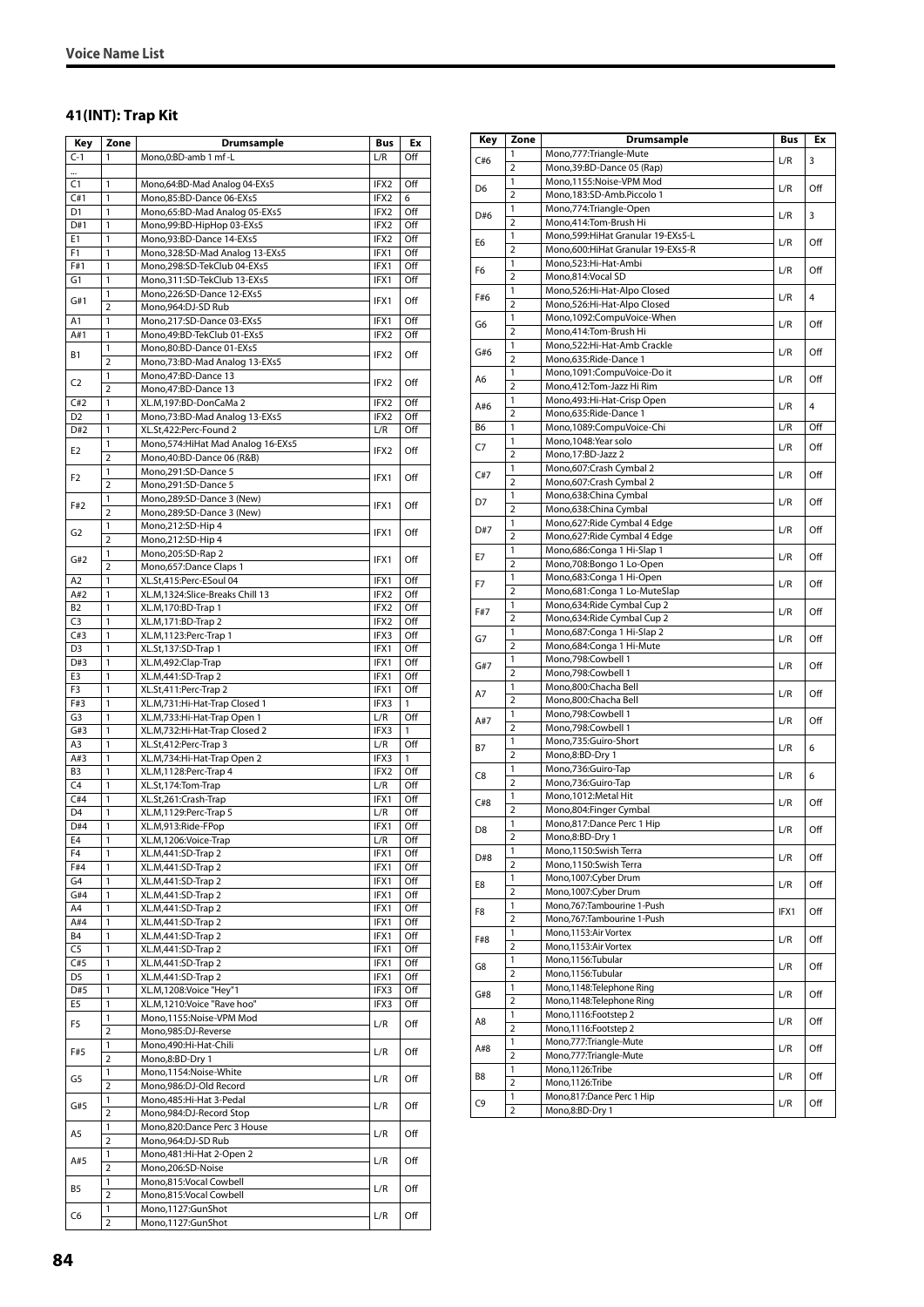## 41(INT): Trap Kit

| Key | Zone | Drumsample | Bus | Ex |
|---|---|---|---|---|
| C-1 | 1 | Mono,0:BD-amb 1 mf -L | L/R | Off |
| ... | | | | |
| C1 | 1 | Mono,64:BD-Mad Analog 04-EXs5 | IFX2 | Off |
| C#1 | 1 | Mono,85:BD-Dance 06-EXs5 | IFX2 | 6 |
| D1 | 1 | Mono,65:BD-Mad Analog 05-EXs5 | IFX2 | Off |
| D#1 | 1 | Mono,99:BD-HipHop 03-EXs5 | IFX2 | Off |
| E1 | 1 | Mono,93:BD-Dance 14-EXs5 | IFX2 | Off |
| F1 | 1 | Mono,328:SD-Mad Analog 13-EXs5 | IFX1 | Off |
| F#1 | 1 | Mono,298:SD-TekClub 04-EXs5 | IFX1 | Off |
| G1 | 1 | Mono,311:SD-TekClub 13-EXs5 | IFX1 | Off |
| G#1 | 1 | Mono,226:SD-Dance 12-EXs5 | IFX1 | Off |
| | 2 | Mono,964:DJ-SD Rub | | |
| A1 | 1 | Mono,217:SD-Dance 03-EXs5 | IFX1 | Off |
| A#1 | 1 | Mono,49:BD-TekClub 01-EXs5 | IFX2 | Off |
| B1 | 1 | Mono,80:BD-Dance 01-EXs5 | IFX2 | Off |
| | 2 | Mono,73:BD-Mad Analog 13-EXs5 | | |
| C2 | 1 | Mono,47:BD-Dance 13 | IFX2 | Off |
| | 2 | Mono,47:BD-Dance 13 | | |
| C#2 | 1 | XL.M,197:BD-DonCaMa 2 | IFX2 | Off |
| D2 | 1 | Mono,73:BD-Mad Analog 13-EXs5 | IFX2 | Off |
| D#2 | 1 | XL.St,422:Perc-Found 2 | L/R | Off |
| E2 | 1 | Mono,574:HiHat Mad Analog 16-EXs5 | IFX2 | Off |
| | 2 | Mono,40:BD-Dance 06 (R&B) | | |
| F2 | 1 | Mono,291:SD-Dance 5 | IFX1 | Off |
| | 2 | Mono,291:SD-Dance 5 | | |
| F#2 | 1 | Mono,289:SD-Dance 3 (New) | IFX1 | Off |
| | 2 | Mono,289:SD-Dance 3 (New) | | |
| G2 | 1 | Mono,212:SD-Hip 4 | IFX1 | Off |
| | 2 | Mono,212:SD-Hip 4 | | |
| G#2 | 1 | Mono,205:SD-Rap 2 | IFX1 | Off |
| | 2 | Mono,657:Dance Claps 1 | | |
| A2 | 1 | XL.St,415:Perc-ESoul 04 | IFX1 | Off |
| A#2 | 1 | XL.M,1324:Slice-Breaks Chill 13 | IFX2 | Off |
| B2 | 1 | XL.M,170:BD-Trap 1 | IFX2 | Off |
| C3 | 1 | XL.M,171:BD-Trap 2 | IFX2 | Off |
| C#3 | 1 | XL.M,1123:Perc-Trap 1 | IFX3 | Off |
| D3 | 1 | XL.St,137:SD-Trap 1 | IFX1 | Off |
| D#3 | 1 | XL.M,492:Clap-Trap | IFX1 | Off |
| E3 | 1 | XL.M,441:SD-Trap 2 | IFX1 | Off |
| F3 | 1 | XL.St,411:Perc-Trap 2 | IFX1 | Off |
| F#3 | 1 | XL.M,731:Hi-Hat-Trap Closed 1 | IFX3 | 1 |
| G3 | 1 | XL.M,733:Hi-Hat-Trap Open 1 | L/R | Off |
| G#3 | 1 | XL.M,732:Hi-Hat-Trap Closed 2 | IFX3 | 1 |
| A3 | 1 | XL.St,412:Perc-Trap 3 | L/R | Off |
| A#3 | 1 | XL.M,734:Hi-Hat-Trap Open 2 | IFX3 | 1 |
| B3 | 1 | XL.M,1128:Perc-Trap 4 | IFX2 | Off |
| C4 | 1 | XL.St,174:Tom-Trap | L/R | Off |
| C#4 | 1 | XL.St,261:Crash-Trap | IFX1 | Off |
| D4 | 1 | XL.M,1129:Perc-Trap 5 | L/R | Off |
| D#4 | 1 | XL.M,913:Ride-FPop | IFX1 | Off |
| E4 | 1 | XL.M,1206:Voice-Trap | L/R | Off |
| F4 | 1 | XL.M,441:SD-Trap 2 | IFX1 | Off |
| F#4 | 1 | XL.M,441:SD-Trap 2 | IFX1 | Off |
| G4 | 1 | XL.M,441:SD-Trap 2 | IFX1 | Off |
| G#4 | 1 | XL.M,441:SD-Trap 2 | IFX1 | Off |
| A4 | 1 | XL.M,441:SD-Trap 2 | IFX1 | Off |
| A#4 | 1 | XL.M,441:SD-Trap 2 | IFX1 | Off |
| B4 | 1 | XL.M,441:SD-Trap 2 | IFX1 | Off |
| C5 | 1 | XL.M,441:SD-Trap 2 | IFX1 | Off |
| C#5 | 1 | XL.M,441:SD-Trap 2 | IFX1 | Off |
| D5 | 1 | XL.M,441:SD-Trap 2 | IFX1 | Off |
| D#5 | 1 | XL.M,1208:Voice "Hey"1 | IFX3 | Off |
| E5 | 1 | XL.M,1210:Voice "Rave hoo" | IFX3 | Off |
| F5 | 1 | Mono,1155:Noise-VPM Mod | L/R | Off |
| | 2 | Mono,985:DJ-Reverse | | |
| F#5 | 1 | Mono,490:Hi-Hat-Chili | L/R | Off |
| | 2 | Mono,8:BD-Dry 1 | | |
| G5 | 1 | Mono,1154:Noise-White | L/R | Off |
| | 2 | Mono,986:DJ-Old Record | | |
| G#5 | 1 | Mono,485:Hi-Hat 3-Pedal | L/R | Off |
| | 2 | Mono,984:DJ-Record Stop | | |
| A5 | 1 | Mono,820:Dance Perc 3 House | L/R | Off |
| | 2 | Mono,964:DJ-SD Rub | | |
| A#5 | 1 | Mono,481:Hi-Hat 2-Open 2 | L/R | Off |
| | 2 | Mono,206:SD-Noise | | |
| B5 | 1 | Mono,815:Vocal Cowbell | L/R | Off |
| | 2 | Mono,815:Vocal Cowbell | | |
| C6 | 1 | Mono,1127:GunShot | L/R | Off |
| | 2 | Mono,1127:GunShot | | |
| C#6 | 1 | Mono,777:Triangle-Mute | L/R | 3 |
| | 2 | Mono,39:BD-Dance 05 (Rap) | | |
| D6 | 1 | Mono,1155:Noise-VPM Mod | L/R | Off |
| | 2 | Mono,183:SD-Amb.Piccolo 1 | | |
| D#6 | 1 | Mono,774:Triangle-Open | L/R | 3 |
| | 2 | Mono,414:Tom-Brush Hi | | |
| E6 | 1 | Mono,599:HiHat Granular 19-EXs5-L | L/R | Off |
| | 2 | Mono,600:HiHat Granular 19-EXs5-R | | |
| F6 | 1 | Mono,523:Hi-Hat-Ambi | L/R | Off |
| | 2 | Mono,814:Vocal SD | | |
| F#6 | 1 | Mono,526:Hi-Hat-Alpo Closed | L/R | 4 |
| | 2 | Mono,526:Hi-Hat-Alpo Closed | | |
| G6 | 1 | Mono,1092:CompuVoice-When | L/R | Off |
| | 2 | Mono,414:Tom-Brush Hi | | |
| G#6 | 1 | Mono,522:Hi-Hat-Amb Crackle | L/R | Off |
| | 2 | Mono,635:Ride-Dance 1 | | |
| A6 | 1 | Mono,1091:CompuVoice-Do it | L/R | Off |
| | 2 | Mono,412:Tom-Jazz Hi Rim | | |
| A#6 | 1 | Mono,493:Hi-Hat-Crisp Open | L/R | 4 |
| | 2 | Mono,635:Ride-Dance 1 | | |
| B6 | 1 | Mono,1089:CompuVoice-Chi | L/R | Off |
| C7 | 1 | Mono,1048:Year solo | L/R | Off |
| | 2 | Mono,17:BD-Jazz 2 | | |
| C#7 | 1 | Mono,607:Crash Cymbal 2 | L/R | Off |
| | 2 | Mono,607:Crash Cymbal 2 | | |
| D7 | 1 | Mono,638:China Cymbal | L/R | Off |
| | 2 | Mono,638:China Cymbal | | |
| D#7 | 1 | Mono,627:Ride Cymbal 4 Edge | L/R | Off |
| | 2 | Mono,627:Ride Cymbal 4 Edge | | |
| E7 | 1 | Mono,686:Conga 1 Hi-Slap 1 | L/R | Off |
| | 2 | Mono,708:Bongo 1 Lo-Open | | |
| F7 | 1 | Mono,683:Conga 1 Hi-Open | L/R | Off |
| | 2 | Mono,681:Conga 1 Lo-MuteSlap | | |
| F#7 | 1 | Mono,634:Ride Cymbal Cup 2 | L/R | Off |
| | 2 | Mono,634:Ride Cymbal Cup 2 | | |
| G7 | 1 | Mono,687:Conga 1 Hi-Slap 2 | L/R | Off |
| | 2 | Mono,684:Conga 1 Hi-Mute | | |
| G#7 | 1 | Mono,798:Cowbell 1 | L/R | Off |
| | 2 | Mono,798:Cowbell 1 | | |
| A7 | 1 | Mono,800:Chacha Bell | L/R | Off |
| | 2 | Mono,800:Chacha Bell | | |
| A#7 | 1 | Mono,798:Cowbell 1 | L/R | Off |
| | 2 | Mono,798:Cowbell 1 | | |
| B7 | 1 | Mono,735:Guiro-Short | L/R | 6 |
| | 2 | Mono,8:BD-Dry 1 | | |
| C8 | 1 | Mono,736:Guiro-Tap | L/R | 6 |
| | 2 | Mono,736:Guiro-Tap | | |
| C#8 | 1 | Mono,1012:Metal Hit | L/R | Off |
| | 2 | Mono,804:Finger Cymbal | | |
| D8 | 1 | Mono,817:Dance Perc 1 Hip | L/R | Off |
| | 2 | Mono,8:BD-Dry 1 | | |
| D#8 | 1 | Mono,1150:Swish Terra | L/R | Off |
| | 2 | Mono,1150:Swish Terra | | |
| E8 | 1 | Mono,1007:Cyber Drum | L/R | Off |
| | 2 | Mono,1007:Cyber Drum | | |
| F8 | 1 | Mono,767:Tambourine 1-Push | IFX1 | Off |
| | 2 | Mono,767:Tambourine 1-Push | | |
| F#8 | 1 | Mono,1153:Air Vortex | L/R | Off |
| | 2 | Mono,1153:Air Vortex | | |
| G8 | 1 | Mono,1156:Tubular | L/R | Off |
| | 2 | Mono,1156:Tubular | | |
| G#8 | 1 | Mono,1148:Telephone Ring | L/R | Off |
| | 2 | Mono,1148:Telephone Ring | | |
| A8 | 1 | Mono,1116:Footstep 2 | L/R | Off |
| | 2 | Mono,1116:Footstep 2 | | |
| A#8 | 1 | Mono,777:Triangle-Mute | L/R | Off |
| | 2 | Mono,777:Triangle-Mute | | |
| B8 | 1 | Mono,1126:Tribe | L/R | Off |
| | 2 | Mono,1126:Tribe | | |
| C9 | 1 | Mono,817:Dance Perc 1 Hip | L/R | Off |
| | 2 | Mono,8:BD-Dry 1 | | |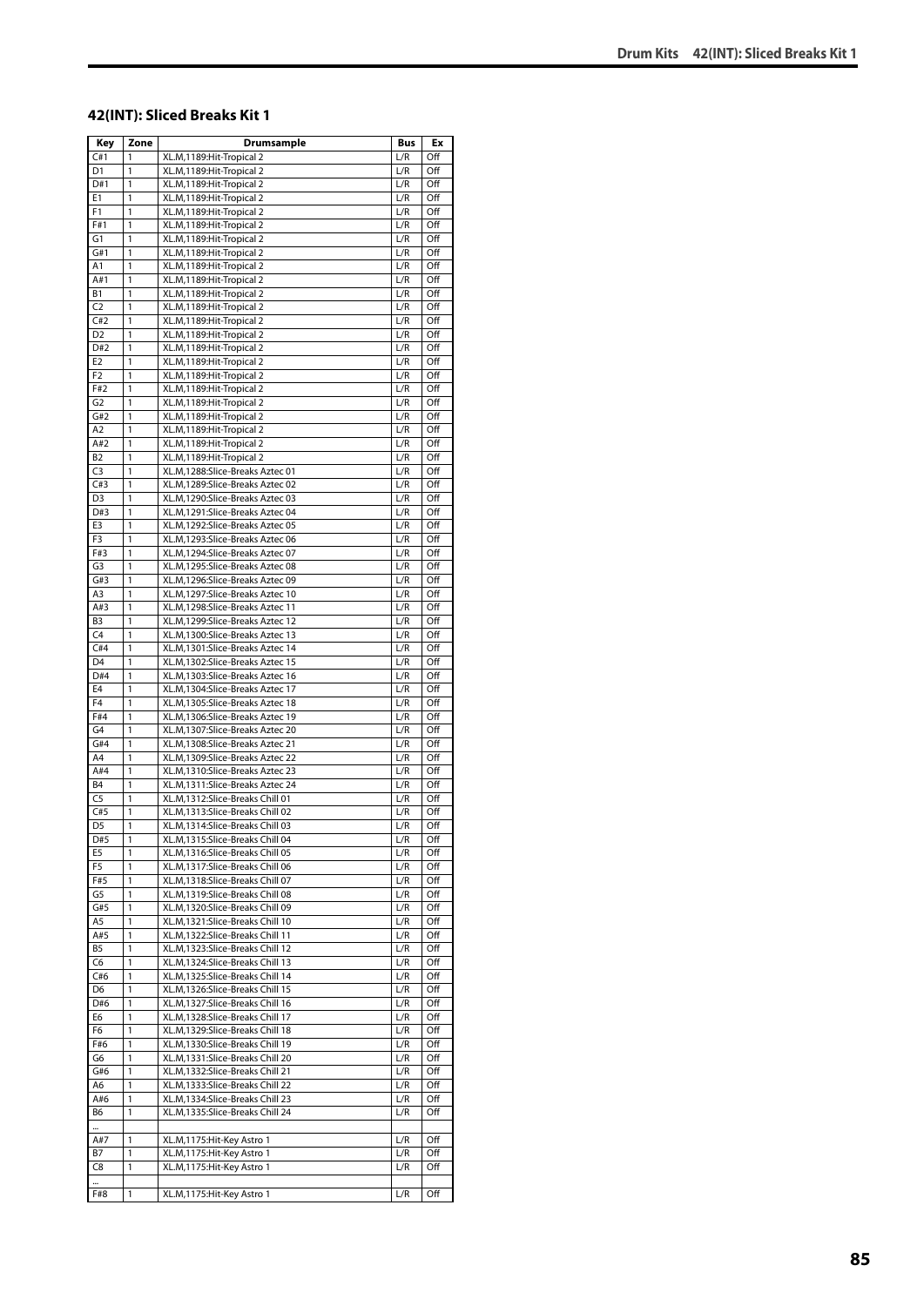## 42(INT): Sliced Breaks Kit 1

| Key | Zone | Drumsample | Bus | Ex |
|---|---|---|---|---|
| C#1 | 1 | XL.M,1189:Hit-Tropical 2 | L/R | Off |
| D1 | 1 | XL.M,1189:Hit-Tropical 2 | L/R | Off |
| D#1 | 1 | XL.M,1189:Hit-Tropical 2 | L/R | Off |
| E1 | 1 | XL.M,1189:Hit-Tropical 2 | L/R | Off |
| F1 | 1 | XL.M,1189:Hit-Tropical 2 | L/R | Off |
| F#1 | 1 | XL.M,1189:Hit-Tropical 2 | L/R | Off |
| G1 | 1 | XL.M,1189:Hit-Tropical 2 | L/R | Off |
| G#1 | 1 | XL.M,1189:Hit-Tropical 2 | L/R | Off |
| A1 | 1 | XL.M,1189:Hit-Tropical 2 | L/R | Off |
| A#1 | 1 | XL.M,1189:Hit-Tropical 2 | L/R | Off |
| B1 | 1 | XL.M,1189:Hit-Tropical 2 | L/R | Off |
| C2 | 1 | XL.M,1189:Hit-Tropical 2 | L/R | Off |
| C#2 | 1 | XL.M,1189:Hit-Tropical 2 | L/R | Off |
| D2 | 1 | XL.M,1189:Hit-Tropical 2 | L/R | Off |
| D#2 | 1 | XL.M,1189:Hit-Tropical 2 | L/R | Off |
| E2 | 1 | XL.M,1189:Hit-Tropical 2 | L/R | Off |
| F2 | 1 | XL.M,1189:Hit-Tropical 2 | L/R | Off |
| F#2 | 1 | XL.M,1189:Hit-Tropical 2 | L/R | Off |
| G2 | 1 | XL.M,1189:Hit-Tropical 2 | L/R | Off |
| G#2 | 1 | XL.M,1189:Hit-Tropical 2 | L/R | Off |
| A2 | 1 | XL.M,1189:Hit-Tropical 2 | L/R | Off |
| A#2 | 1 | XL.M,1189:Hit-Tropical 2 | L/R | Off |
| B2 | 1 | XL.M,1189:Hit-Tropical 2 | L/R | Off |
| C3 | 1 | XL.M,1288:Slice-Breaks Aztec 01 | L/R | Off |
| C#3 | 1 | XL.M,1289:Slice-Breaks Aztec 02 | L/R | Off |
| D3 | 1 | XL.M,1290:Slice-Breaks Aztec 03 | L/R | Off |
| D#3 | 1 | XL.M,1291:Slice-Breaks Aztec 04 | L/R | Off |
| E3 | 1 | XL.M,1292:Slice-Breaks Aztec 05 | L/R | Off |
| F3 | 1 | XL.M,1293:Slice-Breaks Aztec 06 | L/R | Off |
| F#3 | 1 | XL.M,1294:Slice-Breaks Aztec 07 | L/R | Off |
| G3 | 1 | XL.M,1295:Slice-Breaks Aztec 08 | L/R | Off |
| G#3 | 1 | XL.M,1296:Slice-Breaks Aztec 09 | L/R | Off |
| A3 | 1 | XL.M,1297:Slice-Breaks Aztec 10 | L/R | Off |
| A#3 | 1 | XL.M,1298:Slice-Breaks Aztec 11 | L/R | Off |
| B3 | 1 | XL.M,1299:Slice-Breaks Aztec 12 | L/R | Off |
| C4 | 1 | XL.M,1300:Slice-Breaks Aztec 13 | L/R | Off |
| C#4 | 1 | XL.M,1301:Slice-Breaks Aztec 14 | L/R | Off |
| D4 | 1 | XL.M,1302:Slice-Breaks Aztec 15 | L/R | Off |
| D#4 | 1 | XL.M,1303:Slice-Breaks Aztec 16 | L/R | Off |
| E4 | 1 | XL.M,1304:Slice-Breaks Aztec 17 | L/R | Off |
| F4 | 1 | XL.M,1305:Slice-Breaks Aztec 18 | L/R | Off |
| F#4 | 1 | XL.M,1306:Slice-Breaks Aztec 19 | L/R | Off |
| G4 | 1 | XL.M,1307:Slice-Breaks Aztec 20 | L/R | Off |
| G#4 | 1 | XL.M,1308:Slice-Breaks Aztec 21 | L/R | Off |
| A4 | 1 | XL.M,1309:Slice-Breaks Aztec 22 | L/R | Off |
| A#4 | 1 | XL.M,1310:Slice-Breaks Aztec 23 | L/R | Off |
| B4 | 1 | XL.M,1311:Slice-Breaks Aztec 24 | L/R | Off |
| C5 | 1 | XL.M,1312:Slice-Breaks Chill 01 | L/R | Off |
| C#5 | 1 | XL.M,1313:Slice-Breaks Chill 02 | L/R | Off |
| D5 | 1 | XL.M,1314:Slice-Breaks Chill 03 | L/R | Off |
| D#5 | 1 | XL.M,1315:Slice-Breaks Chill 04 | L/R | Off |
| E5 | 1 | XL.M,1316:Slice-Breaks Chill 05 | L/R | Off |
| F5 | 1 | XL.M,1317:Slice-Breaks Chill 06 | L/R | Off |
| F#5 | 1 | XL.M,1318:Slice-Breaks Chill 07 | L/R | Off |
| G5 | 1 | XL.M,1319:Slice-Breaks Chill 08 | L/R | Off |
| G#5 | 1 | XL.M,1320:Slice-Breaks Chill 09 | L/R | Off |
| A5 | 1 | XL.M,1321:Slice-Breaks Chill 10 | L/R | Off |
| A#5 | 1 | XL.M,1322:Slice-Breaks Chill 11 | L/R | Off |
| B5 | 1 | XL.M,1323:Slice-Breaks Chill 12 | L/R | Off |
| C6 | 1 | XL.M,1324:Slice-Breaks Chill 13 | L/R | Off |
| C#6 | 1 | XL.M,1325:Slice-Breaks Chill 14 | L/R | Off |
| D6 | 1 | XL.M,1326:Slice-Breaks Chill 15 | L/R | Off |
| D#6 | 1 | XL.M,1327:Slice-Breaks Chill 16 | L/R | Off |
| E6 | 1 | XL.M,1328:Slice-Breaks Chill 17 | L/R | Off |
| F6 | 1 | XL.M,1329:Slice-Breaks Chill 18 | L/R | Off |
| F#6 | 1 | XL.M,1330:Slice-Breaks Chill 19 | L/R | Off |
| G6 | 1 | XL.M,1331:Slice-Breaks Chill 20 | L/R | Off |
| G#6 | 1 | XL.M,1332:Slice-Breaks Chill 21 | L/R | Off |
| A6 | 1 | XL.M,1333:Slice-Breaks Chill 22 | L/R | Off |
| A#6 | 1 | XL.M,1334:Slice-Breaks Chill 23 | L/R | Off |
| B6 | 1 | XL.M,1335:Slice-Breaks Chill 24 | L/R | Off |
| ... | | | | |
| A#7 | 1 | XL.M,1175:Hit-Key Astro 1 | L/R | Off |
| B7 | 1 | XL.M,1175:Hit-Key Astro 1 | L/R | Off |
| C8 | 1 | XL.M,1175:Hit-Key Astro 1 | L/R | Off |
| ... | | | | |
| F#8 | 1 | XL.M,1175:Hit-Key Astro 1 | L/R | Off |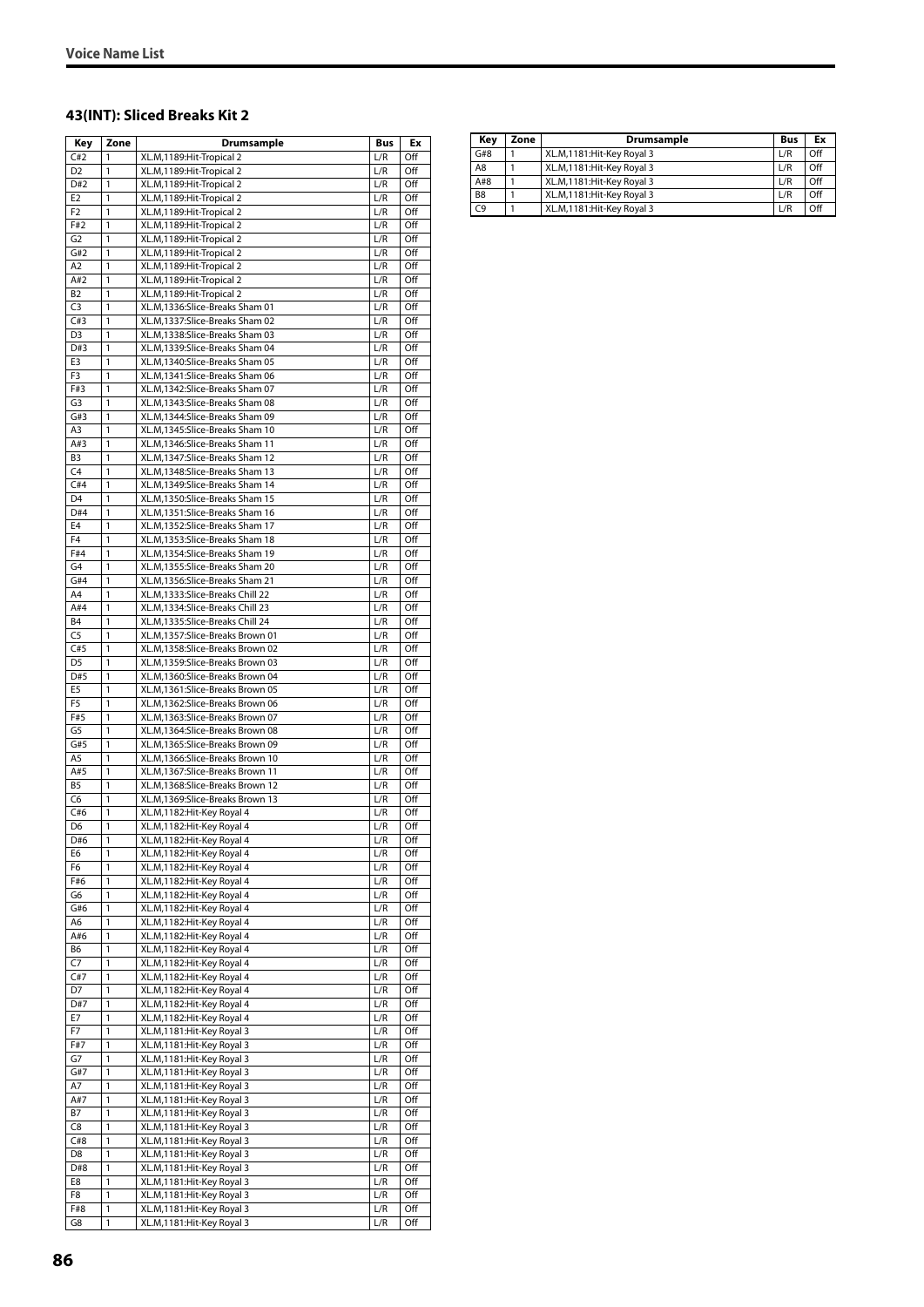## 43(INT): Sliced Breaks Kit 2

| Key | Zone | Drumsample | Bus | Ex |
|---|---|---|---|---|
| C#2 | 1 | XL.M,1189:Hit-Tropical 2 | L/R | Off |
| D2 | 1 | XL.M,1189:Hit-Tropical 2 | L/R | Off |
| D#2 | 1 | XL.M,1189:Hit-Tropical 2 | L/R | Off |
| E2 | 1 | XL.M,1189:Hit-Tropical 2 | L/R | Off |
| F2 | 1 | XL.M,1189:Hit-Tropical 2 | L/R | Off |
| F#2 | 1 | XL.M,1189:Hit-Tropical 2 | L/R | Off |
| G2 | 1 | XL.M,1189:Hit-Tropical 2 | L/R | Off |
| G#2 | 1 | XL.M,1189:Hit-Tropical 2 | L/R | Off |
| A2 | 1 | XL.M,1189:Hit-Tropical 2 | L/R | Off |
| A#2 | 1 | XL.M,1189:Hit-Tropical 2 | L/R | Off |
| B2 | 1 | XL.M,1189:Hit-Tropical 2 | L/R | Off |
| C3 | 1 | XL.M,1336:Slice-Breaks Sham 01 | L/R | Off |
| C#3 | 1 | XL.M,1337:Slice-Breaks Sham 02 | L/R | Off |
| D3 | 1 | XL.M,1338:Slice-Breaks Sham 03 | L/R | Off |
| D#3 | 1 | XL.M,1339:Slice-Breaks Sham 04 | L/R | Off |
| E3 | 1 | XL.M,1340:Slice-Breaks Sham 05 | L/R | Off |
| F3 | 1 | XL.M,1341:Slice-Breaks Sham 06 | L/R | Off |
| F#3 | 1 | XL.M,1342:Slice-Breaks Sham 07 | L/R | Off |
| G3 | 1 | XL.M,1343:Slice-Breaks Sham 08 | L/R | Off |
| G#3 | 1 | XL.M,1344:Slice-Breaks Sham 09 | L/R | Off |
| A3 | 1 | XL.M,1345:Slice-Breaks Sham 10 | L/R | Off |
| A#3 | 1 | XL.M,1346:Slice-Breaks Sham 11 | L/R | Off |
| B3 | 1 | XL.M,1347:Slice-Breaks Sham 12 | L/R | Off |
| C4 | 1 | XL.M,1348:Slice-Breaks Sham 13 | L/R | Off |
| C#4 | 1 | XL.M,1349:Slice-Breaks Sham 14 | L/R | Off |
| D4 | 1 | XL.M,1350:Slice-Breaks Sham 15 | L/R | Off |
| D#4 | 1 | XL.M,1351:Slice-Breaks Sham 16 | L/R | Off |
| E4 | 1 | XL.M,1352:Slice-Breaks Sham 17 | L/R | Off |
| F4 | 1 | XL.M,1353:Slice-Breaks Sham 18 | L/R | Off |
| F#4 | 1 | XL.M,1354:Slice-Breaks Sham 19 | L/R | Off |
| G4 | 1 | XL.M,1355:Slice-Breaks Sham 20 | L/R | Off |
| G#4 | 1 | XL.M,1356:Slice-Breaks Sham 21 | L/R | Off |
| A4 | 1 | XL.M,1333:Slice-Breaks Chill 22 | L/R | Off |
| A#4 | 1 | XL.M,1334:Slice-Breaks Chill 23 | L/R | Off |
| B4 | 1 | XL.M,1335:Slice-Breaks Chill 24 | L/R | Off |
| C5 | 1 | XL.M,1357:Slice-Breaks Brown 01 | L/R | Off |
| C#5 | 1 | XL.M,1358:Slice-Breaks Brown 02 | L/R | Off |
| D5 | 1 | XL.M,1359:Slice-Breaks Brown 03 | L/R | Off |
| D#5 | 1 | XL.M,1360:Slice-Breaks Brown 04 | L/R | Off |
| E5 | 1 | XL.M,1361:Slice-Breaks Brown 05 | L/R | Off |
| F5 | 1 | XL.M,1362:Slice-Breaks Brown 06 | L/R | Off |
| F#5 | 1 | XL.M,1363:Slice-Breaks Brown 07 | L/R | Off |
| G5 | 1 | XL.M,1364:Slice-Breaks Brown 08 | L/R | Off |
| G#5 | 1 | XL.M,1365:Slice-Breaks Brown 09 | L/R | Off |
| A5 | 1 | XL.M,1366:Slice-Breaks Brown 10 | L/R | Off |
| A#5 | 1 | XL.M,1367:Slice-Breaks Brown 11 | L/R | Off |
| B5 | 1 | XL.M,1368:Slice-Breaks Brown 12 | L/R | Off |
| C6 | 1 | XL.M,1369:Slice-Breaks Brown 13 | L/R | Off |
| C#6 | 1 | XL.M,1182:Hit-Key Royal 4 | L/R | Off |
| D6 | 1 | XL.M,1182:Hit-Key Royal 4 | L/R | Off |
| D#6 | 1 | XL.M,1182:Hit-Key Royal 4 | L/R | Off |
| E6 | 1 | XL.M,1182:Hit-Key Royal 4 | L/R | Off |
| F6 | 1 | XL.M,1182:Hit-Key Royal 4 | L/R | Off |
| F#6 | 1 | XL.M,1182:Hit-Key Royal 4 | L/R | Off |
| G6 | 1 | XL.M,1182:Hit-Key Royal 4 | L/R | Off |
| G#6 | 1 | XL.M,1182:Hit-Key Royal 4 | L/R | Off |
| A6 | 1 | XL.M,1182:Hit-Key Royal 4 | L/R | Off |
| A#6 | 1 | XL.M,1182:Hit-Key Royal 4 | L/R | Off |
| B6 | 1 | XL.M,1182:Hit-Key Royal 4 | L/R | Off |
| C7 | 1 | XL.M,1182:Hit-Key Royal 4 | L/R | Off |
| C#7 | 1 | XL.M,1182:Hit-Key Royal 4 | L/R | Off |
| D7 | 1 | XL.M,1182:Hit-Key Royal 4 | L/R | Off |
| D#7 | 1 | XL.M,1182:Hit-Key Royal 4 | L/R | Off |
| E7 | 1 | XL.M,1182:Hit-Key Royal 4 | L/R | Off |
| F7 | 1 | XL.M,1181:Hit-Key Royal 3 | L/R | Off |
| F#7 | 1 | XL.M,1181:Hit-Key Royal 3 | L/R | Off |
| G7 | 1 | XL.M,1181:Hit-Key Royal 3 | L/R | Off |
| G#7 | 1 | XL.M,1181:Hit-Key Royal 3 | L/R | Off |
| A7 | 1 | XL.M,1181:Hit-Key Royal 3 | L/R | Off |
| A#7 | 1 | XL.M,1181:Hit-Key Royal 3 | L/R | Off |
| B7 | 1 | XL.M,1181:Hit-Key Royal 3 | L/R | Off |
| C8 | 1 | XL.M,1181:Hit-Key Royal 3 | L/R | Off |
| C#8 | 1 | XL.M,1181:Hit-Key Royal 3 | L/R | Off |
| D8 | 1 | XL.M,1181:Hit-Key Royal 3 | L/R | Off |
| D#8 | 1 | XL.M,1181:Hit-Key Royal 3 | L/R | Off |
| E8 | 1 | XL.M,1181:Hit-Key Royal 3 | L/R | Off |
| F8 | 1 | XL.M,1181:Hit-Key Royal 3 | L/R | Off |
| F#8 | 1 | XL.M,1181:Hit-Key Royal 3 | L/R | Off |
| G8 | 1 | XL.M,1181:Hit-Key Royal 3 | L/R | Off |
| G#8 | 1 | XL.M,1181:Hit-Key Royal 3 | L/R | Off |
| A8 | 1 | XL.M,1181:Hit-Key Royal 3 | L/R | Off |
| A#8 | 1 | XL.M,1181:Hit-Key Royal 3 | L/R | Off |
| B8 | 1 | XL.M,1181:Hit-Key Royal 3 | L/R | Off |
| C9 | 1 | XL.M,1181:Hit-Key Royal 3 | L/R | Off |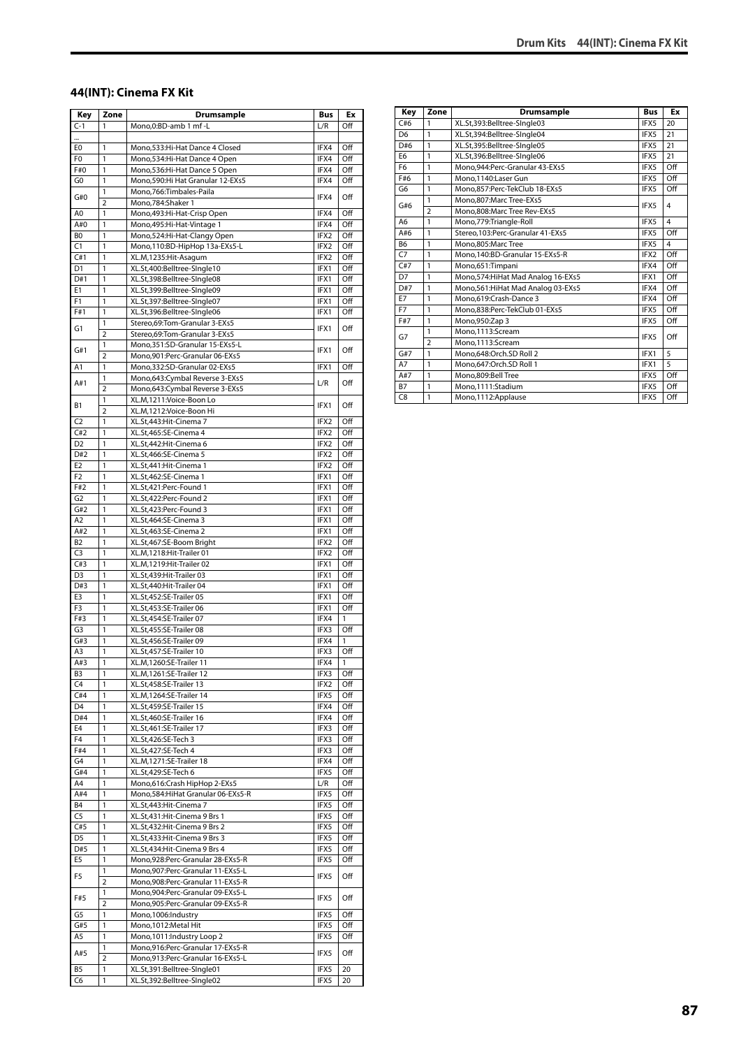## 44(INT): Cinema FX Kit

| Key | Zone | Drumsample | Bus | Ex |
|---|---|---|---|---|
| C-1 | 1 | Mono,0:BD-amb 1 mf -L | L/R | Off |
| ... | | | | |
| E0 | 1 | Mono,533:Hi-Hat Dance 4 Closed | IFX4 | Off |
| F0 | 1 | Mono,534:Hi-Hat Dance 4 Open | IFX4 | Off |
| F#0 | 1 | Mono,536:Hi-Hat Dance 5 Open | IFX4 | Off |
| G0 | 1 | Mono,590:Hi Hat Granular 12-EXs5 | IFX4 | Off |
| G#0 | 1 | Mono,766:Timbales-Paila | IFX4 | Off |
| | 2 | Mono,784:Shaker 1 | | |
| A0 | 1 | Mono,493:Hi-Hat-Crisp Open | IFX4 | Off |
| A#0 | 1 | Mono,495:Hi-Hat-Vintage 1 | IFX4 | Off |
| B0 | 1 | Mono,524:Hi-Hat-Clangy Open | IFX2 | Off |
| C1 | 1 | Mono,110:BD-HipHop 13a-EXs5-L | IFX2 | Off |
| C#1 | 1 | XL.M,1235:Hit-Asagum | IFX2 | Off |
| D1 | 1 | XL.St,400:Belltree-Single10 | IFX1 | Off |
| D#1 | 1 | XL.St,398:Belltree-Single08 | IFX1 | Off |
| E1 | 1 | XL.St,399:Belltree-Single09 | IFX1 | Off |
| F1 | 1 | XL.St,397:Belltree-Single07 | IFX1 | Off |
| F#1 | 1 | XL.St,396:Belltree-Single06 | IFX1 | Off |
| G1 | 1 | Stereo,69:Tom-Granular 3-EXs5 | IFX1 | Off |
| | 2 | Stereo,69:Tom-Granular 3-EXs5 | | |
| G#1 | 1 | Mono,351:SD-Granular 15-EXs5-L | IFX1 | Off |
| | 2 | Mono,901:Perc-Granular 06-EXs5 | | |
| A1 | 1 | Mono,332:SD-Granular 02-EXs5 | IFX1 | Off |
| A#1 | 1 | Mono,643:Cymbal Reverse 3-EXs5 | L/R | Off |
| | 2 | Mono,643:Cymbal Reverse 3-EXs5 | | |
| B1 | 1 | XL.M,1211:Voice-Boon Lo | IFX1 | Off |
| | 2 | XL.M,1212:Voice-Boon Hi | | |
| C2 | 1 | XL.St,443:Hit-Cinema 7 | IFX2 | Off |
| C#2 | 1 | XL.St,465:SE-Cinema 4 | IFX2 | Off |
| D2 | 1 | XL.St,442:Hit-Cinema 6 | IFX2 | Off |
| D#2 | 1 | XL.St,466:SE-Cinema 5 | IFX2 | Off |
| E2 | 1 | XL.St,441:Hit-Cinema 1 | IFX2 | Off |
| F2 | 1 | XL.St,462:SE-Cinema 1 | IFX1 | Off |
| F#2 | 1 | XL.St,421:Perc-Found 1 | IFX1 | Off |
| G2 | 1 | XL.St,422:Perc-Found 2 | IFX1 | Off |
| G#2 | 1 | XL.St,423:Perc-Found 3 | IFX1 | Off |
| A2 | 1 | XL.St,464:SE-Cinema 3 | IFX1 | Off |
| A#2 | 1 | XL.St,463:SE-Cinema 2 | IFX1 | Off |
| B2 | 1 | XL.St,467:SE-Boom Bright | IFX2 | Off |
| C3 | 1 | XL.M,1218:Hit-Trailer 01 | IFX2 | Off |
| C#3 | 1 | XL.M,1219:Hit-Trailer 02 | IFX1 | Off |
| D3 | 1 | XL.St,439:Hit-Trailer 03 | IFX1 | Off |
| D#3 | 1 | XL.St,440:Hit-Trailer 04 | IFX1 | Off |
| E3 | 1 | XL.St,452:SE-Trailer 05 | IFX1 | Off |
| F3 | 1 | XL.St,453:SE-Trailer 06 | IFX1 | Off |
| F#3 | 1 | XL.St,454:SE-Trailer 07 | IFX4 | 1 |
| G3 | 1 | XL.St,455:SE-Trailer 08 | IFX3 | Off |
| G#3 | 1 | XL.St,456:SE-Trailer 09 | IFX4 | 1 |
| A3 | 1 | XL.St,457:SE-Trailer 10 | IFX3 | Off |
| A#3 | 1 | XL.M,1260:SE-Trailer 11 | IFX4 | 1 |
| B3 | 1 | XL.M,1261:SE-Trailer 12 | IFX3 | Off |
| C4 | 1 | XL.St,458:SE-Trailer 13 | IFX2 | Off |
| C#4 | 1 | XL.M,1264:SE-Trailer 14 | IFX5 | Off |
| D4 | 1 | XL.St,459:SE-Trailer 15 | IFX4 | Off |
| D#4 | 1 | XL.St,460:SE-Trailer 16 | IFX4 | Off |
| E4 | 1 | XL.St,461:SE-Trailer 17 | IFX3 | Off |
| F4 | 1 | XL.St,426:SE-Tech 3 | IFX3 | Off |
| F#4 | 1 | XL.St,427:SE-Tech 4 | IFX3 | Off |
| G4 | 1 | XL.M,1271:SE-Trailer 18 | IFX4 | Off |
| G#4 | 1 | XL.St,429:SE-Tech 6 | IFX5 | Off |
| A4 | 1 | Mono,616:Crash HipHop 2-EXs5 | L/R | Off |
| A#4 | 1 | Mono,584:HiHat Granular 06-EXs5-R | IFX5 | Off |
| B4 | 1 | XL.St,443:Hit-Cinema 7 | IFX5 | Off |
| C5 | 1 | XL.St,431:Hit-Cinema 9 Brs 1 | IFX5 | Off |
| C#5 | 1 | XL.St,432:Hit-Cinema 9 Brs 2 | IFX5 | Off |
| D5 | 1 | XL.St,433:Hit-Cinema 9 Brs 3 | IFX5 | Off |
| D#5 | 1 | XL.St,434:Hit-Cinema 9 Brs 4 | IFX5 | Off |
| E5 | 1 | Mono,928:Perc-Granular 28-EXs5-R | IFX5 | Off |
| F5 | 1 | Mono,907:Perc-Granular 11-EXs5-L | IFX5 | Off |
| | 2 | Mono,908:Perc-Granular 11-EXs5-R | | |
| F#5 | 1 | Mono,904:Perc-Granular 09-EXs5-L | IFX5 | Off |
| | 2 | Mono,905:Perc-Granular 09-EXs5-R | | |
| G5 | 1 | Mono,1006:Industry | IFX5 | Off |
| G#5 | 1 | Mono,1012:Metal Hit | IFX5 | Off |
| A5 | 1 | Mono,1011:Industry Loop 2 | IFX5 | Off |
| A#5 | 1 | Mono,916:Perc-Granular 17-EXs5-R | IFX5 | Off |
| | 2 | Mono,913:Perc-Granular 16-EXs5-L | | |
| B5 | 1 | XL.St,391:Belltree-Single01 | IFX5 | 20 |
| C6 | 1 | XL.St,392:Belltree-Single02 | IFX5 | 20 |
| C#6 | 1 | XL.St,393:Belltree-Single03 | IFX5 | 20 |
| D6 | 1 | XL.St,394:Belltree-Single04 | IFX5 | 21 |
| D#6 | 1 | XL.St,395:Belltree-Single05 | IFX5 | 21 |
| E6 | 1 | XL.St,396:Belltree-Single06 | IFX5 | 21 |
| F6 | 1 | Mono,944:Perc-Granular 43-EXs5 | IFX5 | Off |
| F#6 | 1 | Mono,1140:Laser Gun | IFX5 | Off |
| G6 | 1 | Mono,857:Perc-TekClub 18-EXs5 | IFX5 | Off |
| G#6 | 1 | Mono,807:Marc Tree-EXs5 | IFX5 | 4 |
| | 2 | Mono,808:Marc Tree Rev-EXs5 | | |
| A6 | 1 | Mono,779:Triangle-Roll | IFX5 | 4 |
| A#6 | 1 | Stereo,103:Perc-Granular 41-EXs5 | IFX5 | Off |
| B6 | 1 | Mono,805:Marc Tree | IFX5 | 4 |
| C7 | 1 | Mono,140:BD-Granular 15-EXs5-R | IFX2 | Off |
| C#7 | 1 | Mono,651:Timpani | IFX4 | Off |
| D7 | 1 | Mono,574:HiHat Mad Analog 16-EXs5 | IFX1 | Off |
| D#7 | 1 | Mono,561:HiHat Mad Analog 03-EXs5 | IFX4 | Off |
| E7 | 1 | Mono,619:Crash-Dance 3 | IFX4 | Off |
| F7 | 1 | Mono,838:Perc-TekClub 01-EXs5 | IFX5 | Off |
| F#7 | 1 | Mono,950:Zap 3 | IFX5 | Off |
| G7 | 1 | Mono,1113:Scream | IFX5 | Off |
| | 2 | Mono,1113:Scream | | |
| G#7 | 1 | Mono,648:Orch.SD Roll 2 | IFX1 | 5 |
| A7 | 1 | Mono,647:Orch.SD Roll 1 | IFX1 | 5 |
| A#7 | 1 | Mono,809:Bell Tree | IFX5 | Off |
| B7 | 1 | Mono,1111:Stadium | IFX5 | Off |
| C8 | 1 | Mono,1112:Applause | IFX5 | Off |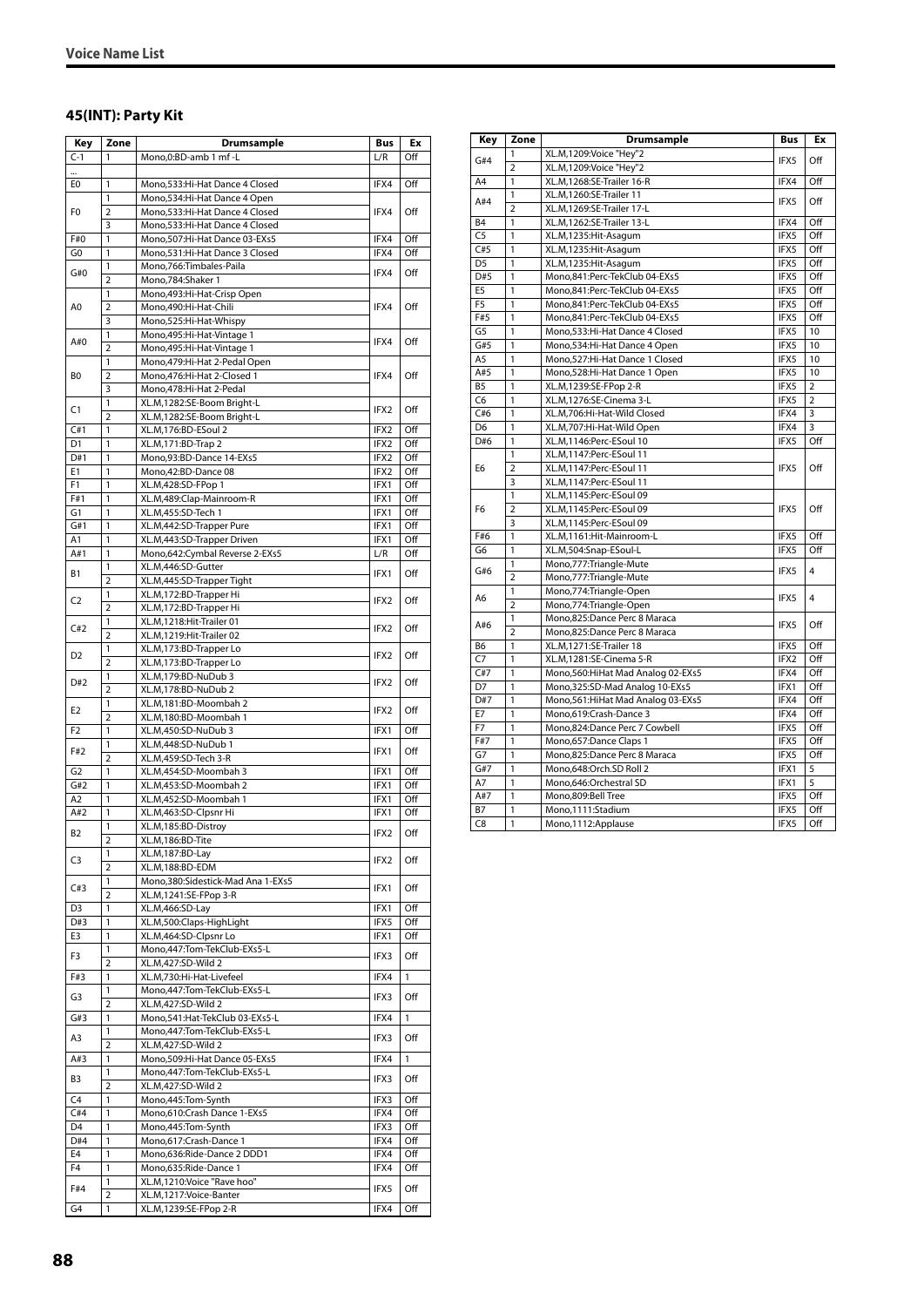## 45(INT): Party Kit

| Key | Zone | Drumsample | Bus | Ex |
|---|---|---|---|---|
| C-1 | 1 | Mono,0:BD-amb 1 mf -L | L/R | Off |
| ... | | | | |
| E0 | 1 | Mono,533:Hi-Hat Dance 4 Closed | IFX4 | Off |
| F0 | 1 | Mono,534:Hi-Hat Dance 4 Open | IFX4 | Off |
| | 2 | Mono,533:Hi-Hat Dance 4 Closed | | |
| | 3 | Mono,533:Hi-Hat Dance 4 Closed | | |
| F#0 | 1 | Mono,507:Hi-Hat Dance 03-EXs5 | IFX4 | Off |
| G0 | 1 | Mono,531:Hi-Hat Dance 3 Closed | IFX4 | Off |
| G#0 | 1 | Mono,766:Timbales-Paila | IFX4 | Off |
| | 2 | Mono,784:Shaker 1 | | |
| A0 | 1 | Mono,493:Hi-Hat-Crisp Open | IFX4 | Off |
| | 2 | Mono,490:Hi-Hat-Chili | | |
| | 3 | Mono,525:Hi-Hat-Whispy | | |
| A#0 | 1 | Mono,495:Hi-Hat-Vintage 1 | IFX4 | Off |
| | 2 | Mono,495:Hi-Hat-Vintage 1 | | |
| B0 | 1 | Mono,479:Hi-Hat 2-Pedal Open | IFX4 | Off |
| | 2 | Mono,476:Hi-Hat 2-Closed 1 | | |
| | 3 | Mono,478:Hi-Hat 2-Pedal | | |
| C1 | 1 | XL.M,1282:SE-Boom Bright-L | IFX2 | Off |
| | 2 | XL.M,1282:SE-Boom Bright-L | | |
| C#1 | 1 | XL.M,176:BD-ESoul 2 | IFX2 | Off |
| D1 | 1 | XL.M,171:BD-Trap 2 | IFX2 | Off |
| D#1 | 1 | Mono,93:BD-Dance 14-EXs5 | IFX2 | Off |
| E1 | 1 | Mono,42:BD-Dance 08 | IFX2 | Off |
| F1 | 1 | XL.M,428:SD-FPop 1 | IFX1 | Off |
| F#1 | 1 | XL.M,489:Clap-Mainroom-R | IFX1 | Off |
| G1 | 1 | XL.M,455:SD-Tech 1 | IFX1 | Off |
| G#1 | 1 | XL.M,442:SD-Trapper Pure | IFX1 | Off |
| A1 | 1 | XL.M,443:SD-Trapper Driven | IFX1 | Off |
| A#1 | 1 | Mono,642:Cymbal Reverse 2-EXs5 | L/R | Off |
| B1 | 1 | XL.M,446:SD-Gutter | IFX1 | Off |
| | 2 | XL.M,445:SD-Trapper Tight | | |
| C2 | 1 | XL.M,172:BD-Trapper Hi | IFX2 | Off |
| | 2 | XL.M,172:BD-Trapper Hi | | |
| C#2 | 1 | XL.M,1218:Hit-Trailer 01 | IFX2 | Off |
| | 2 | XL.M,1219:Hit-Trailer 02 | | |
| D2 | 1 | XL.M,173:BD-Trapper Lo | IFX2 | Off |
| | 2 | XL.M,173:BD-Trapper Lo | | |
| D#2 | 1 | XL.M,179:BD-NuDub 3 | IFX2 | Off |
| | 2 | XL.M,178:BD-NuDub 2 | | |
| E2 | 1 | XL.M,181:BD-Moombah 2 | IFX2 | Off |
| | 2 | XL.M,180:BD-Moombah 1 | | |
| F2 | 1 | XL.M,450:SD-NuDub 3 | IFX1 | Off |
| F#2 | 1 | XL.M,448:SD-NuDub 1 | IFX1 | Off |
| | 2 | XL.M,459:SD-Tech 3-R | | |
| G2 | 1 | XL.M,454:SD-Moombah 3 | IFX1 | Off |
| G#2 | 1 | XL.M,453:SD-Moombah 2 | IFX1 | Off |
| A2 | 1 | XL.M,452:SD-Moombah 1 | IFX1 | Off |
| A#2 | 1 | XL.M,463:SD-Clpsnr Hi | IFX1 | Off |
| B2 | 1 | XL.M,185:BD-Distroy | IFX2 | Off |
| | 2 | XL.M,186:BD-Tite | | |
| C3 | 1 | XL.M,187:BD-Lay | IFX2 | Off |
| | 2 | XL.M,188:BD-EDM | | |
| C#3 | 1 | Mono,380:Sidestick-Mad Ana 1-EXs5 | IFX1 | Off |
| | 2 | XL.M,1241:SE-FPop 3-R | | |
| D3 | 1 | XL.M,466:SD-Lay | IFX1 | Off |
| D#3 | 1 | XL.M,500:Claps-HighLight | IFX5 | Off |
| E3 | 1 | XL.M,464:SD-Clpsnr Lo | IFX1 | Off |
| F3 | 1 | Mono,447:Tom-TekClub-EXs5-L | IFX3 | Off |
| | 2 | XL.M,427:SD-Wild 2 | | |
| F#3 | 1 | XL.M,730:Hi-Hat-Livefeel | IFX4 | 1 |
| G3 | 1 | Mono,447:Tom-TekClub-EXs5-L | IFX3 | Off |
| | 2 | XL.M,427:SD-Wild 2 | | |
| G#3 | 1 | Mono,541:Hat-TekClub 03-EXs5-L | IFX4 | 1 |
| A3 | 1 | Mono,447:Tom-TekClub-EXs5-L | IFX3 | Off |
| | 2 | XL.M,427:SD-Wild 2 | | |
| A#3 | 1 | Mono,509:Hi-Hat Dance 05-EXs5 | IFX4 | 1 |
| B3 | 1 | Mono,447:Tom-TekClub-EXs5-L | IFX3 | Off |
| | 2 | XL.M,427:SD-Wild 2 | | |
| C4 | 1 | Mono,445:Tom-Synth | IFX3 | Off |
| C#4 | 1 | Mono,610:Crash Dance 1-EXs5 | IFX4 | Off |
| D4 | 1 | Mono,445:Tom-Synth | IFX3 | Off |
| D#4 | 1 | Mono,617:Crash-Dance 1 | IFX4 | Off |
| E4 | 1 | Mono,636:Ride-Dance 2 DDD1 | IFX4 | Off |
| F4 | 1 | Mono,635:Ride-Dance 1 | IFX4 | Off |
| F#4 | 1 | XL.M,1210:Voice "Rave hoo" | IFX5 | Off |
| | 2 | XL.M,1217:Voice-Banter | | |
| G4 | 1 | XL.M,1239:SE-FPop 2-R | IFX4 | Off |
| G#4 | 1 | XL.M,1209:Voice "Hey"2 | IFX5 | Off |
| | 2 | XL.M,1209:Voice "Hey"2 | | |
| A4 | 1 | XL.M,1268:SE-Trailer 16-R | IFX4 | Off |
| A#4 | 1 | XL.M,1260:SE-Trailer 11 | IFX5 | Off |
| | 2 | XL.M,1269:SE-Trailer 17-L | | |
| B4 | 1 | XL.M,1262:SE-Trailer 13-L | IFX4 | Off |
| C5 | 1 | XL.M,1235:Hit-Asagum | IFX5 | Off |
| C#5 | 1 | XL.M,1235:Hit-Asagum | IFX5 | Off |
| D5 | 1 | XL.M,1235:Hit-Asagum | IFX5 | Off |
| D#5 | 1 | Mono,841:Perc-TekClub 04-EXs5 | IFX5 | Off |
| E5 | 1 | Mono,841:Perc-TekClub 04-EXs5 | IFX5 | Off |
| F5 | 1 | Mono,841:Perc-TekClub 04-EXs5 | IFX5 | Off |
| F#5 | 1 | Mono,841:Perc-TekClub 04-EXs5 | IFX5 | Off |
| G5 | 1 | Mono,533:Hi-Hat Dance 4 Closed | IFX5 | 10 |
| G#5 | 1 | Mono,534:Hi-Hat Dance 4 Open | IFX5 | 10 |
| A5 | 1 | Mono,527:Hi-Hat Dance 1 Closed | IFX5 | 10 |
| A#5 | 1 | Mono,528:Hi-Hat Dance 1 Open | IFX5 | 10 |
| B5 | 1 | XL.M,1239:SE-FPop 2-R | IFX5 | 2 |
| C6 | 1 | XL.M,1276:SE-Cinema 3-L | IFX5 | 2 |
| C#6 | 1 | XL.M,706:Hi-Hat-Wild Closed | IFX4 | 3 |
| D6 | 1 | XL.M,707:Hi-Hat-Wild Open | IFX4 | 3 |
| D#6 | 1 | XL.M,1146:Perc-ESoul 10 | IFX5 | Off |
| E6 | 1 | XL.M,1147:Perc-ESoul 11 | IFX5 | Off |
| | 2 | XL.M,1147:Perc-ESoul 11 | | |
| | 3 | XL.M,1147:Perc-ESoul 11 | | |
| F6 | 1 | XL.M,1145:Perc-ESoul 09 | IFX5 | Off |
| | 2 | XL.M,1145:Perc-ESoul 09 | | |
| | 3 | XL.M,1145:Perc-ESoul 09 | | |
| F#6 | 1 | XL.M,1161:Hit-Mainroom-L | IFX5 | Off |
| G6 | 1 | XL.M,504:Snap-ESoul-L | IFX5 | Off |
| G#6 | 1 | Mono,777:Triangle-Mute | IFX5 | 4 |
| | 2 | Mono,777:Triangle-Mute | | |
| A6 | 1 | Mono,774:Triangle-Open | IFX5 | 4 |
| | 2 | Mono,774:Triangle-Open | | |
| A#6 | 1 | Mono,825:Dance Perc 8 Maraca | IFX5 | Off |
| | 2 | Mono,825:Dance Perc 8 Maraca | | |
| B6 | 1 | XL.M,1271:SE-Trailer 18 | IFX5 | Off |
| C7 | 1 | XL.M,1281:SE-Cinema 5-R | IFX2 | Off |
| C#7 | 1 | Mono,560:HiHat Mad Analog 02-EXs5 | IFX4 | Off |
| D7 | 1 | Mono,325:SD-Mad Analog 10-EXs5 | IFX1 | Off |
| D#7 | 1 | Mono,561:HiHat Mad Analog 03-EXs5 | IFX4 | Off |
| E7 | 1 | Mono,619:Crash-Dance 3 | IFX4 | Off |
| F7 | 1 | Mono,824:Dance Perc 7 Cowbell | IFX5 | Off |
| F#7 | 1 | Mono,657:Dance Claps 1 | IFX5 | Off |
| G7 | 1 | Mono,825:Dance Perc 8 Maraca | IFX5 | Off |
| G#7 | 1 | Mono,648:Orch.SD Roll 2 | IFX1 | 5 |
| A7 | 1 | Mono,646:Orchestral SD | IFX1 | 5 |
| A#7 | 1 | Mono,809:Bell Tree | IFX5 | Off |
| B7 | 1 | Mono,1111:Stadium | IFX5 | Off |
| C8 | 1 | Mono,1112:Applause | IFX5 | Off |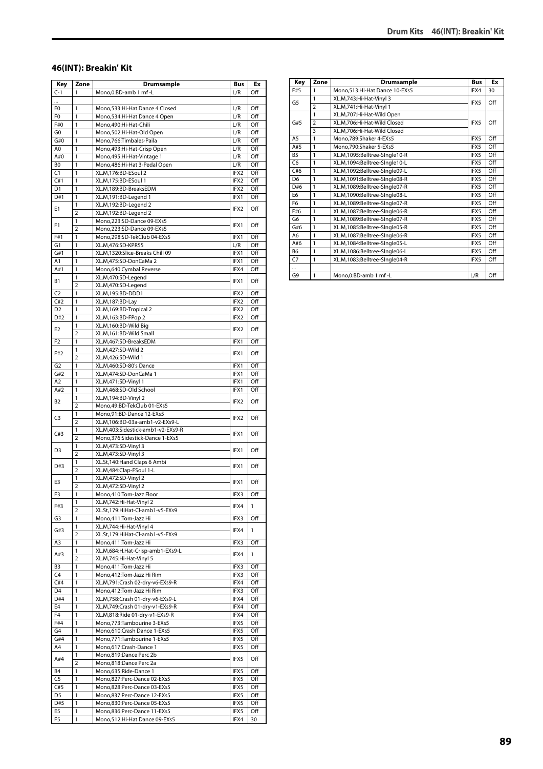## 46(INT): Breakin' Kit

| Key | Zone | Drumsample | Bus | Ex |
|---|---|---|---|---|
| C-1 | 1 | Mono,0:BD-amb 1 mf -L | L/R | Off |
| ... | | | | |
| E0 | 1 | Mono,533:Hi-Hat Dance 4 Closed | L/R | Off |
| F0 | 1 | Mono,534:Hi-Hat Dance 4 Open | L/R | Off |
| F#0 | 1 | Mono,490:Hi-Hat-Chili | L/R | Off |
| G0 | 1 | Mono,502:Hi-Hat-Old Open | L/R | Off |
| G#0 | 1 | Mono,766:Timbales-Paila | L/R | Off |
| A0 | 1 | Mono,493:Hi-Hat-Crisp Open | L/R | Off |
| A#0 | 1 | Mono,495:Hi-Hat-Vintage 1 | L/R | Off |
| B0 | 1 | Mono,486:Hi-Hat 3-Pedal Open | L/R | Off |
| C1 | 1 | XL.M,176:BD-ESoul 2 | IFX2 | Off |
| C#1 | 1 | XL.M,175:BD-ESoul 1 | IFX2 | Off |
| D1 | 1 | XL.M,189:BD-BreaksEDM | IFX2 | Off |
| D#1 | 1 | XL.M,191:BD-Legend 1 | IFX1 | Off |
| E1 | 1 | XL.M,192:BD-Legend 2 | IFX2 | Off |
| | 2 | XL.M,192:BD-Legend 2 | | |
| F1 | 1 | Mono,223:SD-Dance 09-EXs5 | IFX1 | Off |
| | 2 | Mono,223:SD-Dance 09-EXs5 | | |
| F#1 | 1 | Mono,298:SD-TekClub 04-EXs5 | IFX1 | Off |
| G1 | 1 | XL.M,476:SD-KPR55 | L/R | Off |
| G#1 | 1 | XL.M,1320:Slice-Breaks Chill 09 | IFX1 | Off |
| A1 | 1 | XL.M,475:SD-DonCaMa 2 | IFX1 | Off |
| A#1 | 1 | Mono,640:Cymbal Reverse | IFX4 | Off |
| B1 | 1 | XL.M,470:SD-Legend | IFX1 | Off |
| | 2 | XL.M,470:SD-Legend | | |
| C2 | 1 | XL.M,195:BD-DDD1 | IFX2 | Off |
| C#2 | 1 | XL.M,187:BD-Lay | IFX2 | Off |
| D2 | 1 | XL.M,169:BD-Tropical 2 | IFX2 | Off |
| D#2 | 1 | XL.M,163:BD-FPop 2 | IFX2 | Off |
| E2 | 1 | XL.M,160:BD-Wild Big | IFX2 | Off |
| | 2 | XL.M,161:BD-Wild Small | | |
| F2 | 1 | XL.M,467:SD-BreaksEDM | IFX1 | Off |
| F#2 | 1 | XL.M,427:SD-Wild 2 | IFX1 | Off |
| | 2 | XL.M,426:SD-Wild 1 | | |
| G2 | 1 | XL.M,460:SD-80's Dance | IFX1 | Off |
| G#2 | 1 | XL.M,474:SD-DonCaMa 1 | IFX1 | Off |
| A2 | 1 | XL.M,471:SD-Vinyl 1 | IFX1 | Off |
| A#2 | 1 | XL.M,468:SD-Old School | IFX1 | Off |
| B2 | 1 | XL.M,194:BD-Vinyl 2 | IFX2 | Off |
| | 2 | Mono,49:BD-TekClub 01-EXs5 | | |
| C3 | 1 | Mono,91:BD-Dance 12-EXs5 | IFX2 | Off |
| | 2 | XL.M,106:BD-03a-amb1-v2-EXs9-L | | |
| C#3 | 1 | XL.M,403:Sidestick-amb1-v2-EXs9-R | IFX1 | Off |
| | 2 | Mono,376:Sidestick-Dance 1-EXs5 | | |
| D3 | 1 | XL.M,473:SD-Vinyl 3 | IFX1 | Off |
| | 2 | XL.M,473:SD-Vinyl 3 | | |
| D#3 | 1 | XL.St,140:Hand Claps 6 Ambi | IFX1 | Off |
| | 2 | XL.M,484:Clap-FSoul 1-L | | |
| E3 | 1 | XL.M,472:SD-Vinyl 2 | IFX1 | Off |
| | 2 | XL.M,472:SD-Vinyl 2 | | |
| F3 | 1 | Mono,410:Tom-Jazz Floor | IFX3 | Off |
| F#3 | 1 | XL.M,742:Hi-Hat-Vinyl 2 | IFX4 | 1 |
| | 2 | XL.St,179:HiHat-Cl-amb1-v5-EXs9 | | |
| G3 | 1 | Mono,411:Tom-Jazz Hi | IFX3 | Off |
| G#3 | 1 | XL.M,744:Hi-Hat-Vinyl 4 | IFX4 | 1 |
| | 2 | XL.St,179:HiHat-Cl-amb1-v5-EXs9 | | |
| A3 | 1 | Mono,411:Tom-Jazz Hi | IFX3 | Off |
| A#3 | 1 | XL.M,684:H.Hat-Crisp-amb1-EXs9-L | IFX4 | 1 |
| | 2 | XL.M,745:Hi-Hat-Vinyl 5 | | |
| B3 | 1 | Mono,411:Tom-Jazz Hi | IFX3 | Off |
| C4 | 1 | Mono,412:Tom-Jazz Hi Rim | IFX3 | Off |
| C#4 | 1 | XL.M,791:Crash 02-dry-v6-EXs9-R | IFX4 | Off |
| D4 | 1 | Mono,412:Tom-Jazz Hi Rim | IFX3 | Off |
| D#4 | 1 | XL.M,758:Crash 01-dry-v6-EXs9-L | IFX4 | Off |
| E4 | 1 | XL.M,749:Crash 01-dry-v1-EXs9-R | IFX4 | Off |
| F4 | 1 | XL.M,818:Ride 01-dry-v1-EXs9-R | IFX4 | Off |
| F#4 | 1 | Mono,773:Tambourine 3-EXs5 | IFX5 | Off |
| G4 | 1 | Mono,610:Crash Dance 1-EXs5 | IFX5 | Off |
| G#4 | 1 | Mono,771:Tambourine 1-EXs5 | IFX5 | Off |
| A4 | 1 | Mono,617:Crash-Dance 1 | IFX5 | Off |
| A#4 | 1 | Mono,819:Dance Perc 2b | IFX5 | Off |
| | 2 | Mono,818:Dance Perc 2a | | |
| B4 | 1 | Mono,635:Ride-Dance 1 | IFX5 | Off |
| C5 | 1 | Mono,827:Perc-Dance 02-EXs5 | IFX5 | Off |
| C#5 | 1 | Mono,828:Perc-Dance 03-EXs5 | IFX5 | Off |
| D5 | 1 | Mono,837:Perc-Dance 12-EXs5 | IFX5 | Off |
| D#5 | 1 | Mono,830:Perc-Dance 05-EXs5 | IFX5 | Off |
| E5 | 1 | Mono,836:Perc-Dance 11-EXs5 | IFX5 | Off |
| F5 | 1 | Mono,512:Hi-Hat Dance 09-EXs5 | IFX4 | 30 |
| F#5 | 1 | Mono,513:Hi-Hat Dance 10-EXs5 | IFX4 | 30 |
| G5 | 1 | XL.M,743:Hi-Hat-Vinyl 3 | IFX5 | Off |
| | 2 | XL.M,741:Hi-Hat-Vinyl 1 | | |
| G#5 | 1 | XL.M,707:Hi-Hat-Wild Open | IFX5 | Off |
| | 2 | XL.M,706:Hi-Hat-Wild Closed | | |
| | 3 | XL.M,706:Hi-Hat-Wild Closed | | |
| A5 | 1 | Mono,789:Shaker 4-EXs5 | IFX5 | Off |
| A#5 | 1 | Mono,790:Shaker 5-EXs5 | IFX5 | Off |
| B5 | 1 | XL.M,1095:Belltree-Single10-R | IFX5 | Off |
| C6 | 1 | XL.M,1094:Belltree-Single10-L | IFX5 | Off |
| C#6 | 1 | XL.M,1092:Belltree-Single09-L | IFX5 | Off |
| D6 | 1 | XL.M,1091:Belltree-Single08-R | IFX5 | Off |
| D#6 | 1 | XL.M,1089:Belltree-Single07-R | IFX5 | Off |
| E6 | 1 | XL.M,1090:Belltree-Single08-L | IFX5 | Off |
| F6 | 1 | XL.M,1089:Belltree-Single07-R | IFX5 | Off |
| F#6 | 1 | XL.M,1087:Belltree-Single06-R | IFX5 | Off |
| G6 | 1 | XL.M,1089:Belltree-Single07-R | IFX5 | Off |
| G#6 | 1 | XL.M,1085:Belltree-Single05-R | IFX5 | Off |
| A6 | 1 | XL.M,1087:Belltree-Single06-R | IFX5 | Off |
| A#6 | 1 | XL.M,1084:Belltree-Single05-L | IFX5 | Off |
| B6 | 1 | XL.M,1086:Belltree-Single06-L | IFX5 | Off |
| C7 | 1 | XL.M,1083:Belltree-Single04-R | IFX5 | Off |
| ... | | | | |
| G9 | 1 | Mono,0:BD-amb 1 mf -L | L/R | Off |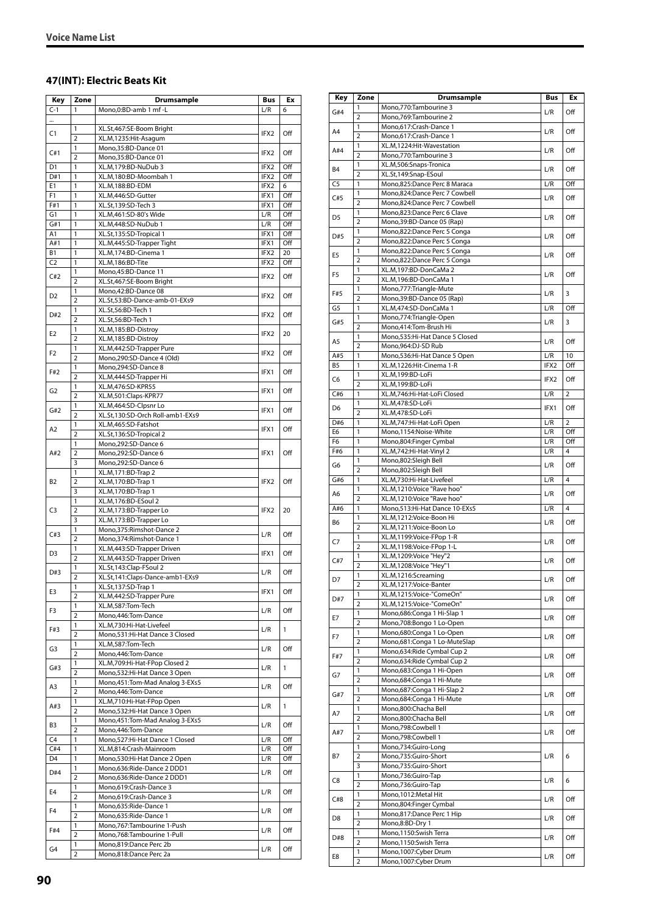## 47(INT): Electric Beats Kit

| Key | Zone | Drumsample | Bus | Ex |
|---|---|---|---|---|
| C-1 | 1 | Mono,0:BD-amb 1 mf -L | L/R | 6 |
| ... | | | | |
| C1 | 1 | XL.St,467:SE-Boom Bright | IFX2 | Off |
| | 2 | XL.M,1235:Hit-Asagum | | |
| C#1 | 1 | Mono,35:BD-Dance 01 | IFX2 | Off |
| | 2 | Mono,35:BD-Dance 01 | | |
| D1 | 1 | XL.M,179:BD-NuDub 3 | IFX2 | Off |
| D#1 | 1 | XL.M,180:BD-Moombah 1 | IFX2 | Off |
| E1 | 1 | XL.M,188:BD-EDM | IFX2 | 6 |
| F1 | 1 | XL.M,446:SD-Gutter | IFX1 | Off |
| F#1 | 1 | XL.St,139:SD-Tech 3 | IFX1 | Off |
| G1 | 1 | XL.M,461:SD-80's Wide | L/R | Off |
| G#1 | 1 | XL.M,448:SD-NuDub 1 | L/R | Off |
| A1 | 1 | XL.St,135:SD-Tropical 1 | IFX1 | Off |
| A#1 | 1 | XL.M,445:SD-Trapper Tight | IFX1 | Off |
| B1 | 1 | XL.M,174:BD-Cinema 1 | IFX2 | 20 |
| C2 | 1 | XL.M,186:BD-Tite | IFX2 | Off |
| C#2 | 1 | Mono,45:BD-Dance 11 | IFX2 | Off |
| | 2 | XL.St,467:SE-Boom Bright | | |
| D2 | 1 | Mono,42:BD-Dance 08 | IFX2 | Off |
| | 2 | XL.St,53:BD-Dance-amb-01-EXs9 | | |
| D#2 | 1 | XL.St,56:BD-Tech 1 | IFX2 | Off |
| | 2 | XL.St,56:BD-Tech 1 | | |
| E2 | 1 | XL.M,185:BD-Distroy | IFX2 | 20 |
| | 2 | XL.M,185:BD-Distroy | | |
| F2 | 1 | XL.M,442:SD-Trapper Pure | IFX2 | Off |
| | 2 | Mono,290:SD-Dance 4 (Old) | | |
| F#2 | 1 | Mono,294:SD-Dance 8 | IFX1 | Off |
| | 2 | XL.M,444:SD-Trapper Hi | | |
| G2 | 1 | XL.M,476:SD-KPR55 | IFX1 | Off |
| | 2 | XL.M,501:Claps-KPR77 | | |
| G#2 | 1 | XL.M,464:SD-Clpsnr Lo | IFX1 | Off |
| | 2 | XL.St,130:SD-Orch Roll-amb1-EXs9 | | |
| A2 | 1 | XL.M,465:SD-Fatshot | IFX1 | Off |
| | 2 | XL.St,136:SD-Tropical 2 | | |
| A#2 | 1 | Mono,292:SD-Dance 6 | IFX1 | Off |
| | 2 | Mono,292:SD-Dance 6 | | |
| | 3 | Mono,292:SD-Dance 6 | | |
| B2 | 1 | XL.M,171:BD-Trap 2 | IFX2 | Off |
| | 2 | XL.M,170:BD-Trap 1 | | |
| | 3 | XL.M,170:BD-Trap 1 | | |
| C3 | 1 | XL.M,176:BD-ESoul 2 | IFX2 | 20 |
| | 2 | XL.M,173:BD-Trapper Lo | | |
| | 3 | XL.M,173:BD-Trapper Lo | | |
| C#3 | 1 | Mono,375:Rimshot-Dance 2 | L/R | Off |
| | 2 | Mono,374:Rimshot-Dance 1 | | |
| D3 | 1 | XL.M,443:SD-Trapper Driven | IFX1 | Off |
| | 2 | XL.M,443:SD-Trapper Driven | | |
| D#3 | 1 | XL.St,143:Clap-FSoul 2 | L/R | Off |
| | 2 | XL.St,141:Claps-Dance-amb1-EXs9 | | |
| E3 | 1 | XL.St,137:SD-Trap 1 | IFX1 | Off |
| | 2 | XL.M,442:SD-Trapper Pure | | |
| F3 | 1 | XL.M,587:Tom-Tech | L/R | Off |
| | 2 | Mono,446:Tom-Dance | | |
| F#3 | 1 | XL.M,730:Hi-Hat-Livefeel | L/R | 1 |
| | 2 | Mono,531:Hi-Hat Dance 3 Closed | | |
| G3 | 1 | XL.M,587:Tom-Tech | L/R | Off |
| | 2 | Mono,446:Tom-Dance | | |
| G#3 | 1 | XL.M,709:Hi-Hat-FPop Closed 2 | L/R | 1 |
| | 2 | Mono,532:Hi-Hat Dance 3 Open | | |
| A3 | 1 | Mono,451:Tom-Mad Analog 3-EXs5 | L/R | Off |
| | 2 | Mono,446:Tom-Dance | | |
| A#3 | 1 | XL.M,710:Hi-Hat-FPop Open | L/R | 1 |
| | 2 | Mono,532:Hi-Hat Dance 3 Open | | |
| B3 | 1 | Mono,451:Tom-Mad Analog 3-EXs5 | L/R | Off |
| | 2 | Mono,446:Tom-Dance | | |
| C4 | 1 | Mono,527:Hi-Hat Dance 1 Closed | L/R | Off |
| C#4 | 1 | XL.M,814:Crash-Mainroom | L/R | Off |
| D4 | 1 | Mono,530:Hi-Hat Dance 2 Open | L/R | Off |
| D#4 | 1 | Mono,636:Ride-Dance 2 DDD1 | L/R | Off |
| | 2 | Mono,636:Ride-Dance 2 DDD1 | | |
| E4 | 1 | Mono,619:Crash-Dance 3 | L/R | Off |
| | 2 | Mono,619:Crash-Dance 3 | | |
| F4 | 1 | Mono,635:Ride-Dance 1 | L/R | Off |
| | 2 | Mono,635:Ride-Dance 1 | | |
| F#4 | 1 | Mono,767:Tambourine 1-Push | L/R | Off |
| | 2 | Mono,768:Tambourine 1-Pull | | |
| G4 | 1 | Mono,819:Dance Perc 2b | L/R | Off |
| | 2 | Mono,818:Dance Perc 2a | | |
| G#4 | 1 | Mono,770:Tambourine 3 | L/R | Off |
| | 2 | Mono,769:Tambourine 2 | | |
| A4 | 1 | Mono,617:Crash-Dance 1 | L/R | Off |
| | 2 | Mono,617:Crash-Dance 1 | | |
| A#4 | 1 | XL.M,1224:Hit-Wavestation | L/R | Off |
| | 2 | Mono,770:Tambourine 3 | | |
| B4 | 1 | XL.M,506:Snaps-Tronica | L/R | Off |
| | 2 | XL.St,149:Snap-ESoul | | |
| C5 | 1 | Mono,825:Dance Perc 8 Maraca | L/R | Off |
| C#5 | 1 | Mono,824:Dance Perc 7 Cowbell | L/R | Off |
| | 2 | Mono,824:Dance Perc 7 Cowbell | | |
| D5 | 1 | Mono,823:Dance Perc 6 Clave | L/R | Off |
| | 2 | Mono,39:BD-Dance 05 (Rap) | | |
| D#5 | 1 | Mono,822:Dance Perc 5 Conga | L/R | Off |
| | 2 | Mono,822:Dance Perc 5 Conga | | |
| E5 | 1 | Mono,822:Dance Perc 5 Conga | L/R | Off |
| | 2 | Mono,822:Dance Perc 5 Conga | | |
| F5 | 1 | XL.M,197:BD-DonCaMa 2 | L/R | Off |
| | 2 | XL.M,196:BD-DonCaMa 1 | | |
| F#5 | 1 | Mono,777:Triangle-Mute | L/R | 3 |
| | 2 | Mono,39:BD-Dance 05 (Rap) | | |
| G5 | 1 | XL.M,474:SD-DonCaMa 1 | L/R | Off |
| G#5 | 1 | Mono,774:Triangle-Open | L/R | 3 |
| | 2 | Mono,414:Tom-Brush Hi | | |
| A5 | 1 | Mono,535:Hi-Hat Dance 5 Closed | L/R | Off |
| | 2 | Mono,964:DJ-SD Rub | | |
| A#5 | 1 | Mono,536:Hi-Hat Dance 5 Open | L/R | 10 |
| B5 | 1 | XL.M,1226:Hit-Cinema 1-R | IFX2 | Off |
| C6 | 1 | XL.M,199:BD-LoFi | IFX2 | Off |
| | 2 | XL.M,199:BD-LoFi | | |
| C#6 | 1 | XL.M,746:Hi-Hat-LoFi Closed | L/R | 2 |
| D6 | 1 | XL.M,478:SD-LoFi | IFX1 | Off |
| | 2 | XL.M,478:SD-LoFi | | |
| D#6 | 1 | XL.M,747:Hi-Hat-LoFi Open | L/R | 2 |
| E6 | 1 | Mono,1154:Noise-White | L/R | Off |
| F6 | 1 | Mono,804:Finger Cymbal | L/R | Off |
| F#6 | 1 | XL.M,742:Hi-Hat-Vinyl 2 | L/R | 4 |
| G6 | 1 | Mono,802:Sleigh Bell | L/R | Off |
| | 2 | Mono,802:Sleigh Bell | | |
| G#6 | 1 | XL.M,730:Hi-Hat-Livefeel | L/R | 4 |
| A6 | 1 | XL.M,1210:Voice "Rave hoo" | L/R | Off |
| | 2 | XL.M,1210:Voice "Rave hoo" | | |
| A#6 | 1 | Mono,513:Hi-Hat Dance 10-EXs5 | L/R | 4 |
| B6 | 1 | XL.M,1212:Voice-Boon Hi | L/R | Off |
| | 2 | XL.M,1211:Voice-Boon Lo | | |
| C7 | 1 | XL.M,1199:Voice-FPop 1-R | L/R | Off |
| | 2 | XL.M,1198:Voice-FPop 1-L | | |
| C#7 | 1 | XL.M,1209:Voice "Hey"2 | L/R | Off |
| | 2 | XL.M,1208:Voice "Hey"1 | | |
| D7 | 1 | XL.M,1216:Screaming | L/R | Off |
| | 2 | XL.M,1217:Voice-Banter | | |
| D#7 | 1 | XL.M,1215:Voice-"ComeOn" | L/R | Off |
| | 2 | XL.M,1215:Voice-"ComeOn" | | |
| E7 | 1 | Mono,686:Conga 1 Hi-Slap 1 | L/R | Off |
| | 2 | Mono,708:Bongo 1 Lo-Open | | |
| F7 | 1 | Mono,680:Conga 1 Lo-Open | L/R | Off |
| | 2 | Mono,681:Conga 1 Lo-MuteSlap | | |
| F#7 | 1 | Mono,634:Ride Cymbal Cup 2 | L/R | Off |
| | 2 | Mono,634:Ride Cymbal Cup 2 | | |
| G7 | 1 | Mono,683:Conga 1 Hi-Open | L/R | Off |
| | 2 | Mono,684:Conga 1 Hi-Mute | | |
| G#7 | 1 | Mono,687:Conga 1 Hi-Slap 2 | L/R | Off |
| | 2 | Mono,684:Conga 1 Hi-Mute | | |
| A7 | 1 | Mono,800:Chacha Bell | L/R | Off |
| | 2 | Mono,800:Chacha Bell | | |
| A#7 | 1 | Mono,798:Cowbell 1 | L/R | Off |
| | 2 | Mono,798:Cowbell 1 | | |
| B7 | 1 | Mono,734:Guiro-Long | L/R | 6 |
| | 2 | Mono,735:Guiro-Short | | |
| | 3 | Mono,735:Guiro-Short | | |
| C8 | 1 | Mono,736:Guiro-Tap | L/R | 6 |
| | 2 | Mono,736:Guiro-Tap | | |
| C#8 | 1 | Mono,1012:Metal Hit | L/R | Off |
| | 2 | Mono,804:Finger Cymbal | | |
| D8 | 1 | Mono,817:Dance Perc 1 Hip | L/R | Off |
| | 2 | Mono,8:BD-Dry 1 | | |
| D#8 | 1 | Mono,1150:Swish Terra | L/R | Off |
| | 2 | Mono,1150:Swish Terra | | |
| E8 | 1 | Mono,1007:Cyber Drum | L/R | Off |
| | 2 | Mono,1007:Cyber Drum | | |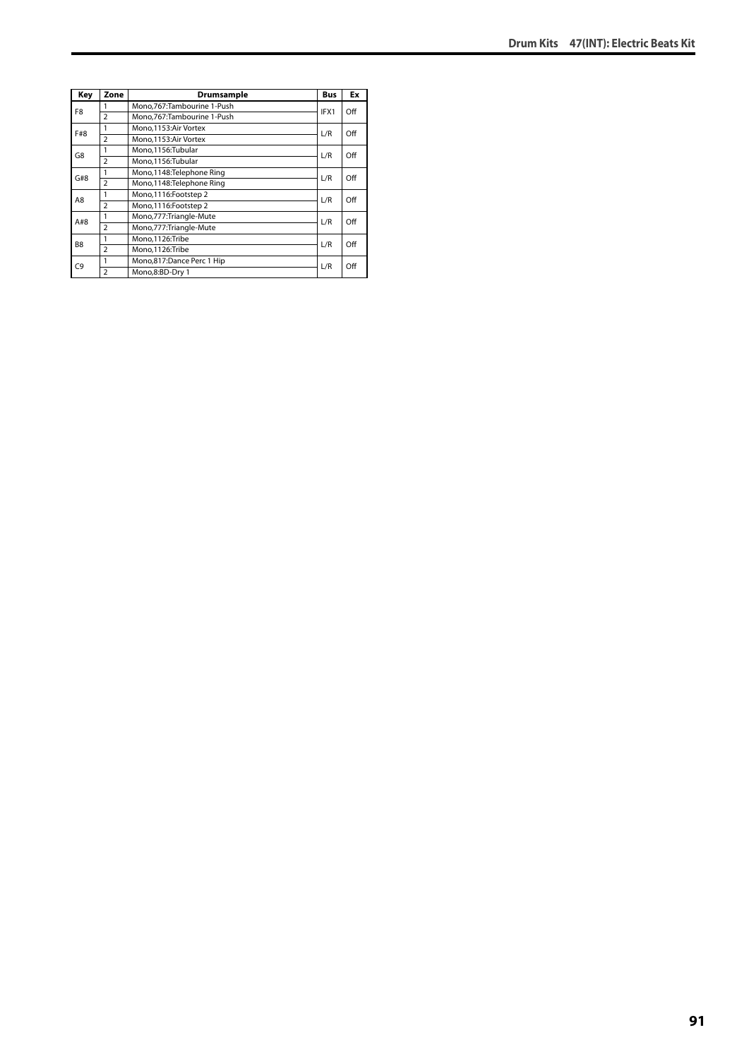| Key | Zone | Drumsample | Bus | Ex |
|---|---|---|---|---|
| F8 | 1 | Mono,767:Tambourine 1-Push | IFX1 | Off |
| | 2 | Mono,767:Tambourine 1-Push | | |
| F#8 | 1 | Mono,1153:Air Vortex | L/R | Off |
| | 2 | Mono,1153:Air Vortex | | |
| G8 | 1 | Mono,1156:Tubular | L/R | Off |
| | 2 | Mono,1156:Tubular | | |
| G#8 | 1 | Mono,1148:Telephone Ring | L/R | Off |
| | 2 | Mono,1148:Telephone Ring | | |
| A8 | 1 | Mono,1116:Footstep 2 | L/R | Off |
| | 2 | Mono,1116:Footstep 2 | | |
| A#8 | 1 | Mono,777:Triangle-Mute | L/R | Off |
| | 2 | Mono,777:Triangle-Mute | | |
| B8 | 1 | Mono,1126:Tribe | L/R | Off |
| | 2 | Mono,1126:Tribe | | |
| C9 | 1 | Mono,817:Dance Perc 1 Hip | L/R | Off |
| | 2 | Mono,8:BD-Dry 1 | | |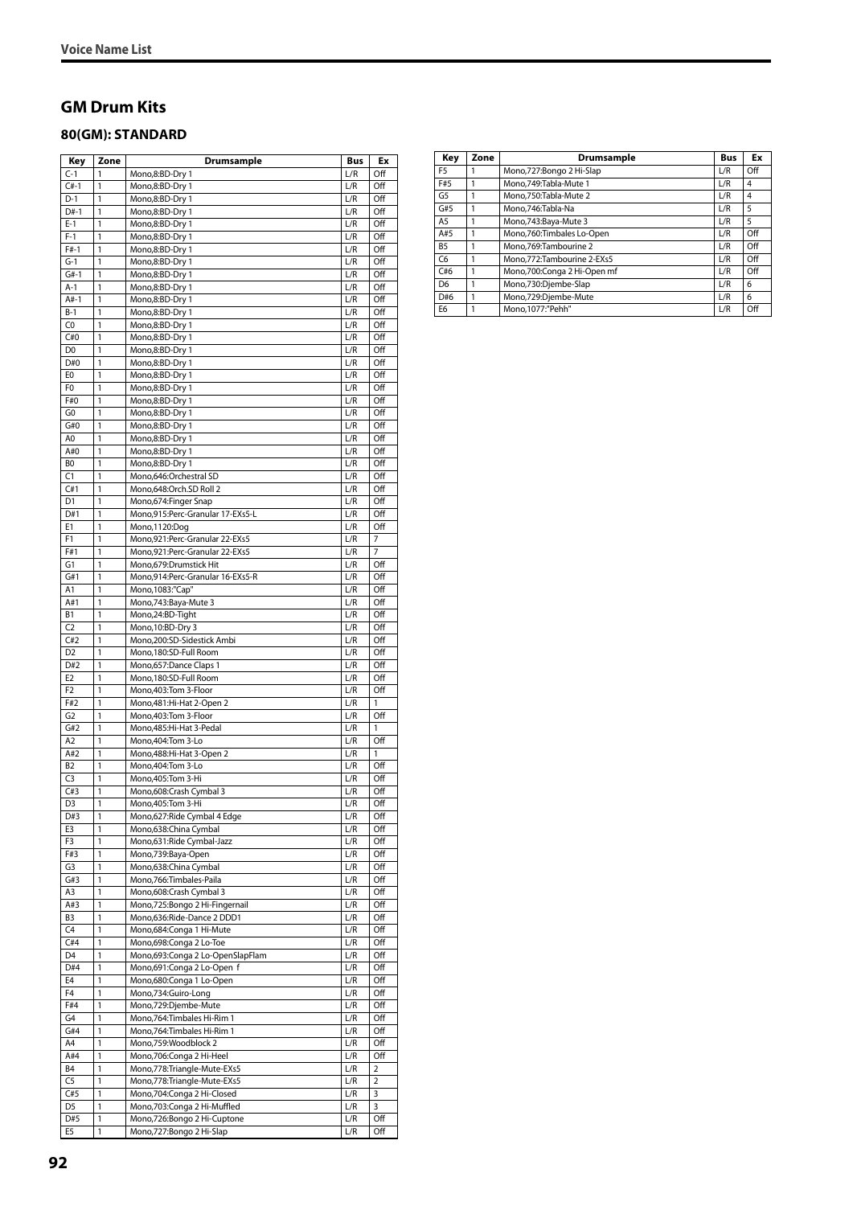## GM Drum Kits

### 80(GM): STANDARD

| Key | Zone | Drumsample | Bus | Ex |
|---|---|---|---|---|
| C-1 | 1 | Mono,8:BD-Dry 1 | L/R | Off |
| C#-1 | 1 | Mono,8:BD-Dry 1 | L/R | Off |
| D-1 | 1 | Mono,8:BD-Dry 1 | L/R | Off |
| D#-1 | 1 | Mono,8:BD-Dry 1 | L/R | Off |
| E-1 | 1 | Mono,8:BD-Dry 1 | L/R | Off |
| F-1 | 1 | Mono,8:BD-Dry 1 | L/R | Off |
| F#-1 | 1 | Mono,8:BD-Dry 1 | L/R | Off |
| G-1 | 1 | Mono,8:BD-Dry 1 | L/R | Off |
| G#-1 | 1 | Mono,8:BD-Dry 1 | L/R | Off |
| A-1 | 1 | Mono,8:BD-Dry 1 | L/R | Off |
| A#-1 | 1 | Mono,8:BD-Dry 1 | L/R | Off |
| B-1 | 1 | Mono,8:BD-Dry 1 | L/R | Off |
| C0 | 1 | Mono,8:BD-Dry 1 | L/R | Off |
| C#0 | 1 | Mono,8:BD-Dry 1 | L/R | Off |
| D0 | 1 | Mono,8:BD-Dry 1 | L/R | Off |
| D#0 | 1 | Mono,8:BD-Dry 1 | L/R | Off |
| E0 | 1 | Mono,8:BD-Dry 1 | L/R | Off |
| F0 | 1 | Mono,8:BD-Dry 1 | L/R | Off |
| F#0 | 1 | Mono,8:BD-Dry 1 | L/R | Off |
| G0 | 1 | Mono,8:BD-Dry 1 | L/R | Off |
| G#0 | 1 | Mono,8:BD-Dry 1 | L/R | Off |
| A0 | 1 | Mono,8:BD-Dry 1 | L/R | Off |
| A#0 | 1 | Mono,8:BD-Dry 1 | L/R | Off |
| B0 | 1 | Mono,8:BD-Dry 1 | L/R | Off |
| C1 | 1 | Mono,646:Orchestral SD | L/R | Off |
| C#1 | 1 | Mono,648:Orch.SD Roll 2 | L/R | Off |
| D1 | 1 | Mono,674:Finger Snap | L/R | Off |
| D#1 | 1 | Mono,915:Perc-Granular 17-EXs5-L | L/R | Off |
| E1 | 1 | Mono,1120:Dog | L/R | Off |
| F1 | 1 | Mono,921:Perc-Granular 22-EXs5 | L/R | 7 |
| F#1 | 1 | Mono,921:Perc-Granular 22-EXs5 | L/R | 7 |
| G1 | 1 | Mono,679:Drumstick Hit | L/R | Off |
| G#1 | 1 | Mono,914:Perc-Granular 16-EXs5-R | L/R | Off |
| A1 | 1 | Mono,1083:"Cap" | L/R | Off |
| A#1 | 1 | Mono,743:Baya-Mute 3 | L/R | Off |
| B1 | 1 | Mono,24:BD-Tight | L/R | Off |
| C2 | 1 | Mono,10:BD-Dry 3 | L/R | Off |
| C#2 | 1 | Mono,200:SD-Sidestick Ambi | L/R | Off |
| D2 | 1 | Mono,180:SD-Full Room | L/R | Off |
| D#2 | 1 | Mono,657:Dance Claps 1 | L/R | Off |
| E2 | 1 | Mono,180:SD-Full Room | L/R | Off |
| F2 | 1 | Mono,403:Tom 3-Floor | L/R | Off |
| F#2 | 1 | Mono,481:Hi-Hat 2-Open 2 | L/R | 1 |
| G2 | 1 | Mono,403:Tom 3-Floor | L/R | Off |
| G#2 | 1 | Mono,485:Hi-Hat 3-Pedal | L/R | 1 |
| A2 | 1 | Mono,404:Tom 3-Lo | L/R | Off |
| A#2 | 1 | Mono,488:Hi-Hat 3-Open 2 | L/R | 1 |
| B2 | 1 | Mono,404:Tom 3-Lo | L/R | Off |
| C3 | 1 | Mono,405:Tom 3-Hi | L/R | Off |
| C#3 | 1 | Mono,608:Crash Cymbal 3 | L/R | Off |
| D3 | 1 | Mono,405:Tom 3-Hi | L/R | Off |
| D#3 | 1 | Mono,627:Ride Cymbal 4 Edge | L/R | Off |
| E3 | 1 | Mono,638:China Cymbal | L/R | Off |
| F3 | 1 | Mono,631:Ride Cymbal-Jazz | L/R | Off |
| F#3 | 1 | Mono,739:Baya-Open | L/R | Off |
| G3 | 1 | Mono,638:China Cymbal | L/R | Off |
| G#3 | 1 | Mono,766:Timbales-Paila | L/R | Off |
| A3 | 1 | Mono,608:Crash Cymbal 3 | L/R | Off |
| A#3 | 1 | Mono,725:Bongo 2 Hi-Fingernail | L/R | Off |
| B3 | 1 | Mono,636:Ride-Dance 2 DDD1 | L/R | Off |
| C4 | 1 | Mono,684:Conga 1 Hi-Mute | L/R | Off |
| C#4 | 1 | Mono,698:Conga 2 Lo-Toe | L/R | Off |
| D4 | 1 | Mono,693:Conga 2 Lo-OpenSlapFlam | L/R | Off |
| D#4 | 1 | Mono,691:Conga 2 Lo-Open f | L/R | Off |
| E4 | 1 | Mono,680:Conga 1 Lo-Open | L/R | Off |
| F4 | 1 | Mono,734:Guiro-Long | L/R | Off |
| F#4 | 1 | Mono,729:Djembe-Mute | L/R | Off |
| G4 | 1 | Mono,764:Timbales Hi-Rim 1 | L/R | Off |
| G#4 | 1 | Mono,764:Timbales Hi-Rim 1 | L/R | Off |
| A4 | 1 | Mono,759:Woodblock 2 | L/R | Off |
| A#4 | 1 | Mono,706:Conga 2 Hi-Heel | L/R | Off |
| B4 | 1 | Mono,778:Triangle-Mute-EXs5 | L/R | 2 |
| C5 | 1 | Mono,778:Triangle-Mute-EXs5 | L/R | 2 |
| C#5 | 1 | Mono,704:Conga 2 Hi-Closed | L/R | 3 |
| D5 | 1 | Mono,703:Conga 2 Hi-Muffled | L/R | 3 |
| D#5 | 1 | Mono,726:Bongo 2 Hi-Cuptone | L/R | Off |
| E5 | 1 | Mono,727:Bongo 2 Hi-Slap | L/R | Off |
| F5 | 1 | Mono,727:Bongo 2 Hi-Slap | L/R | Off |
| F#5 | 1 | Mono,749:Tabla-Mute 1 | L/R | 4 |
| G5 | 1 | Mono,750:Tabla-Mute 2 | L/R | 4 |
| G#5 | 1 | Mono,746:Tabla-Na | L/R | 5 |
| A5 | 1 | Mono,743:Baya-Mute 3 | L/R | 5 |
| A#5 | 1 | Mono,760:Timbales Lo-Open | L/R | Off |
| B5 | 1 | Mono,769:Tambourine 2 | L/R | Off |
| C6 | 1 | Mono,772:Tambourine 2-EXs5 | L/R | Off |
| C#6 | 1 | Mono,700:Conga 2 Hi-Open mf | L/R | Off |
| D6 | 1 | Mono,730:Djembe-Slap | L/R | 6 |
| D#6 | 1 | Mono,729:Djembe-Mute | L/R | 6 |
| E6 | 1 | Mono,1077:"Pehh" | L/R | Off |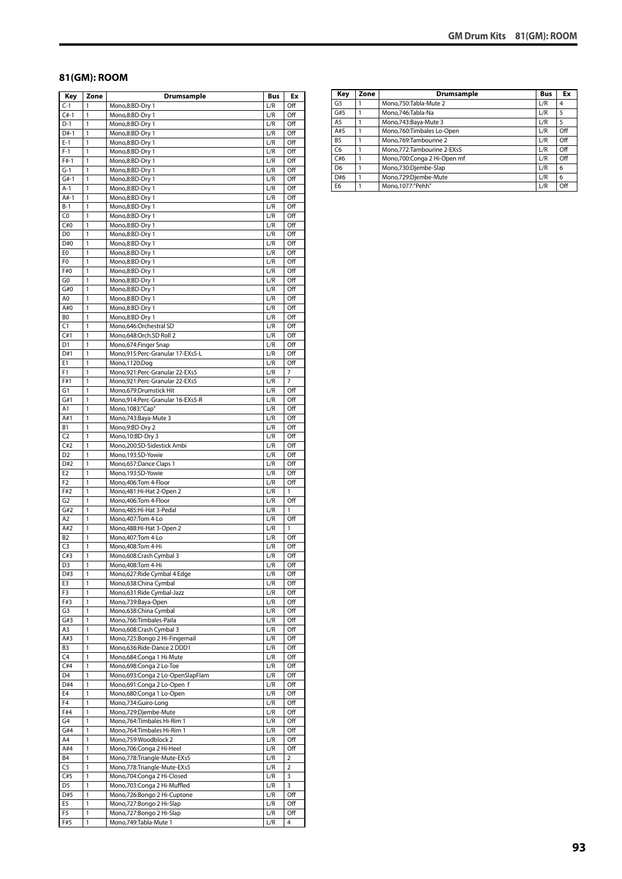## 81(GM): ROOM

| Key | Zone | Drumsample | Bus | Ex |
|---|---|---|---|---|
| C-1 | 1 | Mono,8:BD-Dry 1 | L/R | Off |
| C#-1 | 1 | Mono,8:BD-Dry 1 | L/R | Off |
| D-1 | 1 | Mono,8:BD-Dry 1 | L/R | Off |
| D#-1 | 1 | Mono,8:BD-Dry 1 | L/R | Off |
| E-1 | 1 | Mono,8:BD-Dry 1 | L/R | Off |
| F-1 | 1 | Mono,8:BD-Dry 1 | L/R | Off |
| F#-1 | 1 | Mono,8:BD-Dry 1 | L/R | Off |
| G-1 | 1 | Mono,8:BD-Dry 1 | L/R | Off |
| G#-1 | 1 | Mono,8:BD-Dry 1 | L/R | Off |
| A-1 | 1 | Mono,8:BD-Dry 1 | L/R | Off |
| A#-1 | 1 | Mono,8:BD-Dry 1 | L/R | Off |
| B-1 | 1 | Mono,8:BD-Dry 1 | L/R | Off |
| C0 | 1 | Mono,8:BD-Dry 1 | L/R | Off |
| C#0 | 1 | Mono,8:BD-Dry 1 | L/R | Off |
| D0 | 1 | Mono,8:BD-Dry 1 | L/R | Off |
| D#0 | 1 | Mono,8:BD-Dry 1 | L/R | Off |
| E0 | 1 | Mono,8:BD-Dry 1 | L/R | Off |
| F0 | 1 | Mono,8:BD-Dry 1 | L/R | Off |
| F#0 | 1 | Mono,8:BD-Dry 1 | L/R | Off |
| G0 | 1 | Mono,8:BD-Dry 1 | L/R | Off |
| G#0 | 1 | Mono,8:BD-Dry 1 | L/R | Off |
| A0 | 1 | Mono,8:BD-Dry 1 | L/R | Off |
| A#0 | 1 | Mono,8:BD-Dry 1 | L/R | Off |
| B0 | 1 | Mono,8:BD-Dry 1 | L/R | Off |
| C1 | 1 | Mono,646:Orchestral SD | L/R | Off |
| C#1 | 1 | Mono,648:Orch.SD Roll 2 | L/R | Off |
| D1 | 1 | Mono,674:Finger Snap | L/R | Off |
| D#1 | 1 | Mono,915:Perc-Granular 17-EXs5-L | L/R | Off |
| E1 | 1 | Mono,1120:Dog | L/R | Off |
| F1 | 1 | Mono,921:Perc-Granular 22-EXs5 | L/R | 7 |
| F#1 | 1 | Mono,921:Perc-Granular 22-EXs5 | L/R | 7 |
| G1 | 1 | Mono,679:Drumstick Hit | L/R | Off |
| G#1 | 1 | Mono,914:Perc-Granular 16-EXs5-R | L/R | Off |
| A1 | 1 | Mono,1083:"Cap" | L/R | Off |
| A#1 | 1 | Mono,743:Baya-Mute 3 | L/R | Off |
| B1 | 1 | Mono,9:BD-Dry 2 | L/R | Off |
| C2 | 1 | Mono,10:BD-Dry 3 | L/R | Off |
| C#2 | 1 | Mono,200:SD-Sidestick Ambi | L/R | Off |
| D2 | 1 | Mono,193:SD-Yowie | L/R | Off |
| D#2 | 1 | Mono,657:Dance Claps 1 | L/R | Off |
| E2 | 1 | Mono,193:SD-Yowie | L/R | Off |
| F2 | 1 | Mono,406:Tom 4-Floor | L/R | Off |
| F#2 | 1 | Mono,481:Hi-Hat 2-Open 2 | L/R | 1 |
| G2 | 1 | Mono,406:Tom 4-Floor | L/R | Off |
| G#2 | 1 | Mono,485:Hi-Hat 3-Pedal | L/R | 1 |
| A2 | 1 | Mono,407:Tom 4-Lo | L/R | Off |
| A#2 | 1 | Mono,488:Hi-Hat 3-Open 2 | L/R | 1 |
| B2 | 1 | Mono,407:Tom 4-Lo | L/R | Off |
| C3 | 1 | Mono,408:Tom 4-Hi | L/R | Off |
| C#3 | 1 | Mono,608:Crash Cymbal 3 | L/R | Off |
| D3 | 1 | Mono,408:Tom 4-Hi | L/R | Off |
| D#3 | 1 | Mono,627:Ride Cymbal 4 Edge | L/R | Off |
| E3 | 1 | Mono,638:China Cymbal | L/R | Off |
| F3 | 1 | Mono,631:Ride Cymbal-Jazz | L/R | Off |
| F#3 | 1 | Mono,739:Baya-Open | L/R | Off |
| G3 | 1 | Mono,638:China Cymbal | L/R | Off |
| G#3 | 1 | Mono,766:Timbales-Paila | L/R | Off |
| A3 | 1 | Mono,608:Crash Cymbal 3 | L/R | Off |
| A#3 | 1 | Mono,725:Bongo 2 Hi-Fingernail | L/R | Off |
| B3 | 1 | Mono,636:Ride-Dance 2 DDD1 | L/R | Off |
| C4 | 1 | Mono,684:Conga 1 Hi-Mute | L/R | Off |
| C#4 | 1 | Mono,698:Conga 2 Lo-Toe | L/R | Off |
| D4 | 1 | Mono,693:Conga 2 Lo-OpenSlapFlam | L/R | Off |
| D#4 | 1 | Mono,691:Conga 2 Lo-Open f | L/R | Off |
| E4 | 1 | Mono,680:Conga 1 Lo-Open | L/R | Off |
| F4 | 1 | Mono,734:Guiro-Long | L/R | Off |
| F#4 | 1 | Mono,729:Djembe-Mute | L/R | Off |
| G4 | 1 | Mono,764:Timbales Hi-Rim 1 | L/R | Off |
| G#4 | 1 | Mono,764:Timbales Hi-Rim 1 | L/R | Off |
| A4 | 1 | Mono,759:Woodblock 2 | L/R | Off |
| A#4 | 1 | Mono,706:Conga 2 Hi-Heel | L/R | Off |
| B4 | 1 | Mono,778:Triangle-Mute-EXs5 | L/R | 2 |
| C5 | 1 | Mono,778:Triangle-Mute-EXs5 | L/R | 2 |
| C#5 | 1 | Mono,704:Conga 2 Hi-Closed | L/R | 3 |
| D5 | 1 | Mono,703:Conga 2 Hi-Muffled | L/R | 3 |
| D#5 | 1 | Mono,726:Bongo 2 Hi-Cuptone | L/R | Off |
| E5 | 1 | Mono,727:Bongo 2 Hi-Slap | L/R | Off |
| F5 | 1 | Mono,727:Bongo 2 Hi-Slap | L/R | Off |
| F#5 | 1 | Mono,749:Tabla-Mute 1 | L/R | 4 |
| G5 | 1 | Mono,750:Tabla-Mute 2 | L/R | 4 |
| G#5 | 1 | Mono,746:Tabla-Na | L/R | 5 |
| A5 | 1 | Mono,743:Baya-Mute 3 | L/R | 5 |
| A#5 | 1 | Mono,760:Timbales Lo-Open | L/R | Off |
| B5 | 1 | Mono,769:Tambourine 2 | L/R | Off |
| C6 | 1 | Mono,772:Tambourine 2-EXs5 | L/R | Off |
| C#6 | 1 | Mono,700:Conga 2 Hi-Open mf | L/R | Off |
| D6 | 1 | Mono,730:Djembe-Slap | L/R | 6 |
| D#6 | 1 | Mono,729:Djembe-Mute | L/R | 6 |
| E6 | 1 | Mono,1077:"Pehh" | L/R | Off |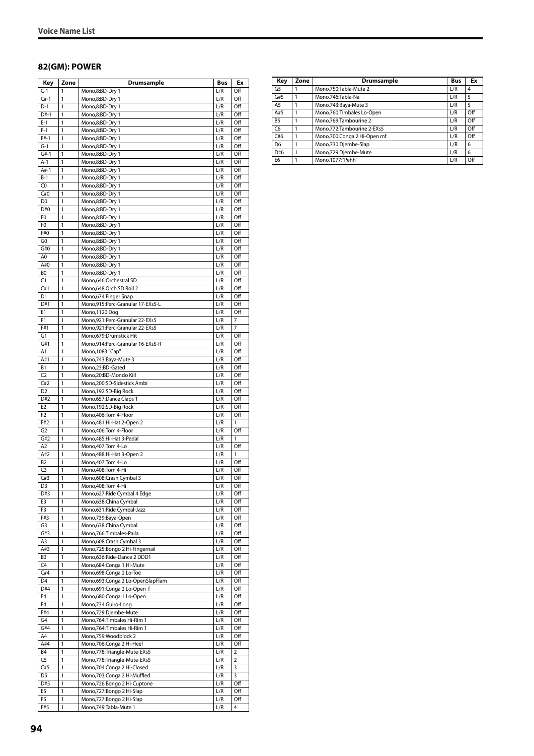## 82(GM): POWER

| Key | Zone | Drumsample | Bus | Ex |
|---|---|---|---|---|
| C-1 | 1 | Mono,8:BD-Dry 1 | L/R | Off |
| C#-1 | 1 | Mono,8:BD-Dry 1 | L/R | Off |
| D-1 | 1 | Mono,8:BD-Dry 1 | L/R | Off |
| D#-1 | 1 | Mono,8:BD-Dry 1 | L/R | Off |
| E-1 | 1 | Mono,8:BD-Dry 1 | L/R | Off |
| F-1 | 1 | Mono,8:BD-Dry 1 | L/R | Off |
| F#-1 | 1 | Mono,8:BD-Dry 1 | L/R | Off |
| G-1 | 1 | Mono,8:BD-Dry 1 | L/R | Off |
| G#-1 | 1 | Mono,8:BD-Dry 1 | L/R | Off |
| A-1 | 1 | Mono,8:BD-Dry 1 | L/R | Off |
| A#-1 | 1 | Mono,8:BD-Dry 1 | L/R | Off |
| B-1 | 1 | Mono,8:BD-Dry 1 | L/R | Off |
| C0 | 1 | Mono,8:BD-Dry 1 | L/R | Off |
| C#0 | 1 | Mono,8:BD-Dry 1 | L/R | Off |
| D0 | 1 | Mono,8:BD-Dry 1 | L/R | Off |
| D#0 | 1 | Mono,8:BD-Dry 1 | L/R | Off |
| E0 | 1 | Mono,8:BD-Dry 1 | L/R | Off |
| F0 | 1 | Mono,8:BD-Dry 1 | L/R | Off |
| F#0 | 1 | Mono,8:BD-Dry 1 | L/R | Off |
| G0 | 1 | Mono,8:BD-Dry 1 | L/R | Off |
| G#0 | 1 | Mono,8:BD-Dry 1 | L/R | Off |
| A0 | 1 | Mono,8:BD-Dry 1 | L/R | Off |
| A#0 | 1 | Mono,8:BD-Dry 1 | L/R | Off |
| B0 | 1 | Mono,8:BD-Dry 1 | L/R | Off |
| C1 | 1 | Mono,646:Orchestral SD | L/R | Off |
| C#1 | 1 | Mono,648:Orch.SD Roll 2 | L/R | Off |
| D1 | 1 | Mono,674:Finger Snap | L/R | Off |
| D#1 | 1 | Mono,915:Perc-Granular 17-EXs5-L | L/R | Off |
| E1 | 1 | Mono,1120:Dog | L/R | Off |
| F1 | 1 | Mono,921:Perc-Granular 22-EXs5 | L/R | 7 |
| F#1 | 1 | Mono,921:Perc-Granular 22-EXs5 | L/R | 7 |
| G1 | 1 | Mono,679:Drumstick Hit | L/R | Off |
| G#1 | 1 | Mono,914:Perc-Granular 16-EXs5-R | L/R | Off |
| A1 | 1 | Mono,1083:"Cap" | L/R | Off |
| A#1 | 1 | Mono,743:Baya-Mute 3 | L/R | Off |
| B1 | 1 | Mono,23:BD-Gated | L/R | Off |
| C2 | 1 | Mono,20:BD-Mondo Kill | L/R | Off |
| C#2 | 1 | Mono,200:SD-Sidestick Ambi | L/R | Off |
| D2 | 1 | Mono,192:SD-Big Rock | L/R | Off |
| D#2 | 1 | Mono,657:Dance Claps 1 | L/R | Off |
| E2 | 1 | Mono,192:SD-Big Rock | L/R | Off |
| F2 | 1 | Mono,406:Tom 4-Floor | L/R | Off |
| F#2 | 1 | Mono,481:Hi-Hat 2-Open 2 | L/R | 1 |
| G2 | 1 | Mono,406:Tom 4-Floor | L/R | Off |
| G#2 | 1 | Mono,485:Hi-Hat 3-Pedal | L/R | 1 |
| A2 | 1 | Mono,407:Tom 4-Lo | L/R | Off |
| A#2 | 1 | Mono,488:Hi-Hat 3-Open 2 | L/R | 1 |
| B2 | 1 | Mono,407:Tom 4-Lo | L/R | Off |
| C3 | 1 | Mono,408:Tom 4-Hi | L/R | Off |
| C#3 | 1 | Mono,608:Crash Cymbal 3 | L/R | Off |
| D3 | 1 | Mono,408:Tom 4-Hi | L/R | Off |
| D#3 | 1 | Mono,627:Ride Cymbal 4 Edge | L/R | Off |
| E3 | 1 | Mono,638:China Cymbal | L/R | Off |
| F3 | 1 | Mono,631:Ride Cymbal-Jazz | L/R | Off |
| F#3 | 1 | Mono,739:Baya-Open | L/R | Off |
| G3 | 1 | Mono,638:China Cymbal | L/R | Off |
| G#3 | 1 | Mono,766:Timbales-Paila | L/R | Off |
| A3 | 1 | Mono,608:Crash Cymbal 3 | L/R | Off |
| A#3 | 1 | Mono,725:Bongo 2 Hi-Fingernail | L/R | Off |
| B3 | 1 | Mono,636:Ride-Dance 2 DDD1 | L/R | Off |
| C4 | 1 | Mono,684:Conga 1 Hi-Mute | L/R | Off |
| C#4 | 1 | Mono,698:Conga 2 Lo-Toe | L/R | Off |
| D4 | 1 | Mono,693:Conga 2 Lo-OpenSlapFlam | L/R | Off |
| D#4 | 1 | Mono,691:Conga 2 Lo-Open f | L/R | Off |
| E4 | 1 | Mono,680:Conga 1 Lo-Open | L/R | Off |
| F4 | 1 | Mono,734:Guiro-Long | L/R | Off |
| F#4 | 1 | Mono,729:Djembe-Mute | L/R | Off |
| G4 | 1 | Mono,764:Timbales Hi-Rim 1 | L/R | Off |
| G#4 | 1 | Mono,764:Timbales Hi-Rim 1 | L/R | Off |
| A4 | 1 | Mono,759:Woodblock 2 | L/R | Off |
| A#4 | 1 | Mono,706:Conga 2 Hi-Heel | L/R | Off |
| B4 | 1 | Mono,778:Triangle-Mute-EXs5 | L/R | 2 |
| C5 | 1 | Mono,778:Triangle-Mute-EXs5 | L/R | 2 |
| C#5 | 1 | Mono,704:Conga 2 Hi-Closed | L/R | 3 |
| D5 | 1 | Mono,703:Conga 2 Hi-Muffled | L/R | 3 |
| D#5 | 1 | Mono,726:Bongo 2 Hi-Cuptone | L/R | Off |
| E5 | 1 | Mono,727:Bongo 2 Hi-Slap | L/R | Off |
| F5 | 1 | Mono,727:Bongo 2 Hi-Slap | L/R | Off |
| F#5 | 1 | Mono,749:Tabla-Mute 1 | L/R | 4 |
| G5 | 1 | Mono,750:Tabla-Mute 2 | L/R | 4 |
| G#5 | 1 | Mono,746:Tabla-Na | L/R | 5 |
| A5 | 1 | Mono,743:Baya-Mute 3 | L/R | 5 |
| A#5 | 1 | Mono,760:Timbales Lo-Open | L/R | Off |
| B5 | 1 | Mono,769:Tambourine 2 | L/R | Off |
| C6 | 1 | Mono,772:Tambourine 2-EXs5 | L/R | Off |
| C#6 | 1 | Mono,700:Conga 2 Hi-Open mf | L/R | Off |
| D6 | 1 | Mono,730:Djembe-Slap | L/R | 6 |
| D#6 | 1 | Mono,729:Djembe-Mute | L/R | 6 |
| E6 | 1 | Mono,1077:"Pehh" | L/R | Off |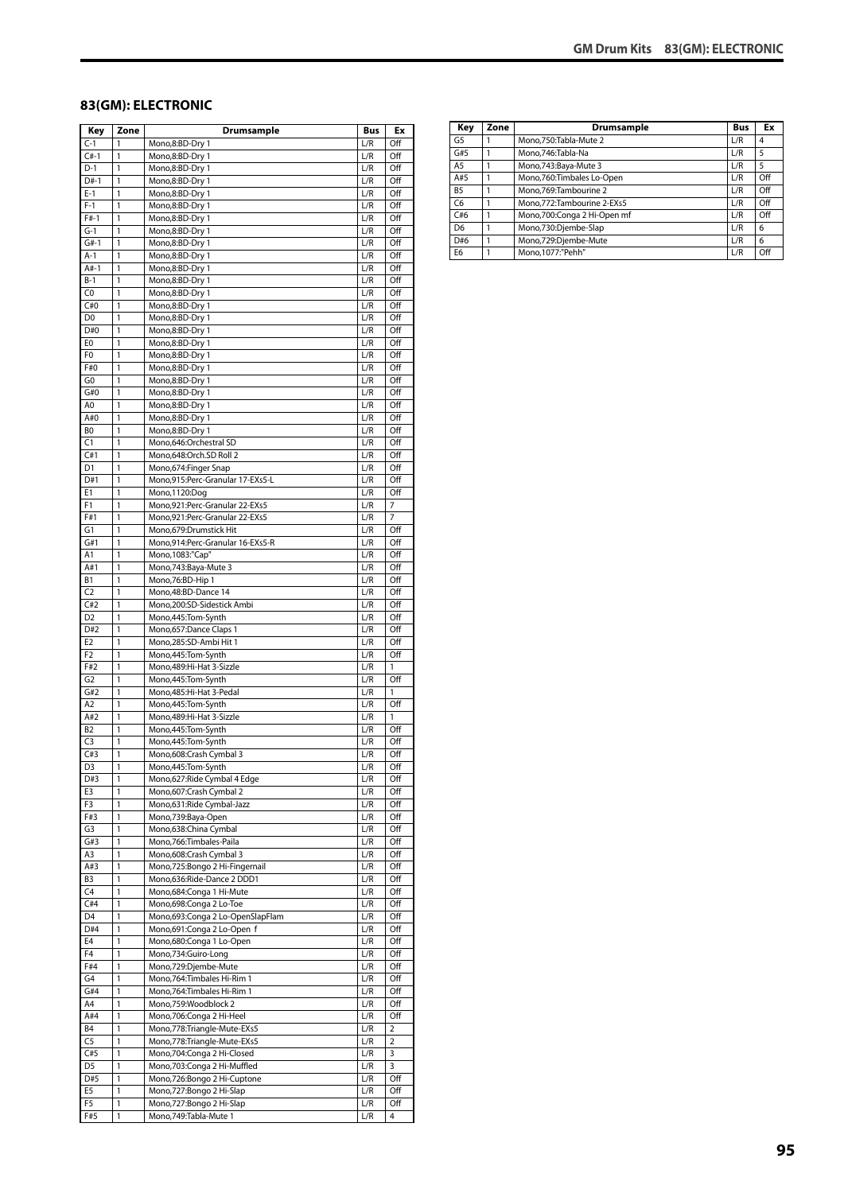## 83(GM): ELECTRONIC

| Key | Zone | Drumsample | Bus | Ex |
|---|---|---|---|---|
| C-1 | 1 | Mono,8:BD-Dry 1 | L/R | Off |
| C#-1 | 1 | Mono,8:BD-Dry 1 | L/R | Off |
| D-1 | 1 | Mono,8:BD-Dry 1 | L/R | Off |
| D#-1 | 1 | Mono,8:BD-Dry 1 | L/R | Off |
| E-1 | 1 | Mono,8:BD-Dry 1 | L/R | Off |
| F-1 | 1 | Mono,8:BD-Dry 1 | L/R | Off |
| F#-1 | 1 | Mono,8:BD-Dry 1 | L/R | Off |
| G-1 | 1 | Mono,8:BD-Dry 1 | L/R | Off |
| G#-1 | 1 | Mono,8:BD-Dry 1 | L/R | Off |
| A-1 | 1 | Mono,8:BD-Dry 1 | L/R | Off |
| A#-1 | 1 | Mono,8:BD-Dry 1 | L/R | Off |
| B-1 | 1 | Mono,8:BD-Dry 1 | L/R | Off |
| C0 | 1 | Mono,8:BD-Dry 1 | L/R | Off |
| C#0 | 1 | Mono,8:BD-Dry 1 | L/R | Off |
| D0 | 1 | Mono,8:BD-Dry 1 | L/R | Off |
| D#0 | 1 | Mono,8:BD-Dry 1 | L/R | Off |
| E0 | 1 | Mono,8:BD-Dry 1 | L/R | Off |
| F0 | 1 | Mono,8:BD-Dry 1 | L/R | Off |
| F#0 | 1 | Mono,8:BD-Dry 1 | L/R | Off |
| G0 | 1 | Mono,8:BD-Dry 1 | L/R | Off |
| G#0 | 1 | Mono,8:BD-Dry 1 | L/R | Off |
| A0 | 1 | Mono,8:BD-Dry 1 | L/R | Off |
| A#0 | 1 | Mono,8:BD-Dry 1 | L/R | Off |
| B0 | 1 | Mono,8:BD-Dry 1 | L/R | Off |
| C1 | 1 | Mono,646:Orchestral SD | L/R | Off |
| C#1 | 1 | Mono,648:Orch.SD Roll 2 | L/R | Off |
| D1 | 1 | Mono,674:Finger Snap | L/R | Off |
| D#1 | 1 | Mono,915:Perc-Granular 17-EXs5-L | L/R | Off |
| E1 | 1 | Mono,1120:Dog | L/R | Off |
| F1 | 1 | Mono,921:Perc-Granular 22-EXs5 | L/R | 7 |
| F#1 | 1 | Mono,921:Perc-Granular 22-EXs5 | L/R | 7 |
| G1 | 1 | Mono,679:Drumstick Hit | L/R | Off |
| G#1 | 1 | Mono,914:Perc-Granular 16-EXs5-R | L/R | Off |
| A1 | 1 | Mono,1083:"Cap" | L/R | Off |
| A#1 | 1 | Mono,743:Baya-Mute 3 | L/R | Off |
| B1 | 1 | Mono,76:BD-Hip 1 | L/R | Off |
| C2 | 1 | Mono,48:BD-Dance 14 | L/R | Off |
| C#2 | 1 | Mono,200:SD-Sidestick Ambi | L/R | Off |
| D2 | 1 | Mono,445:Tom-Synth | L/R | Off |
| D#2 | 1 | Mono,657:Dance Claps 1 | L/R | Off |
| E2 | 1 | Mono,285:SD-Ambi Hit 1 | L/R | Off |
| F2 | 1 | Mono,445:Tom-Synth | L/R | Off |
| F#2 | 1 | Mono,489:Hi-Hat 3-Sizzle | L/R | 1 |
| G2 | 1 | Mono,445:Tom-Synth | L/R | Off |
| G#2 | 1 | Mono,485:Hi-Hat 3-Pedal | L/R | 1 |
| A2 | 1 | Mono,445:Tom-Synth | L/R | Off |
| A#2 | 1 | Mono,489:Hi-Hat 3-Sizzle | L/R | 1 |
| B2 | 1 | Mono,445:Tom-Synth | L/R | Off |
| C3 | 1 | Mono,445:Tom-Synth | L/R | Off |
| C#3 | 1 | Mono,608:Crash Cymbal 3 | L/R | Off |
| D3 | 1 | Mono,445:Tom-Synth | L/R | Off |
| D#3 | 1 | Mono,627:Ride Cymbal 4 Edge | L/R | Off |
| E3 | 1 | Mono,607:Crash Cymbal 2 | L/R | Off |
| F3 | 1 | Mono,631:Ride Cymbal-Jazz | L/R | Off |
| F#3 | 1 | Mono,739:Baya-Open | L/R | Off |
| G3 | 1 | Mono,638:China Cymbal | L/R | Off |
| G#3 | 1 | Mono,766:Timbales-Paila | L/R | Off |
| A3 | 1 | Mono,608:Crash Cymbal 3 | L/R | Off |
| A#3 | 1 | Mono,725:Bongo 2 Hi-Fingernail | L/R | Off |
| B3 | 1 | Mono,636:Ride-Dance 2 DDD1 | L/R | Off |
| C4 | 1 | Mono,684:Conga 1 Hi-Mute | L/R | Off |
| C#4 | 1 | Mono,698:Conga 2 Lo-Toe | L/R | Off |
| D4 | 1 | Mono,693:Conga 2 Lo-OpenSlapFlam | L/R | Off |
| D#4 | 1 | Mono,691:Conga 2 Lo-Open f | L/R | Off |
| E4 | 1 | Mono,680:Conga 1 Lo-Open | L/R | Off |
| F4 | 1 | Mono,734:Guiro-Long | L/R | Off |
| F#4 | 1 | Mono,729:Djembe-Mute | L/R | Off |
| G4 | 1 | Mono,764:Timbales Hi-Rim 1 | L/R | Off |
| G#4 | 1 | Mono,764:Timbales Hi-Rim 1 | L/R | Off |
| A4 | 1 | Mono,759:Woodblock 2 | L/R | Off |
| A#4 | 1 | Mono,706:Conga 2 Hi-Heel | L/R | Off |
| B4 | 1 | Mono,778:Triangle-Mute-EXs5 | L/R | 2 |
| C5 | 1 | Mono,778:Triangle-Mute-EXs5 | L/R | 2 |
| C#5 | 1 | Mono,704:Conga 2 Hi-Closed | L/R | 3 |
| D5 | 1 | Mono,703:Conga 2 Hi-Muffled | L/R | 3 |
| D#5 | 1 | Mono,726:Bongo 2 Hi-Cuptone | L/R | Off |
| E5 | 1 | Mono,727:Bongo 2 Hi-Slap | L/R | Off |
| F5 | 1 | Mono,727:Bongo 2 Hi-Slap | L/R | Off |
| F#5 | 1 | Mono,749:Tabla-Mute 1 | L/R | 4 |
| G5 | 1 | Mono,750:Tabla-Mute 2 | L/R | 4 |
| G#5 | 1 | Mono,746:Tabla-Na | L/R | 5 |
| A5 | 1 | Mono,743:Baya-Mute 3 | L/R | 5 |
| A#5 | 1 | Mono,760:Timbales Lo-Open | L/R | Off |
| B5 | 1 | Mono,769:Tambourine 2 | L/R | Off |
| C6 | 1 | Mono,772:Tambourine 2-EXs5 | L/R | Off |
| C#6 | 1 | Mono,700:Conga 2 Hi-Open mf | L/R | Off |
| D6 | 1 | Mono,730:Djembe-Slap | L/R | 6 |
| D#6 | 1 | Mono,729:Djembe-Mute | L/R | 6 |
| E6 | 1 | Mono,1077:"Pehh" | L/R | Off |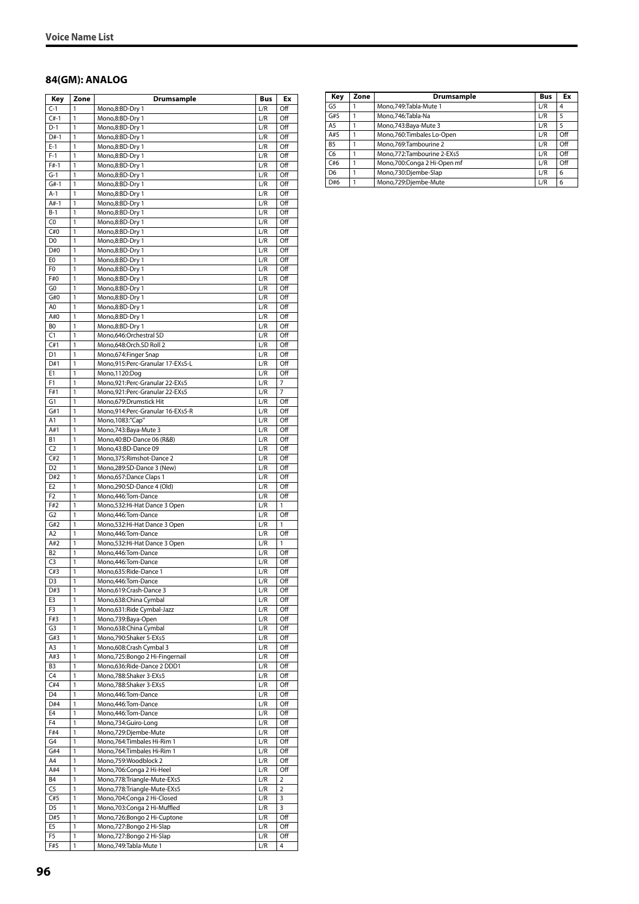## 84(GM): ANALOG

| Key | Zone | Drumsample | Bus | Ex |
|---|---|---|---|---|
| C-1 | 1 | Mono,8:BD-Dry 1 | L/R | Off |
| C#-1 | 1 | Mono,8:BD-Dry 1 | L/R | Off |
| D-1 | 1 | Mono,8:BD-Dry 1 | L/R | Off |
| D#-1 | 1 | Mono,8:BD-Dry 1 | L/R | Off |
| E-1 | 1 | Mono,8:BD-Dry 1 | L/R | Off |
| F-1 | 1 | Mono,8:BD-Dry 1 | L/R | Off |
| F#-1 | 1 | Mono,8:BD-Dry 1 | L/R | Off |
| G-1 | 1 | Mono,8:BD-Dry 1 | L/R | Off |
| G#-1 | 1 | Mono,8:BD-Dry 1 | L/R | Off |
| A-1 | 1 | Mono,8:BD-Dry 1 | L/R | Off |
| A#-1 | 1 | Mono,8:BD-Dry 1 | L/R | Off |
| B-1 | 1 | Mono,8:BD-Dry 1 | L/R | Off |
| C0 | 1 | Mono,8:BD-Dry 1 | L/R | Off |
| C#0 | 1 | Mono,8:BD-Dry 1 | L/R | Off |
| D0 | 1 | Mono,8:BD-Dry 1 | L/R | Off |
| D#0 | 1 | Mono,8:BD-Dry 1 | L/R | Off |
| E0 | 1 | Mono,8:BD-Dry 1 | L/R | Off |
| F0 | 1 | Mono,8:BD-Dry 1 | L/R | Off |
| F#0 | 1 | Mono,8:BD-Dry 1 | L/R | Off |
| G0 | 1 | Mono,8:BD-Dry 1 | L/R | Off |
| G#0 | 1 | Mono,8:BD-Dry 1 | L/R | Off |
| A0 | 1 | Mono,8:BD-Dry 1 | L/R | Off |
| A#0 | 1 | Mono,8:BD-Dry 1 | L/R | Off |
| B0 | 1 | Mono,8:BD-Dry 1 | L/R | Off |
| C1 | 1 | Mono,646:Orchestral SD | L/R | Off |
| C#1 | 1 | Mono,648:Orch.SD Roll 2 | L/R | Off |
| D1 | 1 | Mono,674:Finger Snap | L/R | Off |
| D#1 | 1 | Mono,915:Perc-Granular 17-EXs5-L | L/R | Off |
| E1 | 1 | Mono,1120:Dog | L/R | Off |
| F1 | 1 | Mono,921:Perc-Granular 22-EXs5 | L/R | 7 |
| F#1 | 1 | Mono,921:Perc-Granular 22-EXs5 | L/R | 7 |
| G1 | 1 | Mono,679:Drumstick Hit | L/R | Off |
| G#1 | 1 | Mono,914:Perc-Granular 16-EXs5-R | L/R | Off |
| A1 | 1 | Mono,1083:"Cap" | L/R | Off |
| A#1 | 1 | Mono,743:Baya-Mute 3 | L/R | Off |
| B1 | 1 | Mono,40:BD-Dance 06 (R&B) | L/R | Off |
| C2 | 1 | Mono,43:BD-Dance 09 | L/R | Off |
| C#2 | 1 | Mono,375:Rimshot-Dance 2 | L/R | Off |
| D2 | 1 | Mono,289:SD-Dance 3 (New) | L/R | Off |
| D#2 | 1 | Mono,657:Dance Claps 1 | L/R | Off |
| E2 | 1 | Mono,290:SD-Dance 4 (Old) | L/R | Off |
| F2 | 1 | Mono,446:Tom-Dance | L/R | Off |
| F#2 | 1 | Mono,532:Hi-Hat Dance 3 Open | L/R | 1 |
| G2 | 1 | Mono,446:Tom-Dance | L/R | Off |
| G#2 | 1 | Mono,532:Hi-Hat Dance 3 Open | L/R | 1 |
| A2 | 1 | Mono,446:Tom-Dance | L/R | Off |
| A#2 | 1 | Mono,532:Hi-Hat Dance 3 Open | L/R | 1 |
| B2 | 1 | Mono,446:Tom-Dance | L/R | Off |
| C3 | 1 | Mono,446:Tom-Dance | L/R | Off |
| C#3 | 1 | Mono,635:Ride-Dance 1 | L/R | Off |
| D3 | 1 | Mono,446:Tom-Dance | L/R | Off |
| D#3 | 1 | Mono,619:Crash-Dance 3 | L/R | Off |
| E3 | 1 | Mono,638:China Cymbal | L/R | Off |
| F3 | 1 | Mono,631:Ride Cymbal-Jazz | L/R | Off |
| F#3 | 1 | Mono,739:Baya-Open | L/R | Off |
| G3 | 1 | Mono,638:China Cymbal | L/R | Off |
| G#3 | 1 | Mono,790:Shaker 5-EXs5 | L/R | Off |
| A3 | 1 | Mono,608:Crash Cymbal 3 | L/R | Off |
| A#3 | 1 | Mono,725:Bongo 2 Hi-Fingernail | L/R | Off |
| B3 | 1 | Mono,636:Ride-Dance 2 DDD1 | L/R | Off |
| C4 | 1 | Mono,788:Shaker 3-EXs5 | L/R | Off |
| C#4 | 1 | Mono,788:Shaker 3-EXs5 | L/R | Off |
| D4 | 1 | Mono,446:Tom-Dance | L/R | Off |
| D#4 | 1 | Mono,446:Tom-Dance | L/R | Off |
| E4 | 1 | Mono,446:Tom-Dance | L/R | Off |
| F4 | 1 | Mono,734:Guiro-Long | L/R | Off |
| F#4 | 1 | Mono,729:Djembe-Mute | L/R | Off |
| G4 | 1 | Mono,764:Timbales Hi-Rim 1 | L/R | Off |
| G#4 | 1 | Mono,764:Timbales Hi-Rim 1 | L/R | Off |
| A4 | 1 | Mono,759:Woodblock 2 | L/R | Off |
| A#4 | 1 | Mono,706:Conga 2 Hi-Heel | L/R | Off |
| B4 | 1 | Mono,778:Triangle-Mute-EXs5 | L/R | 2 |
| C5 | 1 | Mono,778:Triangle-Mute-EXs5 | L/R | 2 |
| C#5 | 1 | Mono,704:Conga 2 Hi-Closed | L/R | 3 |
| D5 | 1 | Mono,703:Conga 2 Hi-Muffled | L/R | 3 |
| D#5 | 1 | Mono,726:Bongo 2 Hi-Cuptone | L/R | Off |
| E5 | 1 | Mono,727:Bongo 2 Hi-Slap | L/R | Off |
| F5 | 1 | Mono,727:Bongo 2 Hi-Slap | L/R | Off |
| F#5 | 1 | Mono,749:Tabla-Mute 1 | L/R | 4 |
| G5 | 1 | Mono,749:Tabla-Mute 1 | L/R | 4 |
| G#5 | 1 | Mono,746:Tabla-Na | L/R | 5 |
| A5 | 1 | Mono,743:Baya-Mute 3 | L/R | 5 |
| A#5 | 1 | Mono,760:Timbales Lo-Open | L/R | Off |
| B5 | 1 | Mono,769:Tambourine 2 | L/R | Off |
| C6 | 1 | Mono,772:Tambourine 2-EXs5 | L/R | Off |
| C#6 | 1 | Mono,700:Conga 2 Hi-Open mf | L/R | Off |
| D6 | 1 | Mono,730:Djembe-Slap | L/R | 6 |
| D#6 | 1 | Mono,729:Djembe-Mute | L/R | 6 |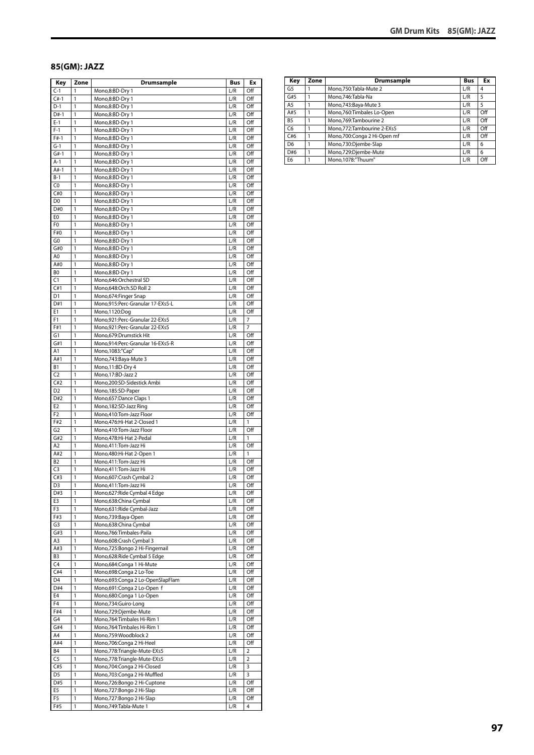## 85(GM): JAZZ

| Key | Zone | Drumsample | Bus | Ex |
|---|---|---|---|---|
| C-1 | 1 | Mono,8:BD-Dry 1 | L/R | Off |
| C#-1 | 1 | Mono,8:BD-Dry 1 | L/R | Off |
| D-1 | 1 | Mono,8:BD-Dry 1 | L/R | Off |
| D#-1 | 1 | Mono,8:BD-Dry 1 | L/R | Off |
| E-1 | 1 | Mono,8:BD-Dry 1 | L/R | Off |
| F-1 | 1 | Mono,8:BD-Dry 1 | L/R | Off |
| F#-1 | 1 | Mono,8:BD-Dry 1 | L/R | Off |
| G-1 | 1 | Mono,8:BD-Dry 1 | L/R | Off |
| G#-1 | 1 | Mono,8:BD-Dry 1 | L/R | Off |
| A-1 | 1 | Mono,8:BD-Dry 1 | L/R | Off |
| A#-1 | 1 | Mono,8:BD-Dry 1 | L/R | Off |
| B-1 | 1 | Mono,8:BD-Dry 1 | L/R | Off |
| C0 | 1 | Mono,8:BD-Dry 1 | L/R | Off |
| C#0 | 1 | Mono,8:BD-Dry 1 | L/R | Off |
| D0 | 1 | Mono,8:BD-Dry 1 | L/R | Off |
| D#0 | 1 | Mono,8:BD-Dry 1 | L/R | Off |
| E0 | 1 | Mono,8:BD-Dry 1 | L/R | Off |
| F0 | 1 | Mono,8:BD-Dry 1 | L/R | Off |
| F#0 | 1 | Mono,8:BD-Dry 1 | L/R | Off |
| G0 | 1 | Mono,8:BD-Dry 1 | L/R | Off |
| G#0 | 1 | Mono,8:BD-Dry 1 | L/R | Off |
| A0 | 1 | Mono,8:BD-Dry 1 | L/R | Off |
| A#0 | 1 | Mono,8:BD-Dry 1 | L/R | Off |
| B0 | 1 | Mono,8:BD-Dry 1 | L/R | Off |
| C1 | 1 | Mono,646:Orchestral SD | L/R | Off |
| C#1 | 1 | Mono,648:Orch.SD Roll 2 | L/R | Off |
| D1 | 1 | Mono,674:Finger Snap | L/R | Off |
| D#1 | 1 | Mono,915:Perc-Granular 17-EXs5-L | L/R | Off |
| E1 | 1 | Mono,1120:Dog | L/R | Off |
| F1 | 1 | Mono,921:Perc-Granular 22-EXs5 | L/R | 7 |
| F#1 | 1 | Mono,921:Perc-Granular 22-EXs5 | L/R | 7 |
| G1 | 1 | Mono,679:Drumstick Hit | L/R | Off |
| G#1 | 1 | Mono,914:Perc-Granular 16-EXs5-R | L/R | Off |
| A1 | 1 | Mono,1083:"Cap" | L/R | Off |
| A#1 | 1 | Mono,743:Baya-Mute 3 | L/R | Off |
| B1 | 1 | Mono,11:BD-Dry 4 | L/R | Off |
| C2 | 1 | Mono,17:BD-Jazz 2 | L/R | Off |
| C#2 | 1 | Mono,200:SD-Sidestick Ambi | L/R | Off |
| D2 | 1 | Mono,185:SD-Paper | L/R | Off |
| D#2 | 1 | Mono,657:Dance Claps 1 | L/R | Off |
| E2 | 1 | Mono,182:SD-Jazz Ring | L/R | Off |
| F2 | 1 | Mono,410:Tom-Jazz Floor | L/R | Off |
| F#2 | 1 | Mono,476:Hi-Hat 2-Closed 1 | L/R | 1 |
| G2 | 1 | Mono,410:Tom-Jazz Floor | L/R | Off |
| G#2 | 1 | Mono,478:Hi-Hat 2-Pedal | L/R | 1 |
| A2 | 1 | Mono,411:Tom-Jazz Hi | L/R | Off |
| A#2 | 1 | Mono,480:Hi-Hat 2-Open 1 | L/R | 1 |
| B2 | 1 | Mono,411:Tom-Jazz Hi | L/R | Off |
| C3 | 1 | Mono,411:Tom-Jazz Hi | L/R | Off |
| C#3 | 1 | Mono,607:Crash Cymbal 2 | L/R | Off |
| D3 | 1 | Mono,411:Tom-Jazz Hi | L/R | Off |
| D#3 | 1 | Mono,627:Ride Cymbal 4 Edge | L/R | Off |
| E3 | 1 | Mono,638:China Cymbal | L/R | Off |
| F3 | 1 | Mono,631:Ride Cymbal-Jazz | L/R | Off |
| F#3 | 1 | Mono,739:Baya-Open | L/R | Off |
| G3 | 1 | Mono,638:China Cymbal | L/R | Off |
| G#3 | 1 | Mono,766:Timbales-Paila | L/R | Off |
| A3 | 1 | Mono,608:Crash Cymbal 3 | L/R | Off |
| A#3 | 1 | Mono,725:Bongo 2 Hi-Fingernail | L/R | Off |
| B3 | 1 | Mono,628:Ride Cymbal 5 Edge | L/R | Off |
| C4 | 1 | Mono,684:Conga 1 Hi-Mute | L/R | Off |
| C#4 | 1 | Mono,698:Conga 2 Lo-Toe | L/R | Off |
| D4 | 1 | Mono,693:Conga 2 Lo-OpenSlapFlam | L/R | Off |
| D#4 | 1 | Mono,691:Conga 2 Lo-Open f | L/R | Off |
| E4 | 1 | Mono,680:Conga 1 Lo-Open | L/R | Off |
| F4 | 1 | Mono,734:Guiro-Long | L/R | Off |
| F#4 | 1 | Mono,729:Djembe-Mute | L/R | Off |
| G4 | 1 | Mono,764:Timbales Hi-Rim 1 | L/R | Off |
| G#4 | 1 | Mono,764:Timbales Hi-Rim 1 | L/R | Off |
| A4 | 1 | Mono,759:Woodblock 2 | L/R | Off |
| A#4 | 1 | Mono,706:Conga 2 Hi-Heel | L/R | Off |
| B4 | 1 | Mono,778:Triangle-Mute-EXs5 | L/R | 2 |
| C5 | 1 | Mono,778:Triangle-Mute-EXs5 | L/R | 2 |
| C#5 | 1 | Mono,704:Conga 2 Hi-Closed | L/R | 3 |
| D5 | 1 | Mono,703:Conga 2 Hi-Muffled | L/R | 3 |
| D#5 | 1 | Mono,726:Bongo 2 Hi-Cuptone | L/R | Off |
| E5 | 1 | Mono,727:Bongo 2 Hi-Slap | L/R | Off |
| F5 | 1 | Mono,727:Bongo 2 Hi-Slap | L/R | Off |
| F#5 | 1 | Mono,749:Tabla-Mute 1 | L/R | 4 |
| G5 | 1 | Mono,750:Tabla-Mute 2 | L/R | 4 |
| G#5 | 1 | Mono,746:Tabla-Na | L/R | 5 |
| A5 | 1 | Mono,743:Baya-Mute 3 | L/R | 5 |
| A#5 | 1 | Mono,760:Timbales Lo-Open | L/R | Off |
| B5 | 1 | Mono,769:Tambourine 2 | L/R | Off |
| C6 | 1 | Mono,772:Tambourine 2-EXs5 | L/R | Off |
| C#6 | 1 | Mono,700:Conga 2 Hi-Open mf | L/R | Off |
| D6 | 1 | Mono,730:Djembe-Slap | L/R | 6 |
| D#6 | 1 | Mono,729:Djembe-Mute | L/R | 6 |
| E6 | 1 | Mono,1078:"Thuum" | L/R | Off |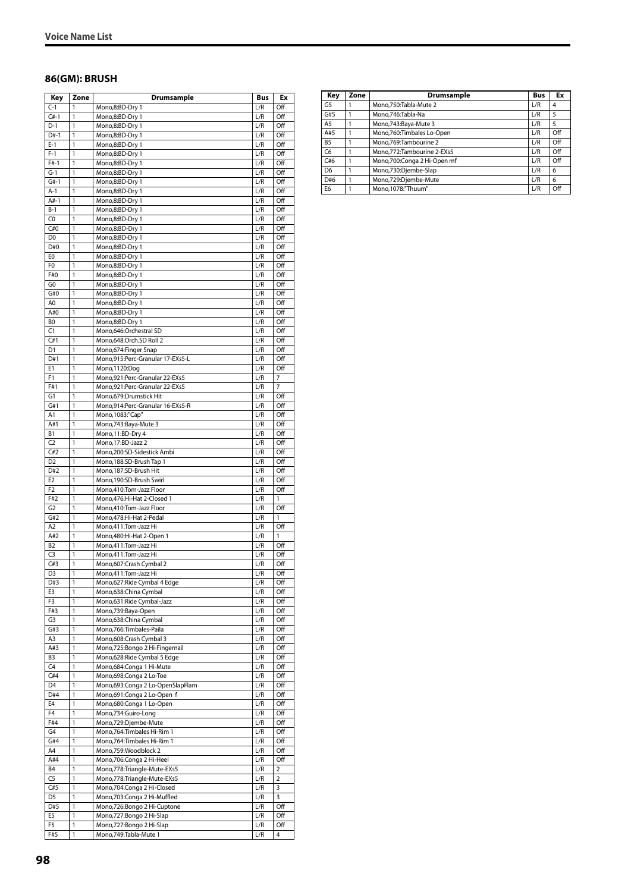## 86(GM): BRUSH

| Key | Zone | Drumsample | Bus | Ex |
|---|---|---|---|---|
| C-1 | 1 | Mono,8:BD-Dry 1 | L/R | Off |
| C#-1 | 1 | Mono,8:BD-Dry 1 | L/R | Off |
| D-1 | 1 | Mono,8:BD-Dry 1 | L/R | Off |
| D#-1 | 1 | Mono,8:BD-Dry 1 | L/R | Off |
| E-1 | 1 | Mono,8:BD-Dry 1 | L/R | Off |
| F-1 | 1 | Mono,8:BD-Dry 1 | L/R | Off |
| F#-1 | 1 | Mono,8:BD-Dry 1 | L/R | Off |
| G-1 | 1 | Mono,8:BD-Dry 1 | L/R | Off |
| G#-1 | 1 | Mono,8:BD-Dry 1 | L/R | Off |
| A-1 | 1 | Mono,8:BD-Dry 1 | L/R | Off |
| A#-1 | 1 | Mono,8:BD-Dry 1 | L/R | Off |
| B-1 | 1 | Mono,8:BD-Dry 1 | L/R | Off |
| C0 | 1 | Mono,8:BD-Dry 1 | L/R | Off |
| C#0 | 1 | Mono,8:BD-Dry 1 | L/R | Off |
| D0 | 1 | Mono,8:BD-Dry 1 | L/R | Off |
| D#0 | 1 | Mono,8:BD-Dry 1 | L/R | Off |
| E0 | 1 | Mono,8:BD-Dry 1 | L/R | Off |
| F0 | 1 | Mono,8:BD-Dry 1 | L/R | Off |
| F#0 | 1 | Mono,8:BD-Dry 1 | L/R | Off |
| G0 | 1 | Mono,8:BD-Dry 1 | L/R | Off |
| G#0 | 1 | Mono,8:BD-Dry 1 | L/R | Off |
| A0 | 1 | Mono,8:BD-Dry 1 | L/R | Off |
| A#0 | 1 | Mono,8:BD-Dry 1 | L/R | Off |
| B0 | 1 | Mono,8:BD-Dry 1 | L/R | Off |
| C1 | 1 | Mono,646:Orchestral SD | L/R | Off |
| C#1 | 1 | Mono,648:Orch.SD Roll 2 | L/R | Off |
| D1 | 1 | Mono,674:Finger Snap | L/R | Off |
| D#1 | 1 | Mono,915:Perc-Granular 17-EXs5-L | L/R | Off |
| E1 | 1 | Mono,1120:Dog | L/R | Off |
| F1 | 1 | Mono,921:Perc-Granular 22-EXs5 | L/R | 7 |
| F#1 | 1 | Mono,921:Perc-Granular 22-EXs5 | L/R | 7 |
| G1 | 1 | Mono,679:Drumstick Hit | L/R | Off |
| G#1 | 1 | Mono,914:Perc-Granular 16-EXs5-R | L/R | Off |
| A1 | 1 | Mono,1083:"Cap" | L/R | Off |
| A#1 | 1 | Mono,743:Baya-Mute 3 | L/R | Off |
| B1 | 1 | Mono,11:BD-Dry 4 | L/R | Off |
| C2 | 1 | Mono,17:BD-Jazz 2 | L/R | Off |
| C#2 | 1 | Mono,200:SD-Sidestick Ambi | L/R | Off |
| D2 | 1 | Mono,188:SD-Brush Tap 1 | L/R | Off |
| D#2 | 1 | Mono,187:SD-Brush Hit | L/R | Off |
| E2 | 1 | Mono,190:SD-Brush Swirl | L/R | Off |
| F2 | 1 | Mono,410:Tom-Jazz Floor | L/R | Off |
| F#2 | 1 | Mono,476:Hi-Hat 2-Closed 1 | L/R | 1 |
| G2 | 1 | Mono,410:Tom-Jazz Floor | L/R | Off |
| G#2 | 1 | Mono,478:Hi-Hat 2-Pedal | L/R | 1 |
| A2 | 1 | Mono,411:Tom-Jazz Hi | L/R | Off |
| A#2 | 1 | Mono,480:Hi-Hat 2-Open 1 | L/R | 1 |
| B2 | 1 | Mono,411:Tom-Jazz Hi | L/R | Off |
| C3 | 1 | Mono,411:Tom-Jazz Hi | L/R | Off |
| C#3 | 1 | Mono,607:Crash Cymbal 2 | L/R | Off |
| D3 | 1 | Mono,411:Tom-Jazz Hi | L/R | Off |
| D#3 | 1 | Mono,627:Ride Cymbal 4 Edge | L/R | Off |
| E3 | 1 | Mono,638:China Cymbal | L/R | Off |
| F3 | 1 | Mono,631:Ride Cymbal-Jazz | L/R | Off |
| F#3 | 1 | Mono,739:Baya-Open | L/R | Off |
| G3 | 1 | Mono,638:China Cymbal | L/R | Off |
| G#3 | 1 | Mono,766:Timbales-Paila | L/R | Off |
| A3 | 1 | Mono,608:Crash Cymbal 3 | L/R | Off |
| A#3 | 1 | Mono,725:Bongo 2 Hi-Fingernail | L/R | Off |
| B3 | 1 | Mono,628:Ride Cymbal 5 Edge | L/R | Off |
| C4 | 1 | Mono,684:Conga 1 Hi-Mute | L/R | Off |
| C#4 | 1 | Mono,698:Conga 2 Lo-Toe | L/R | Off |
| D4 | 1 | Mono,693:Conga 2 Lo-OpenSlapFlam | L/R | Off |
| D#4 | 1 | Mono,691:Conga 2 Lo-Open f | L/R | Off |
| E4 | 1 | Mono,680:Conga 1 Lo-Open | L/R | Off |
| F4 | 1 | Mono,734:Guiro-Long | L/R | Off |
| F#4 | 1 | Mono,729:Djembe-Mute | L/R | Off |
| G4 | 1 | Mono,764:Timbales Hi-Rim 1 | L/R | Off |
| G#4 | 1 | Mono,764:Timbales Hi-Rim 1 | L/R | Off |
| A4 | 1 | Mono,759:Woodblock 2 | L/R | Off |
| A#4 | 1 | Mono,706:Conga 2 Hi-Heel | L/R | Off |
| B4 | 1 | Mono,778:Triangle-Mute-EXs5 | L/R | 2 |
| C5 | 1 | Mono,778:Triangle-Mute-EXs5 | L/R | 2 |
| C#5 | 1 | Mono,704:Conga 2 Hi-Closed | L/R | 3 |
| D5 | 1 | Mono,703:Conga 2 Hi-Muffled | L/R | 3 |
| D#5 | 1 | Mono,726:Bongo 2 Hi-Cuptone | L/R | Off |
| E5 | 1 | Mono,727:Bongo 2 Hi-Slap | L/R | Off |
| F5 | 1 | Mono,727:Bongo 2 Hi-Slap | L/R | Off |
| F#5 | 1 | Mono,749:Tabla-Mute 1 | L/R | 4 |
| G5 | 1 | Mono,750:Tabla-Mute 2 | L/R | 4 |
| G#5 | 1 | Mono,746:Tabla-Na | L/R | 5 |
| A5 | 1 | Mono,743:Baya-Mute 3 | L/R | 5 |
| A#5 | 1 | Mono,760:Timbales Lo-Open | L/R | Off |
| B5 | 1 | Mono,769:Tambourine 2 | L/R | Off |
| C6 | 1 | Mono,772:Tambourine 2-EXs5 | L/R | Off |
| C#6 | 1 | Mono,700:Conga 2 Hi-Open mf | L/R | Off |
| D6 | 1 | Mono,730:Djembe-Slap | L/R | 6 |
| D#6 | 1 | Mono,729:Djembe-Mute | L/R | 6 |
| E6 | 1 | Mono,1078:"Thuum" | L/R | Off |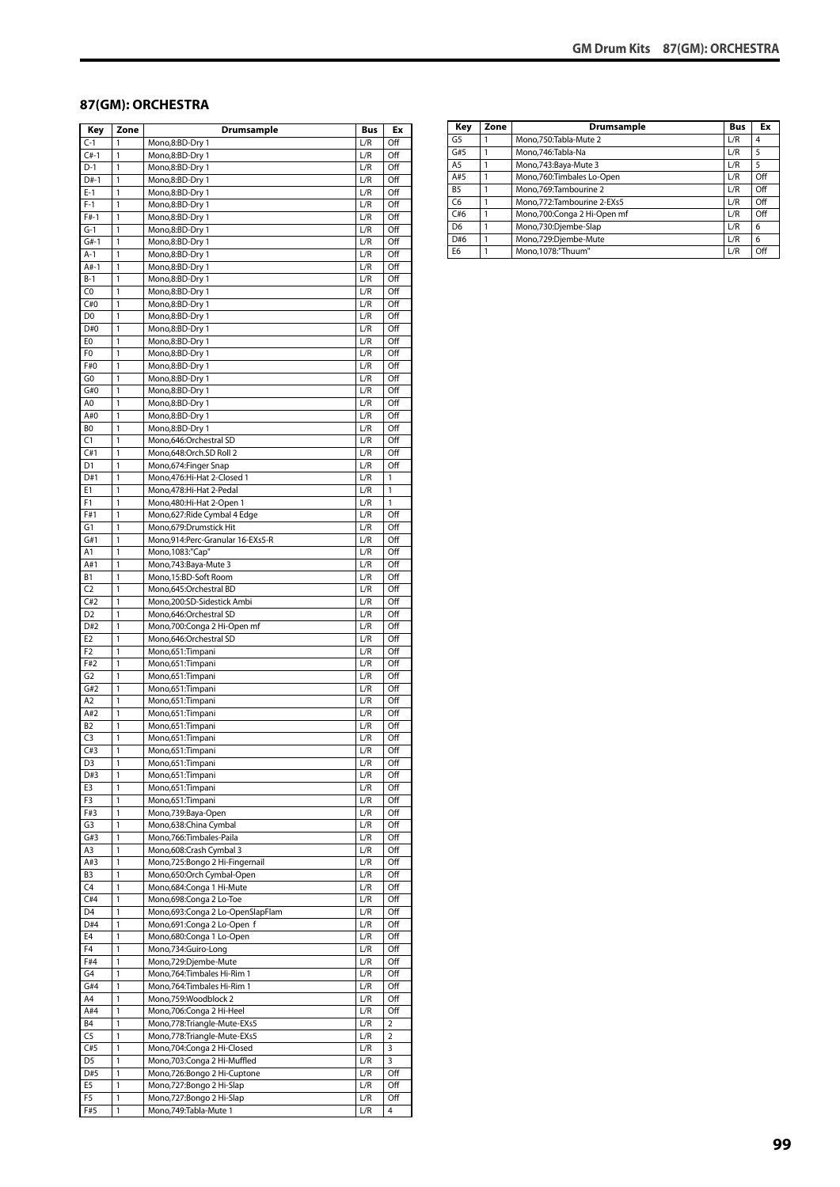## 87(GM): ORCHESTRA

| Key | Zone | Drumsample | Bus | Ex |
|---|---|---|---|---|
| C-1 | 1 | Mono,8:BD-Dry 1 | L/R | Off |
| C#-1 | 1 | Mono,8:BD-Dry 1 | L/R | Off |
| D-1 | 1 | Mono,8:BD-Dry 1 | L/R | Off |
| D#-1 | 1 | Mono,8:BD-Dry 1 | L/R | Off |
| E-1 | 1 | Mono,8:BD-Dry 1 | L/R | Off |
| F-1 | 1 | Mono,8:BD-Dry 1 | L/R | Off |
| F#-1 | 1 | Mono,8:BD-Dry 1 | L/R | Off |
| G-1 | 1 | Mono,8:BD-Dry 1 | L/R | Off |
| G#-1 | 1 | Mono,8:BD-Dry 1 | L/R | Off |
| A-1 | 1 | Mono,8:BD-Dry 1 | L/R | Off |
| A#-1 | 1 | Mono,8:BD-Dry 1 | L/R | Off |
| B-1 | 1 | Mono,8:BD-Dry 1 | L/R | Off |
| C0 | 1 | Mono,8:BD-Dry 1 | L/R | Off |
| C#0 | 1 | Mono,8:BD-Dry 1 | L/R | Off |
| D0 | 1 | Mono,8:BD-Dry 1 | L/R | Off |
| D#0 | 1 | Mono,8:BD-Dry 1 | L/R | Off |
| E0 | 1 | Mono,8:BD-Dry 1 | L/R | Off |
| F0 | 1 | Mono,8:BD-Dry 1 | L/R | Off |
| F#0 | 1 | Mono,8:BD-Dry 1 | L/R | Off |
| G0 | 1 | Mono,8:BD-Dry 1 | L/R | Off |
| G#0 | 1 | Mono,8:BD-Dry 1 | L/R | Off |
| A0 | 1 | Mono,8:BD-Dry 1 | L/R | Off |
| A#0 | 1 | Mono,8:BD-Dry 1 | L/R | Off |
| B0 | 1 | Mono,8:BD-Dry 1 | L/R | Off |
| C1 | 1 | Mono,646:Orchestral SD | L/R | Off |
| C#1 | 1 | Mono,648:Orch.SD Roll 2 | L/R | Off |
| D1 | 1 | Mono,674:Finger Snap | L/R | Off |
| D#1 | 1 | Mono,476:Hi-Hat 2-Closed 1 | L/R | 1 |
| E1 | 1 | Mono,478:Hi-Hat 2-Pedal | L/R | 1 |
| F1 | 1 | Mono,480:Hi-Hat 2-Open 1 | L/R | 1 |
| F#1 | 1 | Mono,627:Ride Cymbal 4 Edge | L/R | Off |
| G1 | 1 | Mono,679:Drumstick Hit | L/R | Off |
| G#1 | 1 | Mono,914:Perc-Granular 16-EXs5-R | L/R | Off |
| A1 | 1 | Mono,1083:"Cap" | L/R | Off |
| A#1 | 1 | Mono,743:Baya-Mute 3 | L/R | Off |
| B1 | 1 | Mono,15:BD-Soft Room | L/R | Off |
| C2 | 1 | Mono,645:Orchestral BD | L/R | Off |
| C#2 | 1 | Mono,200:SD-Sidestick Ambi | L/R | Off |
| D2 | 1 | Mono,646:Orchestral SD | L/R | Off |
| D#2 | 1 | Mono,700:Conga 2 Hi-Open mf | L/R | Off |
| E2 | 1 | Mono,646:Orchestral SD | L/R | Off |
| F2 | 1 | Mono,651:Timpani | L/R | Off |
| F#2 | 1 | Mono,651:Timpani | L/R | Off |
| G2 | 1 | Mono,651:Timpani | L/R | Off |
| G#2 | 1 | Mono,651:Timpani | L/R | Off |
| A2 | 1 | Mono,651:Timpani | L/R | Off |
| A#2 | 1 | Mono,651:Timpani | L/R | Off |
| B2 | 1 | Mono,651:Timpani | L/R | Off |
| C3 | 1 | Mono,651:Timpani | L/R | Off |
| C#3 | 1 | Mono,651:Timpani | L/R | Off |
| D3 | 1 | Mono,651:Timpani | L/R | Off |
| D#3 | 1 | Mono,651:Timpani | L/R | Off |
| E3 | 1 | Mono,651:Timpani | L/R | Off |
| F3 | 1 | Mono,651:Timpani | L/R | Off |
| F#3 | 1 | Mono,739:Baya-Open | L/R | Off |
| G3 | 1 | Mono,638:China Cymbal | L/R | Off |
| G#3 | 1 | Mono,766:Timbales-Paila | L/R | Off |
| A3 | 1 | Mono,608:Crash Cymbal 3 | L/R | Off |
| A#3 | 1 | Mono,725:Bongo 2 Hi-Fingernail | L/R | Off |
| B3 | 1 | Mono,650:Orch Cymbal-Open | L/R | Off |
| C4 | 1 | Mono,684:Conga 1 Hi-Mute | L/R | Off |
| C#4 | 1 | Mono,698:Conga 2 Lo-Toe | L/R | Off |
| D4 | 1 | Mono,693:Conga 2 Lo-OpenSlapFlam | L/R | Off |
| D#4 | 1 | Mono,691:Conga 2 Lo-Open f | L/R | Off |
| E4 | 1 | Mono,680:Conga 1 Lo-Open | L/R | Off |
| F4 | 1 | Mono,734:Guiro-Long | L/R | Off |
| F#4 | 1 | Mono,729:Djembe-Mute | L/R | Off |
| G4 | 1 | Mono,764:Timbales Hi-Rim 1 | L/R | Off |
| G#4 | 1 | Mono,764:Timbales Hi-Rim 1 | L/R | Off |
| A4 | 1 | Mono,759:Woodblock 2 | L/R | Off |
| A#4 | 1 | Mono,706:Conga 2 Hi-Heel | L/R | Off |
| B4 | 1 | Mono,778:Triangle-Mute-EXs5 | L/R | 2 |
| C5 | 1 | Mono,778:Triangle-Mute-EXs5 | L/R | 2 |
| C#5 | 1 | Mono,704:Conga 2 Hi-Closed | L/R | 3 |
| D5 | 1 | Mono,703:Conga 2 Hi-Muffled | L/R | 3 |
| D#5 | 1 | Mono,726:Bongo 2 Hi-Cuptone | L/R | Off |
| E5 | 1 | Mono,727:Bongo 2 Hi-Slap | L/R | Off |
| F5 | 1 | Mono,727:Bongo 2 Hi-Slap | L/R | Off |
| F#5 | 1 | Mono,749:Tabla-Mute 1 | L/R | 4 |
| G5 | 1 | Mono,750:Tabla-Mute 2 | L/R | 4 |
| G#5 | 1 | Mono,746:Tabla-Na | L/R | 5 |
| A5 | 1 | Mono,743:Baya-Mute 3 | L/R | 5 |
| A#5 | 1 | Mono,760:Timbales Lo-Open | L/R | Off |
| B5 | 1 | Mono,769:Tambourine 2 | L/R | Off |
| C6 | 1 | Mono,772:Tambourine 2-EXs5 | L/R | Off |
| C#6 | 1 | Mono,700:Conga 2 Hi-Open mf | L/R | Off |
| D6 | 1 | Mono,730:Djembe-Slap | L/R | 6 |
| D#6 | 1 | Mono,729:Djembe-Mute | L/R | 6 |
| E6 | 1 | Mono,1078:"Thuum" | L/R | Off |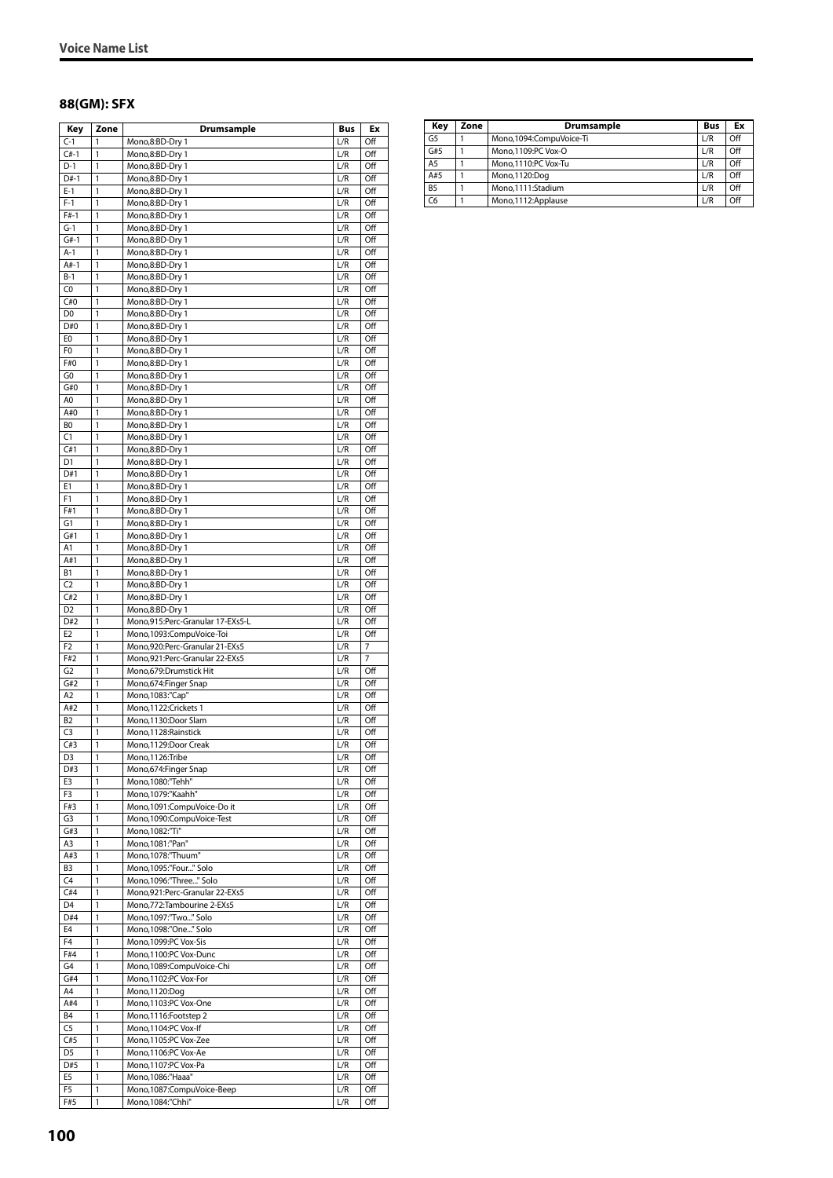## 88(GM): SFX

| Key | Zone | Drumsample | Bus | Ex |
|---|---|---|---|---|
| C-1 | 1 | Mono,8:BD-Dry 1 | L/R | Off |
| C#-1 | 1 | Mono,8:BD-Dry 1 | L/R | Off |
| D-1 | 1 | Mono,8:BD-Dry 1 | L/R | Off |
| D#-1 | 1 | Mono,8:BD-Dry 1 | L/R | Off |
| E-1 | 1 | Mono,8:BD-Dry 1 | L/R | Off |
| F-1 | 1 | Mono,8:BD-Dry 1 | L/R | Off |
| F#-1 | 1 | Mono,8:BD-Dry 1 | L/R | Off |
| G-1 | 1 | Mono,8:BD-Dry 1 | L/R | Off |
| G#-1 | 1 | Mono,8:BD-Dry 1 | L/R | Off |
| A-1 | 1 | Mono,8:BD-Dry 1 | L/R | Off |
| A#-1 | 1 | Mono,8:BD-Dry 1 | L/R | Off |
| B-1 | 1 | Mono,8:BD-Dry 1 | L/R | Off |
| C0 | 1 | Mono,8:BD-Dry 1 | L/R | Off |
| C#0 | 1 | Mono,8:BD-Dry 1 | L/R | Off |
| D0 | 1 | Mono,8:BD-Dry 1 | L/R | Off |
| D#0 | 1 | Mono,8:BD-Dry 1 | L/R | Off |
| E0 | 1 | Mono,8:BD-Dry 1 | L/R | Off |
| F0 | 1 | Mono,8:BD-Dry 1 | L/R | Off |
| F#0 | 1 | Mono,8:BD-Dry 1 | L/R | Off |
| G0 | 1 | Mono,8:BD-Dry 1 | L/R | Off |
| G#0 | 1 | Mono,8:BD-Dry 1 | L/R | Off |
| A0 | 1 | Mono,8:BD-Dry 1 | L/R | Off |
| A#0 | 1 | Mono,8:BD-Dry 1 | L/R | Off |
| B0 | 1 | Mono,8:BD-Dry 1 | L/R | Off |
| C1 | 1 | Mono,8:BD-Dry 1 | L/R | Off |
| C#1 | 1 | Mono,8:BD-Dry 1 | L/R | Off |
| D1 | 1 | Mono,8:BD-Dry 1 | L/R | Off |
| D#1 | 1 | Mono,8:BD-Dry 1 | L/R | Off |
| E1 | 1 | Mono,8:BD-Dry 1 | L/R | Off |
| F1 | 1 | Mono,8:BD-Dry 1 | L/R | Off |
| F#1 | 1 | Mono,8:BD-Dry 1 | L/R | Off |
| G1 | 1 | Mono,8:BD-Dry 1 | L/R | Off |
| G#1 | 1 | Mono,8:BD-Dry 1 | L/R | Off |
| A1 | 1 | Mono,8:BD-Dry 1 | L/R | Off |
| A#1 | 1 | Mono,8:BD-Dry 1 | L/R | Off |
| B1 | 1 | Mono,8:BD-Dry 1 | L/R | Off |
| C2 | 1 | Mono,8:BD-Dry 1 | L/R | Off |
| C#2 | 1 | Mono,8:BD-Dry 1 | L/R | Off |
| D2 | 1 | Mono,8:BD-Dry 1 | L/R | Off |
| D#2 | 1 | Mono,915:Perc-Granular 17-EXs5-L | L/R | Off |
| E2 | 1 | Mono,1093:CompuVoice-Toi | L/R | Off |
| F2 | 1 | Mono,920:Perc-Granular 21-EXs5 | L/R | 7 |
| F#2 | 1 | Mono,921:Perc-Granular 22-EXs5 | L/R | 7 |
| G2 | 1 | Mono,679:Drumstick Hit | L/R | Off |
| G#2 | 1 | Mono,674:Finger Snap | L/R | Off |
| A2 | 1 | Mono,1083:"Cap" | L/R | Off |
| A#2 | 1 | Mono,1122:Crickets 1 | L/R | Off |
| B2 | 1 | Mono,1130:Door Slam | L/R | Off |
| C3 | 1 | Mono,1128:Rainstick | L/R | Off |
| C#3 | 1 | Mono,1129:Door Creak | L/R | Off |
| D3 | 1 | Mono,1126:Tribe | L/R | Off |
| D#3 | 1 | Mono,674:Finger Snap | L/R | Off |
| E3 | 1 | Mono,1080:"Tehh" | L/R | Off |
| F3 | 1 | Mono,1079:"Kaahh" | L/R | Off |
| F#3 | 1 | Mono,1091:CompuVoice-Do it | L/R | Off |
| G3 | 1 | Mono,1090:CompuVoice-Test | L/R | Off |
| G#3 | 1 | Mono,1082:"Ti" | L/R | Off |
| A3 | 1 | Mono,1081:"Pan" | L/R | Off |
| A#3 | 1 | Mono,1078:"Thuum" | L/R | Off |
| B3 | 1 | Mono,1095:"Four..." Solo | L/R | Off |
| C4 | 1 | Mono,1096:"Three..." Solo | L/R | Off |
| C#4 | 1 | Mono,921:Perc-Granular 22-EXs5 | L/R | Off |
| D4 | 1 | Mono,772:Tambourine 2-EXs5 | L/R | Off |
| D#4 | 1 | Mono,1097:"Two..." Solo | L/R | Off |
| E4 | 1 | Mono,1098:"One..." Solo | L/R | Off |
| F4 | 1 | Mono,1099:PC Vox-Sis | L/R | Off |
| F#4 | 1 | Mono,1100:PC Vox-Dunc | L/R | Off |
| G4 | 1 | Mono,1089:CompuVoice-Chi | L/R | Off |
| G#4 | 1 | Mono,1102:PC Vox-For | L/R | Off |
| A4 | 1 | Mono,1120:Dog | L/R | Off |
| A#4 | 1 | Mono,1103:PC Vox-One | L/R | Off |
| B4 | 1 | Mono,1116:Footstep 2 | L/R | Off |
| C5 | 1 | Mono,1104:PC Vox-If | L/R | Off |
| C#5 | 1 | Mono,1105:PC Vox-Zee | L/R | Off |
| D5 | 1 | Mono,1106:PC Vox-Ae | L/R | Off |
| D#5 | 1 | Mono,1107:PC Vox-Pa | L/R | Off |
| E5 | 1 | Mono,1086:"Haaa" | L/R | Off |
| F5 | 1 | Mono,1087:CompuVoice-Beep | L/R | Off |
| F#5 | 1 | Mono,1084:"Chhi" | L/R | Off |
| G5 | 1 | Mono,1094:CompuVoice-Ti | L/R | Off |
| G#5 | 1 | Mono,1109:PC Vox-O | L/R | Off |
| A5 | 1 | Mono,1110:PC Vox-Tu | L/R | Off |
| A#5 | 1 | Mono,1120:Dog | L/R | Off |
| B5 | 1 | Mono,1111:Stadium | L/R | Off |
| C6 | 1 | Mono,1112:Applause | L/R | Off |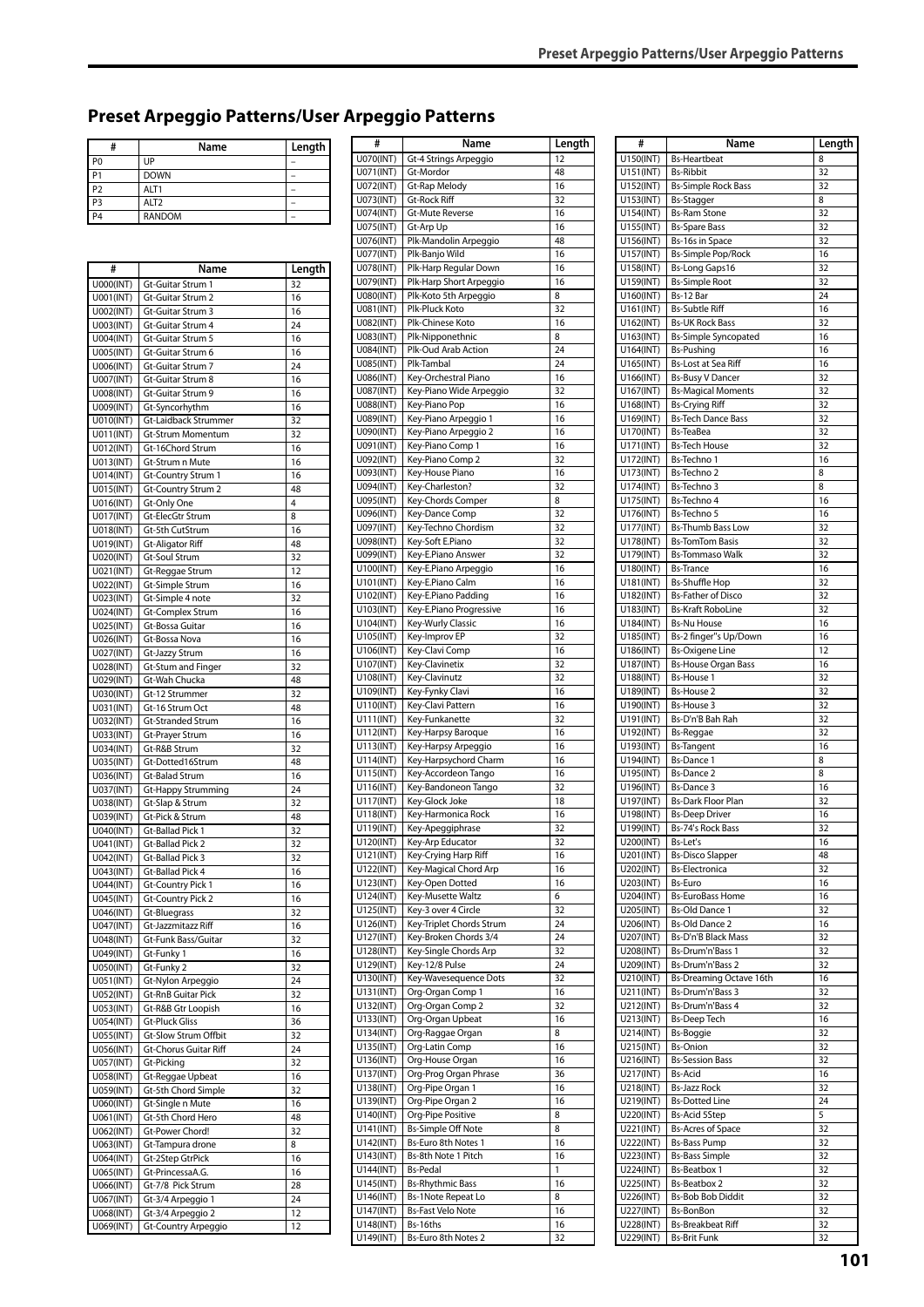# Preset Arpeggio Patterns/User Arpeggio Patterns

| # | Name | Length |
|---|---|---|
| P0 | UP | – |
| P1 | DOWN | – |
| P2 | ALT1 | – |
| P3 | ALT2 | – |
| P4 | RANDOM | – |

| # | Name | Length |
|---|---|---|
| U000(INT) | Gt-Guitar Strum 1 | 32 |
| U001(INT) | Gt-Guitar Strum 2 | 16 |
| U002(INT) | Gt-Guitar Strum 3 | 16 |
| U003(INT) | Gt-Guitar Strum 4 | 24 |
| U004(INT) | Gt-Guitar Strum 5 | 16 |
| U005(INT) | Gt-Guitar Strum 6 | 16 |
| U006(INT) | Gt-Guitar Strum 7 | 24 |
| U007(INT) | Gt-Guitar Strum 8 | 16 |
| U008(INT) | Gt-Guitar Strum 9 | 16 |
| U009(INT) | Gt-Syncorhythm | 16 |
| U010(INT) | Gt-Laidback Strummer | 32 |
| U011(INT) | Gt-Strum Momentum | 32 |
| U012(INT) | Gt-16Chord Strum | 16 |
| U013(INT) | Gt-Strum n Mute | 16 |
| U014(INT) | Gt-Country Strum 1 | 16 |
| U015(INT) | Gt-Country Strum 2 | 48 |
| U016(INT) | Gt-Only One | 4 |
| U017(INT) | Gt-ElecGtr Strum | 8 |
| U018(INT) | Gt-5th CutStrum | 16 |
| U019(INT) | Gt-Aligator Riff | 48 |
| U020(INT) | Gt-Soul Strum | 32 |
| U021(INT) | Gt-Reggae Strum | 12 |
| U022(INT) | Gt-Simple Strum | 16 |
| U023(INT) | Gt-Simple 4 note | 32 |
| U024(INT) | Gt-Complex Strum | 16 |
| U025(INT) | Gt-Bossa Guitar | 16 |
| U026(INT) | Gt-Bossa Nova | 16 |
| U027(INT) | Gt-Jazzy Strum | 16 |
| U028(INT) | Gt-Stum and Finger | 32 |
| U029(INT) | Gt-Wah Chucka | 48 |
| U030(INT) | Gt-12 Strummer | 32 |
| U031(INT) | Gt-16 Strum Oct | 48 |
| U032(INT) | Gt-Stranded Strum | 16 |
| U033(INT) | Gt-Prayer Strum | 16 |
| U034(INT) | Gt-R&B Strum | 32 |
| U035(INT) | Gt-Dotted16Strum | 48 |
| U036(INT) | Gt-Balad Strum | 16 |
| U037(INT) | Gt-Happy Strumming | 24 |
| U038(INT) | Gt-Slap & Strum | 32 |
| U039(INT) | Gt-Pick & Strum | 48 |
| U040(INT) | Gt-Ballad Pick 1 | 32 |
| U041(INT) | Gt-Ballad Pick 2 | 32 |
| U042(INT) | Gt-Ballad Pick 3 | 32 |
| U043(INT) | Gt-Ballad Pick 4 | 16 |
| U044(INT) | Gt-Country Pick 1 | 16 |
| U045(INT) | Gt-Country Pick 2 | 16 |
| U046(INT) | Gt-Bluegrass | 32 |
| U047(INT) | Gt-Jazzmitazz Riff | 16 |
| U048(INT) | Gt-Funk Bass/Guitar | 32 |
| U049(INT) | Gt-Funky 1 | 16 |
| U050(INT) | Gt-Funky 2 | 32 |
| U051(INT) | Gt-Nylon Arpeggio | 24 |
| U052(INT) | Gt-RnB Guitar Pick | 32 |
| U053(INT) | Gt-R&B Gtr Loopish | 16 |
| U054(INT) | Gt-Pluck Gliss | 36 |
| U055(INT) | Gt-Slow Strum Offbit | 32 |
| U056(INT) | Gt-Chorus Guitar Riff | 24 |
| U057(INT) | Gt-Picking | 32 |
| U058(INT) | Gt-Reggae Upbeat | 16 |
| U059(INT) | Gt-5th Chord Simple | 32 |
| U060(INT) | Gt-Single n Mute | 16 |
| U061(INT) | Gt-5th Chord Hero | 48 |
| U062(INT) | Gt-Power Chord! | 32 |
| U063(INT) | Gt-Tampura drone | 8 |
| U064(INT) | Gt-2Step GtrPick | 16 |
| U065(INT) | Gt-PrincessaA.G. | 16 |
| U066(INT) | Gt-7/8 Pick Strum | 28 |
| U067(INT) | Gt-3/4 Arpeggio 1 | 24 |
| U068(INT) | Gt-3/4 Arpeggio 2 | 12 |
| U069(INT) | Gt-Country Arpeggio | 12 |
| U070(INT) | Gt-4 Strings Arpeggio | 12 |
| U071(INT) | Gt-Mordor | 48 |
| U072(INT) | Gt-Rap Melody | 16 |
| U073(INT) | Gt-Rock Riff | 32 |
| U074(INT) | Gt-Mute Reverse | 16 |
| U075(INT) | Gt-Arp Up | 16 |
| U076(INT) | Plk-Mandolin Arpeggio | 48 |
| U077(INT) | Plk-Banjo Wild | 16 |
| U078(INT) | Plk-Harp Regular Down | 16 |
| U079(INT) | Plk-Harp Short Arpeggio | 16 |
| U080(INT) | Plk-Koto 5th Arpeggio | 8 |
| U081(INT) | Plk-Pluck Koto | 32 |
| U082(INT) | Plk-Chinese Koto | 16 |
| U083(INT) | Plk-Nipponethnic | 8 |
| U084(INT) | Plk-Oud Arab Action | 24 |
| U085(INT) | Plk-Tambal | 24 |
| U086(INT) | Key-Orchestral Piano | 16 |
| U087(INT) | Key-Piano Wide Arpeggio | 32 |
| U088(INT) | Key-Piano Pop | 16 |
| U089(INT) | Key-Piano Arpeggio 1 | 16 |
| U090(INT) | Key-Piano Arpeggio 2 | 16 |
| U091(INT) | Key-Piano Comp 1 | 16 |
| U092(INT) | Key-Piano Comp 2 | 32 |
| U093(INT) | Key-House Piano | 16 |
| U094(INT) | Key-Charleston? | 32 |
| U095(INT) | Key-Chords Comper | 8 |
| U096(INT) | Key-Dance Comp | 32 |
| U097(INT) | Key-Techno Chordism | 32 |
| U098(INT) | Key-Soft E.Piano | 32 |
| U099(INT) | Key-E.Piano Answer | 32 |
| U100(INT) | Key-E.Piano Arpeggio | 16 |
| U101(INT) | Key-E.Piano Calm | 16 |
| U102(INT) | Key-E.Piano Padding | 16 |
| U103(INT) | Key-E.Piano Progressive | 16 |
| U104(INT) | Key-Wurly Classic | 16 |
| U105(INT) | Key-Improv EP | 32 |
| U106(INT) | Key-Clavi Comp | 16 |
| U107(INT) | Key-Clavinetix | 32 |
| U108(INT) | Key-Clavinutz | 32 |
| U109(INT) | Key-Fynky Clavi | 16 |
| U110(INT) | Key-Clavi Pattern | 16 |
| U111(INT) | Key-Funkanette | 32 |
| U112(INT) | Key-Harpsy Baroque | 16 |
| U113(INT) | Key-Harpsy Arpeggio | 16 |
| U114(INT) | Key-Harpsychord Charm | 16 |
| U115(INT) | Key-Accordeon Tango | 16 |
| U116(INT) | Key-Bandoneon Tango | 32 |
| U117(INT) | Key-Glock Joke | 18 |
| U118(INT) | Key-Harmonica Rock | 16 |
| U119(INT) | Key-Apeggiphrase | 32 |
| U120(INT) | Key-Arp Educator | 32 |
| U121(INT) | Key-Crying Harp Riff | 16 |
| U122(INT) | Key-Magical Chord Arp | 16 |
| U123(INT) | Key-Open Dotted | 16 |
| U124(INT) | Key-Musette Waltz | 6 |
| U125(INT) | Key-3 over 4 Circle | 32 |
| U126(INT) | Key-Triplet Chords Strum | 24 |
| U127(INT) | Key-Broken Chords 3/4 | 24 |
| U128(INT) | Key-Single Chords Arp | 32 |
| U129(INT) | Key-12/8 Pulse | 24 |
| U130(INT) | Key-Wavesequence Dots | 32 |
| U131(INT) | Org-Organ Comp 1 | 16 |
| U132(INT) | Org-Organ Comp 2 | 32 |
| U133(INT) | Org-Organ Upbeat | 16 |
| U134(INT) | Org-Raggae Organ | 8 |
| U135(INT) | Org-Latin Comp | 16 |
| U136(INT) | Org-House Organ | 16 |
| U137(INT) | Org-Prog Organ Phrase | 36 |
| U138(INT) | Org-Pipe Organ 1 | 16 |
| U139(INT) | Org-Pipe Organ 2 | 16 |
| U140(INT) | Org-Pipe Positive | 8 |
| U141(INT) | Bs-Simple Off Note | 8 |
| U142(INT) | Bs-Euro 8th Notes 1 | 16 |
| U143(INT) | Bs-8th Note 1 Pitch | 16 |
| U144(INT) | Bs-Pedal | 1 |
| U145(INT) | Bs-Rhythmic Bass | 16 |
| U146(INT) | Bs-1Note Repeat Lo | 8 |
| U147(INT) | Bs-Fast Velo Note | 16 |
| U148(INT) | Bs-16ths | 16 |
| U149(INT) | Bs-Euro 8th Notes 2 | 32 |
| U150(INT) | Bs-Heartbeat | 8 |
| U151(INT) | Bs-Ribbit | 32 |
| U152(INT) | Bs-Simple Rock Bass | 32 |
| U153(INT) | Bs-Stagger | 8 |
| U154(INT) | Bs-Ram Stone | 32 |
| U155(INT) | Bs-Spare Bass | 32 |
| U156(INT) | Bs-16s in Space | 32 |
| U157(INT) | Bs-Simple Pop/Rock | 16 |
| U158(INT) | Bs-Long Gaps16 | 32 |
| U159(INT) | Bs-Simple Root | 32 |
| U160(INT) | Bs-12 Bar | 24 |
| U161(INT) | Bs-Subtle Riff | 16 |
| U162(INT) | Bs-UK Rock Bass | 32 |
| U163(INT) | Bs-Simple Syncopated | 16 |
| U164(INT) | Bs-Pushing | 16 |
| U165(INT) | Bs-Lost at Sea Riff | 16 |
| U166(INT) | Bs-Busy V Dancer | 32 |
| U167(INT) | Bs-Magical Moments | 32 |
| U168(INT) | Bs-Crying Riff | 32 |
| U169(INT) | Bs-Tech Dance Bass | 32 |
| U170(INT) | Bs-TeaBea | 32 |
| U171(INT) | Bs-Tech House | 32 |
| U172(INT) | Bs-Techno 1 | 16 |
| U173(INT) | Bs-Techno 2 | 8 |
| U174(INT) | Bs-Techno 3 | 8 |
| U175(INT) | Bs-Techno 4 | 16 |
| U176(INT) | Bs-Techno 5 | 16 |
| U177(INT) | Bs-Thumb Bass Low | 32 |
| U178(INT) | Bs-TomTom Bass | 32 |
| U179(INT) | Bs-Tommaso Walk | 32 |
| U180(INT) | Bs-Trance | 16 |
| U181(INT) | Bs-Shuffle Hop | 32 |
| U182(INT) | Bs-Father of Disco | 32 |
| U183(INT) | Bs-Kraft RoboLine | 32 |
| U184(INT) | Bs-Nu House | 16 |
| U185(INT) | Bs-2 finger"s Up/Down | 16 |
| U186(INT) | Bs-Oxigene Line | 12 |
| U187(INT) | Bs-House Organ Bass | 16 |
| U188(INT) | Bs-House 1 | 32 |
| U189(INT) | Bs-House 2 | 32 |
| U190(INT) | Bs-House 3 | 32 |
| U191(INT) | Bs-D'n'B Bah Rah | 32 |
| U192(INT) | Bs-Reggae | 32 |
| U193(INT) | Bs-Tangent | 16 |
| U194(INT) | Bs-Dance 1 | 8 |
| U195(INT) | Bs-Dance 2 | 8 |
| U196(INT) | Bs-Dance 3 | 16 |
| U197(INT) | Bs-Dark Floor Plan | 32 |
| U198(INT) | Bs-Deep Driver | 16 |
| U199(INT) | Bs-74's Rock Bass | 32 |
| U200(INT) | Bs-Let's | 16 |
| U201(INT) | Bs-Disco Slapper | 48 |
| U202(INT) | Bs-Electronica | 32 |
| U203(INT) | Bs-Euro | 16 |
| U204(INT) | Bs-EuroBass Home | 16 |
| U205(INT) | Bs-Old Dance 1 | 32 |
| U206(INT) | Bs-Old Dance 2 | 16 |
| U207(INT) | Bs-D'n'B Black Mass | 32 |
| U208(INT) | Bs-Drum'n'Bass 1 | 32 |
| U209(INT) | Bs-Drum'n'Bass 2 | 32 |
| U210(INT) | Bs-Dreaming Octave 16th | 16 |
| U211(INT) | Bs-Drum'n'Bass 3 | 32 |
| U212(INT) | Bs-Drum'n'Bass 4 | 32 |
| U213(INT) | Bs-Deep Tech | 16 |
| U214(INT) | Bs-Boggie | 32 |
| U215(INT) | Bs-Onion | 32 |
| U216(INT) | Bs-Session Bass | 32 |
| U217(INT) | Bs-Acid | 16 |
| U218(INT) | Bs-Jazz Rock | 32 |
| U219(INT) | Bs-Dotted Line | 24 |
| U220(INT) | Bs-Acid 5Step | 5 |
| U221(INT) | Bs-Acres of Space | 32 |
| U222(INT) | Bs-Bass Pump | 32 |
| U223(INT) | Bs-Bass Simple | 32 |
| U224(INT) | Bs-Beatbox 1 | 32 |
| U225(INT) | Bs-Beatbox 2 | 32 |
| U226(INT) | Bs-Bob Bob Diddit | 32 |
| U227(INT) | Bs-BonBon | 32 |
| U228(INT) | Bs-Breakbeat Riff | 32 |
| U229(INT) | Bs-Brit Funk | 32 |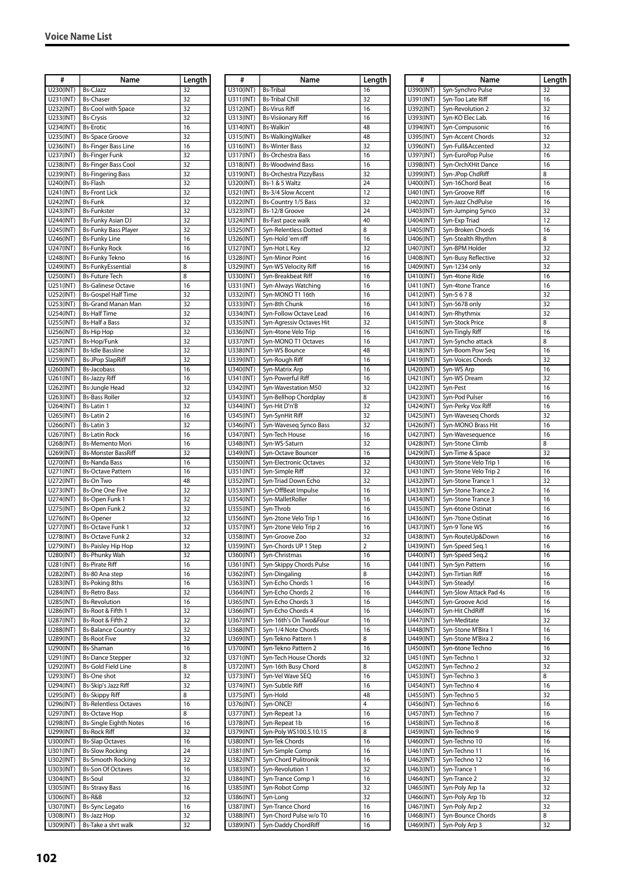## Voice Name List

| # | Name | Length |
|---|---|---|
| U230(INT) | Bs-CJazz | 32 |
| U231(INT) | Bs-Chaser | 32 |
| U232(INT) | Bs-Cool with Space | 32 |
| U233(INT) | Bs-Crysis | 32 |
| U234(INT) | Bs-Erotic | 16 |
| U235(INT) | Bs-Space Groove | 32 |
| U236(INT) | Bs-Finger Bass Line | 16 |
| U237(INT) | Bs-Finger Funk | 32 |
| U238(INT) | Bs-Finger Bass Cool | 32 |
| U239(INT) | Bs-Fingering Bass | 32 |
| U240(INT) | Bs-Flash | 32 |
| U241(INT) | Bs-Front Lick | 32 |
| U242(INT) | Bs-Funk | 32 |
| U243(INT) | Bs-Funkster | 32 |
| U244(INT) | Bs-Funky Asian DJ | 32 |
| U245(INT) | Bs-Funky Bass Player | 32 |
| U246(INT) | Bs-Funky Line | 16 |
| U247(INT) | Bs-Funky Rock | 16 |
| U248(INT) | Bs-Funky Tekno | 16 |
| U249(INT) | Bs-FunkyEssential | 8 |
| U250(INT) | Bs-Future Tech | 8 |
| U251(INT) | Bs-Galinese Octave | 16 |
| U252(INT) | Bs-Gospel Half Time | 32 |
| U253(INT) | Bs-Grand Manan Man | 32 |
| U254(INT) | Bs-Half Time | 32 |
| U255(INT) | Bs-Half a Bass | 32 |
| U256(INT) | Bs-Hip Hop | 32 |
| U257(INT) | Bs-Hop/Funk | 32 |
| U258(INT) | Bs-Idle Bassline | 32 |
| U259(INT) | Bs-JPop SlapRiff | 32 |
| U260(INT) | Bs-Jacobass | 16 |
| U261(INT) | Bs-Jazzy Riff | 16 |
| U262(INT) | Bs-Jungle Head | 32 |
| U263(INT) | Bs-Bass Roller | 32 |
| U264(INT) | Bs-Latin 1 | 32 |
| U265(INT) | Bs-Latin 2 | 16 |
| U266(INT) | Bs-Latin 3 | 32 |
| U267(INT) | Bs-Latin Rock | 16 |
| U268(INT) | Bs-Memento Mori | 16 |
| U269(INT) | Bs-Monster BassRiff | 32 |
| U270(INT) | Bs-Nanda Bass | 16 |
| U271(INT) | Bs-Octave Pattern | 16 |
| U272(INT) | Bs-On Two | 48 |
| U273(INT) | Bs-One One Five | 32 |
| U274(INT) | Bs-Open Funk 1 | 32 |
| U275(INT) | Bs-Open Funk 2 | 32 |
| U276(INT) | Bs-Opener | 32 |
| U277(INT) | Bs-Octave Funk 1 | 32 |
| U278(INT) | Bs-Octave Funk 2 | 32 |
| U279(INT) | Bs-Paisley Hip Hop | 32 |
| U280(INT) | Bs-Phunky Wah | 32 |
| U281(INT) | Bs-Pirate Riff | 16 |
| U282(INT) | Bs-80 Ana step | 16 |
| U283(INT) | Bs-Poking 8ths | 16 |
| U284(INT) | Bs-Retro Bass | 32 |
| U285(INT) | Bs-Revolution | 16 |
| U286(INT) | Bs-Root & Fifth 1 | 32 |
| U287(INT) | Bs-Root & Fifth 2 | 32 |
| U288(INT) | Bs-Balance Country | 32 |
| U289(INT) | Bs-Root Five | 32 |
| U290(INT) | Bs-Shaman | 16 |
| U291(INT) | Bs-Dance Stepper | 32 |
| U292(INT) | Bs-Gold Field Line | 8 |
| U293(INT) | Bs-One shot | 32 |
| U294(INT) | Bs-Skip's Jazz Riff | 32 |
| U295(INT) | Bs-Skippy Riff | 8 |
| U296(INT) | Bs-Relentless Octaves | 16 |
| U297(INT) | Bs-Octave Hop | 8 |
| U298(INT) | Bs-Single Eighth Notes | 16 |
| U299(INT) | Bs-Rock Riff | 32 |
| U300(INT) | Bs-Slap Octaves | 16 |
| U301(INT) | Bs-Slow Rocking | 24 |
| U302(INT) | Bs-Smooth Rocking | 32 |
| U303(INT) | Bs-Son Of Octaves | 16 |
| U304(INT) | Bs-Soul | 32 |
| U305(INT) | Bs-Stravy Bass | 16 |
| U306(INT) | Bs-R&B | 32 |
| U307(INT) | Bs-Sync Legato | 16 |
| U308(INT) | Bs-Jazz Hop | 32 |
| U309(INT) | Bs-Take a shrt walk | 32 |
| U310(INT) | Bs-Tribal | 16 |
| U311(INT) | Bs-Tribal Chill | 32 |
| U312(INT) | Bs-Virus Riff | 16 |
| U313(INT) | Bs-Visiionary Riff | 16 |
| U314(INT) | Bs-Walkin' | 48 |
| U315(INT) | Bs-WalkingWalker | 48 |
| U316(INT) | Bs-Winter Bass | 32 |
| U317(INT) | Bs-Orchestra Bass | 16 |
| U318(INT) | Bs-Woodwind Bass | 16 |
| U319(INT) | Bs-Orchestra PizzyBass | 32 |
| U320(INT) | Bs-1 & 5 Waltz | 24 |
| U321(INT) | Bs-3/4 Slow Accent | 12 |
| U322(INT) | Bs-Country 1/5 Bass | 32 |
| U323(INT) | Bs-12/8 Groove | 24 |
| U324(INT) | Bs-Fast pace walk | 40 |
| U325(INT) | Syn-Relentless Dotted | 8 |
| U326(INT) | Syn-Hold 'em riff | 16 |
| U327(INT) | Syn-Hot L Key | 32 |
| U328(INT) | Syn-Minor Point | 16 |
| U329(INT) | Syn-WS Velocity Riff | 16 |
| U330(INT) | Syn-Breakbeat Riff | 16 |
| U331(INT) | Syn-Always Watching | 16 |
| U332(INT) | Syn-MONO T1 16th | 16 |
| U333(INT) | Syn-8th Chunk | 16 |
| U334(INT) | Syn-Follow Octave Lead | 16 |
| U335(INT) | Syn-Agressiv Octaves Hit | 32 |
| U336(INT) | Syn-4tone Velo Trip | 16 |
| U337(INT) | Syn-MONO T1 Octaves | 16 |
| U338(INT) | Syn-WS Bounce | 48 |
| U339(INT) | Syn-Rough Riff | 16 |
| U340(INT) | Syn-Matrix Arp | 16 |
| U341(INT) | Syn-Powerful Riff | 16 |
| U342(INT) | Syn-Wavestation M50 | 32 |
| U343(INT) | Syn-Bellhop Chordplay | 8 |
| U344(INT) | Syn-Hit D'n'B | 32 |
| U345(INT) | Syn-SynHit Riff | 32 |
| U346(INT) | Syn-Waveseq Synco Bass | 32 |
| U347(INT) | Syn-Tech House | 16 |
| U348(INT) | Syn-WS-Saturn | 32 |
| U349(INT) | Syn-Octave Bouncer | 16 |
| U350(INT) | Syn-Electronic Octaves | 32 |
| U351(INT) | Syn-Simple Riff | 32 |
| U352(INT) | Syn-Triad Down Echo | 32 |
| U353(INT) | Syn-OffBeat Impulse | 16 |
| U354(INT) | Syn-MalletRoller | 16 |
| U355(INT) | Syn-Throb | 16 |
| U356(INT) | Syn-2tone Velo Trip 1 | 16 |
| U357(INT) | Syn-2tone Velo Trip 2 | 16 |
| U358(INT) | Syn-Groove Zoo | 32 |
| U359(INT) | Syn-Chords UP 1 Step | 2 |
| U360(INT) | Syn-Christmas | 16 |
| U361(INT) | Syn-Skippy Chords Pulse | 16 |
| U362(INT) | Syn-Dingaling | 8 |
| U363(INT) | Syn-Echo Chords 1 | 16 |
| U364(INT) | Syn-Echo Chords 2 | 16 |
| U365(INT) | Syn-Echo Chords 3 | 16 |
| U366(INT) | Syn-Echo Chords 4 | 16 |
| U367(INT) | Syn-16th's On Two&Four | 16 |
| U368(INT) | Syn-1/4 Note Chords | 16 |
| U369(INT) | Syn-Tekno Pattern 1 | 8 |
| U370(INT) | Syn-Tekno Pattern 2 | 16 |
| U371(INT) | Syn-Tech House Chords | 32 |
| U372(INT) | Syn-16th Busy Chord | 8 |
| U373(INT) | Syn-Vel Wave SEQ | 16 |
| U374(INT) | Syn-Subtle Riff | 16 |
| U375(INT) | Syn-Hold | 48 |
| U376(INT) | Syn-ONCE! | 4 |
| U377(INT) | Syn-Repeat 1a | 16 |
| U378(INT) | Syn-Repeat 1b | 16 |
| U379(INT) | Syn-Poly WS100.5.10.15 | 8 |
| U380(INT) | Syn-Tek Chords | 16 |
| U381(INT) | Syn-Simple Comp | 16 |
| U382(INT) | Syn-Chord Pulitronik | 16 |
| U383(INT) | Syn-Revolution 1 | 32 |
| U384(INT) | Syn-Trance Comp 1 | 16 |
| U385(INT) | Syn-Robot Comp | 32 |
| U386(INT) | Syn-Long | 32 |
| U387(INT) | Syn-Trance Chord | 16 |
| U388(INT) | Syn-Chord Pulse w/o T0 | 16 |
| U389(INT) | Syn-Daddy ChordRiff | 16 |
| U390(INT) | Syn-Synchro Pulse | 32 |
| U391(INT) | Syn-Too Late Riff | 16 |
| U392(INT) | Syn-Revolution 2 | 32 |
| U393(INT) | Syn-KO Elec Lab. | 16 |
| U394(INT) | Syn-Compusonic | 16 |
| U395(INT) | Syn-Accent Chords | 32 |
| U396(INT) | Syn-Full&Accented | 32 |
| U397(INT) | Syn-EuroPop Pulse | 16 |
| U398(INT) | Syn-OrchXHit Dance | 16 |
| U399(INT) | Syn-JPop ChdRiff | 8 |
| U400(INT) | Syn-16Chord Beat | 16 |
| U401(INT) | Syn-Groove Riff | 16 |
| U402(INT) | Syn-Jazz ChdPulse | 16 |
| U403(INT) | Syn-Jumping Synco | 32 |
| U404(INT) | Syn-Exp Triad | 12 |
| U405(INT) | Syn-Broken Chords | 16 |
| U406(INT) | Syn-Stealth Rhythm | 8 |
| U407(INT) | Syn-BPM Holder | 32 |
| U408(INT) | Syn-Busy Reflective | 32 |
| U409(INT) | Syn-1234 only | 32 |
| U410(INT) | Syn-4tone Ride | 16 |
| U411(INT) | Syn-4tone Trance | 16 |
| U412(INT) | Syn-5 6 7 8 | 32 |
| U413(INT) | Syn-5678 only | 32 |
| U414(INT) | Syn-Rhythmix | 32 |
| U415(INT) | Syn-Stock Price | 8 |
| U416(INT) | Syn-Tingly Riff | 16 |
| U417(INT) | Syn-Syncho attack | 8 |
| U418(INT) | Syn-Boom Pow Seq | 16 |
| U419(INT) | Syn-Voices Chords | 32 |
| U420(INT) | Syn-WS Arp | 16 |
| U421(INT) | Syn-WS Dream | 32 |
| U422(INT) | Syn-Pest | 16 |
| U423(INT) | Syn-Pod Pulser | 16 |
| U424(INT) | Syn-Perky Vox Riff | 16 |
| U425(INT) | Syn-Waveseq Chords | 32 |
| U426(INT) | Syn-MONO Brass Hit | 16 |
| U427(INT) | Syn-Wavesequence | 16 |
| U428(INT) | Syn-5tone Climb | 8 |
| U429(INT) | Syn-Time & Space | 32 |
| U430(INT) | Syn-5tone Velo Trip 1 | 16 |
| U431(INT) | Syn-5tone Velo Trip 2 | 16 |
| U432(INT) | Syn-5tone Trance 1 | 32 |
| U433(INT) | Syn-5tone Trance 2 | 16 |
| U434(INT) | Syn-5tone Trance 3 | 16 |
| U435(INT) | Syn-6tone Ostinat | 16 |
| U436(INT) | Syn-7tone Ostinat | 16 |
| U437(INT) | Syn-9 Tone WS | 16 |
| U438(INT) | Syn-RouteUp&Down | 16 |
| U439(INT) | Syn-Speed Seq.1 | 16 |
| U440(INT) | Syn-Speed Seq.2 | 16 |
| U441(INT) | Syn-Syn Pattern | 16 |
| U442(INT) | Syn-Tirtian Riff | 16 |
| U443(INT) | Syn-Steady! | 16 |
| U444(INT) | Syn-Slow Attack Pad 4s | 16 |
| U445(INT) | Syn-Groove Acid | 16 |
| U446(INT) | Syn-Hit ChdRiff | 16 |
| U447(INT) | Syn-Meditate | 32 |
| U448(INT) | Syn-5tone M'Bira 1 | 16 |
| U449(INT) | Syn-5tone M'Bira 2 | 16 |
| U450(INT) | Syn-6tone Techno | 16 |
| U451(INT) | Syn-Techno 1 | 32 |
| U452(INT) | Syn-Techno 2 | 32 |
| U453(INT) | Syn-Techno 3 | 8 |
| U454(INT) | Syn-Techno 4 | 16 |
| U455(INT) | Syn-Techno 5 | 32 |
| U456(INT) | Syn-Techno 6 | 16 |
| U457(INT) | Syn-Techno 7 | 16 |
| U458(INT) | Syn-Techno 8 | 16 |
| U459(INT) | Syn-Techno 9 | 16 |
| U460(INT) | Syn-Techno 10 | 16 |
| U461(INT) | Syn-Techno 11 | 16 |
| U462(INT) | Syn-Techno 12 | 16 |
| U463(INT) | Syn-Trance 1 | 16 |
| U464(INT) | Syn-Trance 2 | 32 |
| U465(INT) | Syn-Poly Arp 1a | 32 |
| U466(INT) | Syn-Poly Arp 1b | 32 |
| U467(INT) | Syn-Poly Arp 2 | 32 |
| U468(INT) | Syn-Bounce Chords | 8 |
| U469(INT) | Syn-Poly Arp 3 | 32 |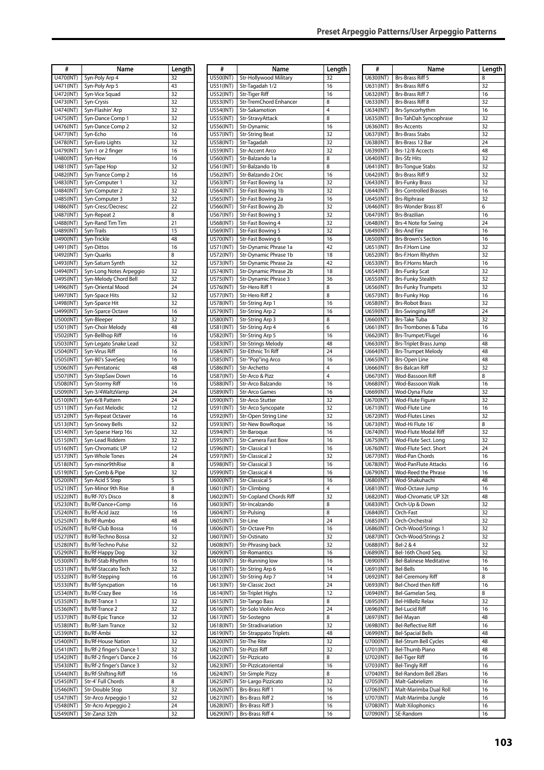| # | Name | Length |
|---|---|---|
| U470(INT) | Syn-Poly Arp 4 | 32 |
| U471(INT) | Syn-Poly Arp 5 | 43 |
| U472(INT) | Syn-Vice Squad | 32 |
| U473(INT) | Syn-Crysis | 32 |
| U474(INT) | Syn-Flashin' Arp | 32 |
| U475(INT) | Syn-Dance Comp 1 | 32 |
| U476(INT) | Syn-Dance Comp 2 | 32 |
| U477(INT) | Syn-Echo | 16 |
| U478(INT) | Syn-Euro Lights | 32 |
| U479(INT) | Syn-1 or 2 finger | 16 |
| U480(INT) | Syn-How | 16 |
| U481(INT) | Syn-Tape Hop | 32 |
| U482(INT) | Syn-Trance Comp 2 | 16 |
| U483(INT) | Syn-Computer 1 | 32 |
| U484(INT) | Syn-Computer 2 | 32 |
| U485(INT) | Syn-Computer 3 | 32 |
| U486(INT) | Syn-Cresc/Decresc | 22 |
| U487(INT) | Syn-Repeat 2 | 8 |
| U488(INT) | Syn-Rand Tim Tim | 21 |
| U489(INT) | Syn-Trails | 15 |
| U490(INT) | Syn-Trickle | 48 |
| U491(INT) | Syn-Dittos | 16 |
| U492(INT) | Syn-Quarks | 8 |
| U493(INT) | Syn-Saturn Synth | 32 |
| U494(INT) | Syn-Long Notes Arpeggio | 32 |
| U495(INT) | Syn-Melody Chord Bell | 32 |
| U496(INT) | Syn-Oriental Mood | 24 |
| U497(INT) | Syn-Space Hits | 32 |
| U498(INT) | Syn-Sparce Hit | 32 |
| U499(INT) | Syn-Sparce Octave | 16 |
| U500(INT) | Syn-Bleeper | 32 |
| U501(INT) | Syn-Choir Melody | 48 |
| U502(INT) | Syn-Bellhop Riff | 16 |
| U503(INT) | Syn-Legato Snake Lead | 32 |
| U504(INT) | Syn-Virus Riff | 16 |
| U505(INT) | Syn-80's SaveSeq | 16 |
| U506(INT) | Syn-Pentatonic | 48 |
| U507(INT) | Syn-StepSaw Down | 16 |
| U508(INT) | Syn-Stormy Riff | 16 |
| U509(INT) | Syn-3/4WaltzVamp | 24 |
| U510(INT) | Syn-6/8 Pattern | 24 |
| U511(INT) | Syn-Fast Melodic | 12 |
| U512(INT) | Syn-Repeat Octaver | 16 |
| U513(INT) | Syn-Snowy Bells | 32 |
| U514(INT) | Syn-Sparse Harp 16s | 32 |
| U515(INT) | Syn-Lead Riddem | 32 |
| U516(INT) | Syn-Chromatic UP | 12 |
| U517(INT) | Syn-Whole Tones | 24 |
| U518(INT) | Syn-minor9thRise | 8 |
| U519(INT) | Syn-Comb & Pipe | 32 |
| U520(INT) | Syn-Acid 5 Step | 5 |
| U521(INT) | Syn-Minor 9th Rise | 8 |
| U522(INT) | Bs/Rf-70's Disco | 8 |
| U523(INT) | Bs/Rf-Dance+Comp | 16 |
| U524(INT) | Bs/Rf-Acid Jazz | 16 |
| U525(INT) | Bs/Rf-Rumbo | 48 |
| U526(INT) | Bs/Rf-Club Bossa | 16 |
| U527(INT) | Bs/Rf-Techno Bossa | 32 |
| U528(INT) | Bs/Rf-Techno Pulse | 32 |
| U529(INT) | Bs/Rf-Happy Dog | 32 |
| U530(INT) | Bs/Rf-Stab Rhythm | 16 |
| U531(INT) | Bs/Rf-Staccato Tech | 32 |
| U532(INT) | Bs/Rf-Stepping | 16 |
| U533(INT) | Bs/Rf-Syncpation | 16 |
| U534(INT) | Bs/Rf-Crazy Bee | 16 |
| U535(INT) | Bs/Rf-Trance 1 | 32 |
| U536(INT) | Bs/Rf-Trance 2 | 32 |
| U537(INT) | Bs/Rf-Epic Trance | 32 |
| U538(INT) | Bs/Rf-3am Trance | 32 |
| U539(INT) | Bs/Rf-Ambi | 32 |
| U540(INT) | Bs/Rf-House Nation | 32 |
| U541(INT) | Bs/Rf-2 finger's Dance 1 | 32 |
| U542(INT) | Bs/Rf-2 finger's Dance 2 | 16 |
| U543(INT) | Bs/Rf-2 finger's Dance 3 | 32 |
| U544(INT) | Bs/Rf-Shifting Riff | 16 |
| U545(INT) | Str-4' Full Chords | 8 |
| U546(INT) | Str-Double Stop | 32 |
| U547(INT) | Str-Arco Arpeggio 1 | 32 |
| U548(INT) | Str-Acro Arpeggio 2 | 24 |
| U549(INT) | Str-Zanzi 32th | 32 |
| U550(INT) | Str-Hollywood Military | 32 |
| U551(INT) | Str-Tagadah 1/2 | 16 |
| U552(INT) | Str-Tiger Riff | 16 |
| U553(INT) | Str-TremChord Enhancer | 8 |
| U554(INT) | Str-Sakamotion | 4 |
| U555(INT) | Str-StravyAttack | 8 |
| U556(INT) | Str-Dynamic | 16 |
| U557(INT) | Str-String Beat | 32 |
| U558(INT) | Str-Tagadah | 32 |
| U559(INT) | Str-Accent Arco | 32 |
| U560(INT) | Str-Balzando 1a | 8 |
| U561(INT) | Str-Balzando 1b | 8 |
| U562(INT) | Str-Balzando 2 Orc | 16 |
| U563(INT) | Str-Fast Bowing 1a | 32 |
| U564(INT) | Str-Fast Bowing 1b | 32 |
| U565(INT) | Str-Fast Bowing 2a | 16 |
| U566(INT) | Str-Fast Bowing 2b | 32 |
| U567(INT) | Str-Fast Bowing 3 | 32 |
| U568(INT) | Str-Fast Bowing 4 | 32 |
| U569(INT) | Str-Fast Bowing 5 | 32 |
| U570(INT) | Str-Fast Bowing 6 | 16 |
| U571(INT) | Str-Dynamic Phrase 1a | 42 |
| U572(INT) | Str-Dynamic Phrase 1b | 18 |
| U573(INT) | Str-Dynamic Phrase 2a | 42 |
| U574(INT) | Str-Dynamic Phrase 2b | 18 |
| U575(INT) | Str-Dynamic Phrase 3 | 36 |
| U576(INT) | Str-Hero Riff 1 | 8 |
| U577(INT) | Str-Hero Riff 2 | 8 |
| U578(INT) | Str-String Arp 1 | 16 |
| U579(INT) | Str-String Arp 2 | 16 |
| U580(INT) | Str-String Arp 3 | 8 |
| U581(INT) | Str-String Arp 4 | 6 |
| U582(INT) | Str-String Arp 5 | 16 |
| U583(INT) | Str-Strings Melody | 48 |
| U584(INT) | Str-Ethnic Tri Riff | 24 |
| U585(INT) | Str-"Pop"ing Arco | 16 |
| U586(INT) | Str-Archetto | 4 |
| U587(INT) | Str-Arco & Pizz | 4 |
| U588(INT) | Str-Arco Balzando | 16 |
| U589(INT) | Str-Arco Games | 16 |
| U590(INT) | Str-Arco Stutter | 32 |
| U591(INT) | Str-Arco Syncopate | 32 |
| U592(INT) | Str-Open String Line | 32 |
| U593(INT) | Str-New BowRoque | 16 |
| U594(INT) | Str-Baroque | 16 |
| U595(INT) | Str-Camera Fast Bow | 16 |
| U596(INT) | Str-Classical 1 | 16 |
| U597(INT) | Str-Classical 2 | 32 |
| U598(INT) | Str-Classical 3 | 16 |
| U599(INT) | Str-Classical 4 | 16 |
| U600(INT) | Str-Classical 5 | 16 |
| U601(INT) | Str-Climbing | 4 |
| U602(INT) | Str-Copland Chords Riff | 32 |
| U603(INT) | Str-Incalzando | 8 |
| U604(INT) | Str-Pulsing | 8 |
| U605(INT) | Str-Line | 24 |
| U606(INT) | Str-Octave Ptn | 16 |
| U607(INT) | Str-Ostinato | 32 |
| U608(INT) | Str-Phrasing back | 32 |
| U609(INT) | Str-Romantics | 16 |
| U610(INT) | Str-Running low | 16 |
| U611(INT) | Str-String Arp 6 | 14 |
| U612(INT) | Str-String Arp 7 | 14 |
| U613(INT) | Str-Classic 2oct | 24 |
| U614(INT) | Str-Triplet Highs | 12 |
| U615(INT) | Str-Tango Bass | 8 |
| U616(INT) | Str-Solo Violin Arco | 24 |
| U617(INT) | Str-Sostegno | 8 |
| U618(INT) | Str-Stradivariation | 32 |
| U619(INT) | Str-Strappato Triplets | 48 |
| U620(INT) | Str-The Rite | 32 |
| U621(INT) | Str-Pizzi Riff | 32 |
| U622(INT) | Str-Pizzicato | 8 |
| U623(INT) | Str-Pizzicatoriental | 16 |
| U624(INT) | Str-Simple Pizzy | 8 |
| U625(INT) | Str-Largo Pizzicato | 32 |
| U626(INT) | Brs-Brass Riff 1 | 16 |
| U627(INT) | Brs-Brass Riff 2 | 16 |
| U628(INT) | Brs-Brass Riff 3 | 16 |
| U629(INT) | Brs-Brass Riff 4 | 16 |
| U630(INT) | Brs-Brass Riff 5 | 8 |
| U631(INT) | Brs-Brass Riff 6 | 32 |
| U632(INT) | Brs-Brass Riff 7 | 16 |
| U633(INT) | Brs-Brass Riff 8 | 32 |
| U634(INT) | Brs-Syncorhythm | 16 |
| U635(INT) | Brs-TahDah Syncophrase | 32 |
| U636(INT) | Brs-Accents | 32 |
| U637(INT) | Brs-Brass Stabs | 32 |
| U638(INT) | Brs-Brass 12 Bar | 24 |
| U639(INT) | Brs-12/8 Accects | 48 |
| U640(INT) | Brs-Sfz Hits | 32 |
| U641(INT) | Brs-Tongue Stabs | 32 |
| U642(INT) | Brs-Brass Riff 9 | 32 |
| U643(INT) | Brs-Funky Brass | 32 |
| U644(INT) | Brs-Controlled Brasses | 16 |
| U645(INT) | Brs-Riphrase | 32 |
| U646(INT) | Brs-Wonder Brass 8T | 6 |
| U647(INT) | Brs-Brazilian | 16 |
| U648(INT) | Brs-4 Note for Swing | 24 |
| U649(INT) | Brs-And Fire | 16 |
| U650(INT) | Brs-Brown's Section | 16 |
| U651(INT) | Brs-F.Horn Line | 32 |
| U652(INT) | Brs-F.Horn Rhythm | 32 |
| U653(INT) | Brs-F.Horns March | 16 |
| U654(INT) | Brs-Funky Scat | 32 |
| U655(INT) | Brs-Funky Stealth | 32 |
| U656(INT) | Brs-Funky Trumpets | 32 |
| U657(INT) | Brs-Funky Hop | 16 |
| U658(INT) | Brs-Robot Brass | 32 |
| U659(INT) | Brs-Swinging Riff | 24 |
| U660(INT) | Brs-Take Tuba | 32 |
| U661(INT) | Brs-Trombones & Tuba | 16 |
| U662(INT) | Brs-Trumpet/Flugel | 16 |
| U663(INT) | Brs-Triplet Brass Jump | 48 |
| U664(INT) | Brs-Trumpet Melody | 48 |
| U665(INT) | Brs-Open Line | 48 |
| U666(INT) | Brs-Balcan Riff | 32 |
| U667(INT) | Wod-Bassoon Riff | 8 |
| U668(INT) | Wod-Bassoon Walk | 16 |
| U669(INT) | Wod-Dyna Flute | 32 |
| U670(INT) | Wod-Flute Figure | 32 |
| U671(INT) | Wod-Flute Line | 16 |
| U672(INT) | Wod-Flutes Lines | 32 |
| U673(INT) | Wod-Hi Flute 16' | 8 |
| U674(INT) | Wod-Flute Modal Riff | 32 |
| U675(INT) | Wod-Flute Sect. Long | 32 |
| U676(INT) | Wod-Flute Sect. Short | 24 |
| U677(INT) | Wod-Pan Chords | 16 |
| U678(INT) | Wod-PanFlute Attacks | 16 |
| U679(INT) | Wod-Reed the Phrase | 16 |
| U680(INT) | Wod-Shakuhachi | 48 |
| U681(INT) | Wod-Octave Jump | 16 |
| U682(INT) | Wod-Chromatic UP 32t | 48 |
| U683(INT) | Orch-Up & Down | 32 |
| U684(INT) | Orch-Fast | 32 |
| U685(INT) | Orch-Orchestral | 32 |
| U686(INT) | Orch-Wood/Strings 1 | 32 |
| U687(INT) | Orch-Wood/Strings 2 | 32 |
| U688(INT) | Bel-2 & 4 | 32 |
| U689(INT) | Bel-16th Chord Seq. | 32 |
| U690(INT) | Bel-Balinese Meditative | 16 |
| U691(INT) | Bel-Bells | 16 |
| U692(INT) | Bel-Ceremony Riff | 8 |
| U693(INT) | Bel-Chord then Riff | 16 |
| U694(INT) | Bel-Gamelan Seq. | 8 |
| U695(INT) | Bel-HiBellz Relax | 32 |
| U696(INT) | Bel-Lucid Riff | 16 |
| U697(INT) | Bel-Mayan | 48 |
| U698(INT) | Bel-Reflective Riff | 16 |
| U699(INT) | Bel-Spacial Bells | 48 |
| U700(INT) | Bel-Strum Bell Cycles | 48 |
| U701(INT) | Bel-Thumb Piano | 48 |
| U702(INT) | Bel-Tiger Riff | 16 |
| U703(INT) | Bel-Tingly Riff | 16 |
| U704(INT) | Bel-Random Bell 2Bars | 16 |
| U705(INT) | Malt-Gabrielizm | 16 |
| U706(INT) | Malt-Marimba Dual Roll | 16 |
| U707(INT) | Malt-Marimba Jungle | 16 |
| U708(INT) | Malt-Xilophonics | 16 |
| U709(INT) | SE-Random | 16 |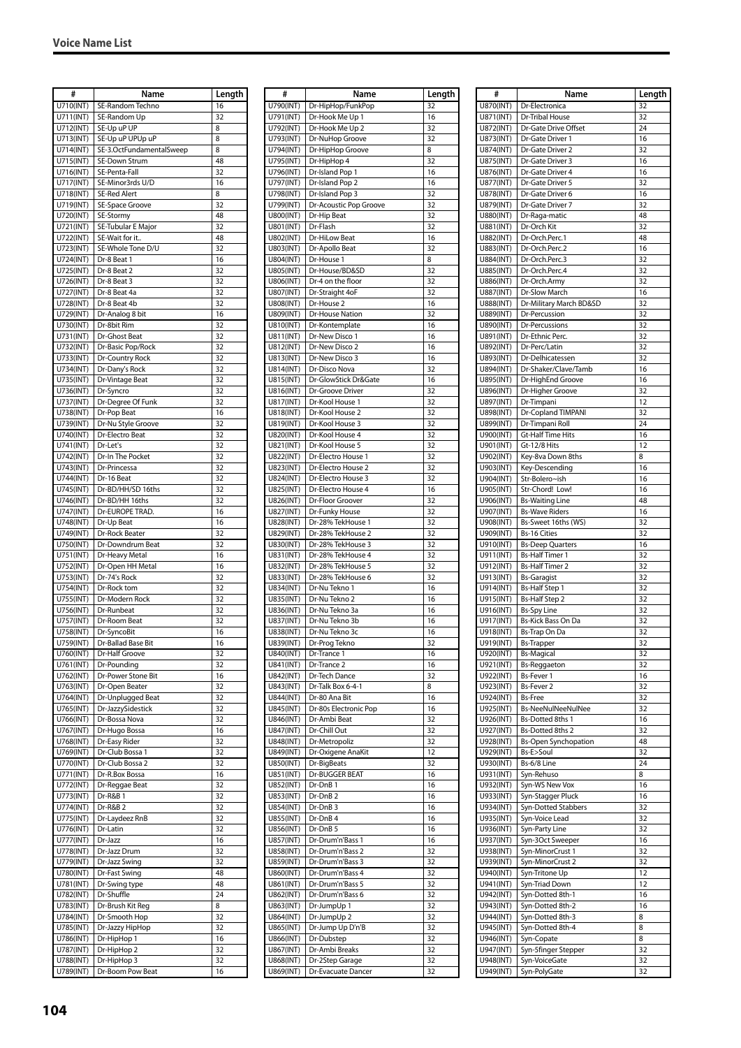## Voice Name List

| # | Name | Length |
|---|---|---|
| U710(INT) | SE-Random Techno | 16 |
| U711(INT) | SE-Random Up | 32 |
| U712(INT) | SE-Up uP UP | 8 |
| U713(INT) | SE-Up uP UPUp uP | 8 |
| U714(INT) | SE-3.OctFundamentalSweep | 8 |
| U715(INT) | SE-Down Strum | 48 |
| U716(INT) | SE-Penta-Fall | 32 |
| U717(INT) | SE-Minor3rds U/D | 16 |
| U718(INT) | SE-Red Alert | 8 |
| U719(INT) | SE-Space Groove | 32 |
| U720(INT) | SE-Stormy | 48 |
| U721(INT) | SE-Tubular E Major | 32 |
| U722(INT) | SE-Wait for it.. | 48 |
| U723(INT) | SE-Whole Tone D/U | 32 |
| U724(INT) | Dr-8 Beat 1 | 16 |
| U725(INT) | Dr-8 Beat 2 | 32 |
| U726(INT) | Dr-8 Beat 3 | 32 |
| U727(INT) | Dr-8 Beat 4a | 32 |
| U728(INT) | Dr-8 Beat 4b | 32 |
| U729(INT) | Dr-Analog 8 bit | 16 |
| U730(INT) | Dr-8bit Rim | 32 |
| U731(INT) | Dr-Ghost Beat | 32 |
| U732(INT) | Dr-Basic Pop/Rock | 32 |
| U733(INT) | Dr-Country Rock | 32 |
| U734(INT) | Dr-Dany's Rock | 32 |
| U735(INT) | Dr-Vintage Beat | 32 |
| U736(INT) | Dr-Syncro | 32 |
| U737(INT) | Dr-Degree Of Funk | 32 |
| U738(INT) | Dr-Pop Beat | 16 |
| U739(INT) | Dr-Nu Style Groove | 32 |
| U740(INT) | Dr-Electro Beat | 32 |
| U741(INT) | Dr-Let's | 32 |
| U742(INT) | Dr-In The Pocket | 32 |
| U743(INT) | Dr-Princessa | 32 |
| U744(INT) | Dr-16 Beat | 32 |
| U745(INT) | Dr-BD/HH/SD 16ths | 32 |
| U746(INT) | Dr-BD/HH 16ths | 32 |
| U747(INT) | Dr-EUROPE TRAD. | 16 |
| U748(INT) | Dr-Up Beat | 16 |
| U749(INT) | Dr-Rock Beater | 32 |
| U750(INT) | Dr-Downdrum Beat | 32 |
| U751(INT) | Dr-Heavy Metal | 16 |
| U752(INT) | Dr-Open HH Metal | 16 |
| U753(INT) | Dr-74's Rock | 32 |
| U754(INT) | Dr-Rock tom | 32 |
| U755(INT) | Dr-Modern Rock | 32 |
| U756(INT) | Dr-Runbeat | 32 |
| U757(INT) | Dr-Room Beat | 32 |
| U758(INT) | Dr-SyncoBit | 16 |
| U759(INT) | Dr-Ballad Base Bit | 16 |
| U760(INT) | Dr-Half Groove | 32 |
| U761(INT) | Dr-Pounding | 32 |
| U762(INT) | Dr-Power Stone Bit | 16 |
| U763(INT) | Dr-Open Beater | 32 |
| U764(INT) | Dr-Unplugged Beat | 32 |
| U765(INT) | Dr-JazzySidestick | 32 |
| U766(INT) | Dr-Bossa Nova | 32 |
| U767(INT) | Dr-Hugo Bossa | 16 |
| U768(INT) | Dr-Easy Rider | 32 |
| U769(INT) | Dr-Club Bossa 1 | 32 |
| U770(INT) | Dr-Club Bossa 2 | 32 |
| U771(INT) | Dr-R.Box Bossa | 16 |
| U772(INT) | Dr-Reggae Beat | 32 |
| U773(INT) | Dr-R&B 1 | 32 |
| U774(INT) | Dr-R&B 2 | 32 |
| U775(INT) | Dr-Laydeez RnB | 32 |
| U776(INT) | Dr-Latin | 32 |
| U777(INT) | Dr-Jazz | 16 |
| U778(INT) | Dr-Jazz Drum | 32 |
| U779(INT) | Dr-Jazz Swing | 32 |
| U780(INT) | Dr-Fast Swing | 48 |
| U781(INT) | Dr-Swing type | 48 |
| U782(INT) | Dr-Shuffle | 24 |
| U783(INT) | Dr-Brush Kit Reg | 8 |
| U784(INT) | Dr-Smooth Hop | 32 |
| U785(INT) | Dr-Jazzy HipHop | 32 |
| U786(INT) | Dr-HipHop 1 | 16 |
| U787(INT) | Dr-HipHop 2 | 32 |
| U788(INT) | Dr-HipHop 3 | 32 |
| U789(INT) | Dr-Boom Pow Beat | 16 |
| U790(INT) | Dr-HipHop/FunkPop | 32 |
| U791(INT) | Dr-Hook Me Up 1 | 16 |
| U792(INT) | Dr-Hook Me Up 2 | 32 |
| U793(INT) | Dr-NuHop Groove | 32 |
| U794(INT) | Dr-HipHop Groove | 8 |
| U795(INT) | Dr-HipHop 4 | 32 |
| U796(INT) | Dr-Island Pop 1 | 16 |
| U797(INT) | Dr-Island Pop 2 | 16 |
| U798(INT) | Dr-Island Pop 3 | 32 |
| U799(INT) | Dr-Acoustic Pop Groove | 32 |
| U800(INT) | Dr-Hip Beat | 32 |
| U801(INT) | Dr-Flash | 32 |
| U802(INT) | Dr-HiLow Beat | 16 |
| U803(INT) | Dr-Apollo Beat | 32 |
| U804(INT) | Dr-House 1 | 8 |
| U805(INT) | Dr-House/BD&SD | 32 |
| U806(INT) | Dr-4 on the floor | 32 |
| U807(INT) | Dr-Straight 4oF | 32 |
| U808(INT) | Dr-House 2 | 16 |
| U809(INT) | Dr-House Nation | 32 |
| U810(INT) | Dr-Kontemplate | 16 |
| U811(INT) | Dr-New Disco 1 | 16 |
| U812(INT) | Dr-New Disco 2 | 16 |
| U813(INT) | Dr-New Disco 3 | 16 |
| U814(INT) | Dr-Disco Nova | 32 |
| U815(INT) | Dr-GlowStick Dr&Gate | 16 |
| U816(INT) | Dr-Groove Driver | 32 |
| U817(INT) | Dr-Kool House 1 | 32 |
| U818(INT) | Dr-Kool House 2 | 32 |
| U819(INT) | Dr-Kool House 3 | 32 |
| U820(INT) | Dr-Kool House 4 | 32 |
| U821(INT) | Dr-Kool House 5 | 32 |
| U822(INT) | Dr-Electro House 1 | 32 |
| U823(INT) | Dr-Electro House 2 | 32 |
| U824(INT) | Dr-Electro House 3 | 32 |
| U825(INT) | Dr-Electro House 4 | 16 |
| U826(INT) | Dr-Floor Groover | 32 |
| U827(INT) | Dr-Funky House | 32 |
| U828(INT) | Dr-28% TekHouse 1 | 32 |
| U829(INT) | Dr-28% TekHouse 2 | 32 |
| U830(INT) | Dr-28% TekHouse 3 | 32 |
| U831(INT) | Dr-28% TekHouse 4 | 32 |
| U832(INT) | Dr-28% TekHouse 5 | 32 |
| U833(INT) | Dr-28% TekHouse 6 | 32 |
| U834(INT) | Dr-Nu Tekno 1 | 16 |
| U835(INT) | Dr-Nu Tekno 2 | 16 |
| U836(INT) | Dr-Nu Tekno 3a | 16 |
| U837(INT) | Dr-Nu Tekno 3b | 16 |
| U838(INT) | Dr-Nu Tekno 3c | 16 |
| U839(INT) | Dr-Prog Tekno | 32 |
| U840(INT) | Dr-Trance 1 | 16 |
| U841(INT) | Dr-Trance 2 | 16 |
| U842(INT) | Dr-Tech Dance | 32 |
| U843(INT) | Dr-Talk Box 6-4-1 | 8 |
| U844(INT) | Dr-80 Ana Bit | 16 |
| U845(INT) | Dr-80s Electronic Pop | 16 |
| U846(INT) | Dr-Ambi Beat | 32 |
| U847(INT) | Dr-Chill Out | 32 |
| U848(INT) | Dr-Metropoliz | 32 |
| U849(INT) | Dr-Oxigene AnaKit | 12 |
| U850(INT) | Dr-BigBeats | 32 |
| U851(INT) | Dr-BUGGER BEAT | 16 |
| U852(INT) | Dr-DnB 1 | 16 |
| U853(INT) | Dr-DnB 2 | 16 |
| U854(INT) | Dr-DnB 3 | 16 |
| U855(INT) | Dr-DnB 4 | 16 |
| U856(INT) | Dr-DnB 5 | 16 |
| U857(INT) | Dr-Drum'n'Bass 1 | 16 |
| U858(INT) | Dr-Drum'n'Bass 2 | 32 |
| U859(INT) | Dr-Drum'n'Bass 3 | 32 |
| U860(INT) | Dr-Drum'n'Bass 4 | 32 |
| U861(INT) | Dr-Drum'n'Bass 5 | 32 |
| U862(INT) | Dr-Drum'n'Bass 6 | 32 |
| U863(INT) | Dr-JumpUp 1 | 32 |
| U864(INT) | Dr-JumpUp 2 | 32 |
| U865(INT) | Dr-Jump Up D'n'B | 32 |
| U866(INT) | Dr-Dubstep | 32 |
| U867(INT) | Dr-Ambi Breaks | 32 |
| U868(INT) | Dr-2Step Garage | 32 |
| U869(INT) | Dr-Evacuate Dancer | 32 |
| U870(INT) | Dr-Electronica | 32 |
| U871(INT) | Dr-Tribal House | 32 |
| U872(INT) | Dr-Gate Drive Offset | 24 |
| U873(INT) | Dr-Gate Driver 1 | 16 |
| U874(INT) | Dr-Gate Driver 2 | 32 |
| U875(INT) | Dr-Gate Driver 3 | 16 |
| U876(INT) | Dr-Gate Driver 4 | 16 |
| U877(INT) | Dr-Gate Driver 5 | 32 |
| U878(INT) | Dr-Gate Driver 6 | 16 |
| U879(INT) | Dr-Gate Driver 7 | 32 |
| U880(INT) | Dr-Raga-matic | 48 |
| U881(INT) | Dr-Orch Kit | 32 |
| U882(INT) | Dr-Orch.Perc.1 | 48 |
| U883(INT) | Dr-Orch.Perc.2 | 16 |
| U884(INT) | Dr-Orch.Perc.3 | 32 |
| U885(INT) | Dr-Orch.Perc.4 | 32 |
| U886(INT) | Dr-Orch.Army | 32 |
| U887(INT) | Dr-Slow March | 16 |
| U888(INT) | Dr-Military March BD&SD | 32 |
| U889(INT) | Dr-Percussion | 32 |
| U890(INT) | Dr-Percussions | 32 |
| U891(INT) | Dr-Ethnic Perc. | 32 |
| U892(INT) | Dr-Perc/Latin | 32 |
| U893(INT) | Dr-Delhicatessen | 32 |
| U894(INT) | Dr-Shaker/Clave/Tamb | 16 |
| U895(INT) | Dr-HighEnd Groove | 16 |
| U896(INT) | Dr-Higher Groove | 32 |
| U897(INT) | Dr-Timpani | 12 |
| U898(INT) | Dr-Copland TIMPANI | 32 |
| U899(INT) | Dr-Timpani Roll | 24 |
| U900(INT) | Gt-Half Time Hits | 16 |
| U901(INT) | Gt-12/8 Hits | 12 |
| U902(INT) | Key-8va Down 8ths | 8 |
| U903(INT) | Key-Descending | 16 |
| U904(INT) | Str-Bolero~ish | 16 |
| U905(INT) | Str-Chord! Low! | 16 |
| U906(INT) | Bs-Waiting Line | 48 |
| U907(INT) | Bs-Wave Riders | 16 |
| U908(INT) | Bs-Sweet 16ths (WS) | 32 |
| U909(INT) | Bs-16 Cities | 32 |
| U910(INT) | Bs-Deep Quarters | 16 |
| U911(INT) | Bs-Half Timer 1 | 32 |
| U912(INT) | Bs-Half Timer 2 | 32 |
| U913(INT) | Bs-Garagist | 32 |
| U914(INT) | Bs-Half Step 1 | 32 |
| U915(INT) | Bs-Half Step 2 | 32 |
| U916(INT) | Bs-Spy Line | 32 |
| U917(INT) | Bs-Kick Bass On Da | 32 |
| U918(INT) | Bs-Trap On Da | 32 |
| U919(INT) | Bs-Trapper | 32 |
| U920(INT) | Bs-Magical | 32 |
| U921(INT) | Bs-Reggaeton | 32 |
| U922(INT) | Bs-Fever 1 | 16 |
| U923(INT) | Bs-Fever 2 | 32 |
| U924(INT) | Bs-Free | 32 |
| U925(INT) | Bs-NeeNulNeeNulNee | 32 |
| U926(INT) | Bs-Dotted 8ths 1 | 16 |
| U927(INT) | Bs-Dotted 8ths 2 | 32 |
| U928(INT) | Bs-Open Synchopation | 48 |
| U929(INT) | Bs-E>Soul | 32 |
| U930(INT) | Bs-6/8 Line | 24 |
| U931(INT) | Syn-Rehuso | 8 |
| U932(INT) | Syn-WS New Vox | 16 |
| U933(INT) | Syn-Stagger Pluck | 16 |
| U934(INT) | Syn-Dotted Stabbers | 32 |
| U935(INT) | Syn-Voice Lead | 32 |
| U936(INT) | Syn-Party Line | 32 |
| U937(INT) | Syn-3Oct Sweeper | 16 |
| U938(INT) | Syn-MinorCrust 1 | 32 |
| U939(INT) | Syn-MinorCrust 2 | 32 |
| U940(INT) | Syn-Tritone Up | 12 |
| U941(INT) | Syn-Triad Down | 12 |
| U942(INT) | Syn-Dotted 8th-1 | 16 |
| U943(INT) | Syn-Dotted 8th-2 | 16 |
| U944(INT) | Syn-Dotted 8th-3 | 8 |
| U945(INT) | Syn-Dotted 8th-4 | 8 |
| U946(INT) | Syn-Copate | 8 |
| U947(INT) | Syn-5finger Stepper | 32 |
| U948(INT) | Syn-VoiceGate | 32 |
| U949(INT) | Syn-PolyGate | 32 |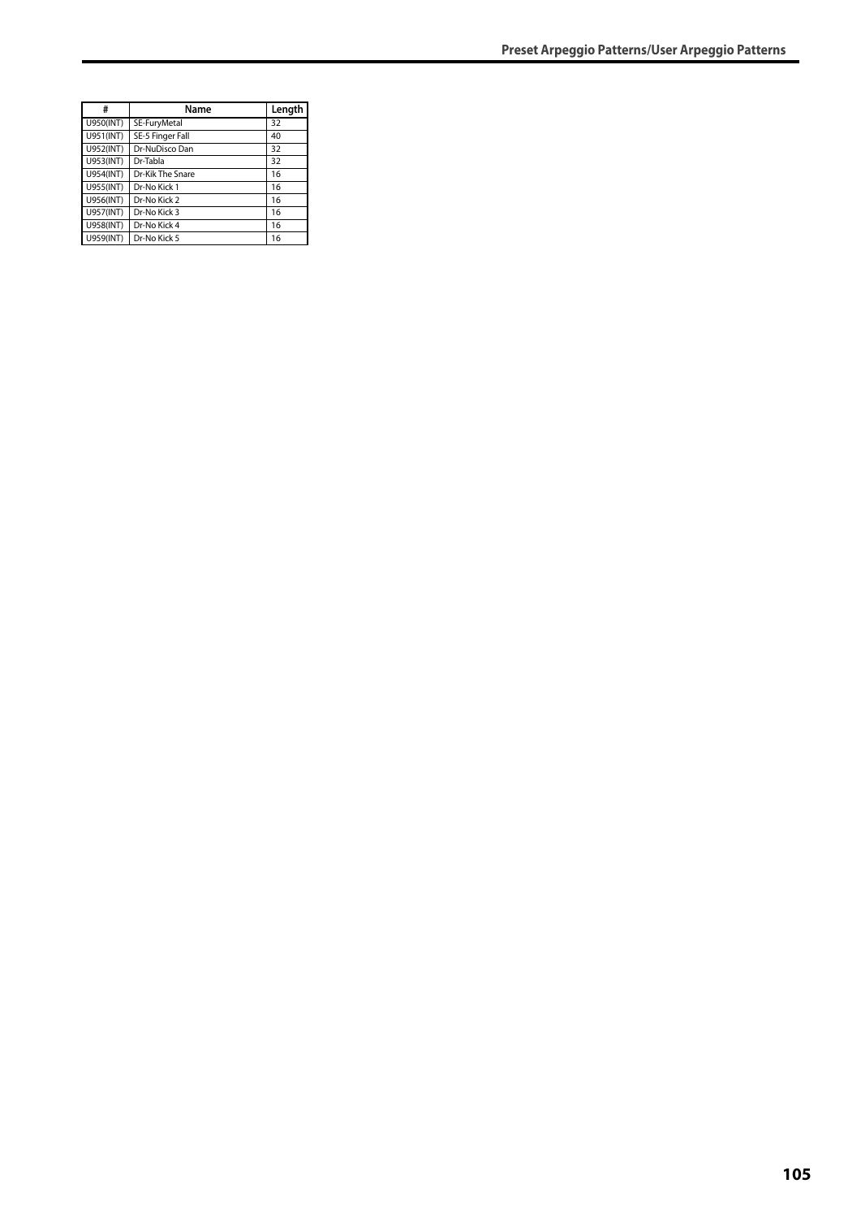| # | Name | Length |
|---|---|---|
| U950(INT) | SE-FuryMetal | 32 |
| U951(INT) | SE-5 Finger Fall | 40 |
| U952(INT) | Dr-NuDisco Dan | 32 |
| U953(INT) | Dr-Tabla | 32 |
| U954(INT) | Dr-Kik The Snare | 16 |
| U955(INT) | Dr-No Kick 1 | 16 |
| U956(INT) | Dr-No Kick 2 | 16 |
| U957(INT) | Dr-No Kick 3 | 16 |
| U958(INT) | Dr-No Kick 4 | 16 |
| U959(INT) | Dr-No Kick 5 | 16 |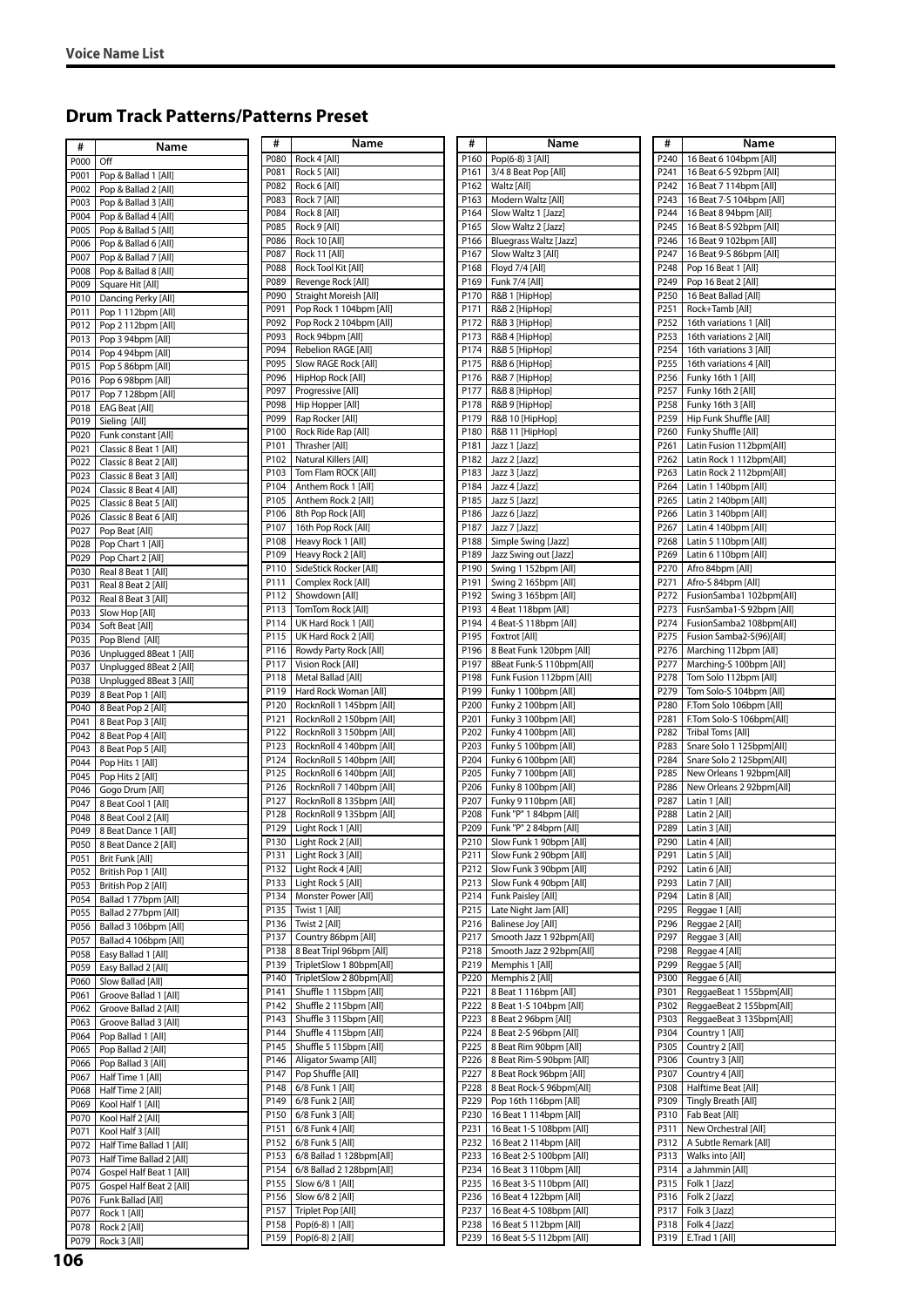## Drum Track Patterns/Patterns Preset

| # | Name |
|---|---|
| P000 | Off |
| P001 | Pop & Ballad 1 [All] |
| P002 | Pop & Ballad 2 [All] |
| P003 | Pop & Ballad 3 [All] |
| P004 | Pop & Ballad 4 [All] |
| P005 | Pop & Ballad 5 [All] |
| P006 | Pop & Ballad 6 [All] |
| P007 | Pop & Ballad 7 [All] |
| P008 | Pop & Ballad 8 [All] |
| P009 | Square Hit [All] |
| P010 | Dancing Perky [All] |
| P011 | Pop 1 112bpm [All] |
| P012 | Pop 2 112bpm [All] |
| P013 | Pop 3 94bpm [All] |
| P014 | Pop 4 94bpm [All] |
| P015 | Pop 5 86bpm [All] |
| P016 | Pop 6 98bpm [All] |
| P017 | Pop 7 128bpm [All] |
| P018 | EAG Beat [All] |
| P019 | Sieling [All] |
| P020 | Funk constant [All] |
| P021 | Classic 8 Beat 1 [All] |
| P022 | Classic 8 Beat 2 [All] |
| P023 | Classic 8 Beat 3 [All] |
| P024 | Classic 8 Beat 4 [All] |
| P025 | Classic 8 Beat 5 [All] |
| P026 | Classic 8 Beat 6 [All] |
| P027 | Pop Beat [All] |
| P028 | Pop Chart 1 [All] |
| P029 | Pop Chart 2 [All] |
| P030 | Real 8 Beat 1 [All] |
| P031 | Real 8 Beat 2 [All] |
| P032 | Real 8 Beat 3 [All] |
| P033 | Slow Hop [All] |
| P034 | Soft Beat [All] |
| P035 | Pop Blend [All] |
| P036 | Unplugged 8Beat 1 [All] |
| P037 | Unplugged 8Beat 2 [All] |
| P038 | Unplugged 8Beat 3 [All] |
| P039 | 8 Beat Pop 1 [All] |
| P040 | 8 Beat Pop 2 [All] |
| P041 | 8 Beat Pop 3 [All] |
| P042 | 8 Beat Pop 4 [All] |
| P043 | 8 Beat Pop 5 [All] |
| P044 | Pop Hits 1 [All] |
| P045 | Pop Hits 2 [All] |
| P046 | Gogo Drum [All] |
| P047 | 8 Beat Cool 1 [All] |
| P048 | 8 Beat Cool 2 [All] |
| P049 | 8 Beat Dance 1 [All] |
| P050 | 8 Beat Dance 2 [All] |
| P051 | Brit Funk [All] |
| P052 | British Pop 1 [All] |
| P053 | British Pop 2 [All] |
| P054 | Ballad 1 77bpm [All] |
| P055 | Ballad 2 77bpm [All] |
| P056 | Ballad 3 106bpm [All] |
| P057 | Ballad 4 106bpm [All] |
| P058 | Easy Ballad 1 [All] |
| P059 | Easy Ballad 2 [All] |
| P060 | Slow Ballad [All] |
| P061 | Groove Ballad 1 [All] |
| P062 | Groove Ballad 2 [All] |
| P063 | Groove Ballad 3 [All] |
| P064 | Pop Ballad 1 [All] |
| P065 | Pop Ballad 2 [All] |
| P066 | Pop Ballad 3 [All] |
| P067 | Half Time 1 [All] |
| P068 | Half Time 2 [All] |
| P069 | Kool Half 1 [All] |
| P070 | Kool Half 2 [All] |
| P071 | Kool Half 3 [All] |
| P072 | Half Time Ballad 1 [All] |
| P073 | Half Time Ballad 2 [All] |
| P074 | Gospel Half Beat 1 [All] |
| P075 | Gospel Half Beat 2 [All] |
| P076 | Funk Ballad [All] |
| P077 | Rock 1 [All] |
| P078 | Rock 2 [All] |
| P079 | Rock 3 [All] |
| P080 | Rock 4 [All] |
| P081 | Rock 5 [All] |
| P082 | Rock 6 [All] |
| P083 | Rock 7 [All] |
| P084 | Rock 8 [All] |
| P085 | Rock 9 [All] |
| P086 | Rock 10 [All] |
| P087 | Rock 11 [All] |
| P088 | Rock Tool Kit [All] |
| P089 | Revenge Rock [All] |
| P090 | Straight Moreish [All] |
| P091 | Pop Rock 1 104bpm [All] |
| P092 | Pop Rock 2 104bpm [All] |
| P093 | Rock 94bpm [All] |
| P094 | Rebelion RAGE [All] |
| P095 | Slow RAGE Rock [All] |
| P096 | HipHop Rock [All] |
| P097 | Progressive [All] |
| P098 | Hip Hopper [All] |
| P099 | Rap Rocker [All] |
| P100 | Rock Ride Rap [All] |
| P101 | Thrasher [All] |
| P102 | Natural Killers [All] |
| P103 | Tom Flam ROCK [All] |
| P104 | Anthem Rock 1 [All] |
| P105 | Anthem Rock 2 [All] |
| P106 | 8th Pop Rock [All] |
| P107 | 16th Pop Rock [All] |
| P108 | Heavy Rock 1 [All] |
| P109 | Heavy Rock 2 [All] |
| P110 | SideStick Rocker [All] |
| P111 | Complex Rock [All] |
| P112 | Showdown [All] |
| P113 | TomTom Rock [All] |
| P114 | UK Hard Rock 1 [All] |
| P115 | UK Hard Rock 2 [All] |
| P116 | Rowdy Party Rock [All] |
| P117 | Vision Rock [All] |
| P118 | Metal Ballad [All] |
| P119 | Hard Rock Woman [All] |
| P120 | RocknRoll 1 145bpm [All] |
| P121 | RocknRoll 2 150bpm [All] |
| P122 | RocknRoll 3 150bpm [All] |
| P123 | RocknRoll 4 140bpm [All] |
| P124 | RocknRoll 5 140bpm [All] |
| P125 | RocknRoll 6 140bpm [All] |
| P126 | RocknRoll 7 140bpm [All] |
| P127 | RocknRoll 8 135bpm [All] |
| P128 | RocknRoll 9 135bpm [All] |
| P129 | Light Rock 1 [All] |
| P130 | Light Rock 2 [All] |
| P131 | Light Rock 3 [All] |
| P132 | Light Rock 4 [All] |
| P133 | Light Rock 5 [All] |
| P134 | Monster Power [All] |
| P135 | Twist 1 [All] |
| P136 | Twist 2 [All] |
| P137 | Country 86bpm [All] |
| P138 | 8 Beat Tripl 96bpm [All] |
| P139 | TripletSlow 1 80bpm[All] |
| P140 | TripletSlow 2 80bpm[All] |
| P141 | Shuffle 1 115bpm [All] |
| P142 | Shuffle 2 115bpm [All] |
| P143 | Shuffle 3 115bpm [All] |
| P144 | Shuffle 4 115bpm [All] |
| P145 | Shuffle 5 115bpm [All] |
| P146 | Aligator Swamp [All] |
| P147 | Pop Shuffle [All] |
| P148 | 6/8 Funk 1 [All] |
| P149 | 6/8 Funk 2 [All] |
| P150 | 6/8 Funk 3 [All] |
| P151 | 6/8 Funk 4 [All] |
| P152 | 6/8 Funk 5 [All] |
| P153 | 6/8 Ballad 1 128bpm[All] |
| P154 | 6/8 Ballad 2 128bpm[All] |
| P155 | Slow 6/8 1 [All] |
| P156 | Slow 6/8 2 [All] |
| P157 | Triplet Pop [All] |
| P158 | Pop(6-8) 1 [All] |
| P159 | Pop(6-8) 2 [All] |
| P160 | Pop(6-8) 3 [All] |
| P161 | 3/4 8 Beat Pop [All] |
| P162 | Waltz [All] |
| P163 | Modern Waltz [All] |
| P164 | Slow Waltz 1 [Jazz] |
| P165 | Slow Waltz 2 [Jazz] |
| P166 | Bluegrass Waltz [Jazz] |
| P167 | Slow Waltz 3 [All] |
| P168 | Floyd 7/4 [All] |
| P169 | Funk 7/4 [All] |
| P170 | R&B 1 [HipHop] |
| P171 | R&B 2 [HipHop] |
| P172 | R&B 3 [HipHop] |
| P173 | R&B 4 [HipHop] |
| P174 | R&B 5 [HipHop] |
| P175 | R&B 6 [HipHop] |
| P176 | R&B 7 [HipHop] |
| P177 | R&B 8 [HipHop] |
| P178 | R&B 9 [HipHop] |
| P179 | R&B 10 [HipHop] |
| P180 | R&B 11 [HipHop] |
| P181 | Jazz 1 [Jazz] |
| P182 | Jazz 2 [Jazz] |
| P183 | Jazz 3 [Jazz] |
| P184 | Jazz 4 [Jazz] |
| P185 | Jazz 5 [Jazz] |
| P186 | Jazz 6 [Jazz] |
| P187 | Jazz 7 [Jazz] |
| P188 | Simple Swing [Jazz] |
| P189 | Jazz Swing out [Jazz] |
| P190 | Swing 1 152bpm [All] |
| P191 | Swing 2 165bpm [All] |
| P192 | Swing 3 165bpm [All] |
| P193 | 4 Beat 118bpm [All] |
| P194 | 4 Beat-S 118bpm [All] |
| P195 | Foxtrot [All] |
| P196 | 8 Beat Funk 120bpm [All] |
| P197 | 8Beat Funk-S 110bpm[All] |
| P198 | Funk Fusion 112bpm [All] |
| P199 | Funky 1 100bpm [All] |
| P200 | Funky 2 100bpm [All] |
| P201 | Funky 3 100bpm [All] |
| P202 | Funky 4 100bpm [All] |
| P203 | Funky 5 100bpm [All] |
| P204 | Funky 6 100bpm [All] |
| P205 | Funky 7 100bpm [All] |
| P206 | Funky 8 100bpm [All] |
| P207 | Funky 9 110bpm [All] |
| P208 | Funk "P" 1 84bpm [All] |
| P209 | Funk "P" 2 84bpm [All] |
| P210 | Slow Funk 1 90bpm [All] |
| P211 | Slow Funk 2 90bpm [All] |
| P212 | Slow Funk 3 90bpm [All] |
| P213 | Slow Funk 4 90bpm [All] |
| P214 | Funk Paisley [All] |
| P215 | Late Night Jam [All] |
| P216 | Balinese Joy [All] |
| P217 | Smooth Jazz 1 92bpm[All] |
| P218 | Smooth Jazz 2 92bpm[All] |
| P219 | Memphis 1 [All] |
| P220 | Memphis 2 [All] |
| P221 | 8 Beat 1 116bpm [All] |
| P222 | 8 Beat 1-S 104bpm [All] |
| P223 | 8 Beat 2 96bpm [All] |
| P224 | 8 Beat 2-S 96bpm [All] |
| P225 | 8 Beat Rim 90bpm [All] |
| P226 | 8 Beat Rim-S 90bpm [All] |
| P227 | 8 Beat Rock 96bpm [All] |
| P228 | 8 Beat Rock-S 96bpm[All] |
| P229 | Pop 16th 116bpm [All] |
| P230 | 16 Beat 1 114bpm [All] |
| P231 | 16 Beat 1-S 108bpm [All] |
| P232 | 16 Beat 2 114bpm [All] |
| P233 | 16 Beat 2-S 100bpm [All] |
| P234 | 16 Beat 3 110bpm [All] |
| P235 | 16 Beat 3-S 110bpm [All] |
| P236 | 16 Beat 4 122bpm [All] |
| P237 | 16 Beat 4-S 108bpm [All] |
| P238 | 16 Beat 5 112bpm [All] |
| P239 | 16 Beat 5-S 112bpm [All] |
| P240 | 16 Beat 6 104bpm [All] |
| P241 | 16 Beat 6-S 92bpm [All] |
| P242 | 16 Beat 7 114bpm [All] |
| P243 | 16 Beat 7-S 104bpm [All] |
| P244 | 16 Beat 8 94bpm [All] |
| P245 | 16 Beat 8-S 92bpm [All] |
| P246 | 16 Beat 9 102bpm [All] |
| P247 | 16 Beat 9-S 86bpm [All] |
| P248 | Pop 16 Beat 1 [All] |
| P249 | Pop 16 Beat 2 [All] |
| P250 | 16 Beat Ballad [All] |
| P251 | Rock+Tamb [All] |
| P252 | 16th variations 1 [All] |
| P253 | 16th variations 2 [All] |
| P254 | 16th variations 3 [All] |
| P255 | 16th variations 4 [All] |
| P256 | Funky 16th 1 [All] |
| P257 | Funky 16th 2 [All] |
| P258 | Funky 16th 3 [All] |
| P259 | Hip Funk Shuffle [All] |
| P260 | Funky Shuffle [All] |
| P261 | Latin Fusion 112bpm[All] |
| P262 | Latin Rock 1 112bpm[All] |
| P263 | Latin Rock 2 112bpm[All] |
| P264 | Latin 1 140bpm [All] |
| P265 | Latin 2 140bpm [All] |
| P266 | Latin 3 140bpm [All] |
| P267 | Latin 4 140bpm [All] |
| P268 | Latin 5 110bpm [All] |
| P269 | Latin 6 110bpm [All] |
| P270 | Afro 84bpm [All] |
| P271 | Afro-S 84bpm [All] |
| P272 | FusionSamba1 102bpm[All] |
| P273 | FusnSamba1-S 92bpm [All] |
| P274 | FusionSamba2 108bpm[All] |
| P275 | Fusion Samba2-S(96)[All] |
| P276 | Marching 112bpm [All] |
| P277 | Marching-S 100bpm [All] |
| P278 | Tom Solo 112bpm [All] |
| P279 | Tom Solo-S 104bpm [All] |
| P280 | F.Tom Solo 106bpm [All] |
| P281 | F.Tom Solo-S 106bpm[All] |
| P282 | Tribal Toms [All] |
| P283 | Snare Solo 1 125bpm[All] |
| P284 | Snare Solo 2 125bpm[All] |
| P285 | New Orleans 1 92bpm[All] |
| P286 | New Orleans 2 92bpm[All] |
| P287 | Latin 1 [All] |
| P288 | Latin 2 [All] |
| P289 | Latin 3 [All] |
| P290 | Latin 4 [All] |
| P291 | Latin 5 [All] |
| P292 | Latin 6 [All] |
| P293 | Latin 7 [All] |
| P294 | Latin 8 [All] |
| P295 | Reggae 1 [All] |
| P296 | Reggae 2 [All] |
| P297 | Reggae 3 [All] |
| P298 | Reggae 4 [All] |
| P299 | Reggae 5 [All] |
| P300 | Reggae 6 [All] |
| P301 | ReggaeBeat 1 155bpm[All] |
| P302 | ReggaeBeat 2 155bpm[All] |
| P303 | ReggaeBeat 3 135bpm[All] |
| P304 | Country 1 [All] |
| P305 | Country 2 [All] |
| P306 | Country 3 [All] |
| P307 | Country 4 [All] |
| P308 | Halftime Beat [All] |
| P309 | Tingly Breath [All] |
| P310 | Fab Beat [All] |
| P311 | New Orchestral [All] |
| P312 | A Subtle Remark [All] |
| P313 | Walks into [All] |
| P314 | a Jahmmin [All] |
| P315 | Folk 1 [Jazz] |
| P316 | Folk 2 [Jazz] |
| P317 | Folk 3 [Jazz] |
| P318 | Folk 4 [Jazz] |
| P319 | E.Trad 1 [All] |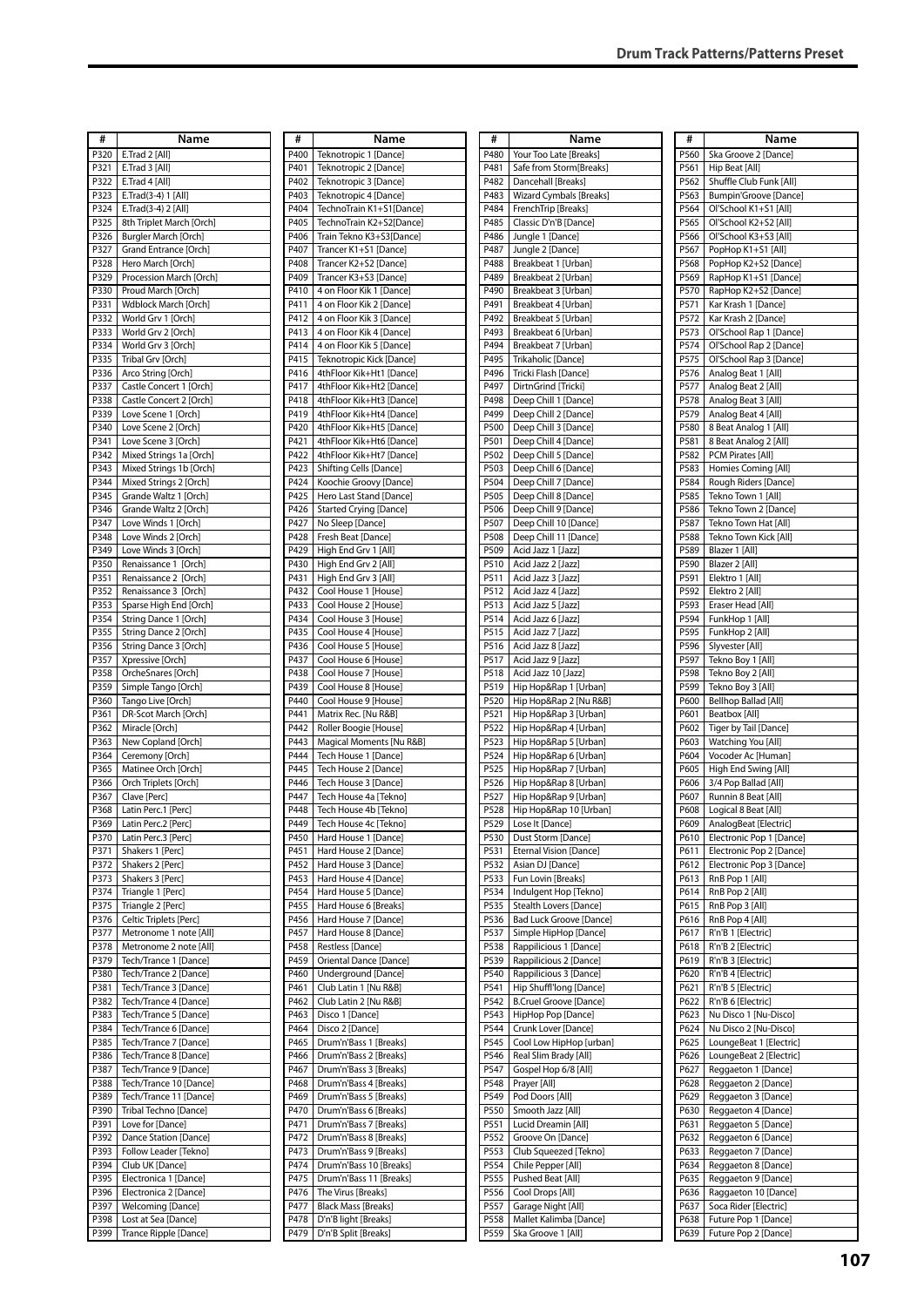| # | Name |
|---|---|
| P320 | E.Trad 2 [All] |
| P321 | E.Trad 3 [All] |
| P322 | E.Trad 4 [All] |
| P323 | E.Trad(3-4) 1 [All] |
| P324 | E.Trad(3-4) 2 [All] |
| P325 | 8th Triplet March [Orch] |
| P326 | Burgler March [Orch] |
| P327 | Grand Entrance [Orch] |
| P328 | Hero March [Orch] |
| P329 | Procession March [Orch] |
| P330 | Proud March [Orch] |
| P331 | Wdblock March [Orch] |
| P332 | World Grv 1 [Orch] |
| P333 | World Grv 2 [Orch] |
| P334 | World Grv 3 [Orch] |
| P335 | Tribal Grv [Orch] |
| P336 | Arco String [Orch] |
| P337 | Castle Concert 1 [Orch] |
| P338 | Castle Concert 2 [Orch] |
| P339 | Love Scene 1 [Orch] |
| P340 | Love Scene 2 [Orch] |
| P341 | Love Scene 3 [Orch] |
| P342 | Mixed Strings 1a [Orch] |
| P343 | Mixed Strings 1b [Orch] |
| P344 | Mixed Strings 2 [Orch] |
| P345 | Grande Waltz 1 [Orch] |
| P346 | Grande Waltz 2 [Orch] |
| P347 | Love Winds 1 [Orch] |
| P348 | Love Winds 2 [Orch] |
| P349 | Love Winds 3 [Orch] |
| P350 | Renaissance 1 [Orch] |
| P351 | Renaissance 2 [Orch] |
| P352 | Renaissance 3 [Orch] |
| P353 | Sparse High End [Orch] |
| P354 | String Dance 1 [Orch] |
| P355 | String Dance 2 [Orch] |
| P356 | String Dance 3 [Orch] |
| P357 | Xpressive [Orch] |
| P358 | OrcheSnares [Orch] |
| P359 | Simple Tango [Orch] |
| P360 | Tango Live [Orch] |
| P361 | DR-Scot March [Orch] |
| P362 | Miracle [Orch] |
| P363 | New Copland [Orch] |
| P364 | Ceremony [Orch] |
| P365 | Matinee Orch [Orch] |
| P366 | Orch Triplets [Orch] |
| P367 | Clave [Perc] |
| P368 | Latin Perc.1 [Perc] |
| P369 | Latin Perc.2 [Perc] |
| P370 | Latin Perc.3 [Perc] |
| P371 | Shakers 1 [Perc] |
| P372 | Shakers 2 [Perc] |
| P373 | Shakers 3 [Perc] |
| P374 | Triangle 1 [Perc] |
| P375 | Triangle 2 [Perc] |
| P376 | Celtic Triplets [Perc] |
| P377 | Metronome 1 note [All] |
| P378 | Metronome 2 note [All] |
| P379 | Tech/Trance 1 [Dance] |
| P380 | Tech/Trance 2 [Dance] |
| P381 | Tech/Trance 3 [Dance] |
| P382 | Tech/Trance 4 [Dance] |
| P383 | Tech/Trance 5 [Dance] |
| P384 | Tech/Trance 6 [Dance] |
| P385 | Tech/Trance 7 [Dance] |
| P386 | Tech/Trance 8 [Dance] |
| P387 | Tech/Trance 9 [Dance] |
| P388 | Tech/Trance 10 [Dance] |
| P389 | Tech/Trance 11 [Dance] |
| P390 | Tribal Techno [Dance] |
| P391 | Love for [Dance] |
| P392 | Dance Station [Dance] |
| P393 | Follow Leader [Tekno] |
| P394 | Club UK [Dance] |
| P395 | Electronica 1 [Dance] |
| P396 | Electronica 2 [Dance] |
| P397 | Welcoming [Dance] |
| P398 | Lost at Sea [Dance] |
| P399 | Trance Ripple [Dance] |
| P400 | Teknotropic 1 [Dance] |
| P401 | Teknotropic 2 [Dance] |
| P402 | Teknotropic 3 [Dance] |
| P403 | Teknotropic 4 [Dance] |
| P404 | TechnoTrain K1+S1[Dance] |
| P405 | TechnoTrain K2+S2[Dance] |
| P406 | Train Tekno K3+S3[Dance] |
| P407 | Trancer K1+S1 [Dance] |
| P408 | Trancer K2+S2 [Dance] |
| P409 | Trancer K3+S3 [Dance] |
| P410 | 4 on Floor Kik 1 [Dance] |
| P411 | 4 on Floor Kik 2 [Dance] |
| P412 | 4 on Floor Kik 3 [Dance] |
| P413 | 4 on Floor Kik 4 [Dance] |
| P414 | 4 on Floor Kik 5 [Dance] |
| P415 | Teknotropic Kick [Dance] |
| P416 | 4thFloor Kik+Ht1 [Dance] |
| P417 | 4thFloor Kik+Ht2 [Dance] |
| P418 | 4thFloor Kik+Ht3 [Dance] |
| P419 | 4thFloor Kik+Ht4 [Dance] |
| P420 | 4thFloor Kik+Ht5 [Dance] |
| P421 | 4thFloor Kik+Ht6 [Dance] |
| P422 | 4thFloor Kik+Ht7 [Dance] |
| P423 | Shifting Cells [Dance] |
| P424 | Koochie Groovy [Dance] |
| P425 | Hero Last Stand [Dance] |
| P426 | Started Crying [Dance] |
| P427 | No Sleep [Dance] |
| P428 | Fresh Beat [Dance] |
| P429 | High End Grv 1 [All] |
| P430 | High End Grv 2 [All] |
| P431 | High End Grv 3 [All] |
| P432 | Cool House 1 [House] |
| P433 | Cool House 2 [House] |
| P434 | Cool House 3 [House] |
| P435 | Cool House 4 [House] |
| P436 | Cool House 5 [House] |
| P437 | Cool House 6 [House] |
| P438 | Cool House 7 [House] |
| P439 | Cool House 8 [House] |
| P440 | Cool House 9 [House] |
| P441 | Matrix Rec. [Nu R&B] |
| P442 | Roller Boogie [House] |
| P443 | Magical Moments [Nu R&B] |
| P444 | Tech House 1 [Dance] |
| P445 | Tech House 2 [Dance] |
| P446 | Tech House 3 [Dance] |
| P447 | Tech House 4a [Tekno] |
| P448 | Tech House 4b [Tekno] |
| P449 | Tech House 4c [Tekno] |
| P450 | Hard House 1 [Dance] |
| P451 | Hard House 2 [Dance] |
| P452 | Hard House 3 [Dance] |
| P453 | Hard House 4 [Dance] |
| P454 | Hard House 5 [Dance] |
| P455 | Hard House 6 [Breaks] |
| P456 | Hard House 7 [Dance] |
| P457 | Hard House 8 [Dance] |
| P458 | Restless [Dance] |
| P459 | Oriental Dance [Dance] |
| P460 | Underground [Dance] |
| P461 | Club Latin 1 [Nu R&B] |
| P462 | Club Latin 2 [Nu R&B] |
| P463 | Disco 1 [Dance] |
| P464 | Disco 2 [Dance] |
| P465 | Drum'n'Bass 1 [Breaks] |
| P466 | Drum'n'Bass 2 [Breaks] |
| P467 | Drum'n'Bass 3 [Breaks] |
| P468 | Drum'n'Bass 4 [Breaks] |
| P469 | Drum'n'Bass 5 [Breaks] |
| P470 | Drum'n'Bass 6 [Breaks] |
| P471 | Drum'n'Bass 7 [Breaks] |
| P472 | Drum'n'Bass 8 [Breaks] |
| P473 | Drum'n'Bass 9 [Breaks] |
| P474 | Drum'n'Bass 10 [Breaks] |
| P475 | Drum'n'Bass 11 [Breaks] |
| P476 | The Virus [Breaks] |
| P477 | Black Mass [Breaks] |
| P478 | D'n'B light [Breaks] |
| P479 | D'n'B Split [Breaks] |
| P480 | Your Too Late [Breaks] |
| P481 | Safe from Storm[Breaks] |
| P482 | Dancehall [Breaks] |
| P483 | Wizard Cymbals [Breaks] |
| P484 | FrenchTrip [Breaks] |
| P485 | Classic D'n'B [Dance] |
| P486 | Jungle 1 [Dance] |
| P487 | Jungle 2 [Dance] |
| P488 | Breakbeat 1 [Urban] |
| P489 | Breakbeat 2 [Urban] |
| P490 | Breakbeat 3 [Urban] |
| P491 | Breakbeat 4 [Urban] |
| P492 | Breakbeat 5 [Urban] |
| P493 | Breakbeat 6 [Urban] |
| P494 | Breakbeat 7 [Urban] |
| P495 | Trikaholic [Dance] |
| P496 | Tricki Flash [Dance] |
| P497 | DirtnGrind [Tricki] |
| P498 | Deep Chill 1 [Dance] |
| P499 | Deep Chill 2 [Dance] |
| P500 | Deep Chill 3 [Dance] |
| P501 | Deep Chill 4 [Dance] |
| P502 | Deep Chill 5 [Dance] |
| P503 | Deep Chill 6 [Dance] |
| P504 | Deep Chill 7 [Dance] |
| P505 | Deep Chill 8 [Dance] |
| P506 | Deep Chill 9 [Dance] |
| P507 | Deep Chill 10 [Dance] |
| P508 | Deep Chill 11 [Dance] |
| P509 | Acid Jazz 1 [Jazz] |
| P510 | Acid Jazz 2 [Jazz] |
| P511 | Acid Jazz 3 [Jazz] |
| P512 | Acid Jazz 4 [Jazz] |
| P513 | Acid Jazz 5 [Jazz] |
| P514 | Acid Jazz 6 [Jazz] |
| P515 | Acid Jazz 7 [Jazz] |
| P516 | Acid Jazz 8 [Jazz] |
| P517 | Acid Jazz 9 [Jazz] |
| P518 | Acid Jazz 10 [Jazz] |
| P519 | Hip Hop&Rap 1 [Urban] |
| P520 | Hip Hop&Rap 2 [Nu R&B] |
| P521 | Hip Hop&Rap 3 [Urban] |
| P522 | Hip Hop&Rap 4 [Urban] |
| P523 | Hip Hop&Rap 5 [Urban] |
| P524 | Hip Hop&Rap 6 [Urban] |
| P525 | Hip Hop&Rap 7 [Urban] |
| P526 | Hip Hop&Rap 8 [Urban] |
| P527 | Hip Hop&Rap 9 [Urban] |
| P528 | Hip Hop&Rap 10 [Urban] |
| P529 | Lose It [Dance] |
| P530 | Dust Storm [Dance] |
| P531 | Eternal Vision [Dance] |
| P532 | Asian DJ [Dance] |
| P533 | Fun Lovin [Breaks] |
| P534 | Indulgent Hop [Tekno] |
| P535 | Stealth Lovers [Dance] |
| P536 | Bad Luck Groove [Dance] |
| P537 | Simple HipHop [Dance] |
| P538 | Rappilicious 1 [Dance] |
| P539 | Rappilicious 2 [Dance] |
| P540 | Rappilicious 3 [Dance] |
| P541 | Hip Shuffl'long [Dance] |
| P542 | B.Cruel Groove [Dance] |
| P543 | HipHop Pop [Dance] |
| P544 | Crunk Lover [Dance] |
| P545 | Cool Low HipHop [urban] |
| P546 | Real Slim Brady [All] |
| P547 | Gospel Hop 6/8 [All] |
| P548 | Prayer [All] |
| P549 | Pod Doors [All] |
| P550 | Smooth Jazz [All] |
| P551 | Lucid Dreamin [All] |
| P552 | Groove On [Dance] |
| P553 | Club Squeezed [Tekno] |
| P554 | Chile Pepper [All] |
| P555 | Pushed Beat [All] |
| P556 | Cool Drops [All] |
| P557 | Garage Night [All] |
| P558 | Mallet Kalimba [Dance] |
| P559 | Ska Groove 1 [All] |
| P560 | Ska Groove 2 [Dance] |
| P561 | Hip Beat [All] |
| P562 | Shuffle Club Funk [All] |
| P563 | Bumpin'Groove [Dance] |
| P564 | Ol'School K1+S1 [All] |
| P565 | Ol'School K2+S2 [All] |
| P566 | Ol'School K3+S3 [All] |
| P567 | PopHop K1+S1 [All] |
| P568 | PopHop K2+S2 [Dance] |
| P569 | RapHop K1+S1 [Dance] |
| P570 | RapHop K2+S2 [Dance] |
| P571 | Kar Krash 1 [Dance] |
| P572 | Kar Krash 2 [Dance] |
| P573 | Ol'School Rap 1 [Dance] |
| P574 | Ol'School Rap 2 [Dance] |
| P575 | Ol'School Rap 3 [Dance] |
| P576 | Analog Beat 1 [All] |
| P577 | Analog Beat 2 [All] |
| P578 | Analog Beat 3 [All] |
| P579 | Analog Beat 4 [All] |
| P580 | 8 Beat Analog 1 [All] |
| P581 | 8 Beat Analog 2 [All] |
| P582 | PCM Pirates [All] |
| P583 | Homies Coming [All] |
| P584 | Rough Riders [Dance] |
| P585 | Tekno Town 1 [All] |
| P586 | Tekno Town 2 [Dance] |
| P587 | Tekno Town Hat [All] |
| P588 | Tekno Town Kick [All] |
| P589 | Blazer 1 [All] |
| P590 | Blazer 2 [All] |
| P591 | Elektro 1 [All] |
| P592 | Elektro 2 [All] |
| P593 | Eraser Head [All] |
| P594 | FunkHop 1 [All] |
| P595 | FunkHop 2 [All] |
| P596 | Slyvester [All] |
| P597 | Tekno Boy 1 [All] |
| P598 | Tekno Boy 2 [All] |
| P599 | Tekno Boy 3 [All] |
| P600 | Bellhop Ballad [All] |
| P601 | Beatbox [All] |
| P602 | Tiger by Tail [Dance] |
| P603 | Watching You [All] |
| P604 | Vocoder Ac [Human] |
| P605 | High End Swing [All] |
| P606 | 3/4 Pop Ballad [All] |
| P607 | Runnin 8 Beat [All] |
| P608 | Logical 8 Beat [All] |
| P609 | AnalogBeat [Electric] |
| P610 | Electronic Pop 1 [Dance] |
| P611 | Electronic Pop 2 [Dance] |
| P612 | Electronic Pop 3 [Dance] |
| P613 | RnB Pop 1 [All] |
| P614 | RnB Pop 2 [All] |
| P615 | RnB Pop 3 [All] |
| P616 | RnB Pop 4 [All] |
| P617 | R'n'B 1 [Electric] |
| P618 | R'n'B 2 [Electric] |
| P619 | R'n'B 3 [Electric] |
| P620 | R'n'B 4 [Electric] |
| P621 | R'n'B 5 [Electric] |
| P622 | R'n'B 6 [Electric] |
| P623 | Nu Disco 1 [Nu-Disco] |
| P624 | Nu Disco 2 [Nu-Disco] |
| P625 | LoungeBeat 1 [Electric] |
| P626 | LoungeBeat 2 [Electric] |
| P627 | Reggaeton 1 [Dance] |
| P628 | Reggaeton 2 [Dance] |
| P629 | Reggaeton 3 [Dance] |
| P630 | Reggaeton 4 [Dance] |
| P631 | Reggaeton 5 [Dance] |
| P632 | Reggaeton 6 [Dance] |
| P633 | Reggaeton 7 [Dance] |
| P634 | Reggaeton 8 [Dance] |
| P635 | Reggaeton 9 [Dance] |
| P636 | Raggaeton 10 [Dance] |
| P637 | Soca Rider [Electric] |
| P638 | Future Pop 1 [Dance] |
| P639 | Future Pop 2 [Dance] |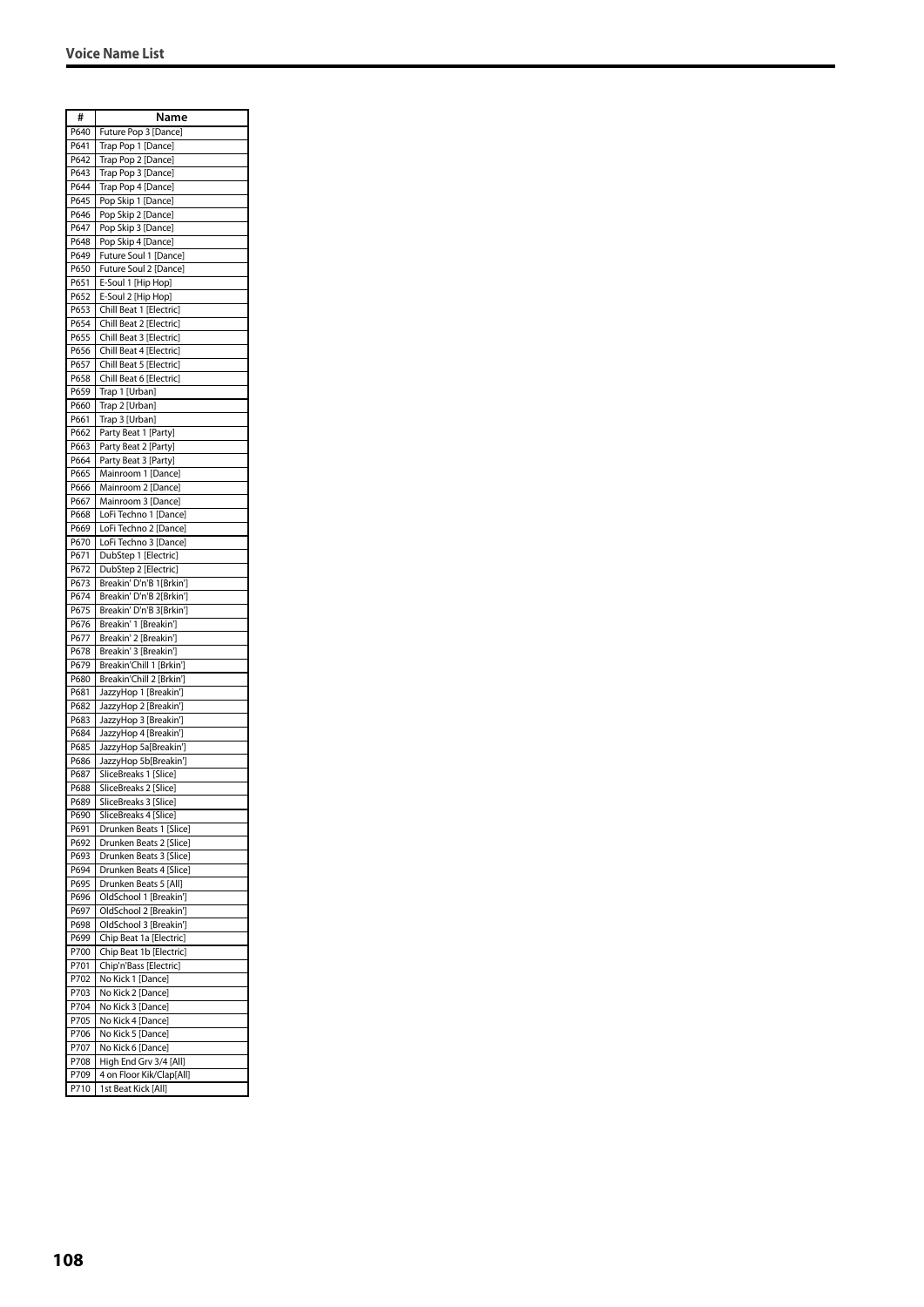| # | Name |
|---|---|
| P640 | Future Pop 3 [Dance] |
| P641 | Trap Pop 1 [Dance] |
| P642 | Trap Pop 2 [Dance] |
| P643 | Trap Pop 3 [Dance] |
| P644 | Trap Pop 4 [Dance] |
| P645 | Pop Skip 1 [Dance] |
| P646 | Pop Skip 2 [Dance] |
| P647 | Pop Skip 3 [Dance] |
| P648 | Pop Skip 4 [Dance] |
| P649 | Future Soul 1 [Dance] |
| P650 | Future Soul 2 [Dance] |
| P651 | E-Soul 1 [Hip Hop] |
| P652 | E-Soul 2 [Hip Hop] |
| P653 | Chill Beat 1 [Electric] |
| P654 | Chill Beat 2 [Electric] |
| P655 | Chill Beat 3 [Electric] |
| P656 | Chill Beat 4 [Electric] |
| P657 | Chill Beat 5 [Electric] |
| P658 | Chill Beat 6 [Electric] |
| P659 | Trap 1 [Urban] |
| P660 | Trap 2 [Urban] |
| P661 | Trap 3 [Urban] |
| P662 | Party Beat 1 [Party] |
| P663 | Party Beat 2 [Party] |
| P664 | Party Beat 3 [Party] |
| P665 | Mainroom 1 [Dance] |
| P666 | Mainroom 2 [Dance] |
| P667 | Mainroom 3 [Dance] |
| P668 | LoFi Techno 1 [Dance] |
| P669 | LoFi Techno 2 [Dance] |
| P670 | LoFi Techno 3 [Dance] |
| P671 | DubStep 1 [Electric] |
| P672 | DubStep 2 [Electric] |
| P673 | Breakin' D'n'B 1[Brkin'] |
| P674 | Breakin' D'n'B 2[Brkin'] |
| P675 | Breakin' D'n'B 3[Brkin'] |
| P676 | Breakin' 1 [Breakin'] |
| P677 | Breakin' 2 [Breakin'] |
| P678 | Breakin' 3 [Breakin'] |
| P679 | Breakin'Chill 1 [Brkin'] |
| P680 | Breakin'Chill 2 [Brkin'] |
| P681 | JazzyHop 1 [Breakin'] |
| P682 | JazzyHop 2 [Breakin'] |
| P683 | JazzyHop 3 [Breakin'] |
| P684 | JazzyHop 4 [Breakin'] |
| P685 | JazzyHop 5a[Breakin'] |
| P686 | JazzyHop 5b[Breakin'] |
| P687 | SliceBreaks 1 [Slice] |
| P688 | SliceBreaks 2 [Slice] |
| P689 | SliceBreaks 3 [Slice] |
| P690 | SliceBreaks 4 [Slice] |
| P691 | Drunken Beats 1 [Slice] |
| P692 | Drunken Beats 2 [Slice] |
| P693 | Drunken Beats 3 [Slice] |
| P694 | Drunken Beats 4 [Slice] |
| P695 | Drunken Beats 5 [All] |
| P696 | OldSchool 1 [Breakin'] |
| P697 | OldSchool 2 [Breakin'] |
| P698 | OldSchool 3 [Breakin'] |
| P699 | Chip Beat 1a [Electric] |
| P700 | Chip Beat 1b [Electric] |
| P701 | Chip'n'Bass [Electric] |
| P702 | No Kick 1 [Dance] |
| P703 | No Kick 2 [Dance] |
| P704 | No Kick 3 [Dance] |
| P705 | No Kick 4 [Dance] |
| P706 | No Kick 5 [Dance] |
| P707 | No Kick 6 [Dance] |
| P708 | High End Grv 3/4 [All] |
| P709 | 4 on Floor Kik/Clap[All] |
| P710 | 1st Beat Kick [All] |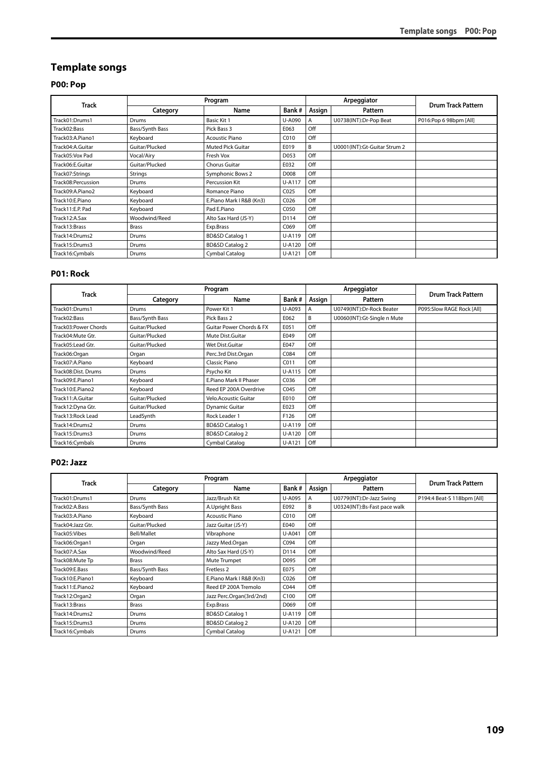# Template songs

## P00: Pop

| Track | Program | | | Arpeggiator | | Drum Track Pattern |
|---|---|---|---|---|---|---|
| | Category | Name | Bank # | Assign | Pattern | |
| Track01:Drums1 | Drums | Basic Kit 1 | U-A090 | A | U0738(INT):Dr-Pop Beat | P016:Pop 6 98bpm [All] |
| Track02:Bass | Bass/Synth Bass | Pick Bass 3 | E063 | Off | | |
| Track03:A.Piano1 | Keyboard | Acoustic Piano | C010 | Off | | |
| Track04:A.Guitar | Guitar/Plucked | Muted Pick Guitar | E019 | B | U0001(INT):Gt-Guitar Strum 2 | |
| Track05:Vox Pad | Vocal/Airy | Fresh Vox | D053 | Off | | |
| Track06:E.Guitar | Guitar/Plucked | Chorus Guitar | E032 | Off | | |
| Track07:Strings | Strings | Symphonic Bows 2 | D008 | Off | | |
| Track08:Percussion | Drums | Percussion Kit | U-A117 | Off | | |
| Track09:A.Piano2 | Keyboard | Romance Piano | C025 | Off | | |
| Track10:E.Piano | Keyboard | E.Piano Mark I R&B (Kn3) | C026 | Off | | |
| Track11:E.P. Pad | Keyboard | Pad E.Piano | C050 | Off | | |
| Track12:A.Sax | Woodwind/Reed | Alto Sax Hard (JS-Y) | D114 | Off | | |
| Track13:Brass | Brass | Exp.Brass | C069 | Off | | |
| Track14:Drums2 | Drums | BD&SD Catalog 1 | U-A119 | Off | | |
| Track15:Drums3 | Drums | BD&SD Catalog 2 | U-A120 | Off | | |
| Track16:Cymbals | Drums | Cymbal Catalog | U-A121 | Off | | |

## P01: Rock

| Track | Program | | | Arpeggiator | | Drum Track Pattern |
|---|---|---|---|---|---|---|
| | Category | Name | Bank # | Assign | Pattern | |
| Track01:Drums1 | Drums | Power Kit 1 | U-A093 | A | U0749(INT):Dr-Rock Beater | P095:Slow RAGE Rock [All] |
| Track02:Bass | Bass/Synth Bass | Pick Bass 2 | E062 | B | U0060(INT):Gt-Single n Mute | |
| Track03:Power Chords | Guitar/Plucked | Guitar Power Chords & FX | E051 | Off | | |
| Track04:Mute Gtr. | Guitar/Plucked | Mute Dist.Guitar | E049 | Off | | |
| Track05:Lead Gtr. | Guitar/Plucked | Wet Dist.Guitar | E047 | Off | | |
| Track06:Organ | Organ | Perc.3rd Dist.Organ | C084 | Off | | |
| Track07:A.Piano | Keyboard | Classic Piano | C011 | Off | | |
| Track08:Dist. Drums | Drums | Psycho Kit | U-A115 | Off | | |
| Track09:E.Piano1 | Keyboard | E.Piano Mark II Phaser | C036 | Off | | |
| Track10:E.Piano2 | Keyboard | Reed EP 200A Overdrive | C045 | Off | | |
| Track11:A.Guitar | Guitar/Plucked | Velo.Acoustic Guitar | E010 | Off | | |
| Track12:Dyna Gtr. | Guitar/Plucked | Dynamic Guitar | E023 | Off | | |
| Track13:Rock Lead | LeadSynth | Rock Leader 1 | F126 | Off | | |
| Track14:Drums2 | Drums | BD&SD Catalog 1 | U-A119 | Off | | |
| Track15:Drums3 | Drums | BD&SD Catalog 2 | U-A120 | Off | | |
| Track16:Cymbals | Drums | Cymbal Catalog | U-A121 | Off | | |

## P02: Jazz

| Track | Program | | | Arpeggiator | | Drum Track Pattern |
|---|---|---|---|---|---|---|
| | Category | Name | Bank # | Assign | Pattern | |
| Track01:Drums1 | Drums | Jazz/Brush Kit | U-A095 | A | U0779(INT):Dr-Jazz Swing | P194:4 Beat-S 118bpm [All] |
| Track02:A.Bass | Bass/Synth Bass | A.Upright Bass | E092 | B | U0324(INT):Bs-Fast pace walk | |
| Track03:A.Piano | Keyboard | Acoustic Piano | C010 | Off | | |
| Track04:Jazz Gtr. | Guitar/Plucked | Jazz Guitar (JS-Y) | E040 | Off | | |
| Track05:Vibes | Bell/Mallet | Vibraphone | U-A041 | Off | | |
| Track06:Organ1 | Organ | Jazzy Med.Organ | C094 | Off | | |
| Track07:A.Sax | Woodwind/Reed | Alto Sax Hard (JS-Y) | D114 | Off | | |
| Track08:Mute Tp | Brass | Mute Trumpet | D095 | Off | | |
| Track09:E.Bass | Bass/Synth Bass | Fretless 2 | E075 | Off | | |
| Track10:E.Piano1 | Keyboard | E.Piano Mark I R&B (Kn3) | C026 | Off | | |
| Track11:E.Piano2 | Keyboard | Reed EP 200A Tremolo | C044 | Off | | |
| Track12:Organ2 | Organ | Jazz Perc.Organ(3rd/2nd) | C100 | Off | | |
| Track13:Brass | Brass | Exp.Brass | D069 | Off | | |
| Track14:Drums2 | Drums | BD&SD Catalog 1 | U-A119 | Off | | |
| Track15:Drums3 | Drums | BD&SD Catalog 2 | U-A120 | Off | | |
| Track16:Cymbals | Drums | Cymbal Catalog | U-A121 | Off | | |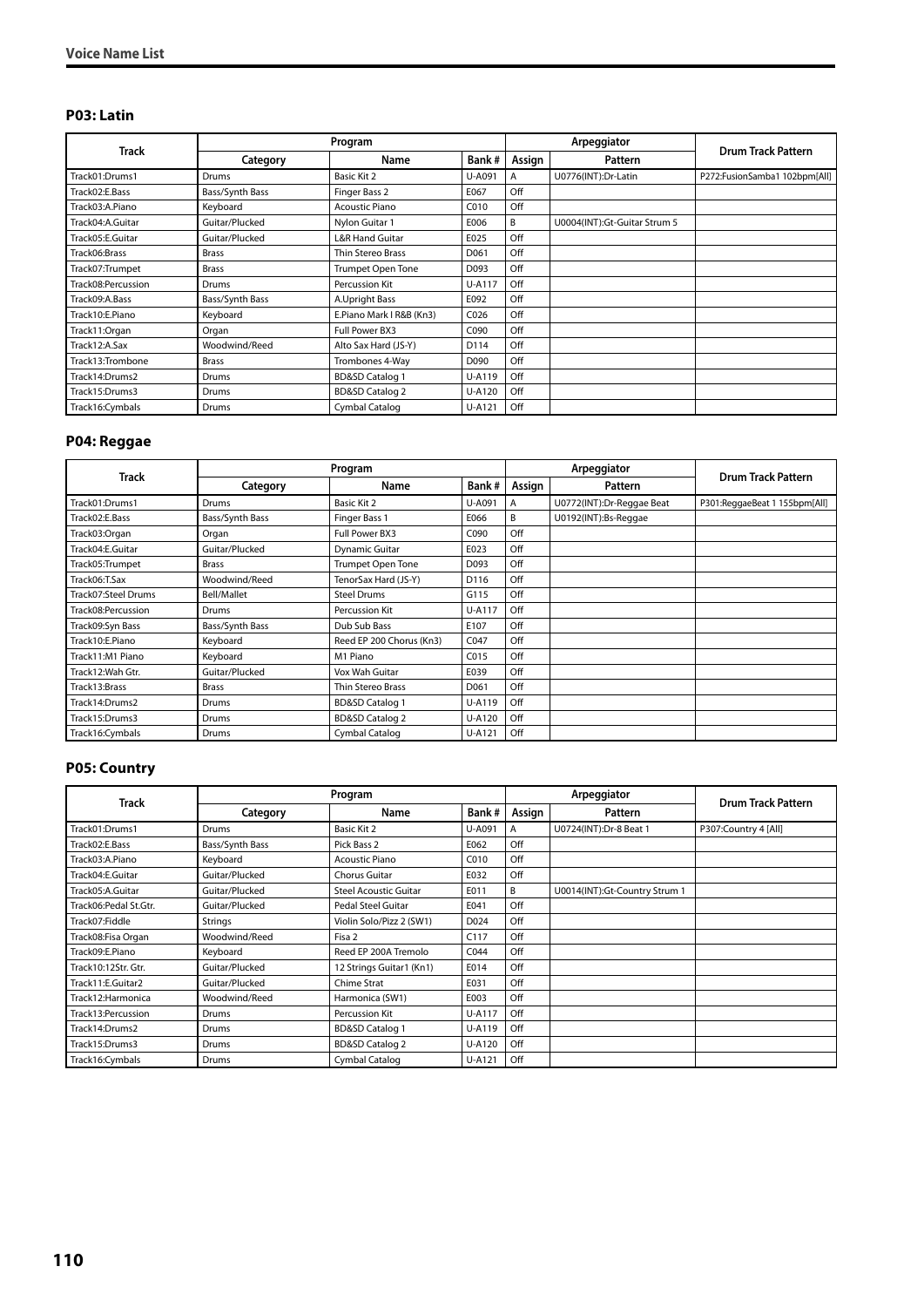## P03: Latin

| Track | Program | | | Arpeggiator | | Drum Track Pattern |
|---|---|---|---|---|---|---|
| | Category | Name | Bank # | Assign | Pattern | |
| Track01:Drums1 | Drums | Basic Kit 2 | U-A091 | A | U0776(INT):Dr-Latin | P272:FusionSamba1 102bpm[All] |
| Track02:E.Bass | Bass/Synth Bass | Finger Bass 2 | E067 | Off | | |
| Track03:A.Piano | Keyboard | Acoustic Piano | C010 | Off | | |
| Track04:A.Guitar | Guitar/Plucked | Nylon Guitar 1 | E006 | B | U0004(INT):Gt-Guitar Strum 5 | |
| Track05:E.Guitar | Guitar/Plucked | L&R Hand Guitar | E025 | Off | | |
| Track06:Brass | Brass | Thin Stereo Brass | D061 | Off | | |
| Track07:Trumpet | Brass | Trumpet Open Tone | D093 | Off | | |
| Track08:Percussion | Drums | Percussion Kit | U-A117 | Off | | |
| Track09:A.Bass | Bass/Synth Bass | A.Upright Bass | E092 | Off | | |
| Track10:E.Piano | Keyboard | E.Piano Mark I R&B (Kn3) | C026 | Off | | |
| Track11:Organ | Organ | Full Power BX3 | C090 | Off | | |
| Track12:A.Sax | Woodwind/Reed | Alto Sax Hard (JS-Y) | D114 | Off | | |
| Track13:Trombone | Brass | Trombones 4-Way | D090 | Off | | |
| Track14:Drums2 | Drums | BD&SD Catalog 1 | U-A119 | Off | | |
| Track15:Drums3 | Drums | BD&SD Catalog 2 | U-A120 | Off | | |
| Track16:Cymbals | Drums | Cymbal Catalog | U-A121 | Off | | |

## P04: Reggae

| Track | Program | | | Arpeggiator | | Drum Track Pattern |
|---|---|---|---|---|---|---|
| | Category | Name | Bank # | Assign | Pattern | |
| Track01:Drums1 | Drums | Basic Kit 2 | U-A091 | A | U0772(INT):Dr-Reggae Beat | P301:ReggaeBeat 1 155bpm[All] |
| Track02:E.Bass | Bass/Synth Bass | Finger Bass 1 | E066 | B | U0192(INT):Bs-Reggae | |
| Track03:Organ | Organ | Full Power BX3 | C090 | Off | | |
| Track04:E.Guitar | Guitar/Plucked | Dynamic Guitar | E023 | Off | | |
| Track05:Trumpet | Brass | Trumpet Open Tone | D093 | Off | | |
| Track06:T.Sax | Woodwind/Reed | TenorSax Hard (JS-Y) | D116 | Off | | |
| Track07:Steel Drums | Bell/Mallet | Steel Drums | G115 | Off | | |
| Track08:Percussion | Drums | Percussion Kit | U-A117 | Off | | |
| Track09:Syn Bass | Bass/Synth Bass | Dub Sub Bass | E107 | Off | | |
| Track10:E.Piano | Keyboard | Reed EP 200 Chorus (Kn3) | C047 | Off | | |
| Track11:M1 Piano | Keyboard | M1 Piano | C015 | Off | | |
| Track12:Wah Gtr. | Guitar/Plucked | Vox Wah Guitar | E039 | Off | | |
| Track13:Brass | Brass | Thin Stereo Brass | D061 | Off | | |
| Track14:Drums2 | Drums | BD&SD Catalog 1 | U-A119 | Off | | |
| Track15:Drums3 | Drums | BD&SD Catalog 2 | U-A120 | Off | | |
| Track16:Cymbals | Drums | Cymbal Catalog | U-A121 | Off | | |

## P05: Country

| Track | Program | | | Arpeggiator | | Drum Track Pattern |
|---|---|---|---|---|---|---|
| | Category | Name | Bank # | Assign | Pattern | |
| Track01:Drums1 | Drums | Basic Kit 2 | U-A091 | A | U0724(INT):Dr-8 Beat 1 | P307:Country 4 [All] |
| Track02:E.Bass | Bass/Synth Bass | Pick Bass 2 | E062 | Off | | |
| Track03:A.Piano | Keyboard | Acoustic Piano | C010 | Off | | |
| Track04:E.Guitar | Guitar/Plucked | Chorus Guitar | E032 | Off | | |
| Track05:A.Guitar | Guitar/Plucked | Steel Acoustic Guitar | E011 | B | U0014(INT):Gt-Country Strum 1 | |
| Track06:Pedal St.Gtr. | Guitar/Plucked | Pedal Steel Guitar | E041 | Off | | |
| Track07:Fiddle | Strings | Violin Solo/Pizz 2 (SW1) | D024 | Off | | |
| Track08:Fisa Organ | Woodwind/Reed | Fisa 2 | C117 | Off | | |
| Track09:E.Piano | Keyboard | Reed EP 200A Tremolo | C044 | Off | | |
| Track10:12Str. Gtr. | Guitar/Plucked | 12 Strings Guitar1 (Kn1) | E014 | Off | | |
| Track11:E.Guitar2 | Guitar/Plucked | Chime Strat | E031 | Off | | |
| Track12:Harmonica | Woodwind/Reed | Harmonica (SW1) | E003 | Off | | |
| Track13:Percussion | Drums | Percussion Kit | U-A117 | Off | | |
| Track14:Drums2 | Drums | BD&SD Catalog 1 | U-A119 | Off | | |
| Track15:Drums3 | Drums | BD&SD Catalog 2 | U-A120 | Off | | |
| Track16:Cymbals | Drums | Cymbal Catalog | U-A121 | Off | | |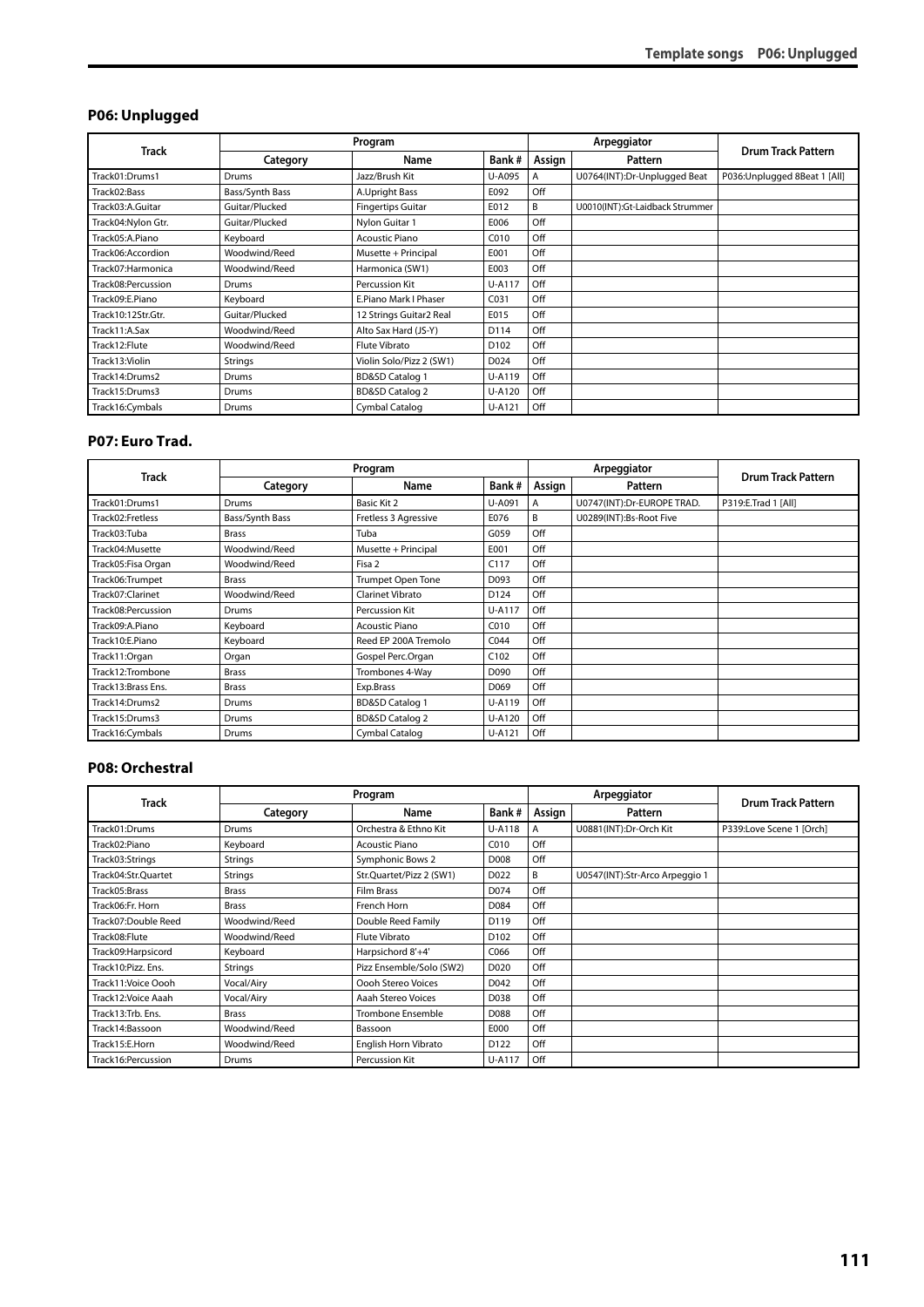## P06: Unplugged

| Track | Program | | | Arpeggiator | | Drum Track Pattern |
|---|---|---|---|---|---|---|
| | Category | Name | Bank # | Assign | Pattern | |
| Track01:Drums1 | Drums | Jazz/Brush Kit | U-A095 | A | U0764(INT):Dr-Unplugged Beat | P036:Unplugged 8Beat 1 [All] |
| Track02:Bass | Bass/Synth Bass | A.Upright Bass | E092 | Off | | |
| Track03:A.Guitar | Guitar/Plucked | Fingertips Guitar | E012 | B | U0010(INT):Gt-Laidback Strummer | |
| Track04:Nylon Gtr. | Guitar/Plucked | Nylon Guitar 1 | E006 | Off | | |
| Track05:A.Piano | Keyboard | Acoustic Piano | C010 | Off | | |
| Track06:Accordion | Woodwind/Reed | Musette + Principal | E001 | Off | | |
| Track07:Harmonica | Woodwind/Reed | Harmonica (SW1) | E003 | Off | | |
| Track08:Percussion | Drums | Percussion Kit | U-A117 | Off | | |
| Track09:E.Piano | Keyboard | E.Piano Mark I Phaser | C031 | Off | | |
| Track10:12Str.Gtr. | Guitar/Plucked | 12 Strings Guitar2 Real | E015 | Off | | |
| Track11:A.Sax | Woodwind/Reed | Alto Sax Hard (JS-Y) | D114 | Off | | |
| Track12:Flute | Woodwind/Reed | Flute Vibrato | D102 | Off | | |
| Track13:Violin | Strings | Violin Solo/Pizz 2 (SW1) | D024 | Off | | |
| Track14:Drums2 | Drums | BD&SD Catalog 1 | U-A119 | Off | | |
| Track15:Drums3 | Drums | BD&SD Catalog 2 | U-A120 | Off | | |
| Track16:Cymbals | Drums | Cymbal Catalog | U-A121 | Off | | |

## P07: Euro Trad.

| Track | Program | | | Arpeggiator | | Drum Track Pattern |
|---|---|---|---|---|---|---|
| | Category | Name | Bank # | Assign | Pattern | |
| Track01:Drums1 | Drums | Basic Kit 2 | U-A091 | A | U0747(INT):Dr-EUROPE TRAD. | P319:E.Trad 1 [All] |
| Track02:Fretless | Bass/Synth Bass | Fretless 3 Agressive | E076 | B | U0289(INT):Bs-Root Five | |
| Track03:Tuba | Brass | Tuba | G059 | Off | | |
| Track04:Musette | Woodwind/Reed | Musette + Principal | E001 | Off | | |
| Track05:Fisa Organ | Woodwind/Reed | Fisa 2 | C117 | Off | | |
| Track06:Trumpet | Brass | Trumpet Open Tone | D093 | Off | | |
| Track07:Clarinet | Woodwind/Reed | Clarinet Vibrato | D124 | Off | | |
| Track08:Percussion | Drums | Percussion Kit | U-A117 | Off | | |
| Track09:A.Piano | Keyboard | Acoustic Piano | C010 | Off | | |
| Track10:E.Piano | Keyboard | Reed EP 200A Tremolo | C044 | Off | | |
| Track11:Organ | Organ | Gospel Perc.Organ | C102 | Off | | |
| Track12:Trombone | Brass | Trombones 4-Way | D090 | Off | | |
| Track13:Brass Ens. | Brass | Exp.Brass | D069 | Off | | |
| Track14:Drums2 | Drums | BD&SD Catalog 1 | U-A119 | Off | | |
| Track15:Drums3 | Drums | BD&SD Catalog 2 | U-A120 | Off | | |
| Track16:Cymbals | Drums | Cymbal Catalog | U-A121 | Off | | |

## P08: Orchestral

| Track | Program | | | Arpeggiator | | Drum Track Pattern |
|---|---|---|---|---|---|---|
| | Category | Name | Bank # | Assign | Pattern | |
| Track01:Drums | Drums | Orchestra & Ethno Kit | U-A118 | A | U0881(INT):Dr-Orch Kit | P339:Love Scene 1 [Orch] |
| Track02:Piano | Keyboard | Acoustic Piano | C010 | Off | | |
| Track03:Strings | Strings | Symphonic Bows 2 | D008 | Off | | |
| Track04:Str.Quartet | Strings | Str.Quartet/Pizz 2 (SW1) | D022 | B | U0547(INT):Str-Arco Arpeggio 1 | |
| Track05:Brass | Brass | Film Brass | D074 | Off | | |
| Track06:Fr. Horn | Brass | French Horn | D084 | Off | | |
| Track07:Double Reed | Woodwind/Reed | Double Reed Family | D119 | Off | | |
| Track08:Flute | Woodwind/Reed | Flute Vibrato | D102 | Off | | |
| Track09:Harpsicord | Keyboard | Harpsichord 8'+4' | C066 | Off | | |
| Track10:Pizz. Ens. | Strings | Pizz Ensemble/Solo (SW2) | D020 | Off | | |
| Track11:Voice Oooh | Vocal/Airy | Oooh Stereo Voices | D042 | Off | | |
| Track12:Voice Aaah | Vocal/Airy | Aaah Stereo Voices | D038 | Off | | |
| Track13:Trb. Ens. | Brass | Trombone Ensemble | D088 | Off | | |
| Track14:Bassoon | Woodwind/Reed | Bassoon | E000 | Off | | |
| Track15:E.Horn | Woodwind/Reed | English Horn Vibrato | D122 | Off | | |
| Track16:Percussion | Drums | Percussion Kit | U-A117 | Off | | |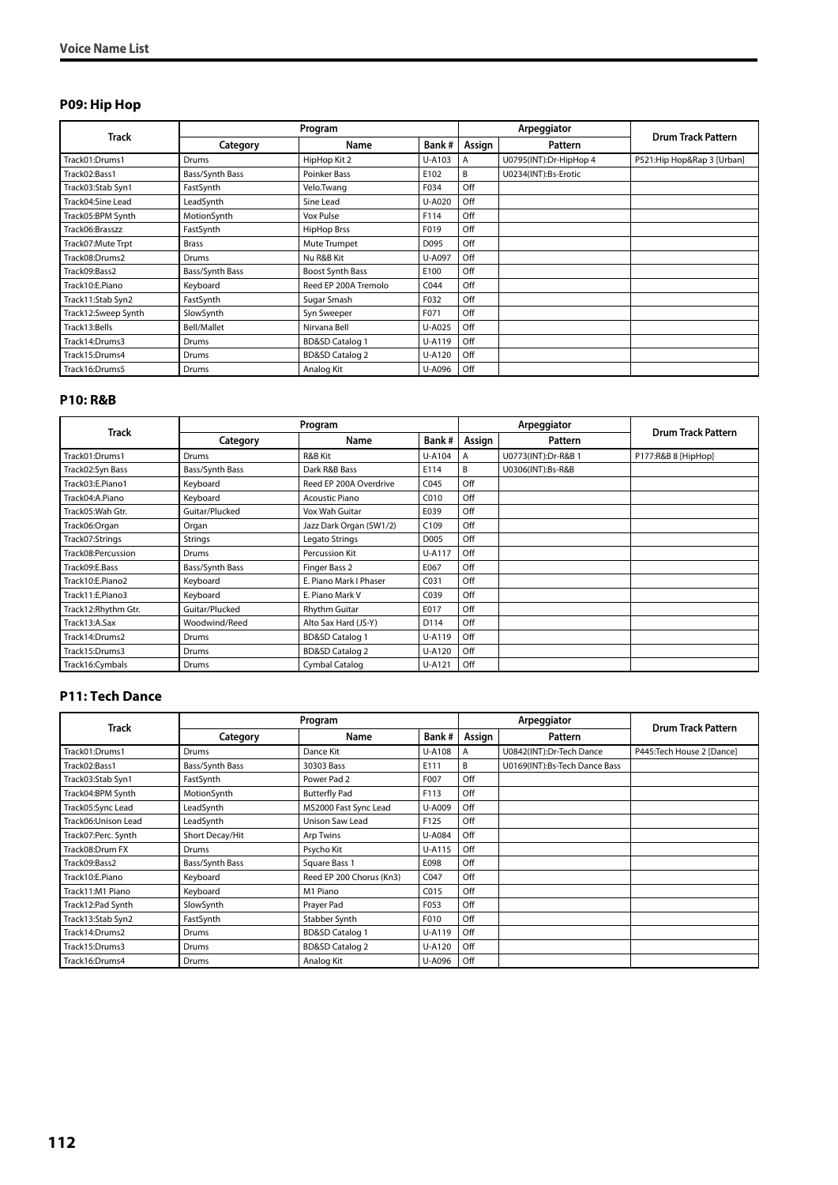### P09: Hip Hop

| Track | Program | | | Arpeggiator | | Drum Track Pattern |
|---|---|---|---|---|---|---|
| | Category | Name | Bank # | Assign | Pattern | |
| Track01:Drums1 | Drums | HipHop Kit 2 | U-A103 | A | U0795(INT):Dr-HipHop 4 | P521:Hip Hop&Rap 3 [Urban] |
| Track02:Bass1 | Bass/Synth Bass | Poinker Bass | E102 | B | U0234(INT):Bs-Erotic | |
| Track03:Stab Syn1 | FastSynth | Velo.Twang | F034 | Off | | |
| Track04:Sine Lead | LeadSynth | Sine Lead | U-A020 | Off | | |
| Track05:BPM Synth | MotionSynth | Vox Pulse | F114 | Off | | |
| Track06:Brasszz | FastSynth | HipHop Brss | F019 | Off | | |
| Track07:Mute Trpt | Brass | Mute Trumpet | D095 | Off | | |
| Track08:Drums2 | Drums | Nu R&B Kit | U-A097 | Off | | |
| Track09:Bass2 | Bass/Synth Bass | Boost Synth Bass | E100 | Off | | |
| Track10:E.Piano | Keyboard | Reed EP 200A Tremolo | C044 | Off | | |
| Track11:Stab Syn2 | FastSynth | Sugar Smash | F032 | Off | | |
| Track12:Sweep Synth | SlowSynth | Syn Sweeper | F071 | Off | | |
| Track13:Bells | Bell/Mallet | Nirvana Bell | U-A025 | Off | | |
| Track14:Drums3 | Drums | BD&SD Catalog 1 | U-A119 | Off | | |
| Track15:Drums4 | Drums | BD&SD Catalog 2 | U-A120 | Off | | |
| Track16:Drums5 | Drums | Analog Kit | U-A096 | Off | | |

### P10: R&B

| Track | Program | | | Arpeggiator | | Drum Track Pattern |
|---|---|---|---|---|---|---|
| | Category | Name | Bank # | Assign | Pattern | |
| Track01:Drums1 | Drums | R&B Kit | U-A104 | A | U0773(INT):Dr-R&B 1 | P177:R&B 8 [HipHop] |
| Track02:Syn Bass | Bass/Synth Bass | Dark R&B Bass | E114 | B | U0306(INT):Bs-R&B | |
| Track03:E.Piano1 | Keyboard | Reed EP 200A Overdrive | C045 | Off | | |
| Track04:A.Piano | Keyboard | Acoustic Piano | C010 | Off | | |
| Track05:Wah Gtr. | Guitar/Plucked | Vox Wah Guitar | E039 | Off | | |
| Track06:Organ | Organ | Jazz Dark Organ (SW1/2) | C109 | Off | | |
| Track07:Strings | Strings | Legato Strings | D005 | Off | | |
| Track08:Percussion | Drums | Percussion Kit | U-A117 | Off | | |
| Track09:E.Bass | Bass/Synth Bass | Finger Bass 2 | E067 | Off | | |
| Track10:E.Piano2 | Keyboard | E. Piano Mark I Phaser | C031 | Off | | |
| Track11:E.Piano3 | Keyboard | E. Piano Mark V | C039 | Off | | |
| Track12:Rhythm Gtr. | Guitar/Plucked | Rhythm Guitar | E017 | Off | | |
| Track13:A.Sax | Woodwind/Reed | Alto Sax Hard (JS-Y) | D114 | Off | | |
| Track14:Drums2 | Drums | BD&SD Catalog 1 | U-A119 | Off | | |
| Track15:Drums3 | Drums | BD&SD Catalog 2 | U-A120 | Off | | |
| Track16:Cymbals | Drums | Cymbal Catalog | U-A121 | Off | | |

### P11: Tech Dance

| Track | Program | | | Arpeggiator | | Drum Track Pattern |
|---|---|---|---|---|---|---|
| | Category | Name | Bank # | Assign | Pattern | |
| Track01:Drums1 | Drums | Dance Kit | U-A108 | A | U0842(INT):Dr-Tech Dance | P445:Tech House 2 [Dance] |
| Track02:Bass1 | Bass/Synth Bass | 30303 Bass | E111 | B | U0169(INT):Bs-Tech Dance Bass | |
| Track03:Stab Syn1 | FastSynth | Power Pad 2 | F007 | Off | | |
| Track04:BPM Synth | MotionSynth | Butterfly Pad | F113 | Off | | |
| Track05:Sync Lead | LeadSynth | MS2000 Fast Sync Lead | U-A009 | Off | | |
| Track06:Unison Lead | LeadSynth | Unison Saw Lead | F125 | Off | | |
| Track07:Perc. Synth | Short Decay/Hit | Arp Twins | U-A084 | Off | | |
| Track08:Drum FX | Drums | Psycho Kit | U-A115 | Off | | |
| Track09:Bass2 | Bass/Synth Bass | Square Bass 1 | E098 | Off | | |
| Track10:E.Piano | Keyboard | Reed EP 200 Chorus (Kn3) | C047 | Off | | |
| Track11:M1 Piano | Keyboard | M1 Piano | C015 | Off | | |
| Track12:Pad Synth | SlowSynth | Prayer Pad | F053 | Off | | |
| Track13:Stab Syn2 | FastSynth | Stabber Synth | F010 | Off | | |
| Track14:Drums2 | Drums | BD&SD Catalog 1 | U-A119 | Off | | |
| Track15:Drums3 | Drums | BD&SD Catalog 2 | U-A120 | Off | | |
| Track16:Drums4 | Drums | Analog Kit | U-A096 | Off | | |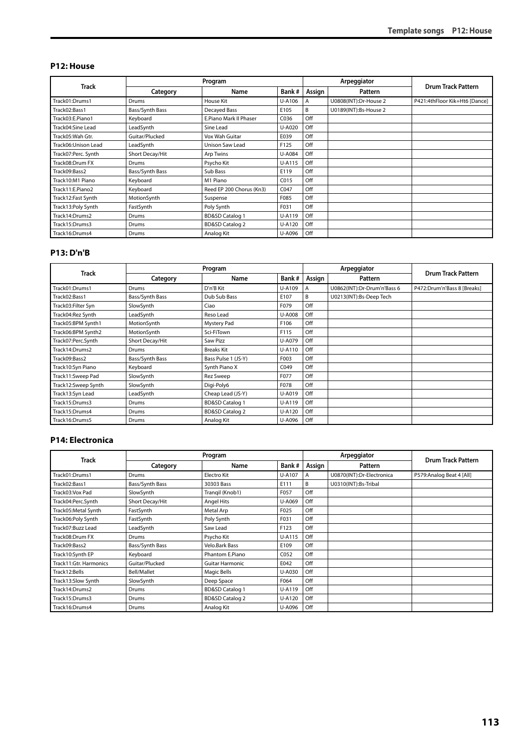## P12: House

| Track | Program | | | Arpeggiator | | Drum Track Pattern |
|---|---|---|---|---|---|---|
| | Category | Name | Bank # | Assign | Pattern | |
| Track01:Drums1 | Drums | House Kit | U-A106 | A | U0808(INT):Dr-House 2 | P421:4thFloor Kik+Ht6 [Dance] |
| Track02:Bass1 | Bass/Synth Bass | Decayed Bass | E105 | B | U0189(INT):Bs-House 2 | |
| Track03:E.Piano1 | Keyboard | E.Piano Mark II Phaser | C036 | Off | | |
| Track04:Sine Lead | LeadSynth | Sine Lead | U-A020 | Off | | |
| Track05:Wah Gtr. | Guitar/Plucked | Vox Wah Guitar | E039 | Off | | |
| Track06:Unison Lead | LeadSynth | Unison Saw Lead | F125 | Off | | |
| Track07:Perc. Synth | Short Decay/Hit | Arp Twins | U-A084 | Off | | |
| Track08:Drum FX | Drums | Psycho Kit | U-A115 | Off | | |
| Track09:Bass2 | Bass/Synth Bass | Sub Bass | E119 | Off | | |
| Track10:M1 Piano | Keyboard | M1 Piano | C015 | Off | | |
| Track11:E.Piano2 | Keyboard | Reed EP 200 Chorus (Kn3) | C047 | Off | | |
| Track12:Fast Synth | MotionSynth | Suspense | F085 | Off | | |
| Track13:Poly Synth | FastSynth | Poly Synth | F031 | Off | | |
| Track14:Drums2 | Drums | BD&SD Catalog 1 | U-A119 | Off | | |
| Track15:Drums3 | Drums | BD&SD Catalog 2 | U-A120 | Off | | |
| Track16:Drums4 | Drums | Analog Kit | U-A096 | Off | | |

## P13: D'n'B

| Track | Program | | | Arpeggiator | | Drum Track Pattern |
|---|---|---|---|---|---|---|
| | Category | Name | Bank # | Assign | Pattern | |
| Track01:Drums1 | Drums | D'n'B Kit | U-A109 | A | U0862(INT):Dr-Drum'n'Bass 6 | P472:Drum'n'Bass 8 [Breaks] |
| Track02:Bass1 | Bass/Synth Bass | Dub Sub Bass | E107 | B | U0213(INT):Bs-Deep Tech | |
| Track03:Filter Syn | SlowSynth | Ciao | F079 | Off | | |
| Track04:Rez Synth | LeadSynth | Reso Lead | U-A008 | Off | | |
| Track05:BPM Synth1 | MotionSynth | Mystery Pad | F106 | Off | | |
| Track06:BPM Synth2 | MotionSynth | Sci-FiTown | F115 | Off | | |
| Track07:Perc.Synth | Short Decay/Hit | Saw Pizz | U-A079 | Off | | |
| Track14:Drums2 | Drums | Breaks Kit | U-A110 | Off | | |
| Track09:Bass2 | Bass/Synth Bass | Bass Pulse 1 (JS-Y) | F003 | Off | | |
| Track10:Syn Piano | Keyboard | Synth Piano X | C049 | Off | | |
| Track11:Sweep Pad | SlowSynth | Rez Sweep | F077 | Off | | |
| Track12:Sweep Synth | SlowSynth | Digi-Poly6 | F078 | Off | | |
| Track13:Syn Lead | LeadSynth | Cheap Lead (JS-Y) | U-A019 | Off | | |
| Track15:Drums3 | Drums | BD&SD Catalog 1 | U-A119 | Off | | |
| Track15:Drums4 | Drums | BD&SD Catalog 2 | U-A120 | Off | | |
| Track16:Drums5 | Drums | Analog Kit | U-A096 | Off | | |

## P14: Electronica

| Track | Program | | | Arpeggiator | | Drum Track Pattern |
|---|---|---|---|---|---|---|
| | Category | Name | Bank # | Assign | Pattern | |
| Track01:Drums1 | Drums | Electro Kit | U-A107 | A | U0870(INT):Dr-Electronica | P579:Analog Beat 4 [All] |
| Track02:Bass1 | Bass/Synth Bass | 30303 Bass | E111 | B | U0310(INT):Bs-Tribal | |
| Track03:Vox Pad | SlowSynth | Tranqil (Knob1) | F057 | Off | | |
| Track04:Perc.Synth | Short Decay/Hit | Angel Hits | U-A069 | Off | | |
| Track05:Metal Synth | FastSynth | Metal Arp | F025 | Off | | |
| Track06:Poly Synth | FastSynth | Poly Synth | F031 | Off | | |
| Track07:Buzz Lead | LeadSynth | Saw Lead | F123 | Off | | |
| Track08:Drum FX | Drums | Psycho Kit | U-A115 | Off | | |
| Track09:Bass2 | Bass/Synth Bass | Velo.Bark Bass | E109 | Off | | |
| Track10:Synth EP | Keyboard | Phantom E.Piano | C052 | Off | | |
| Track11:Gtr. Harmonics | Guitar/Plucked | Guitar Harmonic | E042 | Off | | |
| Track12:Bells | Bell/Mallet | Magic Bells | U-A030 | Off | | |
| Track13:Slow Synth | SlowSynth | Deep Space | F064 | Off | | |
| Track14:Drums2 | Drums | BD&SD Catalog 1 | U-A119 | Off | | |
| Track15:Drums3 | Drums | BD&SD Catalog 2 | U-A120 | Off | | |
| Track16:Drums4 | Drums | Analog Kit | U-A096 | Off | | |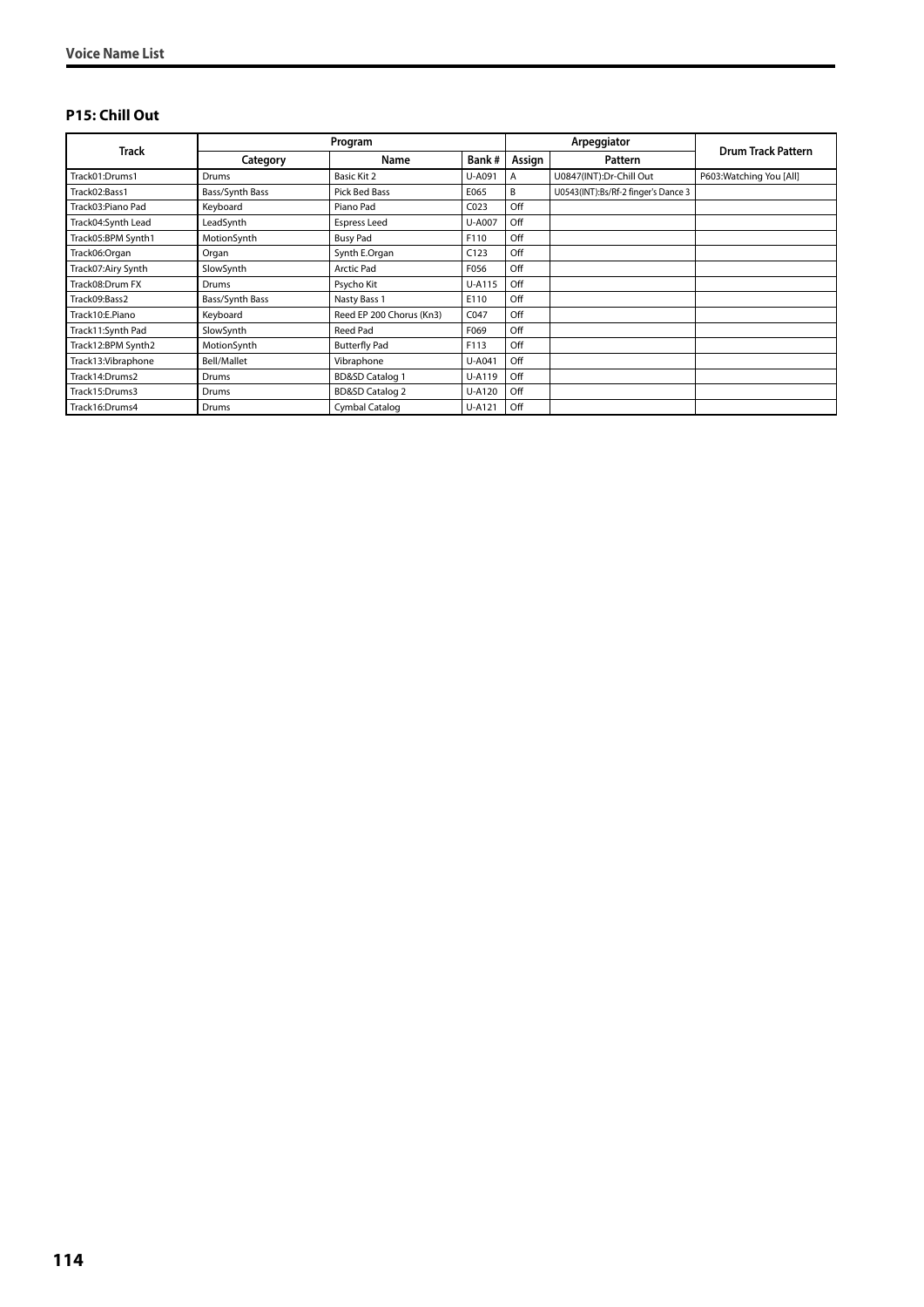## P15: Chill Out

| Track | Program | | | Arpeggiator | | Drum Track Pattern |
|---|---|---|---|---|---|---|
| | Category | Name | Bank # | Assign | Pattern | |
| Track01:Drums1 | Drums | Basic Kit 2 | U-A091 | A | U0847(INT):Dr-Chill Out | P603:Watching You [All] |
| Track02:Bass1 | Bass/Synth Bass | Pick Bed Bass | E065 | B | U0543(INT):Bs/Rf-2 finger's Dance 3 | |
| Track03:Piano Pad | Keyboard | Piano Pad | C023 | Off | | |
| Track04:Synth Lead | LeadSynth | Espress Leed | U-A007 | Off | | |
| Track05:BPM Synth1 | MotionSynth | Busy Pad | F110 | Off | | |
| Track06:Organ | Organ | Synth E.Organ | C123 | Off | | |
| Track07:Airy Synth | SlowSynth | Arctic Pad | F056 | Off | | |
| Track08:Drum FX | Drums | Psycho Kit | U-A115 | Off | | |
| Track09:Bass2 | Bass/Synth Bass | Nasty Bass 1 | E110 | Off | | |
| Track10:E.Piano | Keyboard | Reed EP 200 Chorus (Kn3) | C047 | Off | | |
| Track11:Synth Pad | SlowSynth | Reed Pad | F069 | Off | | |
| Track12:BPM Synth2 | MotionSynth | Butterfly Pad | F113 | Off | | |
| Track13:Vibraphone | Bell/Mallet | Vibraphone | U-A041 | Off | | |
| Track14:Drums2 | Drums | BD&SD Catalog 1 | U-A119 | Off | | |
| Track15:Drums3 | Drums | BD&SD Catalog 2 | U-A120 | Off | | |
| Track16:Drums4 | Drums | Cymbal Catalog | U-A121 | Off | | |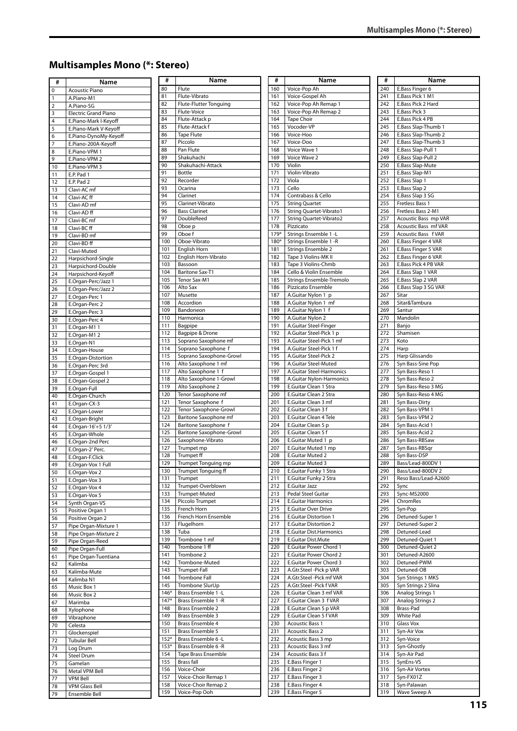## Multisamples Mono (*: Stereo)

| # | Name |
|---|---|
| 0 | Acoustic Piano |
| 1 | A.Piano-M1 |
| 2 | A.Piano-SG |
| 3 | Electric Grand Piano |
| 4 | E.Piano-Mark I-Keyoff |
| 5 | E.Piano-Mark V-Keyoff |
| 6 | E.Piano-DynoMy-Keyoff |
| 7 | E.Piano-200A-Keyoff |
| 8 | E.Piano-VPM 1 |
| 9 | E.Piano-VPM 2 |
| 10 | E.Piano-VPM 3 |
| 11 | E.P. Pad 1 |
| 12 | E.P. Pad 2 |
| 13 | Clavi-AC mf |
| 14 | Clavi-AC ff |
| 15 | Clavi-AD mf |
| 16 | Clavi-AD ff |
| 17 | Clavi-BC mf |
| 18 | Clavi-BC ff |
| 19 | Clavi-BD mf |
| 20 | Clavi-BD ff |
| 21 | Clavi-Muted |
| 22 | Harpsichord-Single |
| 23 | Harpsichord-Double |
| 24 | Harpsichord-Keyoff |
| 25 | E.Organ-Perc/Jazz 1 |
| 26 | E.Organ-Perc/Jazz 2 |
| 27 | E.Organ-Perc 1 |
| 28 | E.Organ-Perc 2 |
| 29 | E.Organ-Perc 3 |
| 30 | E.Organ-Perc 4 |
| 31 | E.Organ-M1 1 |
| 32 | E.Organ-M1 2 |
| 33 | E.Organ-N1 |
| 34 | E.Organ-House |
| 35 | E.Organ-Distortion |
| 36 | E.Organ-Perc 3rd |
| 37 | E.Organ-Gospel 1 |
| 38 | E.Organ-Gospel 2 |
| 39 | E.Organ-Full |
| 40 | E.Organ-Church |
| 41 | E.Organ-CX-3 |
| 42 | E.Organ-Lower |
| 43 | E.Organ-Bright |
| 44 | E.Organ-16'+5 1/3' |
| 45 | E.Organ-Whole |
| 46 | E.Organ-2nd Perc |
| 47 | E.Organ-2' Perc. |
| 48 | E.Organ-F.Click |
| 49 | E.Organ-Vox 1 Full |
| 50 | E.Organ-Vox 2 |
| 51 | E.Organ-Vox 3 |
| 52 | E.Organ-Vox 4 |
| 53 | E.Organ-Vox 5 |
| 54 | Synth Organ-VS |
| 55 | Positive Organ 1 |
| 56 | Positive Organ 2 |
| 57 | Pipe Organ-Mixture 1 |
| 58 | Pipe Organ-Mixture 2 |
| 59 | Pipe Organ-Reed |
| 60 | Pipe Organ-Full |
| 61 | Pipe Organ-Tuentiana |
| 62 | Kalimba |
| 63 | Kalimba-Mute |
| 64 | Kalimba N1 |
| 65 | Music Box 1 |
| 66 | Music Box 2 |
| 67 | Marimba |
| 68 | Xylophone |
| 69 | Vibraphone |
| 70 | Celesta |
| 71 | Glockenspiel |
| 72 | Tubular Bell |
| 73 | Log Drum |
| 74 | Steel Drum |
| 75 | Gamelan |
| 76 | Metal VPM Bell |
| 77 | VPM Bell |
| 78 | VPM Glass Bell |
| 79 | Ensemble Bell |

| # | Name |
|---|---|
| 80 | Flute |
| 81 | Flute-Vibrato |
| 82 | Flute-Flutter Tonguing |
| 83 | Flute-Voice |
| 84 | Flute-Attack p |
| 85 | Flute-Attack f |
| 86 | Tape Flute |
| 87 | Piccolo |
| 88 | Pan Flute |
| 89 | Shakuhachi |
| 90 | Shakuhachi-Attack |
| 91 | Bottle |
| 92 | Recorder |
| 93 | Ocarina |
| 94 | Clarinet |
| 95 | Clarinet-Vibrato |
| 96 | Bass Clarinet |
| 97 | DoubleReed |
| 98 | Oboe p |
| 99 | Oboe f |
| 100 | Oboe-Vibrato |
| 101 | English Horn |
| 102 | English Horn-Vibrato |
| 103 | Bassoon |
| 104 | Baritone Sax-T1 |
| 105 | Tenor Sax-M1 |
| 106 | Alto Sax |
| 107 | Musette |
| 108 | Accordion |
| 109 | Bandoneon |
| 110 | Harmonica |
| 111 | Bagpipe |
| 112 | Bagpipe & Drone |
| 113 | Soprano Saxophone mf |
| 114 | Soprano Saxophone f |
| 115 | Soprano Saxophone-Growl |
| 116 | Alto Saxophone 1 mf |
| 117 | Alto Saxophone 1 f |
| 118 | Alto Saxophone 1-Growl |
| 119 | Alto Saxophone 2 |
| 120 | Tenor Saxophone mf |
| 121 | Tenor Saxophone f |
| 122 | Tenor Saxophone-Growl |
| 123 | Baritone Saxophone mf |
| 124 | Baritone Saxophone f |
| 125 | Baritone Saxophone-Growl |
| 126 | Saxophone-Vibrato |
| 127 | Trumpet mp |
| 128 | Trumpet ff |
| 129 | Trumpet Tonguing mp |
| 130 | Trumpet Tonguing ff |
| 131 | Trumpet |
| 132 | Trumpet-Overblown |
| 133 | Trumpet-Muted |
| 134 | Piccolo Trumpet |
| 135 | French Horn |
| 136 | French Horn Ensemble |
| 137 | Flugelhorn |
| 138 | Tuba |
| 139 | Trombone 1 mf |
| 140 | Trombone 1 ff |
| 141 | Trombone 2 |
| 142 | Trombone-Muted |
| 143 | Trumpet-Fall |
| 144 | Trombone Fall |
| 145 | Trombone SlurUp |
| 146* | Brass Ensemble 1 -L |
| 147* | Brass Ensemble 1 -R |
| 148 | Brass Ensemble 2 |
| 149 | Brass Ensemble 3 |
| 150 | Brass Ensemble 4 |
| 151 | Brass Ensemble 5 |
| 152* | Brass Ensemble 6 -L |
| 153* | Brass Ensemble 6 -R |
| 154 | Tape Brass Ensemble |
| 155 | Brass fall |
| 156 | Voice-Choir |
| 157 | Voice-Choir Remap 1 |
| 158 | Voice-Choir Remap 2 |
| 159 | Voice-Pop Ooh |

| # | Name |
|---|---|
| 160 | Voice-Pop Ah |
| 161 | Voice-Gospel Ah |
| 162 | Voice-Pop Ah Remap 1 |
| 163 | Voice-Pop Ah Remap 2 |
| 164 | Tape Choir |
| 165 | Vocoder-VP |
| 166 | Voice-Hoo |
| 167 | Voice-Doo |
| 168 | Voice Wave 1 |
| 169 | Voice Wave 2 |
| 170 | Violin |
| 171 | Violin-Vibrato |
| 172 | Viola |
| 173 | Cello |
| 174 | Contrabass & Cello |
| 175 | String Quartet |
| 176 | String Quartet-Vibrato1 |
| 177 | String Quartet-Vibrato2 |
| 178 | Pizzicato |
| 179* | Strings Ensemble 1 -L |
| 180* | Strings Ensemble 1 -R |
| 181 | Strings Ensemble 2 |
| 182 | Tape 3 Violins-MK II |
| 183 | Tape 3 Violins-Chmb |
| 184 | Cello & Violin Ensemble |
| 185 | Strings Ensemble-Tremolo |
| 186 | Pizzicato Ensemble |
| 187 | A.Guitar Nylon 1 p |
| 188 | A.Guitar Nylon 1 mf |
| 189 | A.Guitar Nylon 1 f |
| 190 | A.Guitar Nylon 2 |
| 191 | A.Guitar Steel-Finger |
| 192 | A.Guitar Steel-Pick 1 p |
| 193 | A.Guitar Steel-Pick 1 mf |
| 194 | A.Guitar Steel-Pick 1 f |
| 195 | A.Guitar Steel-Pick 2 |
| 196 | A.Guitar Steel-Muted |
| 197 | A.Guitar Steel-Harmonics |
| 198 | A.Guitar Nylon-Harmonics |
| 199 | E.Guitar Clean 1 Stra |
| 200 | E.Guitar Clean 2 Stra |
| 201 | E.Guitar Clean 3 mf |
| 202 | E.Guitar Clean 3 f |
| 203 | E.Guitar Clean 4 Tele |
| 204 | E.Guitar Clean 5 p |
| 205 | E.Guitar Clean 5 f |
| 206 | E.Guitar Muted 1 p |
| 207 | E.Guitar Muted 1 mp |
| 208 | E.Guitar Muted 2 |
| 209 | E.Guitar Muted 3 |
| 210 | E.Guitar Funky 1 Stra |
| 211 | E.Guitar Funky 2 Stra |
| 212 | E.Guitar Jazz |
| 213 | Pedal Steel Guitar |
| 214 | E.Guitar Harmonics |
| 215 | E.Guitar Over Drive |
| 216 | E.Guitar Distortion 1 |
| 217 | E.Guitar Distortion 2 |
| 218 | E.Guitar Dist.Harmonics |
| 219 | E.Guitar Dist.Mute |
| 220 | E.Guitar Power Chord 1 |
| 221 | E.Guitar Power Chord 2 |
| 222 | E.Guitar Power Chord 3 |
| 223 | A.Gtr.Steel -Pick p VAR |
| 224 | A.Gtr.Steel -Pick mf VAR |
| 225 | A.Gtr.Steel -Pick f VAR |
| 226 | E.Guitar Clean 3 mf VAR |
| 227 | E.Guitar Clean 3 f VAR |
| 228 | E.Guitar Clean 5 p VAR |
| 229 | E.Guitar Clean 5 f VAR |
| 230 | Acoustic Bass 1 |
| 231 | Acoustic Bass 2 |
| 232 | Acoustic Bass 3 mp |
| 233 | Acoustic Bass 3 mf |
| 234 | Acoustic Bass 3 f |
| 235 | E.Bass Finger 1 |
| 236 | E.Bass Finger 2 |
| 237 | E.Bass Finger 3 |
| 238 | E.Bass Finger 4 |
| 239 | E.Bass Finger 5 |

| # | Name |
|---|---|
| 240 | E.Bass Finger 6 |
| 241 | E.Bass Pick 1 M1 |
| 242 | E.Bass Pick 2 Hard |
| 243 | E.Bass Pick 3 |
| 244 | E.Bass Pick 4 PB |
| 245 | E.Bass Slap-Thumb 1 |
| 246 | E.Bass Slap-Thumb 2 |
| 247 | E.Bass Slap-Thumb 3 |
| 248 | E.Bass Slap-Pull 1 |
| 249 | E.Bass Slap-Pull 2 |
| 250 | E.Bass Slap-Mute |
| 251 | E.Bass Slap-M1 |
| 252 | E.Bass Slap 1 |
| 253 | E.Bass Slap 2 |
| 254 | E.Bass Slap 3 SG |
| 255 | Fretless Bass 1 |
| 256 | Fretless Bass 2-M1 |
| 257 | Acoustic Bass mp VAR |
| 258 | Acoustic Bass mf VAR |
| 259 | Acoustic Bass f VAR |
| 260 | E.Bass Finger 4 VAR |
| 261 | E.Bass Finger 5 VAR |
| 262 | E.Bass Finger 6 VAR |
| 263 | E.Bass Pick 4 PB VAR |
| 264 | E.Bass Slap 1 VAR |
| 265 | E.Bass Slap 2 VAR |
| 266 | E.Bass Slap 3 SG VAR |
| 267 | Sitar |
| 268 | Sitar&Tambura |
| 269 | Santur |
| 270 | Mandolin |
| 271 | Banjo |
| 272 | Shamisen |
| 273 | Koto |
| 274 | Harp |
| 275 | Harp Glissando |
| 276 | Syn Bass-Sine Pop |
| 277 | Syn Bass-Reso 1 |
| 278 | Syn Bass-Reso 2 |
| 279 | Syn Bass-Reso 3 MG |
| 280 | Syn Bass-Reso 4 MG |
| 281 | Syn Bass-Dirty |
| 282 | Syn Bass-VPM 1 |
| 283 | Syn Bass-VPM 2 |
| 284 | Syn Bass-Acid 1 |
| 285 | Syn Bass-Acid 2 |
| 286 | Syn Bass-RBSaw |
| 287 | Syn Bass-RBSqr |
| 288 | Syn Bass-DSP |
| 289 | Bass/Lead-800DV 1 |
| 290 | Bass/Lead-800DV 2 |
| 291 | Reso Bass/Lead-A2600 |
| 292 | Sync |
| 293 | Sync-MS2000 |
| 294 | ChromRes |
| 295 | Syn-Pop |
| 296 | Detuned-Super 1 |
| 297 | Detuned-Super 2 |
| 298 | Detuned-Lead |
| 299 | Detuned-Quiet 1 |
| 300 | Detuned-Quiet 2 |
| 301 | Detuned-A2600 |
| 302 | Detuned-PWM |
| 303 | Detuned-OB |
| 304 | Syn Strings 1 MKS |
| 305 | Syn Strings 2 Slina |
| 306 | Analog Strings 1 |
| 307 | Analog Strings 2 |
| 308 | Brass-Pad |
| 309 | White Pad |
| 310 | Glass Vox |
| 311 | Syn-Air Vox |
| 312 | Syn-Voice |
| 313 | Syn-Ghostly |
| 314 | Syn-Air Pad |
| 315 | SynEns-VS |
| 316 | Syn-Air Vortex |
| 317 | Syn-FX01Z |
| 318 | Syn-Palawan |
| 319 | Wave Sweep A |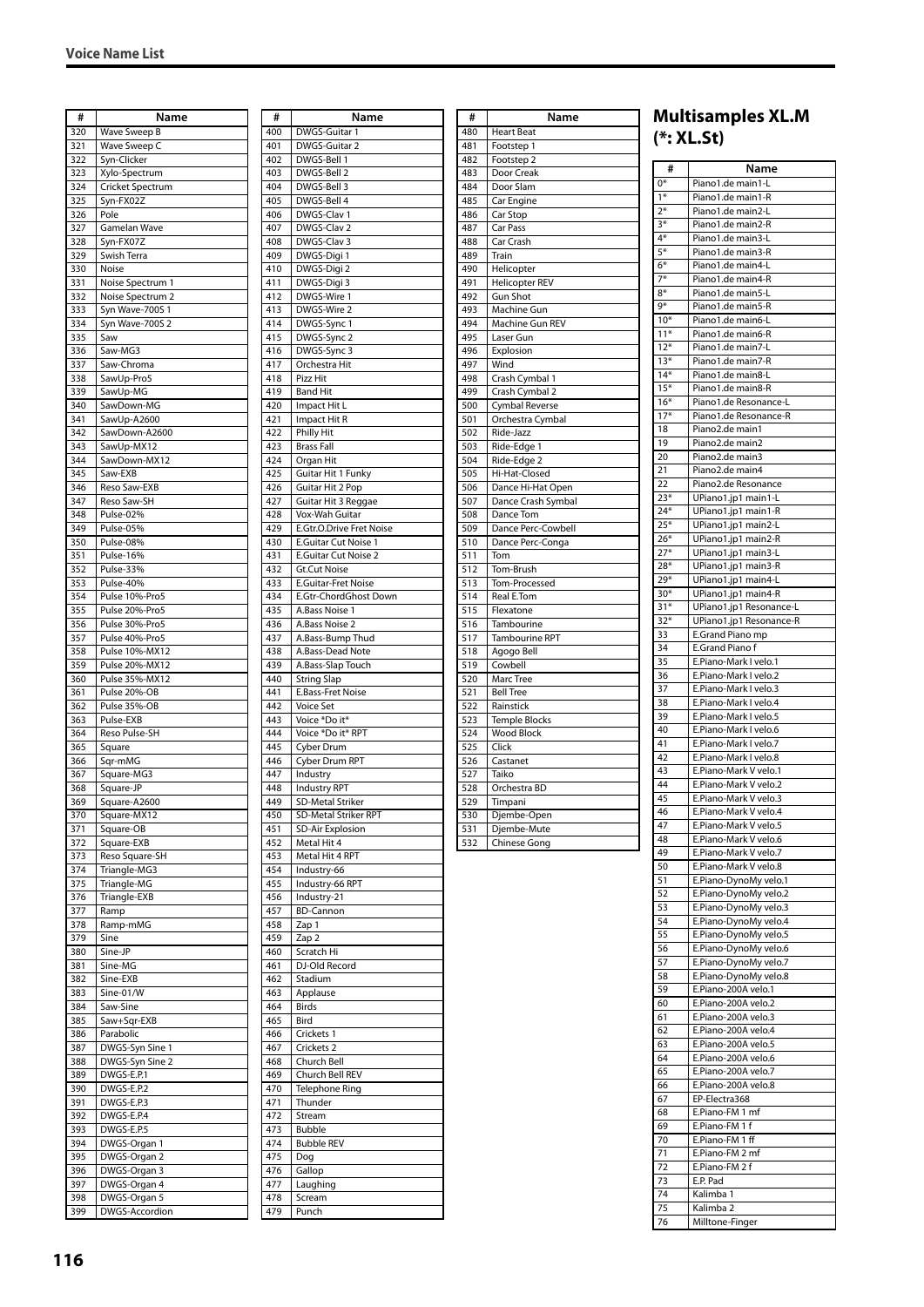## Voice Name List

| # | Name |
|---|---|
| 320 | Wave Sweep B |
| 321 | Wave Sweep C |
| 322 | Syn-Clicker |
| 323 | Xylo-Spectrum |
| 324 | Cricket Spectrum |
| 325 | Syn-FX02Z |
| 326 | Pole |
| 327 | Gamelan Wave |
| 328 | Syn-FX07Z |
| 329 | Swish Terra |
| 330 | Noise |
| 331 | Noise Spectrum 1 |
| 332 | Noise Spectrum 2 |
| 333 | Syn Wave-700S 1 |
| 334 | Syn Wave-700S 2 |
| 335 | Saw |
| 336 | Saw-MG3 |
| 337 | Saw-Chroma |
| 338 | SawUp-Pro5 |
| 339 | SawUp-MG |
| 340 | SawDown-MG |
| 341 | SawUp-A2600 |
| 342 | SawDown-A2600 |
| 343 | SawUp-MX12 |
| 344 | SawDown-MX12 |
| 345 | Saw-EXB |
| 346 | Reso Saw-EXB |
| 347 | Reso Saw-SH |
| 348 | Pulse-02% |
| 349 | Pulse-05% |
| 350 | Pulse-08% |
| 351 | Pulse-16% |
| 352 | Pulse-33% |
| 353 | Pulse-40% |
| 354 | Pulse 10%-Pro5 |
| 355 | Pulse 20%-Pro5 |
| 356 | Pulse 30%-Pro5 |
| 357 | Pulse 40%-Pro5 |
| 358 | Pulse 10%-MX12 |
| 359 | Pulse 20%-MX12 |
| 360 | Pulse 35%-MX12 |
| 361 | Pulse 20%-OB |
| 362 | Pulse 35%-OB |
| 363 | Pulse-EXB |
| 364 | Reso Pulse-SH |
| 365 | Square |
| 366 | Sqr-mMG |
| 367 | Square-MG3 |
| 368 | Square-JP |
| 369 | Square-A2600 |
| 370 | Square-MX12 |
| 371 | Square-OB |
| 372 | Square-EXB |
| 373 | Reso Square-SH |
| 374 | Triangle-MG3 |
| 375 | Triangle-MG |
| 376 | Triangle-EXB |
| 377 | Ramp |
| 378 | Ramp-mMG |
| 379 | Sine |
| 380 | Sine-JP |
| 381 | Sine-MG |
| 382 | Sine-EXB |
| 383 | Sine-01/W |
| 384 | Saw-Sine |
| 385 | Saw+Sqr-EXB |
| 386 | Parabolic |
| 387 | DWGS-Syn Sine 1 |
| 388 | DWGS-Syn Sine 2 |
| 389 | DWGS-E.P.1 |
| 390 | DWGS-E.P.2 |
| 391 | DWGS-E.P.3 |
| 392 | DWGS-E.P.4 |
| 393 | DWGS-E.P.5 |
| 394 | DWGS-Organ 1 |
| 395 | DWGS-Organ 2 |
| 396 | DWGS-Organ 3 |
| 397 | DWGS-Organ 4 |
| 398 | DWGS-Organ 5 |
| 399 | DWGS-Accordion |

| # | Name |
|---|---|
| 400 | DWGS-Guitar 1 |
| 401 | DWGS-Guitar 2 |
| 402 | DWGS-Bell 1 |
| 403 | DWGS-Bell 2 |
| 404 | DWGS-Bell 3 |
| 405 | DWGS-Bell 4 |
| 406 | DWGS-Clav 1 |
| 407 | DWGS-Clav 2 |
| 408 | DWGS-Clav 3 |
| 409 | DWGS-Digi 1 |
| 410 | DWGS-Digi 2 |
| 411 | DWGS-Digi 3 |
| 412 | DWGS-Wire 1 |
| 413 | DWGS-Wire 2 |
| 414 | DWGS-Sync 1 |
| 415 | DWGS-Sync 2 |
| 416 | DWGS-Sync 3 |
| 417 | Orchestra Hit |
| 418 | Pizz Hit |
| 419 | Band Hit |
| 420 | Impact Hit L |
| 421 | Impact Hit R |
| 422 | Philly Hit |
| 423 | Brass Fall |
| 424 | Organ Hit |
| 425 | Guitar Hit 1 Funky |
| 426 | Guitar Hit 2 Pop |
| 427 | Guitar Hit 3 Reggae |
| 428 | Vox-Wah Guitar |
| 429 | E.Gtr.O.Drive Fret Noise |
| 430 | E.Guitar Cut Noise 1 |
| 431 | E.Guitar Cut Noise 2 |
| 432 | Gt.Cut Noise |
| 433 | E.Guitar-Fret Noise |
| 434 | E.Gtr-ChordGhost Down |
| 435 | A.Bass Noise 1 |
| 436 | A.Bass Noise 2 |
| 437 | A.Bass-Bump Thud |
| 438 | A.Bass-Dead Note |
| 439 | A.Bass-Slap Touch |
| 440 | String Slap |
| 441 | E.Bass-Fret Noise |
| 442 | Voice Set |
| 443 | Voice *Do it* |
| 444 | Voice *Do it* RPT |
| 445 | Cyber Drum |
| 446 | Cyber Drum RPT |
| 447 | Industry |
| 448 | Industry RPT |
| 449 | SD-Metal Striker |
| 450 | SD-Metal Striker RPT |
| 451 | SD-Air Explosion |
| 452 | Metal Hit 4 |
| 453 | Metal Hit 4 RPT |
| 454 | Industry-66 |
| 455 | Industry-66 RPT |
| 456 | Industry-21 |
| 457 | BD-Cannon |
| 458 | Zap 1 |
| 459 | Zap 2 |
| 460 | Scratch Hi |
| 461 | DJ-Old Record |
| 462 | Stadium |
| 463 | Applause |
| 464 | Birds |
| 465 | Bird |
| 466 | Crickets 1 |
| 467 | Crickets 2 |
| 468 | Church Bell |
| 469 | Church Bell REV |
| 470 | Telephone Ring |
| 471 | Thunder |
| 472 | Stream |
| 473 | Bubble |
| 474 | Bubble REV |
| 475 | Dog |
| 476 | Gallop |
| 477 | Laughing |
| 478 | Scream |
| 479 | Punch |

| # | Name |
|---|---|
| 480 | Heart Beat |
| 481 | Footstep 1 |
| 482 | Footstep 2 |
| 483 | Door Creak |
| 484 | Door Slam |
| 485 | Car Engine |
| 486 | Car Stop |
| 487 | Car Pass |
| 488 | Car Crash |
| 489 | Train |
| 490 | Helicopter |
| 491 | Helicopter REV |
| 492 | Gun Shot |
| 493 | Machine Gun |
| 494 | Machine Gun REV |
| 495 | Laser Gun |
| 496 | Explosion |
| 497 | Wind |
| 498 | Crash Cymbal 1 |
| 499 | Crash Cymbal 2 |
| 500 | Cymbal Reverse |
| 501 | Orchestra Cymbal |
| 502 | Ride-Jazz |
| 503 | Ride-Edge 1 |
| 504 | Ride-Edge 2 |
| 505 | Hi-Hat-Closed |
| 506 | Dance Hi-Hat Open |
| 507 | Dance Crash Symbal |
| 508 | Dance Tom |
| 509 | Dance Perc-Cowbell |
| 510 | Dance Perc-Conga |
| 511 | Tom |
| 512 | Tom-Brush |
| 513 | Tom-Processed |
| 514 | Real E.Tom |
| 515 | Flexatone |
| 516 | Tambourine |
| 517 | Tambourine RPT |
| 518 | Agogo Bell |
| 519 | Cowbell |
| 520 | Marc Tree |
| 521 | Bell Tree |
| 522 | Rainstick |
| 523 | Temple Blocks |
| 524 | Wood Block |
| 525 | Click |
| 526 | Castanet |
| 527 | Taiko |
| 528 | Orchestra BD |
| 529 | Timpani |
| 530 | Djembe-Open |
| 531 | Djembe-Mute |
| 532 | Chinese Gong |

## Multisamples XL.M (*: XL.St)

| # | Name |
|---|---|
| 0* | Piano1.de main1-L |
| 1* | Piano1.de main1-R |
| 2* | Piano1.de main2-L |
| 3* | Piano1.de main2-R |
| 4* | Piano1.de main3-L |
| 5* | Piano1.de main3-R |
| 6* | Piano1.de main4-L |
| 7* | Piano1.de main4-R |
| 8* | Piano1.de main5-L |
| 9* | Piano1.de main5-R |
| 10* | Piano1.de main6-L |
| 11* | Piano1.de main6-R |
| 12* | Piano1.de main7-L |
| 13* | Piano1.de main7-R |
| 14* | Piano1.de main8-L |
| 15* | Piano1.de main8-R |
| 16* | Piano1.de Resonance-L |
| 17* | Piano1.de Resonance-R |
| 18 | Piano2.de main1 |
| 19 | Piano2.de main2 |
| 20 | Piano2.de main3 |
| 21 | Piano2.de main4 |
| 22 | Piano2.de Resonance |
| 23* | UPiano1.jp1 main1-L |
| 24* | UPiano1.jp1 main1-R |
| 25* | UPiano1.jp1 main2-L |
| 26* | UPiano1.jp1 main2-R |
| 27* | UPiano1.jp1 main3-L |
| 28* | UPiano1.jp1 main3-R |
| 29* | UPiano1.jp1 main4-L |
| 30* | UPiano1.jp1 main4-R |
| 31* | UPiano1.jp1 Resonance-L |
| 32* | UPiano1.jp1 Resonance-R |
| 33 | E.Grand Piano mp |
| 34 | E.Grand Piano f |
| 35 | E.Piano-Mark I velo.1 |
| 36 | E.Piano-Mark I velo.2 |
| 37 | E.Piano-Mark I velo.3 |
| 38 | E.Piano-Mark I velo.4 |
| 39 | E.Piano-Mark I velo.5 |
| 40 | E.Piano-Mark I velo.6 |
| 41 | E.Piano-Mark I velo.7 |
| 42 | E.Piano-Mark I velo.8 |
| 43 | E.Piano-Mark V velo.1 |
| 44 | E.Piano-Mark V velo.2 |
| 45 | E.Piano-Mark V velo.3 |
| 46 | E.Piano-Mark V velo.4 |
| 47 | E.Piano-Mark V velo.5 |
| 48 | E.Piano-Mark V velo.6 |
| 49 | E.Piano-Mark V velo.7 |
| 50 | E.Piano-Mark V velo.8 |
| 51 | E.Piano-DynoMy velo.1 |
| 52 | E.Piano-DynoMy velo.2 |
| 53 | E.Piano-DynoMy velo.3 |
| 54 | E.Piano-DynoMy velo.4 |
| 55 | E.Piano-DynoMy velo.5 |
| 56 | E.Piano-DynoMy velo.6 |
| 57 | E.Piano-DynoMy velo.7 |
| 58 | E.Piano-DynoMy velo.8 |
| 59 | E.Piano-200A velo.1 |
| 60 | E.Piano-200A velo.2 |
| 61 | E.Piano-200A velo.3 |
| 62 | E.Piano-200A velo.4 |
| 63 | E.Piano-200A velo.5 |
| 64 | E.Piano-200A velo.6 |
| 65 | E.Piano-200A velo.7 |
| 66 | E.Piano-200A velo.8 |
| 67 | EP-Electra368 |
| 68 | E.Piano-FM 1 mf |
| 69 | E.Piano-FM 1 f |
| 70 | E.Piano-FM 1 ff |
| 71 | E.Piano-FM 2 mf |
| 72 | E.Piano-FM 2 f |
| 73 | E.P. Pad |
| 74 | Kalimba 1 |
| 75 | Kalimba 2 |
| 76 | Milltone-Finger |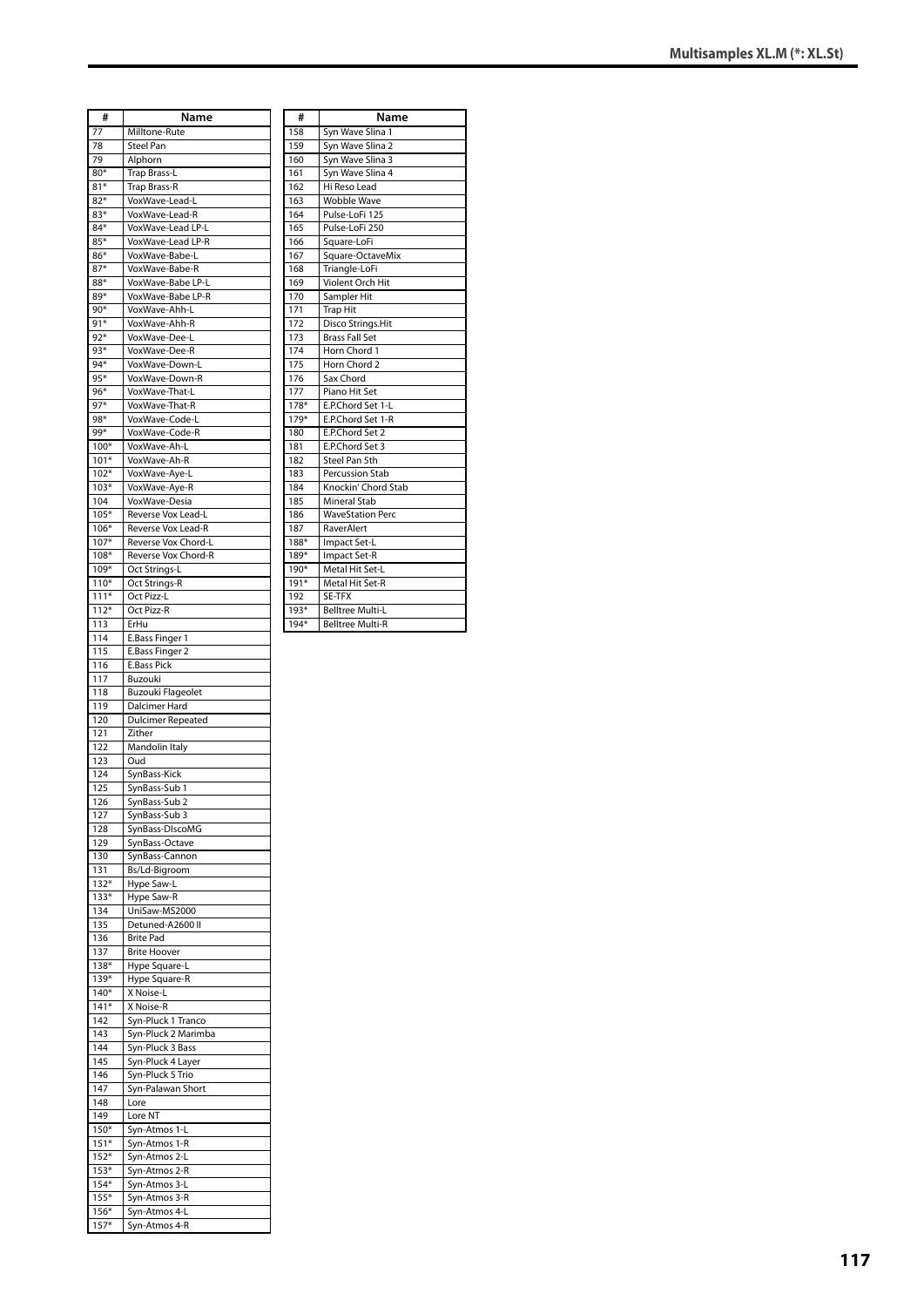| # | Name |
|---|---|
| 77 | Milltone-Rute |
| 78 | Steel Pan |
| 79 | Alphorn |
| 80* | Trap Brass-L |
| 81* | Trap Brass-R |
| 82* | VoxWave-Lead-L |
| 83* | VoxWave-Lead-R |
| 84* | VoxWave-Lead LP-L |
| 85* | VoxWave-Lead LP-R |
| 86* | VoxWave-Babe-L |
| 87* | VoxWave-Babe-R |
| 88* | VoxWave-Babe LP-L |
| 89* | VoxWave-Babe LP-R |
| 90* | VoxWave-Ahh-L |
| 91* | VoxWave-Ahh-R |
| 92* | VoxWave-Dee-L |
| 93* | VoxWave-Dee-R |
| 94* | VoxWave-Down-L |
| 95* | VoxWave-Down-R |
| 96* | VoxWave-That-L |
| 97* | VoxWave-That-R |
| 98* | VoxWave-Code-L |
| 99* | VoxWave-Code-R |
| 100* | VoxWave-Ah-L |
| 101* | VoxWave-Ah-R |
| 102* | VoxWave-Aye-L |
| 103* | VoxWave-Aye-R |
| 104 | VoxWave-Desia |
| 105* | Reverse Vox Lead-L |
| 106* | Reverse Vox Lead-R |
| 107* | Reverse Vox Chord-L |
| 108* | Reverse Vox Chord-R |
| 109* | Oct Strings-L |
| 110* | Oct Strings-R |
| 111* | Oct Pizz-L |
| 112* | Oct Pizz-R |
| 113 | ErHu |
| 114 | E.Bass Finger 1 |
| 115 | E.Bass Finger 2 |
| 116 | E.Bass Pick |
| 117 | Buzouki |
| 118 | Buzouki Flageolet |
| 119 | Dalcimer Hard |
| 120 | Dulcimer Repeated |
| 121 | Zither |
| 122 | Mandolin Italy |
| 123 | Oud |
| 124 | SynBass-Kick |
| 125 | SynBass-Sub 1 |
| 126 | SynBass-Sub 2 |
| 127 | SynBass-Sub 3 |
| 128 | SynBass-DIscoMG |
| 129 | SynBass-Octave |
| 130 | SynBass-Cannon |
| 131 | Bs/Ld-Bigroom |
| 132* | Hype Saw-L |
| 133* | Hype Saw-R |
| 134 | UniSaw-MS2000 |
| 135 | Detuned-A2600 II |
| 136 | Brite Pad |
| 137 | Brite Hoover |
| 138* | Hype Square-L |
| 139* | Hype Square-R |
| 140* | X Noise-L |
| 141* | X Noise-R |
| 142 | Syn-Pluck 1 Tranco |
| 143 | Syn-Pluck 2 Marimba |
| 144 | Syn-Pluck 3 Bass |
| 145 | Syn-Pluck 4 Layer |
| 146 | Syn-Pluck 5 Trio |
| 147 | Syn-Palawan Short |
| 148 | Lore |
| 149 | Lore NT |
| 150* | Syn-Atmos 1-L |
| 151* | Syn-Atmos 1-R |
| 152* | Syn-Atmos 2-L |
| 153* | Syn-Atmos 2-R |
| 154* | Syn-Atmos 3-L |
| 155* | Syn-Atmos 3-R |
| 156* | Syn-Atmos 4-L |
| 157* | Syn-Atmos 4-R |
| 158 | Syn Wave Slina 1 |
| 159 | Syn Wave Slina 2 |
| 160 | Syn Wave Slina 3 |
| 161 | Syn Wave Slina 4 |
| 162 | Hi Reso Lead |
| 163 | Wobble Wave |
| 164 | Pulse-LoFi 125 |
| 165 | Pulse-LoFi 250 |
| 166 | Square-LoFi |
| 167 | Square-OctaveMix |
| 168 | Triangle-LoFi |
| 169 | Violent Orch Hit |
| 170 | Sampler Hit |
| 171 | Trap Hit |
| 172 | Disco Strings.Hit |
| 173 | Brass Fall Set |
| 174 | Horn Chord 1 |
| 175 | Horn Chord 2 |
| 176 | Sax Chord |
| 177 | Piano Hit Set |
| 178* | E.P.Chord Set 1-L |
| 179* | E.P.Chord Set 1-R |
| 180 | E.P.Chord Set 2 |
| 181 | E.P.Chord Set 3 |
| 182 | Steel Pan 5th |
| 183 | Percussion Stab |
| 184 | Knockin' Chord Stab |
| 185 | Mineral Stab |
| 186 | WaveStation Perc |
| 187 | RaverAlert |
| 188* | Impact Set-L |
| 189* | Impact Set-R |
| 190* | Metal Hit Set-L |
| 191* | Metal Hit Set-R |
| 192 | SE-TFX |
| 193* | Belltree Multi-L |
| 194* | Belltree Multi-R |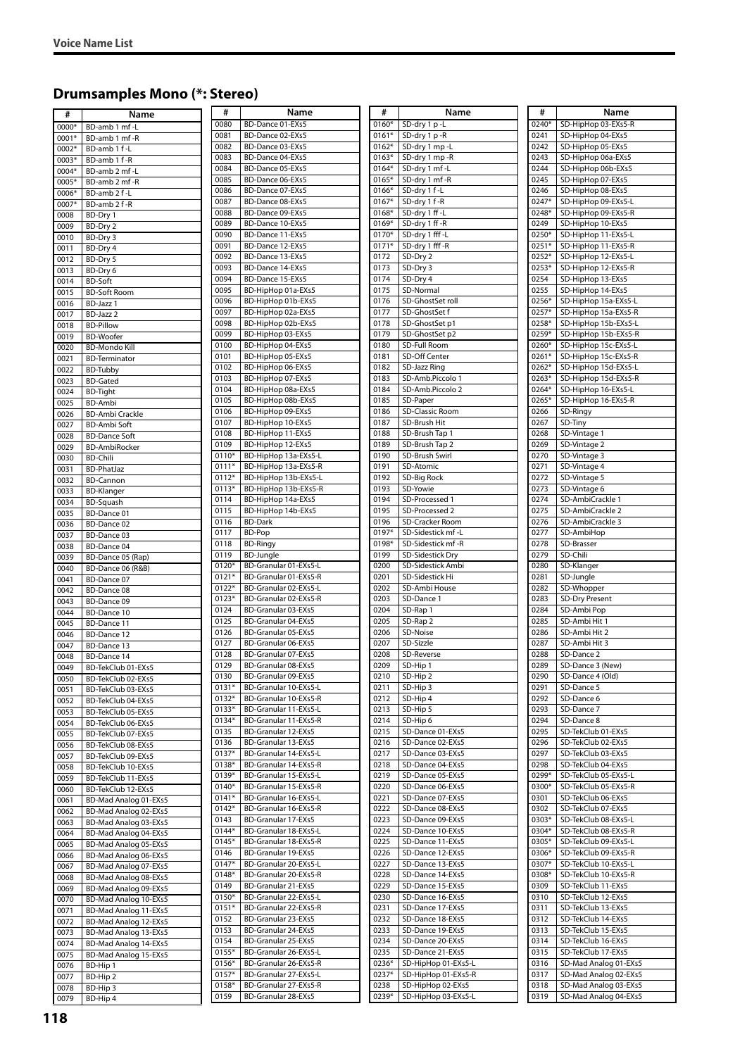## Drumsamples Mono (*: Stereo)

| # | Name |
|---|---|
| 0000* | BD-amb 1 mf -L |
| 0001* | BD-amb 1 mf -R |
| 0002* | BD-amb 1 f -L |
| 0003* | BD-amb 1 f -R |
| 0004* | BD-amb 2 mf -L |
| 0005* | BD-amb 2 mf -R |
| 0006* | BD-amb 2 f -L |
| 0007* | BD-amb 2 f -R |
| 0008 | BD-Dry 1 |
| 0009 | BD-Dry 2 |
| 0010 | BD-Dry 3 |
| 0011 | BD-Dry 4 |
| 0012 | BD-Dry 5 |
| 0013 | BD-Dry 6 |
| 0014 | BD-Soft |
| 0015 | BD-Soft Room |
| 0016 | BD-Jazz 1 |
| 0017 | BD-Jazz 2 |
| 0018 | BD-Pillow |
| 0019 | BD-Woofer |
| 0020 | BD-Mondo Kill |
| 0021 | BD-Terminator |
| 0022 | BD-Tubby |
| 0023 | BD-Gated |
| 0024 | BD-Tight |
| 0025 | BD-Ambi |
| 0026 | BD-Ambi Crackle |
| 0027 | BD-Ambi Soft |
| 0028 | BD-Dance Soft |
| 0029 | BD-AmbiRocker |
| 0030 | BD-Chili |
| 0031 | BD-PhatJaz |
| 0032 | BD-Cannon |
| 0033 | BD-Klanger |
| 0034 | BD-Squash |
| 0035 | BD-Dance 01 |
| 0036 | BD-Dance 02 |
| 0037 | BD-Dance 03 |
| 0038 | BD-Dance 04 |
| 0039 | BD-Dance 05 (Rap) |
| 0040 | BD-Dance 06 (R&B) |
| 0041 | BD-Dance 07 |
| 0042 | BD-Dance 08 |
| 0043 | BD-Dance 09 |
| 0044 | BD-Dance 10 |
| 0045 | BD-Dance 11 |
| 0046 | BD-Dance 12 |
| 0047 | BD-Dance 13 |
| 0048 | BD-Dance 14 |
| 0049 | BD-TekClub 01-EXs5 |
| 0050 | BD-TekClub 02-EXs5 |
| 0051 | BD-TekClub 03-EXs5 |
| 0052 | BD-TekClub 04-EXs5 |
| 0053 | BD-TekClub 05-EXs5 |
| 0054 | BD-TekClub 06-EXs5 |
| 0055 | BD-TekClub 07-EXs5 |
| 0056 | BD-TekClub 08-EXs5 |
| 0057 | BD-TekClub 09-EXs5 |
| 0058 | BD-TekClub 10-EXs5 |
| 0059 | BD-TekClub 11-EXs5 |
| 0060 | BD-TekClub 12-EXs5 |
| 0061 | BD-Mad Analog 01-EXs5 |
| 0062 | BD-Mad Analog 02-EXs5 |
| 0063 | BD-Mad Analog 03-EXs5 |
| 0064 | BD-Mad Analog 04-EXs5 |
| 0065 | BD-Mad Analog 05-EXs5 |
| 0066 | BD-Mad Analog 06-EXs5 |
| 0067 | BD-Mad Analog 07-EXs5 |
| 0068 | BD-Mad Analog 08-EXs5 |
| 0069 | BD-Mad Analog 09-EXs5 |
| 0070 | BD-Mad Analog 10-EXs5 |
| 0071 | BD-Mad Analog 11-EXs5 |
| 0072 | BD-Mad Analog 12-EXs5 |
| 0073 | BD-Mad Analog 13-EXs5 |
| 0074 | BD-Mad Analog 14-EXs5 |
| 0075 | BD-Mad Analog 15-EXs5 |
| 0076 | BD-Hip 1 |
| 0077 | BD-Hip 2 |
| 0078 | BD-Hip 3 |
| 0079 | BD-Hip 4 |
| 0080 | BD-Dance 01-EXs5 |
| 0081 | BD-Dance 02-EXs5 |
| 0082 | BD-Dance 03-EXs5 |
| 0083 | BD-Dance 04-EXs5 |
| 0084 | BD-Dance 05-EXs5 |
| 0085 | BD-Dance 06-EXs5 |
| 0086 | BD-Dance 07-EXs5 |
| 0087 | BD-Dance 08-EXs5 |
| 0088 | BD-Dance 09-EXs5 |
| 0089 | BD-Dance 10-EXs5 |
| 0090 | BD-Dance 11-EXs5 |
| 0091 | BD-Dance 12-EXs5 |
| 0092 | BD-Dance 13-EXs5 |
| 0093 | BD-Dance 14-EXs5 |
| 0094 | BD-Dance 15-EXs5 |
| 0095 | BD-HipHop 01a-EXs5 |
| 0096 | BD-HipHop 01b-EXs5 |
| 0097 | BD-HipHop 02a-EXs5 |
| 0098 | BD-HipHop 02b-EXs5 |
| 0099 | BD-HipHop 03-EXs5 |
| 0100 | BD-HipHop 04-EXs5 |
| 0101 | BD-HipHop 05-EXs5 |
| 0102 | BD-HipHop 06-EXs5 |
| 0103 | BD-HipHop 07-EXs5 |
| 0104 | BD-HipHop 08a-EXs5 |
| 0105 | BD-HipHop 08b-EXs5 |
| 0106 | BD-HipHop 09-EXs5 |
| 0107 | BD-HipHop 10-EXs5 |
| 0108 | BD-HipHop 11-EXs5 |
| 0109 | BD-HipHop 12-EXs5 |
| 0110* | BD-HipHop 13a-EXs5-L |
| 0111* | BD-HipHop 13a-EXs5-R |
| 0112* | BD-HipHop 13b-EXs5-L |
| 0113* | BD-HipHop 13b-EXs5-R |
| 0114 | BD-HipHop 14a-EXs5 |
| 0115 | BD-HipHop 14b-EXs5 |
| 0116 | BD-Dark |
| 0117 | BD-Pop |
| 0118 | BD-Ringy |
| 0119 | BD-Jungle |
| 0120* | BD-Granular 01-EXs5-L |
| 0121* | BD-Granular 01-EXs5-R |
| 0122* | BD-Granular 02-EXs5-L |
| 0123* | BD-Granular 02-EXs5-R |
| 0124 | BD-Granular 03-EXs5 |
| 0125 | BD-Granular 04-EXs5 |
| 0126 | BD-Granular 05-EXs5 |
| 0127 | BD-Granular 06-EXs5 |
| 0128 | BD-Granular 07-EXs5 |
| 0129 | BD-Granular 08-EXs5 |
| 0130 | BD-Granular 09-EXs5 |
| 0131* | BD-Granular 10-EXs5-L |
| 0132* | BD-Granular 10-EXs5-R |
| 0133* | BD-Granular 11-EXs5-L |
| 0134* | BD-Granular 11-EXs5-R |
| 0135 | BD-Granular 12-EXs5 |
| 0136 | BD-Granular 13-EXs5 |
| 0137* | BD-Granular 14-EXs5-L |
| 0138* | BD-Granular 14-EXs5-R |
| 0139* | BD-Granular 15-EXs5-L |
| 0140* | BD-Granular 15-EXs5-R |
| 0141* | BD-Granular 16-EXs5-L |
| 0142* | BD-Granular 16-EXs5-R |
| 0143 | BD-Granular 17-EXs5 |
| 0144* | BD-Granular 18-EXs5-L |
| 0145* | BD-Granular 18-EXs5-R |
| 0146 | BD-Granular 19-EXs5 |
| 0147* | BD-Granular 20-EXs5-L |
| 0148* | BD-Granular 20-EXs5-R |
| 0149 | BD-Granular 21-EXs5 |
| 0150* | BD-Granular 22-EXs5-L |
| 0151* | BD-Granular 22-EXs5-R |
| 0152 | BD-Granular 23-EXs5 |
| 0153 | BD-Granular 24-EXs5 |
| 0154 | BD-Granular 25-EXs5 |
| 0155* | BD-Granular 26-EXs5-L |
| 0156* | BD-Granular 26-EXs5-R |
| 0157* | BD-Granular 27-EXs5-L |
| 0158* | BD-Granular 27-EXs5-R |
| 0159 | BD-Granular 28-EXs5 |
| 0160* | SD-dry 1 p -L |
| 0161* | SD-dry 1 p -R |
| 0162* | SD-dry 1 mp -L |
| 0163* | SD-dry 1 mp -R |
| 0164* | SD-dry 1 mf -L |
| 0165* | SD-dry 1 mf -R |
| 0166* | SD-dry 1 f -L |
| 0167* | SD-dry 1 f -R |
| 0168* | SD-dry 1 ff -L |
| 0169* | SD-dry 1 ff -R |
| 0170* | SD-dry 1 fff -L |
| 0171* | SD-dry 1 fff -R |
| 0172 | SD-Dry 2 |
| 0173 | SD-Dry 3 |
| 0174 | SD-Dry 4 |
| 0175 | SD-Normal |
| 0176 | SD-GhostSet roll |
| 0177 | SD-GhostSet f |
| 0178 | SD-GhostSet p1 |
| 0179 | SD-GhostSet p2 |
| 0180 | SD-Full Room |
| 0181 | SD-Off Center |
| 0182 | SD-Jazz Ring |
| 0183 | SD-Amb.Piccolo 1 |
| 0184 | SD-Amb.Piccolo 2 |
| 0185 | SD-Paper |
| 0186 | SD-Classic Room |
| 0187 | SD-Brush Hit |
| 0188 | SD-Brush Tap 1 |
| 0189 | SD-Brush Tap 2 |
| 0190 | SD-Brush Swirl |
| 0191 | SD-Atomic |
| 0192 | SD-Big Rock |
| 0193 | SD-Yowie |
| 0194 | SD-Processed 1 |
| 0195 | SD-Processed 2 |
| 0196 | SD-Cracker Room |
| 0197* | SD-Sidestick mf -L |
| 0198* | SD-Sidestick mf -R |
| 0199 | SD-Sidestick Dry |
| 0200 | SD-Sidestick Ambi |
| 0201 | SD-Sidestick Hi |
| 0202 | SD-Ambi House |
| 0203 | SD-Dance 1 |
| 0204 | SD-Rap 1 |
| 0205 | SD-Rap 2 |
| 0206 | SD-Noise |
| 0207 | SD-Sizzle |
| 0208 | SD-Reverse |
| 0209 | SD-Hip 1 |
| 0210 | SD-Hip 2 |
| 0211 | SD-Hip 3 |
| 0212 | SD-Hip 4 |
| 0213 | SD-Hip 5 |
| 0214 | SD-Hip 6 |
| 0215 | SD-Dance 01-EXs5 |
| 0216 | SD-Dance 02-EXs5 |
| 0217 | SD-Dance 03-EXs5 |
| 0218 | SD-Dance 04-EXs5 |
| 0219 | SD-Dance 05-EXs5 |
| 0220 | SD-Dance 06-EXs5 |
| 0221 | SD-Dance 07-EXs5 |
| 0222 | SD-Dance 08-EXs5 |
| 0223 | SD-Dance 09-EXs5 |
| 0224 | SD-Dance 10-EXs5 |
| 0225 | SD-Dance 11-EXs5 |
| 0226 | SD-Dance 12-EXs5 |
| 0227 | SD-Dance 13-EXs5 |
| 0228 | SD-Dance 14-EXs5 |
| 0229 | SD-Dance 15-EXs5 |
| 0230 | SD-Dance 16-EXs5 |
| 0231 | SD-Dance 17-EXs5 |
| 0232 | SD-Dance 18-EXs5 |
| 0233 | SD-Dance 19-EXs5 |
| 0234 | SD-Dance 20-EXs5 |
| 0235 | SD-Dance 21-EXs5 |
| 0236* | SD-HipHop 01-EXs5-L |
| 0237* | SD-HipHop 01-EXs5-R |
| 0238 | SD-HipHop 02-EXs5 |
| 0239* | SD-HipHop 03-EXs5-L |
| 0240* | SD-HipHop 03-EXs5-R |
| 0241 | SD-HipHop 04-EXs5 |
| 0242 | SD-HipHop 05-EXs5 |
| 0243 | SD-HipHop 06a-EXs5 |
| 0244 | SD-HipHop 06b-EXs5 |
| 0245 | SD-HipHop 07-EXs5 |
| 0246 | SD-HipHop 08-EXs5 |
| 0247* | SD-HipHop 09-EXs5-L |
| 0248* | SD-HipHop 09-EXs5-R |
| 0249 | SD-HipHop 10-EXs5 |
| 0250* | SD-HipHop 11-EXs5-L |
| 0251* | SD-HipHop 11-EXs5-R |
| 0252* | SD-HipHop 12-EXs5-L |
| 0253* | SD-HipHop 12-EXs5-R |
| 0254 | SD-HipHop 13-EXs5 |
| 0255 | SD-HipHop 14-EXs5 |
| 0256* | SD-HipHop 15a-EXs5-L |
| 0257* | SD-HipHop 15a-EXs5-R |
| 0258* | SD-HipHop 15b-EXs5-L |
| 0259* | SD-HipHop 15b-EXs5-R |
| 0260* | SD-HipHop 15c-EXs5-L |
| 0261* | SD-HipHop 15c-EXs5-R |
| 0262* | SD-HipHop 15d-EXs5-L |
| 0263* | SD-HipHop 15d-EXs5-R |
| 0264* | SD-HipHop 16-EXs5-L |
| 0265* | SD-HipHop 16-EXs5-R |
| 0266 | SD-Ringy |
| 0267 | SD-Tiny |
| 0268 | SD-Vintage 1 |
| 0269 | SD-Vintage 2 |
| 0270 | SD-Vintage 3 |
| 0271 | SD-Vintage 4 |
| 0272 | SD-Vintage 5 |
| 0273 | SD-Vintage 6 |
| 0274 | SD-AmbiCrackle 1 |
| 0275 | SD-AmbiCrackle 2 |
| 0276 | SD-AmbiCrackle 3 |
| 0277 | SD-AmbiHop |
| 0278 | SD-Brasser |
| 0279 | SD-Chili |
| 0280 | SD-Klanger |
| 0281 | SD-Jungle |
| 0282 | SD-Whopper |
| 0283 | SD-Dry Present |
| 0284 | SD-Ambi Pop |
| 0285 | SD-Ambi Hit 1 |
| 0286 | SD-Ambi Hit 2 |
| 0287 | SD-Ambi Hit 3 |
| 0288 | SD-Dance 2 |
| 0289 | SD-Dance 3 (New) |
| 0290 | SD-Dance 4 (Old) |
| 0291 | SD-Dance 5 |
| 0292 | SD-Dance 6 |
| 0293 | SD-Dance 7 |
| 0294 | SD-Dance 8 |
| 0295 | SD-TekClub 01-EXs5 |
| 0296 | SD-TekClub 02-EXs5 |
| 0297 | SD-TekClub 03-EXs5 |
| 0298 | SD-TekClub 04-EXs5 |
| 0299* | SD-TekClub 05-EXs5-L |
| 0300* | SD-TekClub 05-EXs5-R |
| 0301 | SD-TekClub 06-EXs5 |
| 0302 | SD-TekClub 07-EXs5 |
| 0303* | SD-TekClub 08-EXs5-L |
| 0304* | SD-TekClub 08-EXs5-R |
| 0305* | SD-TekClub 09-EXs5-L |
| 0306* | SD-TekClub 09-EXs5-R |
| 0307* | SD-TekClub 10-EXs5-L |
| 0308* | SD-TekClub 10-EXs5-R |
| 0309 | SD-TekClub 11-EXs5 |
| 0310 | SD-TekClub 12-EXs5 |
| 0311 | SD-TekClub 13-EXs5 |
| 0312 | SD-TekClub 14-EXs5 |
| 0313 | SD-TekClub 15-EXs5 |
| 0314 | SD-TekClub 16-EXs5 |
| 0315 | SD-TekClub 17-EXs5 |
| 0316 | SD-Mad Analog 01-EXs5 |
| 0317 | SD-Mad Analog 02-EXs5 |
| 0318 | SD-Mad Analog 03-EXs5 |
| 0319 | SD-Mad Analog 04-EXs5 |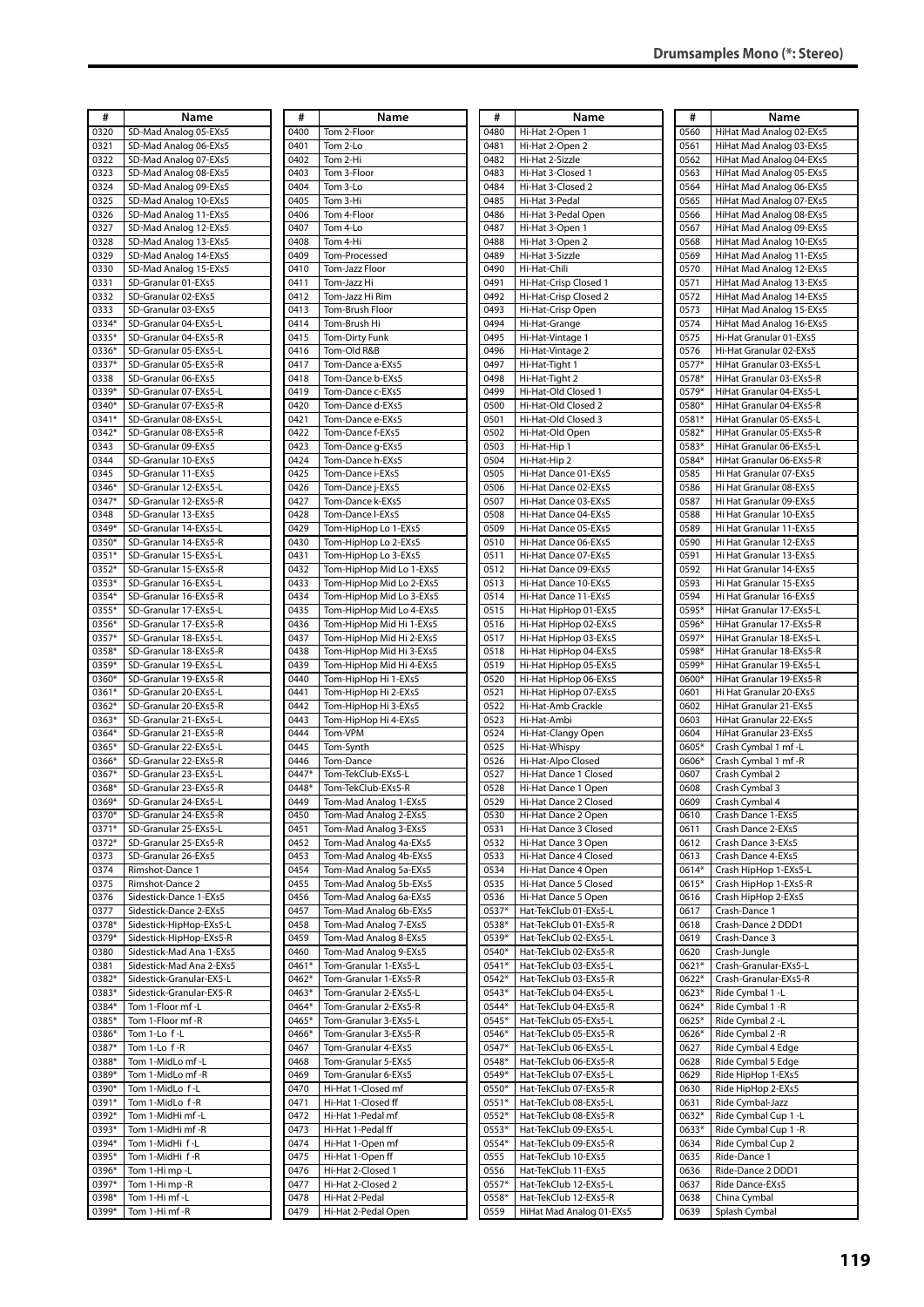## Drumsamples Mono (*: Stereo)

| # | Name |
|---|---|
| 0320 | SD-Mad Analog 05-EXs5 |
| 0321 | SD-Mad Analog 06-EXs5 |
| 0322 | SD-Mad Analog 07-EXs5 |
| 0323 | SD-Mad Analog 08-EXs5 |
| 0324 | SD-Mad Analog 09-EXs5 |
| 0325 | SD-Mad Analog 10-EXs5 |
| 0326 | SD-Mad Analog 11-EXs5 |
| 0327 | SD-Mad Analog 12-EXs5 |
| 0328 | SD-Mad Analog 13-EXs5 |
| 0329 | SD-Mad Analog 14-EXs5 |
| 0330 | SD-Mad Analog 15-EXs5 |
| 0331 | SD-Granular 01-EXs5 |
| 0332 | SD-Granular 02-EXs5 |
| 0333 | SD-Granular 03-EXs5 |
| 0334* | SD-Granular 04-EXs5-L |
| 0335* | SD-Granular 04-EXs5-R |
| 0336* | SD-Granular 05-EXs5-L |
| 0337* | SD-Granular 05-EXs5-R |
| 0338 | SD-Granular 06-EXs5 |
| 0339* | SD-Granular 07-EXs5-L |
| 0340* | SD-Granular 07-EXs5-R |
| 0341* | SD-Granular 08-EXs5-L |
| 0342* | SD-Granular 08-EXs5-R |
| 0343 | SD-Granular 09-EXs5 |
| 0344 | SD-Granular 10-EXs5 |
| 0345 | SD-Granular 11-EXs5 |
| 0346* | SD-Granular 12-EXs5-L |
| 0347* | SD-Granular 12-EXs5-R |
| 0348 | SD-Granular 13-EXs5 |
| 0349* | SD-Granular 14-EXs5-L |
| 0350* | SD-Granular 14-EXs5-R |
| 0351* | SD-Granular 15-EXs5-L |
| 0352* | SD-Granular 15-EXs5-R |
| 0353* | SD-Granular 16-EXs5-L |
| 0354* | SD-Granular 16-EXs5-R |
| 0355* | SD-Granular 17-EXs5-L |
| 0356* | SD-Granular 17-EXs5-R |
| 0357* | SD-Granular 18-EXs5-L |
| 0358* | SD-Granular 18-EXs5-R |
| 0359* | SD-Granular 19-EXs5-L |
| 0360* | SD-Granular 19-EXs5-R |
| 0361* | SD-Granular 20-EXs5-L |
| 0362* | SD-Granular 20-EXs5-R |
| 0363* | SD-Granular 21-EXs5-L |
| 0364* | SD-Granular 21-EXs5-R |
| 0365* | SD-Granular 22-EXs5-L |
| 0366* | SD-Granular 22-EXs5-R |
| 0367* | SD-Granular 23-EXs5-L |
| 0368* | SD-Granular 23-EXs5-R |
| 0369* | SD-Granular 24-EXs5-L |
| 0370* | SD-Granular 24-EXs5-R |
| 0371* | SD-Granular 25-EXs5-L |
| 0372* | SD-Granular 25-EXs5-R |
| 0373 | SD-Granular 26-EXs5 |
| 0374 | Rimshot-Dance 1 |
| 0375 | Rimshot-Dance 2 |
| 0376 | Sidestick-Dance 1-EXs5 |
| 0377 | Sidestick-Dance 2-EXs5 |
| 0378* | Sidestick-HipHop-EXs5-L |
| 0379* | Sidestick-HipHop-EXs5-R |
| 0380 | Sidestick-Mad Ana 1-EXs5 |
| 0381 | Sidestick-Mad Ana 2-EXs5 |
| 0382* | Sidestick-Granular-EX5-L |
| 0383* | Sidestick-Granular-EX5-R |
| 0384* | Tom 1-Floor mf -L |
| 0385* | Tom 1-Floor mf -R |
| 0386* | Tom 1-Lo f -L |
| 0387* | Tom 1-Lo f -R |
| 0388* | Tom 1-MidLo mf -L |
| 0389* | Tom 1-MidLo mf -R |
| 0390* | Tom 1-MidLo f -L |
| 0391* | Tom 1-MidLo f -R |
| 0392* | Tom 1-MidHi mf -L |
| 0393* | Tom 1-MidHi mf -R |
| 0394* | Tom 1-MidHi f -L |
| 0395* | Tom 1-MidHi f -R |
| 0396* | Tom 1-Hi mp -L |
| 0397* | Tom 1-Hi mp -R |
| 0398* | Tom 1-Hi mf -L |
| 0399* | Tom 1-Hi mf -R |
| 0400 | Tom 2-Floor |
| 0401 | Tom 2-Lo |
| 0402 | Tom 2-Hi |
| 0403 | Tom 3-Floor |
| 0404 | Tom 3-Lo |
| 0405 | Tom 3-Hi |
| 0406 | Tom 4-Floor |
| 0407 | Tom 4-Lo |
| 0408 | Tom 4-Hi |
| 0409 | Tom-Processed |
| 0410 | Tom-Jazz Floor |
| 0411 | Tom-Jazz Hi |
| 0412 | Tom-Jazz Hi Rim |
| 0413 | Tom-Brush Floor |
| 0414 | Tom-Brush Hi |
| 0415 | Tom-Dirty Funk |
| 0416 | Tom-Old R&B |
| 0417 | Tom-Dance a-EXs5 |
| 0418 | Tom-Dance b-EXs5 |
| 0419 | Tom-Dance c-EXs5 |
| 0420 | Tom-Dance d-EXs5 |
| 0421 | Tom-Dance e-EXs5 |
| 0422 | Tom-Dance f-EXs5 |
| 0423 | Tom-Dance g-EXs5 |
| 0424 | Tom-Dance h-EXs5 |
| 0425 | Tom-Dance i-EXs5 |
| 0426 | Tom-Dance j-EXs5 |
| 0427 | Tom-Dance k-EXs5 |
| 0428 | Tom-Dance l-EXs5 |
| 0429 | Tom-HipHop Lo 1-EXs5 |
| 0430 | Tom-HipHop Lo 2-EXs5 |
| 0431 | Tom-HipHop Lo 3-EXs5 |
| 0432 | Tom-HipHop Mid Lo 1-EXs5 |
| 0433 | Tom-HipHop Mid Lo 2-EXs5 |
| 0434 | Tom-HipHop Mid Lo 3-EXs5 |
| 0435 | Tom-HipHop Mid Lo 4-EXs5 |
| 0436 | Tom-HipHop Mid Hi 1-EXs5 |
| 0437 | Tom-HipHop Mid Hi 2-EXs5 |
| 0438 | Tom-HipHop Mid Hi 3-EXs5 |
| 0439 | Tom-HipHop Mid Hi 4-EXs5 |
| 0440 | Tom-HipHop Hi 1-EXs5 |
| 0441 | Tom-HipHop Hi 2-EXs5 |
| 0442 | Tom-HipHop Hi 3-EXs5 |
| 0443 | Tom-HipHop Hi 4-EXs5 |
| 0444 | Tom-VPM |
| 0445 | Tom-Synth |
| 0446 | Tom-Dance |
| 0447* | Tom-TekClub-EXs5-L |
| 0448* | Tom-TekClub-EXs5-R |
| 0449 | Tom-Mad Analog 1-EXs5 |
| 0450 | Tom-Mad Analog 2-EXs5 |
| 0451 | Tom-Mad Analog 3-EXs5 |
| 0452 | Tom-Mad Analog 4a-EXs5 |
| 0453 | Tom-Mad Analog 4b-EXs5 |
| 0454 | Tom-Mad Analog 5a-EXs5 |
| 0455 | Tom-Mad Analog 5b-EXs5 |
| 0456 | Tom-Mad Analog 6a-EXs5 |
| 0457 | Tom-Mad Analog 6b-EXs5 |
| 0458 | Tom-Mad Analog 7-EXs5 |
| 0459 | Tom-Mad Analog 8-EXs5 |
| 0460 | Tom-Mad Analog 9-EXs5 |
| 0461* | Tom-Granular 1-EXs5-L |
| 0462* | Tom-Granular 1-EXs5-R |
| 0463* | Tom-Granular 2-EXs5-L |
| 0464* | Tom-Granular 2-EXs5-R |
| 0465* | Tom-Granular 3-EXs5-L |
| 0466* | Tom-Granular 3-EXs5-R |
| 0467 | Tom-Granular 4-EXs5 |
| 0468 | Tom-Granular 5-EXs5 |
| 0469 | Tom-Granular 6-EXs5 |
| 0470 | Hi-Hat 1-Closed mf |
| 0471 | Hi-Hat 1-Closed ff |
| 0472 | Hi-Hat 1-Pedal mf |
| 0473 | Hi-Hat 1-Pedal ff |
| 0474 | Hi-Hat 1-Open mf |
| 0475 | Hi-Hat 1-Open ff |
| 0476 | Hi-Hat 2-Closed 1 |
| 0477 | Hi-Hat 2-Closed 2 |
| 0478 | Hi-Hat 2-Pedal |
| 0479 | Hi-Hat 2-Pedal Open |
| 0480 | Hi-Hat 2-Open 1 |
| 0481 | Hi-Hat 2-Open 2 |
| 0482 | Hi-Hat 2-Sizzle |
| 0483 | Hi-Hat 3-Closed 1 |
| 0484 | Hi-Hat 3-Closed 2 |
| 0485 | Hi-Hat 3-Pedal |
| 0486 | Hi-Hat 3-Pedal Open |
| 0487 | Hi-Hat 3-Open 1 |
| 0488 | Hi-Hat 3-Open 2 |
| 0489 | Hi-Hat 3-Sizzle |
| 0490 | Hi-Hat-Chili |
| 0491 | Hi-Hat-Crisp Closed 1 |
| 0492 | Hi-Hat-Crisp Closed 2 |
| 0493 | Hi-Hat-Crisp Open |
| 0494 | Hi-Hat-Grange |
| 0495 | Hi-Hat-Vintage 1 |
| 0496 | Hi-Hat-Vintage 2 |
| 0497 | Hi-Hat-Tight 1 |
| 0498 | Hi-Hat-Tight 2 |
| 0499 | Hi-Hat-Old Closed 1 |
| 0500 | Hi-Hat-Old Closed 2 |
| 0501 | Hi-Hat-Old Closed 3 |
| 0502 | Hi-Hat-Old Open |
| 0503 | Hi-Hat-Hip 1 |
| 0504 | Hi-Hat-Hip 2 |
| 0505 | Hi-Hat Dance 01-EXs5 |
| 0506 | Hi-Hat Dance 02-EXs5 |
| 0507 | Hi-Hat Dance 03-EXs5 |
| 0508 | Hi-Hat Dance 04-EXs5 |
| 0509 | Hi-Hat Dance 05-EXs5 |
| 0510 | Hi-Hat Dance 06-EXs5 |
| 0511 | Hi-Hat Dance 07-EXs5 |
| 0512 | Hi-Hat Dance 09-EXs5 |
| 0513 | Hi-Hat Dance 10-EXs5 |
| 0514 | Hi-Hat Dance 11-EXs5 |
| 0515 | Hi-Hat HipHop 01-EXs5 |
| 0516 | Hi-Hat HipHop 02-EXs5 |
| 0517 | Hi-Hat HipHop 03-EXs5 |
| 0518 | Hi-Hat HipHop 04-EXs5 |
| 0519 | Hi-Hat HipHop 05-EXs5 |
| 0520 | Hi-Hat HipHop 06-EXs5 |
| 0521 | Hi-Hat HipHop 07-EXs5 |
| 0522 | Hi-Hat-Amb Crackle |
| 0523 | Hi-Hat-Ambi |
| 0524 | Hi-Hat-Clangy Open |
| 0525 | Hi-Hat-Whispy |
| 0526 | Hi-Hat-Alpo Closed |
| 0527 | Hi-Hat Dance 1 Closed |
| 0528 | Hi-Hat Dance 1 Open |
| 0529 | Hi-Hat Dance 2 Closed |
| 0530 | Hi-Hat Dance 2 Open |
| 0531 | Hi-Hat Dance 3 Closed |
| 0532 | Hi-Hat Dance 3 Open |
| 0533 | Hi-Hat Dance 4 Closed |
| 0534 | Hi-Hat Dance 4 Open |
| 0535 | Hi-Hat Dance 5 Closed |
| 0536 | Hi-Hat Dance 5 Open |
| 0537* | Hat-TekClub 01-EXs5-L |
| 0538* | Hat-TekClub 01-EXs5-R |
| 0539* | Hat-TekClub 02-EXs5-L |
| 0540* | Hat-TekClub 02-EXs5-R |
| 0541* | Hat-TekClub 03-EXs5-L |
| 0542* | Hat-TekClub 03-EXs5-R |
| 0543* | Hat-TekClub 04-EXs5-L |
| 0544* | Hat-TekClub 04-EXs5-R |
| 0545* | Hat-TekClub 05-EXs5-L |
| 0546* | Hat-TekClub 05-EXs5-R |
| 0547* | Hat-TekClub 06-EXs5-L |
| 0548* | Hat-TekClub 06-EXs5-R |
| 0549* | Hat-TekClub 07-EXs5-L |
| 0550* | Hat-TekClub 07-EXs5-R |
| 0551* | Hat-TekClub 08-EXs5-L |
| 0552* | Hat-TekClub 08-EXs5-R |
| 0553* | Hat-TekClub 09-EXs5-L |
| 0554* | Hat-TekClub 09-EXs5-R |
| 0555 | Hat-TekClub 10-EXs5 |
| 0556 | Hat-TekClub 11-EXs5 |
| 0557* | Hat-TekClub 12-EXs5-L |
| 0558* | Hat-TekClub 12-EXs5-R |
| 0559 | HiHat Mad Analog 01-EXs5 |
| 0560 | HiHat Mad Analog 02-EXs5 |
| 0561 | HiHat Mad Analog 03-EXs5 |
| 0562 | HiHat Mad Analog 04-EXs5 |
| 0563 | HiHat Mad Analog 05-EXs5 |
| 0564 | HiHat Mad Analog 06-EXs5 |
| 0565 | HiHat Mad Analog 07-EXs5 |
| 0566 | HiHat Mad Analog 08-EXs5 |
| 0567 | HiHat Mad Analog 09-EXs5 |
| 0568 | HiHat Mad Analog 10-EXs5 |
| 0569 | HiHat Mad Analog 11-EXs5 |
| 0570 | HiHat Mad Analog 12-EXs5 |
| 0571 | HiHat Mad Analog 13-EXs5 |
| 0572 | HiHat Mad Analog 14-EXs5 |
| 0573 | HiHat Mad Analog 15-EXs5 |
| 0574 | HiHat Mad Analog 16-EXs5 |
| 0575 | Hi-Hat Granular 01-EXs5 |
| 0576 | Hi-Hat Granular 02-EXs5 |
| 0577* | HiHat Granular 03-EXs5-L |
| 0578* | HiHat Granular 03-EXs5-R |
| 0579* | HiHat Granular 04-EXs5-L |
| 0580* | HiHat Granular 04-EXs5-R |
| 0581* | HiHat Granular 05-EXs5-L |
| 0582* | HiHat Granular 05-EXs5-R |
| 0583* | HiHat Granular 06-EXs5-L |
| 0584* | HiHat Granular 06-EXs5-R |
| 0585 | Hi Hat Granular 07-EXs5 |
| 0586 | Hi Hat Granular 08-EXs5 |
| 0587 | Hi Hat Granular 09-EXs5 |
| 0588 | Hi Hat Granular 10-EXs5 |
| 0589 | Hi Hat Granular 11-EXs5 |
| 0590 | Hi Hat Granular 12-EXs5 |
| 0591 | Hi Hat Granular 13-EXs5 |
| 0592 | Hi Hat Granular 14-EXs5 |
| 0593 | Hi Hat Granular 15-EXs5 |
| 0594 | Hi Hat Granular 16-EXs5 |
| 0595* | HiHat Granular 17-EXs5-L |
| 0596* | HiHat Granular 17-EXs5-R |
| 0597* | HiHat Granular 18-EXs5-L |
| 0598* | HiHat Granular 18-EXs5-R |
| 0599* | HiHat Granular 19-EXs5-L |
| 0600* | HiHat Granular 19-EXs5-R |
| 0601 | Hi Hat Granular 20-EXs5 |
| 0602 | HiHat Granular 21-EXs5 |
| 0603 | HiHat Granular 22-EXs5 |
| 0604 | HiHat Granular 23-EXs5 |
| 0605* | Crash Cymbal 1 mf -L |
| 0606* | Crash Cymbal 1 mf -R |
| 0607 | Crash Cymbal 2 |
| 0608 | Crash Cymbal 3 |
| 0609 | Crash Cymbal 4 |
| 0610 | Crash Dance 1-EXs5 |
| 0611 | Crash Dance 2-EXs5 |
| 0612 | Crash Dance 3-EXs5 |
| 0613 | Crash Dance 4-EXs5 |
| 0614* | Crash HipHop 1-EXs5-L |
| 0615* | Crash HipHop 1-EXs5-R |
| 0616 | Crash HipHop 2-EXs5 |
| 0617 | Crash-Dance 1 |
| 0618 | Crash-Dance 2 DDD1 |
| 0619 | Crash-Dance 3 |
| 0620 | Crash-Jungle |
| 0621* | Crash-Granular-EXs5-L |
| 0622* | Crash-Granular-EXs5-R |
| 0623* | Ride Cymbal 1 -L |
| 0624* | Ride Cymbal 1 -R |
| 0625* | Ride Cymbal 2 -L |
| 0626* | Ride Cymbal 2 -R |
| 0627 | Ride Cymbal 4 Edge |
| 0628 | Ride Cymbal 5 Edge |
| 0629 | Ride HipHop 1-EXs5 |
| 0630 | Ride HipHop 2-EXs5 |
| 0631 | Ride Cymbal-Jazz |
| 0632* | Ride Cymbal Cup 1 -L |
| 0633* | Ride Cymbal Cup 1 -R |
| 0634 | Ride Cymbal Cup 2 |
| 0635 | Ride-Dance 1 |
| 0636 | Ride-Dance 2 DDD1 |
| 0637 | Ride Dance-EXs5 |
| 0638 | China Cymbal |
| 0639 | Splash Cymbal |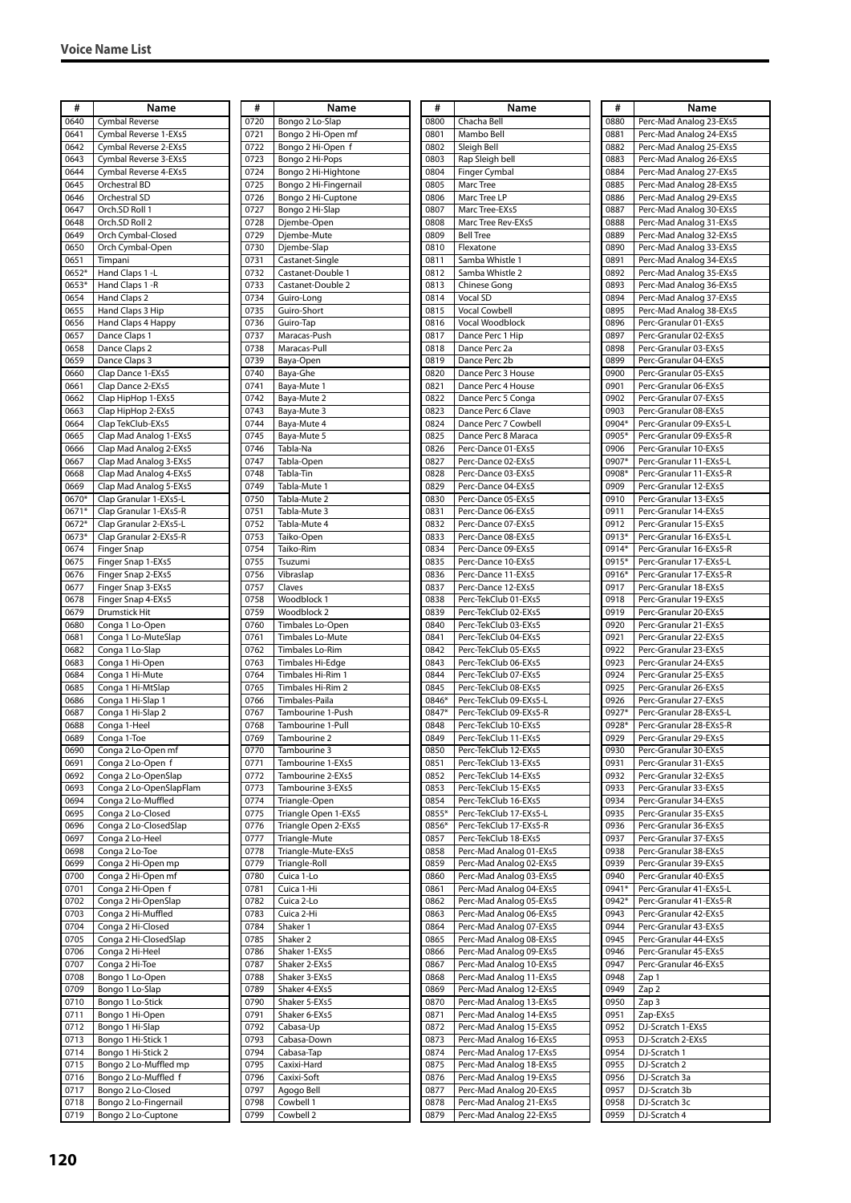## Voice Name List

| # | Name |
|---|---|
| 0640 | Cymbal Reverse |
| 0641 | Cymbal Reverse 1-EXs5 |
| 0642 | Cymbal Reverse 2-EXs5 |
| 0643 | Cymbal Reverse 3-EXs5 |
| 0644 | Cymbal Reverse 4-EXs5 |
| 0645 | Orchestral BD |
| 0646 | Orchestral SD |
| 0647 | Orch.SD Roll 1 |
| 0648 | Orch.SD Roll 2 |
| 0649 | Orch Cymbal-Closed |
| 0650 | Orch Cymbal-Open |
| 0651 | Timpani |
| 0652* | Hand Claps 1 -L |
| 0653* | Hand Claps 1 -R |
| 0654 | Hand Claps 2 |
| 0655 | Hand Claps 3 Hip |
| 0656 | Hand Claps 4 Happy |
| 0657 | Dance Claps 1 |
| 0658 | Dance Claps 2 |
| 0659 | Dance Claps 3 |
| 0660 | Clap Dance 1-EXs5 |
| 0661 | Clap Dance 2-EXs5 |
| 0662 | Clap HipHop 1-EXs5 |
| 0663 | Clap HipHop 2-EXs5 |
| 0664 | Clap TekClub-EXs5 |
| 0665 | Clap Mad Analog 1-EXs5 |
| 0666 | Clap Mad Analog 2-EXs5 |
| 0667 | Clap Mad Analog 3-EXs5 |
| 0668 | Clap Mad Analog 4-EXs5 |
| 0669 | Clap Mad Analog 5-EXs5 |
| 0670* | Clap Granular 1-EXs5-L |
| 0671* | Clap Granular 1-EXs5-R |
| 0672* | Clap Granular 2-EXs5-L |
| 0673* | Clap Granular 2-EXs5-R |
| 0674 | Finger Snap |
| 0675 | Finger Snap 1-EXs5 |
| 0676 | Finger Snap 2-EXs5 |
| 0677 | Finger Snap 3-EXs5 |
| 0678 | Finger Snap 4-EXs5 |
| 0679 | Drumstick Hit |
| 0680 | Conga 1 Lo-Open |
| 0681 | Conga 1 Lo-MuteSlap |
| 0682 | Conga 1 Lo-Slap |
| 0683 | Conga 1 Hi-Open |
| 0684 | Conga 1 Hi-Mute |
| 0685 | Conga 1 Hi-MtSlap |
| 0686 | Conga 1 Hi-Slap 1 |
| 0687 | Conga 1 Hi-Slap 2 |
| 0688 | Conga 1-Heel |
| 0689 | Conga 1-Toe |
| 0690 | Conga 2 Lo-Open mf |
| 0691 | Conga 2 Lo-Open f |
| 0692 | Conga 2 Lo-OpenSlap |
| 0693 | Conga 2 Lo-OpenSlapFlam |
| 0694 | Conga 2 Lo-Muffled |
| 0695 | Conga 2 Lo-Closed |
| 0696 | Conga 2 Lo-ClosedSlap |
| 0697 | Conga 2 Lo-Heel |
| 0698 | Conga 2 Lo-Toe |
| 0699 | Conga 2 Hi-Open mp |
| 0700 | Conga 2 Hi-Open mf |
| 0701 | Conga 2 Hi-Open f |
| 0702 | Conga 2 Hi-OpenSlap |
| 0703 | Conga 2 Hi-Muffled |
| 0704 | Conga 2 Hi-Closed |
| 0705 | Conga 2 Hi-ClosedSlap |
| 0706 | Conga 2 Hi-Heel |
| 0707 | Conga 2 Hi-Toe |
| 0708 | Bongo 1 Lo-Open |
| 0709 | Bongo 1 Lo-Slap |
| 0710 | Bongo 1 Lo-Stick |
| 0711 | Bongo 1 Hi-Open |
| 0712 | Bongo 1 Hi-Slap |
| 0713 | Bongo 1 Hi-Stick 1 |
| 0714 | Bongo 1 Hi-Stick 2 |
| 0715 | Bongo 2 Lo-Muffled mp |
| 0716 | Bongo 2 Lo-Muffled f |
| 0717 | Bongo 2 Lo-Closed |
| 0718 | Bongo 2 Lo-Fingernail |
| 0719 | Bongo 2 Lo-Cuptone |
| 0720 | Bongo 2 Lo-Slap |
| 0721 | Bongo 2 Hi-Open mf |
| 0722 | Bongo 2 Hi-Open f |
| 0723 | Bongo 2 Hi-Pops |
| 0724 | Bongo 2 Hi-Hightone |
| 0725 | Bongo 2 Hi-Fingernail |
| 0726 | Bongo 2 Hi-Cuptone |
| 0727 | Bongo 2 Hi-Slap |
| 0728 | Djembe-Open |
| 0729 | Djembe-Mute |
| 0730 | Djembe-Slap |
| 0731 | Castanet-Single |
| 0732 | Castanet-Double 1 |
| 0733 | Castanet-Double 2 |
| 0734 | Guiro-Long |
| 0735 | Guiro-Short |
| 0736 | Guiro-Tap |
| 0737 | Maracas-Push |
| 0738 | Maracas-Pull |
| 0739 | Baya-Open |
| 0740 | Baya-Ghe |
| 0741 | Baya-Mute 1 |
| 0742 | Baya-Mute 2 |
| 0743 | Baya-Mute 3 |
| 0744 | Baya-Mute 4 |
| 0745 | Baya-Mute 5 |
| 0746 | Tabla-Na |
| 0747 | Tabla-Open |
| 0748 | Tabla-Tin |
| 0749 | Tabla-Mute 1 |
| 0750 | Tabla-Mute 2 |
| 0751 | Tabla-Mute 3 |
| 0752 | Tabla-Mute 4 |
| 0753 | Taiko-Open |
| 0754 | Taiko-Rim |
| 0755 | Tsuzumi |
| 0756 | Vibraslap |
| 0757 | Claves |
| 0758 | Woodblock 1 |
| 0759 | Woodblock 2 |
| 0760 | Timbales Lo-Open |
| 0761 | Timbales Lo-Mute |
| 0762 | Timbales Lo-Rim |
| 0763 | Timbales Hi-Edge |
| 0764 | Timbales Hi-Rim 1 |
| 0765 | Timbales Hi-Rim 2 |
| 0766 | Timbales-Paila |
| 0767 | Tambourine 1-Push |
| 0768 | Tambourine 1-Pull |
| 0769 | Tambourine 2 |
| 0770 | Tambourine 3 |
| 0771 | Tambourine 1-EXs5 |
| 0772 | Tambourine 2-EXs5 |
| 0773 | Tambourine 3-EXs5 |
| 0774 | Triangle-Open |
| 0775 | Triangle Open 1-EXs5 |
| 0776 | Triangle Open 2-EXs5 |
| 0777 | Triangle-Mute |
| 0778 | Triangle-Mute-EXs5 |
| 0779 | Triangle-Roll |
| 0780 | Cuica 1-Lo |
| 0781 | Cuica 1-Hi |
| 0782 | Cuica 2-Lo |
| 0783 | Cuica 2-Hi |
| 0784 | Shaker 1 |
| 0785 | Shaker 2 |
| 0786 | Shaker 1-EXs5 |
| 0787 | Shaker 2-EXs5 |
| 0788 | Shaker 3-EXs5 |
| 0789 | Shaker 4-EXs5 |
| 0790 | Shaker 5-EXs5 |
| 0791 | Shaker 6-EXs5 |
| 0792 | Cabasa-Up |
| 0793 | Cabasa-Down |
| 0794 | Cabasa-Tap |
| 0795 | Caxixi-Hard |
| 0796 | Caxixi-Soft |
| 0797 | Agogo Bell |
| 0798 | Cowbell 1 |
| 0799 | Cowbell 2 |
| 0800 | Chacha Bell |
| 0801 | Mambo Bell |
| 0802 | Sleigh Bell |
| 0803 | Rap Sleigh bell |
| 0804 | Finger Cymbal |
| 0805 | Marc Tree |
| 0806 | Marc Tree LP |
| 0807 | Marc Tree-EXs5 |
| 0808 | Marc Tree Rev-EXs5 |
| 0809 | Bell Tree |
| 0810 | Flexatone |
| 0811 | Samba Whistle 1 |
| 0812 | Samba Whistle 2 |
| 0813 | Chinese Gong |
| 0814 | Vocal SD |
| 0815 | Vocal Cowbell |
| 0816 | Vocal Woodblock |
| 0817 | Dance Perc 1 Hip |
| 0818 | Dance Perc 2a |
| 0819 | Dance Perc 2b |
| 0820 | Dance Perc 3 House |
| 0821 | Dance Perc 4 House |
| 0822 | Dance Perc 5 Conga |
| 0823 | Dance Perc 6 Clave |
| 0824 | Dance Perc 7 Cowbell |
| 0825 | Dance Perc 8 Maraca |
| 0826 | Perc-Dance 01-EXs5 |
| 0827 | Perc-Dance 02-EXs5 |
| 0828 | Perc-Dance 03-EXs5 |
| 0829 | Perc-Dance 04-EXs5 |
| 0830 | Perc-Dance 05-EXs5 |
| 0831 | Perc-Dance 06-EXs5 |
| 0832 | Perc-Dance 07-EXs5 |
| 0833 | Perc-Dance 08-EXs5 |
| 0834 | Perc-Dance 09-EXs5 |
| 0835 | Perc-Dance 10-EXs5 |
| 0836 | Perc-Dance 11-EXs5 |
| 0837 | Perc-Dance 12-EXs5 |
| 0838 | Perc-TekClub 01-EXs5 |
| 0839 | Perc-TekClub 02-EXs5 |
| 0840 | Perc-TekClub 03-EXs5 |
| 0841 | Perc-TekClub 04-EXs5 |
| 0842 | Perc-TekClub 05-EXs5 |
| 0843 | Perc-TekClub 06-EXs5 |
| 0844 | Perc-TekClub 07-EXs5 |
| 0845 | Perc-TekClub 08-EXs5 |
| 0846* | Perc-TekClub 09-EXs5-L |
| 0847* | Perc-TekClub 09-EXs5-R |
| 0848 | Perc-TekClub 10-EXs5 |
| 0849 | Perc-TekClub 11-EXs5 |
| 0850 | Perc-TekClub 12-EXs5 |
| 0851 | Perc-TekClub 13-EXs5 |
| 0852 | Perc-TekClub 14-EXs5 |
| 0853 | Perc-TekClub 15-EXs5 |
| 0854 | Perc-TekClub 16-EXs5 |
| 0855* | Perc-TekClub 17-EXs5-L |
| 0856* | Perc-TekClub 17-EXs5-R |
| 0857 | Perc-TekClub 18-EXs5 |
| 0858 | Perc-Mad Analog 01-EXs5 |
| 0859 | Perc-Mad Analog 02-EXs5 |
| 0860 | Perc-Mad Analog 03-EXs5 |
| 0861 | Perc-Mad Analog 04-EXs5 |
| 0862 | Perc-Mad Analog 05-EXs5 |
| 0863 | Perc-Mad Analog 06-EXs5 |
| 0864 | Perc-Mad Analog 07-EXs5 |
| 0865 | Perc-Mad Analog 08-EXs5 |
| 0866 | Perc-Mad Analog 09-EXs5 |
| 0867 | Perc-Mad Analog 10-EXs5 |
| 0868 | Perc-Mad Analog 11-EXs5 |
| 0869 | Perc-Mad Analog 12-EXs5 |
| 0870 | Perc-Mad Analog 13-EXs5 |
| 0871 | Perc-Mad Analog 14-EXs5 |
| 0872 | Perc-Mad Analog 15-EXs5 |
| 0873 | Perc-Mad Analog 16-EXs5 |
| 0874 | Perc-Mad Analog 17-EXs5 |
| 0875 | Perc-Mad Analog 18-EXs5 |
| 0876 | Perc-Mad Analog 19-EXs5 |
| 0877 | Perc-Mad Analog 20-EXs5 |
| 0878 | Perc-Mad Analog 21-EXs5 |
| 0879 | Perc-Mad Analog 22-EXs5 |
| 0880 | Perc-Mad Analog 23-EXs5 |
| 0881 | Perc-Mad Analog 24-EXs5 |
| 0882 | Perc-Mad Analog 25-EXs5 |
| 0883 | Perc-Mad Analog 26-EXs5 |
| 0884 | Perc-Mad Analog 27-EXs5 |
| 0885 | Perc-Mad Analog 28-EXs5 |
| 0886 | Perc-Mad Analog 29-EXs5 |
| 0887 | Perc-Mad Analog 30-EXs5 |
| 0888 | Perc-Mad Analog 31-EXs5 |
| 0889 | Perc-Mad Analog 32-EXs5 |
| 0890 | Perc-Mad Analog 33-EXs5 |
| 0891 | Perc-Mad Analog 34-EXs5 |
| 0892 | Perc-Mad Analog 35-EXs5 |
| 0893 | Perc-Mad Analog 36-EXs5 |
| 0894 | Perc-Mad Analog 37-EXs5 |
| 0895 | Perc-Mad Analog 38-EXs5 |
| 0896 | Perc-Granular 01-EXs5 |
| 0897 | Perc-Granular 02-EXs5 |
| 0898 | Perc-Granular 03-EXs5 |
| 0899 | Perc-Granular 04-EXs5 |
| 0900 | Perc-Granular 05-EXs5 |
| 0901 | Perc-Granular 06-EXs5 |
| 0902 | Perc-Granular 07-EXs5 |
| 0903 | Perc-Granular 08-EXs5 |
| 0904* | Perc-Granular 09-EXs5-L |
| 0905* | Perc-Granular 09-EXs5-R |
| 0906 | Perc-Granular 10-EXs5 |
| 0907* | Perc-Granular 11-EXs5-L |
| 0908* | Perc-Granular 11-EXs5-R |
| 0909 | Perc-Granular 12-EXs5 |
| 0910 | Perc-Granular 13-EXs5 |
| 0911 | Perc-Granular 14-EXs5 |
| 0912 | Perc-Granular 15-EXs5 |
| 0913* | Perc-Granular 16-EXs5-L |
| 0914* | Perc-Granular 16-EXs5-R |
| 0915* | Perc-Granular 17-EXs5-L |
| 0916* | Perc-Granular 17-EXs5-R |
| 0917 | Perc-Granular 18-EXs5 |
| 0918 | Perc-Granular 19-EXs5 |
| 0919 | Perc-Granular 20-EXs5 |
| 0920 | Perc-Granular 21-EXs5 |
| 0921 | Perc-Granular 22-EXs5 |
| 0922 | Perc-Granular 23-EXs5 |
| 0923 | Perc-Granular 24-EXs5 |
| 0924 | Perc-Granular 25-EXs5 |
| 0925 | Perc-Granular 26-EXs5 |
| 0926 | Perc-Granular 27-EXs5 |
| 0927* | Perc-Granular 28-EXs5-L |
| 0928* | Perc-Granular 28-EXs5-R |
| 0929 | Perc-Granular 29-EXs5 |
| 0930 | Perc-Granular 30-EXs5 |
| 0931 | Perc-Granular 31-EXs5 |
| 0932 | Perc-Granular 32-EXs5 |
| 0933 | Perc-Granular 33-EXs5 |
| 0934 | Perc-Granular 34-EXs5 |
| 0935 | Perc-Granular 35-EXs5 |
| 0936 | Perc-Granular 36-EXs5 |
| 0937 | Perc-Granular 37-EXs5 |
| 0938 | Perc-Granular 38-EXs5 |
| 0939 | Perc-Granular 39-EXs5 |
| 0940 | Perc-Granular 40-EXs5 |
| 0941* | Perc-Granular 41-EXs5-L |
| 0942* | Perc-Granular 41-EXs5-R |
| 0943 | Perc-Granular 42-EXs5 |
| 0944 | Perc-Granular 43-EXs5 |
| 0945 | Perc-Granular 44-EXs5 |
| 0946 | Perc-Granular 45-EXs5 |
| 0947 | Perc-Granular 46-EXs5 |
| 0948 | Zap 1 |
| 0949 | Zap 2 |
| 0950 | Zap 3 |
| 0951 | Zap-EXs5 |
| 0952 | DJ-Scratch 1-EXs5 |
| 0953 | DJ-Scratch 2-EXs5 |
| 0954 | DJ-Scratch 1 |
| 0955 | DJ-Scratch 2 |
| 0956 | DJ-Scratch 3a |
| 0957 | DJ-Scratch 3b |
| 0958 | DJ-Scratch 3c |
| 0959 | DJ-Scratch 4 |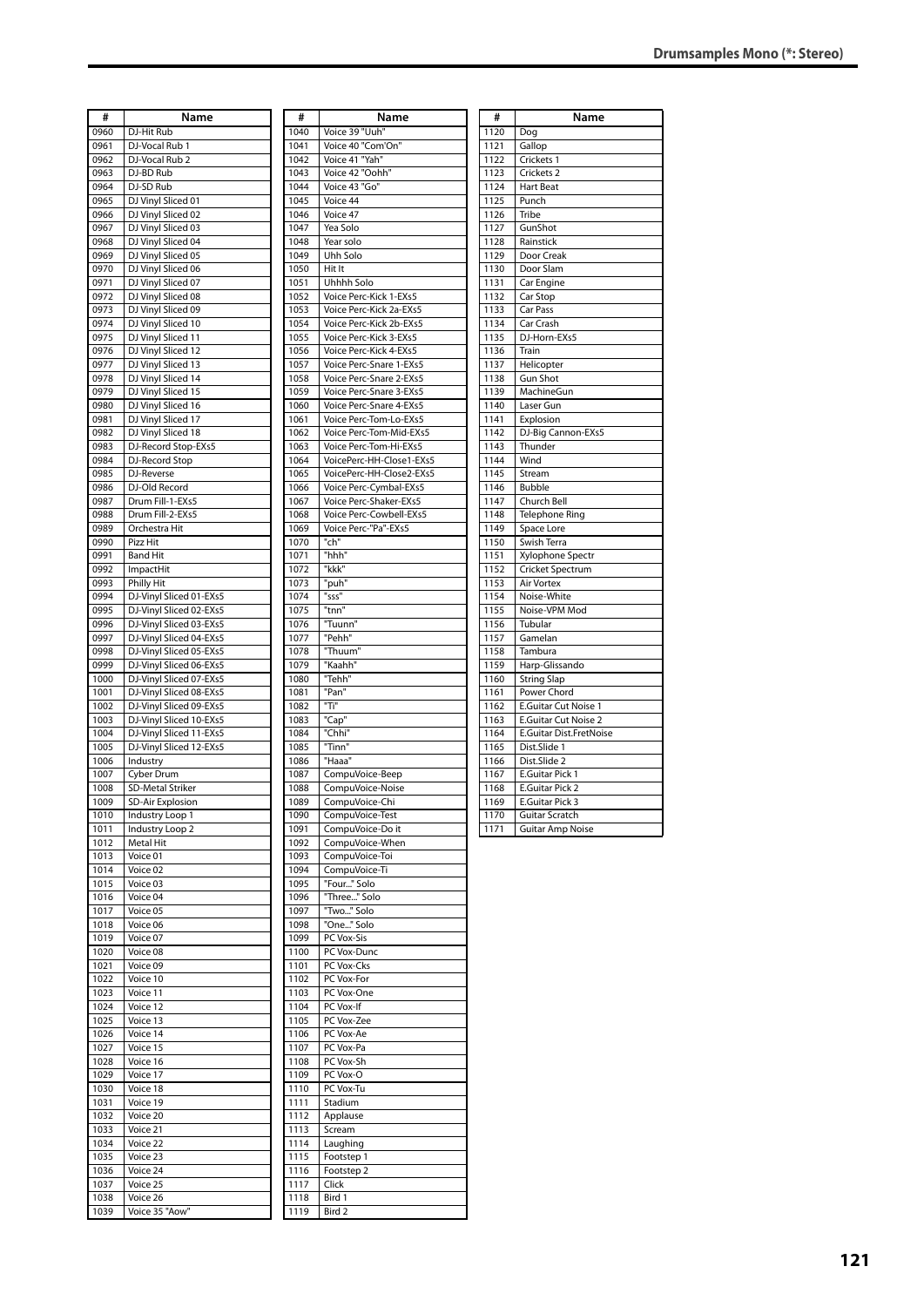## Drumsamples Mono (*: Stereo)

| # | Name |
|---|---|
| 0960 | DJ-Hit Rub |
| 0961 | DJ-Vocal Rub 1 |
| 0962 | DJ-Vocal Rub 2 |
| 0963 | DJ-BD Rub |
| 0964 | DJ-SD Rub |
| 0965 | DJ Vinyl Sliced 01 |
| 0966 | DJ Vinyl Sliced 02 |
| 0967 | DJ Vinyl Sliced 03 |
| 0968 | DJ Vinyl Sliced 04 |
| 0969 | DJ Vinyl Sliced 05 |
| 0970 | DJ Vinyl Sliced 06 |
| 0971 | DJ Vinyl Sliced 07 |
| 0972 | DJ Vinyl Sliced 08 |
| 0973 | DJ Vinyl Sliced 09 |
| 0974 | DJ Vinyl Sliced 10 |
| 0975 | DJ Vinyl Sliced 11 |
| 0976 | DJ Vinyl Sliced 12 |
| 0977 | DJ Vinyl Sliced 13 |
| 0978 | DJ Vinyl Sliced 14 |
| 0979 | DJ Vinyl Sliced 15 |
| 0980 | DJ Vinyl Sliced 16 |
| 0981 | DJ Vinyl Sliced 17 |
| 0982 | DJ Vinyl Sliced 18 |
| 0983 | DJ-Record Stop-EXs5 |
| 0984 | DJ-Record Stop |
| 0985 | DJ-Reverse |
| 0986 | DJ-Old Record |
| 0987 | Drum Fill-1-EXs5 |
| 0988 | Drum Fill-2-EXs5 |
| 0989 | Orchestra Hit |
| 0990 | Pizz Hit |
| 0991 | Band Hit |
| 0992 | ImpactHit |
| 0993 | Philly Hit |
| 0994 | DJ-Vinyl Sliced 01-EXs5 |
| 0995 | DJ-Vinyl Sliced 02-EXs5 |
| 0996 | DJ-Vinyl Sliced 03-EXs5 |
| 0997 | DJ-Vinyl Sliced 04-EXs5 |
| 0998 | DJ-Vinyl Sliced 05-EXs5 |
| 0999 | DJ-Vinyl Sliced 06-EXs5 |
| 1000 | DJ-Vinyl Sliced 07-EXs5 |
| 1001 | DJ-Vinyl Sliced 08-EXs5 |
| 1002 | DJ-Vinyl Sliced 09-EXs5 |
| 1003 | DJ-Vinyl Sliced 10-EXs5 |
| 1004 | DJ-Vinyl Sliced 11-EXs5 |
| 1005 | DJ-Vinyl Sliced 12-EXs5 |
| 1006 | Industry |
| 1007 | Cyber Drum |
| 1008 | SD-Metal Striker |
| 1009 | SD-Air Explosion |
| 1010 | Industry Loop 1 |
| 1011 | Industry Loop 2 |
| 1012 | Metal Hit |
| 1013 | Voice 01 |
| 1014 | Voice 02 |
| 1015 | Voice 03 |
| 1016 | Voice 04 |
| 1017 | Voice 05 |
| 1018 | Voice 06 |
| 1019 | Voice 07 |
| 1020 | Voice 08 |
| 1021 | Voice 09 |
| 1022 | Voice 10 |
| 1023 | Voice 11 |
| 1024 | Voice 12 |
| 1025 | Voice 13 |
| 1026 | Voice 14 |
| 1027 | Voice 15 |
| 1028 | Voice 16 |
| 1029 | Voice 17 |
| 1030 | Voice 18 |
| 1031 | Voice 19 |
| 1032 | Voice 20 |
| 1033 | Voice 21 |
| 1034 | Voice 22 |
| 1035 | Voice 23 |
| 1036 | Voice 24 |
| 1037 | Voice 25 |
| 1038 | Voice 26 |
| 1039 | Voice 35 "Aow" |
| 1040 | Voice 39 "Uuh" |
| 1041 | Voice 40 "Com'On" |
| 1042 | Voice 41 "Yah" |
| 1043 | Voice 42 "Oohh" |
| 1044 | Voice 43 "Go" |
| 1045 | Voice 44 |
| 1046 | Voice 47 |
| 1047 | Yea Solo |
| 1048 | Year solo |
| 1049 | Uhh Solo |
| 1050 | Hit It |
| 1051 | Uhhhh Solo |
| 1052 | Voice Perc-Kick 1-EXs5 |
| 1053 | Voice Perc-Kick 2a-EXs5 |
| 1054 | Voice Perc-Kick 2b-EXs5 |
| 1055 | Voice Perc-Kick 3-EXs5 |
| 1056 | Voice Perc-Kick 4-EXs5 |
| 1057 | Voice Perc-Snare 1-EXs5 |
| 1058 | Voice Perc-Snare 2-EXs5 |
| 1059 | Voice Perc-Snare 3-EXs5 |
| 1060 | Voice Perc-Snare 4-EXs5 |
| 1061 | Voice Perc-Tom-Lo-EXs5 |
| 1062 | Voice Perc-Tom-Mid-EXs5 |
| 1063 | Voice Perc-Tom-Hi-EXs5 |
| 1064 | VoicePerc-HH-Close1-EXs5 |
| 1065 | VoicePerc-HH-Close2-EXs5 |
| 1066 | Voice Perc-Cymbal-EXs5 |
| 1067 | Voice Perc-Shaker-EXs5 |
| 1068 | Voice Perc-Cowbell-EXs5 |
| 1069 | Voice Perc-"Pa"-EXs5 |
| 1070 | "ch" |
| 1071 | "hhh" |
| 1072 | "kkk" |
| 1073 | "puh" |
| 1074 | "sss" |
| 1075 | "tnn" |
| 1076 | "Tuunn" |
| 1077 | "Pehh" |
| 1078 | "Thuum" |
| 1079 | "Kaahh" |
| 1080 | "Tehh" |
| 1081 | "Pan" |
| 1082 | "Ti" |
| 1083 | "Cap" |
| 1084 | "Chhi" |
| 1085 | "Tinn" |
| 1086 | "Haaa" |
| 1087 | CompuVoice-Beep |
| 1088 | CompuVoice-Noise |
| 1089 | CompuVoice-Chi |
| 1090 | CompuVoice-Test |
| 1091 | CompuVoice-Do it |
| 1092 | CompuVoice-When |
| 1093 | CompuVoice-Toi |
| 1094 | CompuVoice-Ti |
| 1095 | "Four..." Solo |
| 1096 | "Three..." Solo |
| 1097 | "Two..." Solo |
| 1098 | "One..." Solo |
| 1099 | PC Vox-Sis |
| 1100 | PC Vox-Dunc |
| 1101 | PC Vox-Cks |
| 1102 | PC Vox-For |
| 1103 | PC Vox-One |
| 1104 | PC Vox-If |
| 1105 | PC Vox-Zee |
| 1106 | PC Vox-Ae |
| 1107 | PC Vox-Pa |
| 1108 | PC Vox-Sh |
| 1109 | PC Vox-O |
| 1110 | PC Vox-Tu |
| 1111 | Stadium |
| 1112 | Applause |
| 1113 | Scream |
| 1114 | Laughing |
| 1115 | Footstep 1 |
| 1116 | Footstep 2 |
| 1117 | Click |
| 1118 | Bird 1 |
| 1119 | Bird 2 |
| 1120 | Dog |
| 1121 | Gallop |
| 1122 | Crickets 1 |
| 1123 | Crickets 2 |
| 1124 | Hart Beat |
| 1125 | Punch |
| 1126 | Tribe |
| 1127 | GunShot |
| 1128 | Rainstick |
| 1129 | Door Creak |
| 1130 | Door Slam |
| 1131 | Car Engine |
| 1132 | Car Stop |
| 1133 | Car Pass |
| 1134 | Car Crash |
| 1135 | DJ-Horn-EXs5 |
| 1136 | Train |
| 1137 | Helicopter |
| 1138 | Gun Shot |
| 1139 | MachineGun |
| 1140 | Laser Gun |
| 1141 | Explosion |
| 1142 | DJ-Big Cannon-EXs5 |
| 1143 | Thunder |
| 1144 | Wind |
| 1145 | Stream |
| 1146 | Bubble |
| 1147 | Church Bell |
| 1148 | Telephone Ring |
| 1149 | Space Lore |
| 1150 | Swish Terra |
| 1151 | Xylophone Spectr |
| 1152 | Cricket Spectrum |
| 1153 | Air Vortex |
| 1154 | Noise-White |
| 1155 | Noise-VPM Mod |
| 1156 | Tubular |
| 1157 | Gamelan |
| 1158 | Tambura |
| 1159 | Harp-Glissando |
| 1160 | String Slap |
| 1161 | Power Chord |
| 1162 | E.Guitar Cut Noise 1 |
| 1163 | E.Guitar Cut Noise 2 |
| 1164 | E.Guitar Dist.FretNoise |
| 1165 | Dist.Slide 1 |
| 1166 | Dist.Slide 2 |
| 1167 | E.Guitar Pick 1 |
| 1168 | E.Guitar Pick 2 |
| 1169 | E.Guitar Pick 3 |
| 1170 | Guitar Scratch |
| 1171 | Guitar Amp Noise |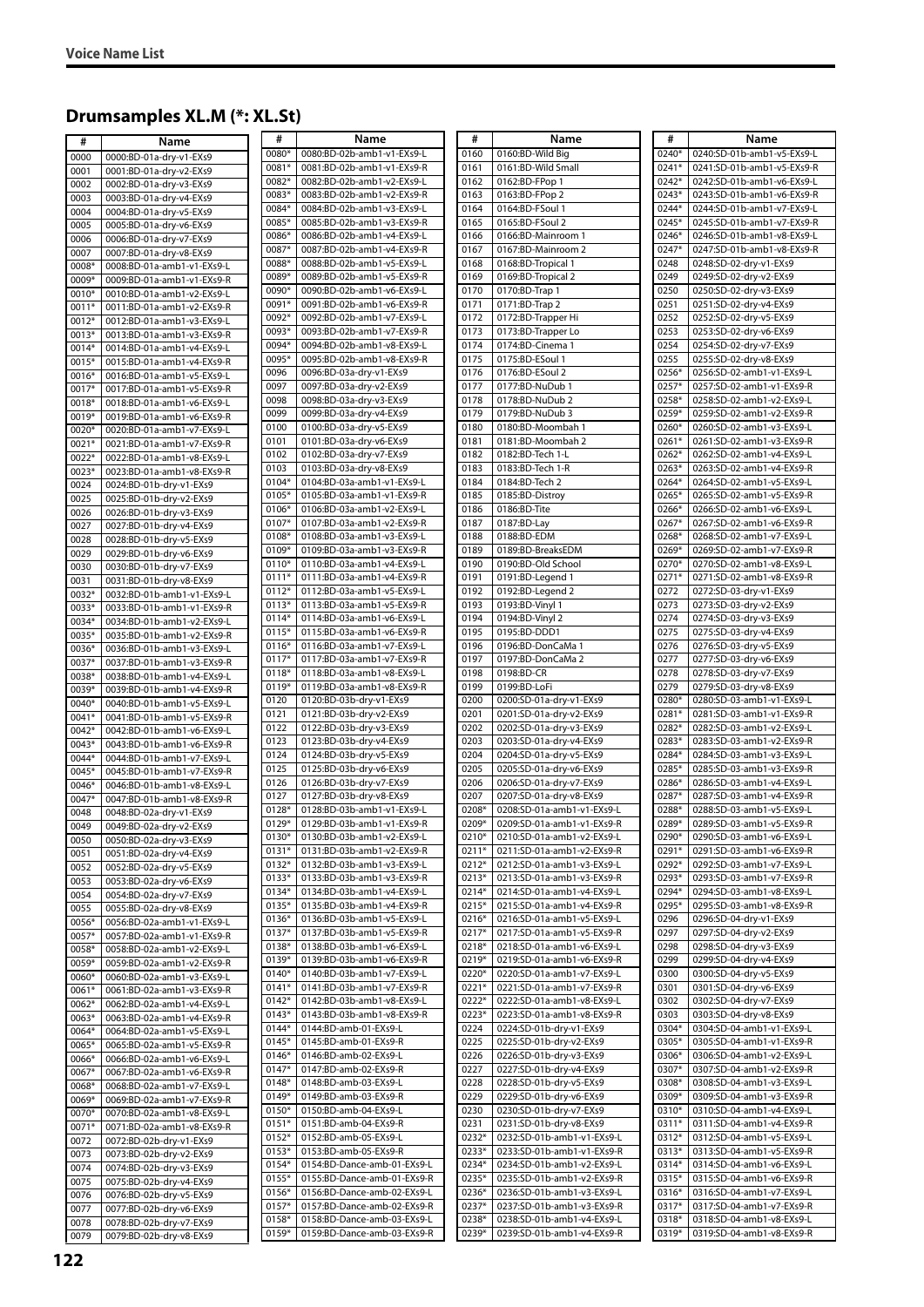## Drumsamples XL.M (*: XL.St)

| # | Name |
|---|---|
| 0000 | 0000:BD-01a-dry-v1-EXs9 |
| 0001 | 0001:BD-01a-dry-v2-EXs9 |
| 0002 | 0002:BD-01a-dry-v3-EXs9 |
| 0003 | 0003:BD-01a-dry-v4-EXs9 |
| 0004 | 0004:BD-01a-dry-v5-EXs9 |
| 0005 | 0005:BD-01a-dry-v6-EXs9 |
| 0006 | 0006:BD-01a-dry-v7-EXs9 |
| 0007 | 0007:BD-01a-dry-v8-EXs9 |
| 0008* | 0008:BD-01a-amb1-v1-EXs9-L |
| 0009* | 0009:BD-01a-amb1-v1-EXs9-R |
| 0010* | 0010:BD-01a-amb1-v2-EXs9-L |
| 0011* | 0011:BD-01a-amb1-v2-EXs9-R |
| 0012* | 0012:BD-01a-amb1-v3-EXs9-L |
| 0013* | 0013:BD-01a-amb1-v3-EXs9-R |
| 0014* | 0014:BD-01a-amb1-v4-EXs9-L |
| 0015* | 0015:BD-01a-amb1-v4-EXs9-R |
| 0016* | 0016:BD-01a-amb1-v5-EXs9-L |
| 0017* | 0017:BD-01a-amb1-v5-EXs9-R |
| 0018* | 0018:BD-01a-amb1-v6-EXs9-L |
| 0019* | 0019:BD-01a-amb1-v6-EXs9-R |
| 0020* | 0020:BD-01a-amb1-v7-EXs9-L |
| 0021* | 0021:BD-01a-amb1-v7-EXs9-R |
| 0022* | 0022:BD-01a-amb1-v8-EXs9-L |
| 0023* | 0023:BD-01a-amb1-v8-EXs9-R |
| 0024 | 0024:BD-01b-dry-v1-EXs9 |
| 0025 | 0025:BD-01b-dry-v2-EXs9 |
| 0026 | 0026:BD-01b-dry-v3-EXs9 |
| 0027 | 0027:BD-01b-dry-v4-EXs9 |
| 0028 | 0028:BD-01b-dry-v5-EXs9 |
| 0029 | 0029:BD-01b-dry-v6-EXs9 |
| 0030 | 0030:BD-01b-dry-v7-EXs9 |
| 0031 | 0031:BD-01b-dry-v8-EXs9 |
| 0032* | 0032:BD-01b-amb1-v1-EXs9-L |
| 0033* | 0033:BD-01b-amb1-v1-EXs9-R |
| 0034* | 0034:BD-01b-amb1-v2-EXs9-L |
| 0035* | 0035:BD-01b-amb1-v2-EXs9-R |
| 0036* | 0036:BD-01b-amb1-v3-EXs9-L |
| 0037* | 0037:BD-01b-amb1-v3-EXs9-R |
| 0038* | 0038:BD-01b-amb1-v4-EXs9-L |
| 0039* | 0039:BD-01b-amb1-v4-EXs9-R |
| 0040* | 0040:BD-01b-amb1-v5-EXs9-L |
| 0041* | 0041:BD-01b-amb1-v5-EXs9-R |
| 0042* | 0042:BD-01b-amb1-v6-EXs9-L |
| 0043* | 0043:BD-01b-amb1-v6-EXs9-R |
| 0044* | 0044:BD-01b-amb1-v7-EXs9-L |
| 0045* | 0045:BD-01b-amb1-v7-EXs9-R |
| 0046* | 0046:BD-01b-amb1-v8-EXs9-L |
| 0047* | 0047:BD-01b-amb1-v8-EXs9-R |
| 0048 | 0048:BD-02a-dry-v1-EXs9 |
| 0049 | 0049:BD-02a-dry-v2-EXs9 |
| 0050 | 0050:BD-02a-dry-v3-EXs9 |
| 0051 | 0051:BD-02a-dry-v4-EXs9 |
| 0052 | 0052:BD-02a-dry-v5-EXs9 |
| 0053 | 0053:BD-02a-dry-v6-EXs9 |
| 0054 | 0054:BD-02a-dry-v7-EXs9 |
| 0055 | 0055:BD-02a-dry-v8-EXs9 |
| 0056* | 0056:BD-02a-amb1-v1-EXs9-L |
| 0057* | 0057:BD-02a-amb1-v1-EXs9-R |
| 0058* | 0058:BD-02a-amb1-v2-EXs9-L |
| 0059* | 0059:BD-02a-amb1-v2-EXs9-R |
| 0060* | 0060:BD-02a-amb1-v3-EXs9-L |
| 0061* | 0061:BD-02a-amb1-v3-EXs9-R |
| 0062* | 0062:BD-02a-amb1-v4-EXs9-L |
| 0063* | 0063:BD-02a-amb1-v4-EXs9-R |
| 0064* | 0064:BD-02a-amb1-v5-EXs9-L |
| 0065* | 0065:BD-02a-amb1-v5-EXs9-R |
| 0066* | 0066:BD-02a-amb1-v6-EXs9-L |
| 0067* | 0067:BD-02a-amb1-v6-EXs9-R |
| 0068* | 0068:BD-02a-amb1-v7-EXs9-L |
| 0069* | 0069:BD-02a-amb1-v7-EXs9-R |
| 0070* | 0070:BD-02a-amb1-v8-EXs9-L |
| 0071* | 0071:BD-02a-amb1-v8-EXs9-R |
| 0072 | 0072:BD-02b-dry-v1-EXs9 |
| 0073 | 0073:BD-02b-dry-v2-EXs9 |
| 0074 | 0074:BD-02b-dry-v3-EXs9 |
| 0075 | 0075:BD-02b-dry-v4-EXs9 |
| 0076 | 0076:BD-02b-dry-v5-EXs9 |
| 0077 | 0077:BD-02b-dry-v6-EXs9 |
| 0078 | 0078:BD-02b-dry-v7-EXs9 |
| 0079 | 0079:BD-02b-dry-v8-EXs9 |
| 0080* | 0080:BD-02b-amb1-v1-EXs9-L |
| 0081* | 0081:BD-02b-amb1-v1-EXs9-R |
| 0082* | 0082:BD-02b-amb1-v2-EXs9-L |
| 0083* | 0083:BD-02b-amb1-v2-EXs9-R |
| 0084* | 0084:BD-02b-amb1-v3-EXs9-L |
| 0085* | 0085:BD-02b-amb1-v3-EXs9-R |
| 0086* | 0086:BD-02b-amb1-v4-EXs9-L |
| 0087* | 0087:BD-02b-amb1-v4-EXs9-R |
| 0088* | 0088:BD-02b-amb1-v5-EXs9-L |
| 0089* | 0089:BD-02b-amb1-v5-EXs9-R |
| 0090* | 0090:BD-02b-amb1-v6-EXs9-L |
| 0091* | 0091:BD-02b-amb1-v6-EXs9-R |
| 0092* | 0092:BD-02b-amb1-v7-EXs9-L |
| 0093* | 0093:BD-02b-amb1-v7-EXs9-R |
| 0094* | 0094:BD-02b-amb1-v8-EXs9-L |
| 0095* | 0095:BD-02b-amb1-v8-EXs9-R |
| 0096 | 0096:BD-03a-dry-v1-EXs9 |
| 0097 | 0097:BD-03a-dry-v2-EXs9 |
| 0098 | 0098:BD-03a-dry-v3-EXs9 |
| 0099 | 0099:BD-03a-dry-v4-EXs9 |
| 0100 | 0100:BD-03a-dry-v5-EXs9 |
| 0101 | 0101:BD-03a-dry-v6-EXs9 |
| 0102 | 0102:BD-03a-dry-v7-EXs9 |
| 0103 | 0103:BD-03a-dry-v8-EXs9 |
| 0104* | 0104:BD-03a-amb1-v1-EXs9-L |
| 0105* | 0105:BD-03a-amb1-v1-EXs9-R |
| 0106* | 0106:BD-03a-amb1-v2-EXs9-L |
| 0107* | 0107:BD-03a-amb1-v2-EXs9-R |
| 0108* | 0108:BD-03a-amb1-v3-EXs9-L |
| 0109* | 0109:BD-03a-amb1-v3-EXs9-R |
| 0110* | 0110:BD-03a-amb1-v4-EXs9-L |
| 0111* | 0111:BD-03a-amb1-v4-EXs9-R |
| 0112* | 0112:BD-03a-amb1-v5-EXs9-L |
| 0113* | 0113:BD-03a-amb1-v5-EXs9-R |
| 0114* | 0114:BD-03a-amb1-v6-EXs9-L |
| 0115* | 0115:BD-03a-amb1-v6-EXs9-R |
| 0116* | 0116:BD-03a-amb1-v7-EXs9-L |
| 0117* | 0117:BD-03a-amb1-v7-EXs9-R |
| 0118* | 0118:BD-03a-amb1-v8-EXs9-L |
| 0119* | 0119:BD-03a-amb1-v8-EXs9-R |
| 0120 | 0120:BD-03b-dry-v1-EXs9 |
| 0121 | 0121:BD-03b-dry-v2-EXs9 |
| 0122 | 0122:BD-03b-dry-v3-EXs9 |
| 0123 | 0123:BD-03b-dry-v4-EXs9 |
| 0124 | 0124:BD-03b-dry-v5-EXs9 |
| 0125 | 0125:BD-03b-dry-v6-EXs9 |
| 0126 | 0126:BD-03b-dry-v7-EXs9 |
| 0127 | 0127:BD-03b-dry-v8-EXs9 |
| 0128* | 0128:BD-03b-amb1-v1-EXs9-L |
| 0129* | 0129:BD-03b-amb1-v1-EXs9-R |
| 0130* | 0130:BD-03b-amb1-v2-EXs9-L |
| 0131* | 0131:BD-03b-amb1-v2-EXs9-R |
| 0132* | 0132:BD-03b-amb1-v3-EXs9-L |
| 0133* | 0133:BD-03b-amb1-v3-EXs9-R |
| 0134* | 0134:BD-03b-amb1-v4-EXs9-L |
| 0135* | 0135:BD-03b-amb1-v4-EXs9-R |
| 0136* | 0136:BD-03b-amb1-v5-EXs9-L |
| 0137* | 0137:BD-03b-amb1-v5-EXs9-R |
| 0138* | 0138:BD-03b-amb1-v6-EXs9-L |
| 0139* | 0139:BD-03b-amb1-v6-EXs9-R |
| 0140* | 0140:BD-03b-amb1-v7-EXs9-L |
| 0141* | 0141:BD-03b-amb1-v7-EXs9-R |
| 0142* | 0142:BD-03b-amb1-v8-EXs9-L |
| 0143* | 0143:BD-03b-amb1-v8-EXs9-R |
| 0144* | 0144:BD-amb-01-EXs9-L |
| 0145* | 0145:BD-amb-01-EXs9-R |
| 0146* | 0146:BD-amb-02-EXs9-L |
| 0147* | 0147:BD-amb-02-EXs9-R |
| 0148* | 0148:BD-amb-03-EXs9-L |
| 0149* | 0149:BD-amb-03-EXs9-R |
| 0150* | 0150:BD-amb-04-EXs9-L |
| 0151* | 0151:BD-amb-04-EXs9-R |
| 0152* | 0152:BD-amb-05-EXs9-L |
| 0153* | 0153:BD-amb-05-EXs9-R |
| 0154* | 0154:BD-Dance-amb-01-EXs9-L |
| 0155* | 0155:BD-Dance-amb-01-EXs9-R |
| 0156* | 0156:BD-Dance-amb-02-EXs9-L |
| 0157* | 0157:BD-Dance-amb-02-EXs9-R |
| 0158* | 0158:BD-Dance-amb-03-EXs9-L |
| 0159* | 0159:BD-Dance-amb-03-EXs9-R |
| 0160 | 0160:BD-Wild Big |
| 0161 | 0161:BD-Wild Small |
| 0162 | 0162:BD-FPop 1 |
| 0163 | 0163:BD-FPop 2 |
| 0164 | 0164:BD-FSoul 1 |
| 0165 | 0165:BD-FSoul 2 |
| 0166 | 0166:BD-Mainroom 1 |
| 0167 | 0167:BD-Mainroom 2 |
| 0168 | 0168:BD-Tropical 1 |
| 0169 | 0169:BD-Tropical 2 |
| 0170 | 0170:BD-Trap 1 |
| 0171 | 0171:BD-Trap 2 |
| 0172 | 0172:BD-Trapper Hi |
| 0173 | 0173:BD-Trapper Lo |
| 0174 | 0174:BD-Cinema 1 |
| 0175 | 0175:BD-ESoul 1 |
| 0176 | 0176:BD-ESoul 2 |
| 0177 | 0177:BD-NuDub 1 |
| 0178 | 0178:BD-NuDub 2 |
| 0179 | 0179:BD-NuDub 3 |
| 0180 | 0180:BD-Moombah 1 |
| 0181 | 0181:BD-Moombah 2 |
| 0182 | 0182:BD-Tech 1-L |
| 0183 | 0183:BD-Tech 1-R |
| 0184 | 0184:BD-Tech 2 |
| 0185 | 0185:BD-Distroy |
| 0186 | 0186:BD-Tite |
| 0187 | 0187:BD-Lay |
| 0188 | 0188:BD-EDM |
| 0189 | 0189:BD-BreaksEDM |
| 0190 | 0190:BD-Old School |
| 0191 | 0191:BD-Legend 1 |
| 0192 | 0192:BD-Legend 2 |
| 0193 | 0193:BD-Vinyl 1 |
| 0194 | 0194:BD-Vinyl 2 |
| 0195 | 0195:BD-DDD1 |
| 0196 | 0196:BD-DonCaMa 1 |
| 0197 | 0197:BD-DonCaMa 2 |
| 0198 | 0198:BD-CR |
| 0199 | 0199:BD-LoFi |
| 0200 | 0200:SD-01a-dry-v1-EXs9 |
| 0201 | 0201:SD-01a-dry-v2-EXs9 |
| 0202 | 0202:SD-01a-dry-v3-EXs9 |
| 0203 | 0203:SD-01a-dry-v4-EXs9 |
| 0204 | 0204:SD-01a-dry-v5-EXs9 |
| 0205 | 0205:SD-01a-dry-v6-EXs9 |
| 0206 | 0206:SD-01a-dry-v7-EXs9 |
| 0207 | 0207:SD-01a-dry-v8-EXs9 |
| 0208* | 0208:SD-01a-amb1-v1-EXs9-L |
| 0209* | 0209:SD-01a-amb1-v1-EXs9-R |
| 0210* | 0210:SD-01a-amb1-v2-EXs9-L |
| 0211* | 0211:SD-01a-amb1-v2-EXs9-R |
| 0212* | 0212:SD-01a-amb1-v3-EXs9-L |
| 0213* | 0213:SD-01a-amb1-v3-EXs9-R |
| 0214* | 0214:SD-01a-amb1-v4-EXs9-L |
| 0215* | 0215:SD-01a-amb1-v4-EXs9-R |
| 0216* | 0216:SD-01a-amb1-v5-EXs9-L |
| 0217* | 0217:SD-01a-amb1-v5-EXs9-R |
| 0218* | 0218:SD-01a-amb1-v6-EXs9-L |
| 0219* | 0219:SD-01a-amb1-v6-EXs9-R |
| 0220* | 0220:SD-01a-amb1-v7-EXs9-L |
| 0221* | 0221:SD-01a-amb1-v7-EXs9-R |
| 0222* | 0222:SD-01a-amb1-v8-EXs9-L |
| 0223* | 0223:SD-01a-amb1-v8-EXs9-R |
| 0224 | 0224:SD-01b-dry-v1-EXs9 |
| 0225 | 0225:SD-01b-dry-v2-EXs9 |
| 0226 | 0226:SD-01b-dry-v3-EXs9 |
| 0227 | 0227:SD-01b-dry-v4-EXs9 |
| 0228 | 0228:SD-01b-dry-v5-EXs9 |
| 0229 | 0229:SD-01b-dry-v6-EXs9 |
| 0230 | 0230:SD-01b-dry-v7-EXs9 |
| 0231 | 0231:SD-01b-dry-v8-EXs9 |
| 0232* | 0232:SD-01b-amb1-v1-EXs9-L |
| 0233* | 0233:SD-01b-amb1-v1-EXs9-R |
| 0234* | 0234:SD-01b-amb1-v2-EXs9-L |
| 0235* | 0235:SD-01b-amb1-v2-EXs9-R |
| 0236* | 0236:SD-01b-amb1-v3-EXs9-L |
| 0237* | 0237:SD-01b-amb1-v3-EXs9-R |
| 0238* | 0238:SD-01b-amb1-v4-EXs9-L |
| 0239* | 0239:SD-01b-amb1-v4-EXs9-R |
| 0240* | 0240:SD-01b-amb1-v5-EXs9-L |
| 0241* | 0241:SD-01b-amb1-v5-EXs9-R |
| 0242* | 0242:SD-01b-amb1-v6-EXs9-L |
| 0243* | 0243:SD-01b-amb1-v6-EXs9-R |
| 0244* | 0244:SD-01b-amb1-v7-EXs9-L |
| 0245* | 0245:SD-01b-amb1-v7-EXs9-R |
| 0246* | 0246:SD-01b-amb1-v8-EXs9-L |
| 0247* | 0247:SD-01b-amb1-v8-EXs9-R |
| 0248 | 0248:SD-02-dry-v1-EXs9 |
| 0249 | 0249:SD-02-dry-v2-EXs9 |
| 0250 | 0250:SD-02-dry-v3-EXs9 |
| 0251 | 0251:SD-02-dry-v4-EXs9 |
| 0252 | 0252:SD-02-dry-v5-EXs9 |
| 0253 | 0253:SD-02-dry-v6-EXs9 |
| 0254 | 0254:SD-02-dry-v7-EXs9 |
| 0255 | 0255:SD-02-dry-v8-EXs9 |
| 0256* | 0256:SD-02-amb1-v1-EXs9-L |
| 0257* | 0257:SD-02-amb1-v1-EXs9-R |
| 0258* | 0258:SD-02-amb1-v2-EXs9-L |
| 0259* | 0259:SD-02-amb1-v2-EXs9-R |
| 0260* | 0260:SD-02-amb1-v3-EXs9-L |
| 0261* | 0261:SD-02-amb1-v3-EXs9-R |
| 0262* | 0262:SD-02-amb1-v4-EXs9-L |
| 0263* | 0263:SD-02-amb1-v4-EXs9-R |
| 0264* | 0264:SD-02-amb1-v5-EXs9-L |
| 0265* | 0265:SD-02-amb1-v5-EXs9-R |
| 0266* | 0266:SD-02-amb1-v6-EXs9-L |
| 0267* | 0267:SD-02-amb1-v6-EXs9-R |
| 0268* | 0268:SD-02-amb1-v7-EXs9-L |
| 0269* | 0269:SD-02-amb1-v7-EXs9-R |
| 0270* | 0270:SD-02-amb1-v8-EXs9-L |
| 0271* | 0271:SD-02-amb1-v8-EXs9-R |
| 0272 | 0272:SD-03-dry-v1-EXs9 |
| 0273 | 0273:SD-03-dry-v2-EXs9 |
| 0274 | 0274:SD-03-dry-v3-EXs9 |
| 0275 | 0275:SD-03-dry-v4-EXs9 |
| 0276 | 0276:SD-03-dry-v5-EXs9 |
| 0277 | 0277:SD-03-dry-v6-EXs9 |
| 0278 | 0278:SD-03-dry-v7-EXs9 |
| 0279 | 0279:SD-03-dry-v8-EXs9 |
| 0280* | 0280:SD-03-amb1-v1-EXs9-L |
| 0281* | 0281:SD-03-amb1-v1-EXs9-R |
| 0282* | 0282:SD-03-amb1-v2-EXs9-L |
| 0283* | 0283:SD-03-amb1-v2-EXs9-R |
| 0284* | 0284:SD-03-amb1-v3-EXs9-L |
| 0285* | 0285:SD-03-amb1-v3-EXs9-R |
| 0286* | 0286:SD-03-amb1-v4-EXs9-L |
| 0287* | 0287:SD-03-amb1-v4-EXs9-R |
| 0288* | 0288:SD-03-amb1-v5-EXs9-L |
| 0289* | 0289:SD-03-amb1-v5-EXs9-R |
| 0290* | 0290:SD-03-amb1-v6-EXs9-L |
| 0291* | 0291:SD-03-amb1-v6-EXs9-R |
| 0292* | 0292:SD-03-amb1-v7-EXs9-L |
| 0293* | 0293:SD-03-amb1-v7-EXs9-R |
| 0294* | 0294:SD-03-amb1-v8-EXs9-L |
| 0295* | 0295:SD-03-amb1-v8-EXs9-R |
| 0296 | 0296:SD-04-dry-v1-EXs9 |
| 0297 | 0297:SD-04-dry-v2-EXs9 |
| 0298 | 0298:SD-04-dry-v3-EXs9 |
| 0299 | 0299:SD-04-dry-v4-EXs9 |
| 0300 | 0300:SD-04-dry-v5-EXs9 |
| 0301 | 0301:SD-04-dry-v6-EXs9 |
| 0302 | 0302:SD-04-dry-v7-EXs9 |
| 0303 | 0303:SD-04-dry-v8-EXs9 |
| 0304* | 0304:SD-04-amb1-v1-EXs9-L |
| 0305* | 0305:SD-04-amb1-v1-EXs9-R |
| 0306* | 0306:SD-04-amb1-v2-EXs9-L |
| 0307* | 0307:SD-04-amb1-v2-EXs9-R |
| 0308* | 0308:SD-04-amb1-v3-EXs9-L |
| 0309* | 0309:SD-04-amb1-v3-EXs9-R |
| 0310* | 0310:SD-04-amb1-v4-EXs9-L |
| 0311* | 0311:SD-04-amb1-v4-EXs9-R |
| 0312* | 0312:SD-04-amb1-v5-EXs9-L |
| 0313* | 0313:SD-04-amb1-v5-EXs9-R |
| 0314* | 0314:SD-04-amb1-v6-EXs9-L |
| 0315* | 0315:SD-04-amb1-v6-EXs9-R |
| 0316* | 0316:SD-04-amb1-v7-EXs9-L |
| 0317* | 0317:SD-04-amb1-v7-EXs9-R |
| 0318* | 0318:SD-04-amb1-v8-EXs9-L |
| 0319* | 0319:SD-04-amb1-v8-EXs9-R |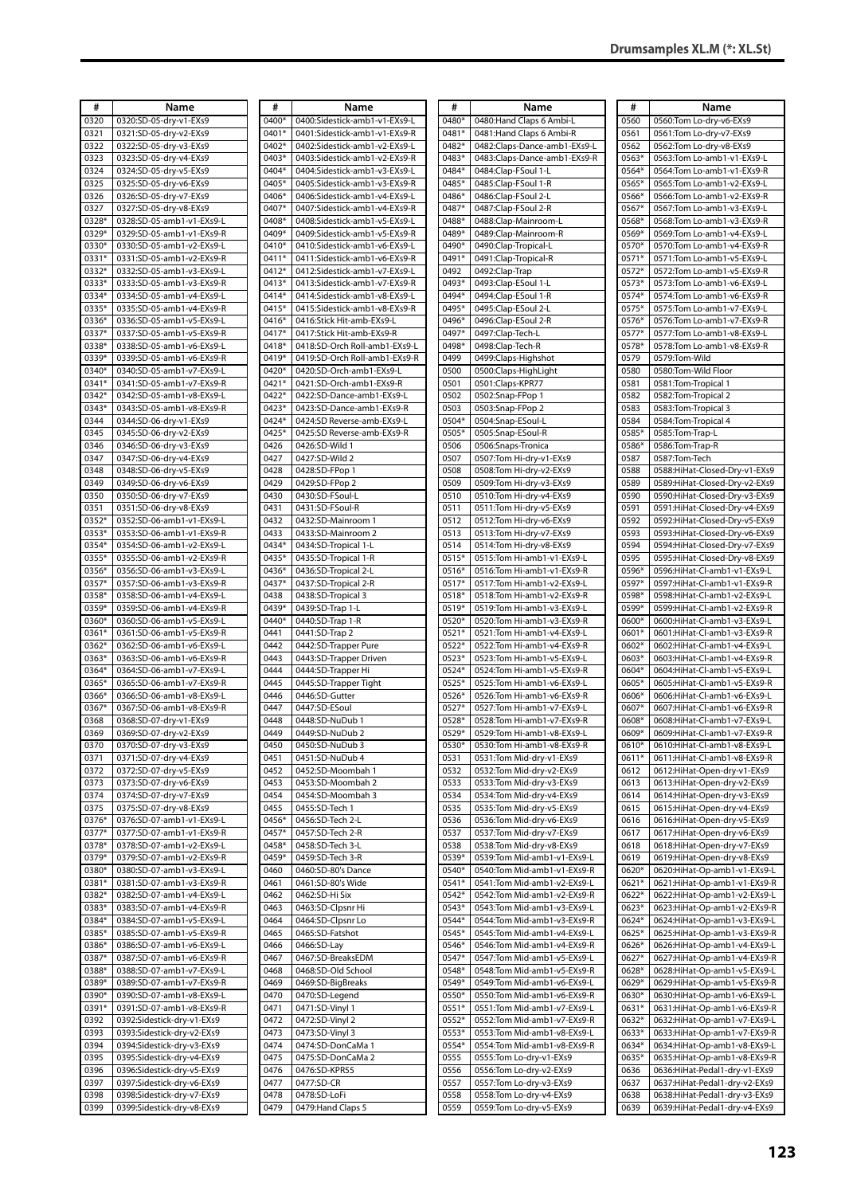## Drumsamples XL.M (*: XL.St)

| # | Name |
|---|---|
| 0320 | 0320:SD-05-dry-v1-EXs9 |
| 0321 | 0321:SD-05-dry-v2-EXs9 |
| 0322 | 0322:SD-05-dry-v3-EXs9 |
| 0323 | 0323:SD-05-dry-v4-EXs9 |
| 0324 | 0324:SD-05-dry-v5-EXs9 |
| 0325 | 0325:SD-05-dry-v6-EXs9 |
| 0326 | 0326:SD-05-dry-v7-EXs9 |
| 0327 | 0327:SD-05-dry-v8-EXs9 |
| 0328* | 0328:SD-05-amb1-v1-EXs9-L |
| 0329* | 0329:SD-05-amb1-v1-EXs9-R |
| 0330* | 0330:SD-05-amb1-v2-EXs9-L |
| 0331* | 0331:SD-05-amb1-v2-EXs9-R |
| 0332* | 0332:SD-05-amb1-v3-EXs9-L |
| 0333* | 0333:SD-05-amb1-v3-EXs9-R |
| 0334* | 0334:SD-05-amb1-v4-EXs9-L |
| 0335* | 0335:SD-05-amb1-v4-EXs9-R |
| 0336* | 0336:SD-05-amb1-v5-EXs9-L |
| 0337* | 0337:SD-05-amb1-v5-EXs9-R |
| 0338* | 0338:SD-05-amb1-v6-EXs9-L |
| 0339* | 0339:SD-05-amb1-v6-EXs9-R |
| 0340* | 0340:SD-05-amb1-v7-EXs9-L |
| 0341* | 0341:SD-05-amb1-v7-EXs9-R |
| 0342* | 0342:SD-05-amb1-v8-EXs9-L |
| 0343* | 0343:SD-05-amb1-v8-EXs9-R |
| 0344 | 0344:SD-06-dry-v1-EXs9 |
| 0345 | 0345:SD-06-dry-v2-EXs9 |
| 0346 | 0346:SD-06-dry-v3-EXs9 |
| 0347 | 0347:SD-06-dry-v4-EXs9 |
| 0348 | 0348:SD-06-dry-v5-EXs9 |
| 0349 | 0349:SD-06-dry-v6-EXs9 |
| 0350 | 0350:SD-06-dry-v7-EXs9 |
| 0351 | 0351:SD-06-dry-v8-EXs9 |
| 0352* | 0352:SD-06-amb1-v1-EXs9-L |
| 0353* | 0353:SD-06-amb1-v1-EXs9-R |
| 0354* | 0354:SD-06-amb1-v2-EXs9-L |
| 0355* | 0355:SD-06-amb1-v2-EXs9-R |
| 0356* | 0356:SD-06-amb1-v3-EXs9-L |
| 0357* | 0357:SD-06-amb1-v3-EXs9-R |
| 0358* | 0358:SD-06-amb1-v4-EXs9-L |
| 0359* | 0359:SD-06-amb1-v4-EXs9-R |
| 0360* | 0360:SD-06-amb1-v5-EXs9-L |
| 0361* | 0361:SD-06-amb1-v5-EXs9-R |
| 0362* | 0362:SD-06-amb1-v6-EXs9-L |
| 0363* | 0363:SD-06-amb1-v6-EXs9-R |
| 0364* | 0364:SD-06-amb1-v7-EXs9-L |
| 0365* | 0365:SD-06-amb1-v7-EXs9-R |
| 0366* | 0366:SD-06-amb1-v8-EXs9-L |
| 0367* | 0367:SD-06-amb1-v8-EXs9-R |
| 0368 | 0368:SD-07-dry-v1-EXs9 |
| 0369 | 0369:SD-07-dry-v2-EXs9 |
| 0370 | 0370:SD-07-dry-v3-EXs9 |
| 0371 | 0371:SD-07-dry-v4-EXs9 |
| 0372 | 0372:SD-07-dry-v5-EXs9 |
| 0373 | 0373:SD-07-dry-v6-EXs9 |
| 0374 | 0374:SD-07-dry-v7-EXs9 |
| 0375 | 0375:SD-07-dry-v8-EXs9 |
| 0376* | 0376:SD-07-amb1-v1-EXs9-L |
| 0377* | 0377:SD-07-amb1-v1-EXs9-R |
| 0378* | 0378:SD-07-amb1-v2-EXs9-L |
| 0379* | 0379:SD-07-amb1-v2-EXs9-R |
| 0380* | 0380:SD-07-amb1-v3-EXs9-L |
| 0381* | 0381:SD-07-amb1-v3-EXs9-R |
| 0382* | 0382:SD-07-amb1-v4-EXs9-L |
| 0383* | 0383:SD-07-amb1-v4-EXs9-R |
| 0384* | 0384:SD-07-amb1-v5-EXs9-L |
| 0385* | 0385:SD-07-amb1-v5-EXs9-R |
| 0386* | 0386:SD-07-amb1-v6-EXs9-L |
| 0387* | 0387:SD-07-amb1-v6-EXs9-R |
| 0388* | 0388:SD-07-amb1-v7-EXs9-L |
| 0389* | 0389:SD-07-amb1-v7-EXs9-R |
| 0390* | 0390:SD-07-amb1-v8-EXs9-L |
| 0391* | 0391:SD-07-amb1-v8-EXs9-R |
| 0392 | 0392:Sidestick-dry-v1-EXs9 |
| 0393 | 0393:Sidestick-dry-v2-EXs9 |
| 0394 | 0394:Sidestick-dry-v3-EXs9 |
| 0395 | 0395:Sidestick-dry-v4-EXs9 |
| 0396 | 0396:Sidestick-dry-v5-EXs9 |
| 0397 | 0397:Sidestick-dry-v6-EXs9 |
| 0398 | 0398:Sidestick-dry-v7-EXs9 |
| 0399 | 0399:Sidestick-dry-v8-EXs9 |
| 0400* | 0400:Sidestick-amb1-v1-EXs9-L |
| 0401* | 0401:Sidestick-amb1-v1-EXs9-R |
| 0402* | 0402:Sidestick-amb1-v2-EXs9-L |
| 0403* | 0403:Sidestick-amb1-v2-EXs9-R |
| 0404* | 0404:Sidestick-amb1-v3-EXs9-L |
| 0405* | 0405:Sidestick-amb1-v3-EXs9-R |
| 0406* | 0406:Sidestick-amb1-v4-EXs9-L |
| 0407* | 0407:Sidestick-amb1-v4-EXs9-R |
| 0408* | 0408:Sidestick-amb1-v5-EXs9-L |
| 0409* | 0409:Sidestick-amb1-v5-EXs9-R |
| 0410* | 0410:Sidestick-amb1-v6-EXs9-L |
| 0411* | 0411:Sidestick-amb1-v6-EXs9-R |
| 0412* | 0412:Sidestick-amb1-v7-EXs9-L |
| 0413* | 0413:Sidestick-amb1-v7-EXs9-R |
| 0414* | 0414:Sidestick-amb1-v8-EXs9-L |
| 0415* | 0415:Sidestick-amb1-v8-EXs9-R |
| 0416* | 0416:Stick Hit-amb-EXs9-L |
| 0417* | 0417:Stick Hit-amb-EXs9-R |
| 0418* | 0418:SD-Orch Roll-amb1-EXs9-L |
| 0419* | 0419:SD-Orch Roll-amb1-EXs9-R |
| 0420* | 0420:SD-Orch-amb1-EXs9-L |
| 0421* | 0421:SD-Orch-amb1-EXs9-R |
| 0422* | 0422:SD-Dance-amb1-EXs9-L |
| 0423* | 0423:SD-Dance-amb1-EXs9-R |
| 0424* | 0424:SD Reverse-amb-EXs9-L |
| 0425* | 0425:SD Reverse-amb-EXs9-R |
| 0426 | 0426:SD-Wild 1 |
| 0427 | 0427:SD-Wild 2 |
| 0428 | 0428:SD-FPop 1 |
| 0429 | 0429:SD-FPop 2 |
| 0430 | 0430:SD-FSoul-L |
| 0431 | 0431:SD-FSoul-R |
| 0432 | 0432:SD-Mainroom 1 |
| 0433 | 0433:SD-Mainroom 2 |
| 0434* | 0434:SD-Tropical 1-L |
| 0435* | 0435:SD-Tropical 1-R |
| 0436* | 0436:SD-Tropical 2-L |
| 0437* | 0437:SD-Tropical 2-R |
| 0438 | 0438:SD-Tropical 3 |
| 0439* | 0439:SD-Trap 1-L |
| 0440* | 0440:SD-Trap 1-R |
| 0441 | 0441:SD-Trap 2 |
| 0442 | 0442:SD-Trapper Pure |
| 0443 | 0443:SD-Trapper Driven |
| 0444 | 0444:SD-Trapper Hi |
| 0445 | 0445:SD-Trapper Tight |
| 0446 | 0446:SD-Gutter |
| 0447 | 0447:SD-ESoul |
| 0448 | 0448:SD-NuDub 1 |
| 0449 | 0449:SD-NuDub 2 |
| 0450 | 0450:SD-NuDub 3 |
| 0451 | 0451:SD-NuDub 4 |
| 0452 | 0452:SD-Moombah 1 |
| 0453 | 0453:SD-Moombah 2 |
| 0454 | 0454:SD-Moombah 3 |
| 0455 | 0455:SD-Tech 1 |
| 0456* | 0456:SD-Tech 2-L |
| 0457* | 0457:SD-Tech 2-R |
| 0458* | 0458:SD-Tech 3-L |
| 0459* | 0459:SD-Tech 3-R |
| 0460 | 0460:SD-80's Dance |
| 0461 | 0461:SD-80's Wide |
| 0462 | 0462:SD-Hi Six |
| 0463 | 0463:SD-Clpsnr Hi |
| 0464 | 0464:SD-Clpsnr Lo |
| 0465 | 0465:SD-Fatshot |
| 0466 | 0466:SD-Lay |
| 0467 | 0467:SD-BreaksEDM |
| 0468 | 0468:SD-Old School |
| 0469 | 0469:SD-BigBreaks |
| 0470 | 0470:SD-Legend |
| 0471 | 0471:SD-Vinyl 1 |
| 0472 | 0472:SD-Vinyl 2 |
| 0473 | 0473:SD-Vinyl 3 |
| 0474 | 0474:SD-DonCaMa 1 |
| 0475 | 0475:SD-DonCaMa 2 |
| 0476 | 0476:SD-KPR55 |
| 0477 | 0477:SD-CR |
| 0478 | 0478:SD-LoFi |
| 0479 | 0479:Hand Claps 5 |
| 0480* | 0480:Hand Claps 6 Ambi-L |
| 0481* | 0481:Hand Claps 6 Ambi-R |
| 0482* | 0482:Claps-Dance-amb1-EXs9-L |
| 0483* | 0483:Claps-Dance-amb1-EXs9-R |
| 0484* | 0484:Clap-FSoul 1-L |
| 0485* | 0485:Clap-FSoul 1-R |
| 0486* | 0486:Clap-FSoul 2-L |
| 0487* | 0487:Clap-FSoul 2-R |
| 0488* | 0488:Clap-Mainroom-L |
| 0489* | 0489:Clap-Mainroom-R |
| 0490* | 0490:Clap-Tropical-L |
| 0491* | 0491:Clap-Tropical-R |
| 0492 | 0492:Clap-Trap |
| 0493* | 0493:Clap-ESoul 1-L |
| 0494* | 0494:Clap-ESoul 1-R |
| 0495* | 0495:Clap-ESoul 2-L |
| 0496* | 0496:Clap-ESoul 2-R |
| 0497* | 0497:Clap-Tech-L |
| 0498* | 0498:Clap-Tech-R |
| 0499 | 0499:Claps-Highshot |
| 0500 | 0500:Claps-HighLight |
| 0501 | 0501:Claps-KPR77 |
| 0502 | 0502:Snap-FPop 1 |
| 0503 | 0503:Snap-FPop 2 |
| 0504* | 0504:Snap-ESoul-L |
| 0505* | 0505:Snap-ESoul-R |
| 0506 | 0506:Snaps-Tronica |
| 0507 | 0507:Tom Hi-dry-v1-EXs9 |
| 0508 | 0508:Tom Hi-dry-v2-EXs9 |
| 0509 | 0509:Tom Hi-dry-v3-EXs9 |
| 0510 | 0510:Tom Hi-dry-v4-EXs9 |
| 0511 | 0511:Tom Hi-dry-v5-EXs9 |
| 0512 | 0512:Tom Hi-dry-v6-EXs9 |
| 0513 | 0513:Tom Hi-dry-v7-EXs9 |
| 0514 | 0514:Tom Hi-dry-v8-EXs9 |
| 0515* | 0515:Tom Hi-amb1-v1-EXs9-L |
| 0516* | 0516:Tom Hi-amb1-v1-EXs9-R |
| 0517* | 0517:Tom Hi-amb1-v2-EXs9-L |
| 0518* | 0518:Tom Hi-amb1-v2-EXs9-R |
| 0519* | 0519:Tom Hi-amb1-v3-EXs9-L |
| 0520* | 0520:Tom Hi-amb1-v3-EXs9-R |
| 0521* | 0521:Tom Hi-amb1-v4-EXs9-L |
| 0522* | 0522:Tom Hi-amb1-v4-EXs9-R |
| 0523* | 0523:Tom Hi-amb1-v5-EXs9-L |
| 0524* | 0524:Tom Hi-amb1-v5-EXs9-R |
| 0525* | 0525:Tom Hi-amb1-v6-EXs9-L |
| 0526* | 0526:Tom Hi-amb1-v6-EXs9-R |
| 0527* | 0527:Tom Hi-amb1-v7-EXs9-L |
| 0528* | 0528:Tom Hi-amb1-v7-EXs9-R |
| 0529* | 0529:Tom Hi-amb1-v8-EXs9-L |
| 0530* | 0530:Tom Hi-amb1-v8-EXs9-R |
| 0531 | 0531:Tom Mid-dry-v1-EXs9 |
| 0532 | 0532:Tom Mid-dry-v2-EXs9 |
| 0533 | 0533:Tom Mid-dry-v3-EXs9 |
| 0534 | 0534:Tom Mid-dry-v4-EXs9 |
| 0535 | 0535:Tom Mid-dry-v5-EXs9 |
| 0536 | 0536:Tom Mid-dry-v6-EXs9 |
| 0537 | 0537:Tom Mid-dry-v7-EXs9 |
| 0538 | 0538:Tom Mid-dry-v8-EXs9 |
| 0539* | 0539:Tom Mid-amb1-v1-EXs9-L |
| 0540* | 0540:Tom Mid-amb1-v1-EXs9-R |
| 0541* | 0541:Tom Mid-amb1-v2-EXs9-L |
| 0542* | 0542:Tom Mid-amb1-v2-EXs9-R |
| 0543* | 0543:Tom Mid-amb1-v3-EXs9-L |
| 0544* | 0544:Tom Mid-amb1-v3-EXs9-R |
| 0545* | 0545:Tom Mid-amb1-v4-EXs9-L |
| 0546* | 0546:Tom Mid-amb1-v4-EXs9-R |
| 0547* | 0547:Tom Mid-amb1-v5-EXs9-L |
| 0548* | 0548:Tom Mid-amb1-v5-EXs9-R |
| 0549* | 0549:Tom Mid-amb1-v6-EXs9-L |
| 0550* | 0550:Tom Mid-amb1-v6-EXs9-R |
| 0551* | 0551:Tom Mid-amb1-v7-EXs9-L |
| 0552* | 0552:Tom Mid-amb1-v7-EXs9-R |
| 0553* | 0553:Tom Mid-amb1-v8-EXs9-L |
| 0554* | 0554:Tom Mid-amb1-v8-EXs9-R |
| 0555 | 0555:Tom Lo-dry-v1-EXs9 |
| 0556 | 0556:Tom Lo-dry-v2-EXs9 |
| 0557 | 0557:Tom Lo-dry-v3-EXs9 |
| 0558 | 0558:Tom Lo-dry-v4-EXs9 |
| 0559 | 0559:Tom Lo-dry-v5-EXs9 |
| 0560 | 0560:Tom Lo-dry-v6-EXs9 |
| 0561 | 0561:Tom Lo-dry-v7-EXs9 |
| 0562 | 0562:Tom Lo-dry-v8-EXs9 |
| 0563* | 0563:Tom Lo-amb1-v1-EXs9-L |
| 0564* | 0564:Tom Lo-amb1-v1-EXs9-R |
| 0565* | 0565:Tom Lo-amb1-v2-EXs9-L |
| 0566* | 0566:Tom Lo-amb1-v2-EXs9-R |
| 0567* | 0567:Tom Lo-amb1-v3-EXs9-L |
| 0568* | 0568:Tom Lo-amb1-v3-EXs9-R |
| 0569* | 0569:Tom Lo-amb1-v4-EXs9-L |
| 0570* | 0570:Tom Lo-amb1-v4-EXs9-R |
| 0571* | 0571:Tom Lo-amb1-v5-EXs9-L |
| 0572* | 0572:Tom Lo-amb1-v5-EXs9-R |
| 0573* | 0573:Tom Lo-amb1-v6-EXs9-L |
| 0574* | 0574:Tom Lo-amb1-v6-EXs9-R |
| 0575* | 0575:Tom Lo-amb1-v7-EXs9-L |
| 0576* | 0576:Tom Lo-amb1-v7-EXs9-R |
| 0577* | 0577:Tom Lo-amb1-v8-EXs9-L |
| 0578* | 0578:Tom Lo-amb1-v8-EXs9-R |
| 0579 | 0579:Tom-Wild |
| 0580 | 0580:Tom-Wild Floor |
| 0581 | 0581:Tom-Tropical 1 |
| 0582 | 0582:Tom-Tropical 2 |
| 0583 | 0583:Tom-Tropical 3 |
| 0584 | 0584:Tom-Tropical 4 |
| 0585* | 0585:Tom-Trap-L |
| 0586* | 0586:Tom-Trap-R |
| 0587 | 0587:Tom-Tech |
| 0588 | 0588:HiHat-Closed-Dry-v1-EXs9 |
| 0589 | 0589:HiHat-Closed-Dry-v2-EXs9 |
| 0590 | 0590:HiHat-Closed-Dry-v3-EXs9 |
| 0591 | 0591:HiHat-Closed-Dry-v4-EXs9 |
| 0592 | 0592:HiHat-Closed-Dry-v5-EXs9 |
| 0593 | 0593:HiHat-Closed-Dry-v6-EXs9 |
| 0594 | 0594:HiHat-Closed-Dry-v7-EXs9 |
| 0595 | 0595:HiHat-Closed-Dry-v8-EXs9 |
| 0596* | 0596:HiHat-Cl-amb1-v1-EXs9-L |
| 0597* | 0597:HiHat-Cl-amb1-v1-EXs9-R |
| 0598* | 0598:HiHat-Cl-amb1-v2-EXs9-L |
| 0599* | 0599:HiHat-Cl-amb1-v2-EXs9-R |
| 0600* | 0600:HiHat-Cl-amb1-v3-EXs9-L |
| 0601* | 0601:HiHat-Cl-amb1-v3-EXs9-R |
| 0602* | 0602:HiHat-Cl-amb1-v4-EXs9-L |
| 0603* | 0603:HiHat-Cl-amb1-v4-EXs9-R |
| 0604* | 0604:HiHat-Cl-amb1-v5-EXs9-L |
| 0605* | 0605:HiHat-Cl-amb1-v5-EXs9-R |
| 0606* | 0606:HiHat-Cl-amb1-v6-EXs9-L |
| 0607* | 0607:HiHat-Cl-amb1-v6-EXs9-R |
| 0608* | 0608:HiHat-Cl-amb1-v7-EXs9-L |
| 0609* | 0609:HiHat-Cl-amb1-v7-EXs9-R |
| 0610* | 0610:HiHat-Cl-amb1-v8-EXs9-L |
| 0611* | 0611:HiHat-Cl-amb1-v8-EXs9-R |
| 0612 | 0612:HiHat-Open-dry-v1-EXs9 |
| 0613 | 0613:HiHat-Open-dry-v2-EXs9 |
| 0614 | 0614:HiHat-Open-dry-v3-EXs9 |
| 0615 | 0615:HiHat-Open-dry-v4-EXs9 |
| 0616 | 0616:HiHat-Open-dry-v5-EXs9 |
| 0617 | 0617:HiHat-Open-dry-v6-EXs9 |
| 0618 | 0618:HiHat-Open-dry-v7-EXs9 |
| 0619 | 0619:HiHat-Open-dry-v8-EXs9 |
| 0620* | 0620:HiHat-Op-amb1-v1-EXs9-L |
| 0621* | 0621:HiHat-Op-amb1-v1-EXs9-R |
| 0622* | 0622:HiHat-Op-amb1-v2-EXs9-L |
| 0623* | 0623:HiHat-Op-amb1-v2-EXs9-R |
| 0624* | 0624:HiHat-Op-amb1-v3-EXs9-L |
| 0625* | 0625:HiHat-Op-amb1-v3-EXs9-R |
| 0626* | 0626:HiHat-Op-amb1-v4-EXs9-L |
| 0627* | 0627:HiHat-Op-amb1-v4-EXs9-R |
| 0628* | 0628:HiHat-Op-amb1-v5-EXs9-L |
| 0629* | 0629:HiHat-Op-amb1-v5-EXs9-R |
| 0630* | 0630:HiHat-Op-amb1-v6-EXs9-L |
| 0631* | 0631:HiHat-Op-amb1-v6-EXs9-R |
| 0632* | 0632:HiHat-Op-amb1-v7-EXs9-L |
| 0633* | 0633:HiHat-Op-amb1-v7-EXs9-R |
| 0634* | 0634:HiHat-Op-amb1-v8-EXs9-L |
| 0635* | 0635:HiHat-Op-amb1-v8-EXs9-R |
| 0636 | 0636:HiHat-Pedal1-dry-v1-EXs9 |
| 0637 | 0637:HiHat-Pedal1-dry-v2-EXs9 |
| 0638 | 0638:HiHat-Pedal1-dry-v3-EXs9 |
| 0639 | 0639:HiHat-Pedal1-dry-v4-EXs9 |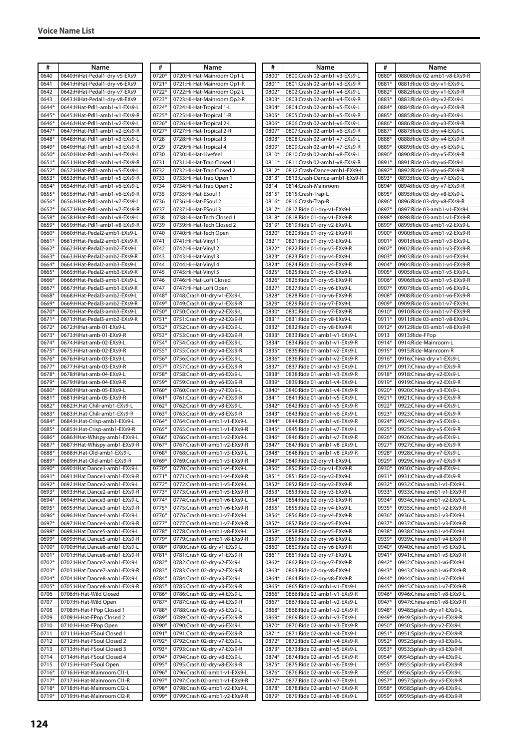## Voice Name List

| # | Name |
|---|---|
| 0640 | 0640:HiHat-Pedal1-dry-v5-EXs9 |
| 0641 | 0641:HiHat-Pedal1-dry-v6-EXs9 |
| 0642 | 0642:HiHat-Pedal1-dry-v7-EXs9 |
| 0643 | 0643:HiHat-Pedal1-dry-v8-EXs9 |
| 0644* | 0644:HHat-Pdl1-amb1-v1-EXs9-L |
| 0645* | 0645:HHat-Pdl1-amb1-v1-EXs9-R |
| 0646* | 0646:HHat-Pdl1-amb1-v2-EXs9-L |
| 0647* | 0647:HHat-Pdl1-amb1-v2-EXs9-R |
| 0648* | 0648:HHat-Pdl1-amb1-v3-EXs9-L |
| 0649* | 0649:HHat-Pdl1-amb1-v3-EXs9-R |
| 0650* | 0650:HHat-Pdl1-amb1-v4-EXs9-L |
| 0651* | 0651:HHat-Pdl1-amb1-v4-EXs9-R |
| 0652* | 0652:HHat-Pdl1-amb1-v5-EXs9-L |
| 0653* | 0653:HHat-Pdl1-amb1-v5-EXs9-R |
| 0654* | 0654:HHat-Pdl1-amb1-v6-EXs9-L |
| 0655* | 0655:HHat-Pdl1-amb1-v6-EXs9-R |
| 0656* | 0656:HHat-Pdl1-amb1-v7-EXs9-L |
| 0657* | 0657:HHat-Pdl1-amb1-v7-EXs9-R |
| 0658* | 0658:HHat-Pdl1-amb1-v8-EXs9-L |
| 0659* | 0659:HHat-Pdl1-amb1-v8-EXs9-R |
| 0660* | 0660:HHat-Pedal2-amb1-EXs9-L |
| 0661* | 0661:HHat-Pedal2-amb1-EXs9-R |
| 0662* | 0662:HHat-Pedal2-amb2-EXs9-L |
| 0663* | 0663:HHat-Pedal2-amb2-EXs9-R |
| 0664* | 0664:HHat-Pedal2-amb3-EXs9-L |
| 0665* | 0665:HHat-Pedal2-amb3-EXs9-R |
| 0666* | 0666:HHat-Pedal3-amb1-EXs9-L |
| 0667* | 0667:HHat-Pedal3-amb1-EXs9-R |
| 0668* | 0668:HHat-Pedal3-amb2-EXs9-L |
| 0669* | 0669:HHat-Pedal3-amb2-EXs9-R |
| 0670* | 0670:HHat-Pedal3-amb3-EXs9-L |
| 0671* | 0671:HHat-Pedal3-amb3-EXs9-R |
| 0672* | 0672:HiHat-amb-01-EXs9-L |
| 0673* | 0673:HiHat-amb-01-EXs9-R |
| 0674* | 0674:HiHat-amb-02-EXs9-L |
| 0675* | 0675:HiHat-amb-02-EXs9-R |
| 0676* | 0676:HiHat-amb-03-EXs9-L |
| 0677* | 0677:HiHat-amb-03-EXs9-R |
| 0678* | 0678:HiHat-amb-04-EXs9-L |
| 0679* | 0679:HiHat-amb-04-EXs9-R |
| 0680* | 0680:HiHat-amb-05-EXs9-L |
| 0681* | 0681:HiHat-amb-05-EXs9-R |
| 0682* | 0682:H.Hat-Chili-amb1-EXs9-L |
| 0683* | 0683:H.Hat-Chili-amb1-EXs9-R |
| 0684* | 0684:H.Hat-Crisp-amb1-EXs9-L |
| 0685* | 0685:H.Hat-Crisp-amb1-EXs9-R |
| 0686* | 0686:HHat-Whispy-amb1-EXs9-L |
| 0687* | 0687:HHat-Whispy-amb1-EXs9-R |
| 0688* | 0688:H.Hat-Old-amb1-EXs9-L |
| 0689* | 0689:H.Hat-Old-amb1-EXs9-R |
| 0690* | 0690:HHat Dance1-amb1-EXs9-L |
| 0691* | 0691:HHat Dance1-amb1-EXs9-R |
| 0692* | 0692:HHat Dance2-amb1-EXs9-L |
| 0693* | 0693:HHat Dance2-amb1-EXs9-R |
| 0694* | 0694:HHat Dance3-amb1-EXs9-L |
| 0695* | 0695:HHat Dance3-amb1-EXs9-R |
| 0696* | 0696:HHat Dance4-amb1-EXs9-L |
| 0697* | 0697:HHat Dance4-amb1-EXs9-R |
| 0698* | 0698:HHat Dance5-amb1-EXs9-L |
| 0699* | 0699:HHat Dance5-amb1-EXs9-R |
| 0700* | 0700:HHat Dance6-amb1-EXs9-L |
| 0701* | 0701:HHat Dance6-amb1-EXs9-R |
| 0702* | 0702:HHat Dance7-amb1-EXs9-L |
| 0703* | 0703:HHat Dance7-amb1-EXs9-R |
| 0704* | 0704:HHat Dance8-amb1-EXs9-L |
| 0705* | 0705:HHat Dance8-amb1-EXs9-R |
| 0706 | 0706:Hi-Hat-Wild Closed |
| 0707 | 0707:Hi-Hat-Wild Open |
| 0708 | 0708:Hi-Hat-FPop Closed 1 |
| 0709 | 0709:Hi-Hat-FPop Closed 2 |
| 0710 | 0710:Hi-Hat-FPop Open |
| 0711 | 0711:Hi-Hat-FSoul Closed 1 |
| 0712 | 0712:Hi-Hat-FSoul Closed 2 |
| 0713 | 0713:Hi-Hat-FSoul Closed 3 |
| 0714 | 0714:Hi-Hat-FSoul Closed 4 |
| 0715 | 0715:Hi-Hat-FSoul Open |
| 0716* | 0716:Hi-Hat-Mainroom Cl1-L |
| 0717* | 0717:Hi-Hat-Mainroom Cl1-R |
| 0718* | 0718:Hi-Hat-Mainroom Cl2-L |
| 0719* | 0719:Hi-Hat-Mainroom Cl2-R |
| 0720* | 0720:Hi-Hat-Mainroom Op1-L |
| 0721* | 0721:Hi-Hat-Mainroom Op1-R |
| 0722* | 0722:Hi-Hat-Mainroom Op2-L |
| 0723* | 0723:Hi-Hat-Mainroom Op2-R |
| 0724* | 0724:Hi-Hat-Tropical 1-L |
| 0725* | 0725:Hi-Hat-Tropical 1-R |
| 0726* | 0726:Hi-Hat-Tropical 2-L |
| 0727* | 0727:Hi-Hat-Tropical 2-R |
| 0728 | 0728:Hi-Hat-Tropical 3 |
| 0729 | 0729:Hi-Hat-Tropical 4 |
| 0730 | 0730:Hi-Hat-Livefeel |
| 0731 | 0731:Hi-Hat-Trap Closed 1 |
| 0732 | 0732:Hi-Hat-Trap Closed 2 |
| 0733 | 0733:Hi-Hat-Trap Open 1 |
| 0734 | 0734:Hi-Hat-Trap Open 2 |
| 0735 | 0735:Hi-Hat-ESoul 1 |
| 0736 | 0736:Hi-Hat-ESoul 2 |
| 0737 | 0737:Hi-Hat-ESoul 3 |
| 0738 | 0738:Hi-Hat-Tech Closed 1 |
| 0739 | 0739:Hi-Hat-Tech Closed 2 |
| 0740 | 0740:Hi-Hat-Tech Open |
| 0741 | 0741:Hi-Hat-Vinyl 1 |
| 0742 | 0742:Hi-Hat-Vinyl 2 |
| 0743 | 0743:Hi-Hat-Vinyl 3 |
| 0744 | 0744:Hi-Hat-Vinyl 4 |
| 0745 | 0745:Hi-Hat-Vinyl 5 |
| 0746 | 0746:Hi-Hat-LoFi Closed |
| 0747 | 0747:Hi-Hat-LoFi Open |
| 0748* | 0748:Crash 01-dry-v1-EXs9-L |
| 0749* | 0749:Crash 01-dry-v1-EXs9-R |
| 0750* | 0750:Crash 01-dry-v2-EXs9-L |
| 0751* | 0751:Crash 01-dry-v2-EXs9-R |
| 0752* | 0752:Crash 01-dry-v3-EXs9-L |
| 0753* | 0753:Crash 01-dry-v3-EXs9-R |
| 0754* | 0754:Crash 01-dry-v4-EXs9-L |
| 0755* | 0755:Crash 01-dry-v4-EXs9-R |
| 0756* | 0756:Crash 01-dry-v5-EXs9-L |
| 0757* | 0757:Crash 01-dry-v5-EXs9-R |
| 0758* | 0758:Crash 01-dry-v6-EXs9-L |
| 0759* | 0759:Crash 01-dry-v6-EXs9-R |
| 0760* | 0760:Crash 01-dry-v7-EXs9-L |
| 0761* | 0761:Crash 01-dry-v7-EXs9-R |
| 0762* | 0762:Crash 01-dry-v8-EXs9-L |
| 0763* | 0763:Crash 01-dry-v8-EXs9-R |
| 0764* | 0764:Crash 01-amb1-v1-EXs9-L |
| 0765* | 0765:Crash 01-amb1-v1-EXs9-R |
| 0766* | 0766:Crash 01-amb1-v2-EXs9-L |
| 0767* | 0767:Crash 01-amb1-v2-EXs9-R |
| 0768* | 0768:Crash 01-amb1-v3-EXs9-L |
| 0769* | 0769:Crash 01-amb1-v3-EXs9-R |
| 0770* | 0770:Crash 01-amb1-v4-EXs9-L |
| 0771* | 0771:Crash 01-amb1-v4-EXs9-R |
| 0772* | 0772:Crash 01-amb1-v5-EXs9-L |
| 0773* | 0773:Crash 01-amb1-v5-EXs9-R |
| 0774* | 0774:Crash 01-amb1-v6-EXs9-L |
| 0775* | 0775:Crash 01-amb1-v6-EXs9-R |
| 0776* | 0776:Crash 01-amb1-v7-EXs9-L |
| 0777* | 0777:Crash 01-amb1-v7-EXs9-R |
| 0778* | 0778:Crash 01-amb1-v8-EXs9-L |
| 0779* | 0779:Crash 01-amb1-v8-EXs9-R |
| 0780* | 0780:Crash 02-dry-v1-EXs9-L |
| 0781* | 0781:Crash 02-dry-v1-EXs9-R |
| 0782* | 0782:Crash 02-dry-v2-EXs9-L |
| 0783* | 0783:Crash 02-dry-v2-EXs9-R |
| 0784* | 0784:Crash 02-dry-v3-EXs9-L |
| 0785* | 0785:Crash 02-dry-v3-EXs9-R |
| 0786* | 0786:Crash 02-dry-v4-EXs9-L |
| 0787* | 0787:Crash 02-dry-v4-EXs9-R |
| 0788* | 0788:Crash 02-dry-v5-EXs9-L |
| 0789* | 0789:Crash 02-dry-v5-EXs9-R |
| 0790* | 0790:Crash 02-dry-v6-EXs9-L |
| 0791* | 0791:Crash 02-dry-v6-EXs9-R |
| 0792* | 0792:Crash 02-dry-v7-EXs9-L |
| 0793* | 0793:Crash 02-dry-v7-EXs9-R |
| 0794* | 0794:Crash 02-dry-v8-EXs9-L |
| 0795* | 0795:Crash 02-dry-v8-EXs9-R |
| 0796* | 0796:Crash 02-amb1-v1-EXs9-L |
| 0797* | 0797:Crash 02-amb1-v1-EXs9-R |
| 0798* | 0798:Crash 02-amb1-v2-EXs9-L |
| 0799* | 0799:Crash 02-amb1-v2-EXs9-R |
| 0800* | 0800:Crash 02-amb1-v3-EXs9-L |
| 0801* | 0801:Crash 02-amb1-v3-EXs9-R |
| 0802* | 0802:Crash 02-amb1-v4-EXs9-L |
| 0803* | 0803:Crash 02-amb1-v4-EXs9-R |
| 0804* | 0804:Crash 02-amb1-v5-EXs9-L |
| 0805* | 0805:Crash 02-amb1-v5-EXs9-R |
| 0806* | 0806:Crash 02-amb1-v6-EXs9-L |
| 0807* | 0807:Crash 02-amb1-v6-EXs9-R |
| 0808* | 0808:Crash 02-amb1-v7-EXs9-L |
| 0809* | 0809:Crash 02-amb1-v7-EXs9-R |
| 0810* | 0810:Crash 02-amb1-v8-EXs9-L |
| 0811* | 0811:Crash 02-amb1-v8-EXs9-R |
| 0812* | 0812:Crash-Dance-amb1-EXs9-L |
| 0813* | 0813:Crash-Dance-amb1-EXs9-R |
| 0814 | 0814:Crash-Mainroom |
| 0815* | 0815:Crash-Trap-L |
| 0816* | 0816:Crash-Trap-R |
| 0817* | 0817:Ride 01-dry-v1-EXs9-L |
| 0818* | 0818:Ride 01-dry-v1-EXs9-R |
| 0819* | 0819:Ride 01-dry-v2-EXs9-L |
| 0820* | 0820:Ride 01-dry-v2-EXs9-R |
| 0821* | 0821:Ride 01-dry-v3-EXs9-L |
| 0822* | 0822:Ride 01-dry-v3-EXs9-R |
| 0823* | 0823:Ride 01-dry-v4-EXs9-L |
| 0824* | 0824:Ride 01-dry-v4-EXs9-R |
| 0825* | 0825:Ride 01-dry-v5-EXs9-L |
| 0826* | 0826:Ride 01-dry-v5-EXs9-R |
| 0827* | 0827:Ride 01-dry-v6-EXs9-L |
| 0828* | 0828:Ride 01-dry-v6-EXs9-R |
| 0829* | 0829:Ride 01-dry-v7-EXs9-L |
| 0830* | 0830:Ride 01-dry-v7-EXs9-R |
| 0831* | 0831:Ride 01-dry-v8-EXs9-L |
| 0832* | 0832:Ride 01-dry-v8-EXs9-R |
| 0833* | 0833:Ride 01-amb1-v1-EXs9-L |
| 0834* | 0834:Ride 01-amb1-v1-EXs9-R |
| 0835* | 0835:Ride 01-amb1-v2-EXs9-L |
| 0836* | 0836:Ride 01-amb1-v2-EXs9-R |
| 0837* | 0837:Ride 01-amb1-v3-EXs9-L |
| 0838* | 0838:Ride 01-amb1-v3-EXs9-R |
| 0839* | 0839:Ride 01-amb1-v4-EXs9-L |
| 0840* | 0840:Ride 01-amb1-v4-EXs9-R |
| 0841* | 0841:Ride 01-amb1-v5-EXs9-L |
| 0842* | 0842:Ride 01-amb1-v5-EXs9-R |
| 0843* | 0843:Ride 01-amb1-v6-EXs9-L |
| 0844* | 0844:Ride 01-amb1-v6-EXs9-R |
| 0845* | 0845:Ride 01-amb1-v7-EXs9-L |
| 0846* | 0846:Ride 01-amb1-v7-EXs9-R |
| 0847* | 0847:Ride 01-amb1-v8-EXs9-L |
| 0848* | 0848:Ride 01-amb1-v8-EXs9-R |
| 0849* | 0849:Ride 02-dry-v1-EXs9-L |
| 0850* | 0850:Ride 02-dry-v1-EXs9-R |
| 0851* | 0851:Ride 02-dry-v2-EXs9-L |
| 0852* | 0852:Ride 02-dry-v2-EXs9-R |
| 0853* | 0853:Ride 02-dry-v3-EXs9-L |
| 0854* | 0854:Ride 02-dry-v3-EXs9-R |
| 0855* | 0855:Ride 02-dry-v4-EXs9-L |
| 0856* | 0856:Ride 02-dry-v4-EXs9-R |
| 0857* | 0857:Ride 02-dry-v5-EXs9-L |
| 0858* | 0858:Ride 02-dry-v5-EXs9-R |
| 0859* | 0859:Ride 02-dry-v6-EXs9-L |
| 0860* | 0860:Ride 02-dry-v6-EXs9-R |
| 0861* | 0861:Ride 02-dry-v7-EXs9-L |
| 0862* | 0862:Ride 02-dry-v7-EXs9-R |
| 0863* | 0863:Ride 02-dry-v8-EXs9-L |
| 0864* | 0864:Ride 02-dry-v8-EXs9-R |
| 0865* | 0865:Ride 02-amb1-v1-EXs9-L |
| 0866* | 0866:Ride 02-amb1-v1-EXs9-R |
| 0867* | 0867:Ride 02-amb1-v2-EXs9-L |
| 0868* | 0868:Ride 02-amb1-v2-EXs9-R |
| 0869* | 0869:Ride 02-amb1-v3-EXs9-L |
| 0870* | 0870:Ride 02-amb1-v3-EXs9-R |
| 0871* | 0871:Ride 02-amb1-v4-EXs9-L |
| 0872* | 0872:Ride 02-amb1-v4-EXs9-R |
| 0873* | 0873:Ride 02-amb1-v5-EXs9-L |
| 0874* | 0874:Ride 02-amb1-v5-EXs9-R |
| 0875* | 0875:Ride 02-amb1-v6-EXs9-L |
| 0876* | 0876:Ride 02-amb1-v6-EXs9-R |
| 0877* | 0877:Ride 02-amb1-v7-EXs9-L |
| 0878* | 0878:Ride 02-amb1-v7-EXs9-R |
| 0879* | 0879:Ride 02-amb1-v8-EXs9-L |
| 0880* | 0880:Ride 02-amb1-v8-EXs9-R |
| 0881* | 0881:Ride 03-dry-v1-EXs9-L |
| 0882* | 0882:Ride 03-dry-v1-EXs9-R |
| 0883* | 0883:Ride 03-dry-v2-EXs9-L |
| 0884* | 0884:Ride 03-dry-v2-EXs9-R |
| 0885* | 0885:Ride 03-dry-v3-EXs9-L |
| 0886* | 0886:Ride 03-dry-v3-EXs9-R |
| 0887* | 0887:Ride 03-dry-v4-EXs9-L |
| 0888* | 0888:Ride 03-dry-v4-EXs9-R |
| 0889* | 0889:Ride 03-dry-v5-EXs9-L |
| 0890* | 0890:Ride 03-dry-v5-EXs9-R |
| 0891* | 0891:Ride 03-dry-v6-EXs9-L |
| 0892* | 0892:Ride 03-dry-v6-EXs9-R |
| 0893* | 0893:Ride 03-dry-v7-EXs9-L |
| 0894* | 0894:Ride 03-dry-v7-EXs9-R |
| 0895* | 0895:Ride 03-dry-v8-EXs9-L |
| 0896* | 0896:Ride 03-dry-v8-EXs9-R |
| 0897* | 0897:Ride 03-amb1-v1-EXs9-L |
| 0898* | 0898:Ride 03-amb1-v1-EXs9-R |
| 0899* | 0899:Ride 03-amb1-v2-EXs9-L |
| 0900* | 0900:Ride 03-amb1-v2-EXs9-R |
| 0901* | 0901:Ride 03-amb1-v3-EXs9-L |
| 0902* | 0902:Ride 03-amb1-v3-EXs9-R |
| 0903* | 0903:Ride 03-amb1-v4-EXs9-L |
| 0904* | 0904:Ride 03-amb1-v4-EXs9-R |
| 0905* | 0905:Ride 03-amb1-v5-EXs9-L |
| 0906* | 0906:Ride 03-amb1-v5-EXs9-R |
| 0907* | 0907:Ride 03-amb1-v6-EXs9-L |
| 0908* | 0908:Ride 03-amb1-v6-EXs9-R |
| 0909* | 0909:Ride 03-amb1-v7-EXs9-L |
| 0910* | 0910:Ride 03-amb1-v7-EXs9-R |
| 0911* | 0911:Ride 03-amb1-v8-EXs9-L |
| 0912* | 0912:Ride 03-amb1-v8-EXs9-R |
| 0913 | 0913:Ride-FPop |
| 0914* | 0914:Ride-Mainroom-L |
| 0915* | 0915:Ride-Mainroom-R |
| 0916* | 0916:China-dry-v1-EXs9-L |
| 0917* | 0917:China-dry-v1-EXs9-R |
| 0918* | 0918:China-dry-v2-EXs9-L |
| 0919* | 0919:China-dry-v2-EXs9-R |
| 0920* | 0920:China-dry-v3-EXs9-L |
| 0921* | 0921:China-dry-v3-EXs9-R |
| 0922* | 0922:China-dry-v4-EXs9-L |
| 0923* | 0923:China-dry-v4-EXs9-R |
| 0924* | 0924:China-dry-v5-EXs9-L |
| 0925* | 0925:China-dry-v5-EXs9-R |
| 0926* | 0926:China-dry-v6-EXs9-L |
| 0927* | 0927:China-dry-v6-EXs9-R |
| 0928* | 0928:China-dry-v7-EXs9-L |
| 0929* | 0929:China-dry-v7-EXs9-R |
| 0930* | 0930:China-dry-v8-EXs9-L |
| 0931* | 0931:China-dry-v8-EXs9-R |
| 0932* | 0932:China-amb1-v1-EXs9-L |
| 0933* | 0933:China-amb1-v1-EXs9-R |
| 0934* | 0934:China-amb1-v2-EXs9-L |
| 0935* | 0935:China-amb1-v2-EXs9-R |
| 0936* | 0936:China-amb1-v3-EXs9-L |
| 0937* | 0937:China-amb1-v3-EXs9-R |
| 0938* | 0938:China-amb1-v4-EXs9-L |
| 0939* | 0939:China-amb1-v4-EXs9-R |
| 0940* | 0940:China-amb1-v5-EXs9-L |
| 0941* | 0941:China-amb1-v5-EXs9-R |
| 0942* | 0942:China-amb1-v6-EXs9-L |
| 0943* | 0943:China-amb1-v6-EXs9-R |
| 0944* | 0944:China-amb1-v7-EXs9-L |
| 0945* | 0945:China-amb1-v7-EXs9-R |
| 0946* | 0946:China-amb1-v8-EXs9-L |
| 0947* | 0947:China-amb1-v8-EXs9-R |
| 0948* | 0948:Splash-dry-v1-EXs9-L |
| 0949* | 0949:Splash-dry-v1-EXs9-R |
| 0950* | 0950:Splash-dry-v2-EXs9-L |
| 0951* | 0951:Splash-dry-v2-EXs9-R |
| 0952* | 0952:Splash-dry-v3-EXs9-L |
| 0953* | 0953:Splash-dry-v3-EXs9-R |
| 0954* | 0954:Splash-dry-v4-EXs9-L |
| 0955* | 0955:Splash-dry-v4-EXs9-R |
| 0956* | 0956:Splash-dry-v5-EXs9-L |
| 0957* | 0957:Splash-dry-v5-EXs9-R |
| 0958* | 0958:Splash-dry-v6-EXs9-L |
| 0959* | 0959:Splash-dry-v6-EXs9-R |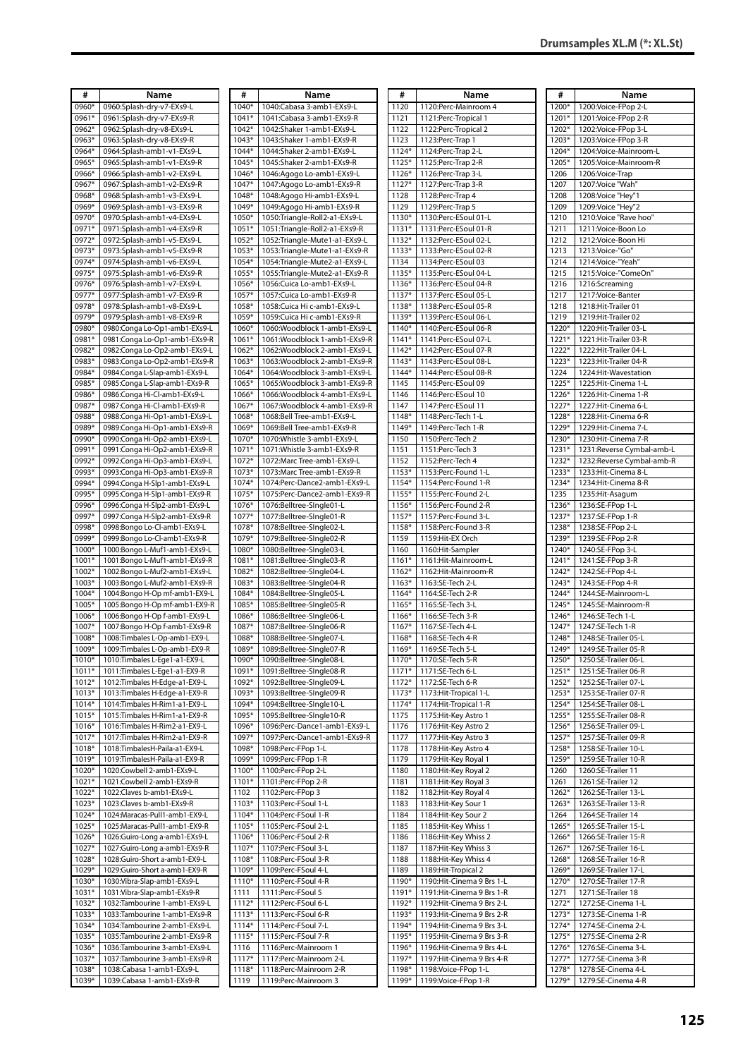## Drumsamples XL.M (*: XL.St)

| # | Name |
|---|---|
| 0960* | 0960:Splash-dry-v7-EXs9-L |
| 0961* | 0961:Splash-dry-v7-EXs9-R |
| 0962* | 0962:Splash-dry-v8-EXs9-L |
| 0963* | 0963:Splash-dry-v8-EXs9-R |
| 0964* | 0964:Splash-amb1-v1-EXs9-L |
| 0965* | 0965:Splash-amb1-v1-EXs9-R |
| 0966* | 0966:Splash-amb1-v2-EXs9-L |
| 0967* | 0967:Splash-amb1-v2-EXs9-R |
| 0968* | 0968:Splash-amb1-v3-EXs9-L |
| 0969* | 0969:Splash-amb1-v3-EXs9-R |
| 0970* | 0970:Splash-amb1-v4-EXs9-L |
| 0971* | 0971:Splash-amb1-v4-EXs9-R |
| 0972* | 0972:Splash-amb1-v5-EXs9-L |
| 0973* | 0973:Splash-amb1-v5-EXs9-R |
| 0974* | 0974:Splash-amb1-v6-EXs9-L |
| 0975* | 0975:Splash-amb1-v6-EXs9-R |
| 0976* | 0976:Splash-amb1-v7-EXs9-L |
| 0977* | 0977:Splash-amb1-v7-EXs9-R |
| 0978* | 0978:Splash-amb1-v8-EXs9-L |
| 0979* | 0979:Splash-amb1-v8-EXs9-R |
| 0980* | 0980:Conga Lo-Op1-amb1-EXs9-L |
| 0981* | 0981:Conga Lo-Op1-amb1-EXs9-R |
| 0982* | 0982:Conga Lo-Op2-amb1-EXs9-L |
| 0983* | 0983:Conga Lo-Op2-amb1-EXs9-R |
| 0984* | 0984:Conga L-Slap-amb1-EXs9-L |
| 0985* | 0985:Conga L-Slap-amb1-EXs9-R |
| 0986* | 0986:Conga Hi-Cl-amb1-EXs9-L |
| 0987* | 0987:Conga Hi-Cl-amb1-EXs9-R |
| 0988* | 0988:Conga Hi-Op1-amb1-EXs9-L |
| 0989* | 0989:Conga Hi-Op1-amb1-EXs9-R |
| 0990* | 0990:Conga Hi-Op2-amb1-EXs9-L |
| 0991* | 0991:Conga Hi-Op2-amb1-EXs9-R |
| 0992* | 0992:Conga Hi-Op3-amb1-EXs9-L |
| 0993* | 0993:Conga Hi-Op3-amb1-EXs9-R |
| 0994* | 0994:Conga H-Slp1-amb1-EXs9-L |
| 0995* | 0995:Conga H-Slp1-amb1-EXs9-R |
| 0996* | 0996:Conga H-Slp2-amb1-EXs9-L |
| 0997* | 0997:Conga H-Slp2-amb1-EXs9-R |
| 0998* | 0998:Bongo Lo-Cl-amb1-EXs9-L |
| 0999* | 0999:Bongo Lo-Cl-amb1-EXs9-R |
| 1000* | 1000:Bongo L-Muf1-amb1-EXs9-L |
| 1001* | 1001:Bongo L-Muf1-amb1-EXs9-R |
| 1002* | 1002:Bongo L-Muf2-amb1-EXs9-L |
| 1003* | 1003:Bongo L-Muf2-amb1-EXs9-R |
| 1004* | 1004:Bongo H-Op mf-amb1-EXs9-L |
| 1005* | 1005:Bongo H-Op mf-amb1-EX9-R |
| 1006* | 1006:Bongo H-Op f-amb1-EXs9-L |
| 1007* | 1007:Bongo H-Op f-amb1-EXs9-R |
| 1008* | 1008:Timbales L-Op-amb1-EX9-L |
| 1009* | 1009:Timbales L-Op-amb1-EX9-R |
| 1010* | 1010:Timbales L-Ege1-a1-EX9-L |
| 1011* | 1011:Timbales L-Ege1-a1-EX9-R |
| 1012* | 1012:Timbales H-Edge-a1-EX9-L |
| 1013* | 1013:Timbales H-Edge-a1-EX9-R |
| 1014* | 1014:Timbales H-Rim1-a1-EX9-L |
| 1015* | 1015:Timbales H-Rim1-a1-EX9-R |
| 1016* | 1016:Timbales H-Rim2-a1-EX9-L |
| 1017* | 1017:Timbales H-Rim2-a1-EX9-R |
| 1018* | 1018:TimbalesH-Paila-a1-EX9-L |
| 1019* | 1019:TimbalesH-Paila-a1-EX9-R |
| 1020* | 1020:Cowbell 2-amb1-EXs9-L |
| 1021* | 1021:Cowbell 2-amb1-EXs9-R |
| 1022* | 1022:Claves b-amb1-EXs9-L |
| 1023* | 1023:Claves b-amb1-EXs9-R |
| 1024* | 1024:Maracas-Pull1-amb1-EX9-L |
| 1025* | 1025:Maracas-Pull1-amb1-EX9-R |
| 1026* | 1026:Guiro-Long a-amb1-EXs9-L |
| 1027* | 1027:Guiro-Long a-amb1-EXs9-R |
| 1028* | 1028:Guiro-Short a-amb1-EX9-L |
| 1029* | 1029:Guiro-Short a-amb1-EX9-R |
| 1030* | 1030:Vibra-Slap-amb1-EXs9-L |
| 1031* | 1031:Vibra-Slap-amb1-EXs9-R |
| 1032* | 1032:Tambourine 1-amb1-EXs9-L |
| 1033* | 1033:Tambourine 1-amb1-EXs9-R |
| 1034* | 1034:Tambourine 2-amb1-EXs9-L |
| 1035* | 1035:Tambourine 2-amb1-EXs9-R |
| 1036* | 1036:Tambourine 3-amb1-EXs9-L |
| 1037* | 1037:Tambourine 3-amb1-EXs9-R |
| 1038* | 1038:Cabasa 1-amb1-EXs9-L |
| 1039* | 1039:Cabasa 1-amb1-EXs9-R |
| 1040* | 1040:Cabasa 3-amb1-EXs9-L |
| 1041* | 1041:Cabasa 3-amb1-EXs9-R |
| 1042* | 1042:Shaker 1-amb1-EXs9-L |
| 1043* | 1043:Shaker 1-amb1-EXs9-R |
| 1044* | 1044:Shaker 2-amb1-EXs9-L |
| 1045* | 1045:Shaker 2-amb1-EXs9-R |
| 1046* | 1046:Agogo Lo-amb1-EXs9-L |
| 1047* | 1047:Agogo Lo-amb1-EXs9-R |
| 1048* | 1048:Agogo Hi-amb1-EXs9-L |
| 1049* | 1049:Agogo Hi-amb1-EXs9-R |
| 1050* | 1050:Triangle-Roll2-a1-EXs9-L |
| 1051* | 1051:Triangle-Roll2-a1-EXs9-R |
| 1052* | 1052:Triangle-Mute1-a1-EXs9-L |
| 1053* | 1053:Triangle-Mute1-a1-EXs9-R |
| 1054* | 1054:Triangle-Mute2-a1-EXs9-L |
| 1055* | 1055:Triangle-Mute2-a1-EXs9-R |
| 1056* | 1056:Cuica Lo-amb1-EXs9-L |
| 1057* | 1057:Cuica Lo-amb1-EXs9-R |
| 1058* | 1058:Cuica Hi c-amb1-EXs9-L |
| 1059* | 1059:Cuica Hi c-amb1-EXs9-R |
| 1060* | 1060:Woodblock 1-amb1-EXs9-L |
| 1061* | 1061:Woodblock 1-amb1-EXs9-R |
| 1062* | 1062:Woodblock 2-amb1-EXs9-L |
| 1063* | 1063:Woodblock 2-amb1-EXs9-R |
| 1064* | 1064:Woodblock 3-amb1-EXs9-L |
| 1065* | 1065:Woodblock 3-amb1-EXs9-R |
| 1066* | 1066:Woodblock 4-amb1-EXs9-L |
| 1067* | 1067:Woodblock 4-amb1-EXs9-R |
| 1068* | 1068:Bell Tree-amb1-EXs9-L |
| 1069* | 1069:Bell Tree-amb1-EXs9-R |
| 1070* | 1070:Whistle 3-amb1-EXs9-L |
| 1071* | 1071:Whistle 3-amb1-EXs9-R |
| 1072* | 1072:Marc Tree-amb1-EXs9-L |
| 1073* | 1073:Marc Tree-amb1-EXs9-R |
| 1074* | 1074:Perc-Dance2-amb1-EXs9-L |
| 1075* | 1075:Perc-Dance2-amb1-EXs9-R |
| 1076* | 1076:Belltree-SIngle01-L |
| 1077* | 1077:Belltree-SIngle01-R |
| 1078* | 1078:Belltree-SIngle02-L |
| 1079* | 1079:Belltree-SIngle02-R |
| 1080* | 1080:Belltree-SIngle03-L |
| 1081* | 1081:Belltree-SIngle03-R |
| 1082* | 1082:Belltree-SIngle04-L |
| 1083* | 1083:Belltree-SIngle04-R |
| 1084* | 1084:Belltree-SIngle05-L |
| 1085* | 1085:Belltree-SIngle05-R |
| 1086* | 1086:Belltree-SIngle06-L |
| 1087* | 1087:Belltree-SIngle06-R |
| 1088* | 1088:Belltree-SIngle07-L |
| 1089* | 1089:Belltree-SIngle07-R |
| 1090* | 1090:Belltree-SIngle08-L |
| 1091* | 1091:Belltree-SIngle08-R |
| 1092* | 1092:Belltree-SIngle09-L |
| 1093* | 1093:Belltree-SIngle09-R |
| 1094* | 1094:Belltree-SIngle10-L |
| 1095* | 1095:Belltree-SIngle10-R |
| 1096* | 1096:Perc-Dance1-amb1-EXs9-L |
| 1097* | 1097:Perc-Dance1-amb1-EXs9-R |
| 1098* | 1098:Perc-FPop 1-L |
| 1099* | 1099:Perc-FPop 1-R |
| 1100* | 1100:Perc-FPop 2-L |
| 1101* | 1101:Perc-FPop 2-R |
| 1102 | 1102:Perc-FPop 3 |
| 1103* | 1103:Perc-FSoul 1-L |
| 1104* | 1104:Perc-FSoul 1-R |
| 1105* | 1105:Perc-FSoul 2-L |
| 1106* | 1106:Perc-FSoul 2-R |
| 1107* | 1107:Perc-FSoul 3-L |
| 1108* | 1108:Perc-FSoul 3-R |
| 1109* | 1109:Perc-FSoul 4-L |
| 1110* | 1110:Perc-FSoul 4-R |
| 1111 | 1111:Perc-FSoul 5 |
| 1112* | 1112:Perc-FSoul 6-L |
| 1113* | 1113:Perc-FSoul 6-R |
| 1114* | 1114:Perc-FSoul 7-L |
| 1115* | 1115:Perc-FSoul 7-R |
| 1116 | 1116:Perc-Mainroom 1 |
| 1117* | 1117:Perc-Mainroom 2-L |
| 1118* | 1118:Perc-Mainroom 2-R |
| 1119 | 1119:Perc-Mainroom 3 |
| 1120 | 1120:Perc-Mainroom 4 |
| 1121 | 1121:Perc-Tropical 1 |
| 1122 | 1122:Perc-Tropical 2 |
| 1123 | 1123:Perc-Trap 1 |
| 1124* | 1124:Perc-Trap 2-L |
| 1125* | 1125:Perc-Trap 2-R |
| 1126* | 1126:Perc-Trap 3-L |
| 1127* | 1127:Perc-Trap 3-R |
| 1128 | 1128:Perc-Trap 4 |
| 1129 | 1129:Perc-Trap 5 |
| 1130* | 1130:Perc-ESoul 01-L |
| 1131* | 1131:Perc-ESoul 01-R |
| 1132* | 1132:Perc-ESoul 02-L |
| 1133* | 1133:Perc-ESoul 02-R |
| 1134 | 1134:Perc-ESoul 03 |
| 1135* | 1135:Perc-ESoul 04-L |
| 1136* | 1136:Perc-ESoul 04-R |
| 1137* | 1137:Perc-ESoul 05-L |
| 1138* | 1138:Perc-ESoul 05-R |
| 1139* | 1139:Perc-ESoul 06-L |
| 1140* | 1140:Perc-ESoul 06-R |
| 1141* | 1141:Perc-ESoul 07-L |
| 1142* | 1142:Perc-ESoul 07-R |
| 1143* | 1143:Perc-ESoul 08-L |
| 1144* | 1144:Perc-ESoul 08-R |
| 1145 | 1145:Perc-ESoul 09 |
| 1146 | 1146:Perc-ESoul 10 |
| 1147 | 1147:Perc-ESoul 11 |
| 1148* | 1148:Perc-Tech 1-L |
| 1149* | 1149:Perc-Tech 1-R |
| 1150 | 1150:Perc-Tech 2 |
| 1151 | 1151:Perc-Tech 3 |
| 1152 | 1152:Perc-Tech 4 |
| 1153* | 1153:Perc-Found 1-L |
| 1154* | 1154:Perc-Found 1-R |
| 1155* | 1155:Perc-Found 2-L |
| 1156* | 1156:Perc-Found 2-R |
| 1157* | 1157:Perc-Found 3-L |
| 1158* | 1158:Perc-Found 3-R |
| 1159 | 1159:Hit-EX Orch |
| 1160 | 1160:Hit-Sampler |
| 1161* | 1161:Hit-Mainroom-L |
| 1162* | 1162:Hit-Mainroom-R |
| 1163* | 1163:SE-Tech 2-L |
| 1164* | 1164:SE-Tech 2-R |
| 1165* | 1165:SE-Tech 3-L |
| 1166* | 1166:SE-Tech 3-R |
| 1167* | 1167:SE-Tech 4-L |
| 1168* | 1168:SE-Tech 4-R |
| 1169* | 1169:SE-Tech 5-L |
| 1170* | 1170:SE-Tech 5-R |
| 1171* | 1171:SE-Tech 6-L |
| 1172* | 1172:SE-Tech 6-R |
| 1173* | 1173:Hit-Tropical 1-L |
| 1174* | 1174:Hit-Tropical 1-R |
| 1175 | 1175:Hit-Key Astro 1 |
| 1176 | 1176:Hit-Key Astro 2 |
| 1177 | 1177:Hit-Key Astro 3 |
| 1178 | 1178:Hit-Key Astro 4 |
| 1179 | 1179:Hit-Key Royal 1 |
| 1180 | 1180:Hit-Key Royal 2 |
| 1181 | 1181:Hit-Key Royal 3 |
| 1182 | 1182:Hit-Key Royal 4 |
| 1183 | 1183:Hit-Key Sour 1 |
| 1184 | 1184:Hit-Key Sour 2 |
| 1185 | 1185:Hit-Key Whiss 1 |
| 1186 | 1186:Hit-Key Whiss 2 |
| 1187 | 1187:Hit-Key Whiss 3 |
| 1188 | 1188:Hit-Key Whiss 4 |
| 1189 | 1189:Hit-Tropical 2 |
| 1190* | 1190:Hit-Cinema 9 Brs 1-L |
| 1191* | 1191:Hit-Cinema 9 Brs 1-R |
| 1192* | 1192:Hit-Cinema 9 Brs 2-L |
| 1193* | 1193:Hit-Cinema 9 Brs 2-R |
| 1194* | 1194:Hit-Cinema 9 Brs 3-L |
| 1195* | 1195:Hit-Cinema 9 Brs 3-R |
| 1196* | 1196:Hit-Cinema 9 Brs 4-L |
| 1197* | 1197:Hit-Cinema 9 Brs 4-R |
| 1198* | 1198:Voice-FPop 1-L |
| 1199* | 1199:Voice-FPop 1-R |
| 1200* | 1200:Voice-FPop 2-L |
| 1201* | 1201:Voice-FPop 2-R |
| 1202* | 1202:Voice-FPop 3-L |
| 1203* | 1203:Voice-FPop 3-R |
| 1204* | 1204:Voice-Mainroom-L |
| 1205* | 1205:Voice-Mainroom-R |
| 1206 | 1206:Voice-Trap |
| 1207 | 1207:Voice "Wah" |
| 1208 | 1208:Voice "Hey"1 |
| 1209 | 1209:Voice "Hey"2 |
| 1210 | 1210:Voice "Rave hoo" |
| 1211 | 1211:Voice-Boon Lo |
| 1212 | 1212:Voice-Boon Hi |
| 1213 | 1213:Voice-"Go" |
| 1214 | 1214:Voice-"Yeah" |
| 1215 | 1215:Voice-"ComeOn" |
| 1216 | 1216:Screaming |
| 1217 | 1217:Voice-Banter |
| 1218 | 1218:Hit-Trailer 01 |
| 1219 | 1219:Hit-Trailer 02 |
| 1220* | 1220:Hit-Trailer 03-L |
| 1221* | 1221:Hit-Trailer 03-R |
| 1222* | 1222:Hit-Trailer 04-L |
| 1223* | 1223:Hit-Trailer 04-R |
| 1224 | 1224:Hit-Wavestation |
| 1225* | 1225:Hit-Cinema 1-L |
| 1226* | 1226:Hit-Cinema 1-R |
| 1227* | 1227:Hit-Cinema 6-L |
| 1228* | 1228:Hit-Cinema 6-R |
| 1229* | 1229:Hit-Cinema 7-L |
| 1230* | 1230:Hit-Cinema 7-R |
| 1231* | 1231:Reverse Cymbal-amb-L |
| 1232* | 1232:Reverse Cymbal-amb-R |
| 1233* | 1233:Hit-Cinema 8-L |
| 1234* | 1234:Hit-Cinema 8-R |
| 1235 | 1235:Hit-Asagum |
| 1236* | 1236:SE-FPop 1-L |
| 1237* | 1237:SE-FPop 1-R |
| 1238* | 1238:SE-FPop 2-L |
| 1239* | 1239:SE-FPop 2-R |
| 1240* | 1240:SE-FPop 3-L |
| 1241* | 1241:SE-FPop 3-R |
| 1242* | 1242:SE-FPop 4-L |
| 1243* | 1243:SE-FPop 4-R |
| 1244* | 1244:SE-Mainroom-L |
| 1245* | 1245:SE-Mainroom-R |
| 1246* | 1246:SE-Tech 1-L |
| 1247* | 1247:SE-Tech 1-R |
| 1248* | 1248:SE-Trailer 05-L |
| 1249* | 1249:SE-Trailer 05-R |
| 1250* | 1250:SE-Trailer 06-L |
| 1251* | 1251:SE-Trailer 06-R |
| 1252* | 1252:SE-Trailer 07-L |
| 1253* | 1253:SE-Trailer 07-R |
| 1254* | 1254:SE-Trailer 08-L |
| 1255* | 1255:SE-Trailer 08-R |
| 1256* | 1256:SE-Trailer 09-L |
| 1257* | 1257:SE-Trailer 09-R |
| 1258* | 1258:SE-Trailer 10-L |
| 1259* | 1259:SE-Trailer 10-R |
| 1260 | 1260:SE-Trailer 11 |
| 1261 | 1261:SE-Trailer 12 |
| 1262* | 1262:SE-Trailer 13-L |
| 1263* | 1263:SE-Trailer 13-R |
| 1264 | 1264:SE-Trailer 14 |
| 1265* | 1265:SE-Trailer 15-L |
| 1266* | 1266:SE-Trailer 15-R |
| 1267* | 1267:SE-Trailer 16-L |
| 1268* | 1268:SE-Trailer 16-R |
| 1269* | 1269:SE-Trailer 17-L |
| 1270* | 1270:SE-Trailer 17-R |
| 1271 | 1271:SE-Trailer 18 |
| 1272* | 1272:SE-Cinema 1-L |
| 1273* | 1273:SE-Cinema 1-R |
| 1274* | 1274:SE-Cinema 2-L |
| 1275* | 1275:SE-Cinema 2-R |
| 1276* | 1276:SE-Cinema 3-L |
| 1277* | 1277:SE-Cinema 3-R |
| 1278* | 1278:SE-Cinema 4-L |
| 1279* | 1279:SE-Cinema 4-R |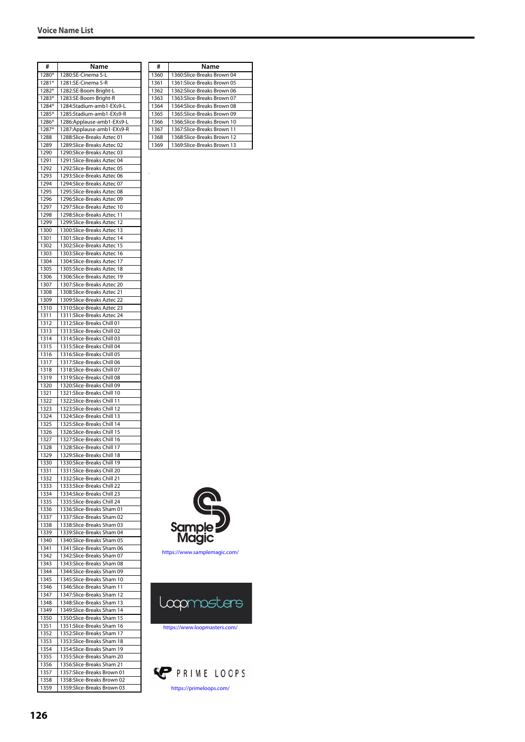| # | Name |
|---|---|
| 1280* | 1280:SE-Cinema 5-L |
| 1281* | 1281:SE-Cinema 5-R |
| 1282* | 1282:SE-Boom Bright-L |
| 1283* | 1283:SE-Boom Bright-R |
| 1284* | 1284:Stadium-amb1-EXs9-L |
| 1285* | 1285:Stadium-amb1-EXs9-R |
| 1286* | 1286:Applause-amb1-EXs9-L |
| 1287* | 1287:Applause-amb1-EXs9-R |
| 1288 | 1288:Slice-Breaks Aztec 01 |
| 1289 | 1289:Slice-Breaks Aztec 02 |
| 1290 | 1290:Slice-Breaks Aztec 03 |
| 1291 | 1291:Slice-Breaks Aztec 04 |
| 1292 | 1292:Slice-Breaks Aztec 05 |
| 1293 | 1293:Slice-Breaks Aztec 06 |
| 1294 | 1294:Slice-Breaks Aztec 07 |
| 1295 | 1295:Slice-Breaks Aztec 08 |
| 1296 | 1296:Slice-Breaks Aztec 09 |
| 1297 | 1297:Slice-Breaks Aztec 10 |
| 1298 | 1298:Slice-Breaks Aztec 11 |
| 1299 | 1299:Slice-Breaks Aztec 12 |
| 1300 | 1300:Slice-Breaks Aztec 13 |
| 1301 | 1301:Slice-Breaks Aztec 14 |
| 1302 | 1302:Slice-Breaks Aztec 15 |
| 1303 | 1303:Slice-Breaks Aztec 16 |
| 1304 | 1304:Slice-Breaks Aztec 17 |
| 1305 | 1305:Slice-Breaks Aztec 18 |
| 1306 | 1306:Slice-Breaks Aztec 19 |
| 1307 | 1307:Slice-Breaks Aztec 20 |
| 1308 | 1308:Slice-Breaks Aztec 21 |
| 1309 | 1309:Slice-Breaks Aztec 22 |
| 1310 | 1310:Slice-Breaks Aztec 23 |
| 1311 | 1311:Slice-Breaks Aztec 24 |
| 1312 | 1312:Slice-Breaks Chill 01 |
| 1313 | 1313:Slice-Breaks Chill 02 |
| 1314 | 1314:Slice-Breaks Chill 03 |
| 1315 | 1315:Slice-Breaks Chill 04 |
| 1316 | 1316:Slice-Breaks Chill 05 |
| 1317 | 1317:Slice-Breaks Chill 06 |
| 1318 | 1318:Slice-Breaks Chill 07 |
| 1319 | 1319:Slice-Breaks Chill 08 |
| 1320 | 1320:Slice-Breaks Chill 09 |
| 1321 | 1321:Slice-Breaks Chill 10 |
| 1322 | 1322:Slice-Breaks Chill 11 |
| 1323 | 1323:Slice-Breaks Chill 12 |
| 1324 | 1324:Slice-Breaks Chill 13 |
| 1325 | 1325:Slice-Breaks Chill 14 |
| 1326 | 1326:Slice-Breaks Chill 15 |
| 1327 | 1327:Slice-Breaks Chill 16 |
| 1328 | 1328:Slice-Breaks Chill 17 |
| 1329 | 1329:Slice-Breaks Chill 18 |
| 1330 | 1330:Slice-Breaks Chill 19 |
| 1331 | 1331:Slice-Breaks Chill 20 |
| 1332 | 1332:Slice-Breaks Chill 21 |
| 1333 | 1333:Slice-Breaks Chill 22 |
| 1334 | 1334:Slice-Breaks Chill 23 |
| 1335 | 1335:Slice-Breaks Chill 24 |
| 1336 | 1336:Slice-Breaks Sham 01 |
| 1337 | 1337:Slice-Breaks Sham 02 |
| 1338 | 1338:Slice-Breaks Sham 03 |
| 1339 | 1339:Slice-Breaks Sham 04 |
| 1340 | 1340:Slice-Breaks Sham 05 |
| 1341 | 1341:Slice-Breaks Sham 06 |
| 1342 | 1342:Slice-Breaks Sham 07 |
| 1343 | 1343:Slice-Breaks Sham 08 |
| 1344 | 1344:Slice-Breaks Sham 09 |
| 1345 | 1345:Slice-Breaks Sham 10 |
| 1346 | 1346:Slice-Breaks Sham 11 |
| 1347 | 1347:Slice-Breaks Sham 12 |
| 1348 | 1348:Slice-Breaks Sham 13 |
| 1349 | 1349:Slice-Breaks Sham 14 |
| 1350 | 1350:Slice-Breaks Sham 15 |
| 1351 | 1351:Slice-Breaks Sham 16 |
| 1352 | 1352:Slice-Breaks Sham 17 |
| 1353 | 1353:Slice-Breaks Sham 18 |
| 1354 | 1354:Slice-Breaks Sham 19 |
| 1355 | 1355:Slice-Breaks Sham 20 |
| 1356 | 1356:Slice-Breaks Sham 21 |
| 1357 | 1357:Slice-Breaks Brown 01 |
| 1358 | 1358:Slice-Breaks Brown 02 |
| 1359 | 1359:Slice-Breaks Brown 03 |
| 1360 | 1360:Slice-Breaks Brown 04 |
| 1361 | 1361:Slice-Breaks Brown 05 |
| 1362 | 1362:Slice-Breaks Brown 06 |
| 1363 | 1363:Slice-Breaks Brown 07 |
| 1364 | 1364:Slice-Breaks Brown 08 |
| 1365 | 1365:Slice-Breaks Brown 09 |
| 1366 | 1366:Slice-Breaks Brown 10 |
| 1367 | 1367:Slice-Breaks Brown 11 |
| 1368 | 1368:Slice-Breaks Brown 12 |
| 1369 | 1369:Slice-Breaks Brown 13 |

Sample Magic

https://www.samplemagic.com/

Loopmasters

https://www.loopmasters.com/

PRIME LOOPS

https://primeloops.com/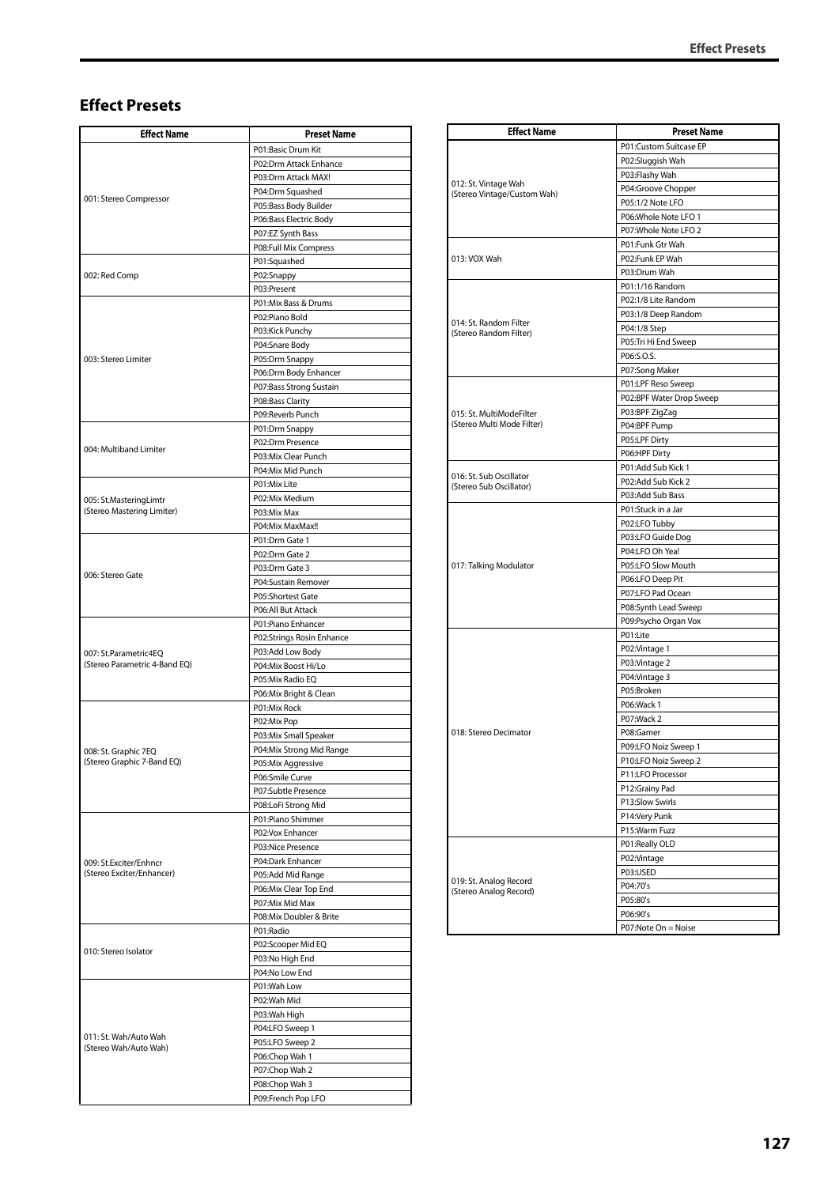## Effect Presets

| Effect Name | Preset Name |
|---|---|
| 001: Stereo Compressor | P01:Basic Drum Kit |
| | P02:Drm Attack Enhance |
| | P03:Drm Attack MAX! |
| | P04:Drm Squashed |
| | P05:Bass Body Builder |
| | P06:Bass Electric Body |
| | P07:EZ Synth Bass |
| | P08:Full Mix Compress |
| 002: Red Comp | P01:Squashed |
| | P02:Snappy |
| | P03:Present |
| 003: Stereo Limiter | P01:Mix Bass & Drums |
| | P02:Piano Bold |
| | P03:Kick Punchy |
| | P04:Snare Body |
| | P05:Drm Snappy |
| | P06:Drm Body Enhancer |
| | P07:Bass Strong Sustain |
| | P08:Bass Clarity |
| | P09:Reverb Punch |
| 004: Multiband Limiter | P01:Drm Snappy |
| | P02:Drm Presence |
| | P03:Mix Clear Punch |
| | P04:Mix Mid Punch |
| 005: St.MasteringLimtr (Stereo Mastering Limiter) | P01:Mix Lite |
| | P02:Mix Medium |
| | P03:Mix Max |
| | P04:Mix MaxMax!! |
| 006: Stereo Gate | P01:Drm Gate 1 |
| | P02:Drm Gate 2 |
| | P03:Drm Gate 3 |
| | P04:Sustain Remover |
| | P05:Shortest Gate |
| | P06:All But Attack |
| 007: St.Parametric4EQ (Stereo Parametric 4-Band EQ) | P01:Piano Enhancer |
| | P02:Strings Rosin Enhance |
| | P03:Add Low Body |
| | P04:Mix Boost Hi/Lo |
| | P05:Mix Radio EQ |
| | P06:Mix Bright & Clean |
| 008: St. Graphic 7EQ (Stereo Graphic 7-Band EQ) | P01:Mix Rock |
| | P02:Mix Pop |
| | P03:Mix Small Speaker |
| | P04:Mix Strong Mid Range |
| | P05:Mix Aggressive |
| | P06:Smile Curve |
| | P07:Subtle Presence |
| | P08:LoFi Strong Mid |
| 009: St.Exciter/Enhncr (Stereo Exciter/Enhancer) | P01:Piano Shimmer |
| | P02:Vox Enhancer |
| | P03:Nice Presence |
| | P04:Dark Enhancer |
| | P05:Add Mid Range |
| | P06:Mix Clear Top End |
| | P07:Mix Mid Max |
| | P08:Mix Doubler & Brite |
| 010: Stereo Isolator | P01:Radio |
| | P02:Scooper Mid EQ |
| | P03:No High End |
| | P04:No Low End |
| 011: St. Wah/Auto Wah (Stereo Wah/Auto Wah) | P01:Wah Low |
| | P02:Wah Mid |
| | P03:Wah High |
| | P04:LFO Sweep 1 |
| | P05:LFO Sweep 2 |
| | P06:Chop Wah 1 |
| | P07:Chop Wah 2 |
| | P08:Chop Wah 3 |
| | P09:French Pop LFO |
| 012: St. Vintage Wah (Stereo Vintage/Custom Wah) | P01:Custom Suitcase EP |
| | P02:Sluggish Wah |
| | P03:Flashy Wah |
| | P04:Groove Chopper |
| | P05:1/2 Note LFO |
| | P06:Whole Note LFO 1 |
| | P07:Whole Note LFO 2 |
| 013: VOX Wah | P01:Funk Gtr Wah |
| | P02:Funk EP Wah |
| | P03:Drum Wah |
| 014: St. Random Filter (Stereo Random Filter) | P01:1/16 Random |
| | P02:1/8 Lite Random |
| | P03:1/8 Deep Random |
| | P04:1/8 Step |
| | P05:Tri Hi End Sweep |
| | P06:S.O.S. |
| | P07:Song Maker |
| 015: St. MultiModeFilter (Stereo Multi Mode Filter) | P01:LPF Reso Sweep |
| | P02:BPF Water Drop Sweep |
| | P03:BPF ZigZag |
| | P04:BPF Pump |
| | P05:LPF Dirty |
| | P06:HPF Dirty |
| 016: St. Sub Oscillator (Stereo Sub Oscillator) | P01:Add Sub Kick 1 |
| | P02:Add Sub Kick 2 |
| | P03:Add Sub Bass |
| 017: Talking Modulator | P01:Stuck in a Jar |
| | P02:LFO Tubby |
| | P03:LFO Guide Dog |
| | P04:LFO Oh Yea! |
| | P05:LFO Slow Mouth |
| | P06:LFO Deep Pit |
| | P07:LFO Pad Ocean |
| | P08:Synth Lead Sweep |
| | P09:Psycho Organ Vox |
| 018: Stereo Decimator | P01:Lite |
| | P02:Vintage 1 |
| | P03:Vintage 2 |
| | P04:Vintage 3 |
| | P05:Broken |
| | P06:Wack 1 |
| | P07:Wack 2 |
| | P08:Gamer |
| | P09:LFO Noiz Sweep 1 |
| | P10:LFO Noiz Sweep 2 |
| | P11:LFO Processor |
| | P12:Grainy Pad |
| | P13:Slow Swirls |
| | P14:Very Punk |
| | P15:Warm Fuzz |
| 019: St. Analog Record (Stereo Analog Record) | P01:Really OLD |
| | P02:Vintage |
| | P03:USED |
| | P04:70's |
| | P05:80's |
| | P06:90's |
| | P07:Note On = Noise |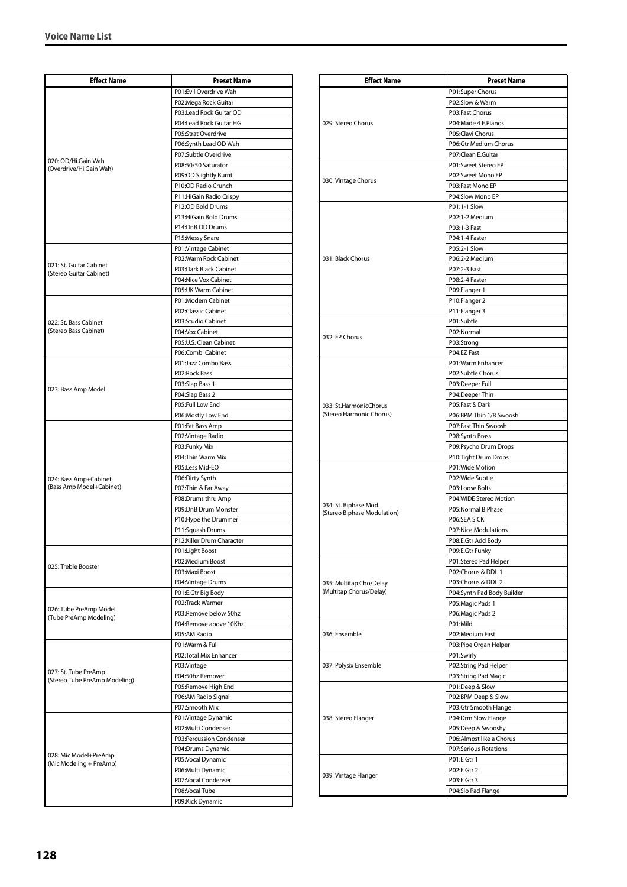## Voice Name List

| Effect Name | Preset Name |
|---|---|
| 020: OD/Hi.Gain Wah (Overdrive/Hi.Gain Wah) | P01:Evil Overdrive Wah |
| | P02:Mega Rock Guitar |
| | P03:Lead Rock Guitar OD |
| | P04:Lead Rock Guitar HG |
| | P05:Strat Overdrive |
| | P06:Synth Lead OD Wah |
| | P07:Subtle Overdrive |
| | P08:50/50 Saturator |
| | P09:OD Slightly Burnt |
| | P10:OD Radio Crunch |
| | P11:HiGain Radio Crispy |
| | P12:OD Bold Drums |
| | P13:HiGain Bold Drums |
| | P14:DnB OD Drums |
| | P15:Messy Snare |
| 021: St. Guitar Cabinet (Stereo Guitar Cabinet) | P01:Vintage Cabinet |
| | P02:Warm Rock Cabinet |
| | P03:Dark Black Cabinet |
| | P04:Nice Vox Cabinet |
| | P05:UK Warm Cabinet |
| 022: St. Bass Cabinet (Stereo Bass Cabinet) | P01:Modern Cabinet |
| | P02:Classic Cabinet |
| | P03:Studio Cabinet |
| | P04:Vox Cabinet |
| | P05:U.S. Clean Cabinet |
| | P06:Combi Cabinet |
| 023: Bass Amp Model | P01:Jazz Combo Bass |
| | P02:Rock Bass |
| | P03:Slap Bass 1 |
| | P04:Slap Bass 2 |
| | P05:Full Low End |
| | P06:Mostly Low End |
| 024: Bass Amp+Cabinet (Bass Amp Model+Cabinet) | P01:Fat Bass Amp |
| | P02:Vintage Radio |
| | P03:Funky Mix |
| | P04:Thin Warm Mix |
| | P05:Less Mid-EQ |
| | P06:Dirty Synth |
| | P07:Thin & Far Away |
| | P08:Drums thru Amp |
| | P09:DnB Drum Monster |
| | P10:Hype the Drummer |
| | P11:Squash Drums |
| | P12:Killer Drum Character |
| 025: Treble Booster | P01:Light Boost |
| | P02:Medium Boost |
| | P03:Maxi Boost |
| | P04:Vintage Drums |
| 026: Tube PreAmp Model (Tube PreAmp Modeling) | P01:E.Gtr Big Body |
| | P02:Track Warmer |
| | P03:Remove below 50hz |
| | P04:Remove above 10Khz |
| | P05:AM Radio |
| 027: St. Tube PreAmp (Stereo Tube PreAmp Modeling) | P01:Warm & Full |
| | P02:Total Mix Enhancer |
| | P03:Vintage |
| | P04:50hz Remover |
| | P05:Remove High End |
| | P06:AM Radio Signal |
| | P07:Smooth Mix |
| 028: Mic Model+PreAmp (Mic Modeling + PreAmp) | P01:Vintage Dynamic |
| | P02:Multi Condenser |
| | P03:Percussion Condenser |
| | P04:Drums Dynamic |
| | P05:Vocal Dynamic |
| | P06:Multi Dynamic |
| | P07:Vocal Condenser |
| | P08:Vocal Tube |
| | P09:Kick Dynamic |

| Effect Name | Preset Name |
|---|---|
| 029: Stereo Chorus | P01:Super Chorus |
| | P02:Slow & Warm |
| | P03:Fast Chorus |
| | P04:Made 4 E.Pianos |
| | P05:Clavi Chorus |
| | P06:Gtr Medium Chorus |
| | P07:Clean E.Guitar |
| 030: Vintage Chorus | P01:Sweet Stereo EP |
| | P02:Sweet Mono EP |
| | P03:Fast Mono EP |
| | P04:Slow Mono EP |
| 031: Black Chorus | P01:1-1 Slow |
| | P02:1-2 Medium |
| | P03:1-3 Fast |
| | P04:1-4 Faster |
| | P05:2-1 Slow |
| | P06:2-2 Medium |
| | P07:2-3 Fast |
| | P08:2-4 Faster |
| | P09:Flanger 1 |
| | P10:Flanger 2 |
| | P11:Flanger 3 |
| 032: EP Chorus | P01:Subtle |
| | P02:Normal |
| | P03:Strong |
| | P04:EZ Fast |
| 033: St.HarmonicChorus (Stereo Harmonic Chorus) | P01:Warm Enhancer |
| | P02:Subtle Chorus |
| | P03:Deeper Full |
| | P04:Deeper Thin |
| | P05:Fast & Dark |
| | P06:BPM Thin 1/8 Swoosh |
| | P07:Fast Thin Swoosh |
| | P08:Synth Brass |
| | P09:Psycho Drum Drops |
| | P10:Tight Drum Drops |
| 034: St. Biphase Mod. (Stereo Biphase Modulation) | P01:Wide Motion |
| | P02:Wide Subtle |
| | P03:Loose Bolts |
| | P04:WIDE Stereo Motion |
| | P05:Normal BiPhase |
| | P06:SEA SICK |
| | P07:Nice Modulations |
| | P08:E.Gtr Add Body |
| | P09:E.Gtr Funky |
| 035: Multitap Cho/Delay (Multitap Chorus/Delay) | P01:Stereo Pad Helper |
| | P02:Chorus & DDL 1 |
| | P03:Chorus & DDL 2 |
| | P04:Synth Pad Body Builder |
| | P05:Magic Pads 1 |
| | P06:Magic Pads 2 |
| 036: Ensemble | P01:Mild |
| | P02:Medium Fast |
| | P03:Pipe Organ Helper |
| 037: Polysix Ensemble | P01:Swirly |
| | P02:String Pad Helper |
| | P03:String Pad Magic |
| 038: Stereo Flanger | P01:Deep & Slow |
| | P02:BPM Deep & Slow |
| | P03:Gtr Smooth Flange |
| | P04:Drm Slow Flange |
| | P05:Deep & Swooshy |
| | P06:Almost like a Chorus |
| | P07:Serious Rotations |
| 039: Vintage Flanger | P01:E Gtr 1 |
| | P02:E Gtr 2 |
| | P03:E Gtr 3 |
| | P04:Slo Pad Flange |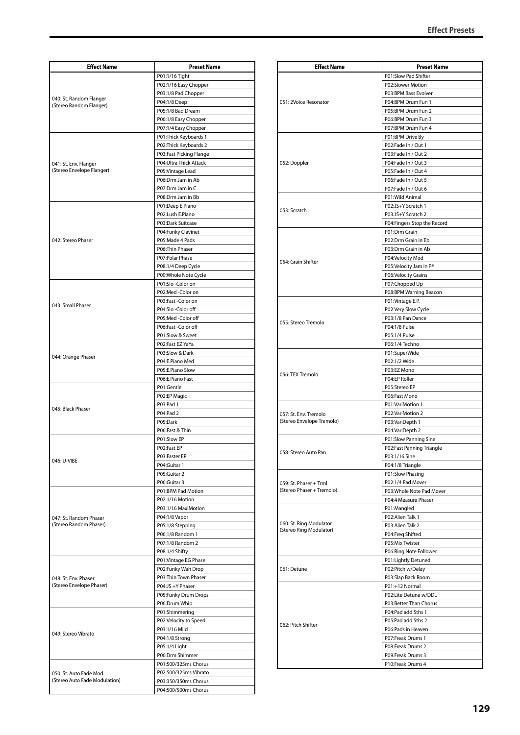| Effect Name | Preset Name |
|---|---|
| 040: St. Random Flanger (Stereo Random Flanger) | P01:1/16 Tight |
| | P02:1/16 Easy Chopper |
| | P03:1/8 Pad Chopper |
| | P04:1/8 Deep |
| | P05:1/8 Bad Dream |
| | P06:1/8 Easy Chopper |
| | P07:1/4 Easy Chopper |
| 041: St. Env. Flanger (Stereo Envelope Flanger) | P01:Thick Keyboards 1 |
| | P02:Thick Keyboards 2 |
| | P03:Fast Picking Flange |
| | P04:Ultra Thick Attack |
| | P05:Vintage Lead |
| | P06:Drm Jam in Ab |
| | P07:Drm Jam in C |
| | P08:Drm Jam in Bb |
| 042: Stereo Phaser | P01:Deep E.Piano |
| | P02:Lush E.Piano |
| | P03:Dark Suitcase |
| | P04:Funky Clavinet |
| | P05:Made 4 Pads |
| | P06:Thin Phaser |
| | P07:Polar Phase |
| | P08:1/4 Deep Cycle |
| | P09:Whole Note Cycle |
| 043: Small Phaser | P01:Slo -Color on |
| | P02:Med -Color on |
| | P03:Fast -Color on |
| | P04:Slo -Color off |
| | P05:Med -Color off |
| | P06:Fast -Color off |
| 044: Orange Phaser | P01:Slow & Sweet |
| | P02:Fast EZ YaYa |
| | P03:Slow & Dark |
| | P04:E.Piano Med |
| | P05:E.Piano Slow |
| | P06:E.Piano Fast |
| 045: Black Phaser | P01:Gentle |
| | P02:EP Magic |
| | P03:Pad 1 |
| | P04:Pad 2 |
| | P05:Dark |
| | P06:Fast & Thin |
| 046: U-VIBE | P01:Slow EP |
| | P02:Fast EP |
| | P03:Faster EP |
| | P04:Guitar 1 |
| | P05:Guitar 2 |
| | P06:Guitar 3 |
| 047: St. Random Phaser (Stereo Random Phaser) | P01:BPM Pad Motion |
| | P02:1/16 Motion |
| | P03:1/16 MaxiMotion |
| | P04:1/8 Vapor |
| | P05:1/8 Stepping |
| | P06:1/8 Random 1 |
| | P07:1/8 Random 2 |
| | P08:1/4 Shifty |
| 048: St. Env. Phaser (Stereo Envelope Phaser) | P01:Vintage EG Phase |
| | P02:Funky Wah Drop |
| | P03:Thin Town Phaser |
| | P04:JS +Y Phaser |
| | P05:Funky Drum Drops |
| | P06:Drum Whip |
| 049: Stereo Vibrato | P01:Shimmering |
| | P02:Velocity to Speed |
| | P03:1/16 Mild |
| | P04:1/8 Strong |
| | P05:1/4 Light |
| | P06:Drm Shimmer |
| 050: St. Auto Fade Mod. (Stereo Auto Fade Modulation) | P01:500/325ms Chorus |
| | P02:500/325ms Vibrato |
| | P03:350/350ms Chorus |
| | P04:500/500ms Chorus |
| 051: 2Voice Resonator | P01:Slow Pad Shifter |
| | P02:Slower Motion |
| | P03:BPM Bass Evolver |
| | P04:BPM Drum Fun 1 |
| | P05:BPM Drum Fun 2 |
| | P06:BPM Drum Fun 3 |
| | P07:BPM Drum Fun 4 |
| 052: Doppler | P01:BPM Drive By |
| | P02:Fade In / Out 1 |
| | P03:Fade In / Out 2 |
| | P04:Fade In / Out 3 |
| | P05:Fade In / Out 4 |
| | P06:Fade In / Out 5 |
| | P07:Fade In / Out 6 |
| 053: Scratch | P01:Wild Animal |
| | P02:JS+Y Scratch 1 |
| | P03:JS+Y Scratch 2 |
| | P04:Fingers Stop the Record |
| 054: Grain Shifter | P01:Drm Grain |
| | P02:Drm Grain in Eb |
| | P03:Drm Grain in Ab |
| | P04:Velocity Mod |
| | P05:Velocity Jam in F# |
| | P06:Velocity Grains |
| | P07:Chopped Up |
| | P08:BPM Warning Beacon |
| 055: Stereo Tremolo | P01:Vintage E.P. |
| | P02:Very Slow Cycle |
| | P03:1/8 Pan Dance |
| | P04:1/8 Pulse |
| | P05:1/4 Pulse |
| | P06:1/4 Techno |
| 056: TEX Tremolo | P01:SuperWide |
| | P02:1/2 Wide |
| | P03:EZ Mono |
| | P04:EP Roller |
| | P05:Stereo EP |
| | P06:Fast Mono |
| 057: St. Env. Tremolo (Stereo Envelope Tremolo) | P01:VariMotion 1 |
| | P02:VariMotion 2 |
| | P03:VariDepth 1 |
| | P04:VariDepth 2 |
| 058: Stereo Auto Pan | P01:Slow Panning Sine |
| | P02:Fast Panning Triangle |
| | P03:1/16 Sine |
| | P04:1/8 Triangle |
| 059: St. Phaser + Trml (Stereo Phaser + Tremolo) | P01:Slow Phasing |
| | P02:1/4 Pad Mover |
| | P03:Whole Note Pad Mover |
| | P04:4 Measure Phaser |
| 060: St. Ring Modulator (Stereo Ring Modulator) | P01:Mangled |
| | P02:Alien Talk 1 |
| | P03:Alien Talk 2 |
| | P04:Freq Shifted |
| | P05:Mix Twister |
| | P06:Ring Note Follower |
| 061: Detune | P01:Lightly Detuned |
| | P02:Pitch w/Delay |
| | P03:Slap Back Room |
| 062: Pitch Shifter | P01:+12 Normal |
| | P02:Lite Detune w/DDL |
| | P03:Better Than Chorus |
| | P04:Pad add 5ths 1 |
| | P05:Pad add 5ths 2 |
| | P06:Pads in Heaven |
| | P07:Freak Drums 1 |
| | P08:Freak Drums 2 |
| | P09:Freak Drums 3 |
| | P10:Freak Drums 4 |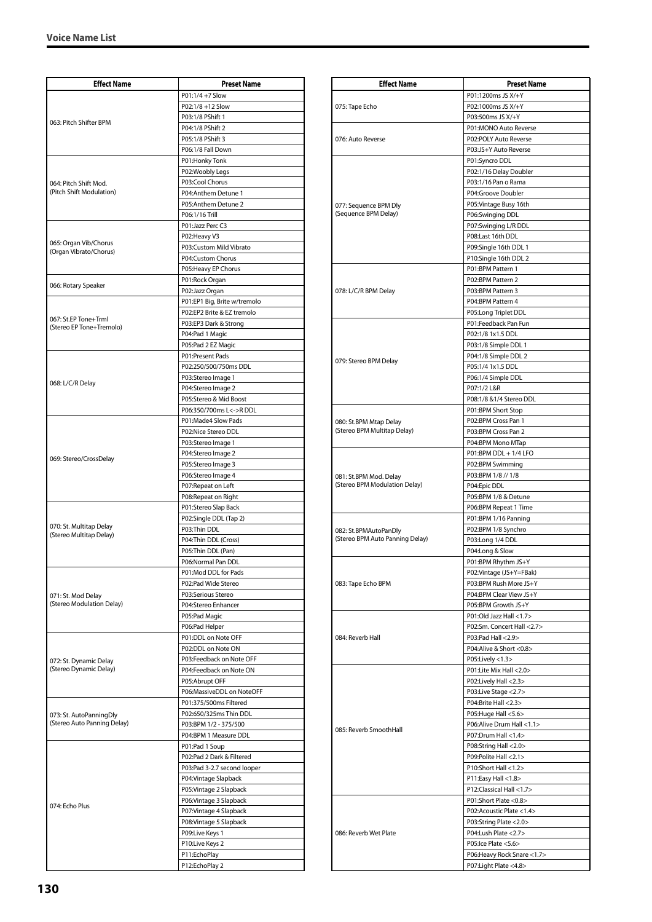## Voice Name List

| Effect Name | Preset Name |
|---|---|
| 063: Pitch Shifter BPM | P01:1/4 +7 Slow |
| | P02:1/8 +12 Slow |
| | P03:1/8 PShift 1 |
| | P04:1/8 PShift 2 |
| | P05:1/8 PShift 3 |
| | P06:1/8 Fall Down |
| 064: Pitch Shift Mod. (Pitch Shift Modulation) | P01:Honky Tonk |
| | P02:Woobly Legs |
| | P03:Cool Chorus |
| | P04:Anthem Detune 1 |
| | P05:Anthem Detune 2 |
| | P06:1/16 Trill |
| 065: Organ Vib/Chorus (Organ Vibrato/Chorus) | P01:Jazz Perc C3 |
| | P02:Heavy V3 |
| | P03:Custom Mild Vibrato |
| | P04:Custom Chorus |
| | P05:Heavy EP Chorus |
| 066: Rotary Speaker | P01:Rock Organ |
| | P02:Jazz Organ |
| 067: St.EP Tone+Trml (Stereo EP Tone+Tremolo) | P01:EP1 Big, Brite w/tremolo |
| | P02:EP2 Brite & EZ tremolo |
| | P03:EP3 Dark & Strong |
| | P04:Pad 1 Magic |
| | P05:Pad 2 EZ Magic |
| 068: L/C/R Delay | P01:Present Pads |
| | P02:250/500/750ms DDL |
| | P03:Stereo Image 1 |
| | P04:Stereo Image 2 |
| | P05:Stereo & Mid Boost |
| | P06:350/700ms L<->R DDL |
| 069: Stereo/CrossDelay | P01:Made4 Slow Pads |
| | P02:Nice Stereo DDL |
| | P03:Stereo Image 1 |
| | P04:Stereo Image 2 |
| | P05:Stereo Image 3 |
| | P06:Stereo Image 4 |
| | P07:Repeat on Left |
| | P08:Repeat on Right |
| 070: St. Multitap Delay (Stereo Multitap Delay) | P01:Stereo Slap Back |
| | P02:Single DDL (Tap 2) |
| | P03:Thin DDL |
| | P04:Thin DDL (Cross) |
| | P05:Thin DDL (Pan) |
| | P06:Normal Pan DDL |
| 071: St. Mod Delay (Stereo Modulation Delay) | P01:Mod DDL for Pads |
| | P02:Pad Wide Stereo |
| | P03:Serious Stereo |
| | P04:Stereo Enhancer |
| | P05:Pad Magic |
| | P06:Pad Helper |
| 072: St. Dynamic Delay (Stereo Dynamic Delay) | P01:DDL on Note OFF |
| | P02:DDL on Note ON |
| | P03:Feedback on Note OFF |
| | P04:Feedback on Note ON |
| | P05:Abrupt OFF |
| | P06:MassiveDDL on NoteOFF |
| 073: St. AutoPanningDly (Stereo Auto Panning Delay) | P01:375/500ms Filtered |
| | P02:650/325ms Thin DDL |
| | P03:BPM 1/2 - 375/500 |
| | P04:BPM 1 Measure DDL |
| 074: Echo Plus | P01:Pad 1 Soup |
| | P02:Pad 2 Dark & Filtered |
| | P03:Pad 3-2.7 second looper |
| | P04:Vintage Slapback |
| | P05:Vintage 2 Slapback |
| | P06:Vintage 3 Slapback |
| | P07:Vintage 4 Slapback |
| | P08:Vintage 5 Slapback |
| | P09:Live Keys 1 |
| | P10:Live Keys 2 |
| | P11:EchoPlay |
| | P12:EchoPlay 2 |

| Effect Name | Preset Name |
|---|---|
| 075: Tape Echo | P01:1200ms JS X/+Y |
| | P02:1000ms JS X/+Y |
| | P03:500ms JS X/+Y |
| 076: Auto Reverse | P01:MONO Auto Reverse |
| | P02:POLY Auto Reverse |
| | P03:JS+Y Auto Reverse |
| 077: Sequence BPM Dly (Sequence BPM Delay) | P01:Syncro DDL |
| | P02:1/16 Delay Doubler |
| | P03:1/16 Pan o Rama |
| | P04:Groove Doubler |
| | P05:Vintage Busy 16th |
| | P06:Swinging DDL |
| | P07:Swinging L/R DDL |
| | P08:Last 16th DDL |
| | P09:Single 16th DDL 1 |
| | P10:Single 16th DDL 2 |
| 078: L/C/R BPM Delay | P01:BPM Pattern 1 |
| | P02:BPM Pattern 2 |
| | P03:BPM Pattern 3 |
| | P04:BPM Pattern 4 |
| | P05:Long Triplet DDL |
| 079: Stereo BPM Delay | P01:Feedback Pan Fun |
| | P02:1/8 1x1.5 DDL |
| | P03:1/8 Simple DDL 1 |
| | P04:1/8 Simple DDL 2 |
| | P05:1/4 1x1.5 DDL |
| | P06:1/4 Simple DDL |
| | P07:1/2 L&R |
| | P08:1/8 &1/4 Stereo DDL |
| 080: St.BPM Mtap Delay (Stereo BPM Multitap Delay) | P01:BPM Short Stop |
| | P02:BPM Cross Pan 1 |
| | P03:BPM Cross Pan 2 |
| | P04:BPM Mono MTap |
| 081: St.BPM Mod. Delay (Stereo BPM Modulation Delay) | P01:BPM DDL + 1/4 LFO |
| | P02:BPM Swimming |
| | P03:BPM 1/8 // 1/8 |
| | P04:Epic DDL |
| | P05:BPM 1/8 & Detune |
| | P06:BPM Repeat 1 Time |
| 082: St.BPMAutoPanDly (Stereo BPM Auto Panning Delay) | P01:BPM 1/16 Panning |
| | P02:BPM 1/8 Synchro |
| | P03:Long 1/4 DDL |
| | P04:Long & Slow |
| 083: Tape Echo BPM | P01:BPM Rhythm JS+Y |
| | P02:Vintage (JS+Y=FBak) |
| | P03:BPM Rush More JS+Y |
| | P04:BPM Clear View JS+Y |
| | P05:BPM Growth JS+Y |
| 084: Reverb Hall | P01:Old Jazz Hall <1.7> |
| | P02:Sm. Concert Hall <2.7> |
| | P03:Pad Hall <2.9> |
| | P04:Alive & Short <0.8> |
| | P05:Lively <1.3> |
| 085: Reverb SmoothHall | P01:Lite Mix Hall <2.0> |
| | P02:Lively Hall <2.3> |
| | P03:Live Stage <2.7> |
| | P04:Brite Hall <2.3> |
| | P05:Huge Hall <5.6> |
| | P06:Alive Drum Hall <1.1> |
| | P07:Drum Hall <1.4> |
| | P08:String Hall <2.0> |
| | P09:Polite Hall <2.1> |
| | P10:Short Hall <1.2> |
| | P11:Easy Hall <1.8> |
| | P12:Classical Hall <1.7> |
| 086: Reverb Wet Plate | P01:Short Plate <0.8> |
| | P02:Acoustic Plate <1.4> |
| | P03:String Plate <2.0> |
| | P04:Lush Plate <2.7> |
| | P05:Ice Plate <5.6> |
| | P06:Heavy Rock Snare <1.7> |
| | P07:Light Plate <4.8> |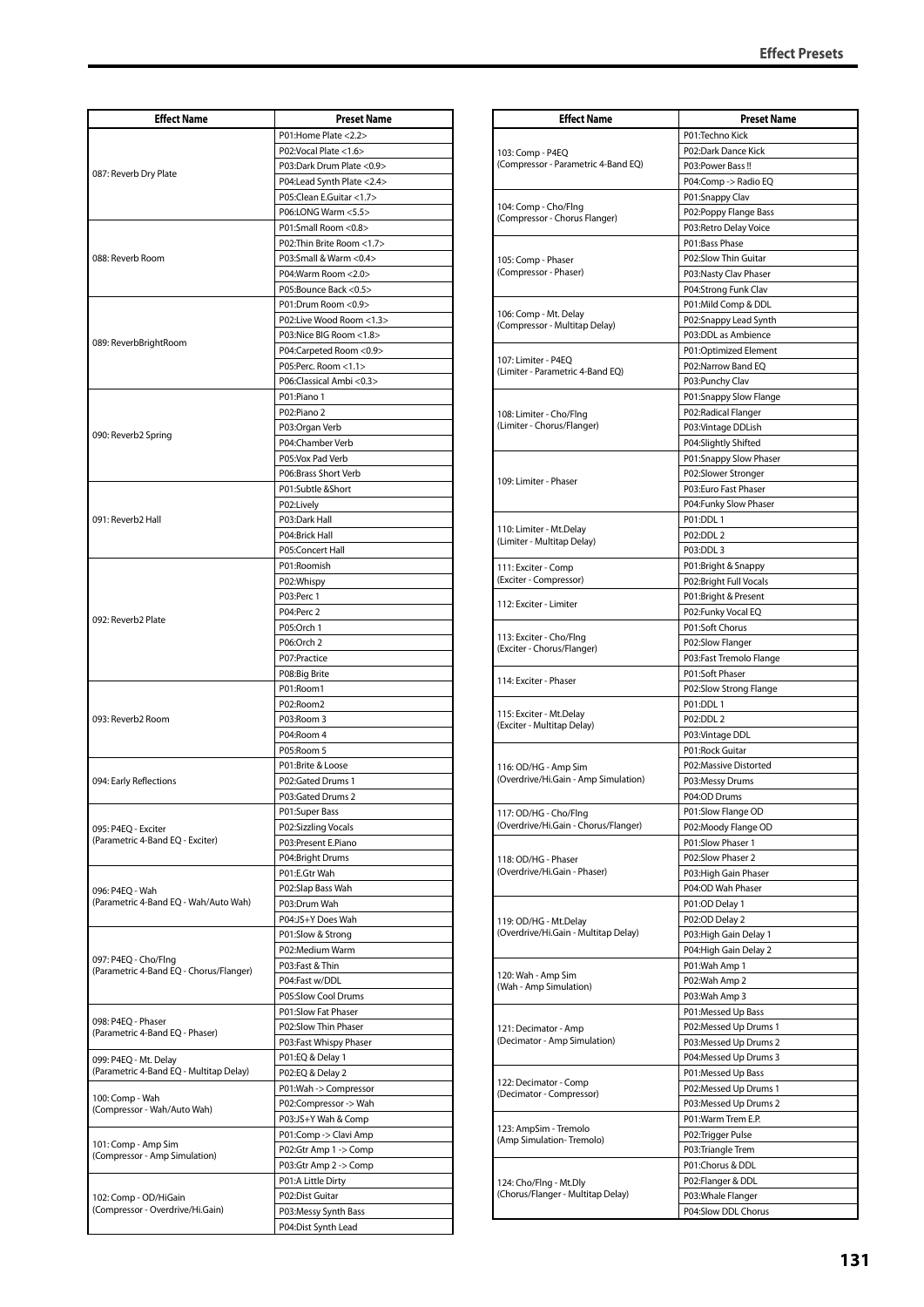| Effect Name | Preset Name |
|---|---|
| 087: Reverb Dry Plate | P01:Home Plate <2.2> |
| | P02:Vocal Plate <1.6> |
| | P03:Dark Drum Plate <0.9> |
| | P04:Lead Synth Plate <2.4> |
| | P05:Clean E.Guitar <1.7> |
| | P06:LONG Warm <5.5> |
| 088: Reverb Room | P01:Small Room <0.8> |
| | P02:Thin Brite Room <1.7> |
| | P03:Small & Warm <0.4> |
| | P04:Warm Room <2.0> |
| | P05:Bounce Back <0.5> |
| 089: ReverbBrightRoom | P01:Drum Room <0.9> |
| | P02:Live Wood Room <1.3> |
| | P03:Nice BIG Room <1.8> |
| | P04:Carpeted Room <0.9> |
| | P05:Perc. Room <1.1> |
| | P06:Classical Ambi <0.3> |
| 090: Reverb2 Spring | P01:Piano 1 |
| | P02:Piano 2 |
| | P03:Organ Verb |
| | P04:Chamber Verb |
| | P05:Vox Pad Verb |
| | P06:Brass Short Verb |
| 091: Reverb2 Hall | P01:Subtle &Short |
| | P02:Lively |
| | P03:Dark Hall |
| | P04:Brick Hall |
| | P05:Concert Hall |
| 092: Reverb2 Plate | P01:Roomish |
| | P02:Whispy |
| | P03:Perc 1 |
| | P04:Perc 2 |
| | P05:Orch 1 |
| | P06:Orch 2 |
| | P07:Practice |
| | P08:Big Brite |
| 093: Reverb2 Room | P01:Room1 |
| | P02:Room2 |
| | P03:Room 3 |
| | P04:Room 4 |
| | P05:Room 5 |
| 094: Early Reflections | P01:Brite & Loose |
| | P02:Gated Drums 1 |
| | P03:Gated Drums 2 |
| 095: P4EQ - Exciter (Parametric 4-Band EQ - Exciter) | P01:Super Bass |
| | P02:Sizzling Vocals |
| | P03:Present E.Piano |
| | P04:Bright Drums |
| 096: P4EQ - Wah (Parametric 4-Band EQ - Wah/Auto Wah) | P01:E.Gtr Wah |
| | P02:Slap Bass Wah |
| | P03:Drum Wah |
| | P04:JS+Y Does Wah |
| 097: P4EQ - Cho/Flng (Parametric 4-Band EQ - Chorus/Flanger) | P01:Slow & Strong |
| | P02:Medium Warm |
| | P03:Fast & Thin |
| | P04:Fast w/DDL |
| | P05:Slow Cool Drums |
| 098: P4EQ - Phaser (Parametric 4-Band EQ - Phaser) | P01:Slow Fat Phaser |
| | P02:Slow Thin Phaser |
| | P03:Fast Whispy Phaser |
| 099: P4EQ - Mt. Delay (Parametric 4-Band EQ - Multitap Delay) | P01:EQ & Delay 1 |
| | P02:EQ & Delay 2 |
| 100: Comp - Wah (Compressor - Wah/Auto Wah) | P01:Wah -> Compressor |
| | P02:Compressor -> Wah |
| | P03:JS+Y Wah & Comp |
| 101: Comp - Amp Sim (Compressor - Amp Simulation) | P01:Comp -> Clavi Amp |
| | P02:Gtr Amp 1 -> Comp |
| | P03:Gtr Amp 2 -> Comp |
| 102: Comp - OD/HiGain (Compressor - Overdrive/Hi.Gain) | P01:A Little Dirty |
| | P02:Dist Guitar |
| | P03:Messy Synth Bass |
| | P04:Dist Synth Lead |

| Effect Name | Preset Name |
|---|---|
| 103: Comp - P4EQ (Compressor - Parametric 4-Band EQ) | P01:Techno Kick |
| | P02:Dark Dance Kick |
| | P03:Power Bass !! |
| | P04:Comp -> Radio EQ |
| 104: Comp - Cho/Flng (Compressor - Chorus Flanger) | P01:Snappy Clav |
| | P02:Poppy Flange Bass |
| | P03:Retro Delay Voice |
| 105: Comp - Phaser (Compressor - Phaser) | P01:Bass Phase |
| | P02:Slow Thin Guitar |
| | P03:Nasty Clav Phaser |
| | P04:Strong Funk Clav |
| 106: Comp - Mt. Delay (Compressor - Multitap Delay) | P01:Mild Comp & DDL |
| | P02:Snappy Lead Synth |
| | P03:DDL as Ambience |
| 107: Limiter - P4EQ (Limiter - Parametric 4-Band EQ) | P01:Optimized Element |
| | P02:Narrow Band EQ |
| | P03:Punchy Clav |
| 108: Limiter - Cho/Flng (Limiter - Chorus/Flanger) | P01:Snappy Slow Flange |
| | P02:Radical Flanger |
| | P03:Vintage DDLish |
| | P04:Slightly Shifted |
| 109: Limiter - Phaser | P01:Snappy Slow Phaser |
| | P02:Slower Stronger |
| | P03:Euro Fast Phaser |
| | P04:Funky Slow Phaser |
| 110: Limiter - Mt.Delay (Limiter - Multitap Delay) | P01:DDL 1 |
| | P02:DDL 2 |
| | P03:DDL 3 |
| 111: Exciter - Comp (Exciter - Compressor) | P01:Bright & Snappy |
| | P02:Bright Full Vocals |
| 112: Exciter - Limiter | P01:Bright & Present |
| | P02:Funky Vocal EQ |
| 113: Exciter - Cho/Flng (Exciter - Chorus/Flanger) | P01:Soft Chorus |
| | P02:Slow Flanger |
| | P03:Fast Tremolo Flange |
| 114: Exciter - Phaser | P01:Soft Phaser |
| | P02:Slow Strong Flange |
| 115: Exciter - Mt.Delay (Exciter - Multitap Delay) | P01:DDL 1 |
| | P02:DDL 2 |
| | P03:Vintage DDL |
| 116: OD/HG - Amp Sim (Overdrive/Hi.Gain - Amp Simulation) | P01:Rock Guitar |
| | P02:Massive Distorted |
| | P03:Messy Drums |
| | P04:OD Drums |
| 117: OD/HG - Cho/Flng (Overdrive/Hi.Gain - Chorus/Flanger) | P01:Slow Flange OD |
| | P02:Moody Flange OD |
| 118: OD/HG - Phaser (Overdrive/Hi.Gain - Phaser) | P01:Slow Phaser 1 |
| | P02:Slow Phaser 2 |
| | P03:High Gain Phaser |
| | P04:OD Wah Phaser |
| 119: OD/HG - Mt.Delay (Overdrive/Hi.Gain - Multitap Delay) | P01:OD Delay 1 |
| | P02:OD Delay 2 |
| | P03:High Gain Delay 1 |
| | P04:High Gain Delay 2 |
| 120: Wah - Amp Sim (Wah - Amp Simulation) | P01:Wah Amp 1 |
| | P02:Wah Amp 2 |
| | P03:Wah Amp 3 |
| 121: Decimator - Amp (Decimator - Amp Simulation) | P01:Messed Up Bass |
| | P02:Messed Up Drums 1 |
| | P03:Messed Up Drums 2 |
| | P04:Messed Up Drums 3 |
| 122: Decimator - Comp (Decimator - Compressor) | P01:Messed Up Bass |
| | P02:Messed Up Drums 1 |
| | P03:Messed Up Drums 2 |
| 123: AmpSim - Tremolo (Amp Simulation- Tremolo) | P01:Warm Trem E.P. |
| | P02:Trigger Pulse |
| | P03:Triangle Trem |
| 124: Cho/Flng - Mt.Dly (Chorus/Flanger - Multitap Delay) | P01:Chorus & DDL |
| | P02:Flanger & DDL |
| | P03:Whale Flanger |
| | P04:Slow DDL Chorus |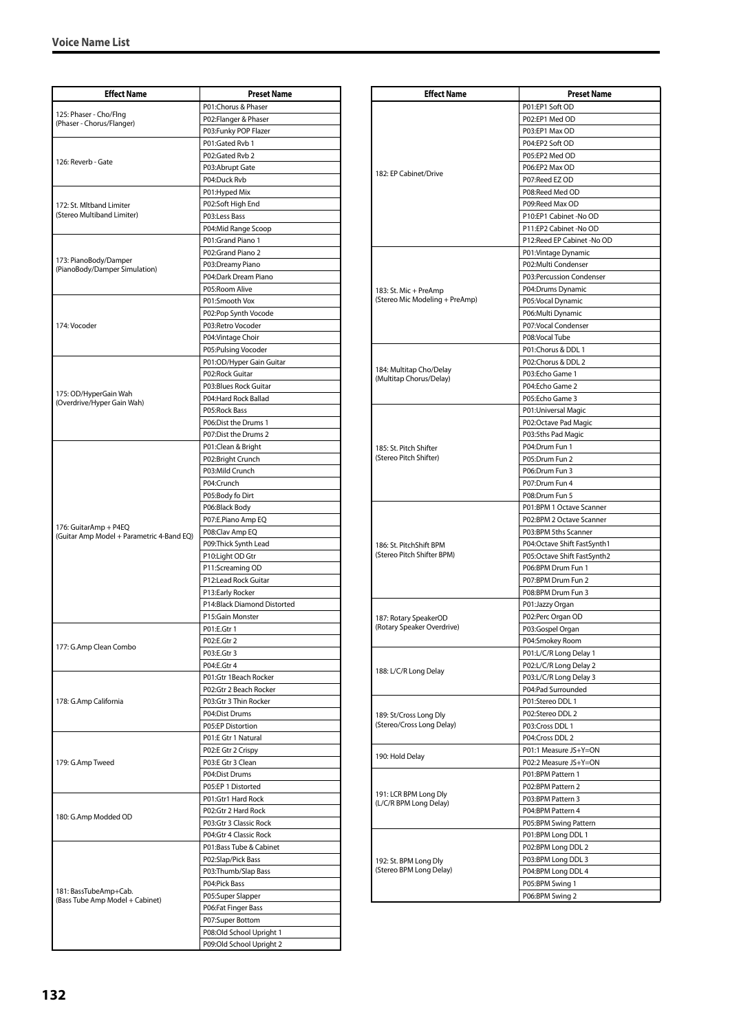## Voice Name List

| Effect Name | Preset Name |
|---|---|
| 125: Phaser - Cho/Flng (Phaser - Chorus/Flanger) | P01:Chorus & Phaser |
| | P02:Flanger & Phaser |
| | P03:Funky POP Flazer |
| 126: Reverb - Gate | P01:Gated Rvb 1 |
| | P02:Gated Rvb 2 |
| | P03:Abrupt Gate |
| | P04:Duck Rvb |
| 172: St. Mltband Limiter (Stereo Multiband Limiter) | P01:Hyped Mix |
| | P02:Soft High End |
| | P03:Less Bass |
| | P04:Mid Range Scoop |
| 173: PianoBody/Damper (PianoBody/Damper Simulation) | P01:Grand Piano 1 |
| | P02:Grand Piano 2 |
| | P03:Dreamy Piano |
| | P04:Dark Dream Piano |
| | P05:Room Alive |
| 174: Vocoder | P01:Smooth Vox |
| | P02:Pop Synth Vocode |
| | P03:Retro Vocoder |
| | P04:Vintage Choir |
| | P05:Pulsing Vocoder |
| 175: OD/HyperGain Wah (Overdrive/Hyper Gain Wah) | P01:OD/Hyper Gain Guitar |
| | P02:Rock Guitar |
| | P03:Blues Rock Guitar |
| | P04:Hard Rock Ballad |
| | P05:Rock Bass |
| | P06:Dist the Drums 1 |
| | P07:Dist the Drums 2 |
| 176: GuitarAmp + P4EQ (Guitar Amp Model + Parametric 4-Band EQ) | P01:Clean & Bright |
| | P02:Bright Crunch |
| | P03:Mild Crunch |
| | P04:Crunch |
| | P05:Body fo Dirt |
| | P06:Black Body |
| | P07:E.Piano Amp EQ |
| | P08:Clav Amp EQ |
| | P09:Thick Synth Lead |
| | P10:Light OD Gtr |
| | P11:Screaming OD |
| | P12:Lead Rock Guitar |
| | P13:Early Rocker |
| | P14:Black Diamond Distorted |
| | P15:Gain Monster |
| 177: G.Amp Clean Combo | P01:E.Gtr 1 |
| | P02:E.Gtr 2 |
| | P03:E.Gtr 3 |
| | P04:E.Gtr 4 |
| 178: G.Amp California | P01:Gtr 1Beach Rocker |
| | P02:Gtr 2 Beach Rocker |
| | P03:Gtr 3 Thin Rocker |
| | P04:Dist Drums |
| | P05:EP Distortion |
| 179: G.Amp Tweed | P01:E Gtr 1 Natural |
| | P02:E Gtr 2 Crispy |
| | P03:E Gtr 3 Clean |
| | P04:Dist Drums |
| | P05:EP 1 Distorted |
| 180: G.Amp Modded OD | P01:Gtr1 Hard Rock |
| | P02:Gtr 2 Hard Rock |
| | P03:Gtr 3 Classic Rock |
| | P04:Gtr 4 Classic Rock |
| 181: BassTubeAmp+Cab. (Bass Tube Amp Model + Cabinet) | P01:Bass Tube & Cabinet |
| | P02:Slap/Pick Bass |
| | P03:Thumb/Slap Bass |
| | P04:Pick Bass |
| | P05:Super Slapper |
| | P06:Fat Finger Bass |
| | P07:Super Bottom |
| | P08:Old School Upright 1 |
| | P09:Old School Upright 2 |
| 182: EP Cabinet/Drive | P01:EP1 Soft OD |
| | P02:EP1 Med OD |
| | P03:EP1 Max OD |
| | P04:EP2 Soft OD |
| | P05:EP2 Med OD |
| | P06:EP2 Max OD |
| | P07:Reed EZ OD |
| | P08:Reed Med OD |
| | P09:Reed Max OD |
| | P10:EP1 Cabinet -No OD |
| | P11:EP2 Cabinet -No OD |
| | P12:Reed EP Cabinet -No OD |
| 183: St. Mic + PreAmp (Stereo Mic Modeling + PreAmp) | P01:Vintage Dynamic |
| | P02:Multi Condenser |
| | P03:Percussion Condenser |
| | P04:Drums Dynamic |
| | P05:Vocal Dynamic |
| | P06:Multi Dynamic |
| | P07:Vocal Condenser |
| | P08:Vocal Tube |
| 184: Multitap Cho/Delay (Multitap Chorus/Delay) | P01:Chorus & DDL 1 |
| | P02:Chorus & DDL 2 |
| | P03:Echo Game 1 |
| | P04:Echo Game 2 |
| | P05:Echo Game 3 |
| 185: St. Pitch Shifter (Stereo Pitch Shifter) | P01:Universal Magic |
| | P02:Octave Pad Magic |
| | P03:5ths Pad Magic |
| | P04:Drum Fun 1 |
| | P05:Drum Fun 2 |
| | P06:Drum Fun 3 |
| | P07:Drum Fun 4 |
| | P08:Drum Fun 5 |
| 186: St. PitchShift BPM (Stereo Pitch Shifter BPM) | P01:BPM 1 Octave Scanner |
| | P02:BPM 2 Octave Scanner |
| | P03:BPM 5ths Scanner |
| | P04:Octave Shift FastSynth1 |
| | P05:Octave Shift FastSynth2 |
| | P06:BPM Drum Fun 1 |
| | P07:BPM Drum Fun 2 |
| | P08:BPM Drum Fun 3 |
| 187: Rotary SpeakerOD (Rotary Speaker Overdrive) | P01:Jazzy Organ |
| | P02:Perc Organ OD |
| | P03:Gospel Organ |
| | P04:Smokey Room |
| 188: L/C/R Long Delay | P01:L/C/R Long Delay 1 |
| | P02:L/C/R Long Delay 2 |
| | P03:L/C/R Long Delay 3 |
| | P04:Pad Surrounded |
| 189: St/Cross Long Dly (Stereo/Cross Long Delay) | P01:Stereo DDL 1 |
| | P02:Stereo DDL 2 |
| | P03:Cross DDL 1 |
| | P04:Cross DDL 2 |
| 190: Hold Delay | P01:1 Measure JS+Y=ON |
| | P02:2 Measure JS+Y=ON |
| 191: LCR BPM Long Dly (L/C/R BPM Long Delay) | P01:BPM Pattern 1 |
| | P02:BPM Pattern 2 |
| | P03:BPM Pattern 3 |
| | P04:BPM Pattern 4 |
| | P05:BPM Swing Pattern |
| 192: St. BPM Long Dly (Stereo BPM Long Delay) | P01:BPM Long DDL 1 |
| | P02:BPM Long DDL 2 |
| | P03:BPM Long DDL 3 |
| | P04:BPM Long DDL 4 |
| | P05:BPM Swing 1 |
| | P06:BPM Swing 2 |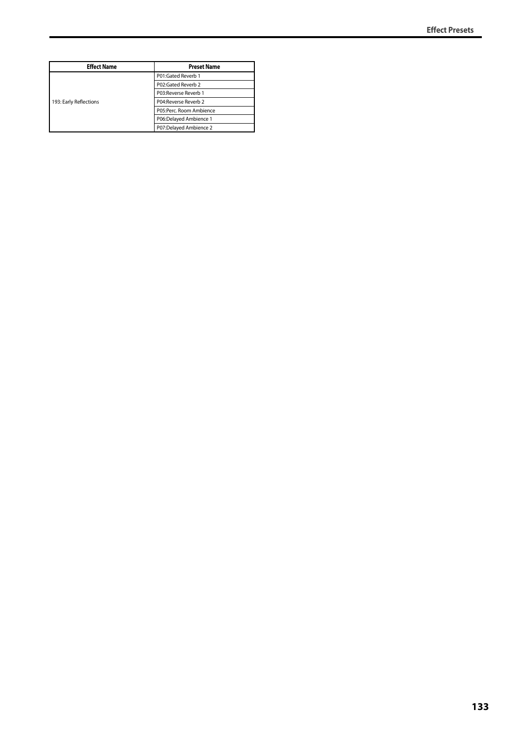| Effect Name | Preset Name |
| --- | --- |
| 193: Early Reflections | P01:Gated Reverb 1 |
| | P02:Gated Reverb 2 |
| | P03:Reverse Reverb 1 |
| | P04:Reverse Reverb 2 |
| | P05:Perc. Room Ambience |
| | P06:Delayed Ambience 1 |
| | P07:Delayed Ambience 2 |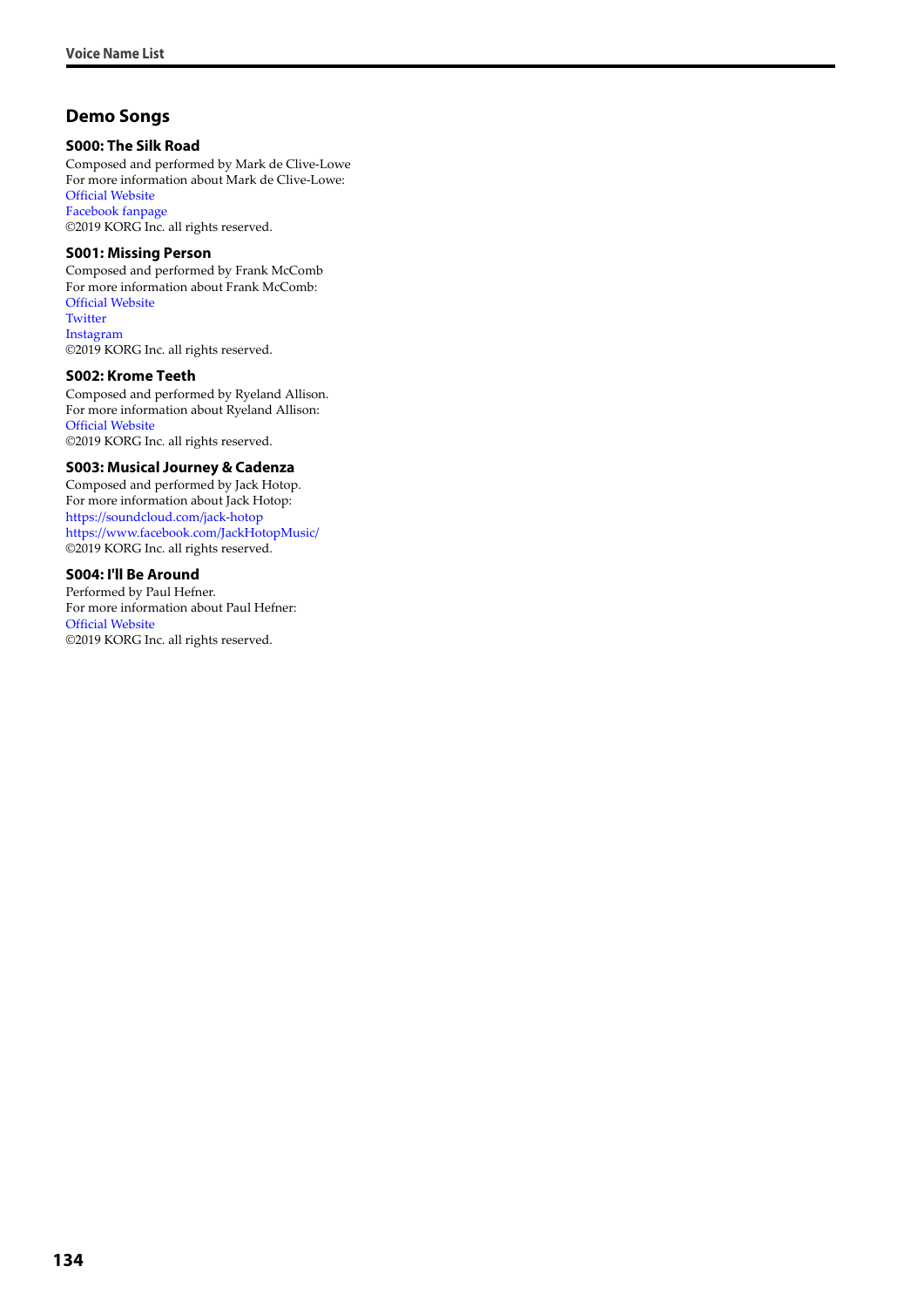## Demo Songs

### S000: The Silk Road

Composed and performed by Mark de Clive-Lowe
For more information about Mark de Clive-Lowe:
Official Website
Facebook fanpage
©2019 KORG Inc. all rights reserved.

### S001: Missing Person

Composed and performed by Frank McComb
For more information about Frank McComb:
Official Website
Twitter
Instagram
©2019 KORG Inc. all rights reserved.

### S002: Krome Teeth

Composed and performed by Ryeland Allison.
For more information about Ryeland Allison:
Official Website
©2019 KORG Inc. all rights reserved.

### S003: Musical Journey & Cadenza

Composed and performed by Jack Hotop.
For more information about Jack Hotop:
https://soundcloud.com/jack-hotop
https://www.facebook.com/JackHotopMusic/
©2019 KORG Inc. all rights reserved.

### S004: I'll Be Around

Performed by Paul Hefner.
For more information about Paul Hefner:
Official Website
©2019 KORG Inc. all rights reserved.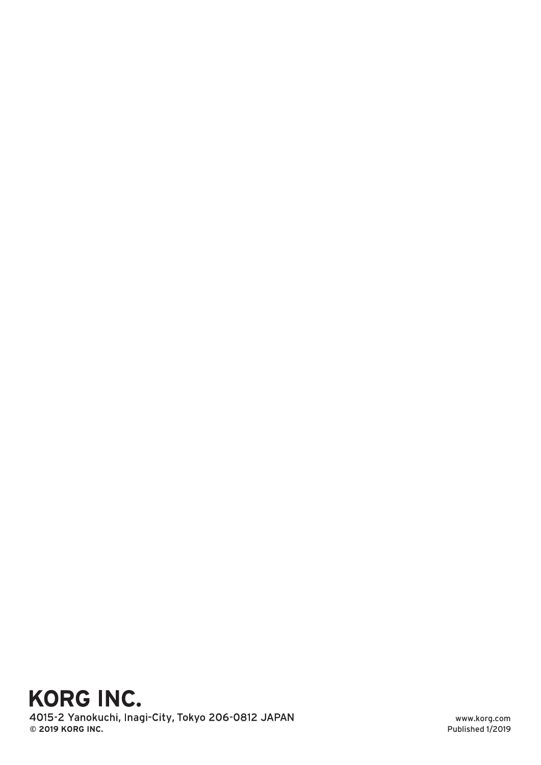**KORG INC.**

4015-2 Yanokuchi, Inagi-City, Tokyo 206-0812 JAPAN

**© 2019 KORG INC.**

www.korg.com

Published 1/2019